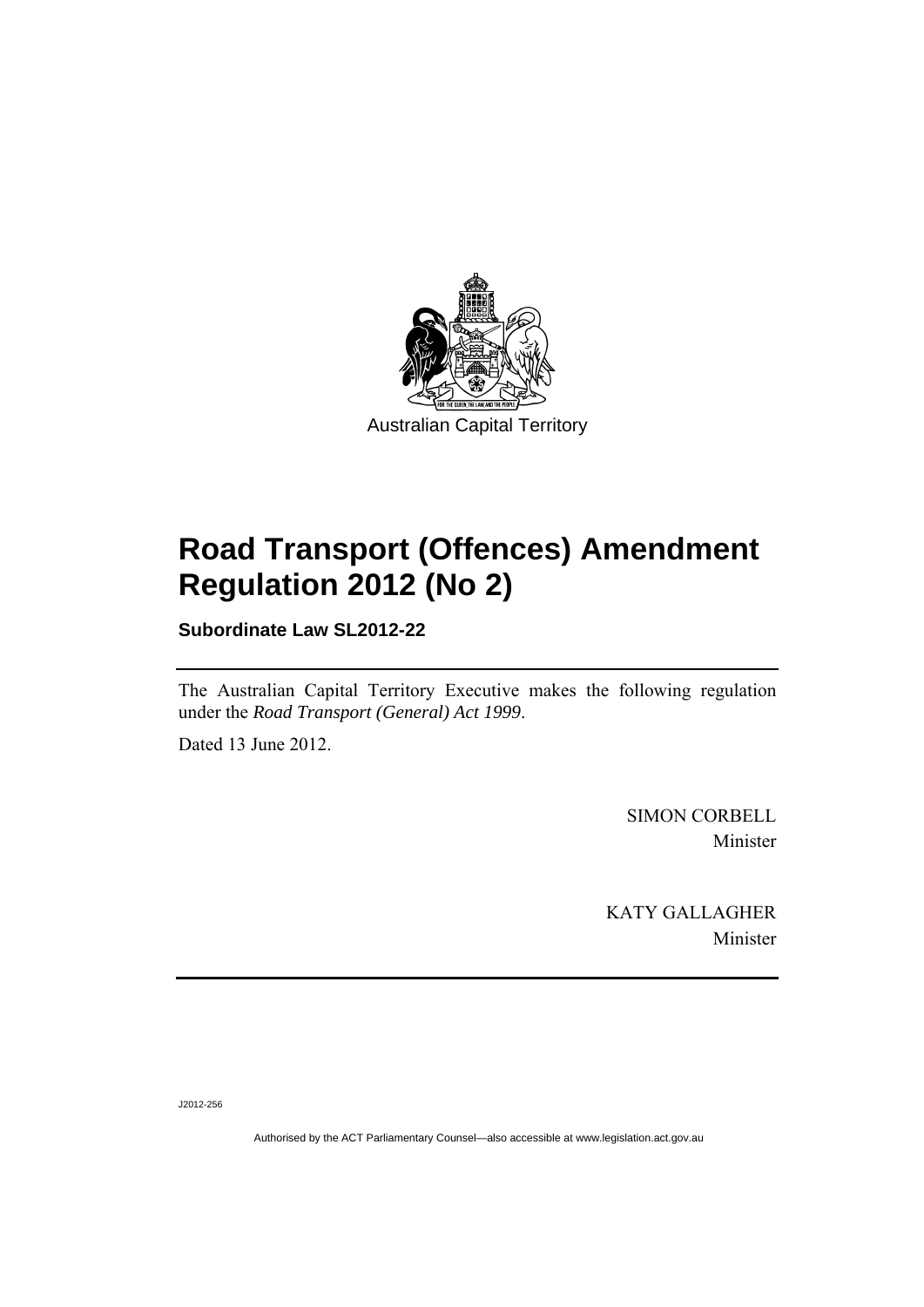Australian Capital Territory

# Road Transport (Offences) Amendment Regulation 2012 (No 2)

**Subordinate Law SL2012-22**

The Australian Capital Territory Executive makes the following regulation under the *Road Transport (General) Act 1999*.

Dated 13 June 2012.

SIMON CORBELL
Minister

KATY GALLAGHER
Minister

J2012-256

Authorised by the ACT Parliamentary Counsel—also accessible at www.legislation.act.gov.au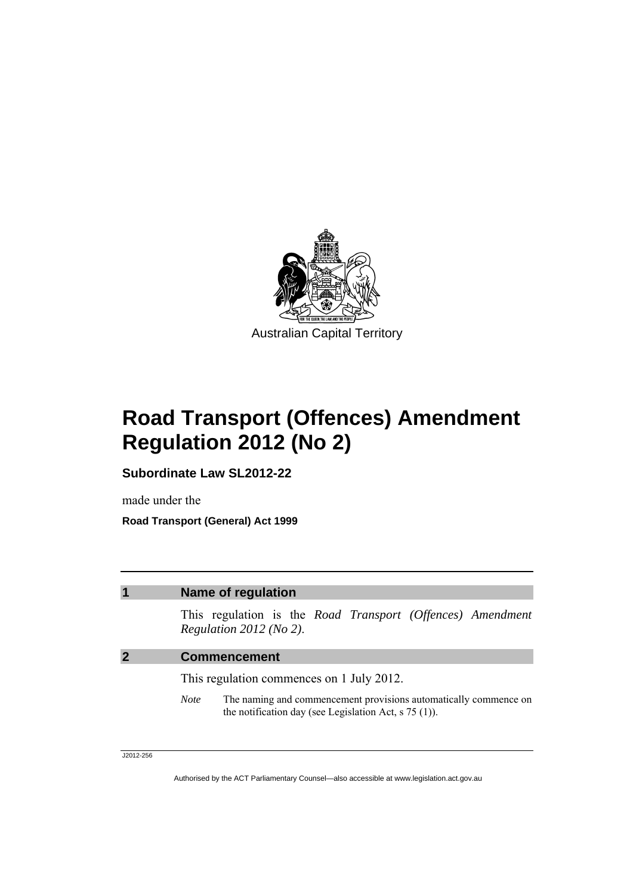Australian Capital Territory

# Road Transport (Offences) Amendment Regulation 2012 (No 2)

**Subordinate Law SL2012-22**

made under the

**Road Transport (General) Act 1999**

## 1 Name of regulation

This regulation is the *Road Transport (Offences) Amendment Regulation 2012 (No 2)*.

## 2 Commencement

This regulation commences on 1 July 2012.

*Note* The naming and commencement provisions automatically commence on the notification day (see Legislation Act, s 75 (1)).

J2012-256

Authorised by the ACT Parliamentary Counsel—also accessible at www.legislation.act.gov.au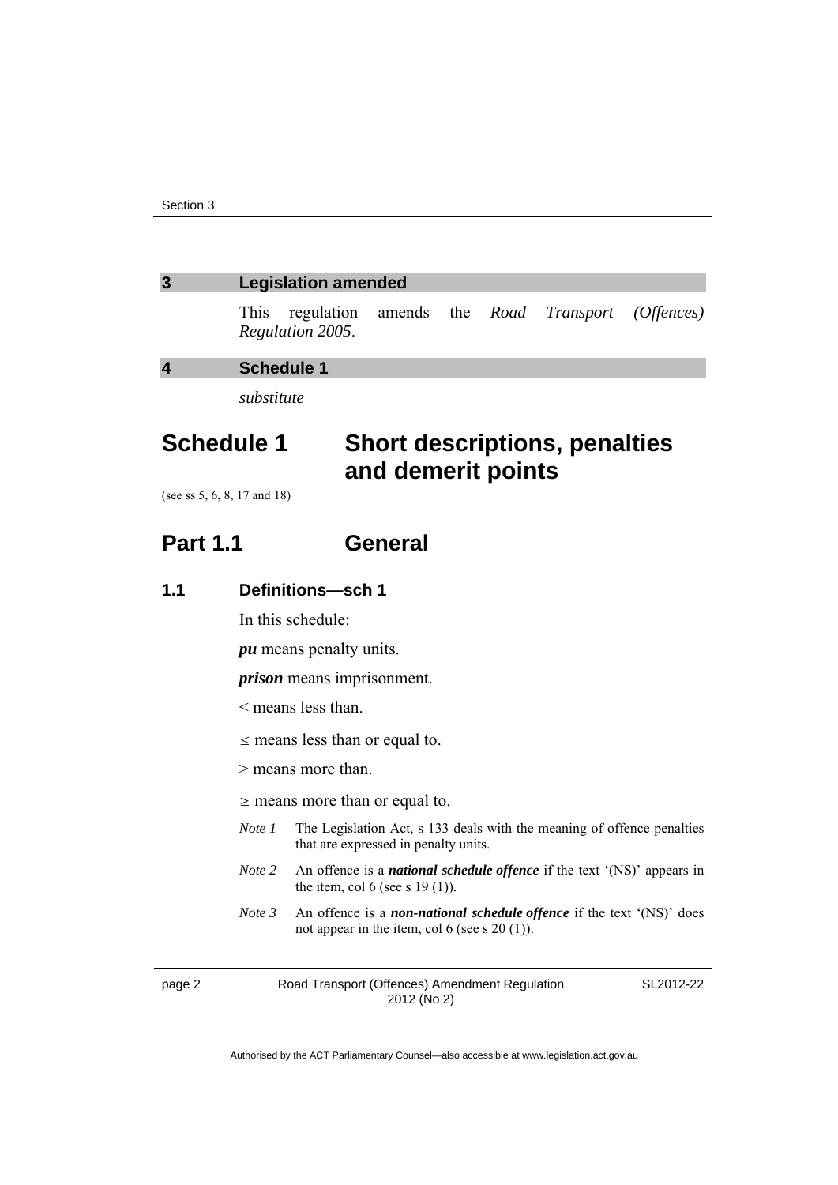### 3 Legislation amended

This regulation amends the *Road Transport (Offences) Regulation 2005*.

### 4 Schedule 1

*substitute*

# Schedule 1 Short descriptions, penalties and demerit points

(see ss 5, 6, 8, 17 and 18)

## Part 1.1 General

### 1.1 Definitions—sch 1

In this schedule:

***pu*** means penalty units.

***prison*** means imprisonment.

< means less than.

≤ means less than or equal to.

> means more than.

≥ means more than or equal to.

*Note 1* The Legislation Act, s 133 deals with the meaning of offence penalties that are expressed in penalty units.

*Note 2* An offence is a ***national schedule offence*** if the text '(NS)' appears in the item, col 6 (see s 19 (1)).

*Note 3* An offence is a ***non-national schedule offence*** if the text '(NS)' does not appear in the item, col 6 (see s 20 (1)).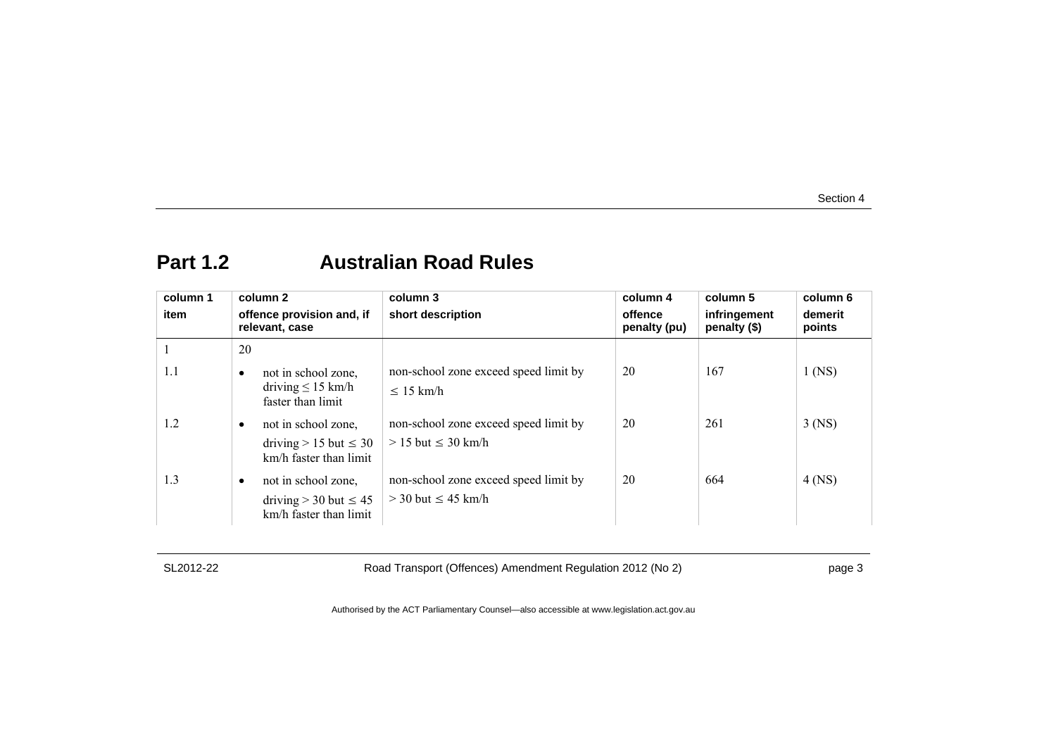## Part 1.2 Australian Road Rules

| column 1<br>item | column 2<br>offence provision and, if relevant, case | column 3<br>short description | column 4<br>offence penalty (pu) | column 5<br>infringement penalty ($) | column 6<br>demerit points |
|---|---|---|---|---|---|
| 1 | 20 | | | | |
| 1.1 | • not in school zone, driving ≤ 15 km/h faster than limit | non-school zone exceed speed limit by ≤ 15 km/h | 20 | 167 | 1 (NS) |
| 1.2 | • not in school zone, driving > 15 but ≤ 30 km/h faster than limit | non-school zone exceed speed limit by > 15 but ≤ 30 km/h | 20 | 261 | 3 (NS) |
| 1.3 | • not in school zone, driving > 30 but ≤ 45 km/h faster than limit | non-school zone exceed speed limit by > 30 but ≤ 45 km/h | 20 | 664 | 4 (NS) |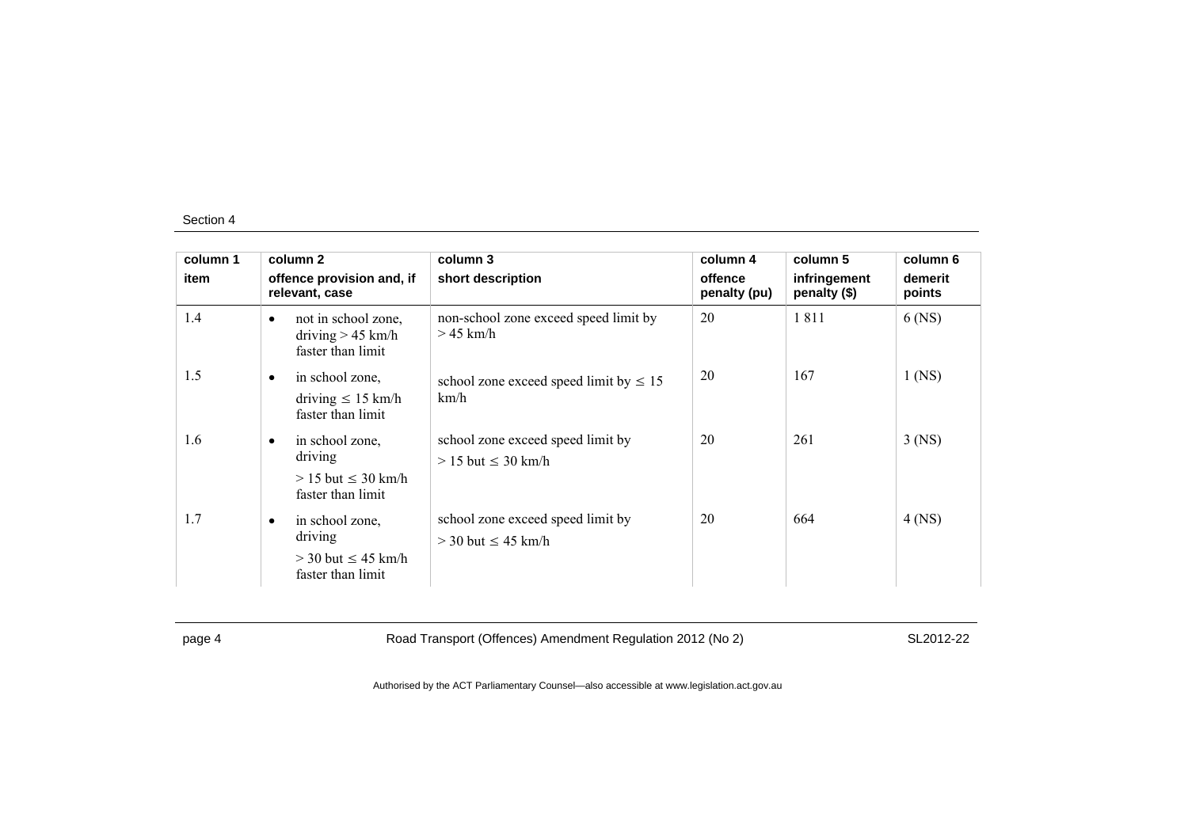Section 4

| column 1<br>item | column 2<br>offence provision and, if relevant, case | column 3<br>short description | column 4<br>offence penalty (pu) | column 5<br>infringement penalty ($) | column 6<br>demerit points |
|---|---|---|---|---|---|
| 1.4 | • not in school zone, driving > 45 km/h faster than limit | non-school zone exceed speed limit by > 45 km/h | 20 | 1 811 | 6 (NS) |
| 1.5 | • in school zone, driving ≤ 15 km/h faster than limit | school zone exceed speed limit by ≤ 15 km/h | 20 | 167 | 1 (NS) |
| 1.6 | • in school zone, driving > 15 but ≤ 30 km/h faster than limit | school zone exceed speed limit by > 15 but ≤ 30 km/h | 20 | 261 | 3 (NS) |
| 1.7 | • in school zone, driving > 30 but ≤ 45 km/h faster than limit | school zone exceed speed limit by > 30 but ≤ 45 km/h | 20 | 664 | 4 (NS) |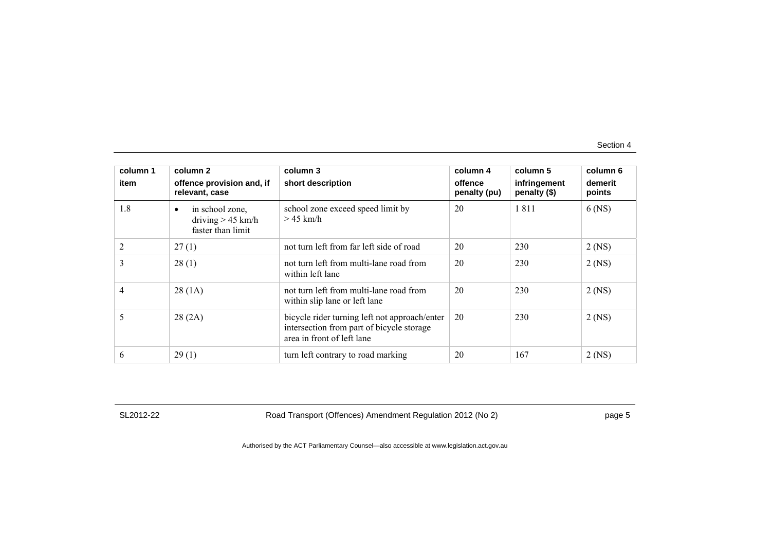| column 1<br>item | column 2<br>offence provision and, if relevant, case | column 3<br>short description | column 4<br>offence penalty (pu) | column 5<br>infringement penalty ($) | column 6<br>demerit points |
|---|---|---|---|---|---|
| 1.8 | • in school zone, driving > 45 km/h faster than limit | school zone exceed speed limit by > 45 km/h | 20 | 1 811 | 6 (NS) |
| 2 | 27 (1) | not turn left from far left side of road | 20 | 230 | 2 (NS) |
| 3 | 28 (1) | not turn left from multi-lane road from within left lane | 20 | 230 | 2 (NS) |
| 4 | 28 (1A) | not turn left from multi-lane road from within slip lane or left lane | 20 | 230 | 2 (NS) |
| 5 | 28 (2A) | bicycle rider turning left not approach/enter intersection from part of bicycle storage area in front of left lane | 20 | 230 | 2 (NS) |
| 6 | 29 (1) | turn left contrary to road marking | 20 | 167 | 2 (NS) |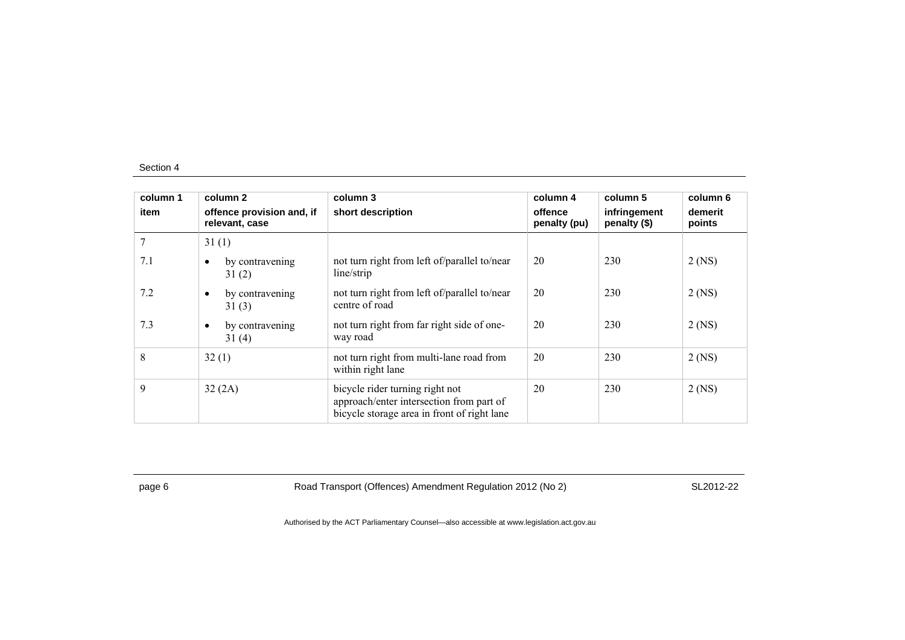| column 1 item | column 2 offence provision and, if relevant, case | column 3 short description | column 4 offence penalty (pu) | column 5 infringement penalty ($) | column 6 demerit points |
|---|---|---|---|---|---|
| 7 | 31 (1) | | | | |
| 7.1 | • by contravening 31 (2) | not turn right from left of/parallel to/near line/strip | 20 | 230 | 2 (NS) |
| 7.2 | • by contravening 31 (3) | not turn right from left of/parallel to/near centre of road | 20 | 230 | 2 (NS) |
| 7.3 | • by contravening 31 (4) | not turn right from far right side of one-way road | 20 | 230 | 2 (NS) |
| 8 | 32 (1) | not turn right from multi-lane road from within right lane | 20 | 230 | 2 (NS) |
| 9 | 32 (2A) | bicycle rider turning right not approach/enter intersection from part of bicycle storage area in front of right lane | 20 | 230 | 2 (NS) |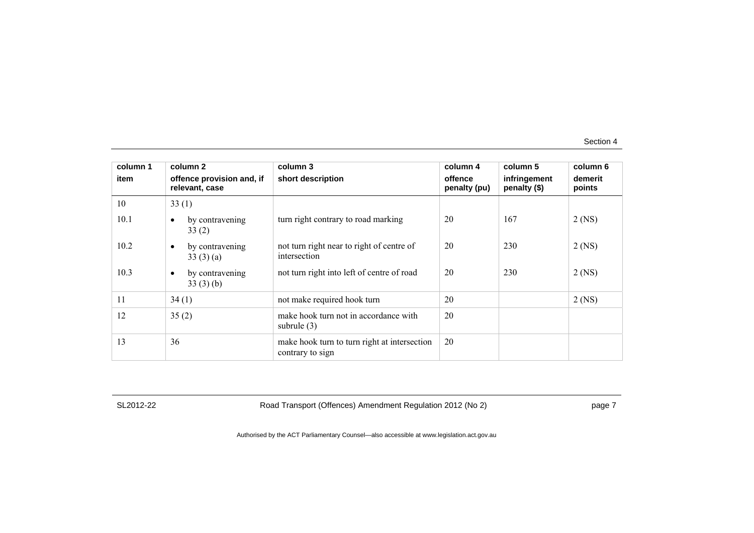| column 1<br>item | column 2<br>offence provision and, if relevant, case | column 3<br>short description | column 4<br>offence penalty (pu) | column 5<br>infringement penalty ($) | column 6<br>demerit points |
|---|---|---|---|---|---|
| 10 | 33 (1) | | | | |
| 10.1 | • by contravening 33 (2) | turn right contrary to road marking | 20 | 167 | 2 (NS) |
| 10.2 | • by contravening 33 (3) (a) | not turn right near to right of centre of intersection | 20 | 230 | 2 (NS) |
| 10.3 | • by contravening 33 (3) (b) | not turn right into left of centre of road | 20 | 230 | 2 (NS) |
| 11 | 34 (1) | not make required hook turn | 20 | | 2 (NS) |
| 12 | 35 (2) | make hook turn not in accordance with subrule (3) | 20 | | |
| 13 | 36 | make hook turn to turn right at intersection contrary to sign | 20 | | |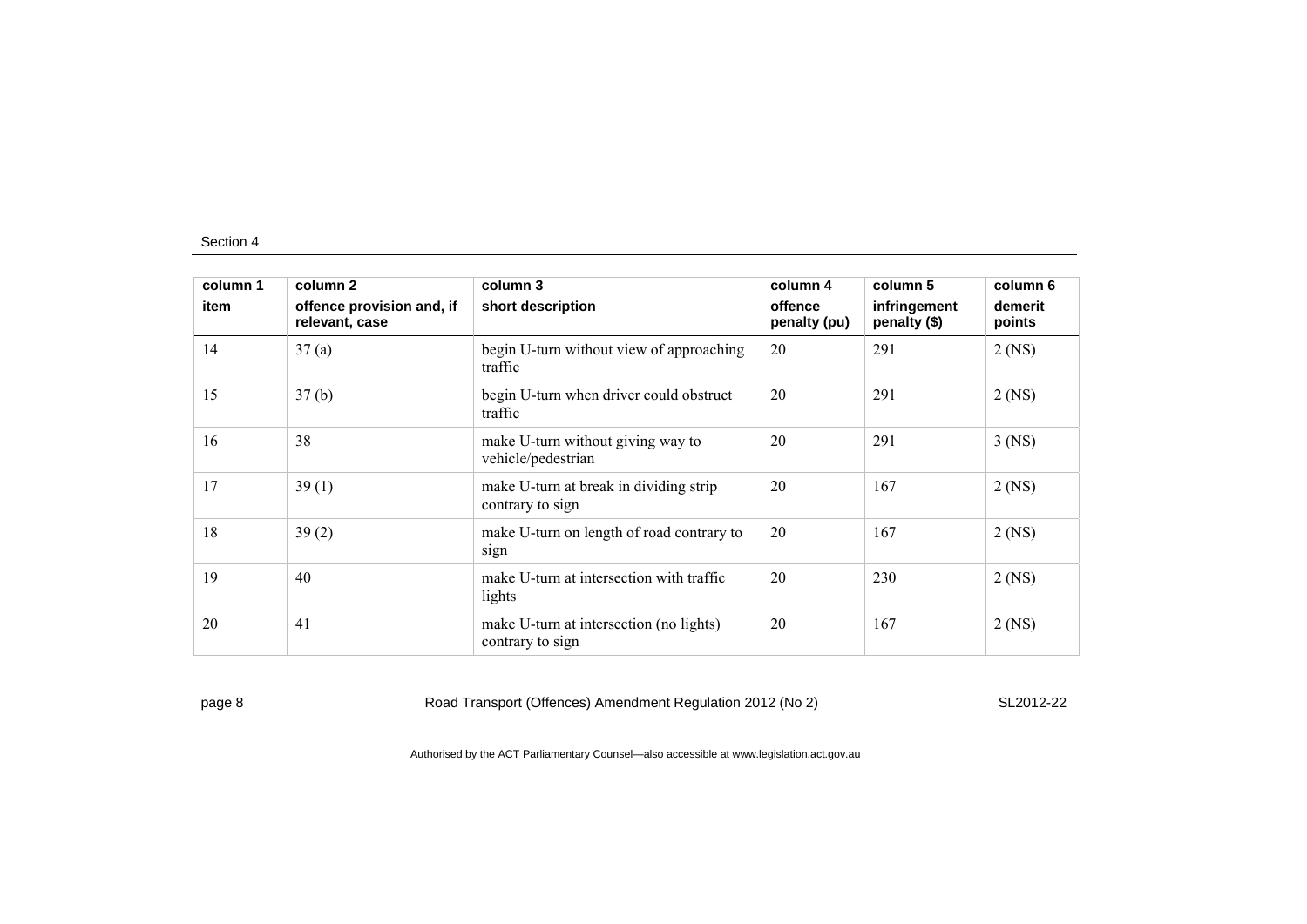| column 1<br>item | column 2<br>offence provision and, if relevant, case | column 3<br>short description | column 4<br>offence penalty (pu) | column 5<br>infringement penalty ($) | column 6<br>demerit points |
|---|---|---|---|---|---|
| 14 | 37 (a) | begin U-turn without view of approaching traffic | 20 | 291 | 2 (NS) |
| 15 | 37 (b) | begin U-turn when driver could obstruct traffic | 20 | 291 | 2 (NS) |
| 16 | 38 | make U-turn without giving way to vehicle/pedestrian | 20 | 291 | 3 (NS) |
| 17 | 39 (1) | make U-turn at break in dividing strip contrary to sign | 20 | 167 | 2 (NS) |
| 18 | 39 (2) | make U-turn on length of road contrary to sign | 20 | 167 | 2 (NS) |
| 19 | 40 | make U-turn at intersection with traffic lights | 20 | 230 | 2 (NS) |
| 20 | 41 | make U-turn at intersection (no lights) contrary to sign | 20 | 167 | 2 (NS) |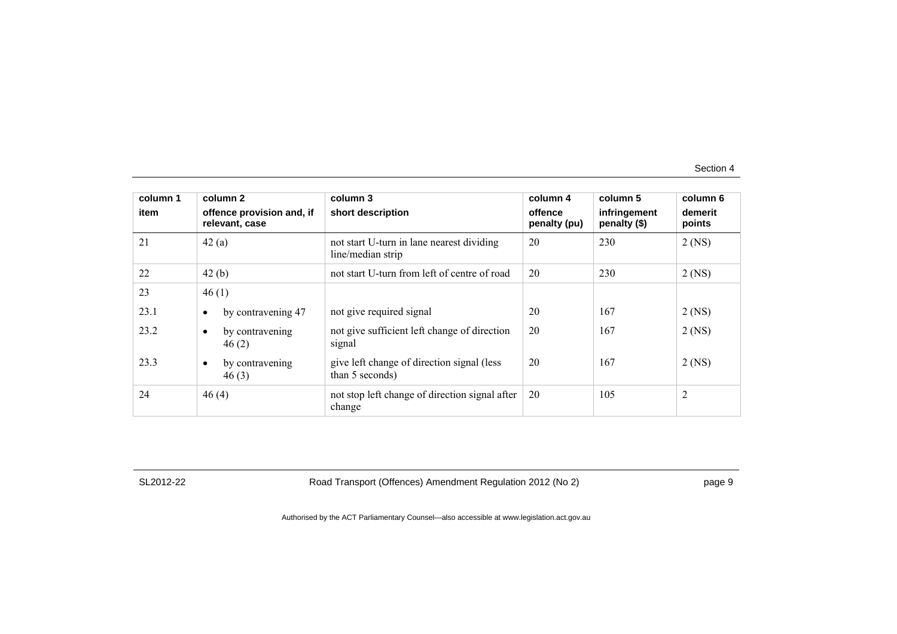| column 1<br>item | column 2<br>offence provision and, if relevant, case | column 3<br>short description | column 4<br>offence penalty (pu) | column 5<br>infringement penalty ($) | column 6<br>demerit points |
|---|---|---|---|---|---|
| 21 | 42 (a) | not start U-turn in lane nearest dividing line/median strip | 20 | 230 | 2 (NS) |
| 22 | 42 (b) | not start U-turn from left of centre of road | 20 | 230 | 2 (NS) |
| 23 | 46 (1) | | | | |
| 23.1 | • by contravening 47 | not give required signal | 20 | 167 | 2 (NS) |
| 23.2 | • by contravening 46 (2) | not give sufficient left change of direction signal | 20 | 167 | 2 (NS) |
| 23.3 | • by contravening 46 (3) | give left change of direction signal (less than 5 seconds) | 20 | 167 | 2 (NS) |
| 24 | 46 (4) | not stop left change of direction signal after change | 20 | 105 | 2 |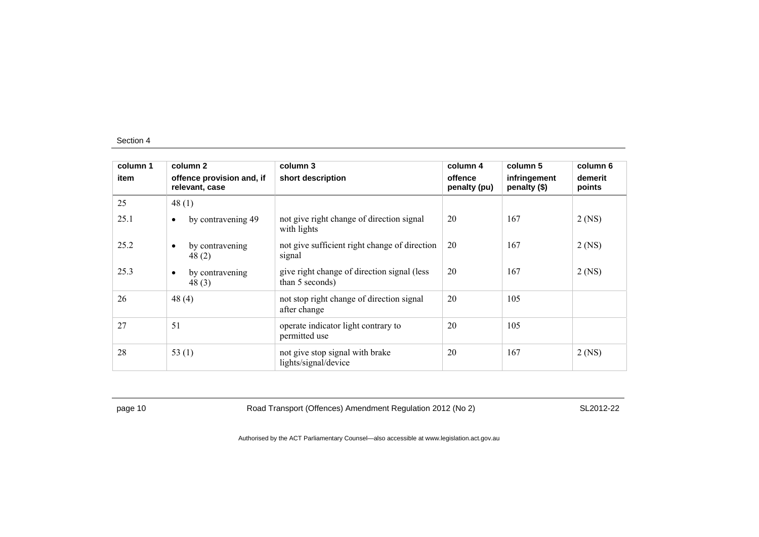Section 4

| column 1<br>item | column 2<br>offence provision and, if relevant, case | column 3<br>short description | column 4<br>offence penalty (pu) | column 5<br>infringement penalty ($) | column 6<br>demerit points |
|---|---|---|---|---|---|
| 25 | 48 (1) | | | | |
| 25.1 | • by contravening 49 | not give right change of direction signal with lights | 20 | 167 | 2 (NS) |
| 25.2 | • by contravening 48 (2) | not give sufficient right change of direction signal | 20 | 167 | 2 (NS) |
| 25.3 | • by contravening 48 (3) | give right change of direction signal (less than 5 seconds) | 20 | 167 | 2 (NS) |
| 26 | 48 (4) | not stop right change of direction signal after change | 20 | 105 | |
| 27 | 51 | operate indicator light contrary to permitted use | 20 | 105 | |
| 28 | 53 (1) | not give stop signal with brake lights/signal/device | 20 | 167 | 2 (NS) |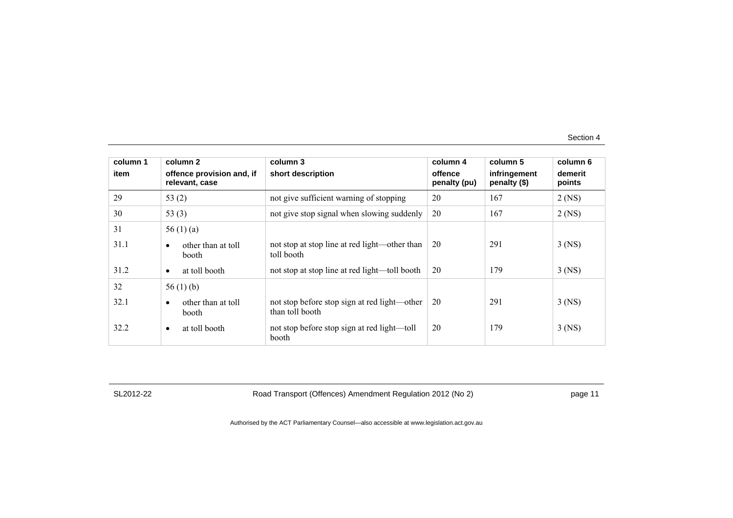| column 1<br>item | column 2<br>offence provision and, if relevant, case | column 3<br>short description | column 4<br>offence penalty (pu) | column 5<br>infringement penalty ($) | column 6<br>demerit points |
|---|---|---|---|---|---|
| 29 | 53 (2) | not give sufficient warning of stopping | 20 | 167 | 2 (NS) |
| 30 | 53 (3) | not give stop signal when slowing suddenly | 20 | 167 | 2 (NS) |
| 31 | 56 (1) (a) | | | | |
| 31.1 | • other than at toll booth | not stop at stop line at red light—other than toll booth | 20 | 291 | 3 (NS) |
| 31.2 | • at toll booth | not stop at stop line at red light—toll booth | 20 | 179 | 3 (NS) |
| 32 | 56 (1) (b) | | | | |
| 32.1 | • other than at toll booth | not stop before stop sign at red light—other than toll booth | 20 | 291 | 3 (NS) |
| 32.2 | • at toll booth | not stop before stop sign at red light—toll booth | 20 | 179 | 3 (NS) |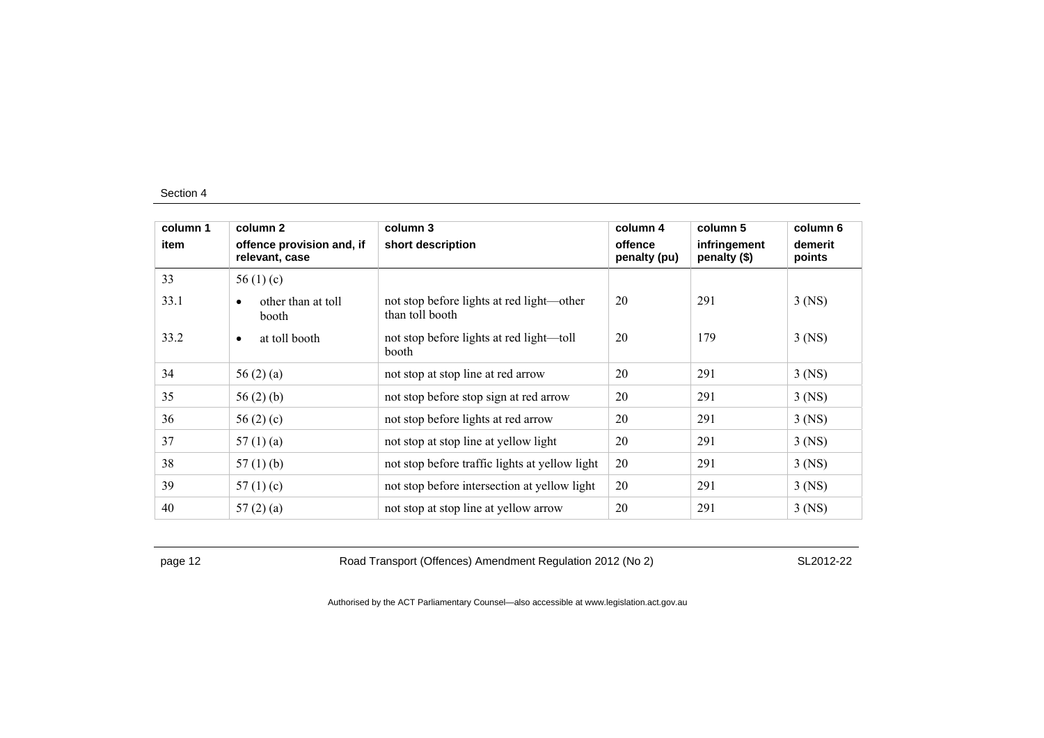| column 1<br>item | column 2<br>offence provision and, if relevant, case | column 3<br>short description | column 4<br>offence penalty (pu) | column 5<br>infringement penalty ($) | column 6<br>demerit points |
|---|---|---|---|---|---|
| 33 | 56 (1) (c) | | | | |
| 33.1 | • other than at toll booth | not stop before lights at red light—other than toll booth | 20 | 291 | 3 (NS) |
| 33.2 | • at toll booth | not stop before lights at red light—toll booth | 20 | 179 | 3 (NS) |
| 34 | 56 (2) (a) | not stop at stop line at red arrow | 20 | 291 | 3 (NS) |
| 35 | 56 (2) (b) | not stop before stop sign at red arrow | 20 | 291 | 3 (NS) |
| 36 | 56 (2) (c) | not stop before lights at red arrow | 20 | 291 | 3 (NS) |
| 37 | 57 (1) (a) | not stop at stop line at yellow light | 20 | 291 | 3 (NS) |
| 38 | 57 (1) (b) | not stop before traffic lights at yellow light | 20 | 291 | 3 (NS) |
| 39 | 57 (1) (c) | not stop before intersection at yellow light | 20 | 291 | 3 (NS) |
| 40 | 57 (2) (a) | not stop at stop line at yellow arrow | 20 | 291 | 3 (NS) |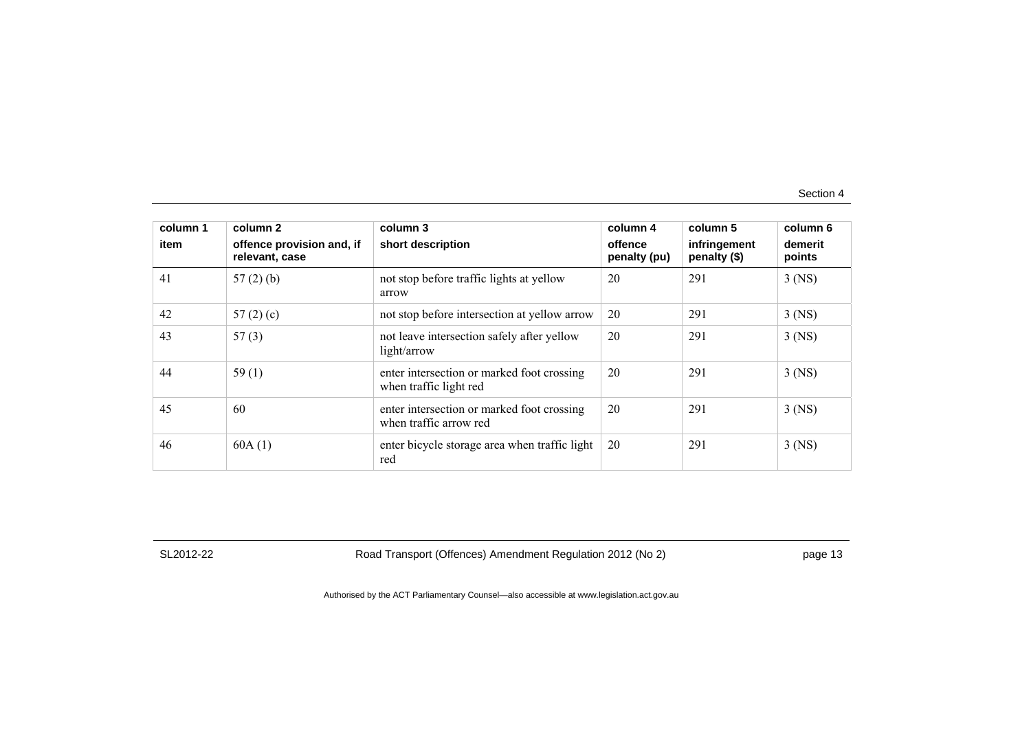| column 1<br>item | column 2<br>offence provision and, if relevant, case | column 3<br>short description | column 4<br>offence penalty (pu) | column 5<br>infringement penalty ($) | column 6<br>demerit points |
|---|---|---|---|---|---|
| 41 | 57 (2) (b) | not stop before traffic lights at yellow arrow | 20 | 291 | 3 (NS) |
| 42 | 57 (2) (c) | not stop before intersection at yellow arrow | 20 | 291 | 3 (NS) |
| 43 | 57 (3) | not leave intersection safely after yellow light/arrow | 20 | 291 | 3 (NS) |
| 44 | 59 (1) | enter intersection or marked foot crossing when traffic light red | 20 | 291 | 3 (NS) |
| 45 | 60 | enter intersection or marked foot crossing when traffic arrow red | 20 | 291 | 3 (NS) |
| 46 | 60A (1) | enter bicycle storage area when traffic light red | 20 | 291 | 3 (NS) |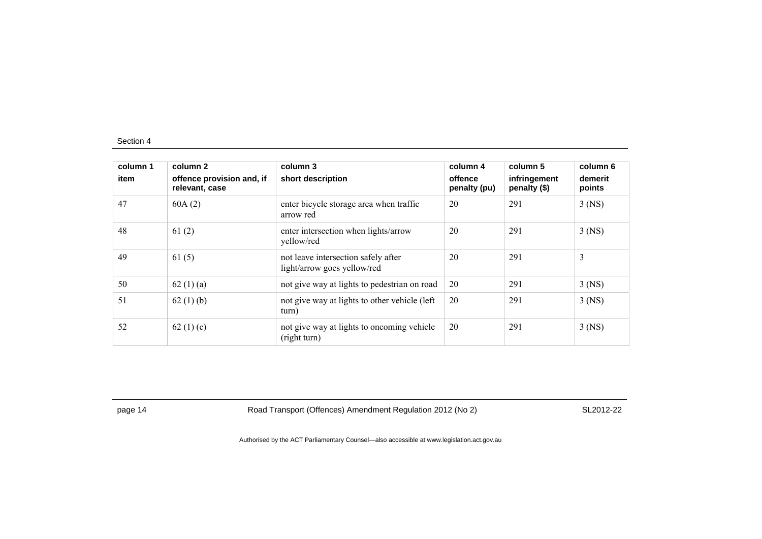| column 1 item | column 2 offence provision and, if relevant, case | column 3 short description | column 4 offence penalty (pu) | column 5 infringement penalty ($) | column 6 demerit points |
|---|---|---|---|---|---|
| 47 | 60A (2) | enter bicycle storage area when traffic arrow red | 20 | 291 | 3 (NS) |
| 48 | 61 (2) | enter intersection when lights/arrow yellow/red | 20 | 291 | 3 (NS) |
| 49 | 61 (5) | not leave intersection safely after light/arrow goes yellow/red | 20 | 291 | 3 |
| 50 | 62 (1) (a) | not give way at lights to pedestrian on road | 20 | 291 | 3 (NS) |
| 51 | 62 (1) (b) | not give way at lights to other vehicle (left turn) | 20 | 291 | 3 (NS) |
| 52 | 62 (1) (c) | not give way at lights to oncoming vehicle (right turn) | 20 | 291 | 3 (NS) |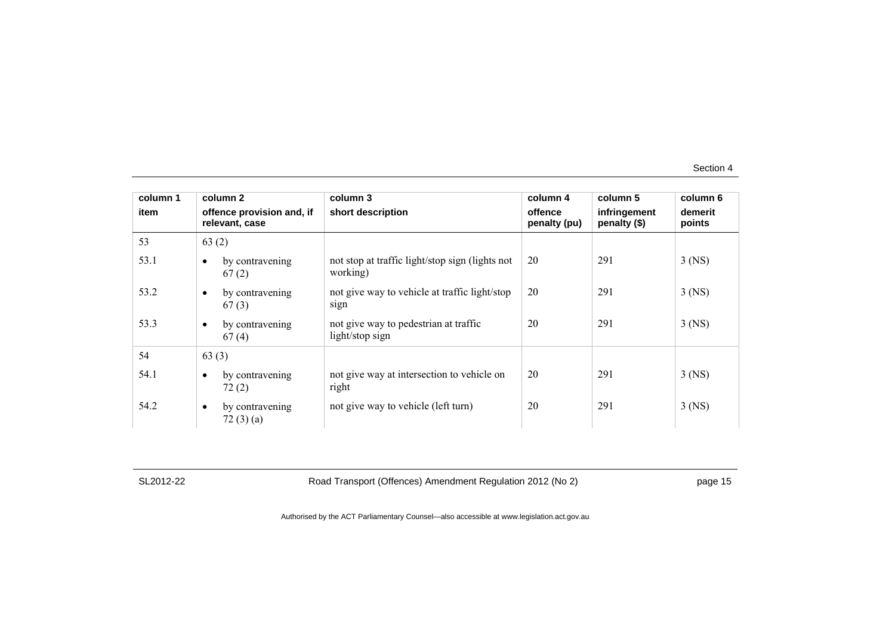| column 1<br>item | column 2<br>offence provision and, if relevant, case | column 3<br>short description | column 4<br>offence penalty (pu) | column 5<br>infringement penalty ($) | column 6<br>demerit points |
|---|---|---|---|---|---|
| 53 | 63 (2) | | | | |
| 53.1 | • by contravening 67 (2) | not stop at traffic light/stop sign (lights not working) | 20 | 291 | 3 (NS) |
| 53.2 | • by contravening 67 (3) | not give way to vehicle at traffic light/stop sign | 20 | 291 | 3 (NS) |
| 53.3 | • by contravening 67 (4) | not give way to pedestrian at traffic light/stop sign | 20 | 291 | 3 (NS) |
| 54 | 63 (3) | | | | |
| 54.1 | • by contravening 72 (2) | not give way at intersection to vehicle on right | 20 | 291 | 3 (NS) |
| 54.2 | • by contravening 72 (3) (a) | not give way to vehicle (left turn) | 20 | 291 | 3 (NS) |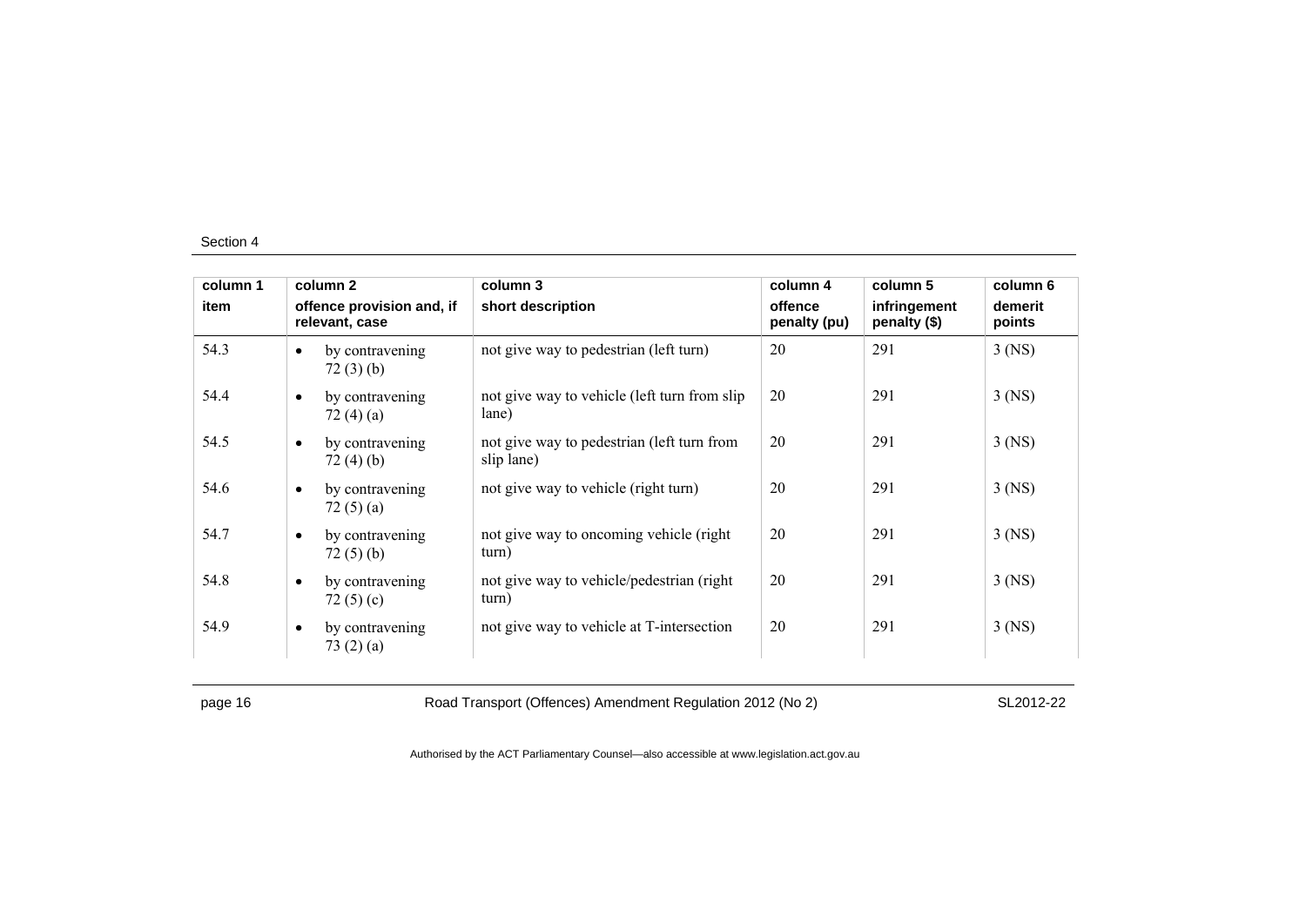| column 1 | column 2 | column 3 | column 4 | column 5 | column 6 |
|---|---|---|---|---|---|
| item | offence provision and, if relevant, case | short description | offence penalty (pu) | infringement penalty ($) | demerit points |
| 54.3 | • by contravening 72 (3) (b) | not give way to pedestrian (left turn) | 20 | 291 | 3 (NS) |
| 54.4 | • by contravening 72 (4) (a) | not give way to vehicle (left turn from slip lane) | 20 | 291 | 3 (NS) |
| 54.5 | • by contravening 72 (4) (b) | not give way to pedestrian (left turn from slip lane) | 20 | 291 | 3 (NS) |
| 54.6 | • by contravening 72 (5) (a) | not give way to vehicle (right turn) | 20 | 291 | 3 (NS) |
| 54.7 | • by contravening 72 (5) (b) | not give way to oncoming vehicle (right turn) | 20 | 291 | 3 (NS) |
| 54.8 | • by contravening 72 (5) (c) | not give way to vehicle/pedestrian (right turn) | 20 | 291 | 3 (NS) |
| 54.9 | • by contravening 73 (2) (a) | not give way to vehicle at T-intersection | 20 | 291 | 3 (NS) |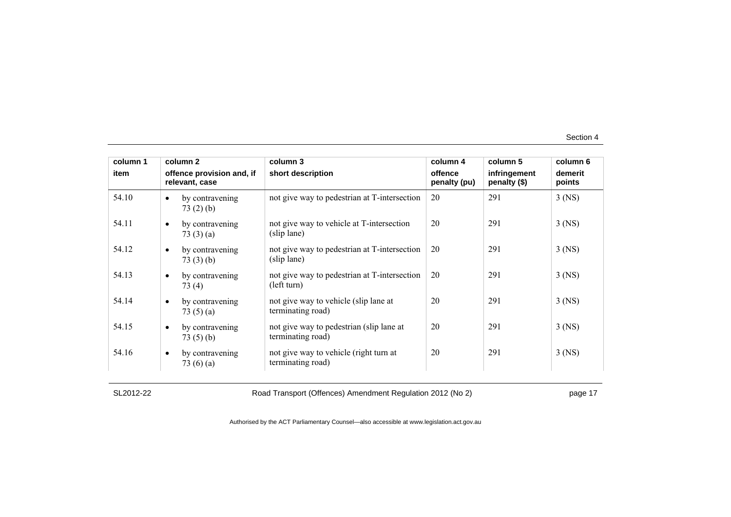| column 1 item | column 2 offence provision and, if relevant, case | column 3 short description | column 4 offence penalty (pu) | column 5 infringement penalty ($) | column 6 demerit points |
|---|---|---|---|---|---|
| 54.10 | • by contravening 73 (2) (b) | not give way to pedestrian at T-intersection | 20 | 291 | 3 (NS) |
| 54.11 | • by contravening 73 (3) (a) | not give way to vehicle at T-intersection (slip lane) | 20 | 291 | 3 (NS) |
| 54.12 | • by contravening 73 (3) (b) | not give way to pedestrian at T-intersection (slip lane) | 20 | 291 | 3 (NS) |
| 54.13 | • by contravening 73 (4) | not give way to pedestrian at T-intersection (left turn) | 20 | 291 | 3 (NS) |
| 54.14 | • by contravening 73 (5) (a) | not give way to vehicle (slip lane at terminating road) | 20 | 291 | 3 (NS) |
| 54.15 | • by contravening 73 (5) (b) | not give way to pedestrian (slip lane at terminating road) | 20 | 291 | 3 (NS) |
| 54.16 | • by contravening 73 (6) (a) | not give way to vehicle (right turn at terminating road) | 20 | 291 | 3 (NS) |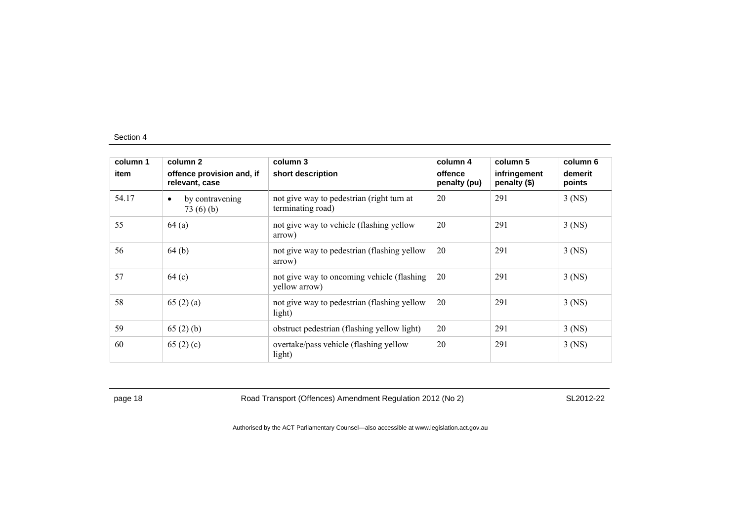Section 4

| column 1<br>item | column 2<br>offence provision and, if relevant, case | column 3<br>short description | column 4<br>offence penalty (pu) | column 5<br>infringement penalty ($) | column 6<br>demerit points |
|---|---|---|---|---|---|
| 54.17 | • by contravening 73 (6) (b) | not give way to pedestrian (right turn at terminating road) | 20 | 291 | 3 (NS) |
| 55 | 64 (a) | not give way to vehicle (flashing yellow arrow) | 20 | 291 | 3 (NS) |
| 56 | 64 (b) | not give way to pedestrian (flashing yellow arrow) | 20 | 291 | 3 (NS) |
| 57 | 64 (c) | not give way to oncoming vehicle (flashing yellow arrow) | 20 | 291 | 3 (NS) |
| 58 | 65 (2) (a) | not give way to pedestrian (flashing yellow light) | 20 | 291 | 3 (NS) |
| 59 | 65 (2) (b) | obstruct pedestrian (flashing yellow light) | 20 | 291 | 3 (NS) |
| 60 | 65 (2) (c) | overtake/pass vehicle (flashing yellow light) | 20 | 291 | 3 (NS) |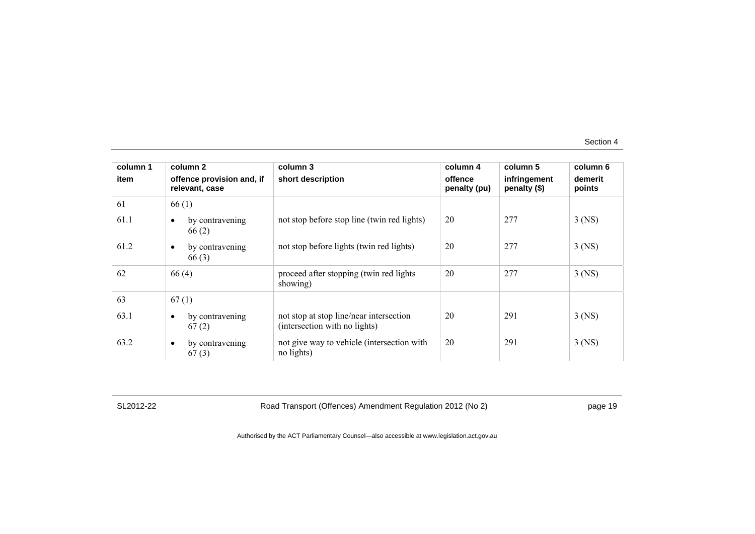| column 1 item | column 2 offence provision and, if relevant, case | column 3 short description | column 4 offence penalty (pu) | column 5 infringement penalty ($) | column 6 demerit points |
|---|---|---|---|---|---|
| 61 | 66 (1) | | | | |
| 61.1 | • by contravening 66 (2) | not stop before stop line (twin red lights) | 20 | 277 | 3 (NS) |
| 61.2 | • by contravening 66 (3) | not stop before lights (twin red lights) | 20 | 277 | 3 (NS) |
| 62 | 66 (4) | proceed after stopping (twin red lights showing) | 20 | 277 | 3 (NS) |
| 63 | 67 (1) | | | | |
| 63.1 | • by contravening 67 (2) | not stop at stop line/near intersection (intersection with no lights) | 20 | 291 | 3 (NS) |
| 63.2 | • by contravening 67 (3) | not give way to vehicle (intersection with no lights) | 20 | 291 | 3 (NS) |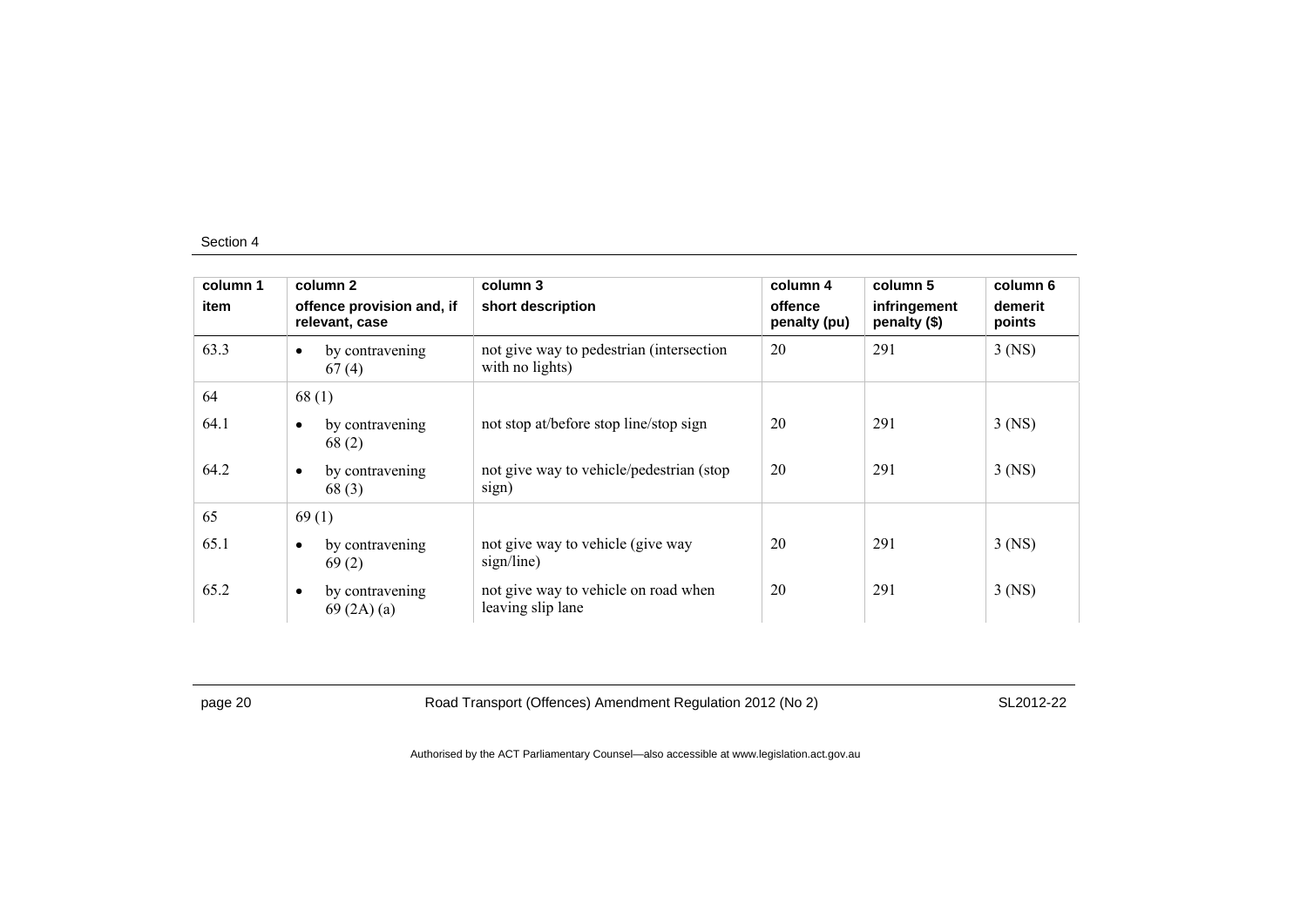| column 1<br>item | column 2<br>offence provision and, if relevant, case | column 3<br>short description | column 4<br>offence penalty (pu) | column 5<br>infringement penalty ($) | column 6<br>demerit points |
|---|---|---|---|---|---|
| 63.3 | • by contravening 67 (4) | not give way to pedestrian (intersection with no lights) | 20 | 291 | 3 (NS) |
| 64 | 68 (1) | | | | |
| 64.1 | • by contravening 68 (2) | not stop at/before stop line/stop sign | 20 | 291 | 3 (NS) |
| 64.2 | • by contravening 68 (3) | not give way to vehicle/pedestrian (stop sign) | 20 | 291 | 3 (NS) |
| 65 | 69 (1) | | | | |
| 65.1 | • by contravening 69 (2) | not give way to vehicle (give way sign/line) | 20 | 291 | 3 (NS) |
| 65.2 | • by contravening 69 (2A) (a) | not give way to vehicle on road when leaving slip lane | 20 | 291 | 3 (NS) |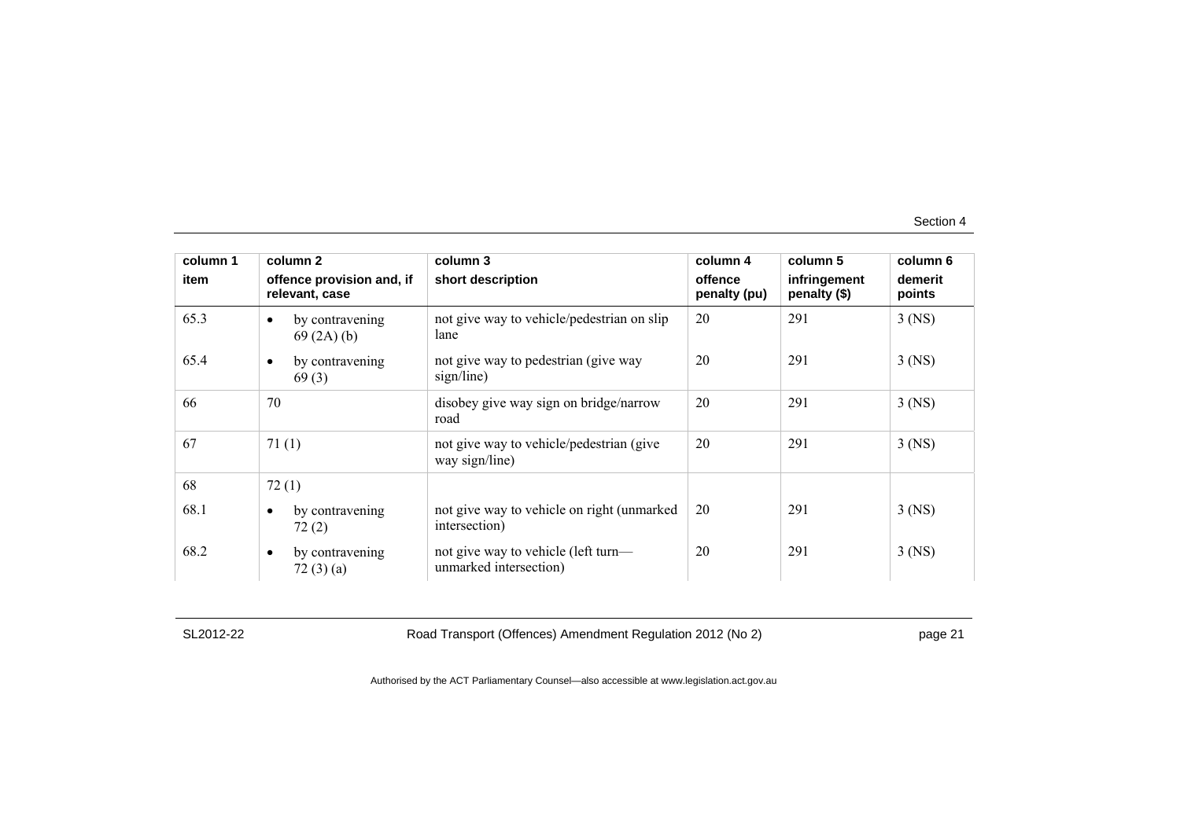| column 1<br>item | column 2<br>offence provision and, if relevant, case | column 3<br>short description | column 4<br>offence penalty (pu) | column 5<br>infringement penalty ($) | column 6<br>demerit points |
|---|---|---|---|---|---|
| 65.3 | • by contravening 69 (2A) (b) | not give way to vehicle/pedestrian on slip lane | 20 | 291 | 3 (NS) |
| 65.4 | • by contravening 69 (3) | not give way to pedestrian (give way sign/line) | 20 | 291 | 3 (NS) |
| 66 | 70 | disobey give way sign on bridge/narrow road | 20 | 291 | 3 (NS) |
| 67 | 71 (1) | not give way to vehicle/pedestrian (give way sign/line) | 20 | 291 | 3 (NS) |
| 68 | 72 (1) | | | | |
| 68.1 | • by contravening 72 (2) | not give way to vehicle on right (unmarked intersection) | 20 | 291 | 3 (NS) |
| 68.2 | • by contravening 72 (3) (a) | not give way to vehicle (left turn—unmarked intersection) | 20 | 291 | 3 (NS) |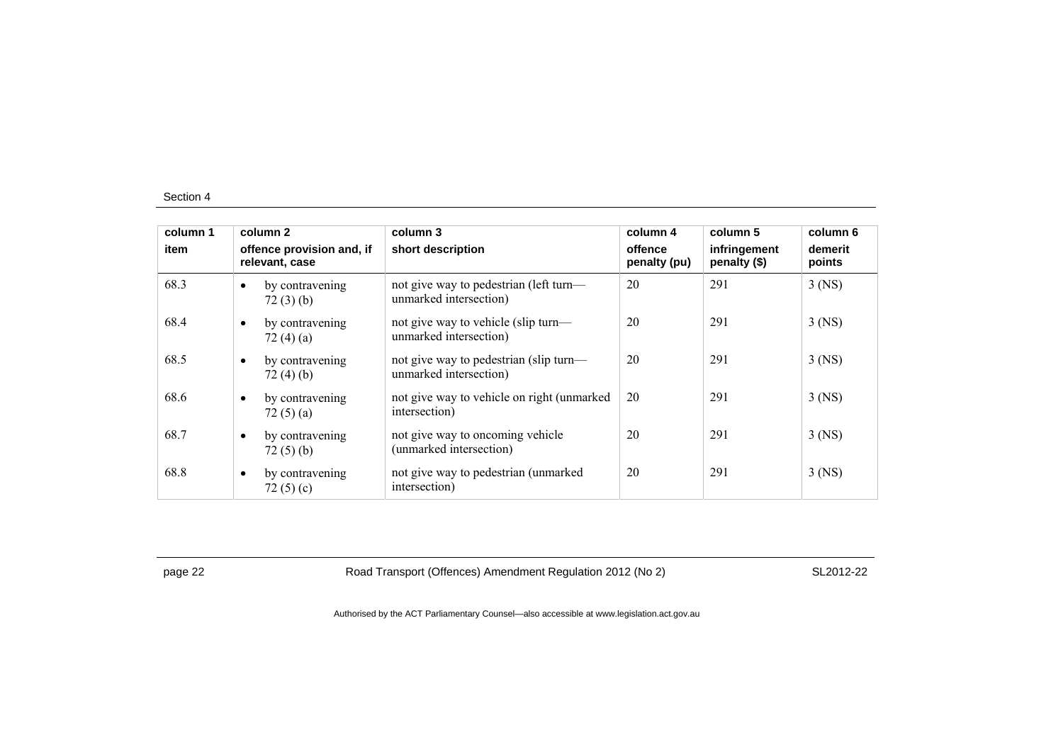| column 1 item | column 2 offence provision and, if relevant, case | column 3 short description | column 4 offence penalty (pu) | column 5 infringement penalty ($) | column 6 demerit points |
|---|---|---|---|---|---|
| 68.3 | • by contravening 72 (3) (b) | not give way to pedestrian (left turn—unmarked intersection) | 20 | 291 | 3 (NS) |
| 68.4 | • by contravening 72 (4) (a) | not give way to vehicle (slip turn—unmarked intersection) | 20 | 291 | 3 (NS) |
| 68.5 | • by contravening 72 (4) (b) | not give way to pedestrian (slip turn—unmarked intersection) | 20 | 291 | 3 (NS) |
| 68.6 | • by contravening 72 (5) (a) | not give way to vehicle on right (unmarked intersection) | 20 | 291 | 3 (NS) |
| 68.7 | • by contravening 72 (5) (b) | not give way to oncoming vehicle (unmarked intersection) | 20 | 291 | 3 (NS) |
| 68.8 | • by contravening 72 (5) (c) | not give way to pedestrian (unmarked intersection) | 20 | 291 | 3 (NS) |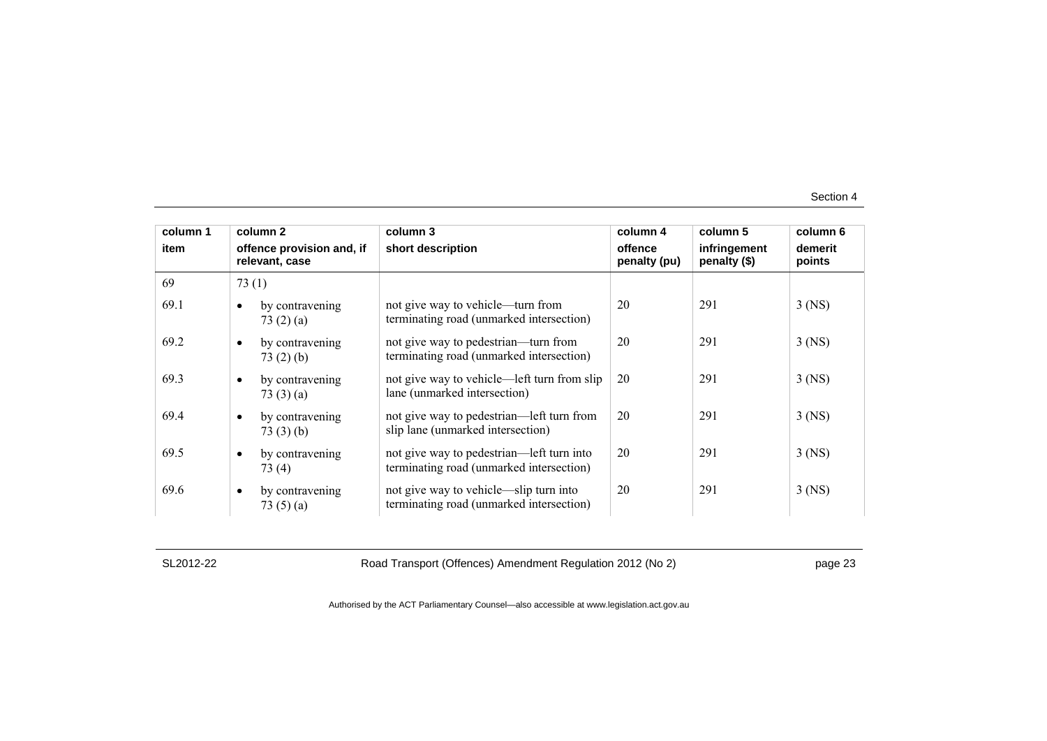| column 1<br>item | column 2<br>offence provision and, if relevant, case | column 3<br>short description | column 4<br>offence penalty (pu) | column 5<br>infringement penalty ($) | column 6<br>demerit points |
|---|---|---|---|---|---|
| 69 | 73 (1) | | | | |
| 69.1 | • by contravening 73 (2) (a) | not give way to vehicle—turn from terminating road (unmarked intersection) | 20 | 291 | 3 (NS) |
| 69.2 | • by contravening 73 (2) (b) | not give way to pedestrian—turn from terminating road (unmarked intersection) | 20 | 291 | 3 (NS) |
| 69.3 | • by contravening 73 (3) (a) | not give way to vehicle—left turn from slip lane (unmarked intersection) | 20 | 291 | 3 (NS) |
| 69.4 | • by contravening 73 (3) (b) | not give way to pedestrian—left turn from slip lane (unmarked intersection) | 20 | 291 | 3 (NS) |
| 69.5 | • by contravening 73 (4) | not give way to pedestrian—left turn into terminating road (unmarked intersection) | 20 | 291 | 3 (NS) |
| 69.6 | • by contravening 73 (5) (a) | not give way to vehicle—slip turn into terminating road (unmarked intersection) | 20 | 291 | 3 (NS) |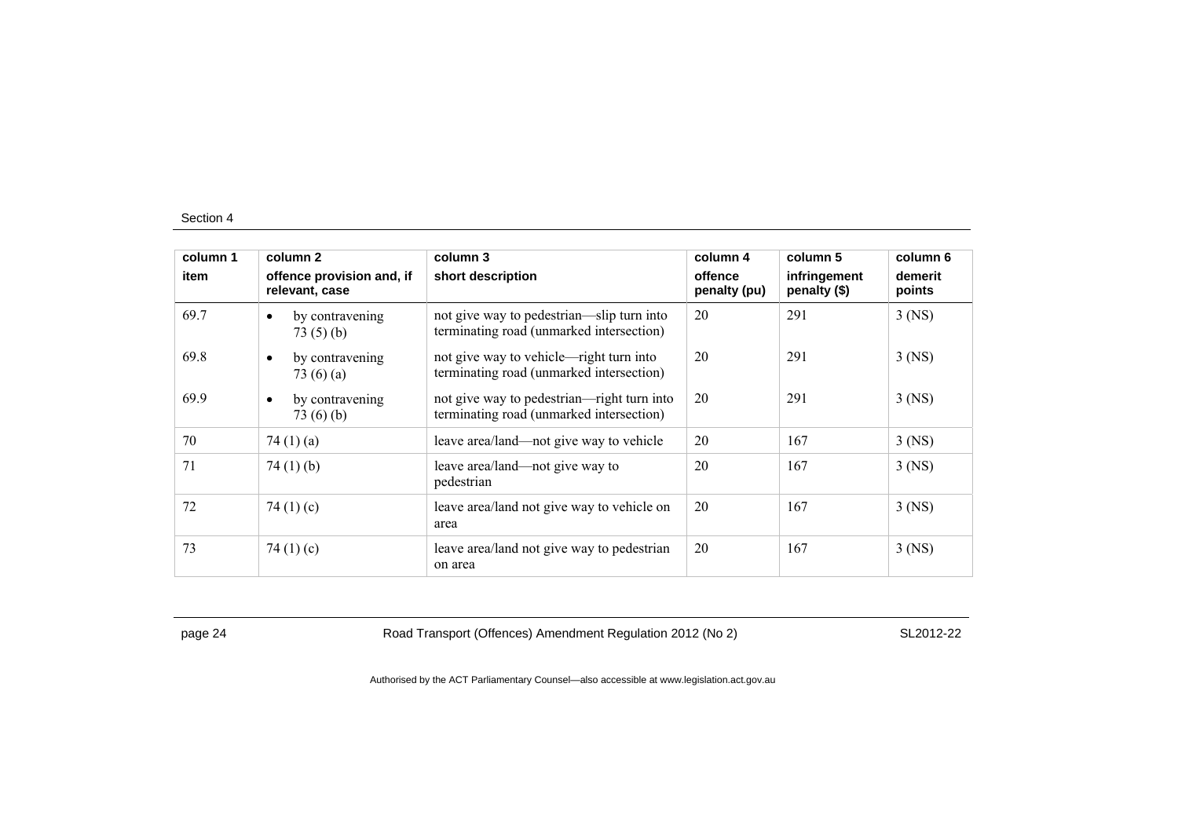Section 4

| column 1<br>item | column 2<br>offence provision and, if relevant, case | column 3<br>short description | column 4<br>offence penalty (pu) | column 5<br>infringement penalty ($) | column 6<br>demerit points |
|---|---|---|---|---|---|
| 69.7 | • by contravening 73 (5) (b) | not give way to pedestrian—slip turn into terminating road (unmarked intersection) | 20 | 291 | 3 (NS) |
| 69.8 | • by contravening 73 (6) (a) | not give way to vehicle—right turn into terminating road (unmarked intersection) | 20 | 291 | 3 (NS) |
| 69.9 | • by contravening 73 (6) (b) | not give way to pedestrian—right turn into terminating road (unmarked intersection) | 20 | 291 | 3 (NS) |
| 70 | 74 (1) (a) | leave area/land—not give way to vehicle | 20 | 167 | 3 (NS) |
| 71 | 74 (1) (b) | leave area/land—not give way to pedestrian | 20 | 167 | 3 (NS) |
| 72 | 74 (1) (c) | leave area/land not give way to vehicle on area | 20 | 167 | 3 (NS) |
| 73 | 74 (1) (c) | leave area/land not give way to pedestrian on area | 20 | 167 | 3 (NS) |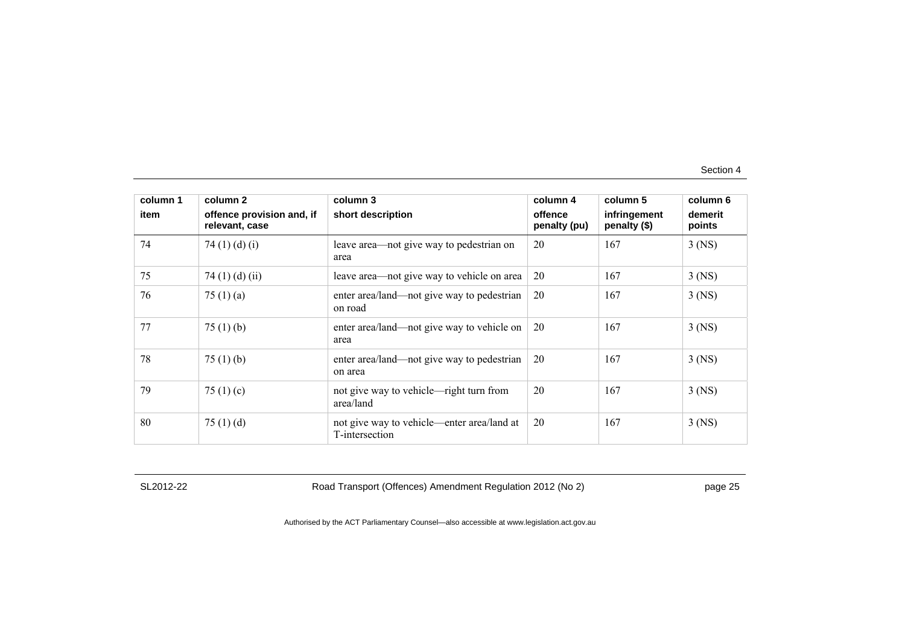| column 1<br>item | column 2<br>offence provision and, if relevant, case | column 3<br>short description | column 4<br>offence penalty (pu) | column 5<br>infringement penalty ($) | column 6<br>demerit points |
|---|---|---|---|---|---|
| 74 | 74 (1) (d) (i) | leave area—not give way to pedestrian on area | 20 | 167 | 3 (NS) |
| 75 | 74 (1) (d) (ii) | leave area—not give way to vehicle on area | 20 | 167 | 3 (NS) |
| 76 | 75 (1) (a) | enter area/land—not give way to pedestrian on road | 20 | 167 | 3 (NS) |
| 77 | 75 (1) (b) | enter area/land—not give way to vehicle on area | 20 | 167 | 3 (NS) |
| 78 | 75 (1) (b) | enter area/land—not give way to pedestrian on area | 20 | 167 | 3 (NS) |
| 79 | 75 (1) (c) | not give way to vehicle—right turn from area/land | 20 | 167 | 3 (NS) |
| 80 | 75 (1) (d) | not give way to vehicle—enter area/land at T-intersection | 20 | 167 | 3 (NS) |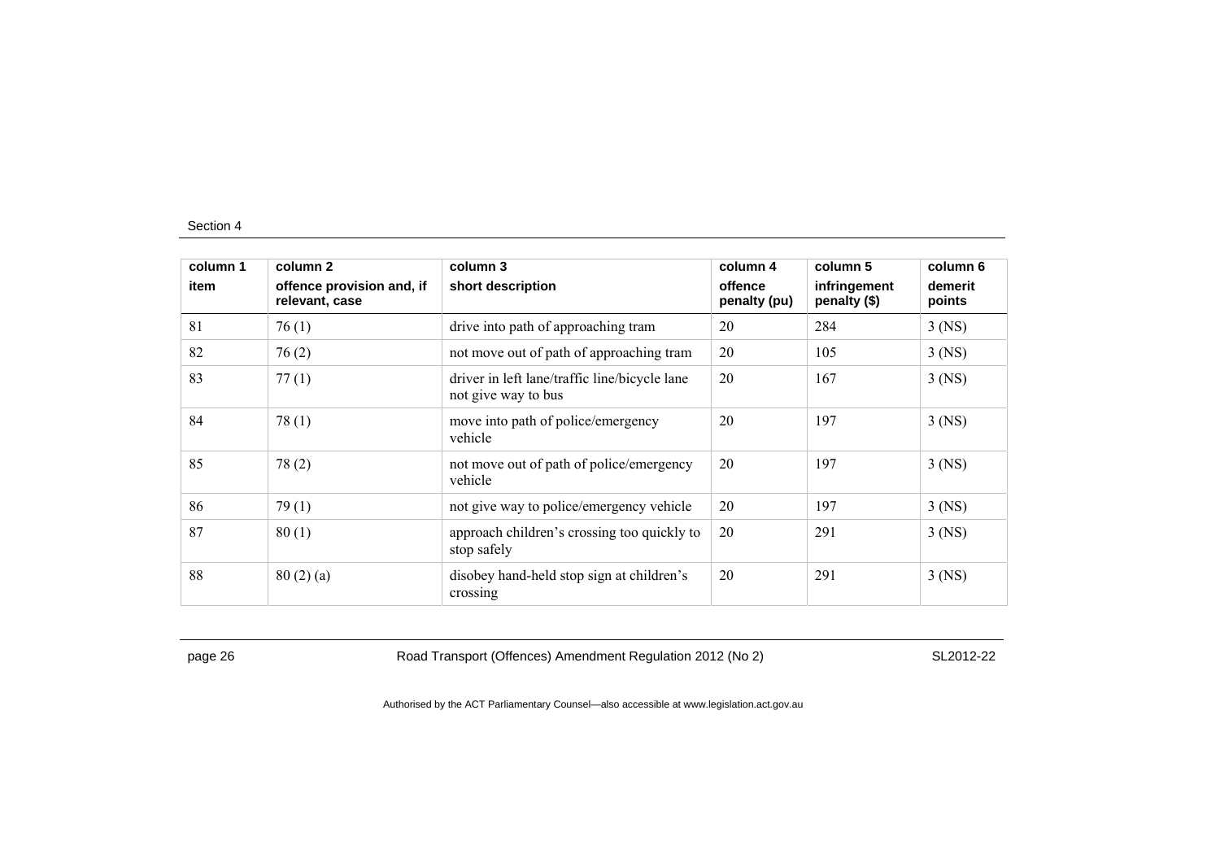| column 1<br>item | column 2<br>offence provision and, if relevant, case | column 3<br>short description | column 4<br>offence penalty (pu) | column 5<br>infringement penalty ($) | column 6<br>demerit points |
|---|---|---|---|---|---|
| 81 | 76 (1) | drive into path of approaching tram | 20 | 284 | 3 (NS) |
| 82 | 76 (2) | not move out of path of approaching tram | 20 | 105 | 3 (NS) |
| 83 | 77 (1) | driver in left lane/traffic line/bicycle lane not give way to bus | 20 | 167 | 3 (NS) |
| 84 | 78 (1) | move into path of police/emergency vehicle | 20 | 197 | 3 (NS) |
| 85 | 78 (2) | not move out of path of police/emergency vehicle | 20 | 197 | 3 (NS) |
| 86 | 79 (1) | not give way to police/emergency vehicle | 20 | 197 | 3 (NS) |
| 87 | 80 (1) | approach children's crossing too quickly to stop safely | 20 | 291 | 3 (NS) |
| 88 | 80 (2) (a) | disobey hand-held stop sign at children's crossing | 20 | 291 | 3 (NS) |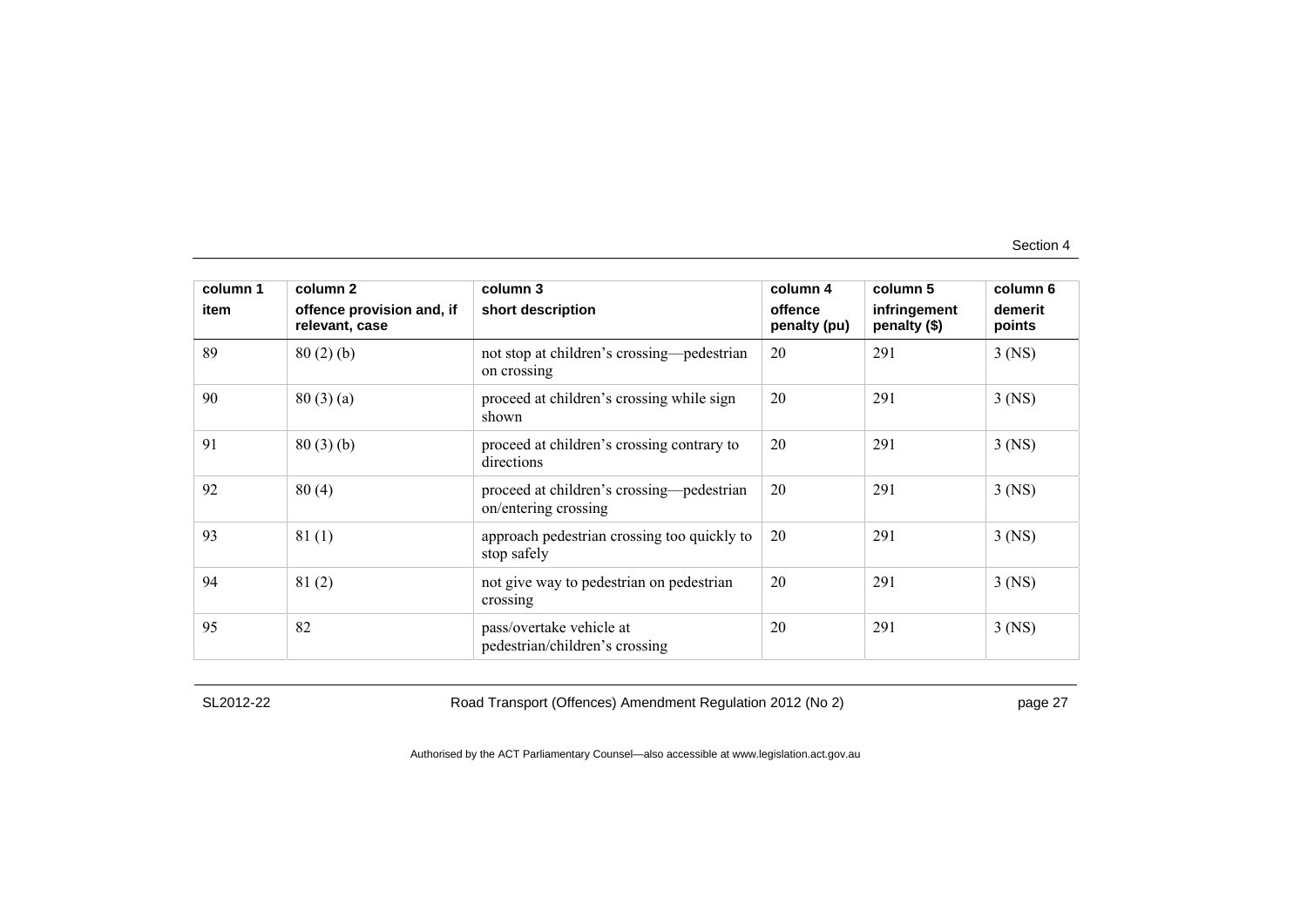| column 1 | column 2 | column 3 | column 4 | column 5 | column 6 |
|---|---|---|---|---|---|
| item | offence provision and, if relevant, case | short description | offence penalty (pu) | infringement penalty ($) | demerit points |
| 89 | 80 (2) (b) | not stop at children's crossing—pedestrian on crossing | 20 | 291 | 3 (NS) |
| 90 | 80 (3) (a) | proceed at children's crossing while sign shown | 20 | 291 | 3 (NS) |
| 91 | 80 (3) (b) | proceed at children's crossing contrary to directions | 20 | 291 | 3 (NS) |
| 92 | 80 (4) | proceed at children's crossing—pedestrian on/entering crossing | 20 | 291 | 3 (NS) |
| 93 | 81 (1) | approach pedestrian crossing too quickly to stop safely | 20 | 291 | 3 (NS) |
| 94 | 81 (2) | not give way to pedestrian on pedestrian crossing | 20 | 291 | 3 (NS) |
| 95 | 82 | pass/overtake vehicle at pedestrian/children's crossing | 20 | 291 | 3 (NS) |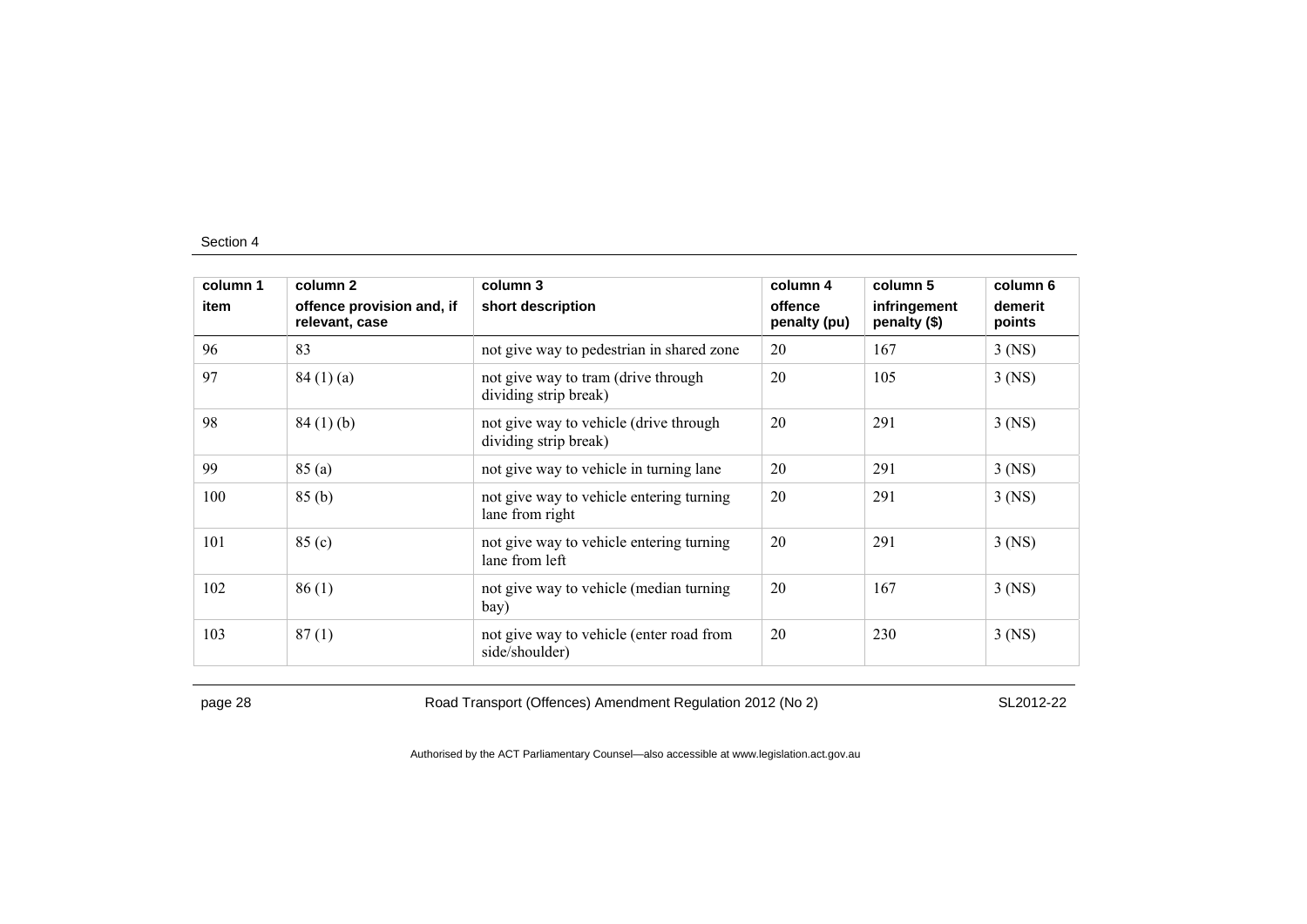| column 1 item | column 2 offence provision and, if relevant, case | column 3 short description | column 4 offence penalty (pu) | column 5 infringement penalty ($) | column 6 demerit points |
|---|---|---|---|---|---|
| 96 | 83 | not give way to pedestrian in shared zone | 20 | 167 | 3 (NS) |
| 97 | 84 (1) (a) | not give way to tram (drive through dividing strip break) | 20 | 105 | 3 (NS) |
| 98 | 84 (1) (b) | not give way to vehicle (drive through dividing strip break) | 20 | 291 | 3 (NS) |
| 99 | 85 (a) | not give way to vehicle in turning lane | 20 | 291 | 3 (NS) |
| 100 | 85 (b) | not give way to vehicle entering turning lane from right | 20 | 291 | 3 (NS) |
| 101 | 85 (c) | not give way to vehicle entering turning lane from left | 20 | 291 | 3 (NS) |
| 102 | 86 (1) | not give way to vehicle (median turning bay) | 20 | 167 | 3 (NS) |
| 103 | 87 (1) | not give way to vehicle (enter road from side/shoulder) | 20 | 230 | 3 (NS) |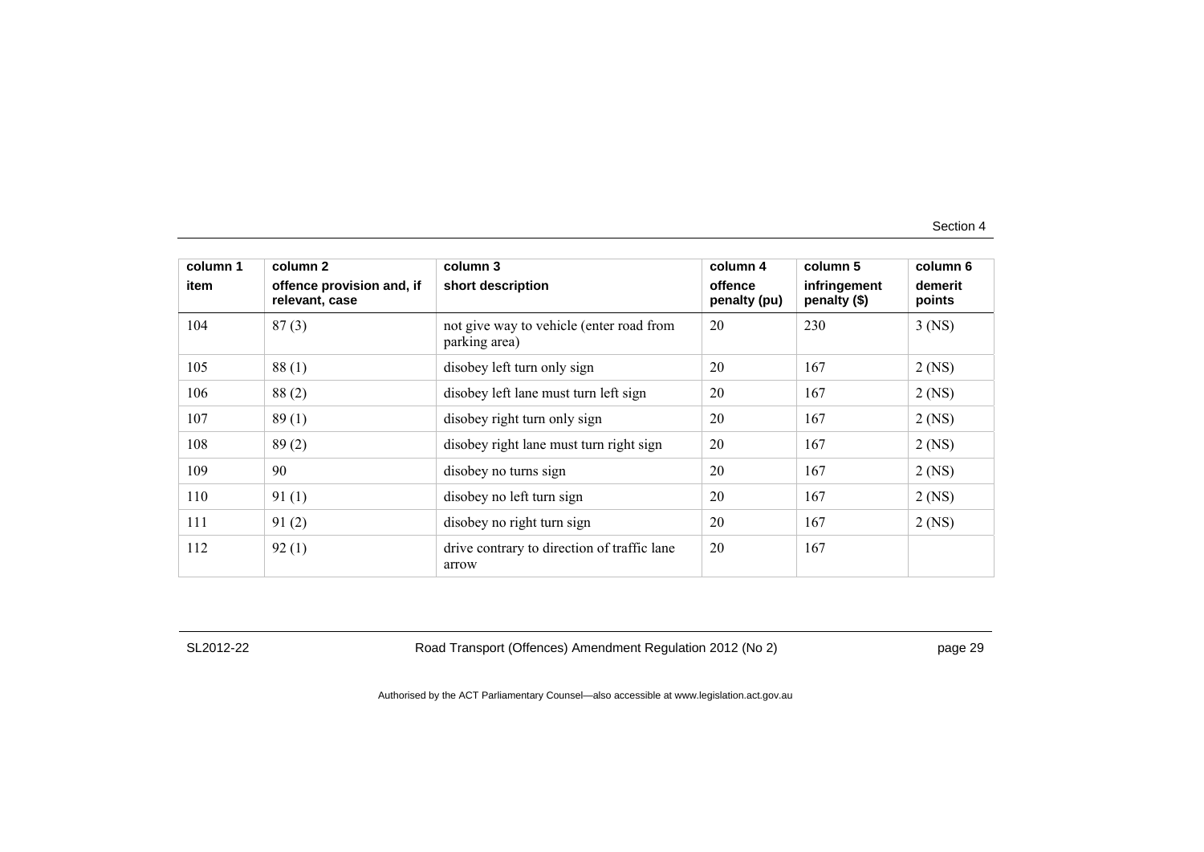| column 1<br>item | column 2<br>offence provision and, if relevant, case | column 3<br>short description | column 4<br>offence penalty (pu) | column 5<br>infringement penalty ($) | column 6<br>demerit points |
|---|---|---|---|---|---|
| 104 | 87 (3) | not give way to vehicle (enter road from parking area) | 20 | 230 | 3 (NS) |
| 105 | 88 (1) | disobey left turn only sign | 20 | 167 | 2 (NS) |
| 106 | 88 (2) | disobey left lane must turn left sign | 20 | 167 | 2 (NS) |
| 107 | 89 (1) | disobey right turn only sign | 20 | 167 | 2 (NS) |
| 108 | 89 (2) | disobey right lane must turn right sign | 20 | 167 | 2 (NS) |
| 109 | 90 | disobey no turns sign | 20 | 167 | 2 (NS) |
| 110 | 91 (1) | disobey no left turn sign | 20 | 167 | 2 (NS) |
| 111 | 91 (2) | disobey no right turn sign | 20 | 167 | 2 (NS) |
| 112 | 92 (1) | drive contrary to direction of traffic lane arrow | 20 | 167 | |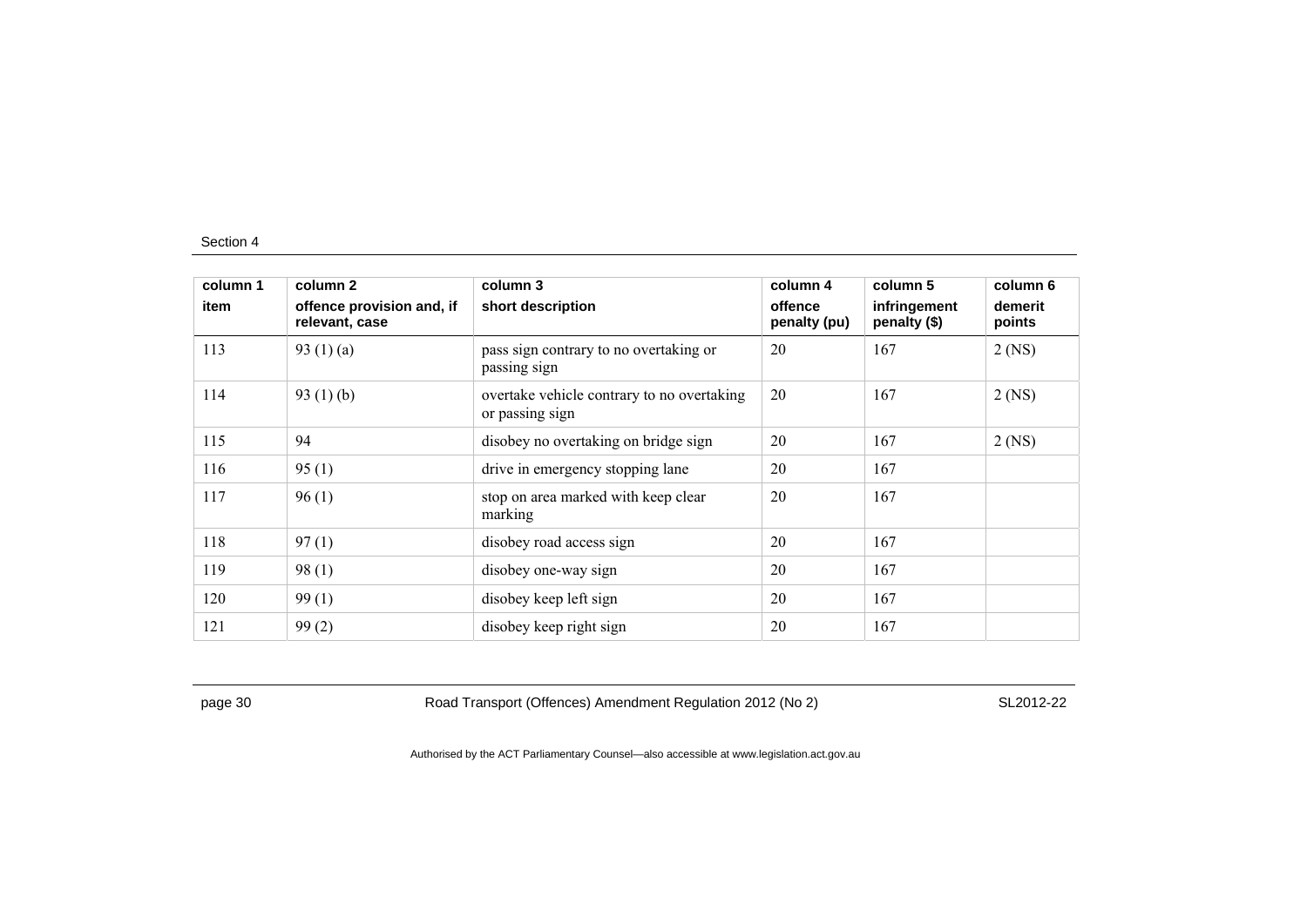| column 1<br>item | column 2<br>offence provision and, if relevant, case | column 3<br>short description | column 4<br>offence penalty (pu) | column 5<br>infringement penalty ($) | column 6<br>demerit points |
|---|---|---|---|---|---|
| 113 | 93 (1) (a) | pass sign contrary to no overtaking or passing sign | 20 | 167 | 2 (NS) |
| 114 | 93 (1) (b) | overtake vehicle contrary to no overtaking or passing sign | 20 | 167 | 2 (NS) |
| 115 | 94 | disobey no overtaking on bridge sign | 20 | 167 | 2 (NS) |
| 116 | 95 (1) | drive in emergency stopping lane | 20 | 167 | |
| 117 | 96 (1) | stop on area marked with keep clear marking | 20 | 167 | |
| 118 | 97 (1) | disobey road access sign | 20 | 167 | |
| 119 | 98 (1) | disobey one-way sign | 20 | 167 | |
| 120 | 99 (1) | disobey keep left sign | 20 | 167 | |
| 121 | 99 (2) | disobey keep right sign | 20 | 167 | |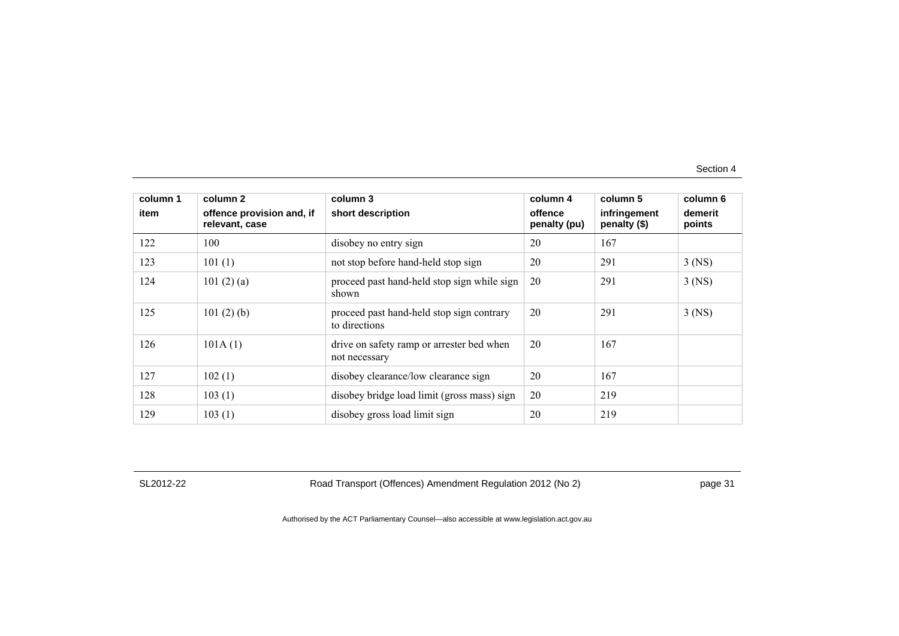| column 1 item | column 2 offence provision and, if relevant, case | column 3 short description | column 4 offence penalty (pu) | column 5 infringement penalty ($) | column 6 demerit points |
|---|---|---|---|---|---|
| 122 | 100 | disobey no entry sign | 20 | 167 | |
| 123 | 101 (1) | not stop before hand-held stop sign | 20 | 291 | 3 (NS) |
| 124 | 101 (2) (a) | proceed past hand-held stop sign while sign shown | 20 | 291 | 3 (NS) |
| 125 | 101 (2) (b) | proceed past hand-held stop sign contrary to directions | 20 | 291 | 3 (NS) |
| 126 | 101A (1) | drive on safety ramp or arrester bed when not necessary | 20 | 167 | |
| 127 | 102 (1) | disobey clearance/low clearance sign | 20 | 167 | |
| 128 | 103 (1) | disobey bridge load limit (gross mass) sign | 20 | 219 | |
| 129 | 103 (1) | disobey gross load limit sign | 20 | 219 | |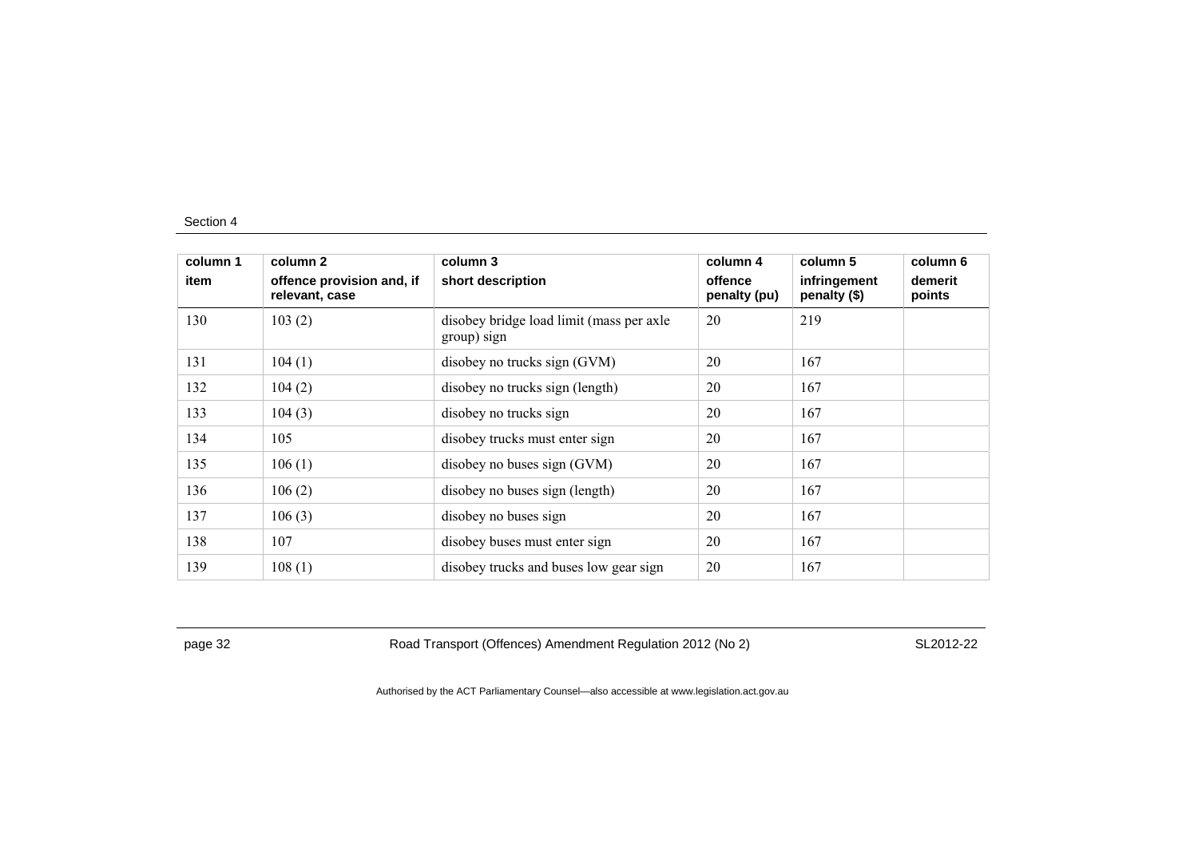| column 1<br>item | column 2<br>offence provision and, if relevant, case | column 3<br>short description | column 4<br>offence penalty (pu) | column 5<br>infringement penalty ($) | column 6<br>demerit points |
|---|---|---|---|---|---|
| 130 | 103 (2) | disobey bridge load limit (mass per axle group) sign | 20 | 219 | |
| 131 | 104 (1) | disobey no trucks sign (GVM) | 20 | 167 | |
| 132 | 104 (2) | disobey no trucks sign (length) | 20 | 167 | |
| 133 | 104 (3) | disobey no trucks sign | 20 | 167 | |
| 134 | 105 | disobey trucks must enter sign | 20 | 167 | |
| 135 | 106 (1) | disobey no buses sign (GVM) | 20 | 167 | |
| 136 | 106 (2) | disobey no buses sign (length) | 20 | 167 | |
| 137 | 106 (3) | disobey no buses sign | 20 | 167 | |
| 138 | 107 | disobey buses must enter sign | 20 | 167 | |
| 139 | 108 (1) | disobey trucks and buses low gear sign | 20 | 167 | |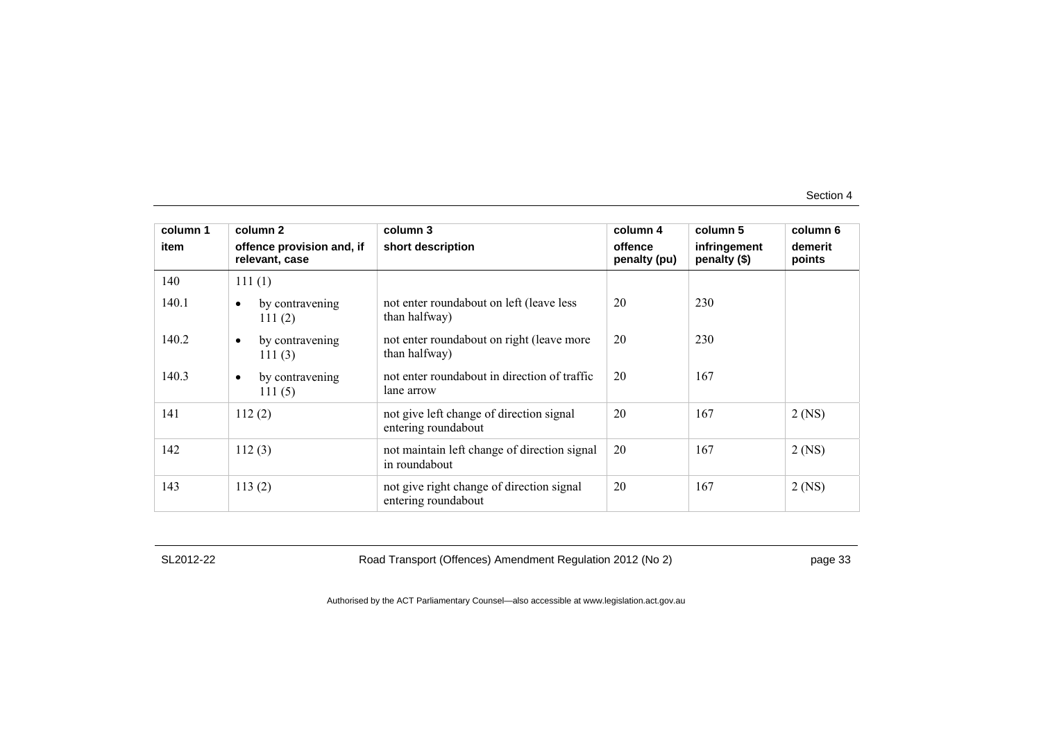| column 1<br>item | column 2<br>offence provision and, if relevant, case | column 3<br>short description | column 4<br>offence penalty (pu) | column 5<br>infringement penalty ($) | column 6<br>demerit points |
|---|---|---|---|---|---|
| 140 | 111 (1) | | | | |
| 140.1 | • by contravening 111 (2) | not enter roundabout on left (leave less than halfway) | 20 | 230 | |
| 140.2 | • by contravening 111 (3) | not enter roundabout on right (leave more than halfway) | 20 | 230 | |
| 140.3 | • by contravening 111 (5) | not enter roundabout in direction of traffic lane arrow | 20 | 167 | |
| 141 | 112 (2) | not give left change of direction signal entering roundabout | 20 | 167 | 2 (NS) |
| 142 | 112 (3) | not maintain left change of direction signal in roundabout | 20 | 167 | 2 (NS) |
| 143 | 113 (2) | not give right change of direction signal entering roundabout | 20 | 167 | 2 (NS) |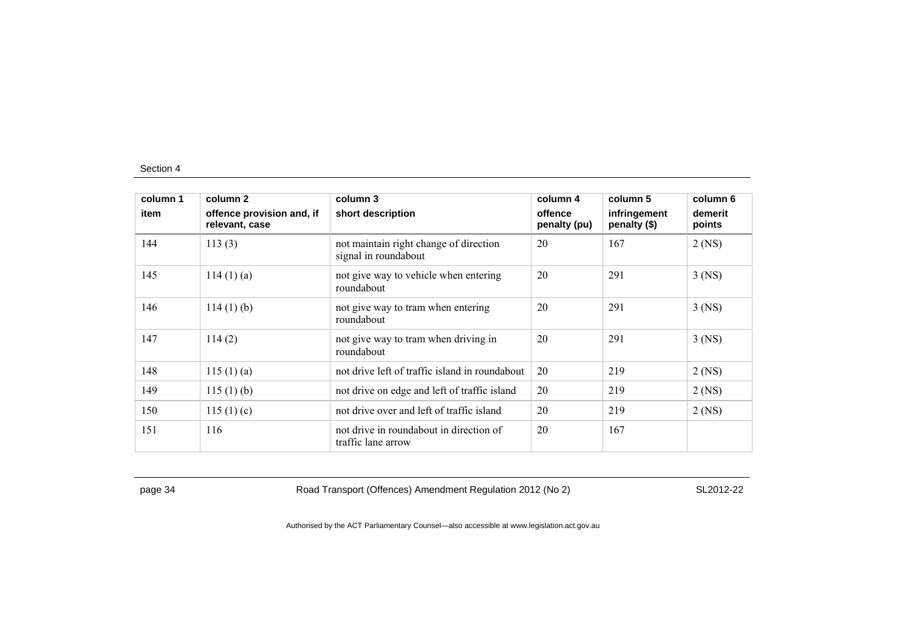| column 1<br>item | column 2<br>offence provision and, if relevant, case | column 3<br>short description | column 4<br>offence penalty (pu) | column 5<br>infringement penalty ($) | column 6<br>demerit points |
|---|---|---|---|---|---|
| 144 | 113 (3) | not maintain right change of direction signal in roundabout | 20 | 167 | 2 (NS) |
| 145 | 114 (1) (a) | not give way to vehicle when entering roundabout | 20 | 291 | 3 (NS) |
| 146 | 114 (1) (b) | not give way to tram when entering roundabout | 20 | 291 | 3 (NS) |
| 147 | 114 (2) | not give way to tram when driving in roundabout | 20 | 291 | 3 (NS) |
| 148 | 115 (1) (a) | not drive left of traffic island in roundabout | 20 | 219 | 2 (NS) |
| 149 | 115 (1) (b) | not drive on edge and left of traffic island | 20 | 219 | 2 (NS) |
| 150 | 115 (1) (c) | not drive over and left of traffic island | 20 | 219 | 2 (NS) |
| 151 | 116 | not drive in roundabout in direction of traffic lane arrow | 20 | 167 | |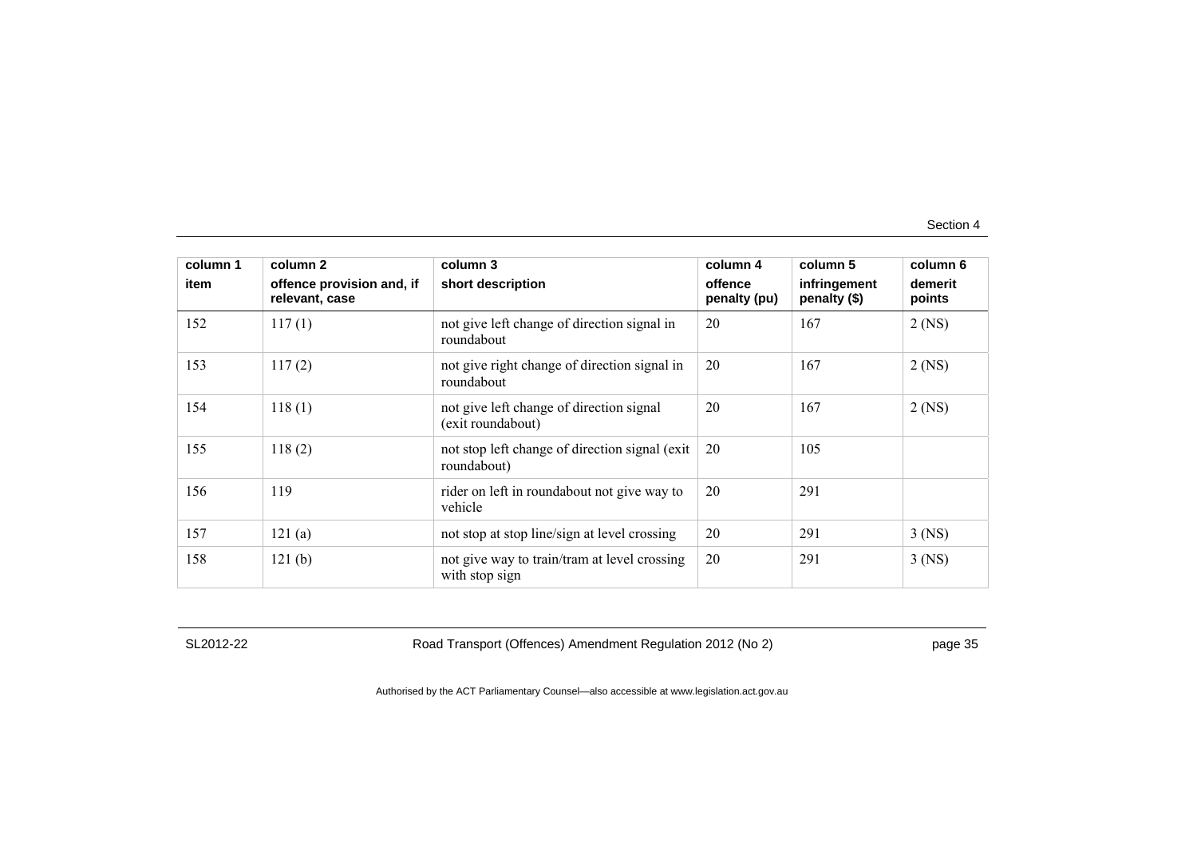| column 1 | column 2 | column 3 | column 4 | column 5 | column 6 |
|---|---|---|---|---|---|
| item | offence provision and, if relevant, case | short description | offence penalty (pu) | infringement penalty ($) | demerit points |
| 152 | 117 (1) | not give left change of direction signal in roundabout | 20 | 167 | 2 (NS) |
| 153 | 117 (2) | not give right change of direction signal in roundabout | 20 | 167 | 2 (NS) |
| 154 | 118 (1) | not give left change of direction signal (exit roundabout) | 20 | 167 | 2 (NS) |
| 155 | 118 (2) | not stop left change of direction signal (exit roundabout) | 20 | 105 | |
| 156 | 119 | rider on left in roundabout not give way to vehicle | 20 | 291 | |
| 157 | 121 (a) | not stop at stop line/sign at level crossing | 20 | 291 | 3 (NS) |
| 158 | 121 (b) | not give way to train/tram at level crossing with stop sign | 20 | 291 | 3 (NS) |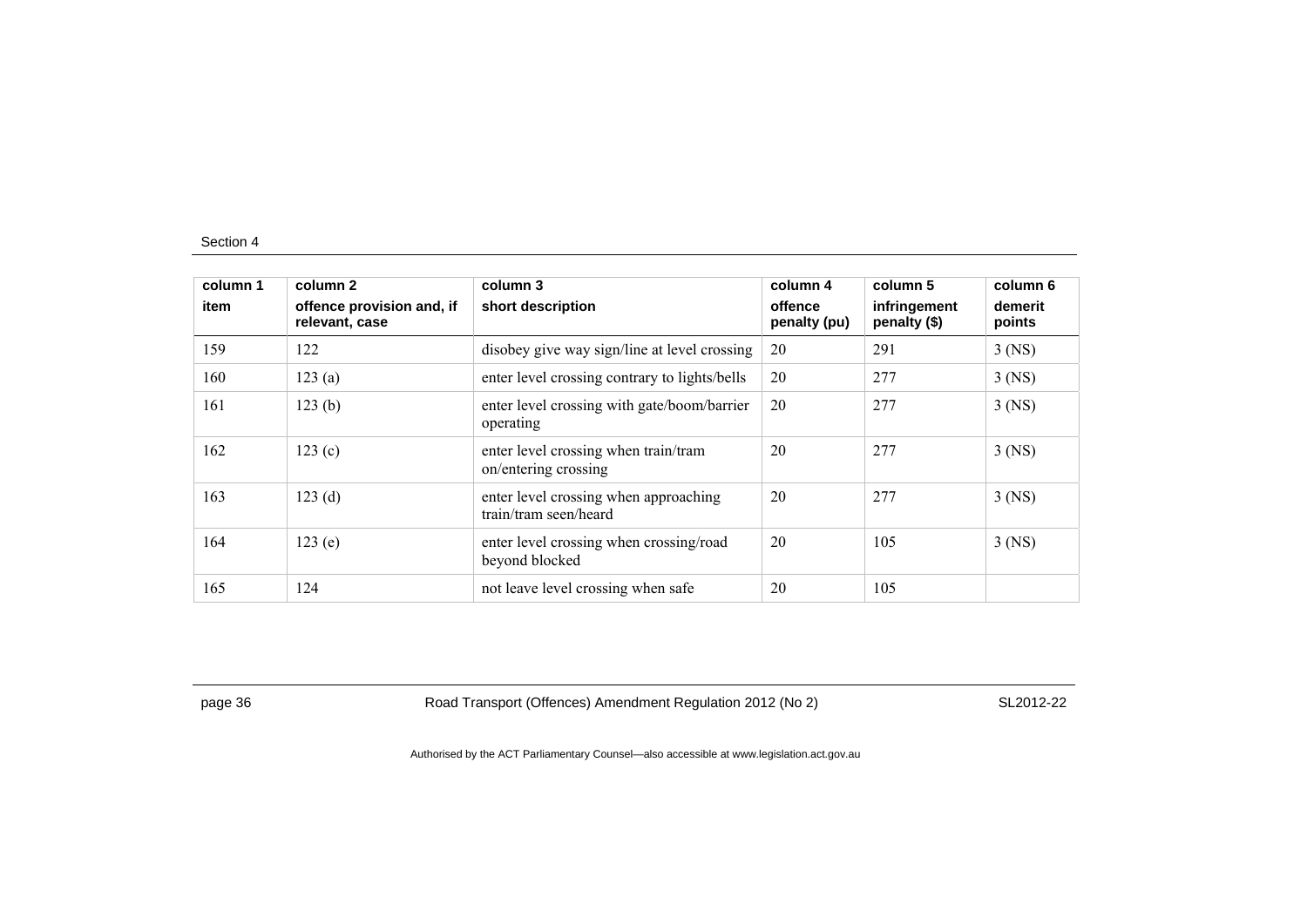| column 1<br>item | column 2<br>offence provision and, if relevant, case | column 3<br>short description | column 4<br>offence penalty (pu) | column 5<br>infringement penalty ($) | column 6<br>demerit points |
|---|---|---|---|---|---|
| 159 | 122 | disobey give way sign/line at level crossing | 20 | 291 | 3 (NS) |
| 160 | 123 (a) | enter level crossing contrary to lights/bells | 20 | 277 | 3 (NS) |
| 161 | 123 (b) | enter level crossing with gate/boom/barrier operating | 20 | 277 | 3 (NS) |
| 162 | 123 (c) | enter level crossing when train/tram on/entering crossing | 20 | 277 | 3 (NS) |
| 163 | 123 (d) | enter level crossing when approaching train/tram seen/heard | 20 | 277 | 3 (NS) |
| 164 | 123 (e) | enter level crossing when crossing/road beyond blocked | 20 | 105 | 3 (NS) |
| 165 | 124 | not leave level crossing when safe | 20 | 105 | |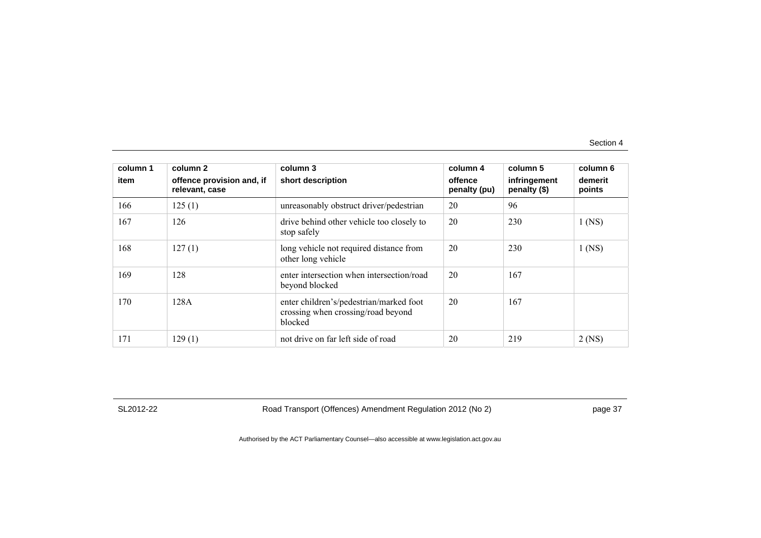| column 1 | column 2 | column 3 | column 4 | column 5 | column 6 |
|---|---|---|---|---|---|
| item | offence provision and, if relevant, case | short description | offence penalty (pu) | infringement penalty ($) | demerit points |
| 166 | 125 (1) | unreasonably obstruct driver/pedestrian | 20 | 96 | |
| 167 | 126 | drive behind other vehicle too closely to stop safely | 20 | 230 | 1 (NS) |
| 168 | 127 (1) | long vehicle not required distance from other long vehicle | 20 | 230 | 1 (NS) |
| 169 | 128 | enter intersection when intersection/road beyond blocked | 20 | 167 | |
| 170 | 128A | enter children's/pedestrian/marked foot crossing when crossing/road beyond blocked | 20 | 167 | |
| 171 | 129 (1) | not drive on far left side of road | 20 | 219 | 2 (NS) |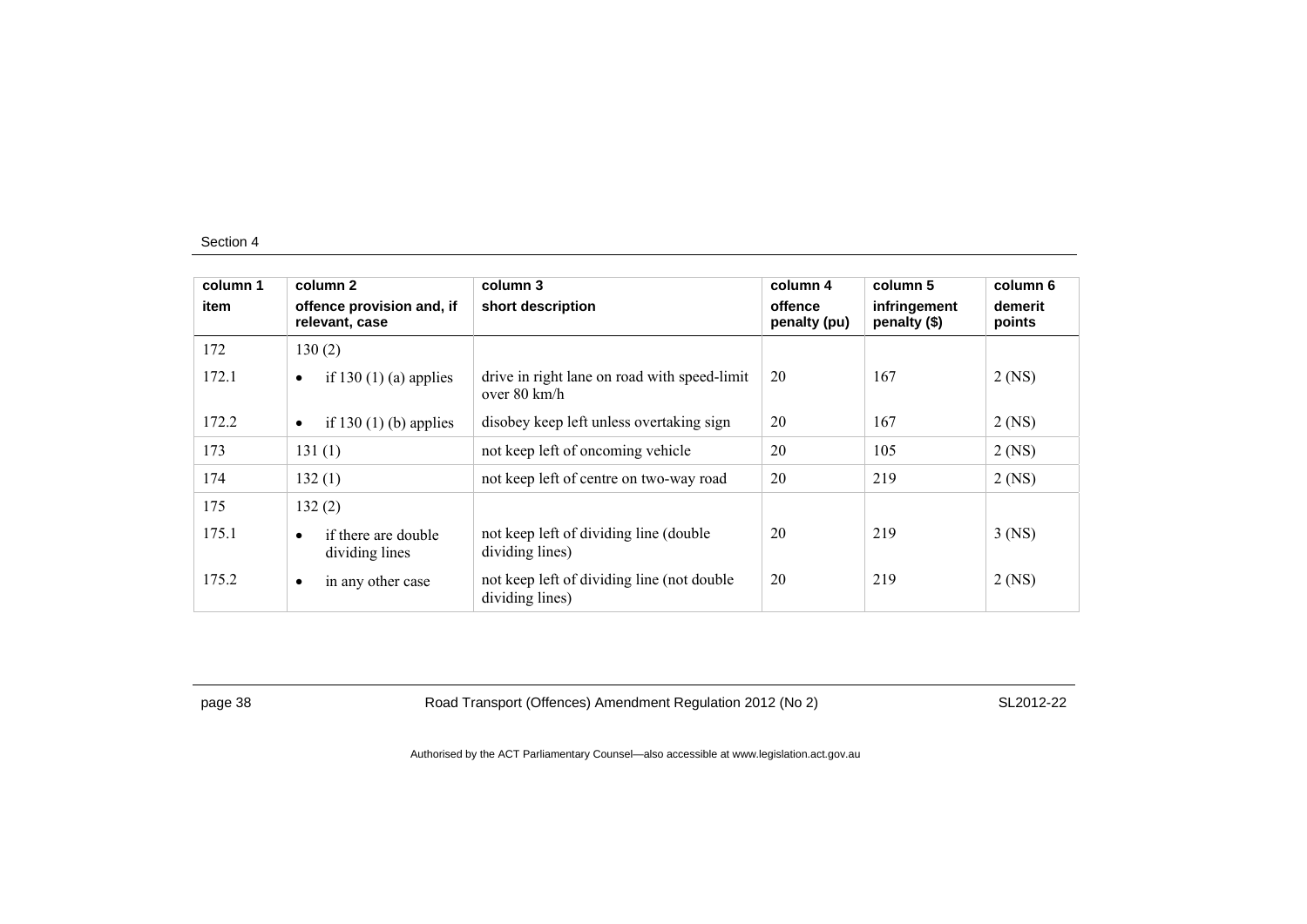Section 4

| column 1<br>item | column 2<br>offence provision and, if relevant, case | column 3<br>short description | column 4<br>offence penalty (pu) | column 5<br>infringement penalty ($) | column 6<br>demerit points |
|---|---|---|---|---|---|
| 172 | 130 (2) | | | | |
| 172.1 | • if 130 (1) (a) applies | drive in right lane on road with speed-limit over 80 km/h | 20 | 167 | 2 (NS) |
| 172.2 | • if 130 (1) (b) applies | disobey keep left unless overtaking sign | 20 | 167 | 2 (NS) |
| 173 | 131 (1) | not keep left of oncoming vehicle | 20 | 105 | 2 (NS) |
| 174 | 132 (1) | not keep left of centre on two-way road | 20 | 219 | 2 (NS) |
| 175 | 132 (2) | | | | |
| 175.1 | • if there are double dividing lines | not keep left of dividing line (double dividing lines) | 20 | 219 | 3 (NS) |
| 175.2 | • in any other case | not keep left of dividing line (not double dividing lines) | 20 | 219 | 2 (NS) |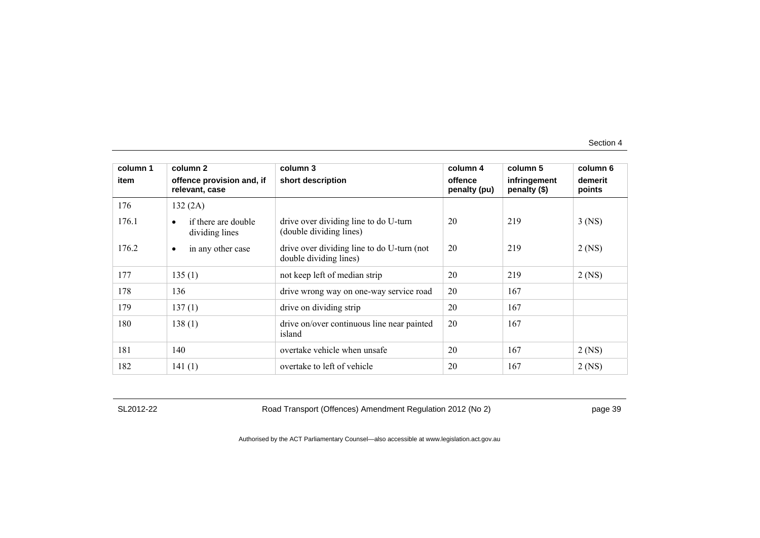| column 1 | column 2 | column 3 | column 4 | column 5 | column 6 |
|---|---|---|---|---|---|
| item | offence provision and, if relevant, case | short description | offence penalty (pu) | infringement penalty ($) | demerit points |
| 176 | 132 (2A) | | | | |
| 176.1 | • if there are double dividing lines | drive over dividing line to do U-turn (double dividing lines) | 20 | 219 | 3 (NS) |
| 176.2 | • in any other case | drive over dividing line to do U-turn (not double dividing lines) | 20 | 219 | 2 (NS) |
| 177 | 135 (1) | not keep left of median strip | 20 | 219 | 2 (NS) |
| 178 | 136 | drive wrong way on one-way service road | 20 | 167 | |
| 179 | 137 (1) | drive on dividing strip | 20 | 167 | |
| 180 | 138 (1) | drive on/over continuous line near painted island | 20 | 167 | |
| 181 | 140 | overtake vehicle when unsafe | 20 | 167 | 2 (NS) |
| 182 | 141 (1) | overtake to left of vehicle | 20 | 167 | 2 (NS) |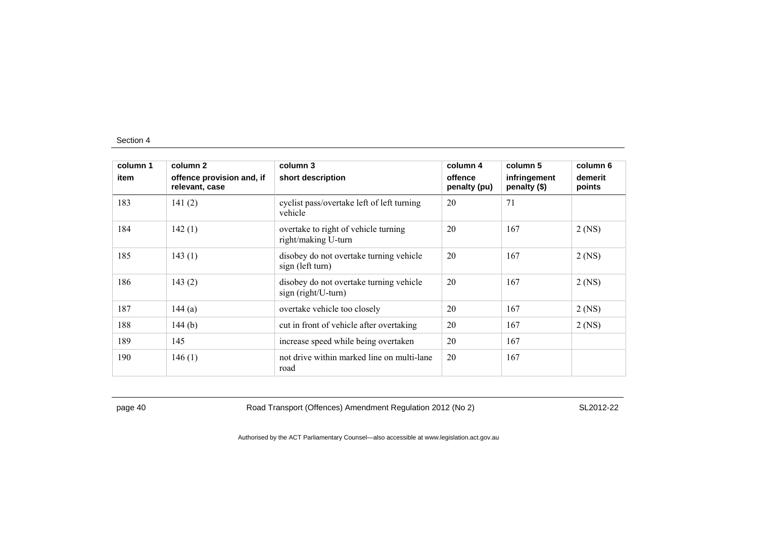| column 1<br>item | column 2<br>offence provision and, if relevant, case | column 3<br>short description | column 4<br>offence penalty (pu) | column 5<br>infringement penalty ($) | column 6<br>demerit points |
|---|---|---|---|---|---|
| 183 | 141 (2) | cyclist pass/overtake left of left turning vehicle | 20 | 71 | |
| 184 | 142 (1) | overtake to right of vehicle turning right/making U-turn | 20 | 167 | 2 (NS) |
| 185 | 143 (1) | disobey do not overtake turning vehicle sign (left turn) | 20 | 167 | 2 (NS) |
| 186 | 143 (2) | disobey do not overtake turning vehicle sign (right/U-turn) | 20 | 167 | 2 (NS) |
| 187 | 144 (a) | overtake vehicle too closely | 20 | 167 | 2 (NS) |
| 188 | 144 (b) | cut in front of vehicle after overtaking | 20 | 167 | 2 (NS) |
| 189 | 145 | increase speed while being overtaken | 20 | 167 | |
| 190 | 146 (1) | not drive within marked line on multi-lane road | 20 | 167 | |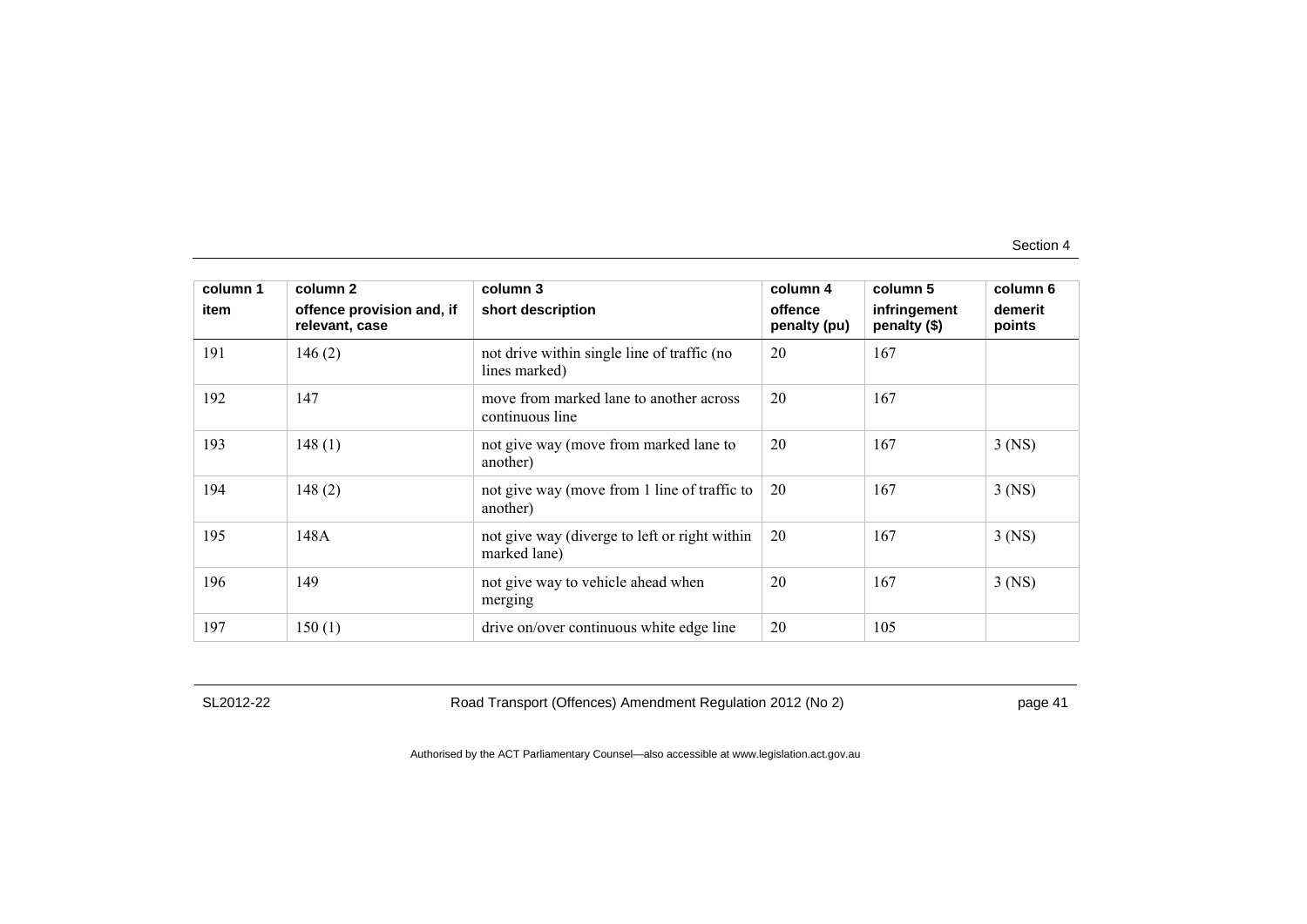| column 1<br>item | column 2<br>offence provision and, if relevant, case | column 3<br>short description | column 4<br>offence penalty (pu) | column 5<br>infringement penalty ($) | column 6<br>demerit points |
|---|---|---|---|---|---|
| 191 | 146 (2) | not drive within single line of traffic (no lines marked) | 20 | 167 | |
| 192 | 147 | move from marked lane to another across continuous line | 20 | 167 | |
| 193 | 148 (1) | not give way (move from marked lane to another) | 20 | 167 | 3 (NS) |
| 194 | 148 (2) | not give way (move from 1 line of traffic to another) | 20 | 167 | 3 (NS) |
| 195 | 148A | not give way (diverge to left or right within marked lane) | 20 | 167 | 3 (NS) |
| 196 | 149 | not give way to vehicle ahead when merging | 20 | 167 | 3 (NS) |
| 197 | 150 (1) | drive on/over continuous white edge line | 20 | 105 | |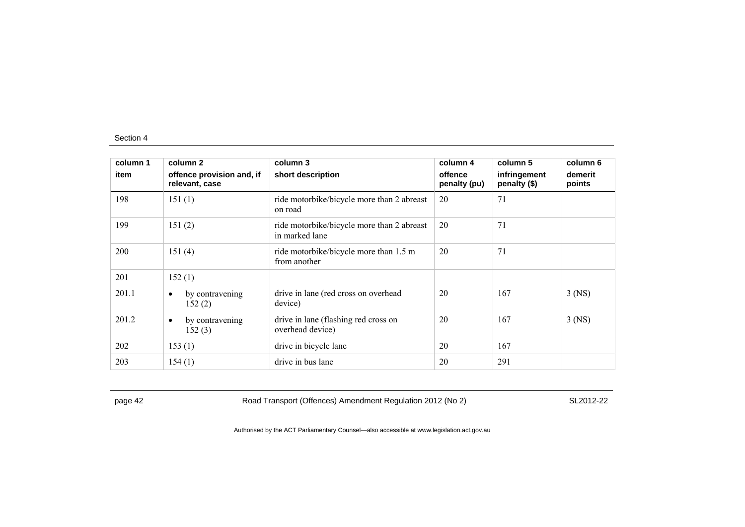| column 1 item | column 2 offence provision and, if relevant, case | column 3 short description | column 4 offence penalty (pu) | column 5 infringement penalty ($) | column 6 demerit points |
|---|---|---|---|---|---|
| 198 | 151 (1) | ride motorbike/bicycle more than 2 abreast on road | 20 | 71 | |
| 199 | 151 (2) | ride motorbike/bicycle more than 2 abreast in marked lane | 20 | 71 | |
| 200 | 151 (4) | ride motorbike/bicycle more than 1.5 m from another | 20 | 71 | |
| 201 | 152 (1) | | | | |
| 201.1 | • by contravening 152 (2) | drive in lane (red cross on overhead device) | 20 | 167 | 3 (NS) |
| 201.2 | • by contravening 152 (3) | drive in lane (flashing red cross on overhead device) | 20 | 167 | 3 (NS) |
| 202 | 153 (1) | drive in bicycle lane | 20 | 167 | |
| 203 | 154 (1) | drive in bus lane | 20 | 291 | |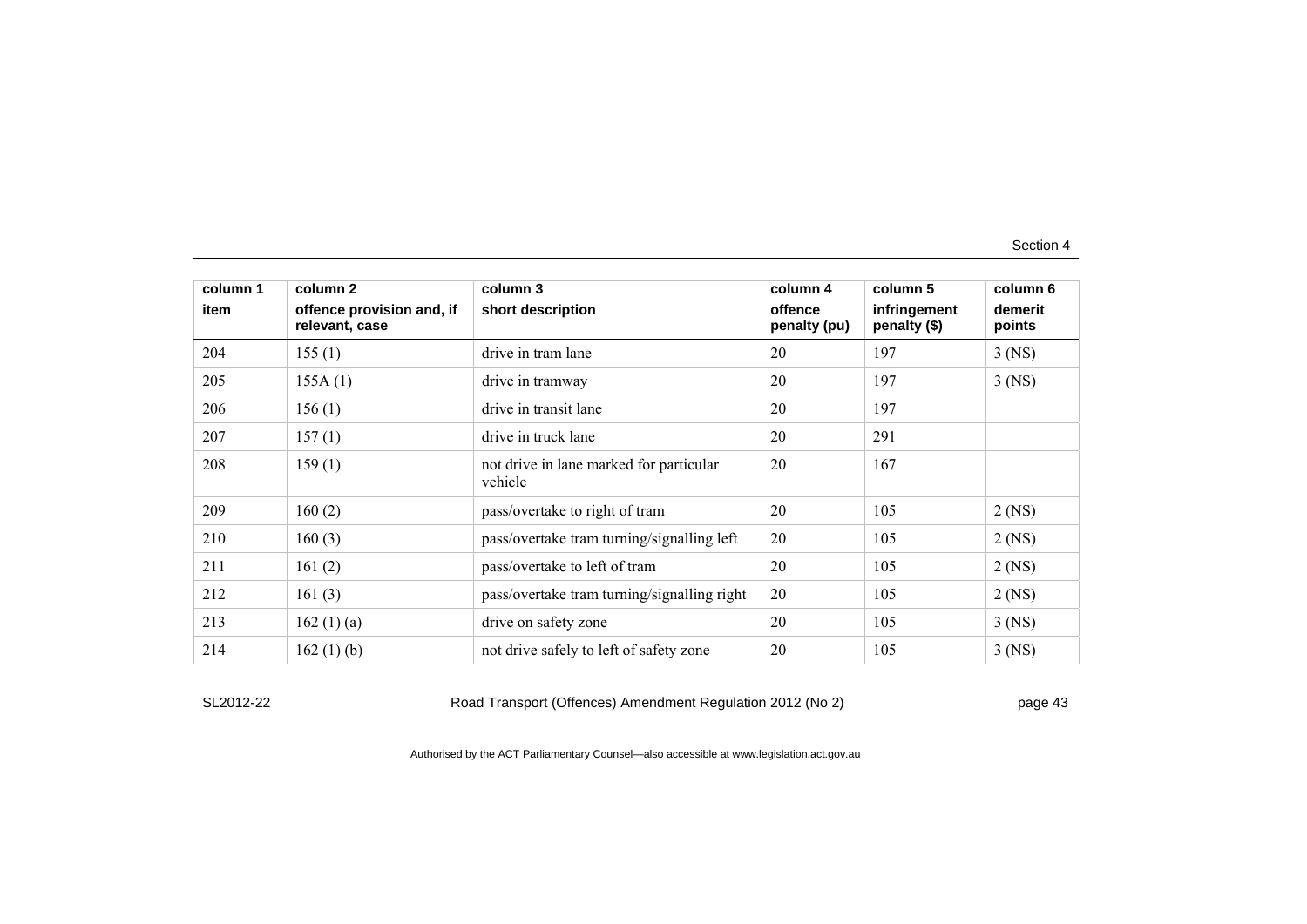| column 1<br>item | column 2<br>offence provision and, if relevant, case | column 3<br>short description | column 4<br>offence penalty (pu) | column 5<br>infringement penalty ($) | column 6<br>demerit points |
|---|---|---|---|---|---|
| 204 | 155 (1) | drive in tram lane | 20 | 197 | 3 (NS) |
| 205 | 155A (1) | drive in tramway | 20 | 197 | 3 (NS) |
| 206 | 156 (1) | drive in transit lane | 20 | 197 | |
| 207 | 157 (1) | drive in truck lane | 20 | 291 | |
| 208 | 159 (1) | not drive in lane marked for particular vehicle | 20 | 167 | |
| 209 | 160 (2) | pass/overtake to right of tram | 20 | 105 | 2 (NS) |
| 210 | 160 (3) | pass/overtake tram turning/signalling left | 20 | 105 | 2 (NS) |
| 211 | 161 (2) | pass/overtake to left of tram | 20 | 105 | 2 (NS) |
| 212 | 161 (3) | pass/overtake tram turning/signalling right | 20 | 105 | 2 (NS) |
| 213 | 162 (1) (a) | drive on safety zone | 20 | 105 | 3 (NS) |
| 214 | 162 (1) (b) | not drive safely to left of safety zone | 20 | 105 | 3 (NS) |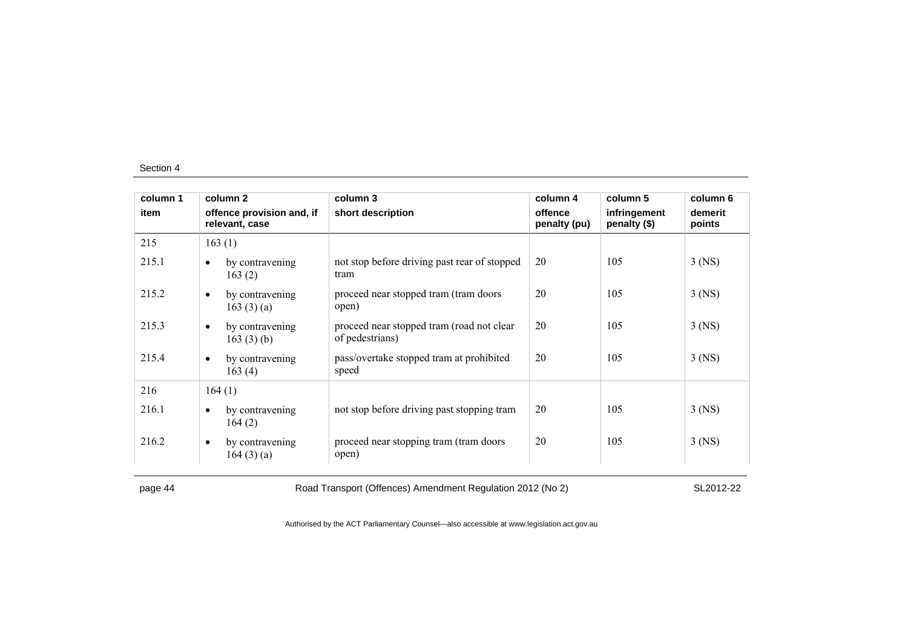| column 1 item | column 2 offence provision and, if relevant, case | column 3 short description | column 4 offence penalty (pu) | column 5 infringement penalty ($) | column 6 demerit points |
|---|---|---|---|---|---|
| 215 | 163 (1) | | | | |
| 215.1 | • by contravening 163 (2) | not stop before driving past rear of stopped tram | 20 | 105 | 3 (NS) |
| 215.2 | • by contravening 163 (3) (a) | proceed near stopped tram (tram doors open) | 20 | 105 | 3 (NS) |
| 215.3 | • by contravening 163 (3) (b) | proceed near stopped tram (road not clear of pedestrians) | 20 | 105 | 3 (NS) |
| 215.4 | • by contravening 163 (4) | pass/overtake stopped tram at prohibited speed | 20 | 105 | 3 (NS) |
| 216 | 164 (1) | | | | |
| 216.1 | • by contravening 164 (2) | not stop before driving past stopping tram | 20 | 105 | 3 (NS) |
| 216.2 | • by contravening 164 (3) (a) | proceed near stopping tram (tram doors open) | 20 | 105 | 3 (NS) |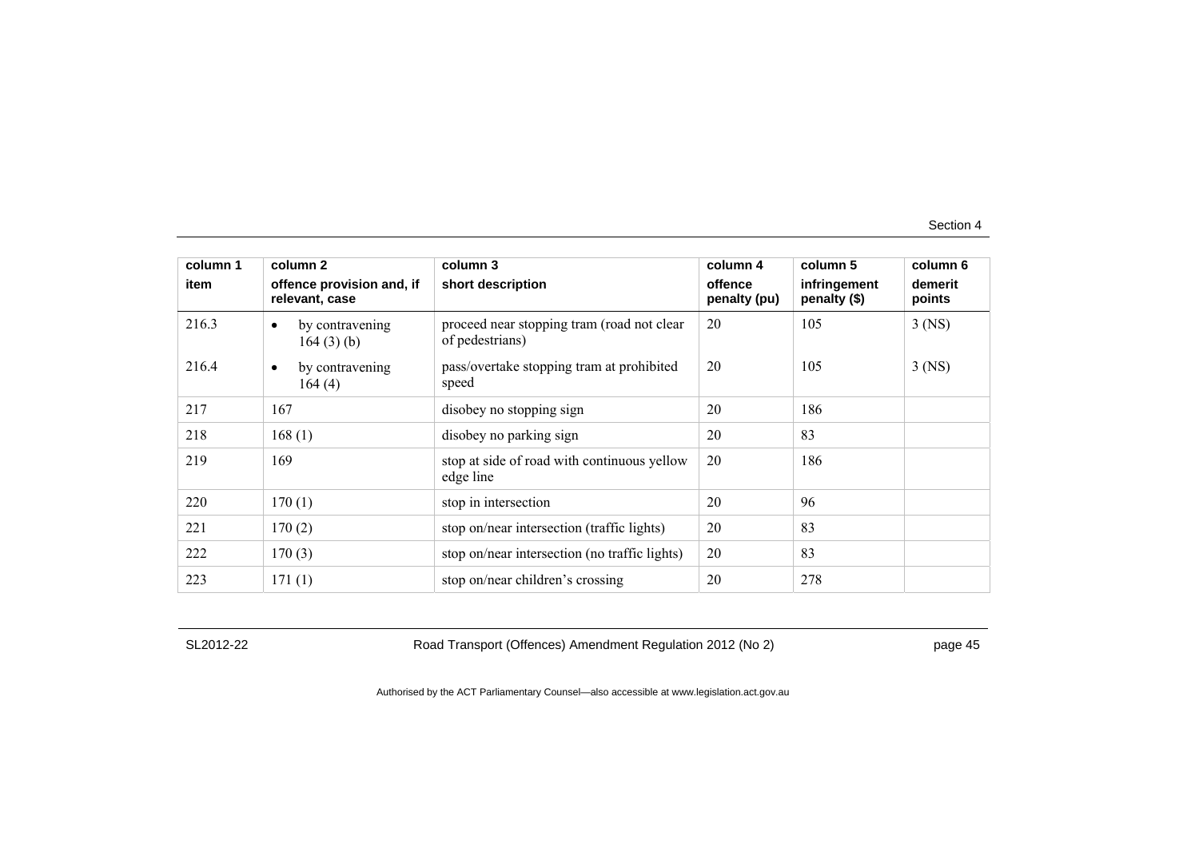| column 1<br>item | column 2<br>offence provision and, if relevant, case | column 3<br>short description | column 4<br>offence penalty (pu) | column 5<br>infringement penalty ($) | column 6<br>demerit points |
|---|---|---|---|---|---|
| 216.3 | • by contravening 164 (3) (b) | proceed near stopping tram (road not clear of pedestrians) | 20 | 105 | 3 (NS) |
| 216.4 | • by contravening 164 (4) | pass/overtake stopping tram at prohibited speed | 20 | 105 | 3 (NS) |
| 217 | 167 | disobey no stopping sign | 20 | 186 | |
| 218 | 168 (1) | disobey no parking sign | 20 | 83 | |
| 219 | 169 | stop at side of road with continuous yellow edge line | 20 | 186 | |
| 220 | 170 (1) | stop in intersection | 20 | 96 | |
| 221 | 170 (2) | stop on/near intersection (traffic lights) | 20 | 83 | |
| 222 | 170 (3) | stop on/near intersection (no traffic lights) | 20 | 83 | |
| 223 | 171 (1) | stop on/near children's crossing | 20 | 278 | |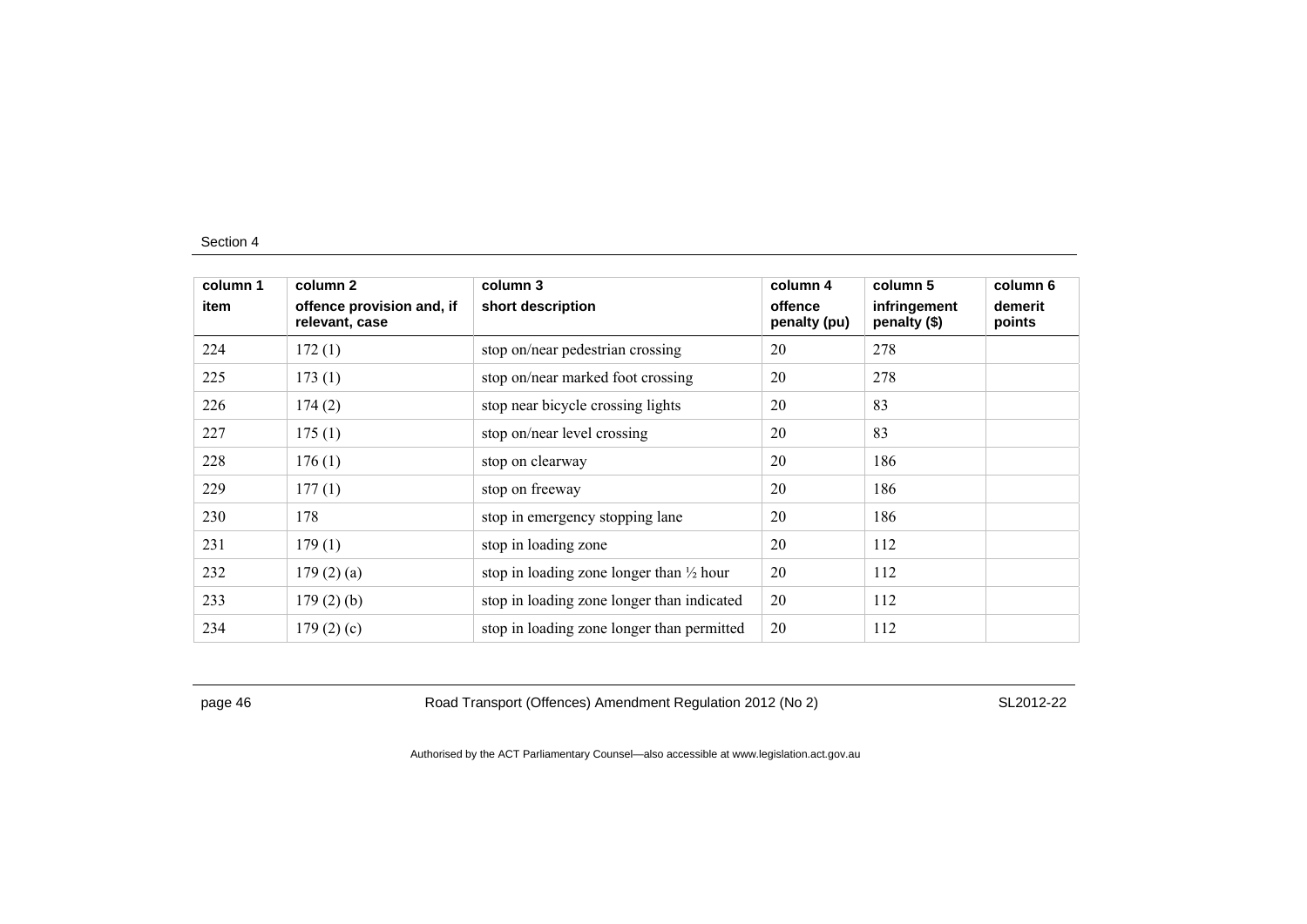Section 4

| column 1<br>item | column 2<br>offence provision and, if relevant, case | column 3<br>short description | column 4<br>offence penalty (pu) | column 5<br>infringement penalty ($) | column 6<br>demerit points |
|---|---|---|---|---|---|
| 224 | 172 (1) | stop on/near pedestrian crossing | 20 | 278 | |
| 225 | 173 (1) | stop on/near marked foot crossing | 20 | 278 | |
| 226 | 174 (2) | stop near bicycle crossing lights | 20 | 83 | |
| 227 | 175 (1) | stop on/near level crossing | 20 | 83 | |
| 228 | 176 (1) | stop on clearway | 20 | 186 | |
| 229 | 177 (1) | stop on freeway | 20 | 186 | |
| 230 | 178 | stop in emergency stopping lane | 20 | 186 | |
| 231 | 179 (1) | stop in loading zone | 20 | 112 | |
| 232 | 179 (2) (a) | stop in loading zone longer than ½ hour | 20 | 112 | |
| 233 | 179 (2) (b) | stop in loading zone longer than indicated | 20 | 112 | |
| 234 | 179 (2) (c) | stop in loading zone longer than permitted | 20 | 112 | |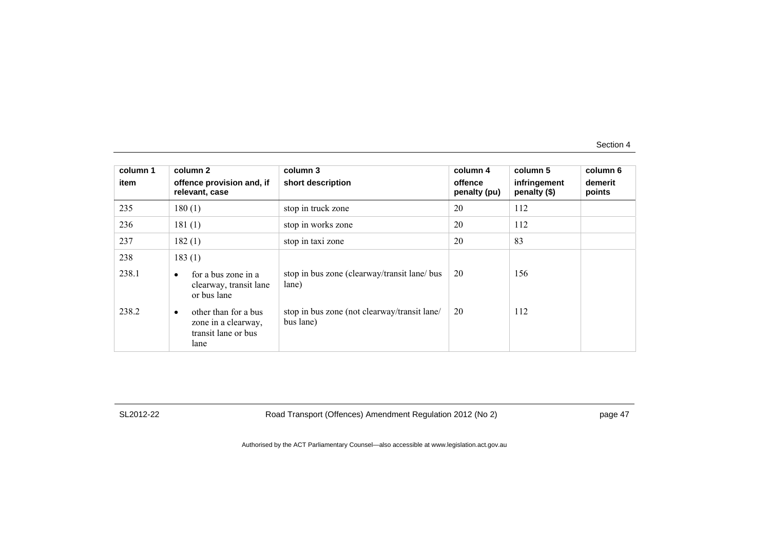| column 1<br>item | column 2<br>offence provision and, if relevant, case | column 3<br>short description | column 4<br>offence penalty (pu) | column 5<br>infringement penalty ($) | column 6<br>demerit points |
|---|---|---|---|---|---|
| 235 | 180 (1) | stop in truck zone | 20 | 112 | |
| 236 | 181 (1) | stop in works zone | 20 | 112 | |
| 237 | 182 (1) | stop in taxi zone | 20 | 83 | |
| 238 | 183 (1) | | | | |
| 238.1 | • for a bus zone in a clearway, transit lane or bus lane | stop in bus zone (clearway/transit lane/ bus lane) | 20 | 156 | |
| 238.2 | • other than for a bus zone in a clearway, transit lane or bus lane | stop in bus zone (not clearway/transit lane/ bus lane) | 20 | 112 | |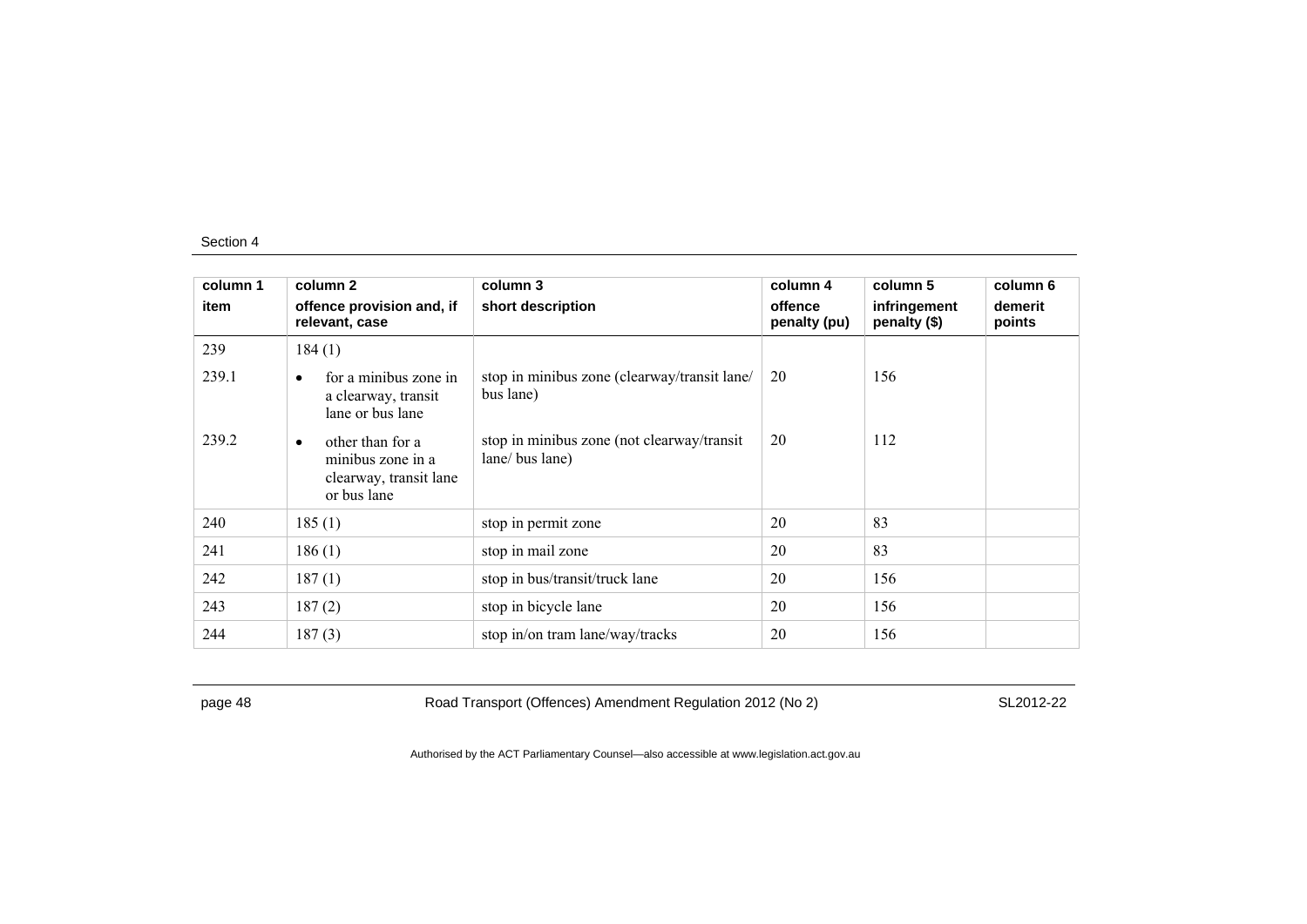| column 1<br>item | column 2<br>offence provision and, if relevant, case | column 3<br>short description | column 4<br>offence penalty (pu) | column 5<br>infringement penalty ($) | column 6<br>demerit points |
|---|---|---|---|---|---|
| 239 | 184 (1) | | | | |
| 239.1 | • for a minibus zone in a clearway, transit lane or bus lane | stop in minibus zone (clearway/transit lane/ bus lane) | 20 | 156 | |
| 239.2 | • other than for a minibus zone in a clearway, transit lane or bus lane | stop in minibus zone (not clearway/transit lane/ bus lane) | 20 | 112 | |
| 240 | 185 (1) | stop in permit zone | 20 | 83 | |
| 241 | 186 (1) | stop in mail zone | 20 | 83 | |
| 242 | 187 (1) | stop in bus/transit/truck lane | 20 | 156 | |
| 243 | 187 (2) | stop in bicycle lane | 20 | 156 | |
| 244 | 187 (3) | stop in/on tram lane/way/tracks | 20 | 156 | |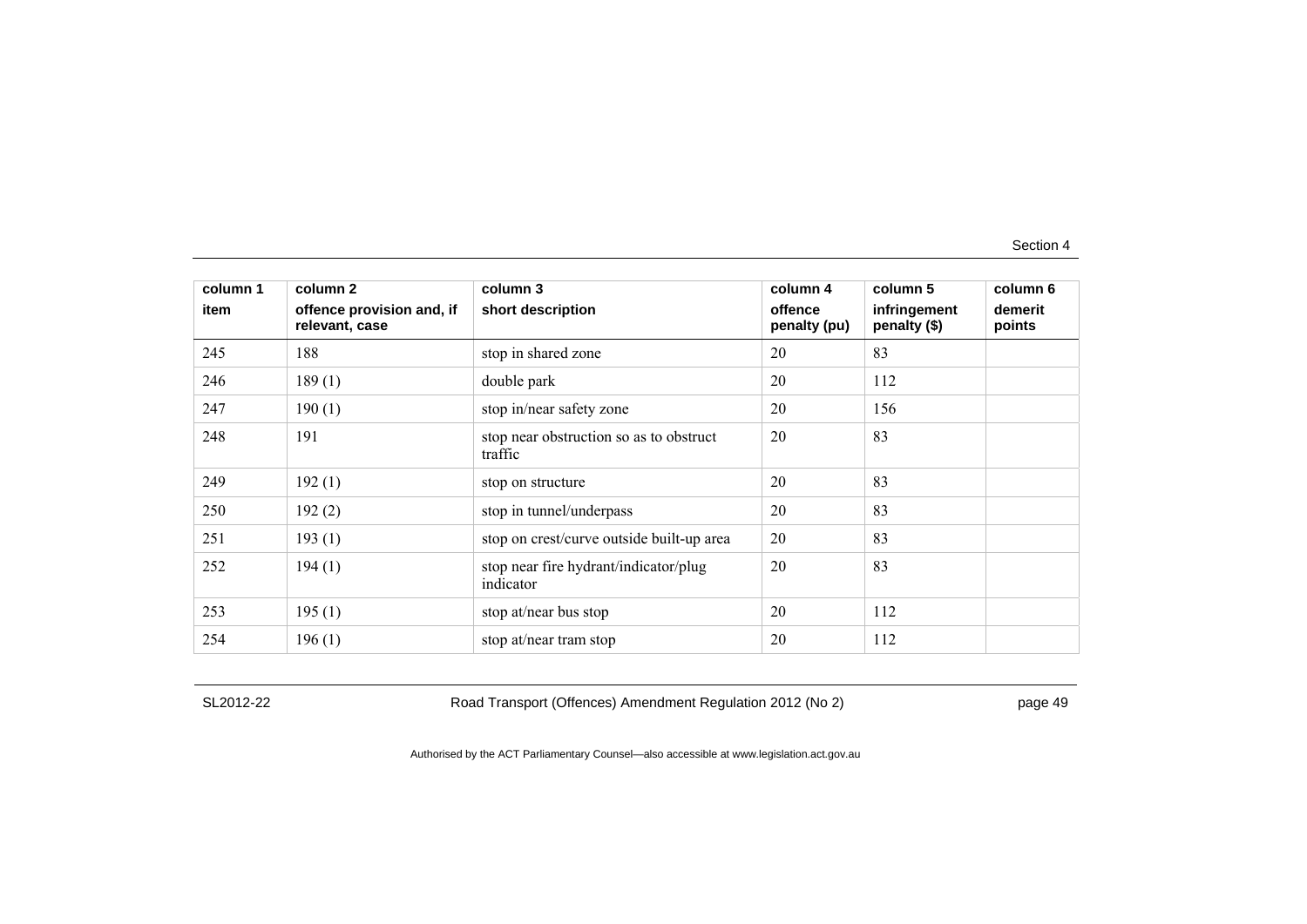| column 1<br>item | column 2<br>offence provision and, if relevant, case | column 3<br>short description | column 4<br>offence penalty (pu) | column 5<br>infringement penalty ($) | column 6<br>demerit points |
|---|---|---|---|---|---|
| 245 | 188 | stop in shared zone | 20 | 83 | |
| 246 | 189 (1) | double park | 20 | 112 | |
| 247 | 190 (1) | stop in/near safety zone | 20 | 156 | |
| 248 | 191 | stop near obstruction so as to obstruct traffic | 20 | 83 | |
| 249 | 192 (1) | stop on structure | 20 | 83 | |
| 250 | 192 (2) | stop in tunnel/underpass | 20 | 83 | |
| 251 | 193 (1) | stop on crest/curve outside built-up area | 20 | 83 | |
| 252 | 194 (1) | stop near fire hydrant/indicator/plug indicator | 20 | 83 | |
| 253 | 195 (1) | stop at/near bus stop | 20 | 112 | |
| 254 | 196 (1) | stop at/near tram stop | 20 | 112 | |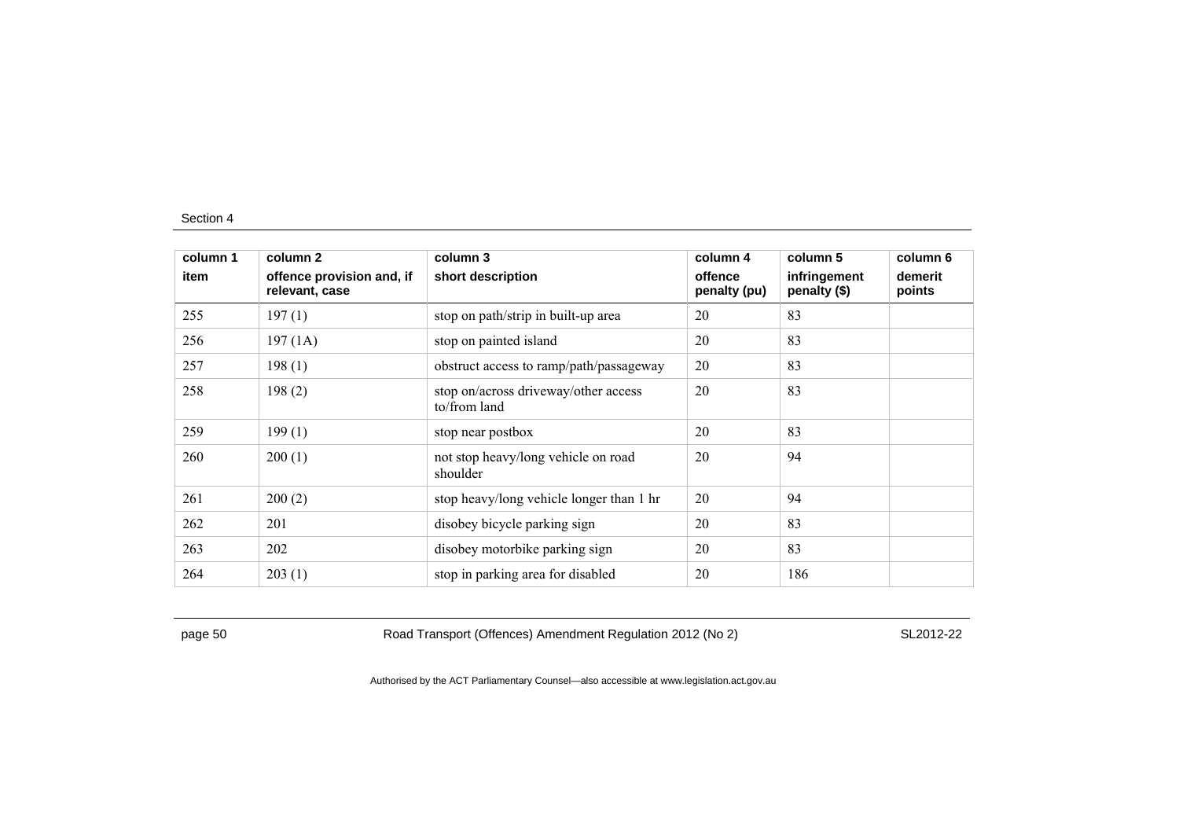| column 1<br>item | column 2<br>offence provision and, if relevant, case | column 3<br>short description | column 4<br>offence penalty (pu) | column 5<br>infringement penalty ($) | column 6<br>demerit points |
|---|---|---|---|---|---|
| 255 | 197 (1) | stop on path/strip in built-up area | 20 | 83 | |
| 256 | 197 (1A) | stop on painted island | 20 | 83 | |
| 257 | 198 (1) | obstruct access to ramp/path/passageway | 20 | 83 | |
| 258 | 198 (2) | stop on/across driveway/other access to/from land | 20 | 83 | |
| 259 | 199 (1) | stop near postbox | 20 | 83 | |
| 260 | 200 (1) | not stop heavy/long vehicle on road shoulder | 20 | 94 | |
| 261 | 200 (2) | stop heavy/long vehicle longer than 1 hr | 20 | 94 | |
| 262 | 201 | disobey bicycle parking sign | 20 | 83 | |
| 263 | 202 | disobey motorbike parking sign | 20 | 83 | |
| 264 | 203 (1) | stop in parking area for disabled | 20 | 186 | |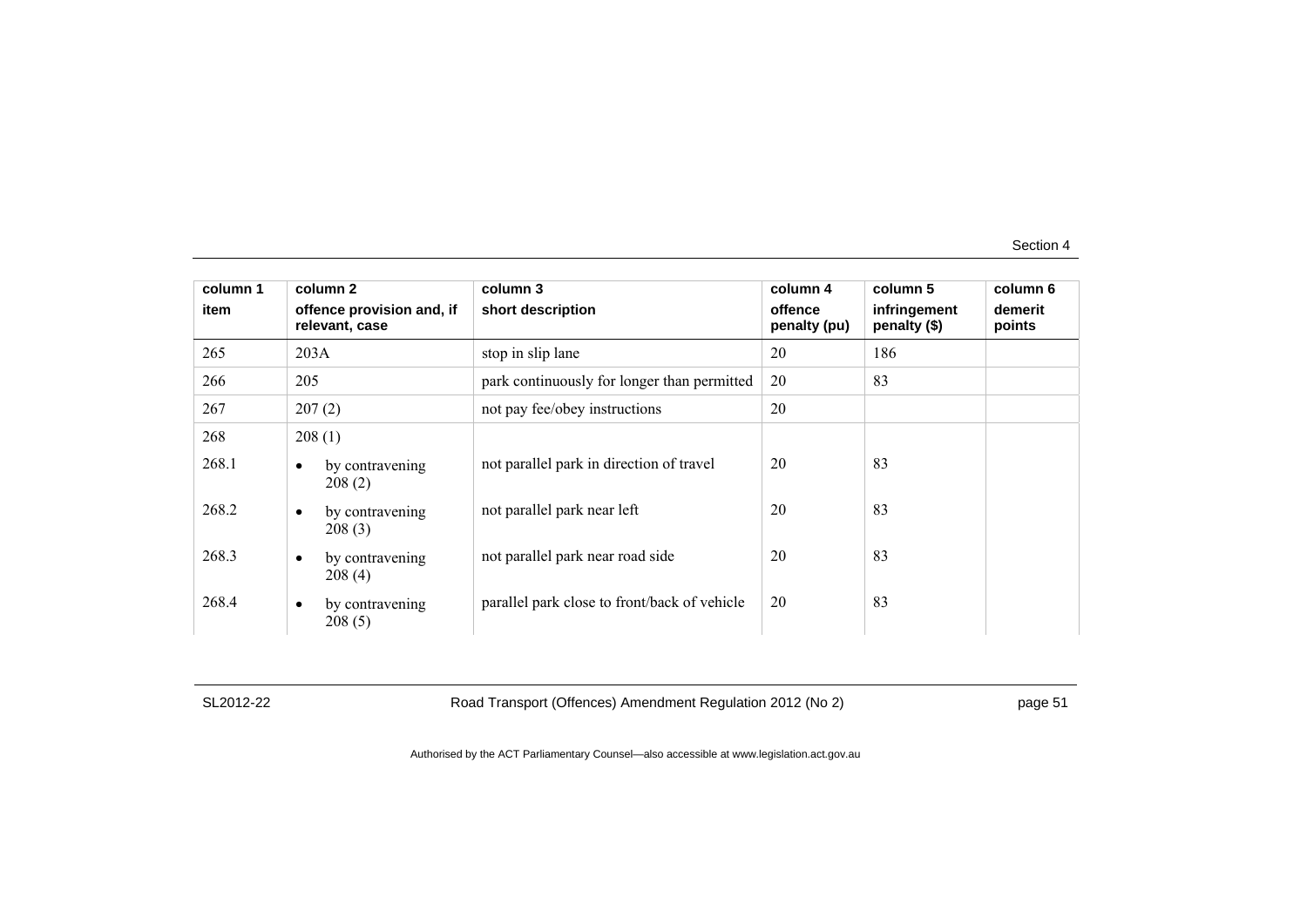| column 1<br>item | column 2<br>offence provision and, if relevant, case | column 3<br>short description | column 4<br>offence penalty (pu) | column 5<br>infringement penalty ($) | column 6<br>demerit points |
|---|---|---|---|---|---|
| 265 | 203A | stop in slip lane | 20 | 186 | |
| 266 | 205 | park continuously for longer than permitted | 20 | 83 | |
| 267 | 207 (2) | not pay fee/obey instructions | 20 | | |
| 268 | 208 (1) | | | | |
| 268.1 | • by contravening 208 (2) | not parallel park in direction of travel | 20 | 83 | |
| 268.2 | • by contravening 208 (3) | not parallel park near left | 20 | 83 | |
| 268.3 | • by contravening 208 (4) | not parallel park near road side | 20 | 83 | |
| 268.4 | • by contravening 208 (5) | parallel park close to front/back of vehicle | 20 | 83 | |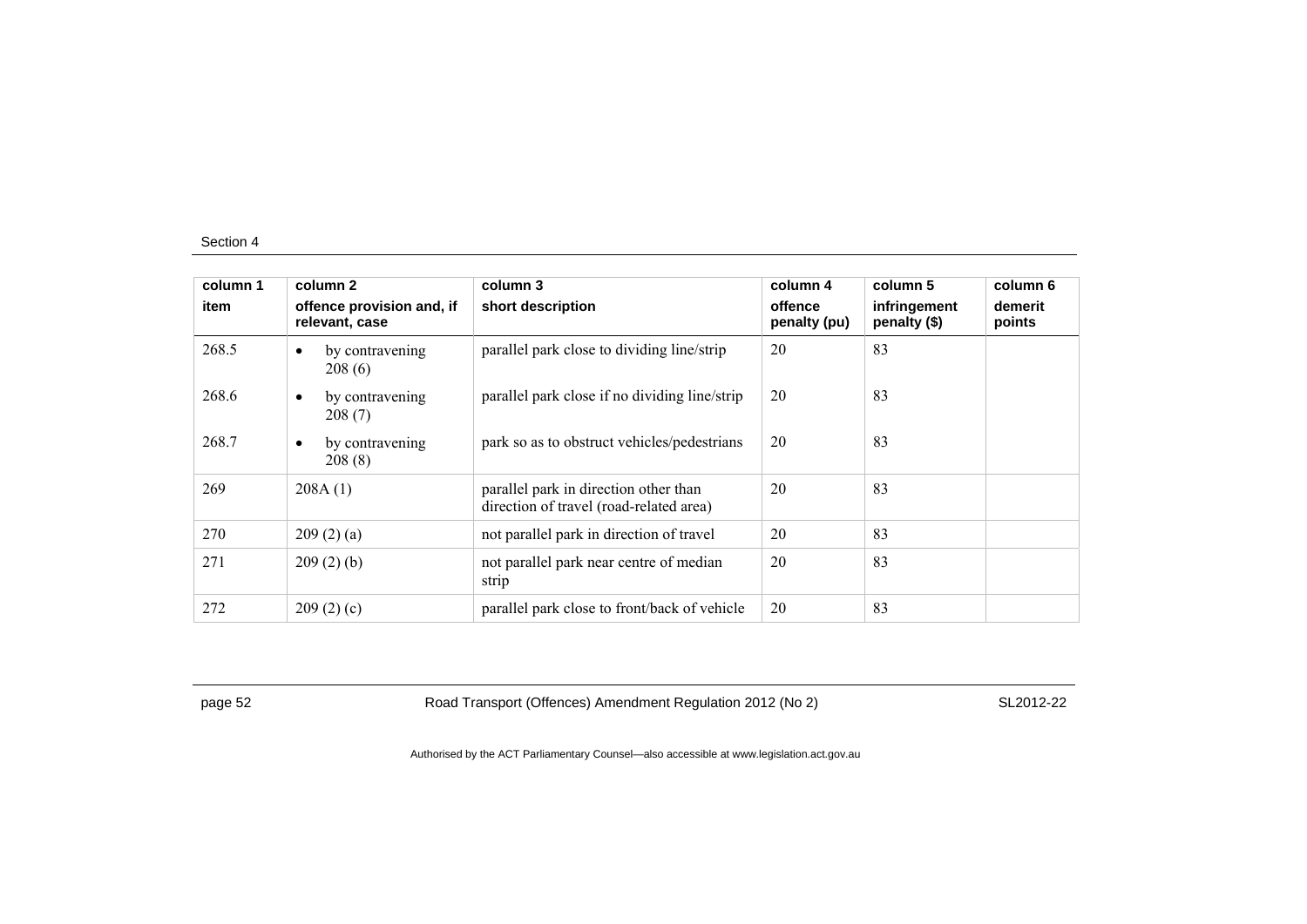| column 1 item | column 2 offence provision and, if relevant, case | column 3 short description | column 4 offence penalty (pu) | column 5 infringement penalty ($) | column 6 demerit points |
|---|---|---|---|---|---|
| 268.5 | • by contravening 208 (6) | parallel park close to dividing line/strip | 20 | 83 | |
| 268.6 | • by contravening 208 (7) | parallel park close if no dividing line/strip | 20 | 83 | |
| 268.7 | • by contravening 208 (8) | park so as to obstruct vehicles/pedestrians | 20 | 83 | |
| 269 | 208A (1) | parallel park in direction other than direction of travel (road-related area) | 20 | 83 | |
| 270 | 209 (2) (a) | not parallel park in direction of travel | 20 | 83 | |
| 271 | 209 (2) (b) | not parallel park near centre of median strip | 20 | 83 | |
| 272 | 209 (2) (c) | parallel park close to front/back of vehicle | 20 | 83 | |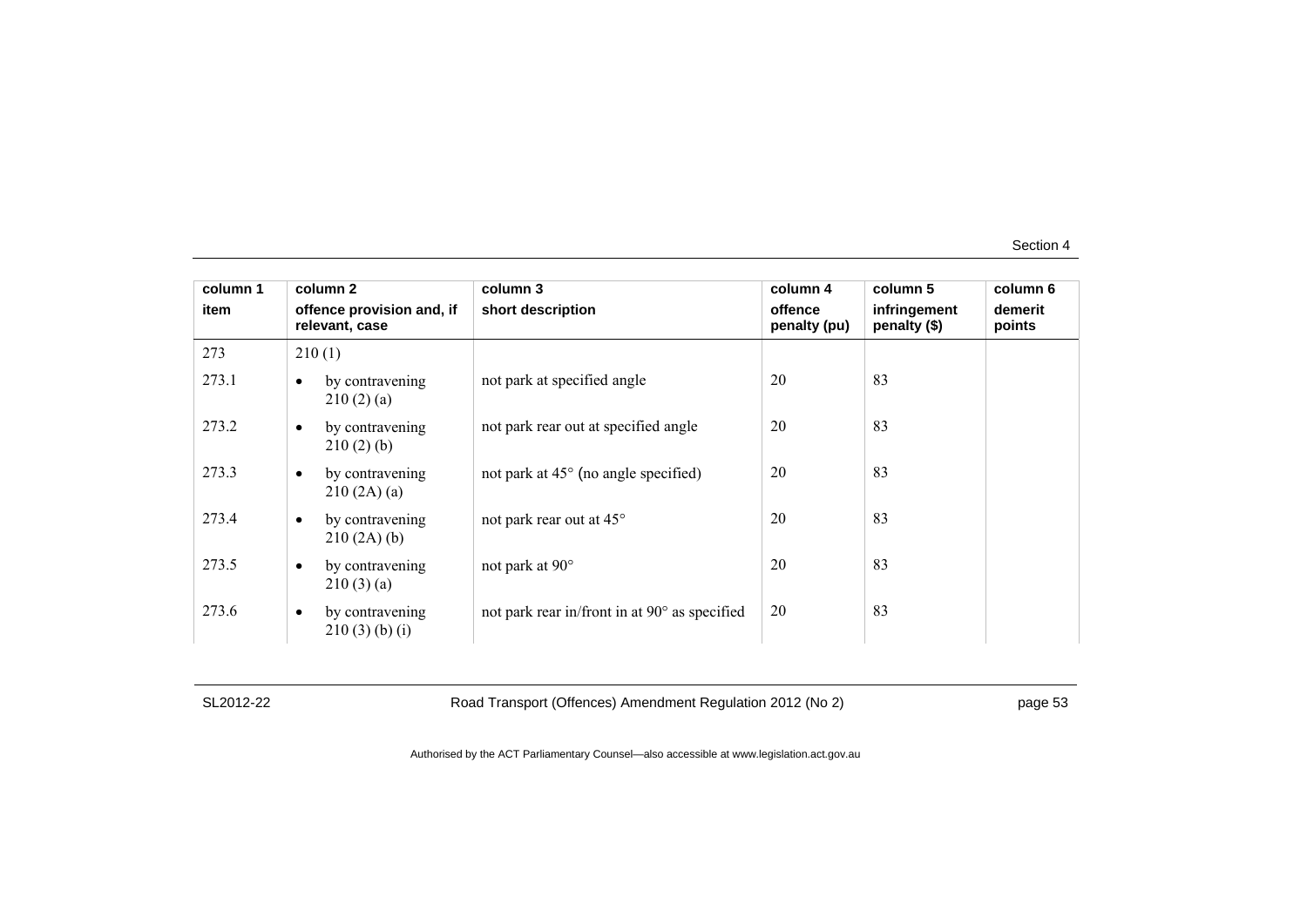| column 1<br>item | column 2<br>offence provision and, if relevant, case | column 3<br>short description | column 4<br>offence penalty (pu) | column 5<br>infringement penalty ($) | column 6<br>demerit points |
|---|---|---|---|---|---|
| 273 | 210 (1) | | | | |
| 273.1 | • by contravening 210 (2) (a) | not park at specified angle | 20 | 83 | |
| 273.2 | • by contravening 210 (2) (b) | not park rear out at specified angle | 20 | 83 | |
| 273.3 | • by contravening 210 (2A) (a) | not park at 45° (no angle specified) | 20 | 83 | |
| 273.4 | • by contravening 210 (2A) (b) | not park rear out at 45° | 20 | 83 | |
| 273.5 | • by contravening 210 (3) (a) | not park at 90° | 20 | 83 | |
| 273.6 | • by contravening 210 (3) (b) (i) | not park rear in/front in at 90° as specified | 20 | 83 | |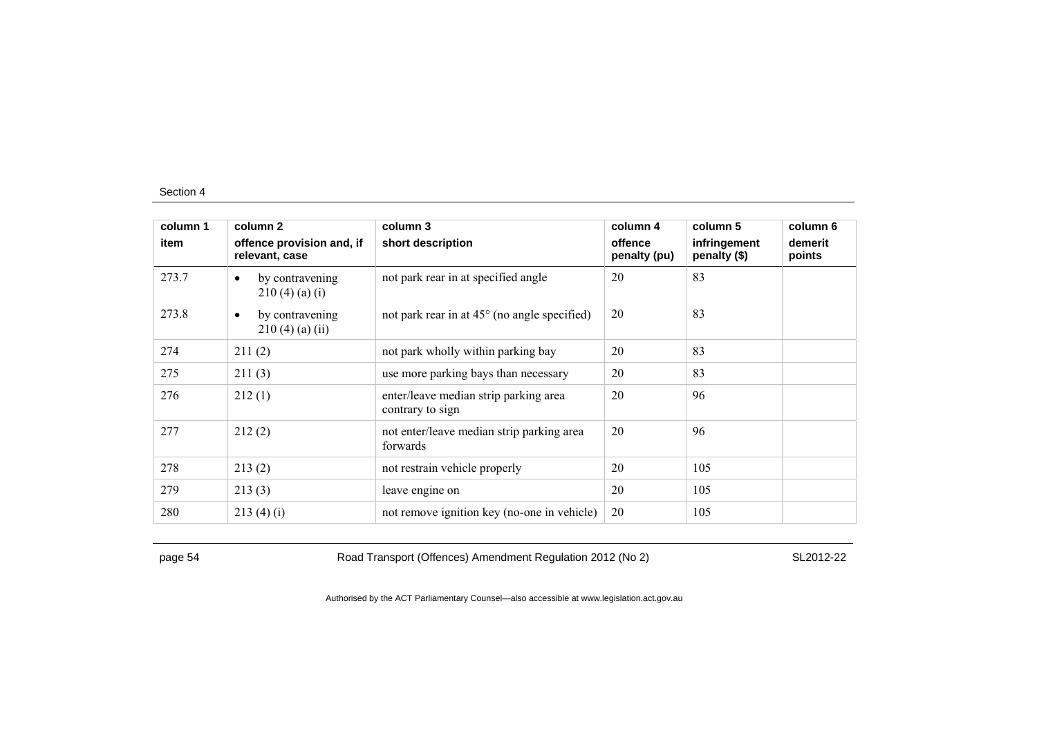Section 4

| column 1<br>item | column 2<br>offence provision and, if relevant, case | column 3<br>short description | column 4<br>offence penalty (pu) | column 5<br>infringement penalty ($) | column 6<br>demerit points |
|---|---|---|---|---|---|
| 273.7 | • by contravening 210 (4) (a) (i) | not park rear in at specified angle | 20 | 83 | |
| 273.8 | • by contravening 210 (4) (a) (ii) | not park rear in at 45° (no angle specified) | 20 | 83 | |
| 274 | 211 (2) | not park wholly within parking bay | 20 | 83 | |
| 275 | 211 (3) | use more parking bays than necessary | 20 | 83 | |
| 276 | 212 (1) | enter/leave median strip parking area contrary to sign | 20 | 96 | |
| 277 | 212 (2) | not enter/leave median strip parking area forwards | 20 | 96 | |
| 278 | 213 (2) | not restrain vehicle properly | 20 | 105 | |
| 279 | 213 (3) | leave engine on | 20 | 105 | |
| 280 | 213 (4) (i) | not remove ignition key (no-one in vehicle) | 20 | 105 | |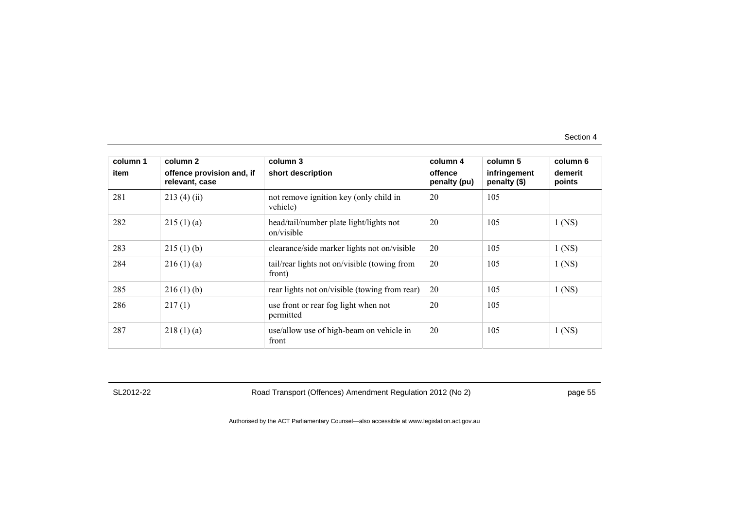| column 1 item | column 2 offence provision and, if relevant, case | column 3 short description | column 4 offence penalty (pu) | column 5 infringement penalty ($) | column 6 demerit points |
|---|---|---|---|---|---|
| 281 | 213 (4) (ii) | not remove ignition key (only child in vehicle) | 20 | 105 | |
| 282 | 215 (1) (a) | head/tail/number plate light/lights not on/visible | 20 | 105 | 1 (NS) |
| 283 | 215 (1) (b) | clearance/side marker lights not on/visible | 20 | 105 | 1 (NS) |
| 284 | 216 (1) (a) | tail/rear lights not on/visible (towing from front) | 20 | 105 | 1 (NS) |
| 285 | 216 (1) (b) | rear lights not on/visible (towing from rear) | 20 | 105 | 1 (NS) |
| 286 | 217 (1) | use front or rear fog light when not permitted | 20 | 105 | |
| 287 | 218 (1) (a) | use/allow use of high-beam on vehicle in front | 20 | 105 | 1 (NS) |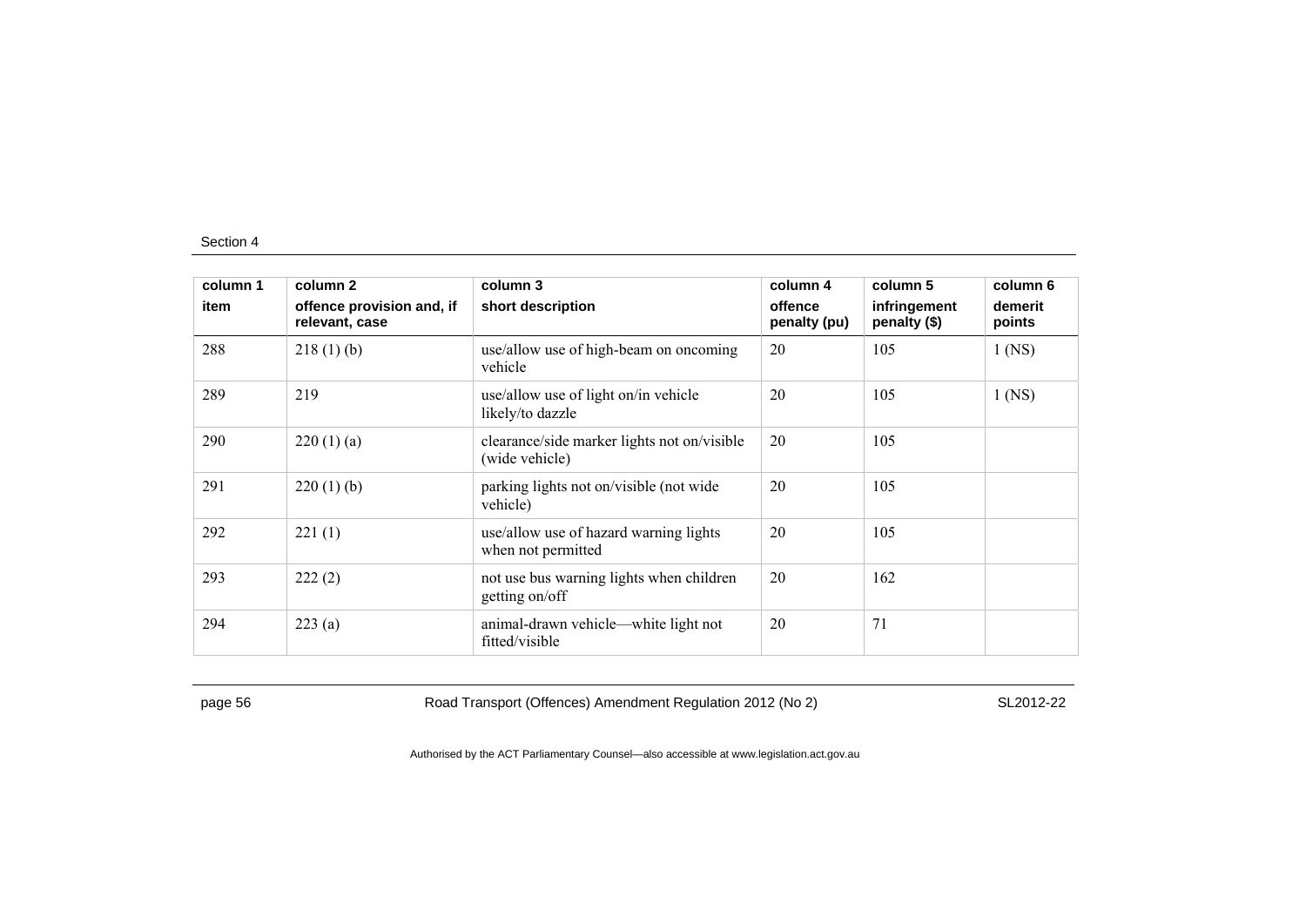| column 1<br>item | column 2<br>offence provision and, if relevant, case | column 3<br>short description | column 4<br>offence penalty (pu) | column 5<br>infringement penalty ($) | column 6<br>demerit points |
|---|---|---|---|---|---|
| 288 | 218 (1) (b) | use/allow use of high-beam on oncoming vehicle | 20 | 105 | 1 (NS) |
| 289 | 219 | use/allow use of light on/in vehicle likely/to dazzle | 20 | 105 | 1 (NS) |
| 290 | 220 (1) (a) | clearance/side marker lights not on/visible (wide vehicle) | 20 | 105 | |
| 291 | 220 (1) (b) | parking lights not on/visible (not wide vehicle) | 20 | 105 | |
| 292 | 221 (1) | use/allow use of hazard warning lights when not permitted | 20 | 105 | |
| 293 | 222 (2) | not use bus warning lights when children getting on/off | 20 | 162 | |
| 294 | 223 (a) | animal-drawn vehicle—white light not fitted/visible | 20 | 71 | |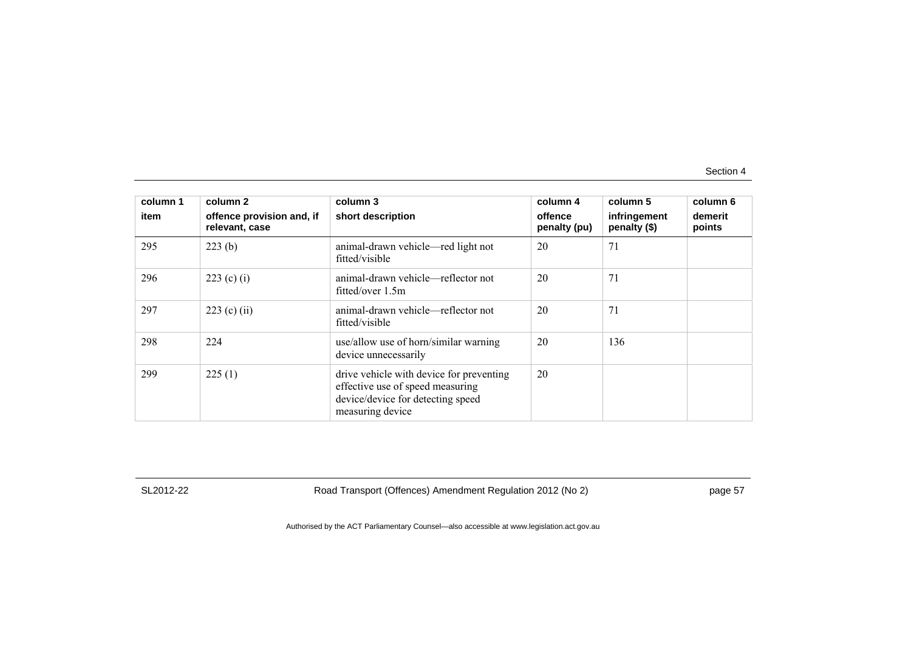| column 1<br>item | column 2<br>offence provision and, if relevant, case | column 3<br>short description | column 4<br>offence penalty (pu) | column 5<br>infringement penalty ($) | column 6<br>demerit points |
|---|---|---|---|---|---|
| 295 | 223 (b) | animal-drawn vehicle—red light not fitted/visible | 20 | 71 | |
| 296 | 223 (c) (i) | animal-drawn vehicle—reflector not fitted/over 1.5m | 20 | 71 | |
| 297 | 223 (c) (ii) | animal-drawn vehicle—reflector not fitted/visible | 20 | 71 | |
| 298 | 224 | use/allow use of horn/similar warning device unnecessarily | 20 | 136 | |
| 299 | 225 (1) | drive vehicle with device for preventing effective use of speed measuring device/device for detecting speed measuring device | 20 | | |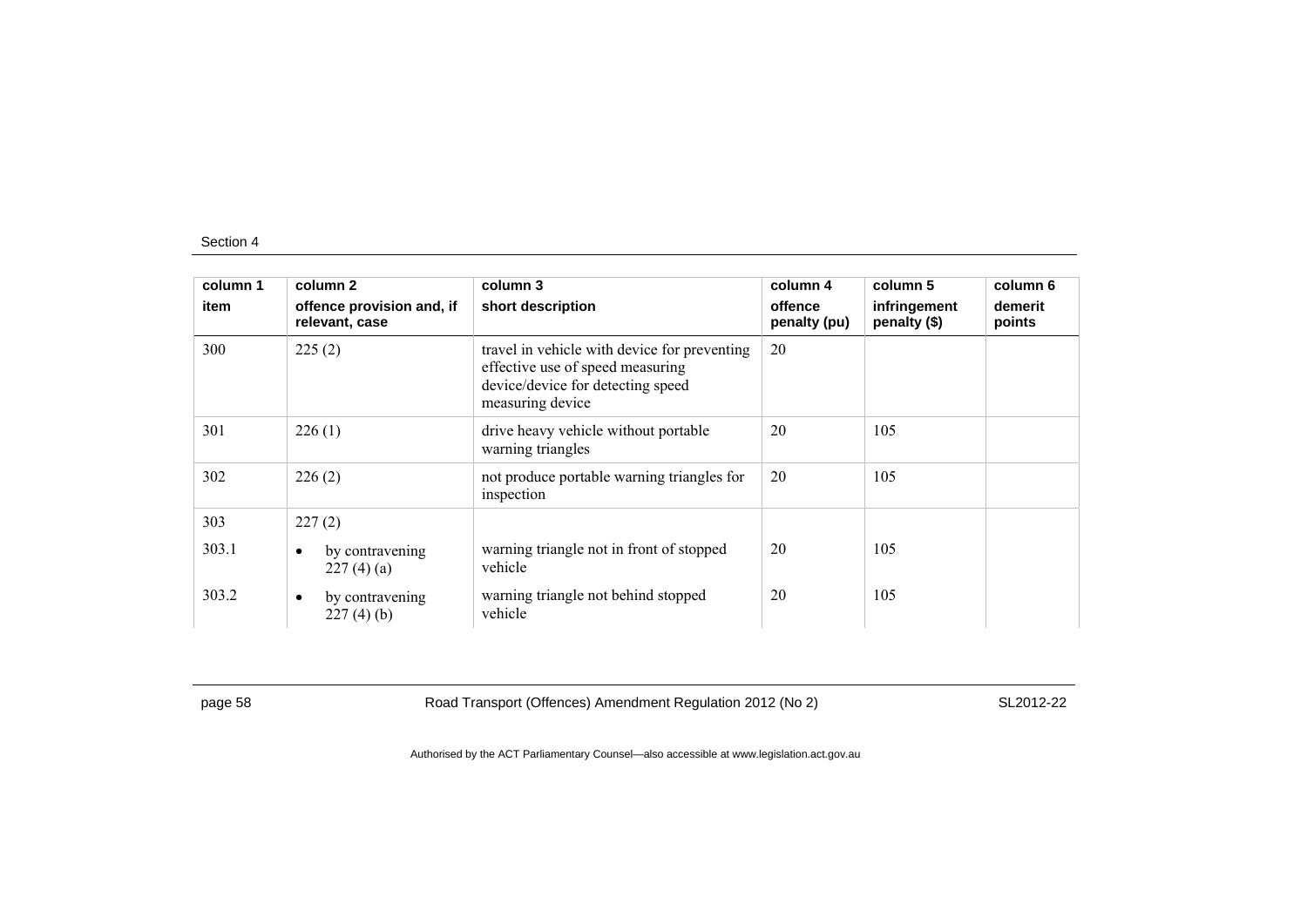| column 1 item | column 2 offence provision and, if relevant, case | column 3 short description | column 4 offence penalty (pu) | column 5 infringement penalty ($) | column 6 demerit points |
|---|---|---|---|---|---|
| 300 | 225 (2) | travel in vehicle with device for preventing effective use of speed measuring device/device for detecting speed measuring device | 20 | | |
| 301 | 226 (1) | drive heavy vehicle without portable warning triangles | 20 | 105 | |
| 302 | 226 (2) | not produce portable warning triangles for inspection | 20 | 105 | |
| 303 | 227 (2) | | | | |
| 303.1 | • by contravening 227 (4) (a) | warning triangle not in front of stopped vehicle | 20 | 105 | |
| 303.2 | • by contravening 227 (4) (b) | warning triangle not behind stopped vehicle | 20 | 105 | |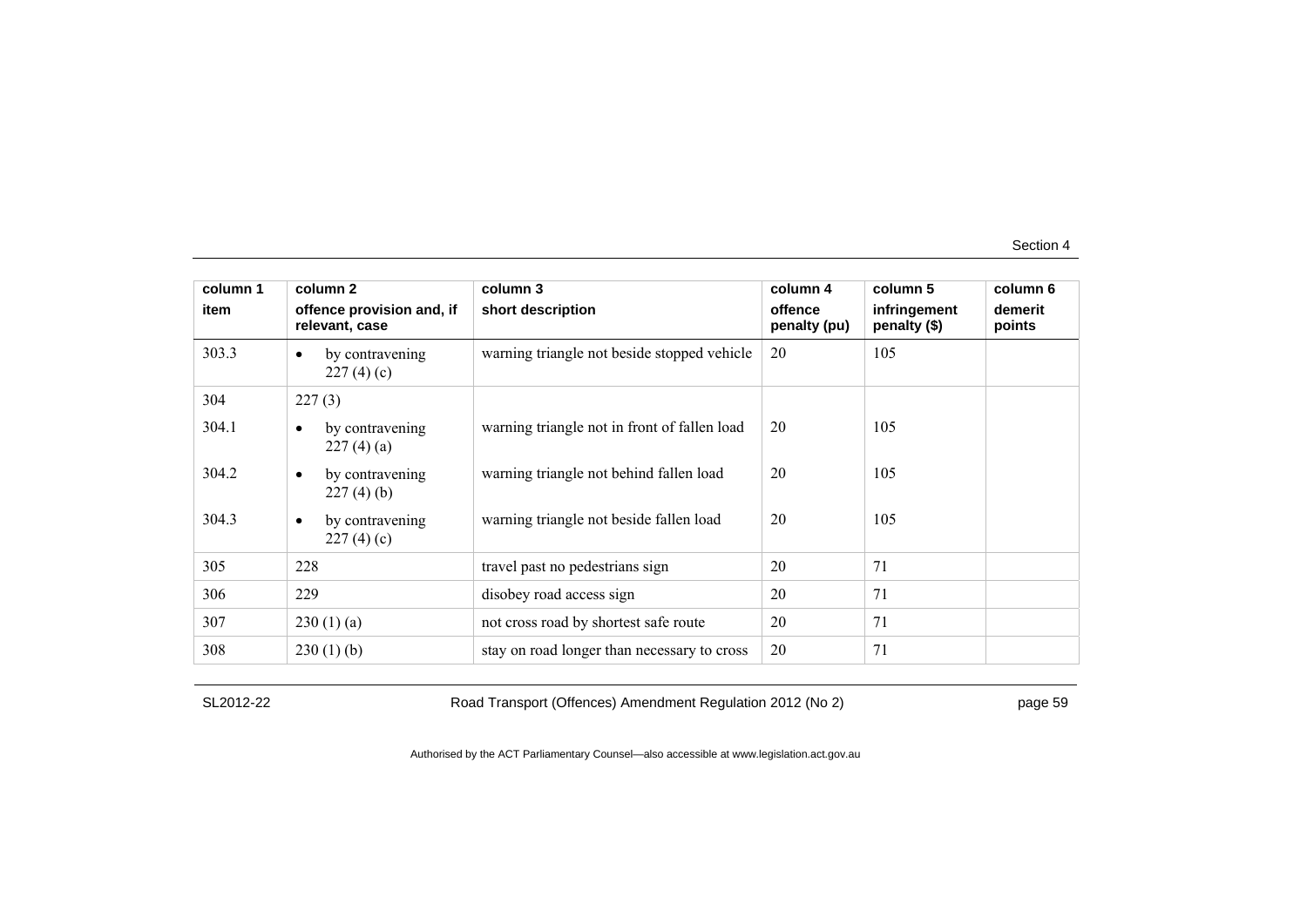| column 1 item | column 2 offence provision and, if relevant, case | column 3 short description | column 4 offence penalty (pu) | column 5 infringement penalty ($) | column 6 demerit points |
|---|---|---|---|---|---|
| 303.3 | • by contravening 227 (4) (c) | warning triangle not beside stopped vehicle | 20 | 105 | |
| 304 | 227 (3) | | | | |
| 304.1 | • by contravening 227 (4) (a) | warning triangle not in front of fallen load | 20 | 105 | |
| 304.2 | • by contravening 227 (4) (b) | warning triangle not behind fallen load | 20 | 105 | |
| 304.3 | • by contravening 227 (4) (c) | warning triangle not beside fallen load | 20 | 105 | |
| 305 | 228 | travel past no pedestrians sign | 20 | 71 | |
| 306 | 229 | disobey road access sign | 20 | 71 | |
| 307 | 230 (1) (a) | not cross road by shortest safe route | 20 | 71 | |
| 308 | 230 (1) (b) | stay on road longer than necessary to cross | 20 | 71 | |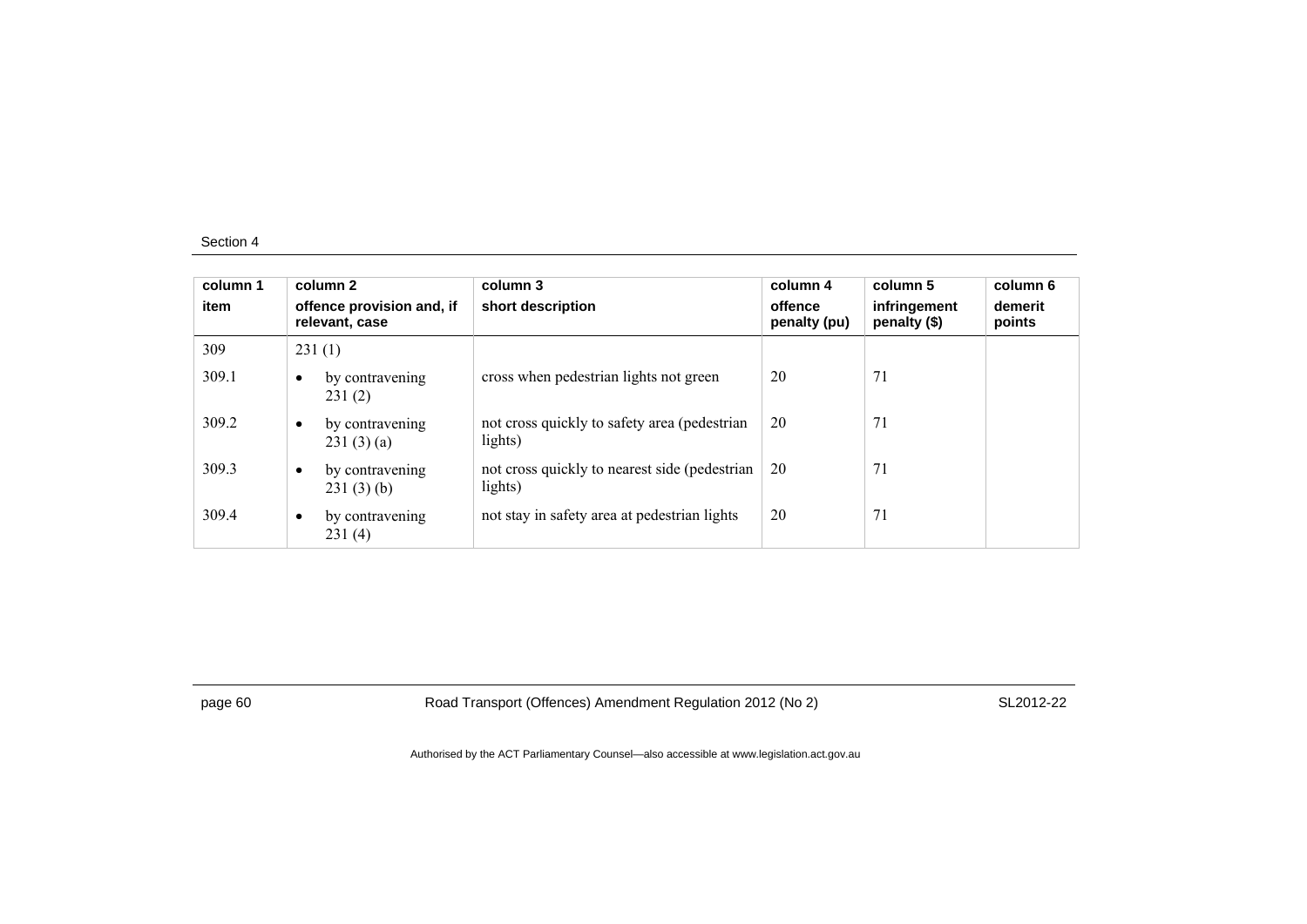| column 1<br>item | column 2<br>offence provision and, if relevant, case | column 3<br>short description | column 4<br>offence penalty (pu) | column 5<br>infringement penalty ($) | column 6<br>demerit points |
|---|---|---|---|---|---|
| 309 | 231 (1) | | | | |
| 309.1 | • by contravening 231 (2) | cross when pedestrian lights not green | 20 | 71 | |
| 309.2 | • by contravening 231 (3) (a) | not cross quickly to safety area (pedestrian lights) | 20 | 71 | |
| 309.3 | • by contravening 231 (3) (b) | not cross quickly to nearest side (pedestrian lights) | 20 | 71 | |
| 309.4 | • by contravening 231 (4) | not stay in safety area at pedestrian lights | 20 | 71 | |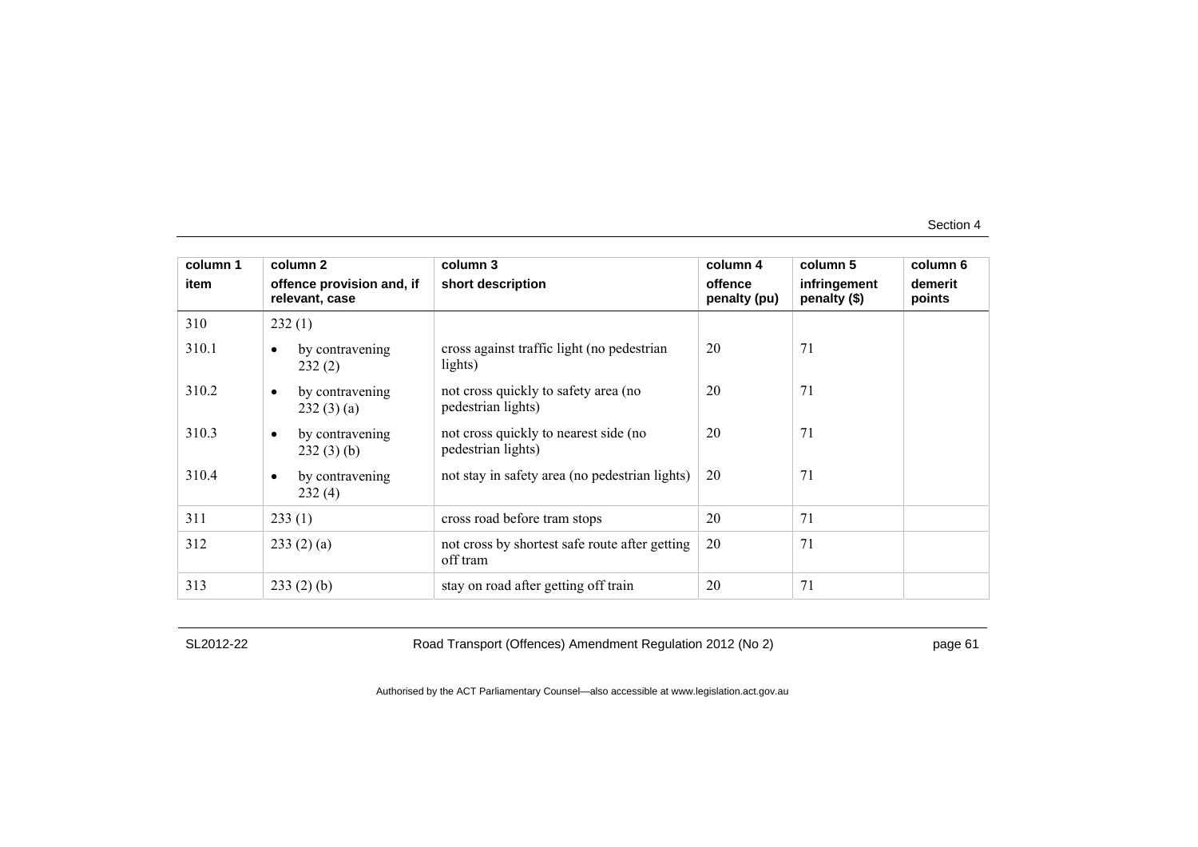| column 1<br>item | column 2<br>offence provision and, if relevant, case | column 3<br>short description | column 4<br>offence penalty (pu) | column 5<br>infringement penalty ($) | column 6<br>demerit points |
|---|---|---|---|---|---|
| 310 | 232 (1) | | | | |
| 310.1 | • by contravening 232 (2) | cross against traffic light (no pedestrian lights) | 20 | 71 | |
| 310.2 | • by contravening 232 (3) (a) | not cross quickly to safety area (no pedestrian lights) | 20 | 71 | |
| 310.3 | • by contravening 232 (3) (b) | not cross quickly to nearest side (no pedestrian lights) | 20 | 71 | |
| 310.4 | • by contravening 232 (4) | not stay in safety area (no pedestrian lights) | 20 | 71 | |
| 311 | 233 (1) | cross road before tram stops | 20 | 71 | |
| 312 | 233 (2) (a) | not cross by shortest safe route after getting off tram | 20 | 71 | |
| 313 | 233 (2) (b) | stay on road after getting off train | 20 | 71 | |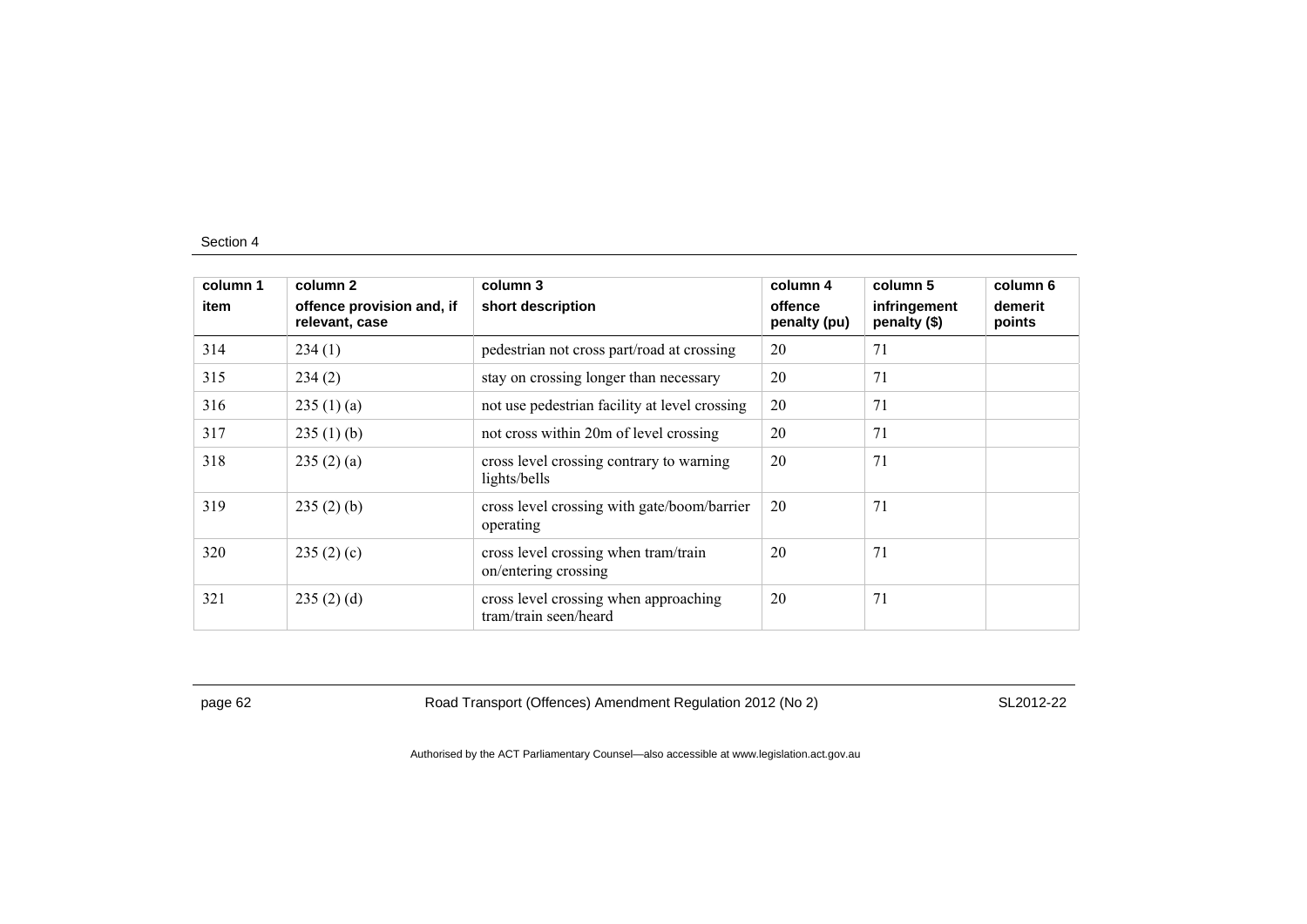| column 1<br>item | column 2<br>offence provision and, if relevant, case | column 3<br>short description | column 4<br>offence penalty (pu) | column 5<br>infringement penalty ($) | column 6<br>demerit points |
|---|---|---|---|---|---|
| 314 | 234 (1) | pedestrian not cross part/road at crossing | 20 | 71 | |
| 315 | 234 (2) | stay on crossing longer than necessary | 20 | 71 | |
| 316 | 235 (1) (a) | not use pedestrian facility at level crossing | 20 | 71 | |
| 317 | 235 (1) (b) | not cross within 20m of level crossing | 20 | 71 | |
| 318 | 235 (2) (a) | cross level crossing contrary to warning lights/bells | 20 | 71 | |
| 319 | 235 (2) (b) | cross level crossing with gate/boom/barrier operating | 20 | 71 | |
| 320 | 235 (2) (c) | cross level crossing when tram/train on/entering crossing | 20 | 71 | |
| 321 | 235 (2) (d) | cross level crossing when approaching tram/train seen/heard | 20 | 71 | |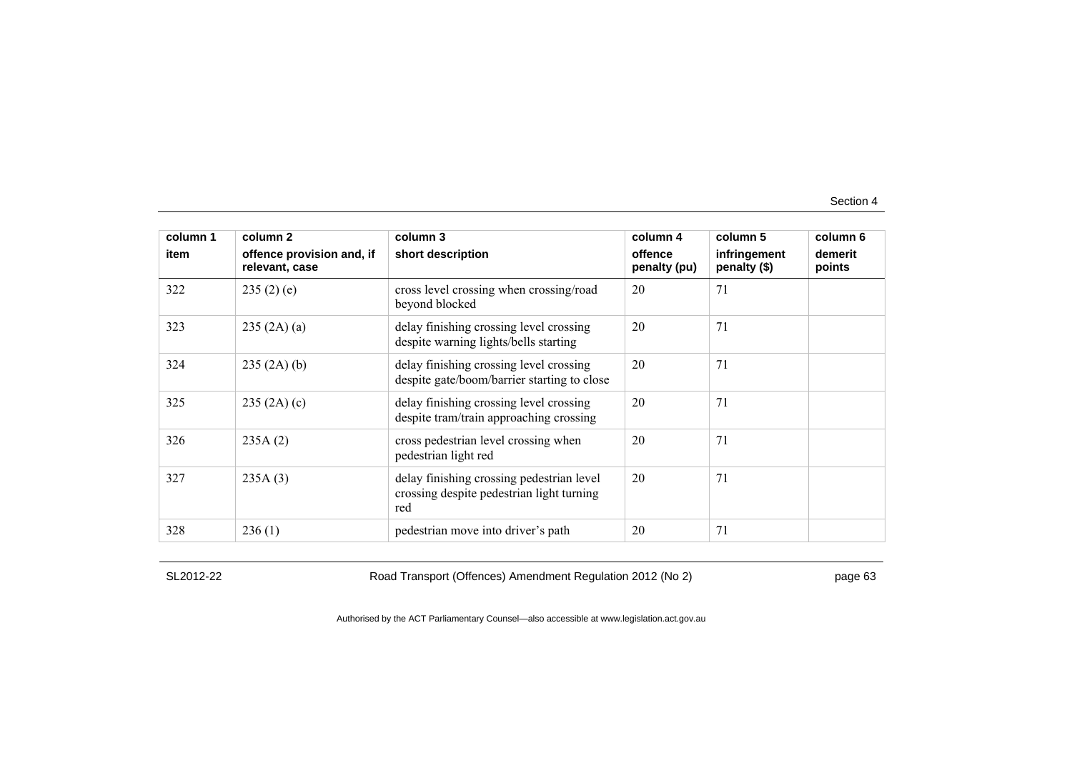| column 1<br>item | column 2<br>offence provision and, if relevant, case | column 3<br>short description | column 4<br>offence penalty (pu) | column 5<br>infringement penalty ($) | column 6<br>demerit points |
|---|---|---|---|---|---|
| 322 | 235 (2) (e) | cross level crossing when crossing/road beyond blocked | 20 | 71 | |
| 323 | 235 (2A) (a) | delay finishing crossing level crossing despite warning lights/bells starting | 20 | 71 | |
| 324 | 235 (2A) (b) | delay finishing crossing level crossing despite gate/boom/barrier starting to close | 20 | 71 | |
| 325 | 235 (2A) (c) | delay finishing crossing level crossing despite tram/train approaching crossing | 20 | 71 | |
| 326 | 235A (2) | cross pedestrian level crossing when pedestrian light red | 20 | 71 | |
| 327 | 235A (3) | delay finishing crossing pedestrian level crossing despite pedestrian light turning red | 20 | 71 | |
| 328 | 236 (1) | pedestrian move into driver's path | 20 | 71 | |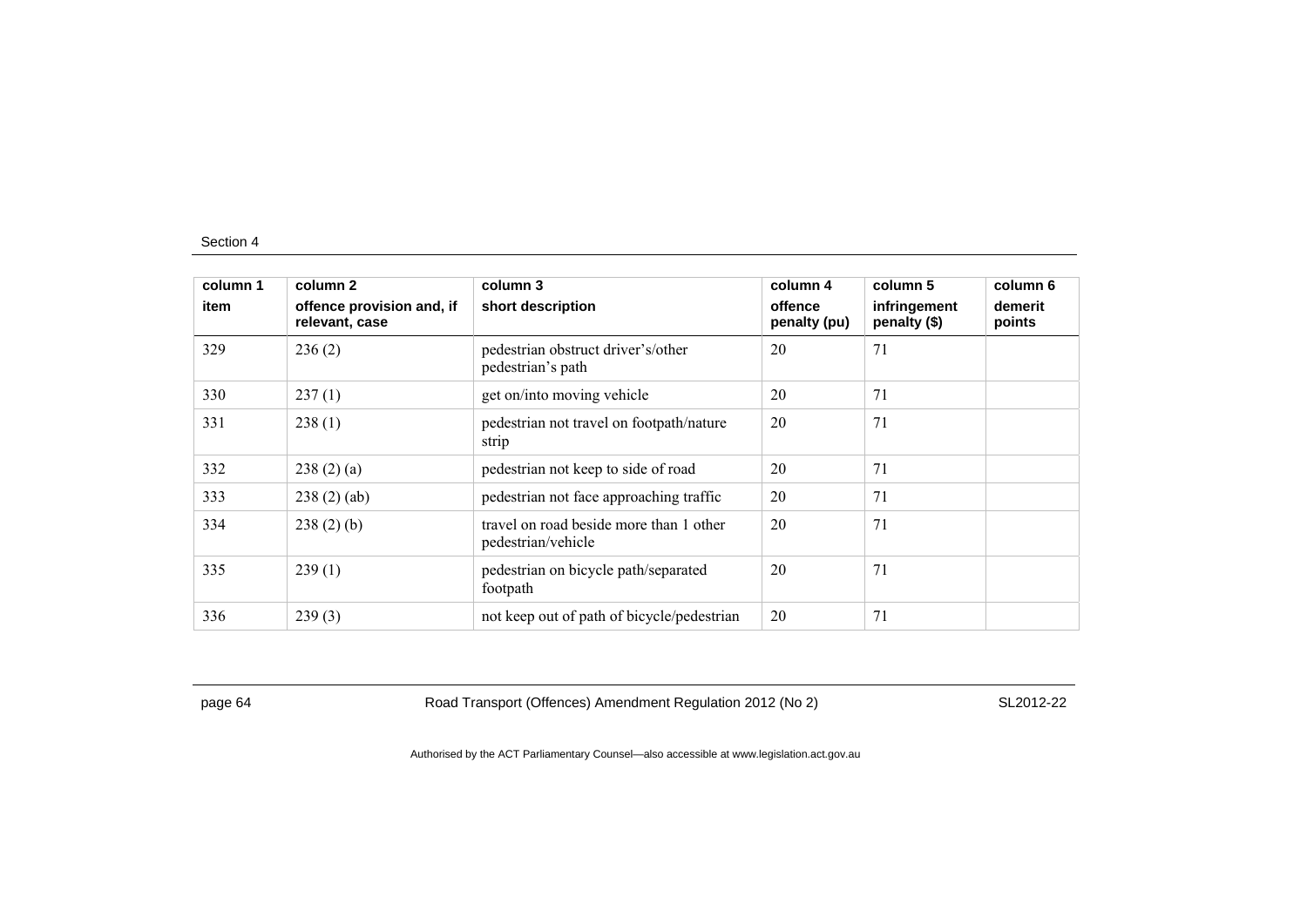| column 1<br>item | column 2<br>offence provision and, if relevant, case | column 3<br>short description | column 4<br>offence penalty (pu) | column 5<br>infringement penalty ($) | column 6<br>demerit points |
|---|---|---|---|---|---|
| 329 | 236 (2) | pedestrian obstruct driver's/other pedestrian's path | 20 | 71 | |
| 330 | 237 (1) | get on/into moving vehicle | 20 | 71 | |
| 331 | 238 (1) | pedestrian not travel on footpath/nature strip | 20 | 71 | |
| 332 | 238 (2) (a) | pedestrian not keep to side of road | 20 | 71 | |
| 333 | 238 (2) (ab) | pedestrian not face approaching traffic | 20 | 71 | |
| 334 | 238 (2) (b) | travel on road beside more than 1 other pedestrian/vehicle | 20 | 71 | |
| 335 | 239 (1) | pedestrian on bicycle path/separated footpath | 20 | 71 | |
| 336 | 239 (3) | not keep out of path of bicycle/pedestrian | 20 | 71 | |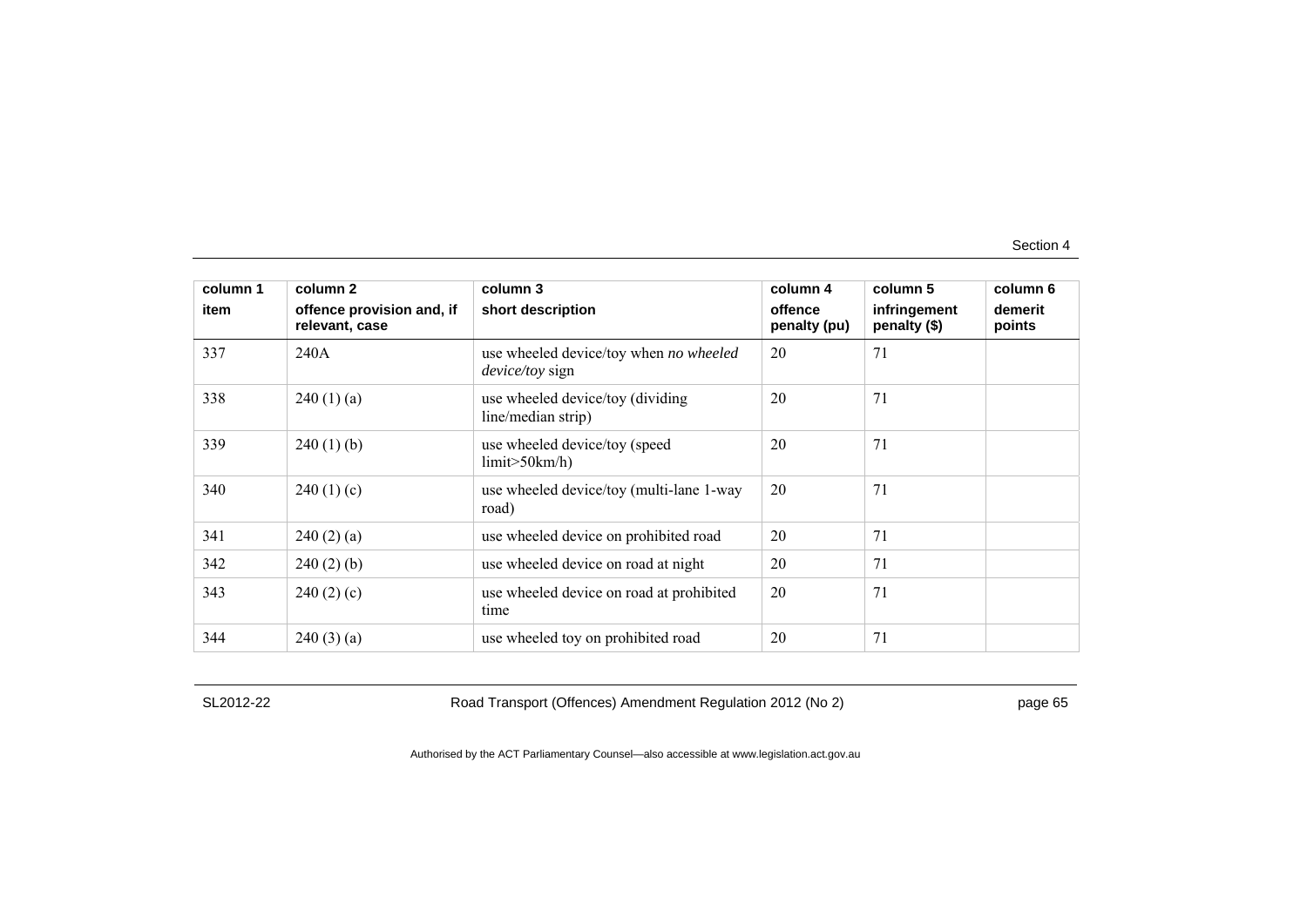| column 1 item | column 2 offence provision and, if relevant, case | column 3 short description | column 4 offence penalty (pu) | column 5 infringement penalty ($) | column 6 demerit points |
|---|---|---|---|---|---|
| 337 | 240A | use wheeled device/toy when *no wheeled device/toy* sign | 20 | 71 | |
| 338 | 240 (1) (a) | use wheeled device/toy (dividing line/median strip) | 20 | 71 | |
| 339 | 240 (1) (b) | use wheeled device/toy (speed limit>50km/h) | 20 | 71 | |
| 340 | 240 (1) (c) | use wheeled device/toy (multi-lane 1-way road) | 20 | 71 | |
| 341 | 240 (2) (a) | use wheeled device on prohibited road | 20 | 71 | |
| 342 | 240 (2) (b) | use wheeled device on road at night | 20 | 71 | |
| 343 | 240 (2) (c) | use wheeled device on road at prohibited time | 20 | 71 | |
| 344 | 240 (3) (a) | use wheeled toy on prohibited road | 20 | 71 | |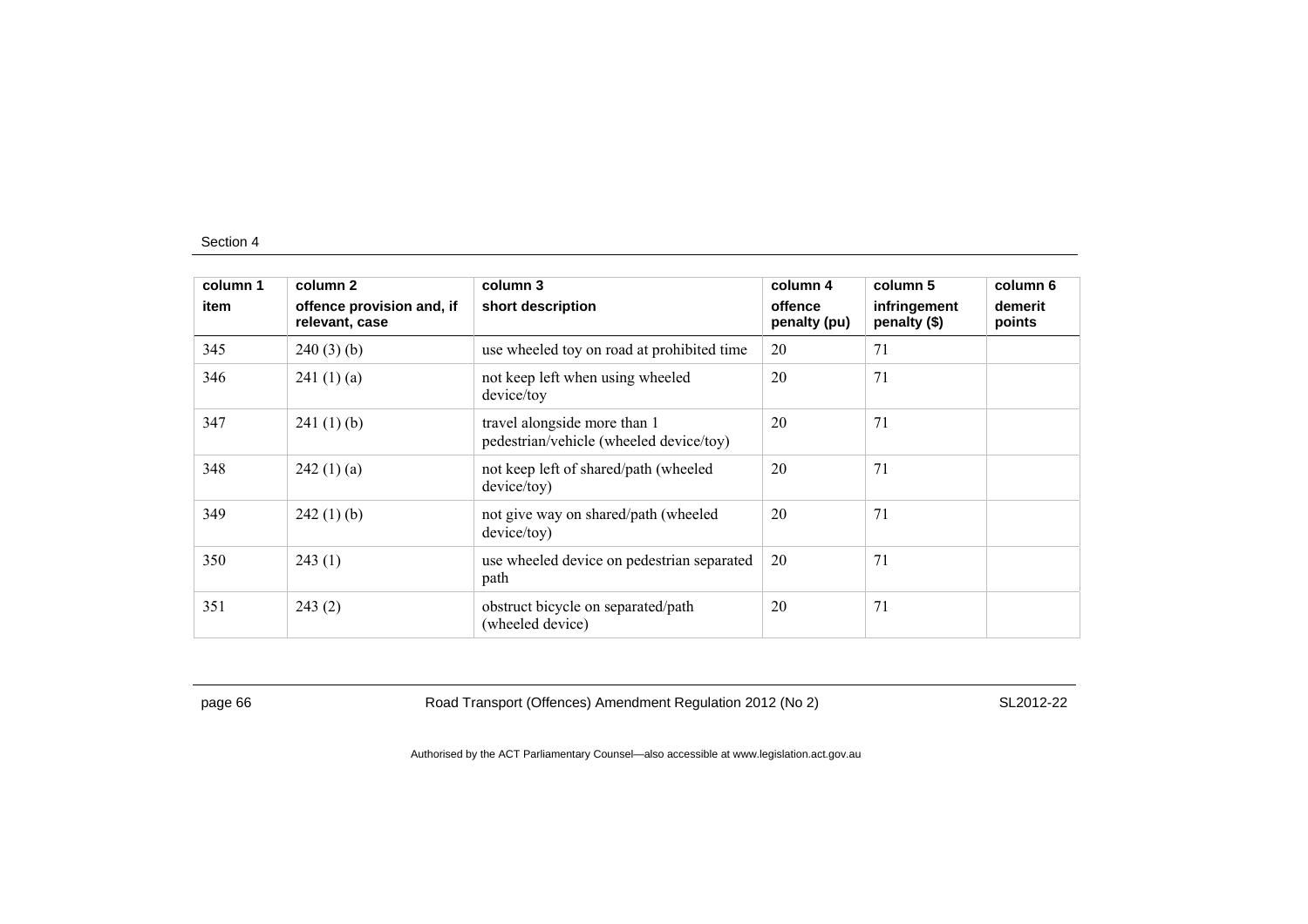| column 1<br>item | column 2<br>offence provision and, if relevant, case | column 3<br>short description | column 4<br>offence penalty (pu) | column 5<br>infringement penalty ($) | column 6<br>demerit points |
|---|---|---|---|---|---|
| 345 | 240 (3) (b) | use wheeled toy on road at prohibited time | 20 | 71 | |
| 346 | 241 (1) (a) | not keep left when using wheeled device/toy | 20 | 71 | |
| 347 | 241 (1) (b) | travel alongside more than 1 pedestrian/vehicle (wheeled device/toy) | 20 | 71 | |
| 348 | 242 (1) (a) | not keep left of shared/path (wheeled device/toy) | 20 | 71 | |
| 349 | 242 (1) (b) | not give way on shared/path (wheeled device/toy) | 20 | 71 | |
| 350 | 243 (1) | use wheeled device on pedestrian separated path | 20 | 71 | |
| 351 | 243 (2) | obstruct bicycle on separated/path (wheeled device) | 20 | 71 | |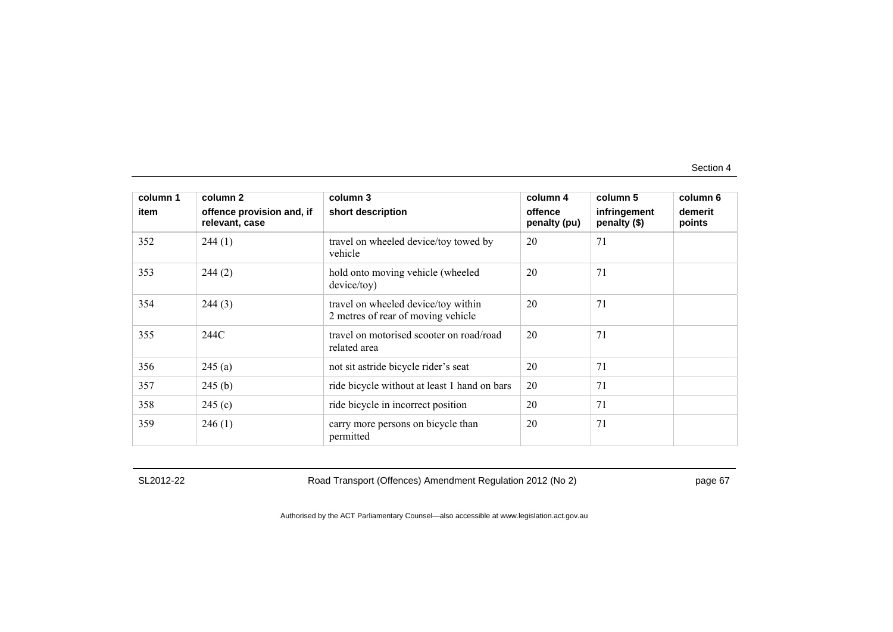| column 1<br>item | column 2<br>offence provision and, if relevant, case | column 3<br>short description | column 4<br>offence penalty (pu) | column 5<br>infringement penalty ($) | column 6<br>demerit points |
|---|---|---|---|---|---|
| 352 | 244 (1) | travel on wheeled device/toy towed by vehicle | 20 | 71 | |
| 353 | 244 (2) | hold onto moving vehicle (wheeled device/toy) | 20 | 71 | |
| 354 | 244 (3) | travel on wheeled device/toy within 2 metres of rear of moving vehicle | 20 | 71 | |
| 355 | 244C | travel on motorised scooter on road/road related area | 20 | 71 | |
| 356 | 245 (a) | not sit astride bicycle rider's seat | 20 | 71 | |
| 357 | 245 (b) | ride bicycle without at least 1 hand on bars | 20 | 71 | |
| 358 | 245 (c) | ride bicycle in incorrect position | 20 | 71 | |
| 359 | 246 (1) | carry more persons on bicycle than permitted | 20 | 71 | |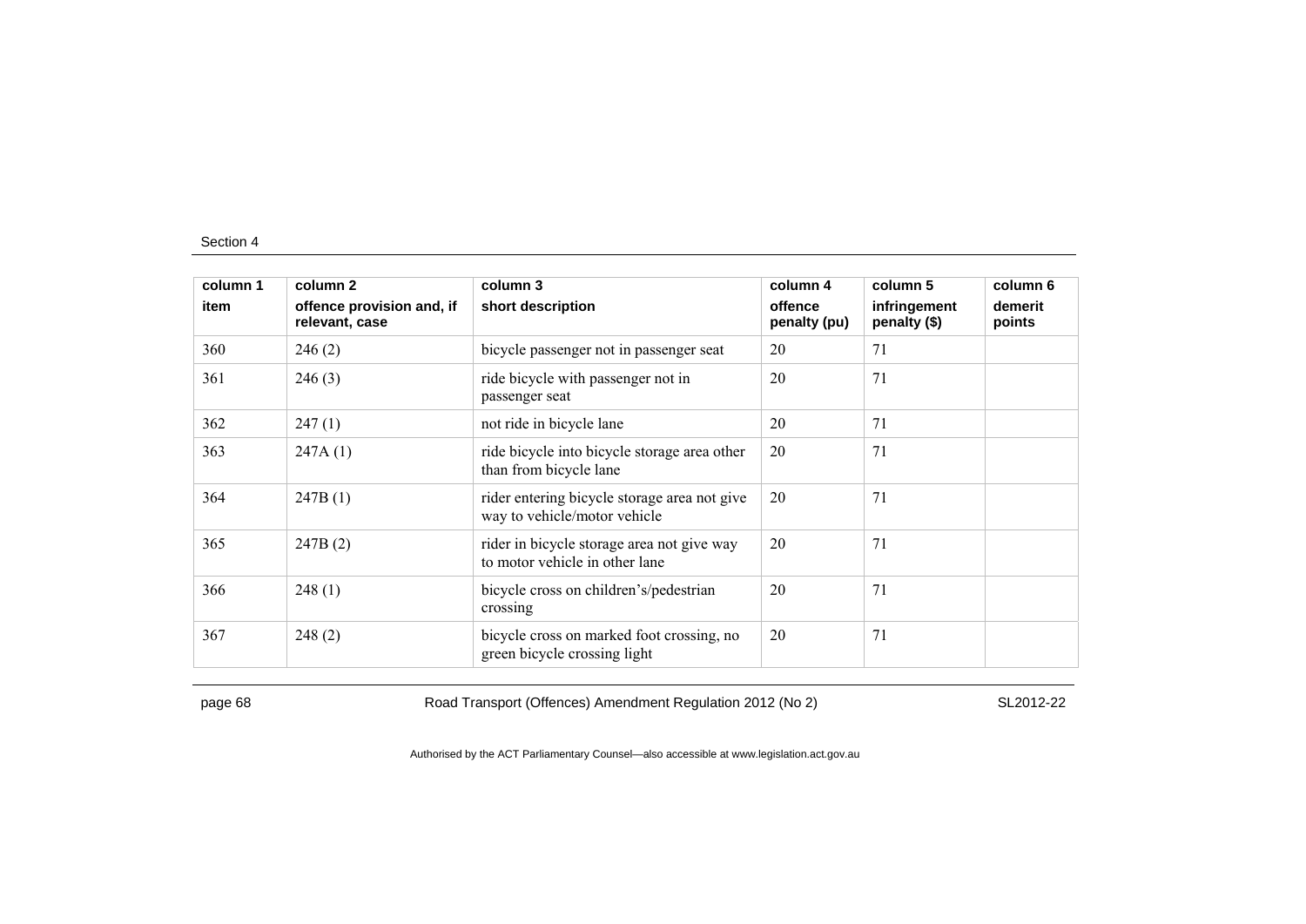| column 1<br>item | column 2<br>offence provision and, if relevant, case | column 3<br>short description | column 4<br>offence penalty (pu) | column 5<br>infringement penalty ($) | column 6<br>demerit points |
|---|---|---|---|---|---|
| 360 | 246 (2) | bicycle passenger not in passenger seat | 20 | 71 | |
| 361 | 246 (3) | ride bicycle with passenger not in passenger seat | 20 | 71 | |
| 362 | 247 (1) | not ride in bicycle lane | 20 | 71 | |
| 363 | 247A (1) | ride bicycle into bicycle storage area other than from bicycle lane | 20 | 71 | |
| 364 | 247B (1) | rider entering bicycle storage area not give way to vehicle/motor vehicle | 20 | 71 | |
| 365 | 247B (2) | rider in bicycle storage area not give way to motor vehicle in other lane | 20 | 71 | |
| 366 | 248 (1) | bicycle cross on children's/pedestrian crossing | 20 | 71 | |
| 367 | 248 (2) | bicycle cross on marked foot crossing, no green bicycle crossing light | 20 | 71 | |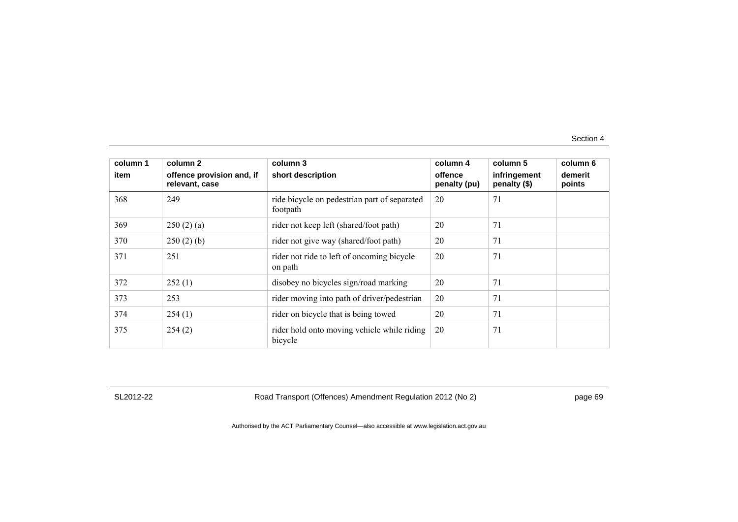| column 1<br>item | column 2<br>offence provision and, if relevant, case | column 3<br>short description | column 4<br>offence penalty (pu) | column 5<br>infringement penalty ($) | column 6<br>demerit points |
|---|---|---|---|---|---|
| 368 | 249 | ride bicycle on pedestrian part of separated footpath | 20 | 71 | |
| 369 | 250 (2) (a) | rider not keep left (shared/foot path) | 20 | 71 | |
| 370 | 250 (2) (b) | rider not give way (shared/foot path) | 20 | 71 | |
| 371 | 251 | rider not ride to left of oncoming bicycle on path | 20 | 71 | |
| 372 | 252 (1) | disobey no bicycles sign/road marking | 20 | 71 | |
| 373 | 253 | rider moving into path of driver/pedestrian | 20 | 71 | |
| 374 | 254 (1) | rider on bicycle that is being towed | 20 | 71 | |
| 375 | 254 (2) | rider hold onto moving vehicle while riding bicycle | 20 | 71 | |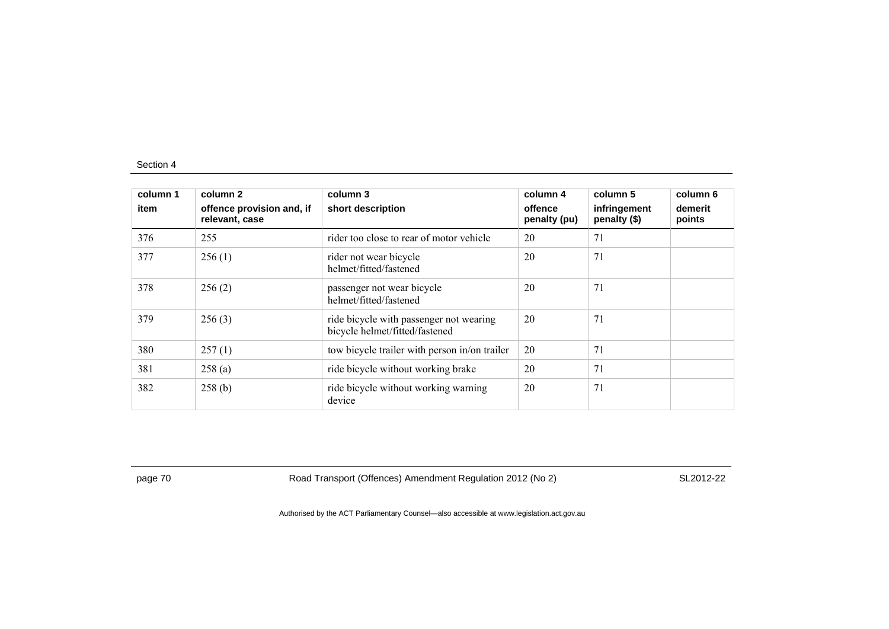| column 1<br>item | column 2<br>offence provision and, if relevant, case | column 3<br>short description | column 4<br>offence penalty (pu) | column 5<br>infringement penalty ($) | column 6<br>demerit points |
|---|---|---|---|---|---|
| 376 | 255 | rider too close to rear of motor vehicle | 20 | 71 | |
| 377 | 256 (1) | rider not wear bicycle helmet/fitted/fastened | 20 | 71 | |
| 378 | 256 (2) | passenger not wear bicycle helmet/fitted/fastened | 20 | 71 | |
| 379 | 256 (3) | ride bicycle with passenger not wearing bicycle helmet/fitted/fastened | 20 | 71 | |
| 380 | 257 (1) | tow bicycle trailer with person in/on trailer | 20 | 71 | |
| 381 | 258 (a) | ride bicycle without working brake | 20 | 71 | |
| 382 | 258 (b) | ride bicycle without working warning device | 20 | 71 | |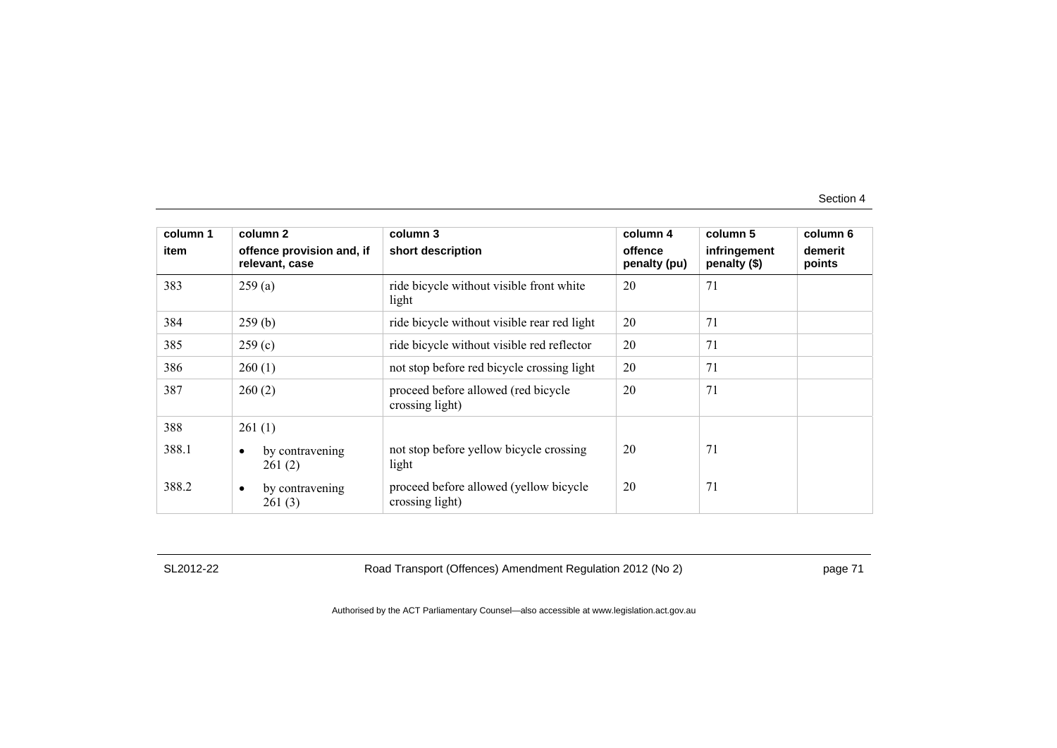| column 1<br>item | column 2<br>offence provision and, if relevant, case | column 3<br>short description | column 4<br>offence penalty (pu) | column 5<br>infringement penalty ($) | column 6<br>demerit points |
|---|---|---|---|---|---|
| 383 | 259 (a) | ride bicycle without visible front white light | 20 | 71 | |
| 384 | 259 (b) | ride bicycle without visible rear red light | 20 | 71 | |
| 385 | 259 (c) | ride bicycle without visible red reflector | 20 | 71 | |
| 386 | 260 (1) | not stop before red bicycle crossing light | 20 | 71 | |
| 387 | 260 (2) | proceed before allowed (red bicycle crossing light) | 20 | 71 | |
| 388 | 261 (1) | | | | |
| 388.1 | • by contravening 261 (2) | not stop before yellow bicycle crossing light | 20 | 71 | |
| 388.2 | • by contravening 261 (3) | proceed before allowed (yellow bicycle crossing light) | 20 | 71 | |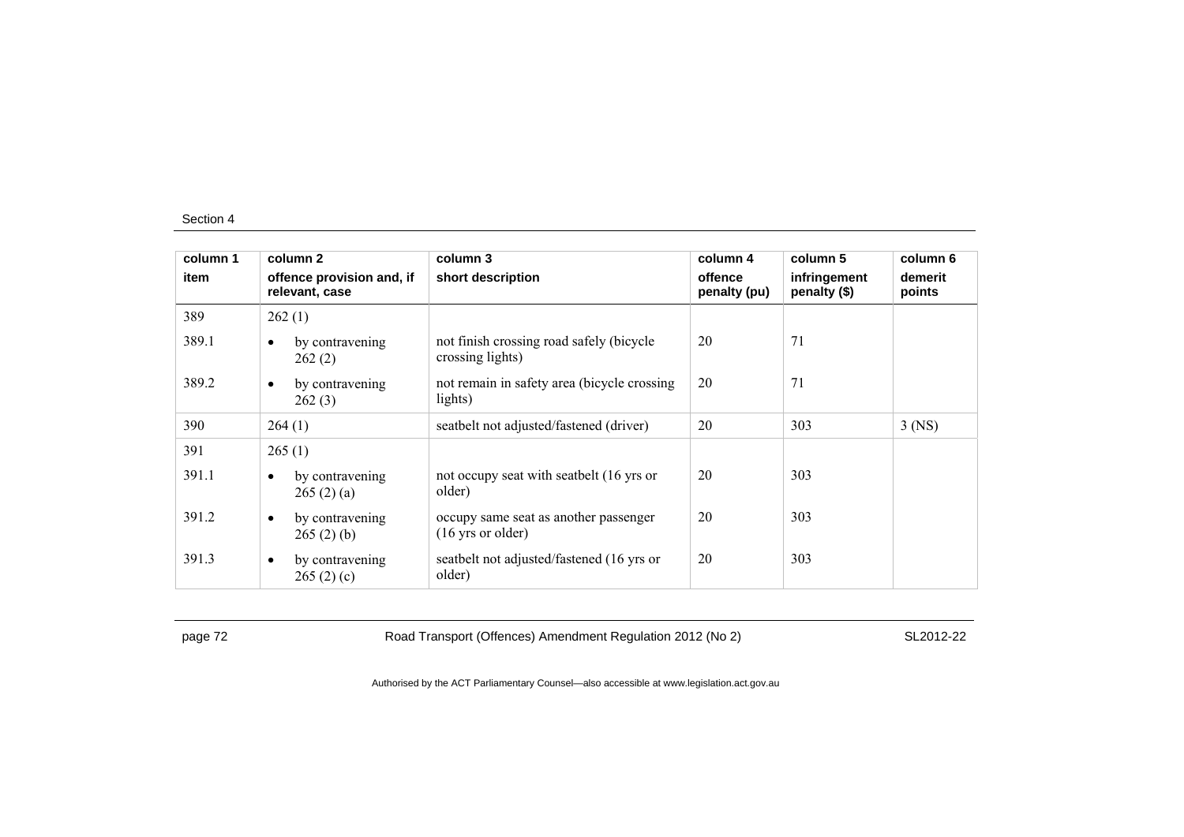| column 1 item | column 2 offence provision and, if relevant, case | column 3 short description | column 4 offence penalty (pu) | column 5 infringement penalty ($) | column 6 demerit points |
|---|---|---|---|---|---|
| 389 | 262 (1) | | | | |
| 389.1 | • by contravening 262 (2) | not finish crossing road safely (bicycle crossing lights) | 20 | 71 | |
| 389.2 | • by contravening 262 (3) | not remain in safety area (bicycle crossing lights) | 20 | 71 | |
| 390 | 264 (1) | seatbelt not adjusted/fastened (driver) | 20 | 303 | 3 (NS) |
| 391 | 265 (1) | | | | |
| 391.1 | • by contravening 265 (2) (a) | not occupy seat with seatbelt (16 yrs or older) | 20 | 303 | |
| 391.2 | • by contravening 265 (2) (b) | occupy same seat as another passenger (16 yrs or older) | 20 | 303 | |
| 391.3 | • by contravening 265 (2) (c) | seatbelt not adjusted/fastened (16 yrs or older) | 20 | 303 | |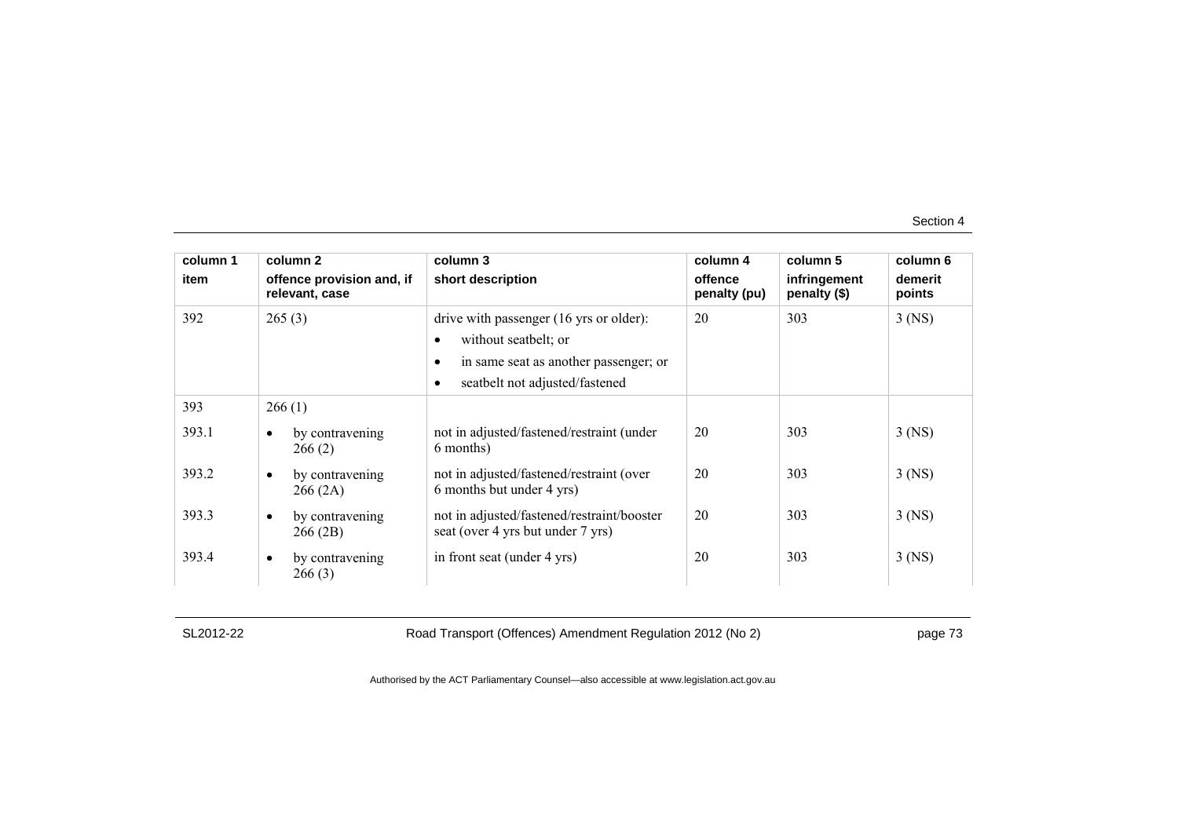| column 1 item | column 2 offence provision and, if relevant, case | column 3 short description | column 4 offence penalty (pu) | column 5 infringement penalty ($) | column 6 demerit points |
|---|---|---|---|---|---|
| 392 | 265 (3) | drive with passenger (16 yrs or older): • without seatbelt; or • in same seat as another passenger; or • seatbelt not adjusted/fastened | 20 | 303 | 3 (NS) |
| 393 | 266 (1) | | | | |
| 393.1 | • by contravening 266 (2) | not in adjusted/fastened/restraint (under 6 months) | 20 | 303 | 3 (NS) |
| 393.2 | • by contravening 266 (2A) | not in adjusted/fastened/restraint (over 6 months but under 4 yrs) | 20 | 303 | 3 (NS) |
| 393.3 | • by contravening 266 (2B) | not in adjusted/fastened/restraint/booster seat (over 4 yrs but under 7 yrs) | 20 | 303 | 3 (NS) |
| 393.4 | • by contravening 266 (3) | in front seat (under 4 yrs) | 20 | 303 | 3 (NS) |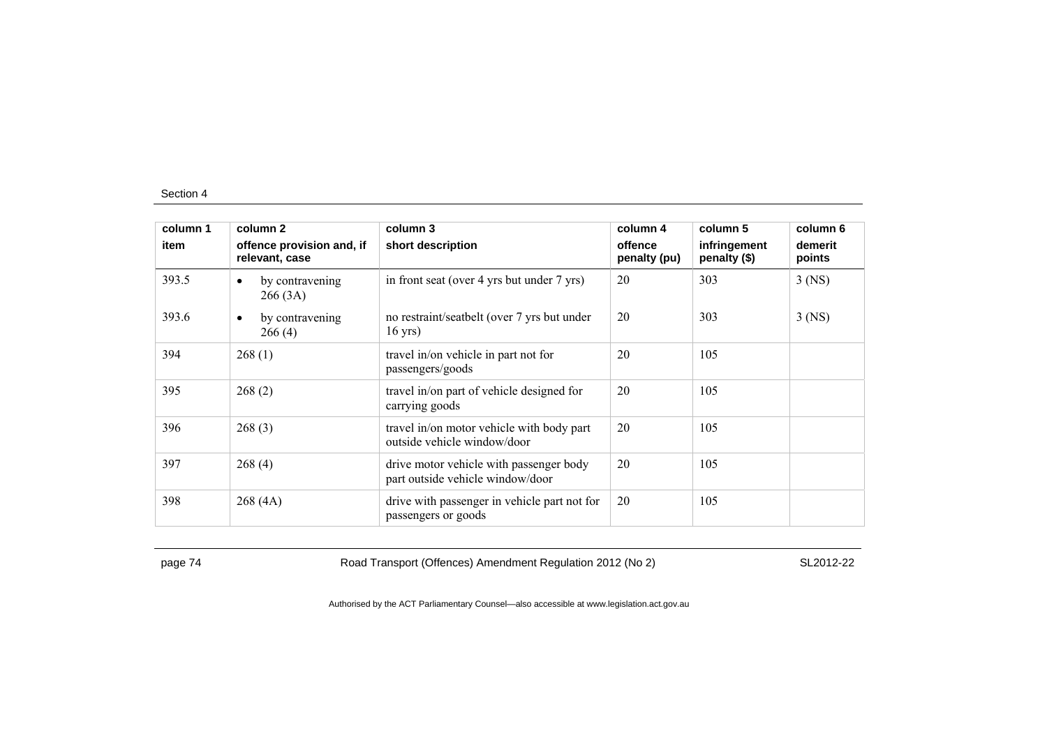| column 1<br>item | column 2<br>offence provision and, if relevant, case | column 3<br>short description | column 4<br>offence penalty (pu) | column 5<br>infringement penalty ($) | column 6<br>demerit points |
|---|---|---|---|---|---|
| 393.5 | • by contravening 266 (3A) | in front seat (over 4 yrs but under 7 yrs) | 20 | 303 | 3 (NS) |
| 393.6 | • by contravening 266 (4) | no restraint/seatbelt (over 7 yrs but under 16 yrs) | 20 | 303 | 3 (NS) |
| 394 | 268 (1) | travel in/on vehicle in part not for passengers/goods | 20 | 105 | |
| 395 | 268 (2) | travel in/on part of vehicle designed for carrying goods | 20 | 105 | |
| 396 | 268 (3) | travel in/on motor vehicle with body part outside vehicle window/door | 20 | 105 | |
| 397 | 268 (4) | drive motor vehicle with passenger body part outside vehicle window/door | 20 | 105 | |
| 398 | 268 (4A) | drive with passenger in vehicle part not for passengers or goods | 20 | 105 | |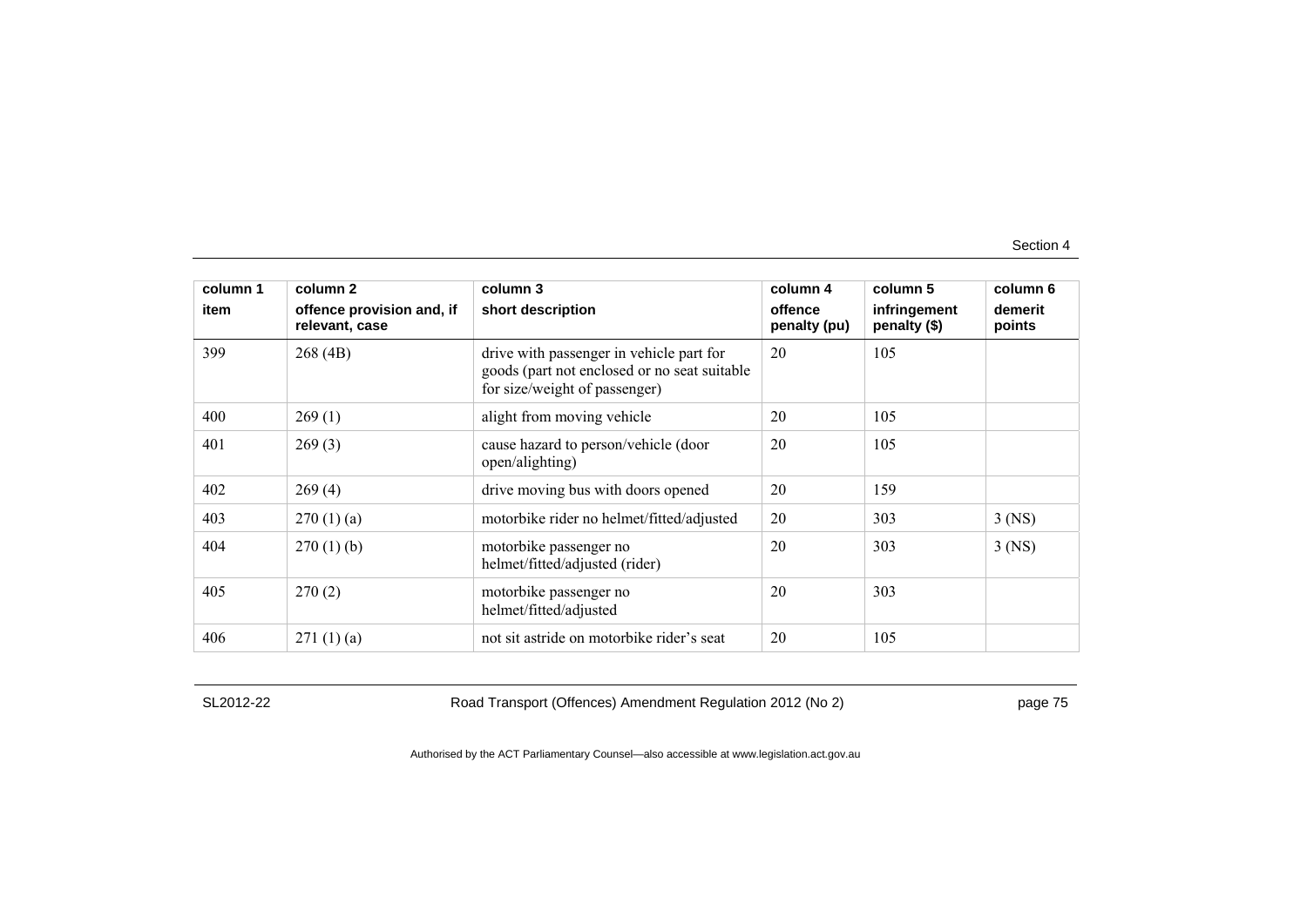| column 1<br>item | column 2<br>offence provision and, if relevant, case | column 3<br>short description | column 4<br>offence penalty (pu) | column 5<br>infringement penalty ($) | column 6<br>demerit points |
|---|---|---|---|---|---|
| 399 | 268 (4B) | drive with passenger in vehicle part for goods (part not enclosed or no seat suitable for size/weight of passenger) | 20 | 105 | |
| 400 | 269 (1) | alight from moving vehicle | 20 | 105 | |
| 401 | 269 (3) | cause hazard to person/vehicle (door open/alighting) | 20 | 105 | |
| 402 | 269 (4) | drive moving bus with doors opened | 20 | 159 | |
| 403 | 270 (1) (a) | motorbike rider no helmet/fitted/adjusted | 20 | 303 | 3 (NS) |
| 404 | 270 (1) (b) | motorbike passenger no helmet/fitted/adjusted (rider) | 20 | 303 | 3 (NS) |
| 405 | 270 (2) | motorbike passenger no helmet/fitted/adjusted | 20 | 303 | |
| 406 | 271 (1) (a) | not sit astride on motorbike rider's seat | 20 | 105 | |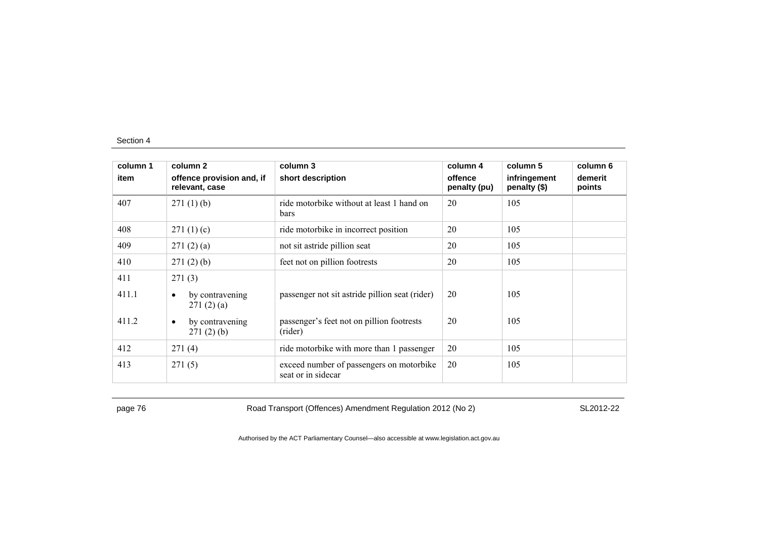| column 1<br>item | column 2<br>offence provision and, if relevant, case | column 3<br>short description | column 4<br>offence penalty (pu) | column 5<br>infringement penalty ($) | column 6<br>demerit points |
|---|---|---|---|---|---|
| 407 | 271 (1) (b) | ride motorbike without at least 1 hand on bars | 20 | 105 | |
| 408 | 271 (1) (c) | ride motorbike in incorrect position | 20 | 105 | |
| 409 | 271 (2) (a) | not sit astride pillion seat | 20 | 105 | |
| 410 | 271 (2) (b) | feet not on pillion footrests | 20 | 105 | |
| 411 | 271 (3) | | | | |
| 411.1 | • by contravening 271 (2) (a) | passenger not sit astride pillion seat (rider) | 20 | 105 | |
| 411.2 | • by contravening 271 (2) (b) | passenger's feet not on pillion footrests (rider) | 20 | 105 | |
| 412 | 271 (4) | ride motorbike with more than 1 passenger | 20 | 105 | |
| 413 | 271 (5) | exceed number of passengers on motorbike seat or in sidecar | 20 | 105 | |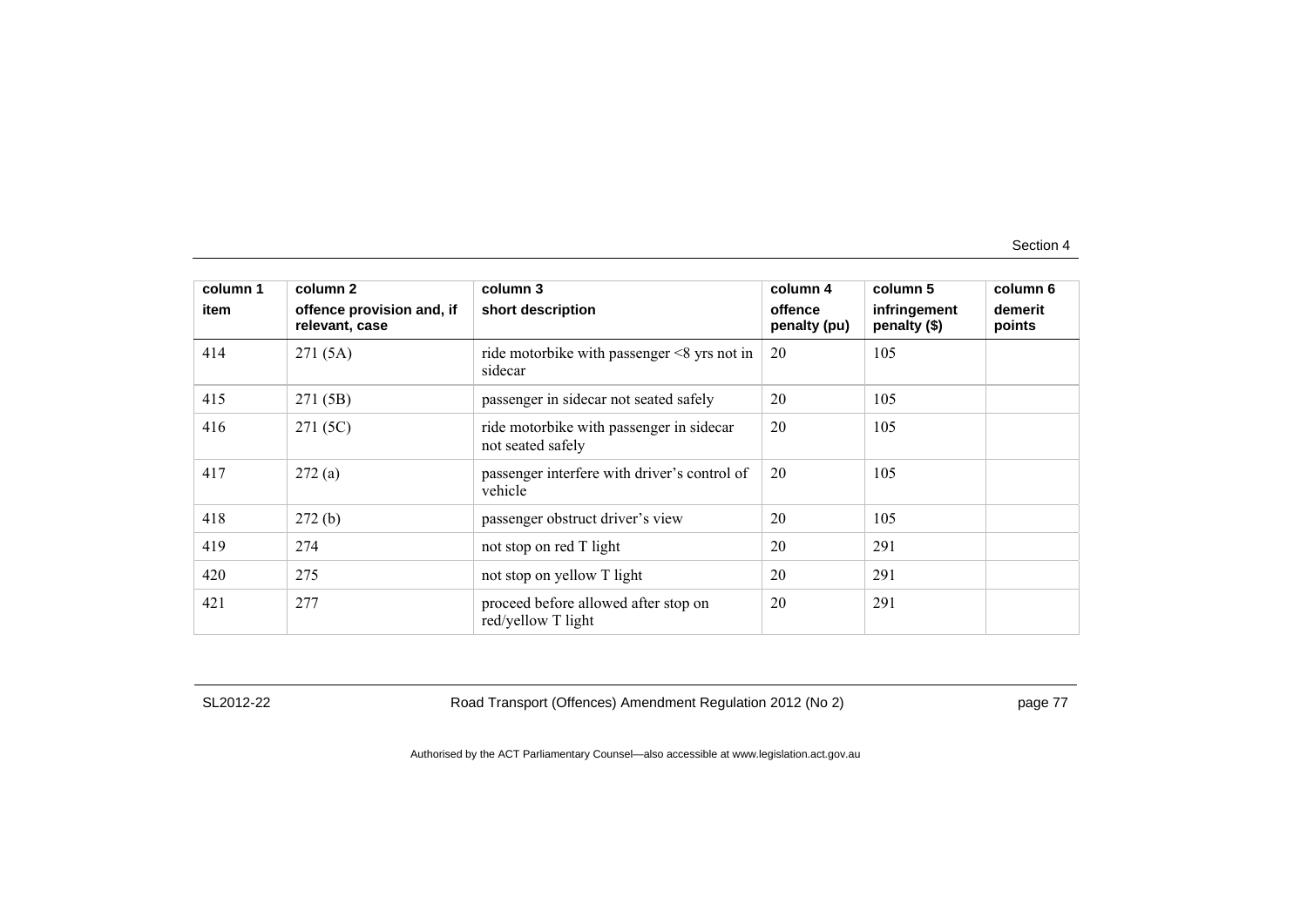| column 1<br>item | column 2<br>offence provision and, if relevant, case | column 3<br>short description | column 4<br>offence penalty (pu) | column 5<br>infringement penalty ($) | column 6<br>demerit points |
|---|---|---|---|---|---|
| 414 | 271 (5A) | ride motorbike with passenger <8 yrs not in sidecar | 20 | 105 | |
| 415 | 271 (5B) | passenger in sidecar not seated safely | 20 | 105 | |
| 416 | 271 (5C) | ride motorbike with passenger in sidecar not seated safely | 20 | 105 | |
| 417 | 272 (a) | passenger interfere with driver's control of vehicle | 20 | 105 | |
| 418 | 272 (b) | passenger obstruct driver's view | 20 | 105 | |
| 419 | 274 | not stop on red T light | 20 | 291 | |
| 420 | 275 | not stop on yellow T light | 20 | 291 | |
| 421 | 277 | proceed before allowed after stop on red/yellow T light | 20 | 291 | |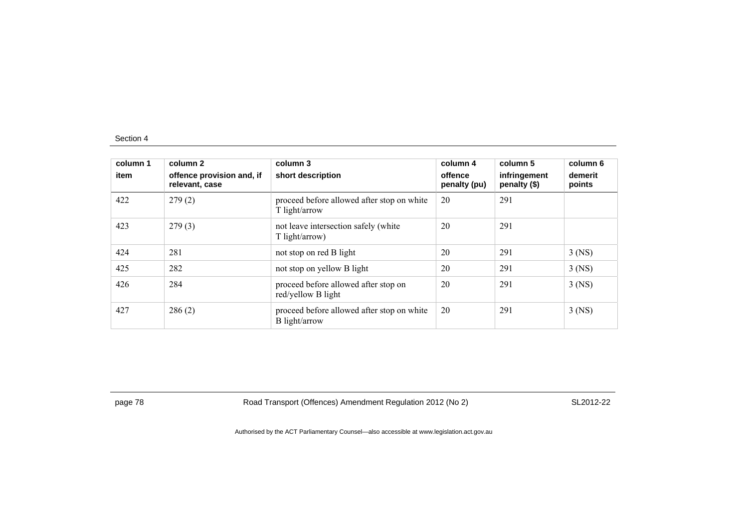| column 1<br>item | column 2<br>offence provision and, if relevant, case | column 3<br>short description | column 4<br>offence penalty (pu) | column 5<br>infringement penalty ($) | column 6<br>demerit points |
|---|---|---|---|---|---|
| 422 | 279 (2) | proceed before allowed after stop on white T light/arrow | 20 | 291 | |
| 423 | 279 (3) | not leave intersection safely (white T light/arrow) | 20 | 291 | |
| 424 | 281 | not stop on red B light | 20 | 291 | 3 (NS) |
| 425 | 282 | not stop on yellow B light | 20 | 291 | 3 (NS) |
| 426 | 284 | proceed before allowed after stop on red/yellow B light | 20 | 291 | 3 (NS) |
| 427 | 286 (2) | proceed before allowed after stop on white B light/arrow | 20 | 291 | 3 (NS) |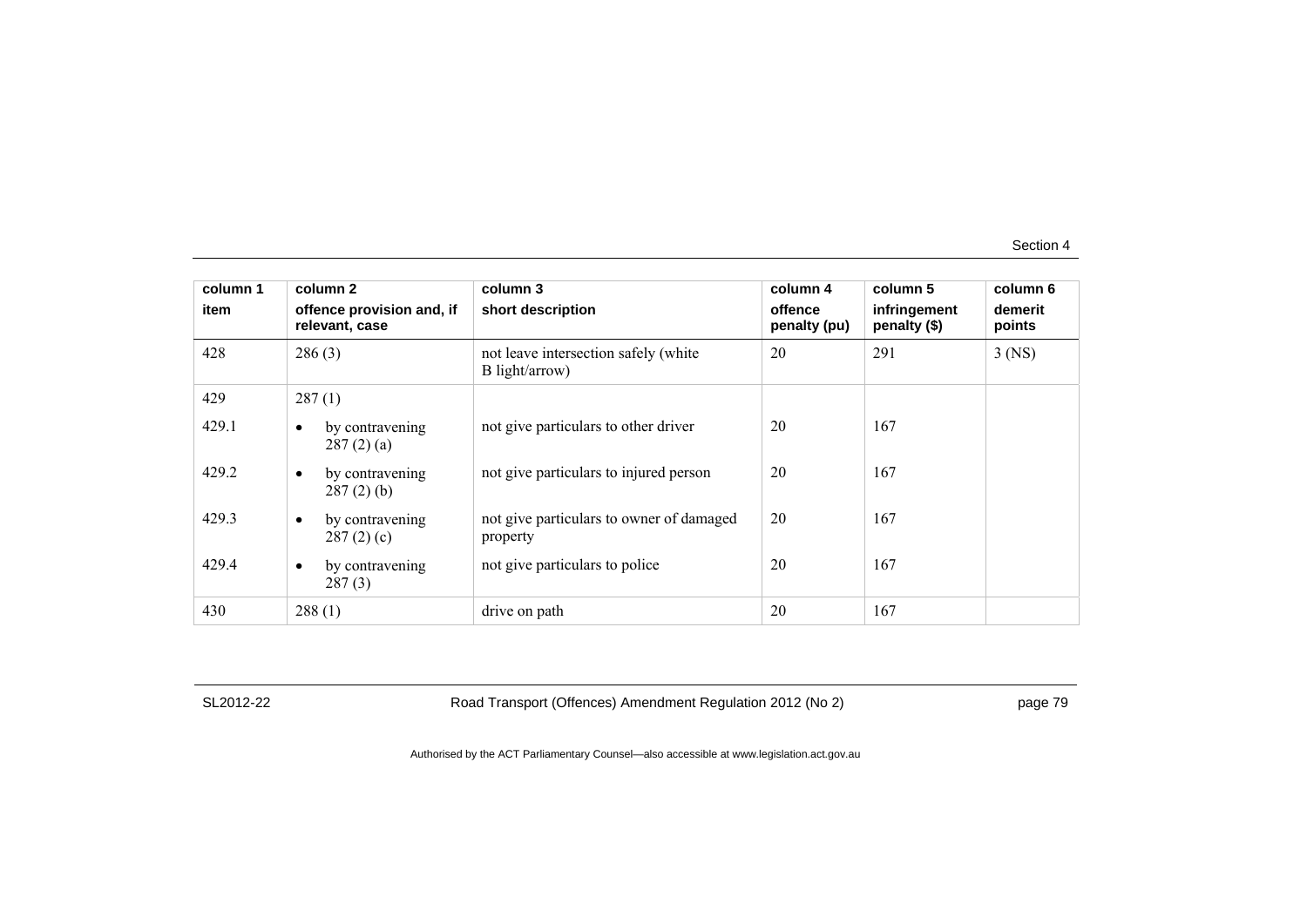| column 1<br>item | column 2<br>offence provision and, if relevant, case | column 3<br>short description | column 4<br>offence penalty (pu) | column 5<br>infringement penalty ($) | column 6<br>demerit points |
|---|---|---|---|---|---|
| 428 | 286 (3) | not leave intersection safely (white B light/arrow) | 20 | 291 | 3 (NS) |
| 429 | 287 (1) | | | | |
| 429.1 | • by contravening 287 (2) (a) | not give particulars to other driver | 20 | 167 | |
| 429.2 | • by contravening 287 (2) (b) | not give particulars to injured person | 20 | 167 | |
| 429.3 | • by contravening 287 (2) (c) | not give particulars to owner of damaged property | 20 | 167 | |
| 429.4 | • by contravening 287 (3) | not give particulars to police | 20 | 167 | |
| 430 | 288 (1) | drive on path | 20 | 167 | |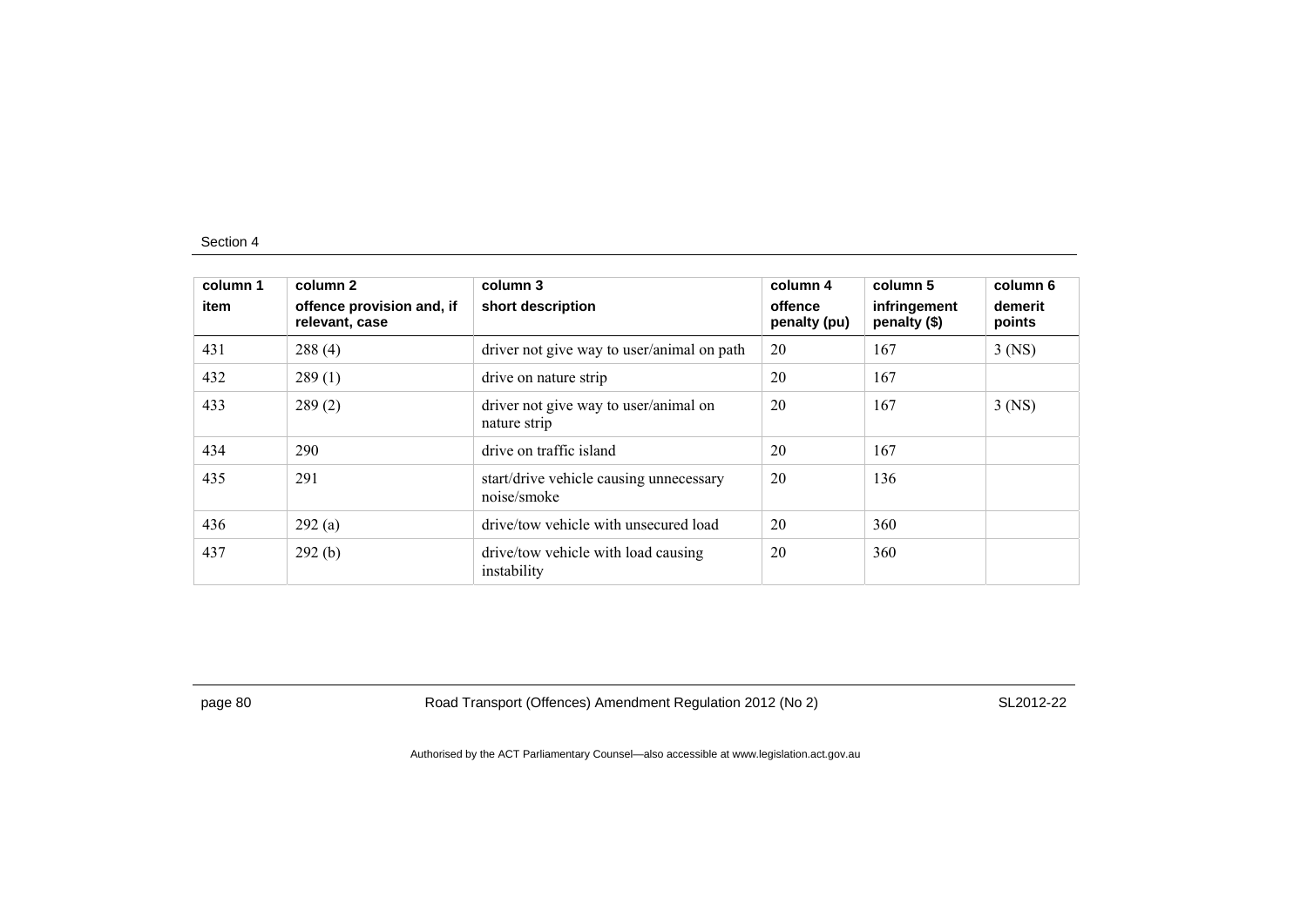Section 4

| column 1<br>item | column 2<br>offence provision and, if relevant, case | column 3<br>short description | column 4<br>offence penalty (pu) | column 5<br>infringement penalty ($) | column 6<br>demerit points |
|---|---|---|---|---|---|
| 431 | 288 (4) | driver not give way to user/animal on path | 20 | 167 | 3 (NS) |
| 432 | 289 (1) | drive on nature strip | 20 | 167 | |
| 433 | 289 (2) | driver not give way to user/animal on nature strip | 20 | 167 | 3 (NS) |
| 434 | 290 | drive on traffic island | 20 | 167 | |
| 435 | 291 | start/drive vehicle causing unnecessary noise/smoke | 20 | 136 | |
| 436 | 292 (a) | drive/tow vehicle with unsecured load | 20 | 360 | |
| 437 | 292 (b) | drive/tow vehicle with load causing instability | 20 | 360 | |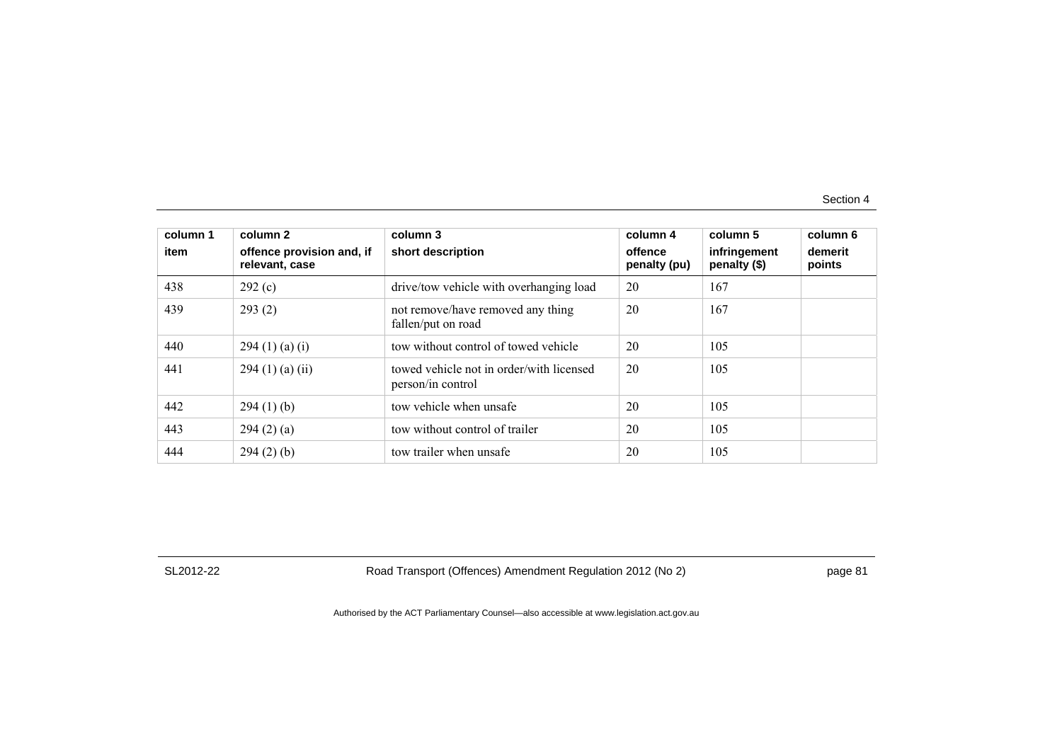| column 1<br>item | column 2<br>offence provision and, if relevant, case | column 3<br>short description | column 4<br>offence penalty (pu) | column 5<br>infringement penalty ($) | column 6<br>demerit points |
|---|---|---|---|---|---|
| 438 | 292 (c) | drive/tow vehicle with overhanging load | 20 | 167 | |
| 439 | 293 (2) | not remove/have removed any thing fallen/put on road | 20 | 167 | |
| 440 | 294 (1) (a) (i) | tow without control of towed vehicle | 20 | 105 | |
| 441 | 294 (1) (a) (ii) | towed vehicle not in order/with licensed person/in control | 20 | 105 | |
| 442 | 294 (1) (b) | tow vehicle when unsafe | 20 | 105 | |
| 443 | 294 (2) (a) | tow without control of trailer | 20 | 105 | |
| 444 | 294 (2) (b) | tow trailer when unsafe | 20 | 105 | |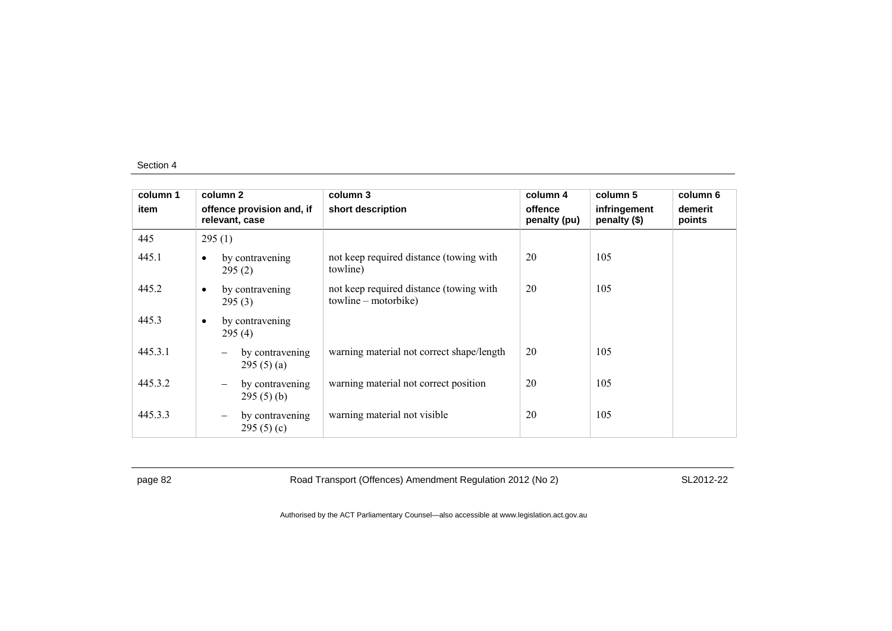| column 1 | column 2 | column 3 | column 4 | column 5 | column 6 |
|---|---|---|---|---|---|
| item | offence provision and, if relevant, case | short description | offence penalty (pu) | infringement penalty ($) | demerit points |
| 445 | 295 (1) | | | | |
| 445.1 | • by contravening 295 (2) | not keep required distance (towing with towline) | 20 | 105 | |
| 445.2 | • by contravening 295 (3) | not keep required distance (towing with towline – motorbike) | 20 | 105 | |
| 445.3 | • by contravening 295 (4) | | | | |
| 445.3.1 | – by contravening 295 (5) (a) | warning material not correct shape/length | 20 | 105 | |
| 445.3.2 | – by contravening 295 (5) (b) | warning material not correct position | 20 | 105 | |
| 445.3.3 | – by contravening 295 (5) (c) | warning material not visible | 20 | 105 | |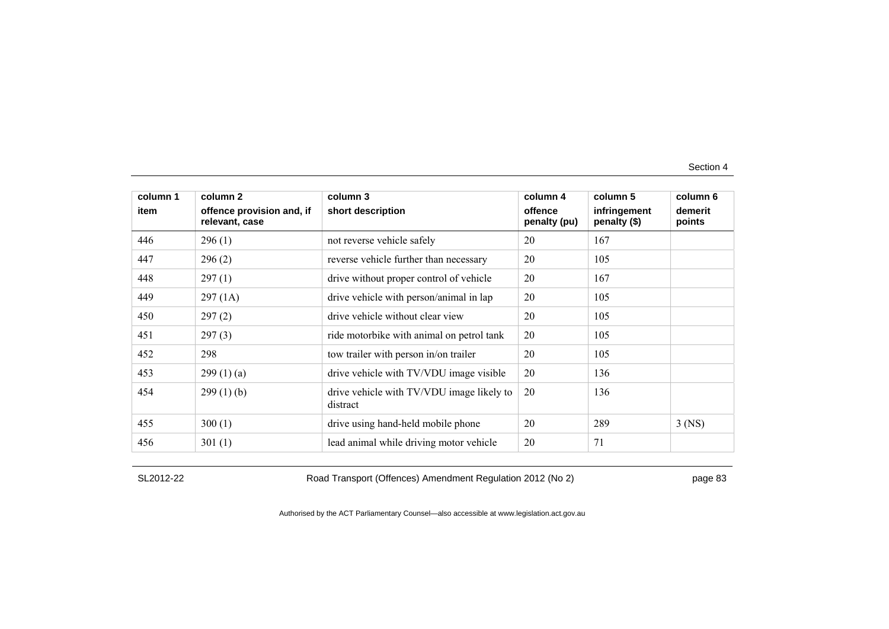| column 1<br>item | column 2<br>offence provision and, if relevant, case | column 3<br>short description | column 4<br>offence penalty (pu) | column 5<br>infringement penalty ($) | column 6<br>demerit points |
|---|---|---|---|---|---|
| 446 | 296 (1) | not reverse vehicle safely | 20 | 167 | |
| 447 | 296 (2) | reverse vehicle further than necessary | 20 | 105 | |
| 448 | 297 (1) | drive without proper control of vehicle | 20 | 167 | |
| 449 | 297 (1A) | drive vehicle with person/animal in lap | 20 | 105 | |
| 450 | 297 (2) | drive vehicle without clear view | 20 | 105 | |
| 451 | 297 (3) | ride motorbike with animal on petrol tank | 20 | 105 | |
| 452 | 298 | tow trailer with person in/on trailer | 20 | 105 | |
| 453 | 299 (1) (a) | drive vehicle with TV/VDU image visible | 20 | 136 | |
| 454 | 299 (1) (b) | drive vehicle with TV/VDU image likely to distract | 20 | 136 | |
| 455 | 300 (1) | drive using hand-held mobile phone | 20 | 289 | 3 (NS) |
| 456 | 301 (1) | lead animal while driving motor vehicle | 20 | 71 | |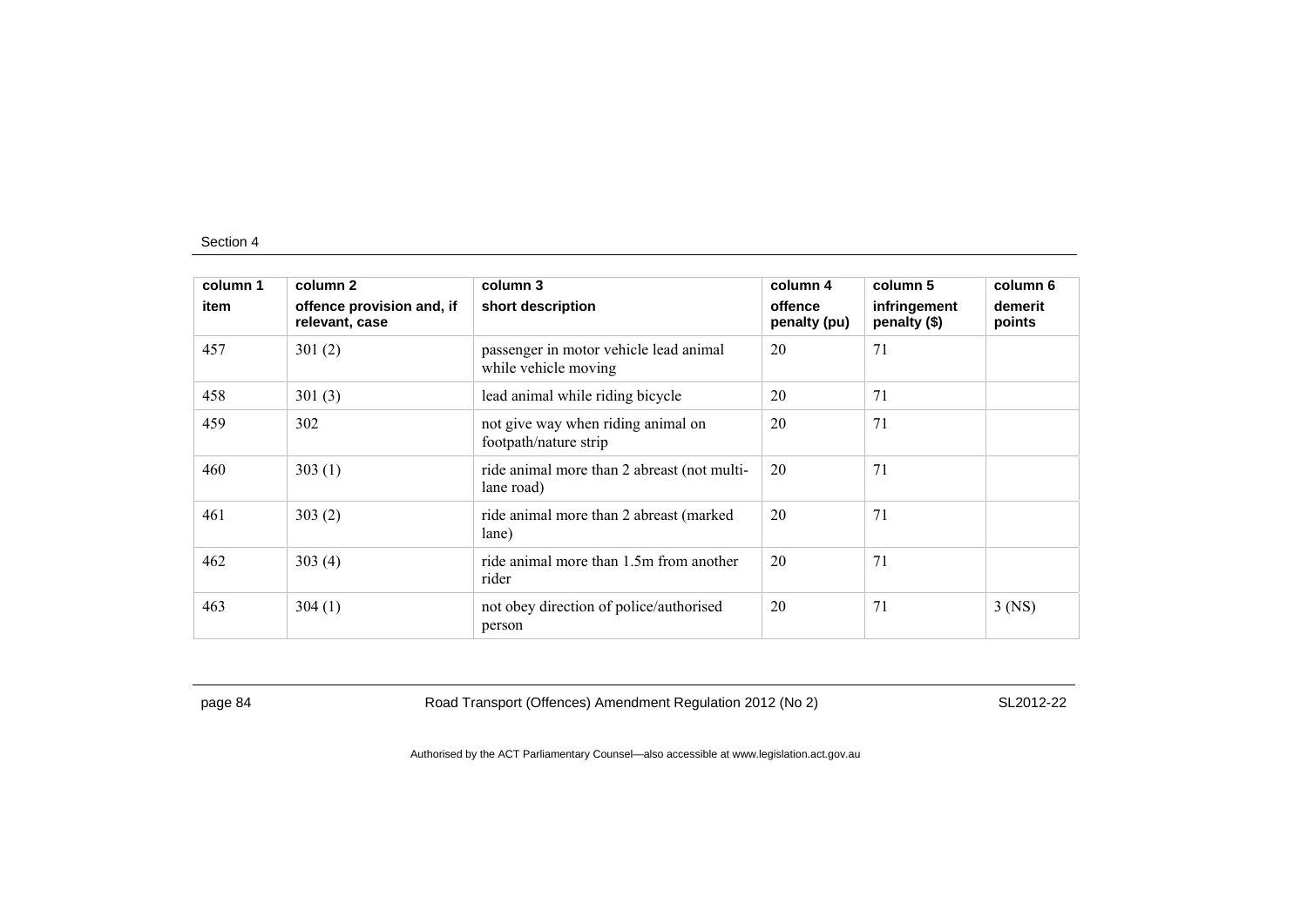| column 1<br>item | column 2<br>offence provision and, if relevant, case | column 3<br>short description | column 4<br>offence penalty (pu) | column 5<br>infringement penalty ($) | column 6<br>demerit points |
|---|---|---|---|---|---|
| 457 | 301 (2) | passenger in motor vehicle lead animal while vehicle moving | 20 | 71 | |
| 458 | 301 (3) | lead animal while riding bicycle | 20 | 71 | |
| 459 | 302 | not give way when riding animal on footpath/nature strip | 20 | 71 | |
| 460 | 303 (1) | ride animal more than 2 abreast (not multi-lane road) | 20 | 71 | |
| 461 | 303 (2) | ride animal more than 2 abreast (marked lane) | 20 | 71 | |
| 462 | 303 (4) | ride animal more than 1.5m from another rider | 20 | 71 | |
| 463 | 304 (1) | not obey direction of police/authorised person | 20 | 71 | 3 (NS) |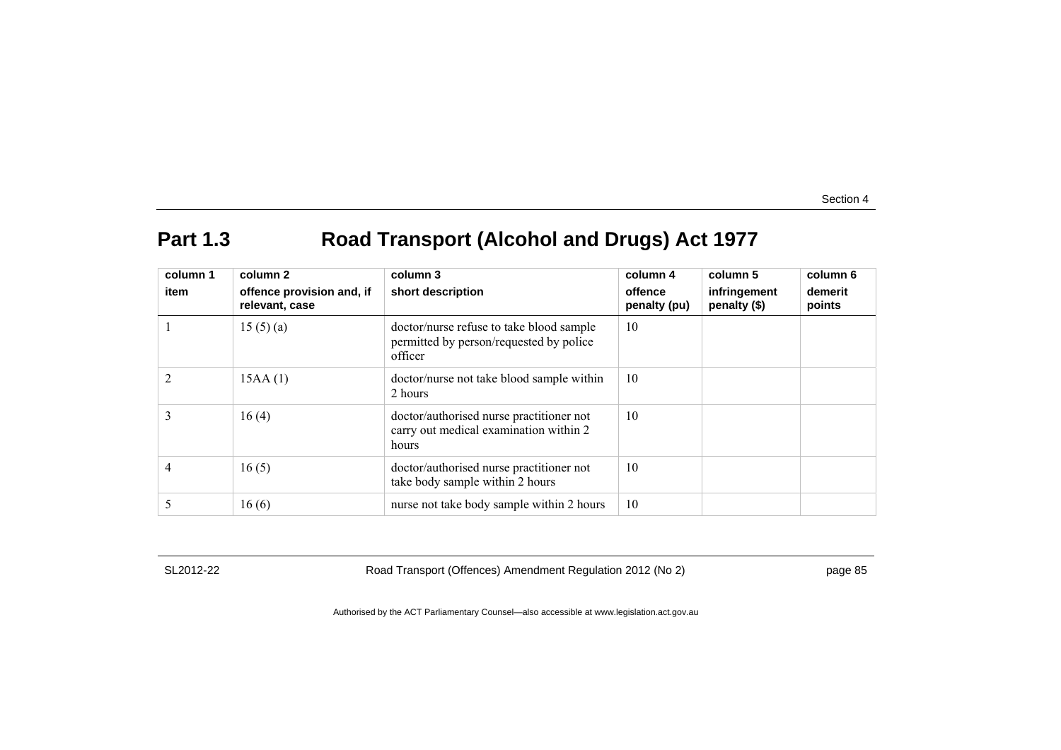## Part 1.3 Road Transport (Alcohol and Drugs) Act 1977

| column 1<br>item | column 2<br>offence provision and, if relevant, case | column 3<br>short description | column 4<br>offence penalty (pu) | column 5<br>infringement penalty ($) | column 6<br>demerit points |
|---|---|---|---|---|---|
| 1 | 15 (5) (a) | doctor/nurse refuse to take blood sample permitted by person/requested by police officer | 10 | | |
| 2 | 15AA (1) | doctor/nurse not take blood sample within 2 hours | 10 | | |
| 3 | 16 (4) | doctor/authorised nurse practitioner not carry out medical examination within 2 hours | 10 | | |
| 4 | 16 (5) | doctor/authorised nurse practitioner not take body sample within 2 hours | 10 | | |
| 5 | 16 (6) | nurse not take body sample within 2 hours | 10 | | |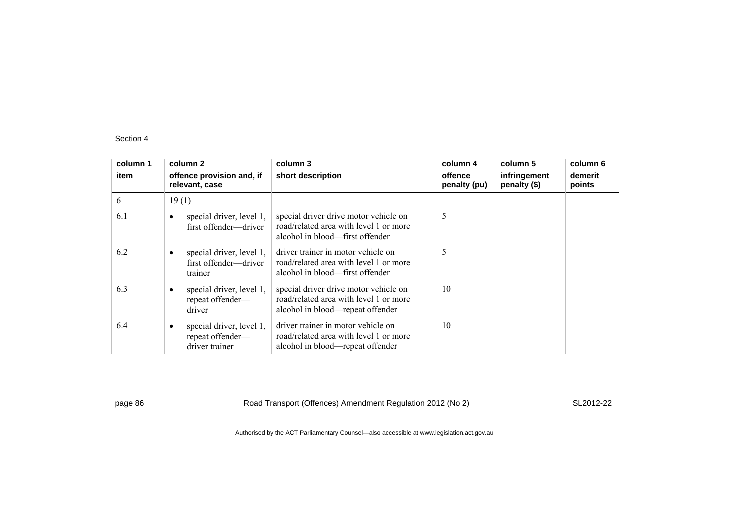| column 1 | column 2 | column 3 | column 4 | column 5 | column 6 |
|---|---|---|---|---|---|
| item | offence provision and, if relevant, case | short description | offence penalty (pu) | infringement penalty ($) | demerit points |
| 6 | 19 (1) | | | | |
| 6.1 | • special driver, level 1, first offender—driver | special driver drive motor vehicle on road/related area with level 1 or more alcohol in blood—first offender | 5 | | |
| 6.2 | • special driver, level 1, first offender—driver trainer | driver trainer in motor vehicle on road/related area with level 1 or more alcohol in blood—first offender | 5 | | |
| 6.3 | • special driver, level 1, repeat offender—driver | special driver drive motor vehicle on road/related area with level 1 or more alcohol in blood—repeat offender | 10 | | |
| 6.4 | • special driver, level 1, repeat offender—driver trainer | driver trainer in motor vehicle on road/related area with level 1 or more alcohol in blood—repeat offender | 10 | | |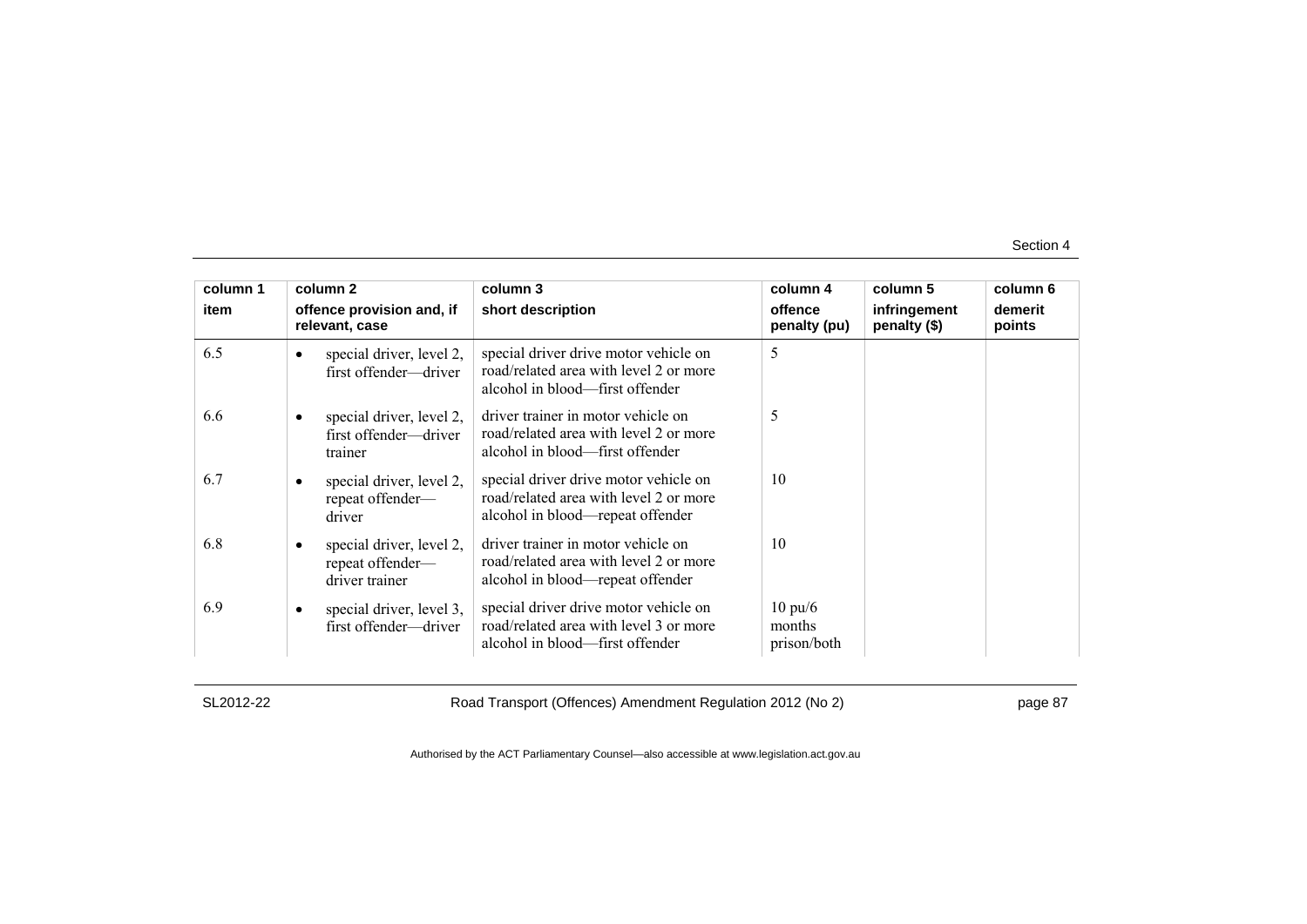| column 1<br>item | column 2<br>offence provision and, if relevant, case | column 3<br>short description | column 4<br>offence penalty (pu) | column 5<br>infringement penalty ($) | column 6<br>demerit points |
|---|---|---|---|---|---|
| 6.5 | • special driver, level 2, first offender—driver | special driver drive motor vehicle on road/related area with level 2 or more alcohol in blood—first offender | 5 | | |
| 6.6 | • special driver, level 2, first offender—driver trainer | driver trainer in motor vehicle on road/related area with level 2 or more alcohol in blood—first offender | 5 | | |
| 6.7 | • special driver, level 2, repeat offender—driver | special driver drive motor vehicle on road/related area with level 2 or more alcohol in blood—repeat offender | 10 | | |
| 6.8 | • special driver, level 2, repeat offender—driver trainer | driver trainer in motor vehicle on road/related area with level 2 or more alcohol in blood—repeat offender | 10 | | |
| 6.9 | • special driver, level 3, first offender—driver | special driver drive motor vehicle on road/related area with level 3 or more alcohol in blood—first offender | 10 pu/6 months prison/both | | |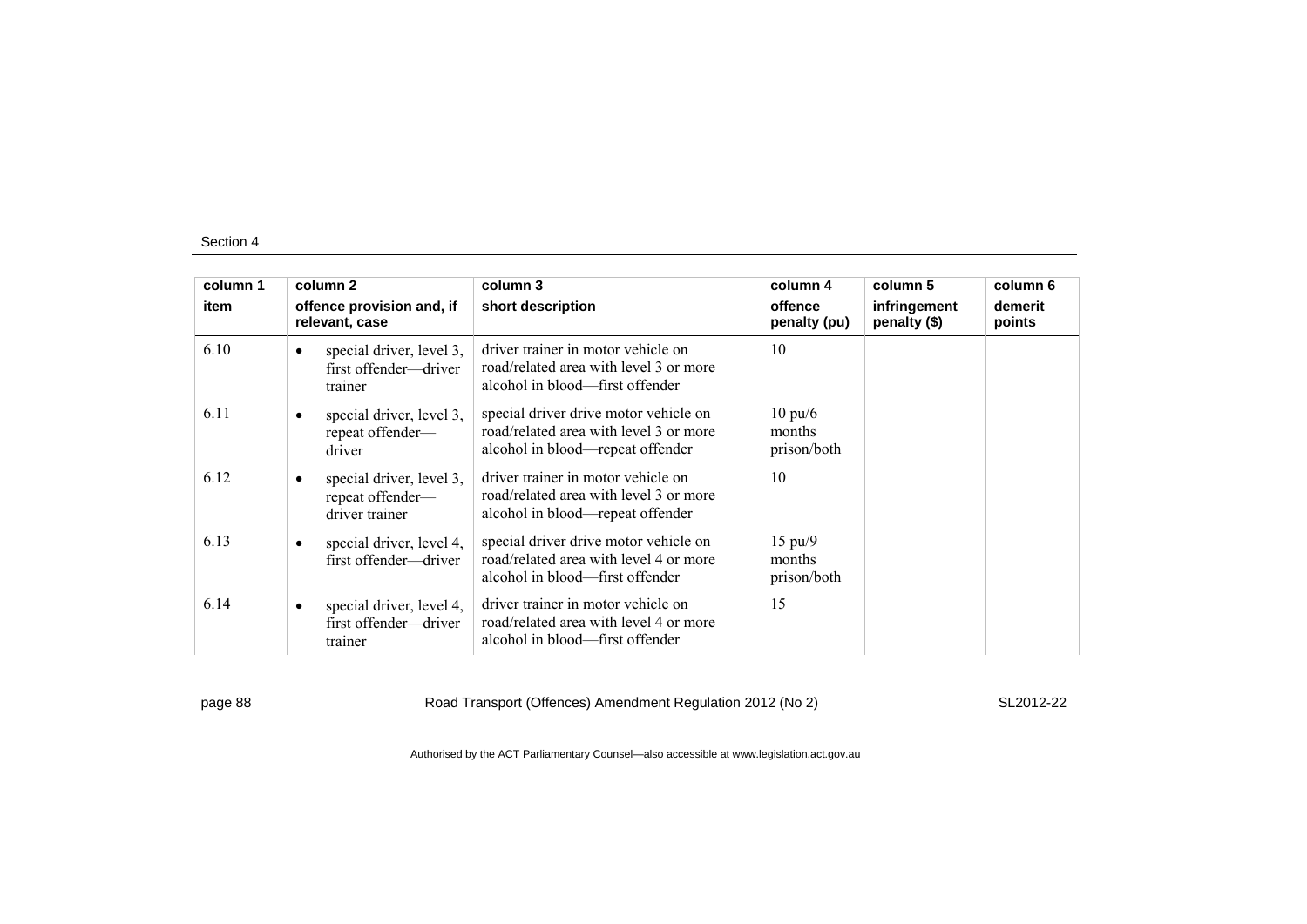Section 4

| column 1 | column 2 | column 3 | column 4 | column 5 | column 6 |
|---|---|---|---|---|---|
| item | offence provision and, if relevant, case | short description | offence penalty (pu) | infringement penalty ($) | demerit points |
| 6.10 | • special driver, level 3, first offender—driver trainer | driver trainer in motor vehicle on road/related area with level 3 or more alcohol in blood—first offender | 10 | | |
| 6.11 | • special driver, level 3, repeat offender—driver | special driver drive motor vehicle on road/related area with level 3 or more alcohol in blood—repeat offender | 10 pu/6 months prison/both | | |
| 6.12 | • special driver, level 3, repeat offender—driver trainer | driver trainer in motor vehicle on road/related area with level 3 or more alcohol in blood—repeat offender | 10 | | |
| 6.13 | • special driver, level 4, first offender—driver | special driver drive motor vehicle on road/related area with level 4 or more alcohol in blood—first offender | 15 pu/9 months prison/both | | |
| 6.14 | • special driver, level 4, first offender—driver trainer | driver trainer in motor vehicle on road/related area with level 4 or more alcohol in blood—first offender | 15 | | |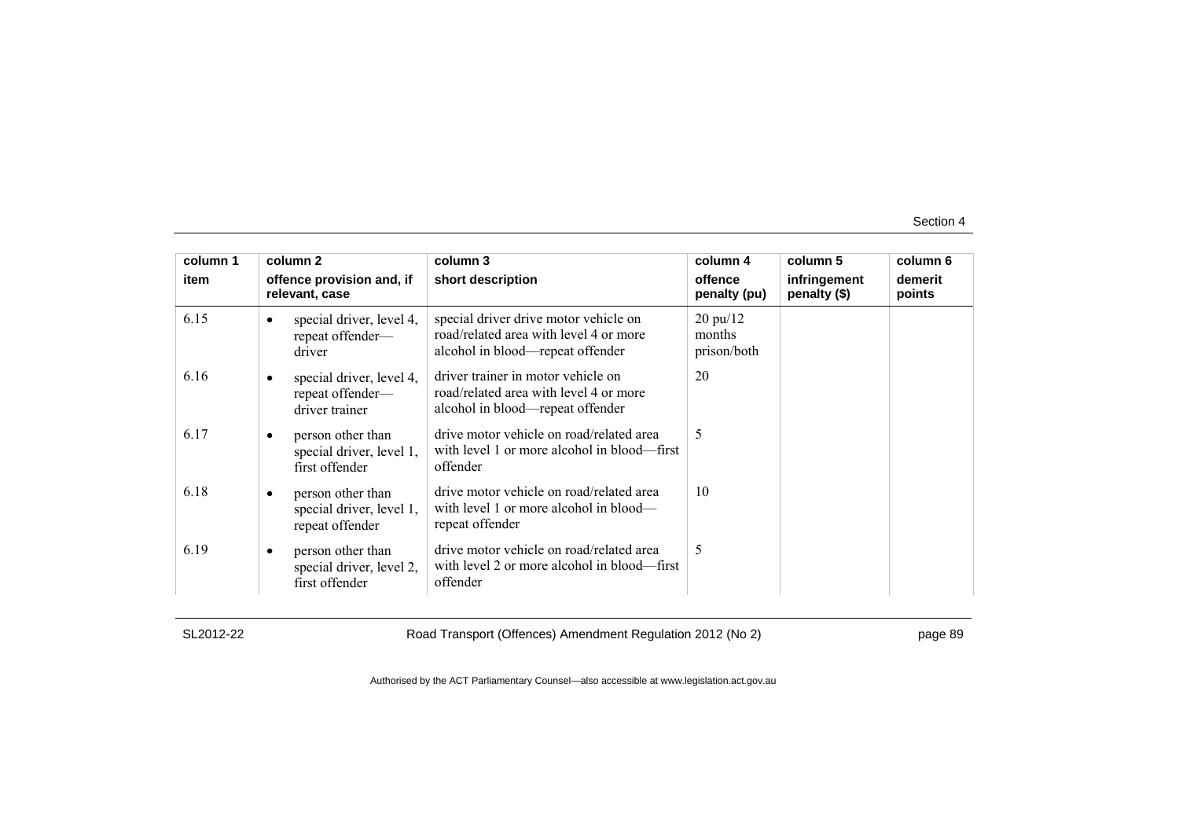| column 1 item | column 2 offence provision and, if relevant, case | column 3 short description | column 4 offence penalty (pu) | column 5 infringement penalty ($) | column 6 demerit points |
|---|---|---|---|---|---|
| 6.15 | • special driver, level 4, repeat offender—driver | special driver drive motor vehicle on road/related area with level 4 or more alcohol in blood—repeat offender | 20 pu/12 months prison/both | | |
| 6.16 | • special driver, level 4, repeat offender—driver trainer | driver trainer in motor vehicle on road/related area with level 4 or more alcohol in blood—repeat offender | 20 | | |
| 6.17 | • person other than special driver, level 1, first offender | drive motor vehicle on road/related area with level 1 or more alcohol in blood—first offender | 5 | | |
| 6.18 | • person other than special driver, level 1, repeat offender | drive motor vehicle on road/related area with level 1 or more alcohol in blood—repeat offender | 10 | | |
| 6.19 | • person other than special driver, level 2, first offender | drive motor vehicle on road/related area with level 2 or more alcohol in blood—first offender | 5 | | |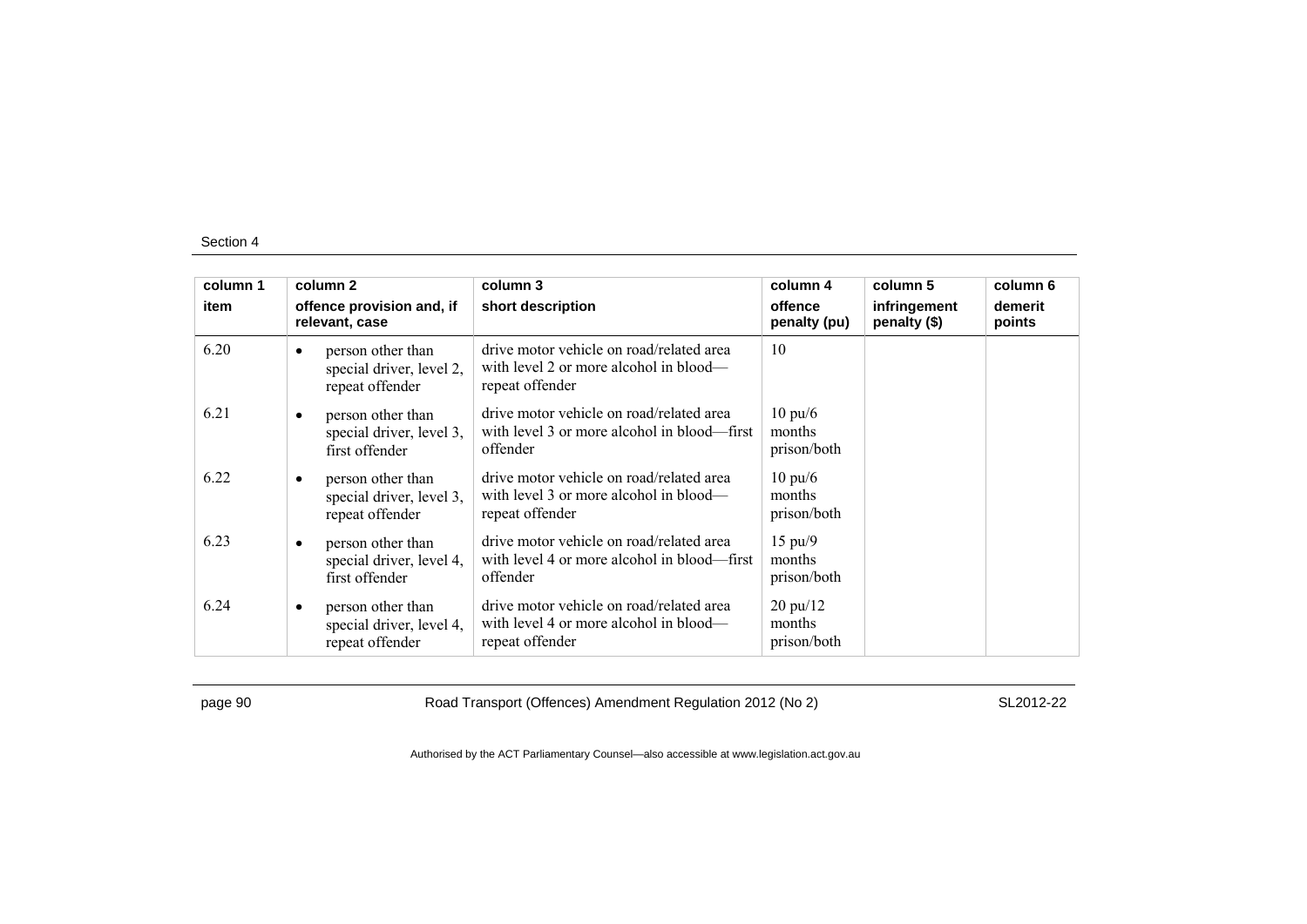| column 1<br>item | column 2<br>offence provision and, if relevant, case | column 3<br>short description | column 4<br>offence penalty (pu) | column 5<br>infringement penalty ($) | column 6<br>demerit points |
|---|---|---|---|---|---|
| 6.20 | • person other than special driver, level 2, repeat offender | drive motor vehicle on road/related area with level 2 or more alcohol in blood—repeat offender | 10 | | |
| 6.21 | • person other than special driver, level 3, first offender | drive motor vehicle on road/related area with level 3 or more alcohol in blood—first offender | 10 pu/6 months prison/both | | |
| 6.22 | • person other than special driver, level 3, repeat offender | drive motor vehicle on road/related area with level 3 or more alcohol in blood—repeat offender | 10 pu/6 months prison/both | | |
| 6.23 | • person other than special driver, level 4, first offender | drive motor vehicle on road/related area with level 4 or more alcohol in blood—first offender | 15 pu/9 months prison/both | | |
| 6.24 | • person other than special driver, level 4, repeat offender | drive motor vehicle on road/related area with level 4 or more alcohol in blood—repeat offender | 20 pu/12 months prison/both | | |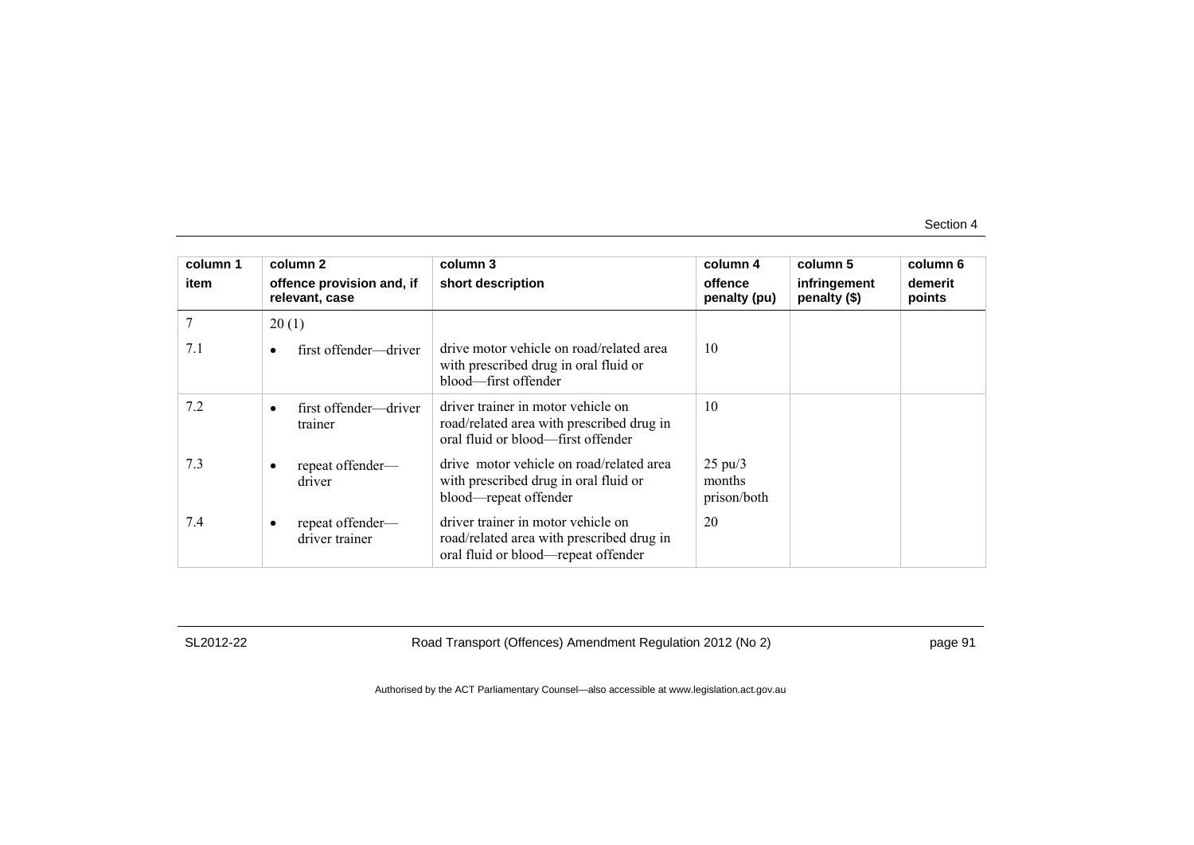| column 1<br>item | column 2<br>offence provision and, if relevant, case | column 3<br>short description | column 4<br>offence penalty (pu) | column 5<br>infringement penalty ($) | column 6<br>demerit points |
|---|---|---|---|---|---|
| 7 | 20 (1) | | | | |
| 7.1 | • first offender—driver | drive motor vehicle on road/related area with prescribed drug in oral fluid or blood—first offender | 10 | | |
| 7.2 | • first offender—driver trainer | driver trainer in motor vehicle on road/related area with prescribed drug in oral fluid or blood—first offender | 10 | | |
| 7.3 | • repeat offender—driver | drive motor vehicle on road/related area with prescribed drug in oral fluid or blood—repeat offender | 25 pu/3 months prison/both | | |
| 7.4 | • repeat offender—driver trainer | driver trainer in motor vehicle on road/related area with prescribed drug in oral fluid or blood—repeat offender | 20 | | |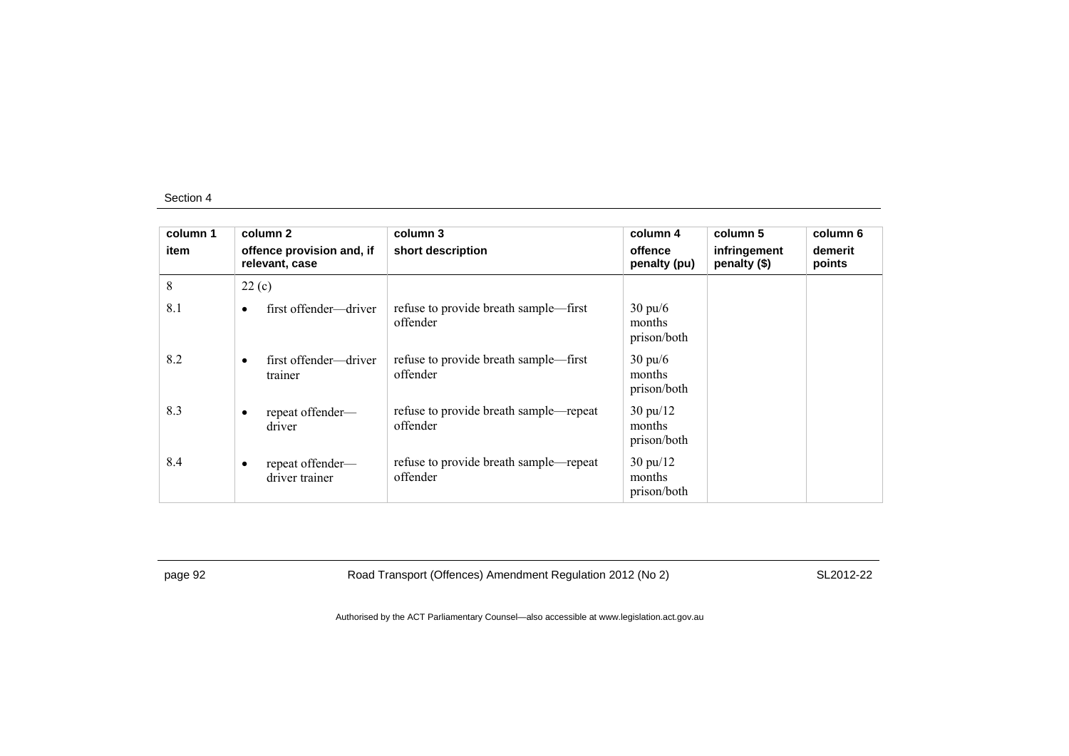| column 1 | column 2 | column 3 | column 4 | column 5 | column 6 |
|---|---|---|---|---|---|
| item | offence provision and, if relevant, case | short description | offence penalty (pu) | infringement penalty ($) | demerit points |
| 8 | 22 (c) | | | | |
| 8.1 | • first offender—driver | refuse to provide breath sample—first offender | 30 pu/6 months prison/both | | |
| 8.2 | • first offender—driver trainer | refuse to provide breath sample—first offender | 30 pu/6 months prison/both | | |
| 8.3 | • repeat offender—driver | refuse to provide breath sample—repeat offender | 30 pu/12 months prison/both | | |
| 8.4 | • repeat offender—driver trainer | refuse to provide breath sample—repeat offender | 30 pu/12 months prison/both | | |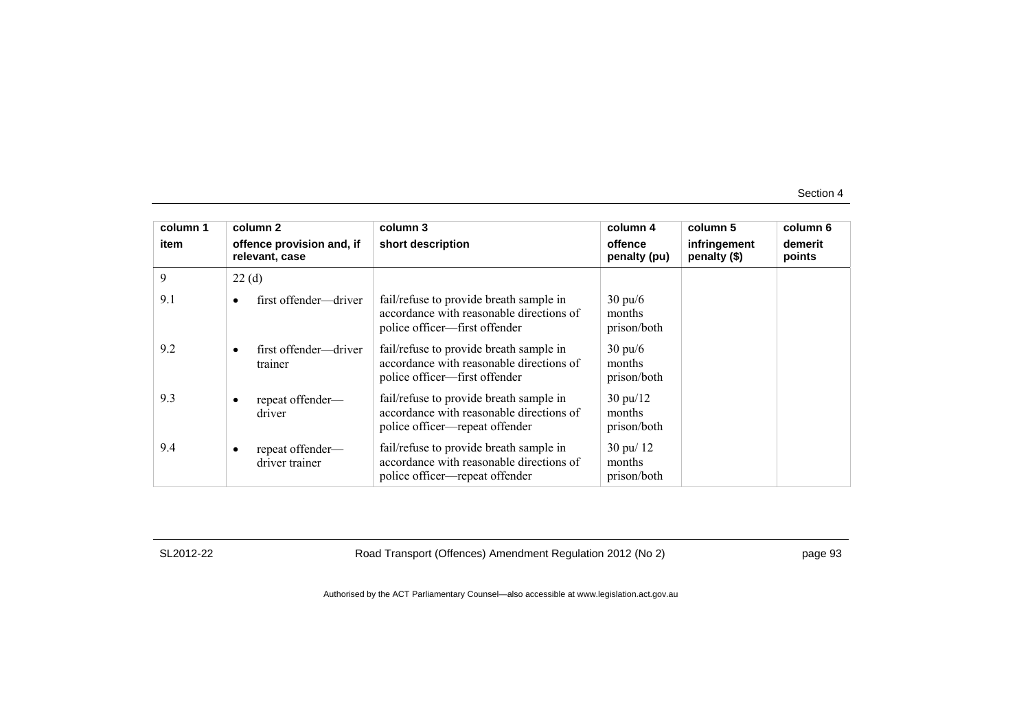| column 1 | column 2 | column 3 | column 4 | column 5 | column 6 |
|---|---|---|---|---|---|
| item | offence provision and, if relevant, case | short description | offence penalty (pu) | infringement penalty ($) | demerit points |
| 9 | 22 (d) | | | | |
| 9.1 | • first offender—driver | fail/refuse to provide breath sample in accordance with reasonable directions of police officer—first offender | 30 pu/6 months prison/both | | |
| 9.2 | • first offender—driver trainer | fail/refuse to provide breath sample in accordance with reasonable directions of police officer—first offender | 30 pu/6 months prison/both | | |
| 9.3 | • repeat offender—driver | fail/refuse to provide breath sample in accordance with reasonable directions of police officer—repeat offender | 30 pu/12 months prison/both | | |
| 9.4 | • repeat offender—driver trainer | fail/refuse to provide breath sample in accordance with reasonable directions of police officer—repeat offender | 30 pu/ 12 months prison/both | | |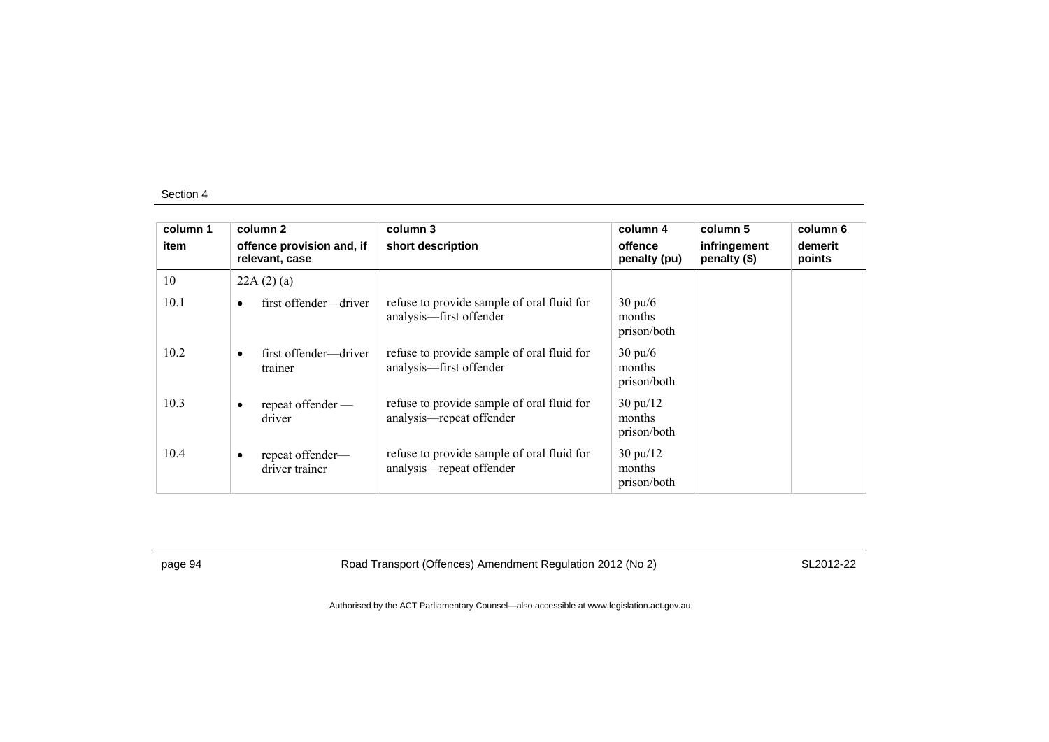| column 1<br>item | column 2<br>offence provision and, if relevant, case | column 3<br>short description | column 4<br>offence penalty (pu) | column 5<br>infringement penalty ($) | column 6<br>demerit points |
|---|---|---|---|---|---|
| 10 | 22A (2) (a) | | | | |
| 10.1 | • first offender—driver | refuse to provide sample of oral fluid for analysis—first offender | 30 pu/6 months prison/both | | |
| 10.2 | • first offender—driver trainer | refuse to provide sample of oral fluid for analysis—first offender | 30 pu/6 months prison/both | | |
| 10.3 | • repeat offender —driver | refuse to provide sample of oral fluid for analysis—repeat offender | 30 pu/12 months prison/both | | |
| 10.4 | • repeat offender—driver trainer | refuse to provide sample of oral fluid for analysis—repeat offender | 30 pu/12 months prison/both | | |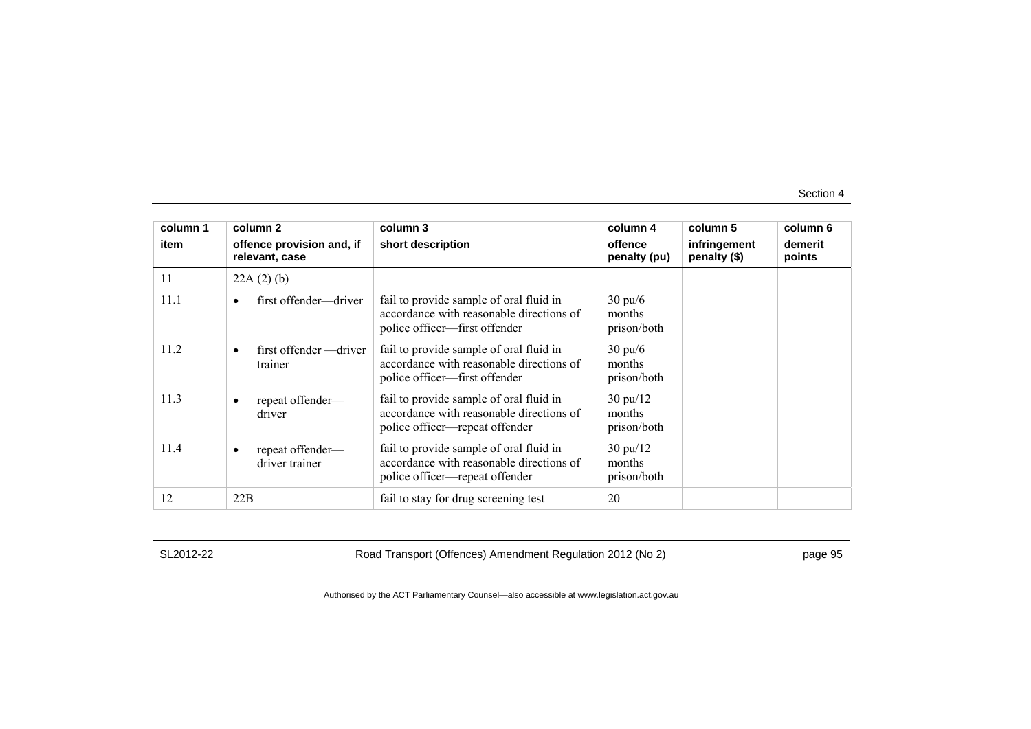| column 1 | column 2 | column 3 | column 4 | column 5 | column 6 |
|---|---|---|---|---|---|
| item | offence provision and, if relevant, case | short description | offence penalty (pu) | infringement penalty ($) | demerit points |
| 11 | 22A (2) (b) | | | | |
| 11.1 | • first offender—driver | fail to provide sample of oral fluid in accordance with reasonable directions of police officer—first offender | 30 pu/6 months prison/both | | |
| 11.2 | • first offender —driver trainer | fail to provide sample of oral fluid in accordance with reasonable directions of police officer—first offender | 30 pu/6 months prison/both | | |
| 11.3 | • repeat offender—driver | fail to provide sample of oral fluid in accordance with reasonable directions of police officer—repeat offender | 30 pu/12 months prison/both | | |
| 11.4 | • repeat offender—driver trainer | fail to provide sample of oral fluid in accordance with reasonable directions of police officer—repeat offender | 30 pu/12 months prison/both | | |
| 12 | 22B | fail to stay for drug screening test | 20 | | |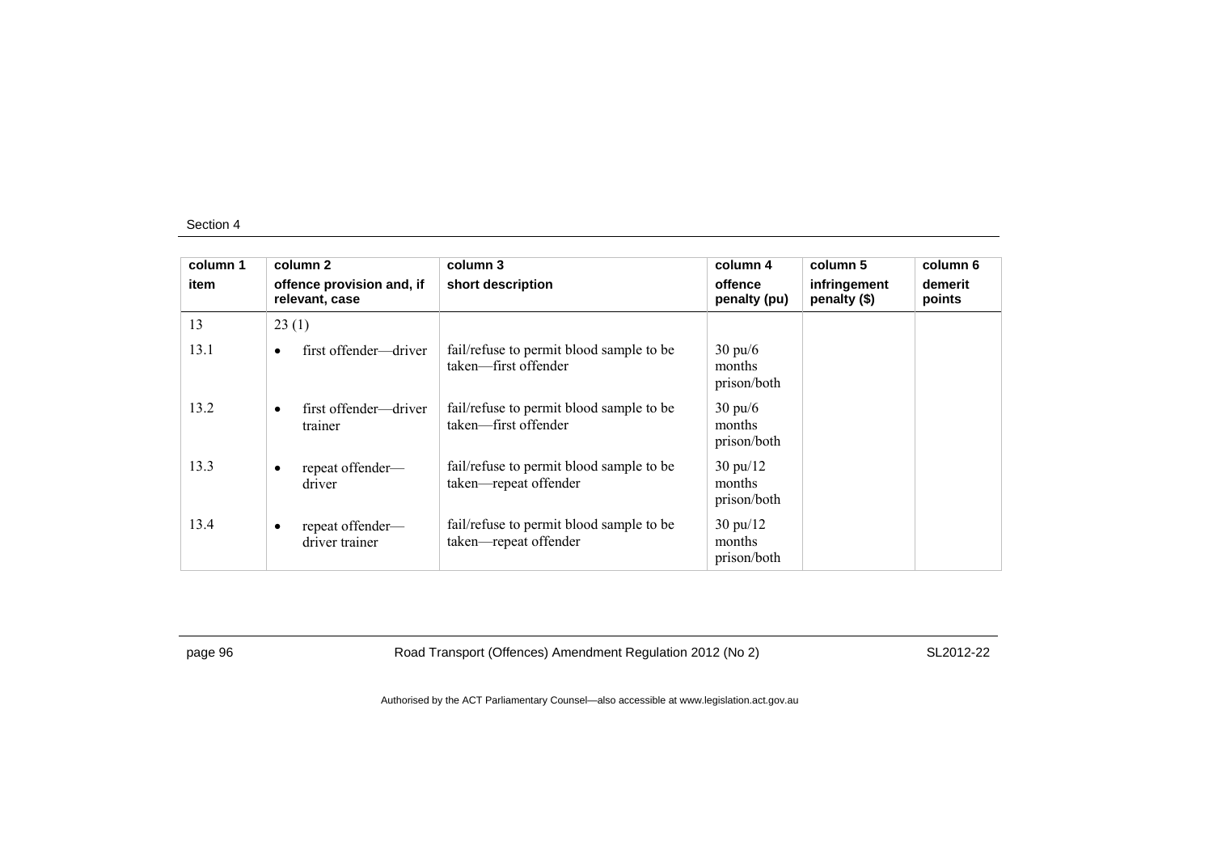| column 1 item | column 2 offence provision and, if relevant, case | column 3 short description | column 4 offence penalty (pu) | column 5 infringement penalty ($) | column 6 demerit points |
|---|---|---|---|---|---|
| 13 | 23 (1) | | | | |
| 13.1 | • first offender—driver | fail/refuse to permit blood sample to be taken—first offender | 30 pu/6 months prison/both | | |
| 13.2 | • first offender—driver trainer | fail/refuse to permit blood sample to be taken—first offender | 30 pu/6 months prison/both | | |
| 13.3 | • repeat offender—driver | fail/refuse to permit blood sample to be taken—repeat offender | 30 pu/12 months prison/both | | |
| 13.4 | • repeat offender—driver trainer | fail/refuse to permit blood sample to be taken—repeat offender | 30 pu/12 months prison/both | | |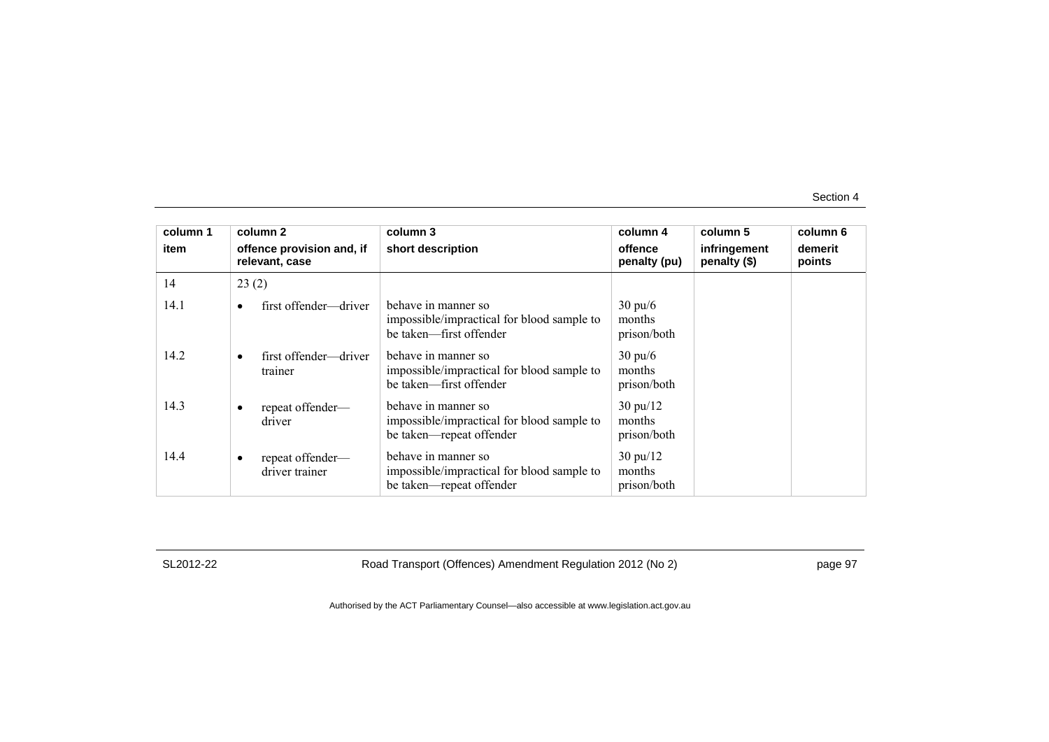| column 1<br>item | column 2<br>offence provision and, if relevant, case | column 3<br>short description | column 4<br>offence penalty (pu) | column 5<br>infringement penalty ($) | column 6<br>demerit points |
|---|---|---|---|---|---|
| 14 | 23 (2) | | | | |
| 14.1 | • first offender—driver | behave in manner so impossible/impractical for blood sample to be taken—first offender | 30 pu/6 months prison/both | | |
| 14.2 | • first offender—driver trainer | behave in manner so impossible/impractical for blood sample to be taken—first offender | 30 pu/6 months prison/both | | |
| 14.3 | • repeat offender—driver | behave in manner so impossible/impractical for blood sample to be taken—repeat offender | 30 pu/12 months prison/both | | |
| 14.4 | • repeat offender—driver trainer | behave in manner so impossible/impractical for blood sample to be taken—repeat offender | 30 pu/12 months prison/both | | |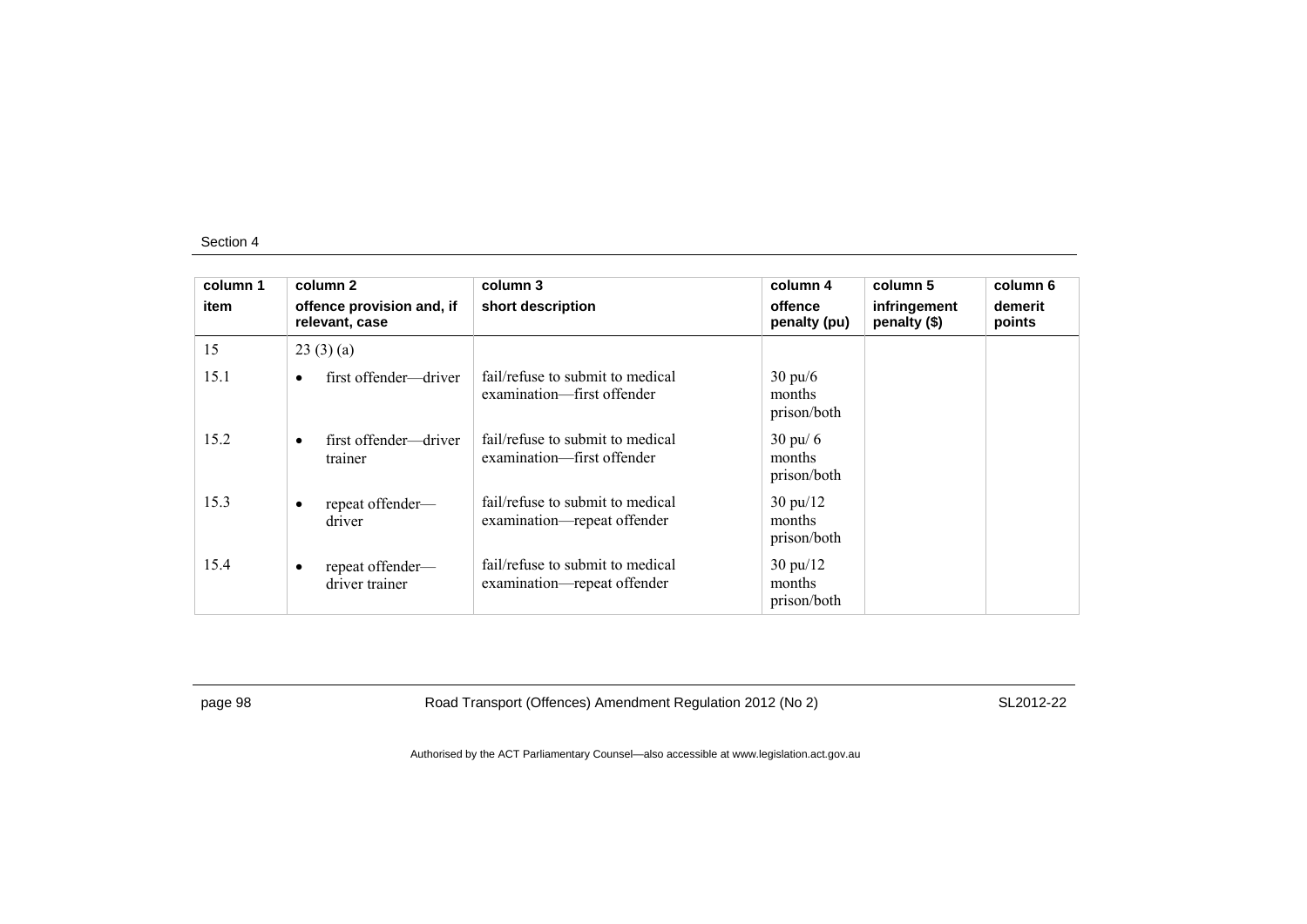| column 1<br>item | column 2<br>offence provision and, if relevant, case | column 3<br>short description | column 4<br>offence penalty (pu) | column 5<br>infringement penalty ($) | column 6<br>demerit points |
|---|---|---|---|---|---|
| 15 | 23 (3) (a) | | | | |
| 15.1 | • first offender—driver | fail/refuse to submit to medical examination—first offender | 30 pu/6 months prison/both | | |
| 15.2 | • first offender—driver trainer | fail/refuse to submit to medical examination—first offender | 30 pu/ 6 months prison/both | | |
| 15.3 | • repeat offender—driver | fail/refuse to submit to medical examination—repeat offender | 30 pu/12 months prison/both | | |
| 15.4 | • repeat offender—driver trainer | fail/refuse to submit to medical examination—repeat offender | 30 pu/12 months prison/both | | |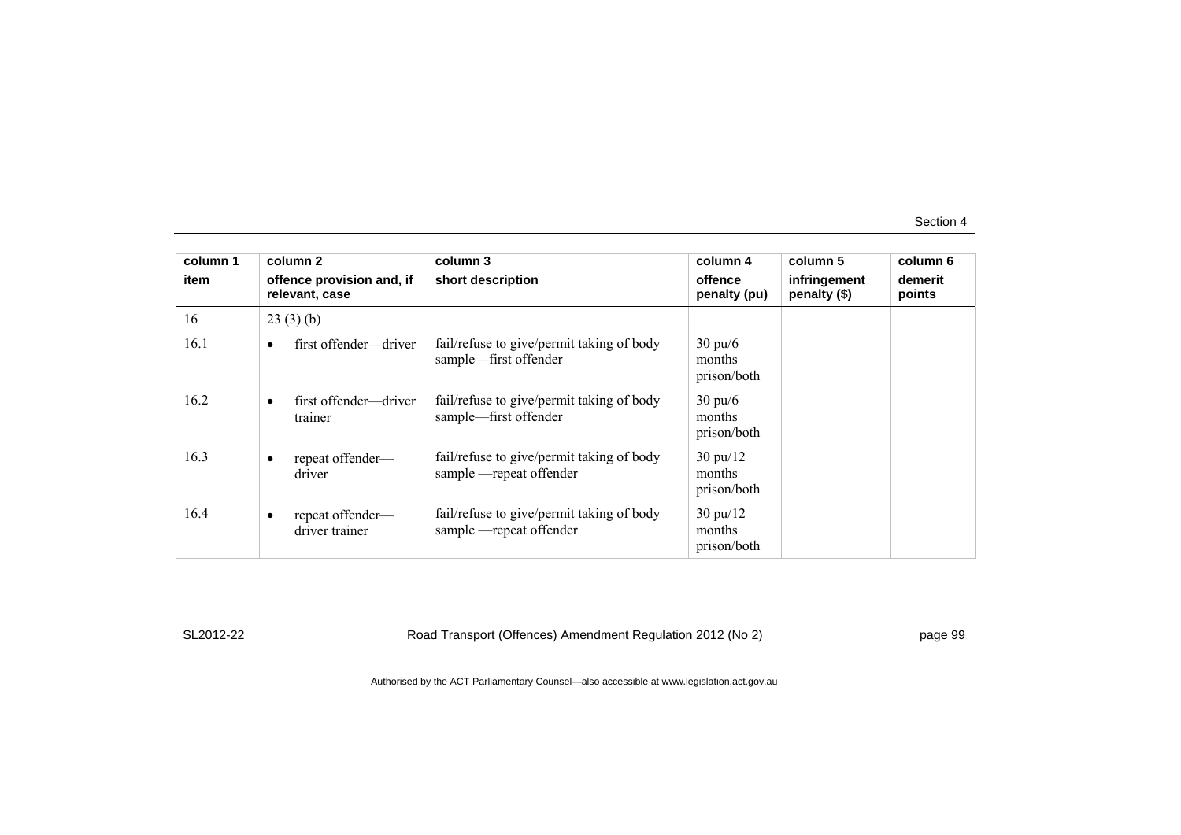| column 1 item | column 2 offence provision and, if relevant, case | column 3 short description | column 4 offence penalty (pu) | column 5 infringement penalty ($) | column 6 demerit points |
|---|---|---|---|---|---|
| 16 | 23 (3) (b) | | | | |
| 16.1 | • first offender—driver | fail/refuse to give/permit taking of body sample—first offender | 30 pu/6 months prison/both | | |
| 16.2 | • first offender—driver trainer | fail/refuse to give/permit taking of body sample—first offender | 30 pu/6 months prison/both | | |
| 16.3 | • repeat offender—driver | fail/refuse to give/permit taking of body sample —repeat offender | 30 pu/12 months prison/both | | |
| 16.4 | • repeat offender—driver trainer | fail/refuse to give/permit taking of body sample —repeat offender | 30 pu/12 months prison/both | | |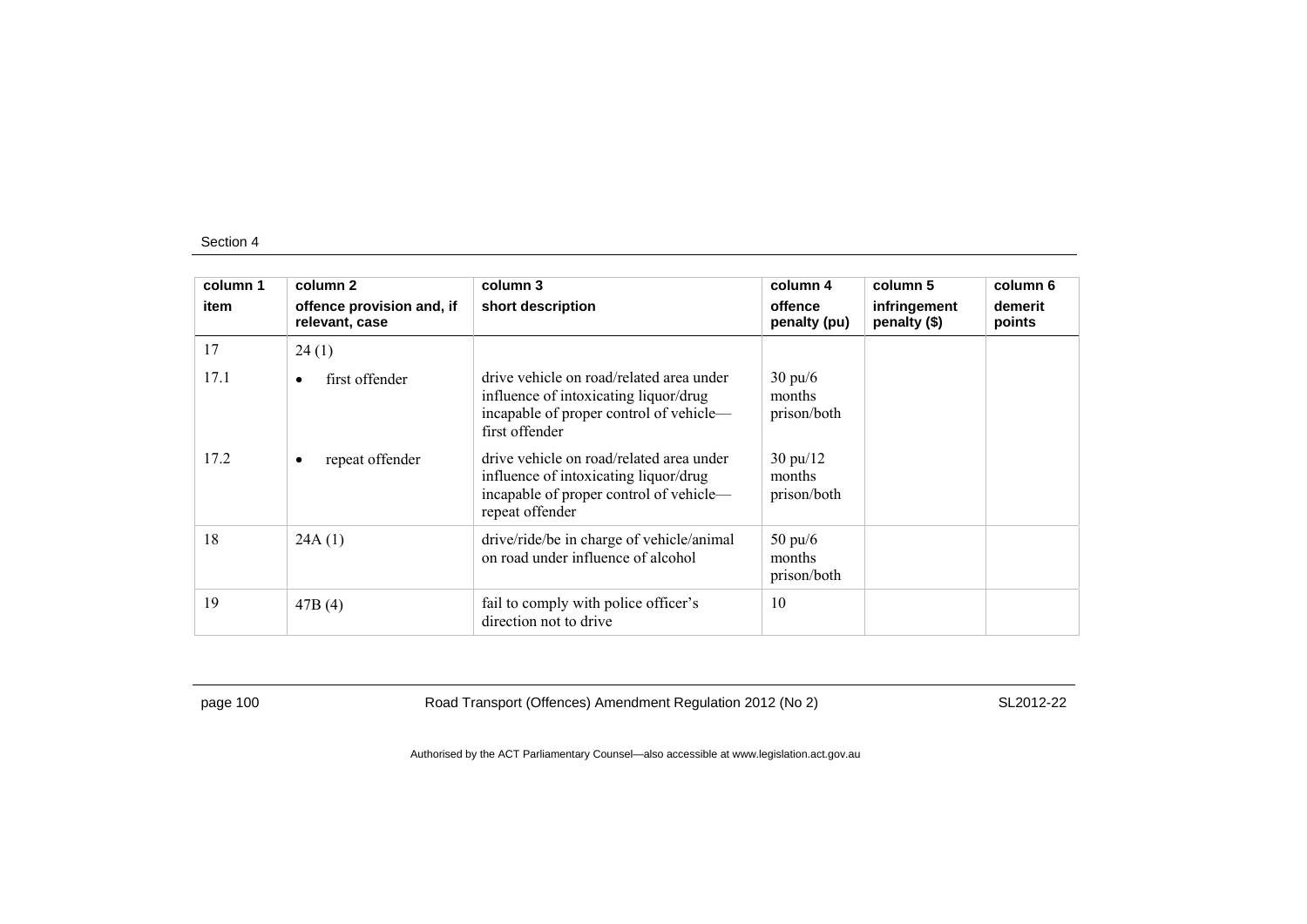| column 1 item | column 2 offence provision and, if relevant, case | column 3 short description | column 4 offence penalty (pu) | column 5 infringement penalty ($) | column 6 demerit points |
|---|---|---|---|---|---|
| 17 | 24 (1) | | | | |
| 17.1 | • first offender | drive vehicle on road/related area under influence of intoxicating liquor/drug incapable of proper control of vehicle—first offender | 30 pu/6 months prison/both | | |
| 17.2 | • repeat offender | drive vehicle on road/related area under influence of intoxicating liquor/drug incapable of proper control of vehicle—repeat offender | 30 pu/12 months prison/both | | |
| 18 | 24A (1) | drive/ride/be in charge of vehicle/animal on road under influence of alcohol | 50 pu/6 months prison/both | | |
| 19 | 47B (4) | fail to comply with police officer's direction not to drive | 10 | | |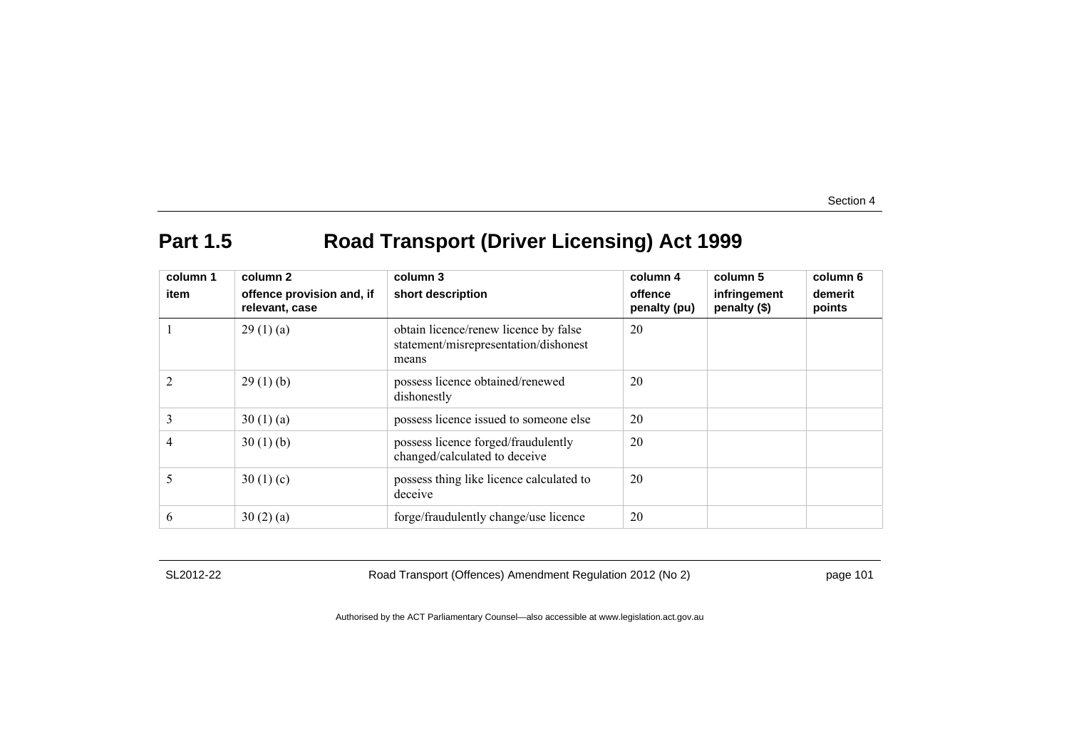## Part 1.5 Road Transport (Driver Licensing) Act 1999

| column 1<br>item | column 2<br>offence provision and, if relevant, case | column 3<br>short description | column 4<br>offence penalty (pu) | column 5<br>infringement penalty ($) | column 6<br>demerit points |
|---|---|---|---|---|---|
| 1 | 29 (1) (a) | obtain licence/renew licence by false statement/misrepresentation/dishonest means | 20 | | |
| 2 | 29 (1) (b) | possess licence obtained/renewed dishonestly | 20 | | |
| 3 | 30 (1) (a) | possess licence issued to someone else | 20 | | |
| 4 | 30 (1) (b) | possess licence forged/fraudulently changed/calculated to deceive | 20 | | |
| 5 | 30 (1) (c) | possess thing like licence calculated to deceive | 20 | | |
| 6 | 30 (2) (a) | forge/fraudulently change/use licence | 20 | | |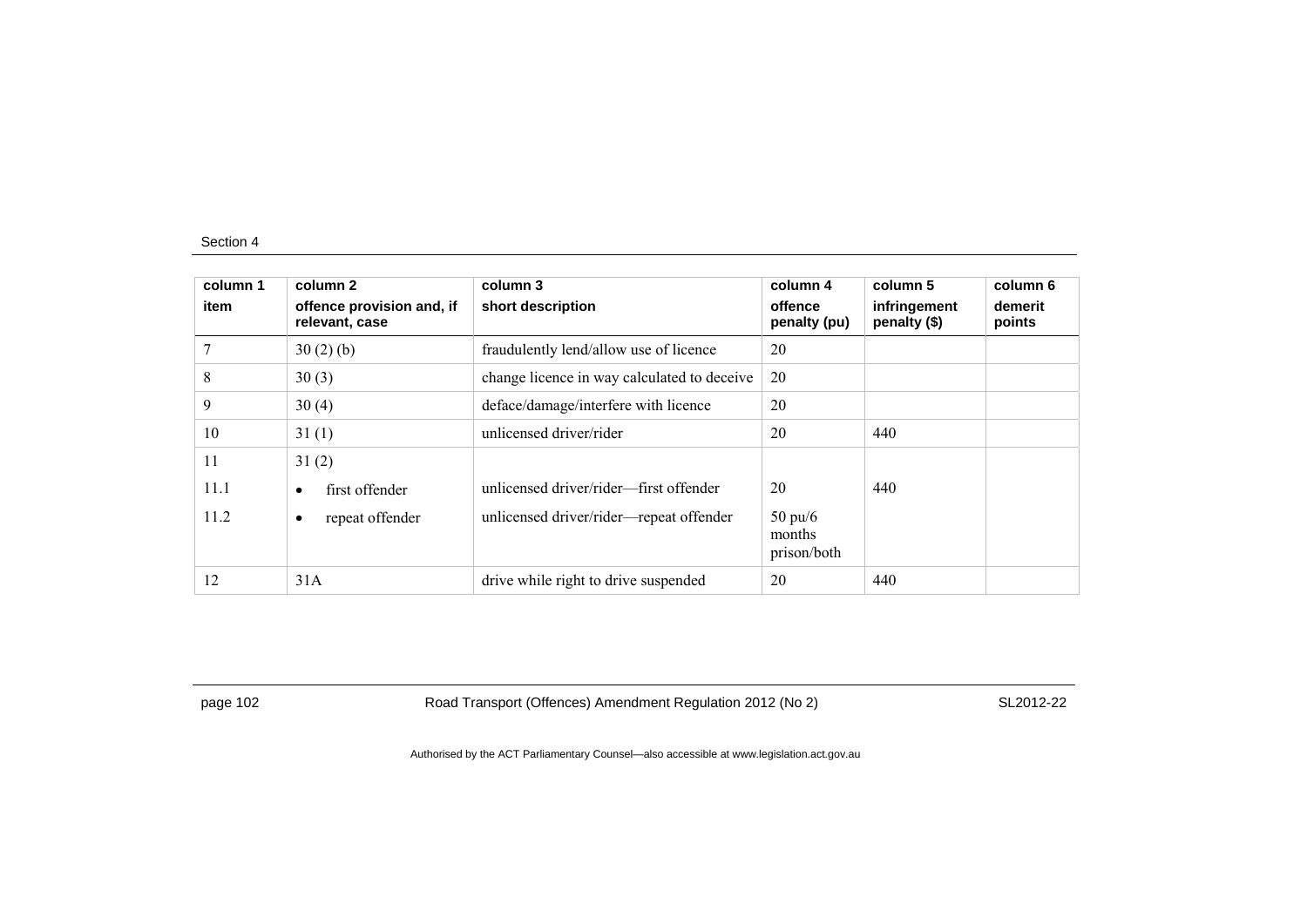| column 1 item | column 2 offence provision and, if relevant, case | column 3 short description | column 4 offence penalty (pu) | column 5 infringement penalty ($) | column 6 demerit points |
|---|---|---|---|---|---|
| 7 | 30 (2) (b) | fraudulently lend/allow use of licence | 20 | | |
| 8 | 30 (3) | change licence in way calculated to deceive | 20 | | |
| 9 | 30 (4) | deface/damage/interfere with licence | 20 | | |
| 10 | 31 (1) | unlicensed driver/rider | 20 | 440 | |
| 11 | 31 (2) | | | | |
| 11.1 | • first offender | unlicensed driver/rider—first offender | 20 | 440 | |
| 11.2 | • repeat offender | unlicensed driver/rider—repeat offender | 50 pu/6 months prison/both | | |
| 12 | 31A | drive while right to drive suspended | 20 | 440 | |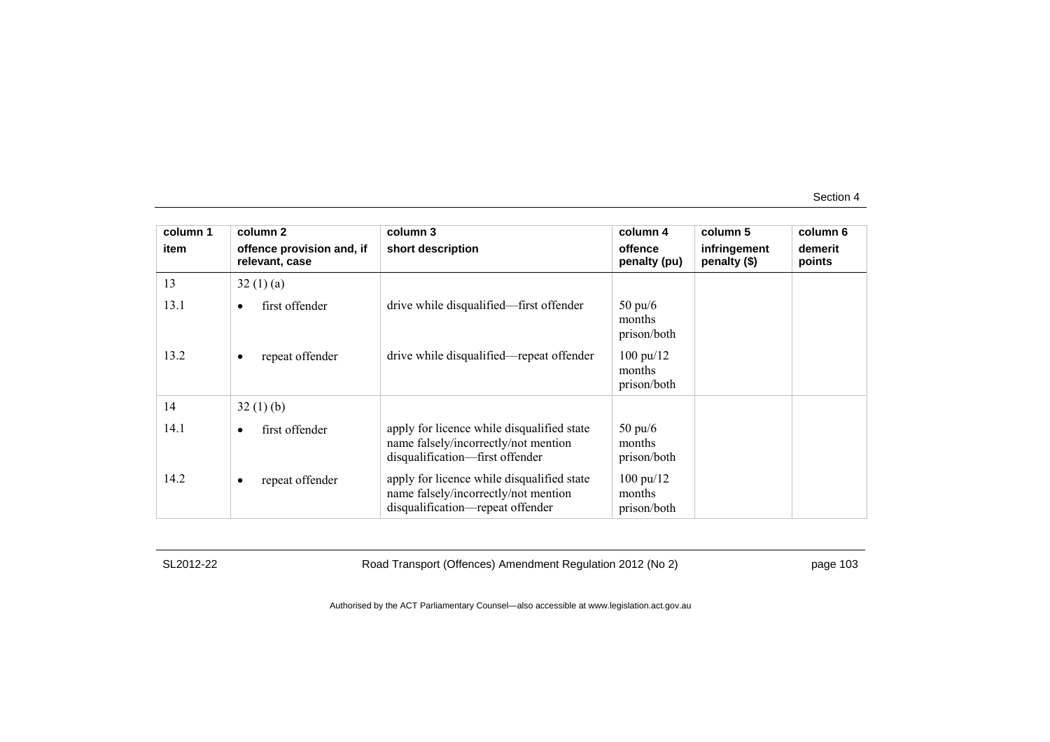| column 1 | column 2 | column 3 | column 4 | column 5 | column 6 |
|---|---|---|---|---|---|
| item | offence provision and, if relevant, case | short description | offence penalty (pu) | infringement penalty ($) | demerit points |
| 13 | 32 (1) (a) | | | | |
| 13.1 | • first offender | drive while disqualified—first offender | 50 pu/6 months prison/both | | |
| 13.2 | • repeat offender | drive while disqualified—repeat offender | 100 pu/12 months prison/both | | |
| 14 | 32 (1) (b) | | | | |
| 14.1 | • first offender | apply for licence while disqualified state name falsely/incorrectly/not mention disqualification—first offender | 50 pu/6 months prison/both | | |
| 14.2 | • repeat offender | apply for licence while disqualified state name falsely/incorrectly/not mention disqualification—repeat offender | 100 pu/12 months prison/both | | |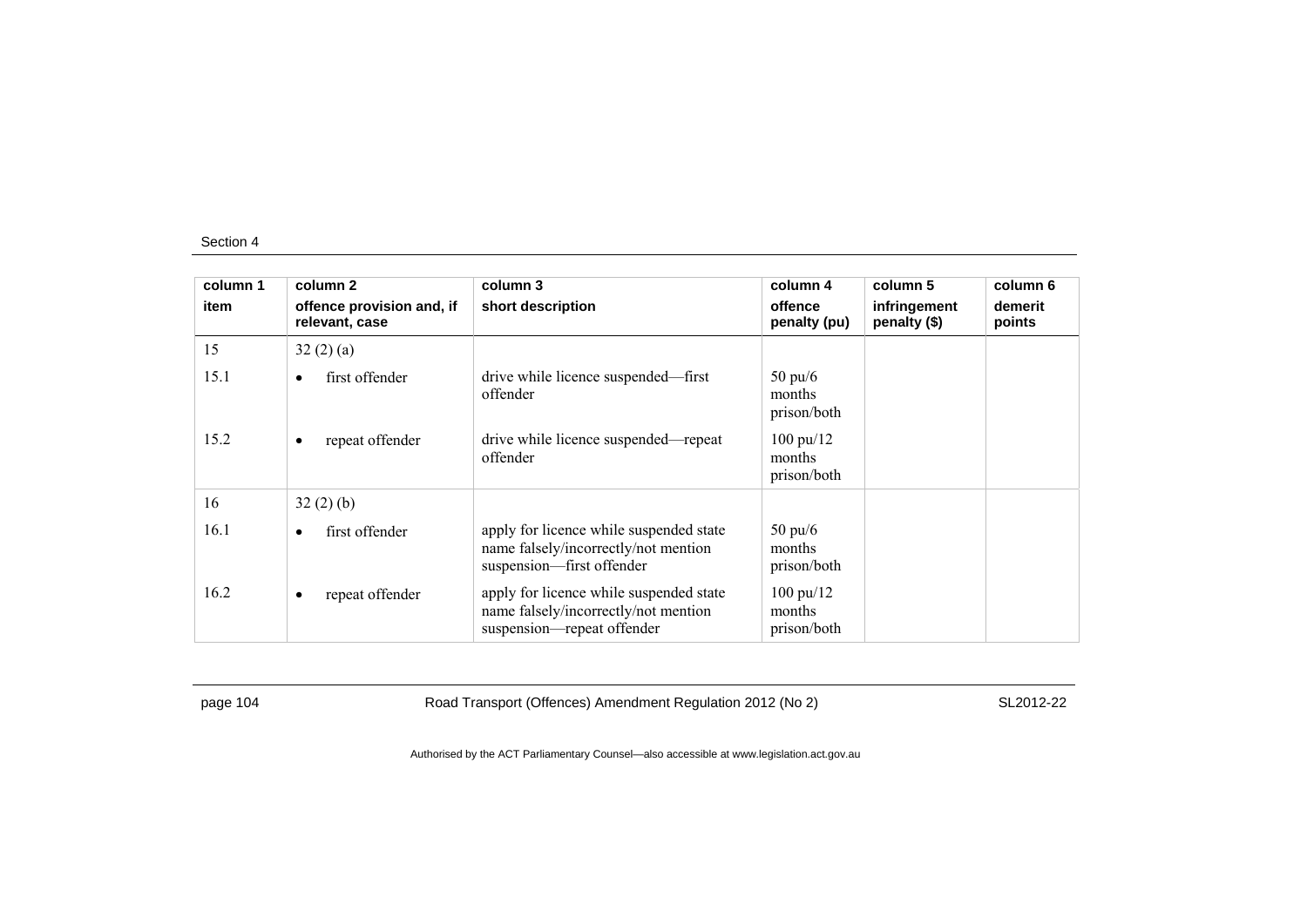| column 1<br>item | column 2<br>offence provision and, if relevant, case | column 3<br>short description | column 4<br>offence penalty (pu) | column 5<br>infringement penalty ($) | column 6<br>demerit points |
|---|---|---|---|---|---|
| 15 | 32 (2) (a) | | | | |
| 15.1 | • first offender | drive while licence suspended—first offender | 50 pu/6 months prison/both | | |
| 15.2 | • repeat offender | drive while licence suspended—repeat offender | 100 pu/12 months prison/both | | |
| 16 | 32 (2) (b) | | | | |
| 16.1 | • first offender | apply for licence while suspended state name falsely/incorrectly/not mention suspension—first offender | 50 pu/6 months prison/both | | |
| 16.2 | • repeat offender | apply for licence while suspended state name falsely/incorrectly/not mention suspension—repeat offender | 100 pu/12 months prison/both | | |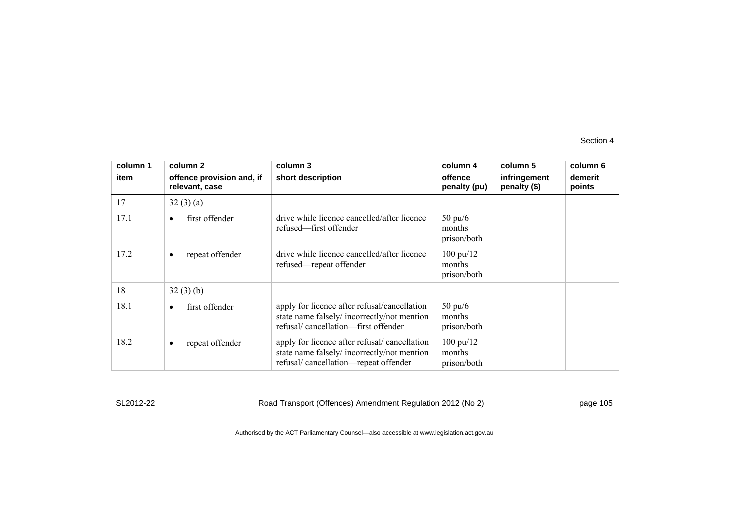| column 1 | column 2 | column 3 | column 4 | column 5 | column 6 |
|---|---|---|---|---|---|
| **item** | **offence provision and, if relevant, case** | **short description** | **offence penalty (pu)** | **infringement penalty ($)** | **demerit points** |
| 17 | 32 (3) (a) | | | | |
| 17.1 | • first offender | drive while licence cancelled/after licence refused—first offender | 50 pu/6 months prison/both | | |
| 17.2 | • repeat offender | drive while licence cancelled/after licence refused—repeat offender | 100 pu/12 months prison/both | | |
| 18 | 32 (3) (b) | | | | |
| 18.1 | • first offender | apply for licence after refusal/cancellation state name falsely/ incorrectly/not mention refusal/ cancellation—first offender | 50 pu/6 months prison/both | | |
| 18.2 | • repeat offender | apply for licence after refusal/ cancellation state name falsely/ incorrectly/not mention refusal/ cancellation—repeat offender | 100 pu/12 months prison/both | | |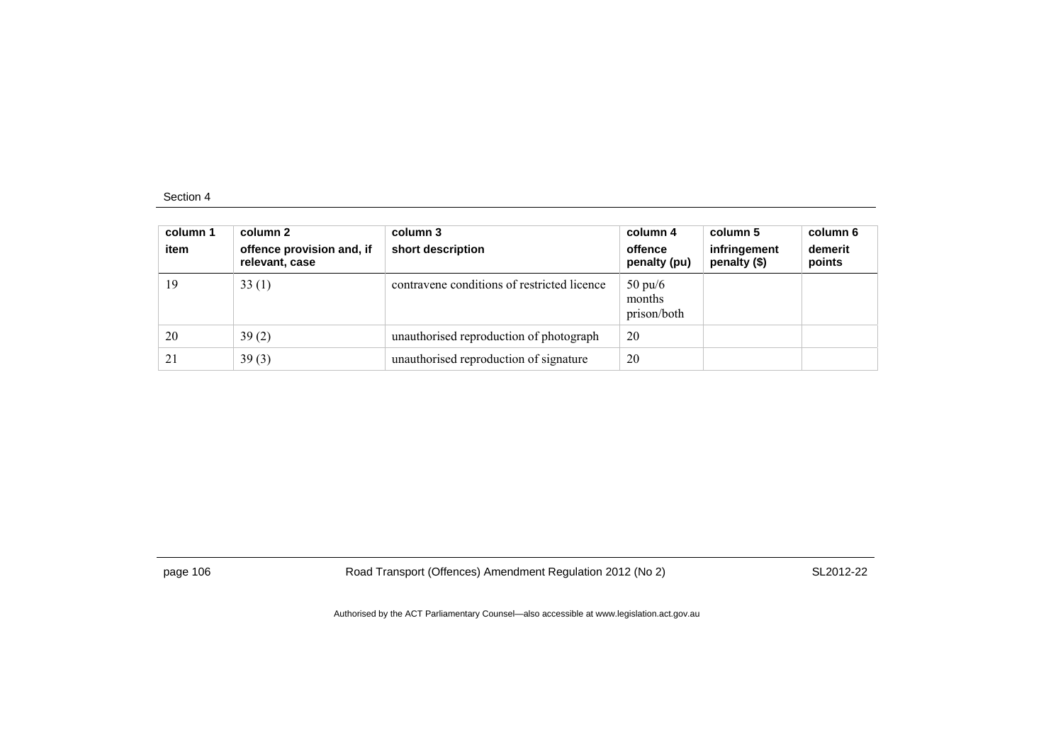| column 1<br>item | column 2<br>offence provision and, if relevant, case | column 3<br>short description | column 4<br>offence penalty (pu) | column 5<br>infringement penalty ($) | column 6<br>demerit points |
|---|---|---|---|---|---|
| 19 | 33 (1) | contravene conditions of restricted licence | 50 pu/6 months prison/both | | |
| 20 | 39 (2) | unauthorised reproduction of photograph | 20 | | |
| 21 | 39 (3) | unauthorised reproduction of signature | 20 | | |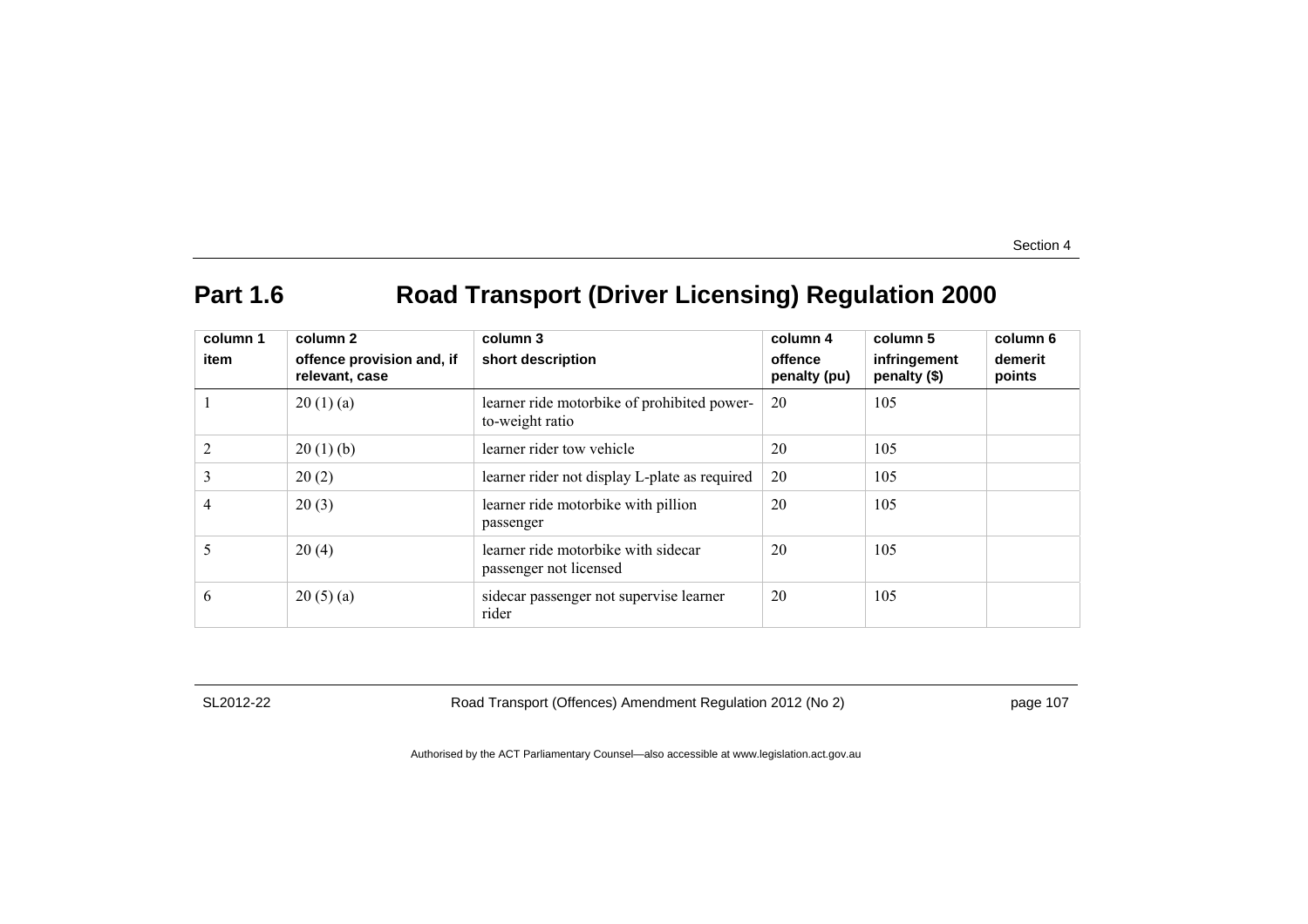## Part 1.6 Road Transport (Driver Licensing) Regulation 2000

| column 1<br>item | column 2<br>offence provision and, if relevant, case | column 3<br>short description | column 4<br>offence penalty (pu) | column 5<br>infringement penalty ($) | column 6<br>demerit points |
|---|---|---|---|---|---|
| 1 | 20 (1) (a) | learner ride motorbike of prohibited power-to-weight ratio | 20 | 105 | |
| 2 | 20 (1) (b) | learner rider tow vehicle | 20 | 105 | |
| 3 | 20 (2) | learner rider not display L-plate as required | 20 | 105 | |
| 4 | 20 (3) | learner ride motorbike with pillion passenger | 20 | 105 | |
| 5 | 20 (4) | learner ride motorbike with sidecar passenger not licensed | 20 | 105 | |
| 6 | 20 (5) (a) | sidecar passenger not supervise learner rider | 20 | 105 | |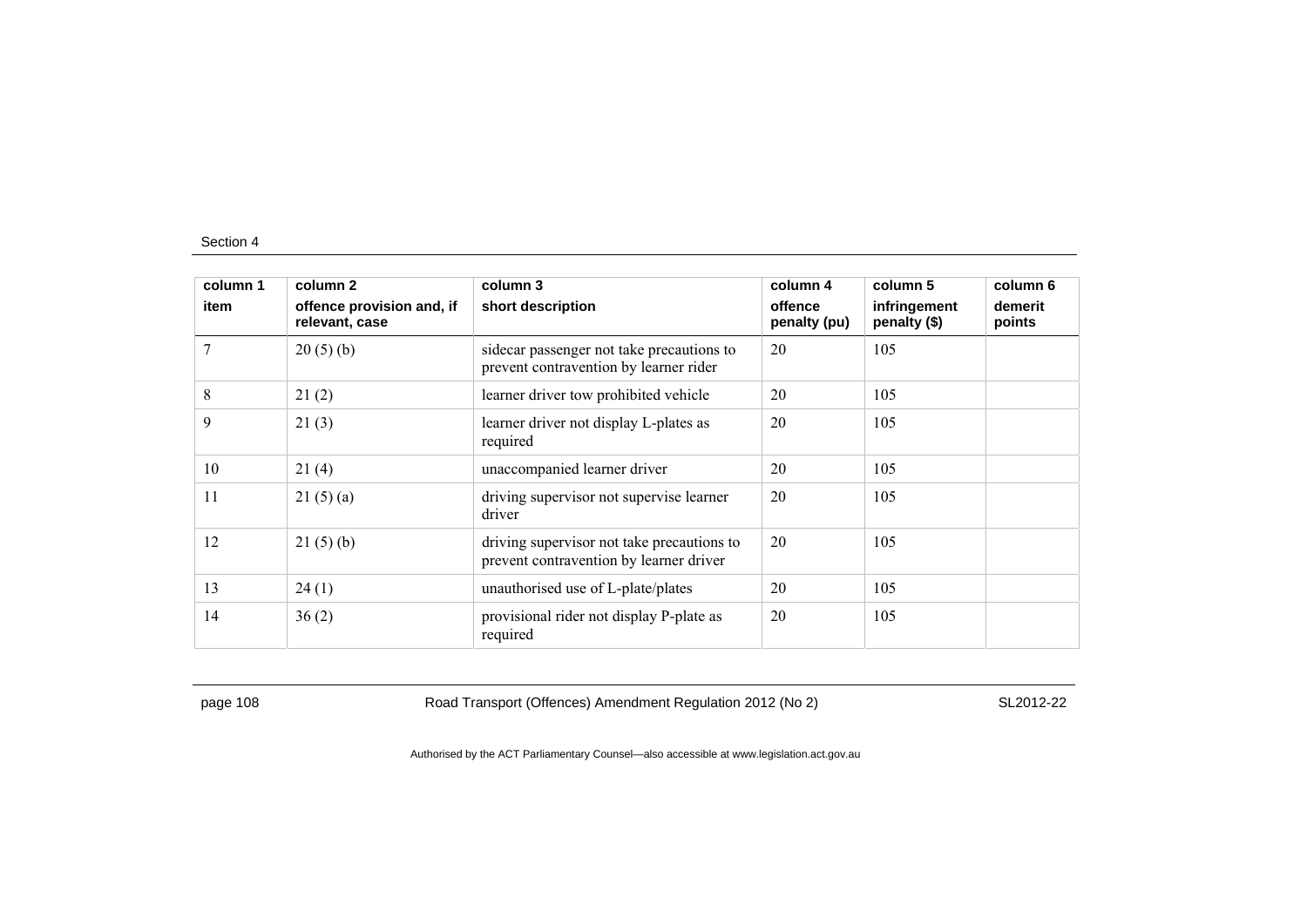| column 1 item | column 2 offence provision and, if relevant, case | column 3 short description | column 4 offence penalty (pu) | column 5 infringement penalty ($) | column 6 demerit points |
|---|---|---|---|---|---|
| 7 | 20 (5) (b) | sidecar passenger not take precautions to prevent contravention by learner rider | 20 | 105 | |
| 8 | 21 (2) | learner driver tow prohibited vehicle | 20 | 105 | |
| 9 | 21 (3) | learner driver not display L-plates as required | 20 | 105 | |
| 10 | 21 (4) | unaccompanied learner driver | 20 | 105 | |
| 11 | 21 (5) (a) | driving supervisor not supervise learner driver | 20 | 105 | |
| 12 | 21 (5) (b) | driving supervisor not take precautions to prevent contravention by learner driver | 20 | 105 | |
| 13 | 24 (1) | unauthorised use of L-plate/plates | 20 | 105 | |
| 14 | 36 (2) | provisional rider not display P-plate as required | 20 | 105 | |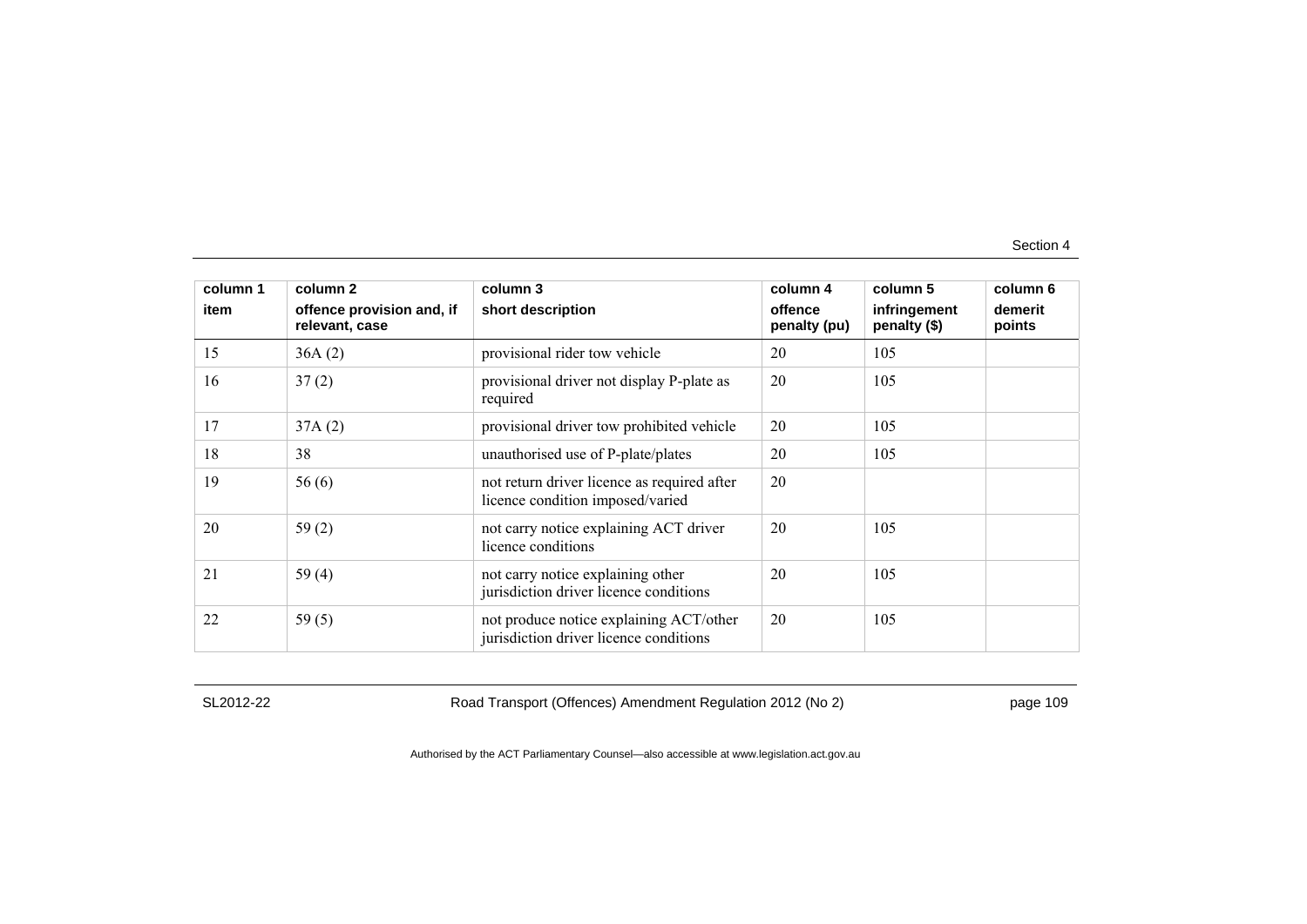| column 1<br>item | column 2<br>offence provision and, if relevant, case | column 3<br>short description | column 4<br>offence penalty (pu) | column 5<br>infringement penalty ($) | column 6<br>demerit points |
|---|---|---|---|---|---|
| 15 | 36A (2) | provisional rider tow vehicle | 20 | 105 | |
| 16 | 37 (2) | provisional driver not display P-plate as required | 20 | 105 | |
| 17 | 37A (2) | provisional driver tow prohibited vehicle | 20 | 105 | |
| 18 | 38 | unauthorised use of P-plate/plates | 20 | 105 | |
| 19 | 56 (6) | not return driver licence as required after licence condition imposed/varied | 20 | | |
| 20 | 59 (2) | not carry notice explaining ACT driver licence conditions | 20 | 105 | |
| 21 | 59 (4) | not carry notice explaining other jurisdiction driver licence conditions | 20 | 105 | |
| 22 | 59 (5) | not produce notice explaining ACT/other jurisdiction driver licence conditions | 20 | 105 | |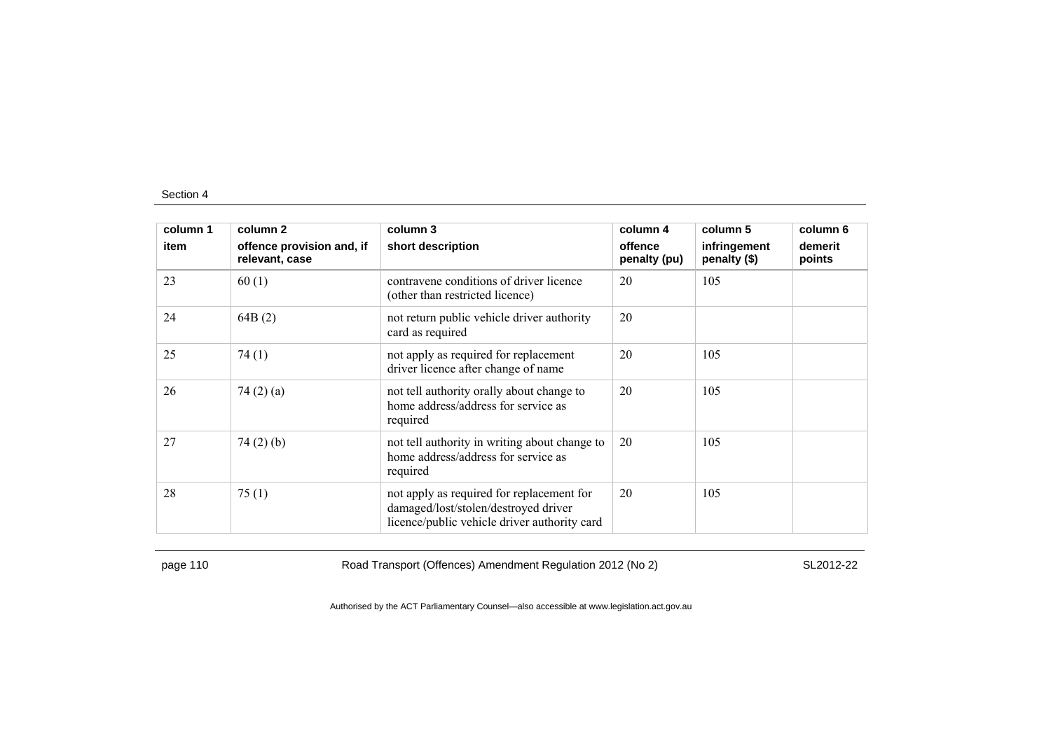| column 1 | column 2 | column 3 | column 4 | column 5 | column 6 |
|---|---|---|---|---|---|
| item | offence provision and, if relevant, case | short description | offence penalty (pu) | infringement penalty ($) | demerit points |
| 23 | 60 (1) | contravene conditions of driver licence (other than restricted licence) | 20 | 105 | |
| 24 | 64B (2) | not return public vehicle driver authority card as required | 20 | | |
| 25 | 74 (1) | not apply as required for replacement driver licence after change of name | 20 | 105 | |
| 26 | 74 (2) (a) | not tell authority orally about change to home address/address for service as required | 20 | 105 | |
| 27 | 74 (2) (b) | not tell authority in writing about change to home address/address for service as required | 20 | 105 | |
| 28 | 75 (1) | not apply as required for replacement for damaged/lost/stolen/destroyed driver licence/public vehicle driver authority card | 20 | 105 | |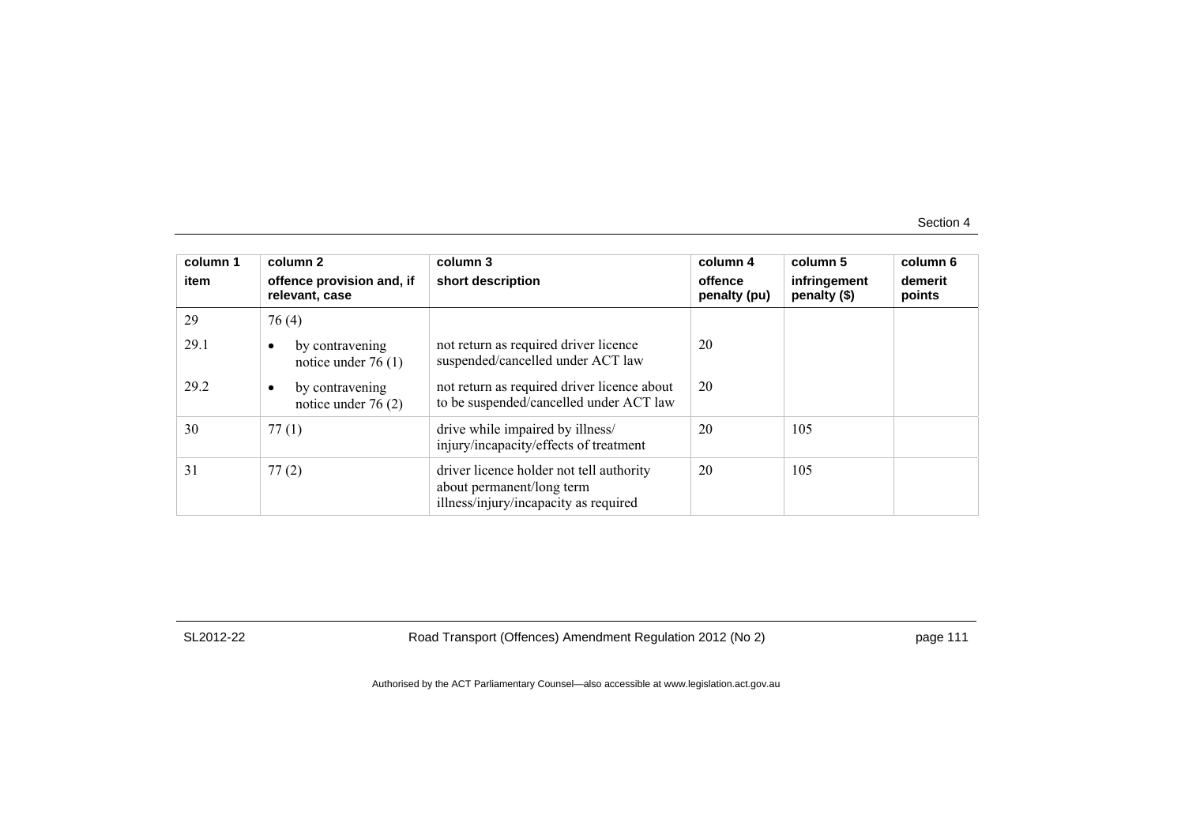| column 1 item | column 2 offence provision and, if relevant, case | column 3 short description | column 4 offence penalty (pu) | column 5 infringement penalty ($) | column 6 demerit points |
|---|---|---|---|---|---|
| 29 | 76 (4) | | | | |
| 29.1 | • by contravening notice under 76 (1) | not return as required driver licence suspended/cancelled under ACT law | 20 | | |
| 29.2 | • by contravening notice under 76 (2) | not return as required driver licence about to be suspended/cancelled under ACT law | 20 | | |
| 30 | 77 (1) | drive while impaired by illness/ injury/incapacity/effects of treatment | 20 | 105 | |
| 31 | 77 (2) | driver licence holder not tell authority about permanent/long term illness/injury/incapacity as required | 20 | 105 | |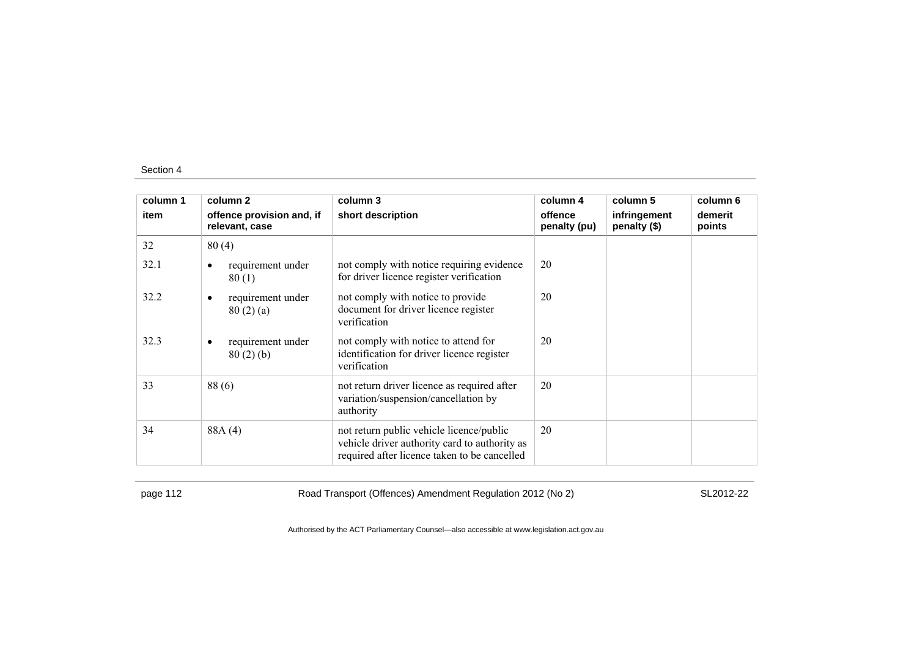| column 1 item | column 2 offence provision and, if relevant, case | column 3 short description | column 4 offence penalty (pu) | column 5 infringement penalty ($) | column 6 demerit points |
|---|---|---|---|---|---|
| 32 | 80 (4) | | | | |
| 32.1 | • requirement under 80 (1) | not comply with notice requiring evidence for driver licence register verification | 20 | | |
| 32.2 | • requirement under 80 (2) (a) | not comply with notice to provide document for driver licence register verification | 20 | | |
| 32.3 | • requirement under 80 (2) (b) | not comply with notice to attend for identification for driver licence register verification | 20 | | |
| 33 | 88 (6) | not return driver licence as required after variation/suspension/cancellation by authority | 20 | | |
| 34 | 88A (4) | not return public vehicle licence/public vehicle driver authority card to authority as required after licence taken to be cancelled | 20 | | |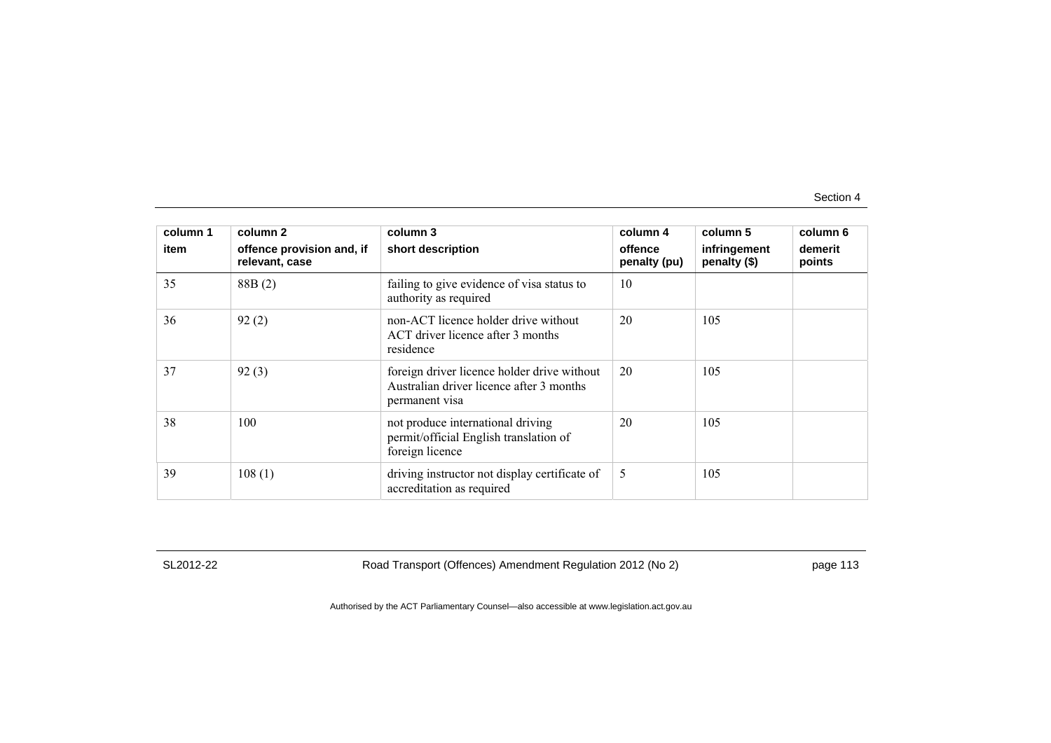| column 1<br>item | column 2<br>offence provision and, if relevant, case | column 3<br>short description | column 4<br>offence penalty (pu) | column 5<br>infringement penalty ($) | column 6<br>demerit points |
|---|---|---|---|---|---|
| 35 | 88B (2) | failing to give evidence of visa status to authority as required | 10 | | |
| 36 | 92 (2) | non-ACT licence holder drive without ACT driver licence after 3 months residence | 20 | 105 | |
| 37 | 92 (3) | foreign driver licence holder drive without Australian driver licence after 3 months permanent visa | 20 | 105 | |
| 38 | 100 | not produce international driving permit/official English translation of foreign licence | 20 | 105 | |
| 39 | 108 (1) | driving instructor not display certificate of accreditation as required | 5 | 105 | |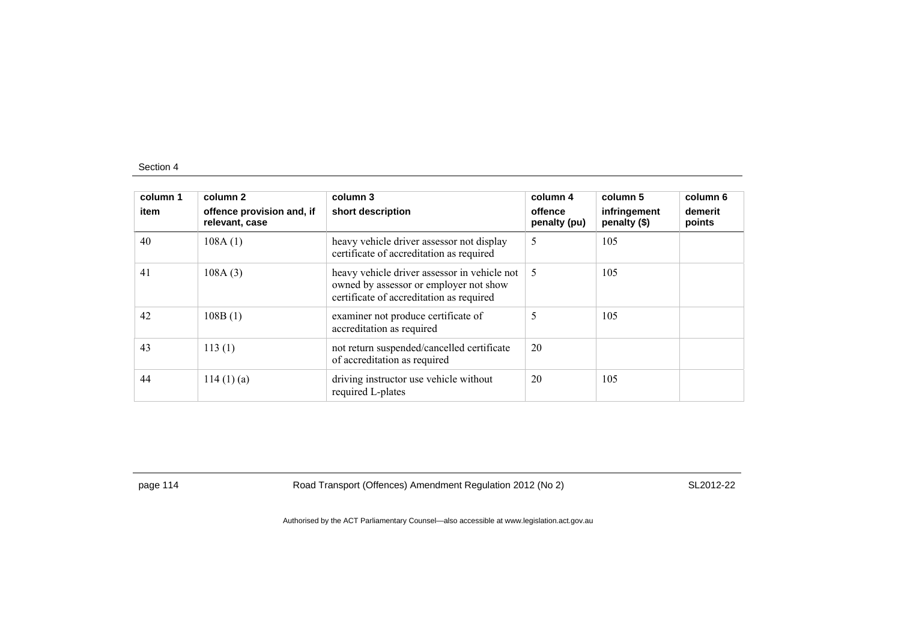| column 1<br>item | column 2<br>offence provision and, if relevant, case | column 3<br>short description | column 4<br>offence penalty (pu) | column 5<br>infringement penalty ($) | column 6<br>demerit points |
|---|---|---|---|---|---|
| 40 | 108A (1) | heavy vehicle driver assessor not display certificate of accreditation as required | 5 | 105 | |
| 41 | 108A (3) | heavy vehicle driver assessor in vehicle not owned by assessor or employer not show certificate of accreditation as required | 5 | 105 | |
| 42 | 108B (1) | examiner not produce certificate of accreditation as required | 5 | 105 | |
| 43 | 113 (1) | not return suspended/cancelled certificate of accreditation as required | 20 | | |
| 44 | 114 (1) (a) | driving instructor use vehicle without required L-plates | 20 | 105 | |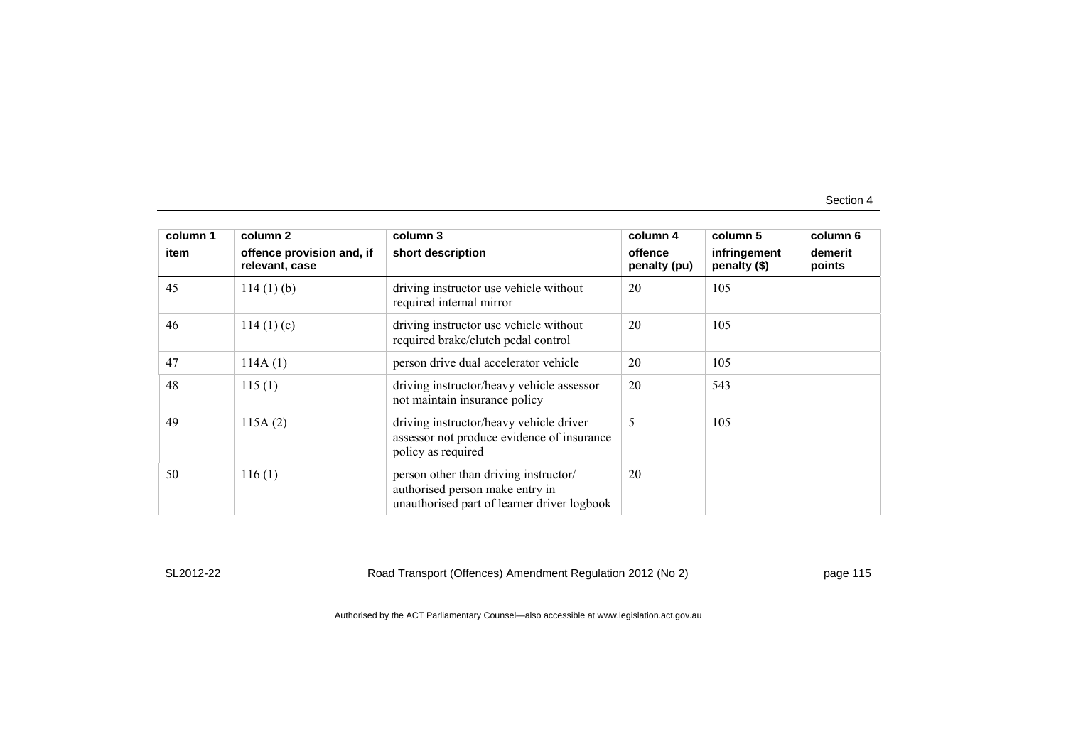| column 1 item | column 2 offence provision and, if relevant, case | column 3 short description | column 4 offence penalty (pu) | column 5 infringement penalty ($) | column 6 demerit points |
|---|---|---|---|---|---|
| 45 | 114 (1) (b) | driving instructor use vehicle without required internal mirror | 20 | 105 | |
| 46 | 114 (1) (c) | driving instructor use vehicle without required brake/clutch pedal control | 20 | 105 | |
| 47 | 114A (1) | person drive dual accelerator vehicle | 20 | 105 | |
| 48 | 115 (1) | driving instructor/heavy vehicle assessor not maintain insurance policy | 20 | 543 | |
| 49 | 115A (2) | driving instructor/heavy vehicle driver assessor not produce evidence of insurance policy as required | 5 | 105 | |
| 50 | 116 (1) | person other than driving instructor/ authorised person make entry in unauthorised part of learner driver logbook | 20 | | |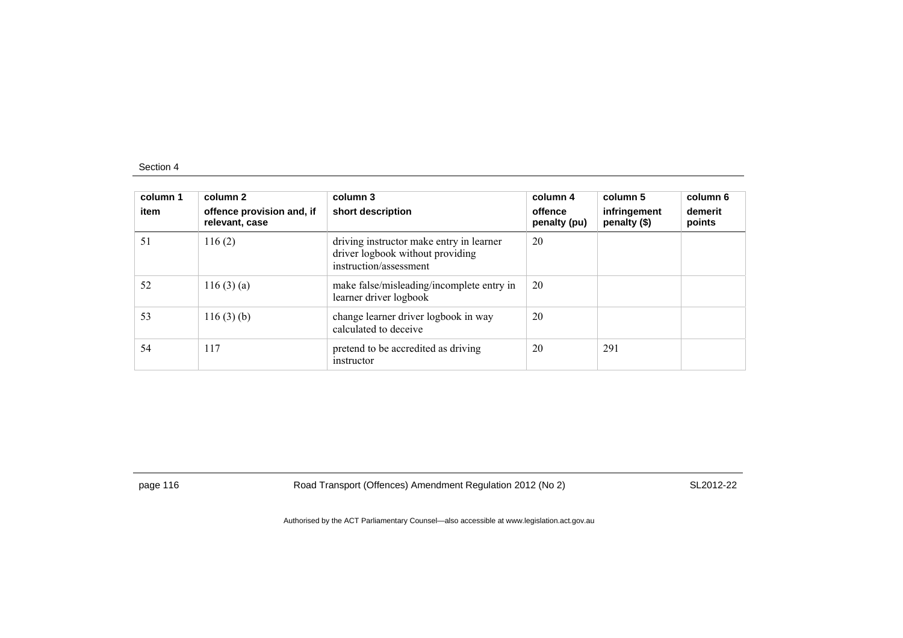| column 1<br>item | column 2<br>offence provision and, if relevant, case | column 3<br>short description | column 4<br>offence penalty (pu) | column 5<br>infringement penalty ($) | column 6<br>demerit points |
|---|---|---|---|---|---|
| 51 | 116 (2) | driving instructor make entry in learner driver logbook without providing instruction/assessment | 20 | | |
| 52 | 116 (3) (a) | make false/misleading/incomplete entry in learner driver logbook | 20 | | |
| 53 | 116 (3) (b) | change learner driver logbook in way calculated to deceive | 20 | | |
| 54 | 117 | pretend to be accredited as driving instructor | 20 | 291 | |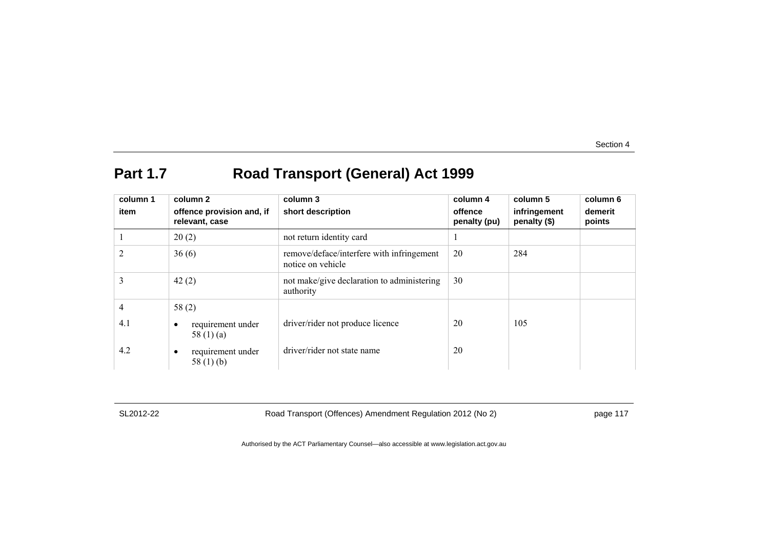## Part 1.7 Road Transport (General) Act 1999

| column 1<br>item | column 2<br>offence provision and, if relevant, case | column 3<br>short description | column 4<br>offence penalty (pu) | column 5<br>infringement penalty ($) | column 6<br>demerit points |
|---|---|---|---|---|---|
| 1 | 20 (2) | not return identity card | 1 | | |
| 2 | 36 (6) | remove/deface/interfere with infringement notice on vehicle | 20 | 284 | |
| 3 | 42 (2) | not make/give declaration to administering authority | 30 | | |
| 4 | 58 (2) | | | | |
| 4.1 | • requirement under 58 (1) (a) | driver/rider not produce licence | 20 | 105 | |
| 4.2 | • requirement under 58 (1) (b) | driver/rider not state name | 20 | | |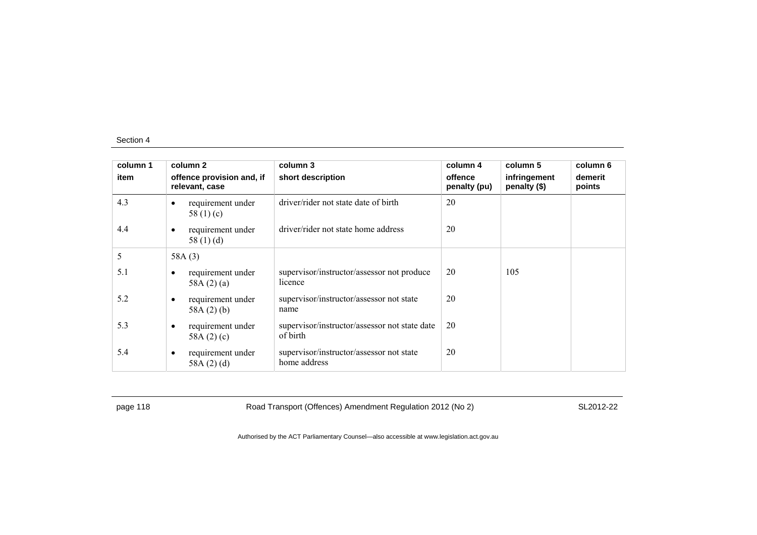| column 1 item | column 2 offence provision and, if relevant, case | column 3 short description | column 4 offence penalty (pu) | column 5 infringement penalty ($) | column 6 demerit points |
|---|---|---|---|---|---|
| 4.3 | • requirement under 58 (1) (c) | driver/rider not state date of birth | 20 | | |
| 4.4 | • requirement under 58 (1) (d) | driver/rider not state home address | 20 | | |
| 5 | 58A (3) | | | | |
| 5.1 | • requirement under 58A (2) (a) | supervisor/instructor/assessor not produce licence | 20 | 105 | |
| 5.2 | • requirement under 58A (2) (b) | supervisor/instructor/assessor not state name | 20 | | |
| 5.3 | • requirement under 58A (2) (c) | supervisor/instructor/assessor not state date of birth | 20 | | |
| 5.4 | • requirement under 58A (2) (d) | supervisor/instructor/assessor not state home address | 20 | | |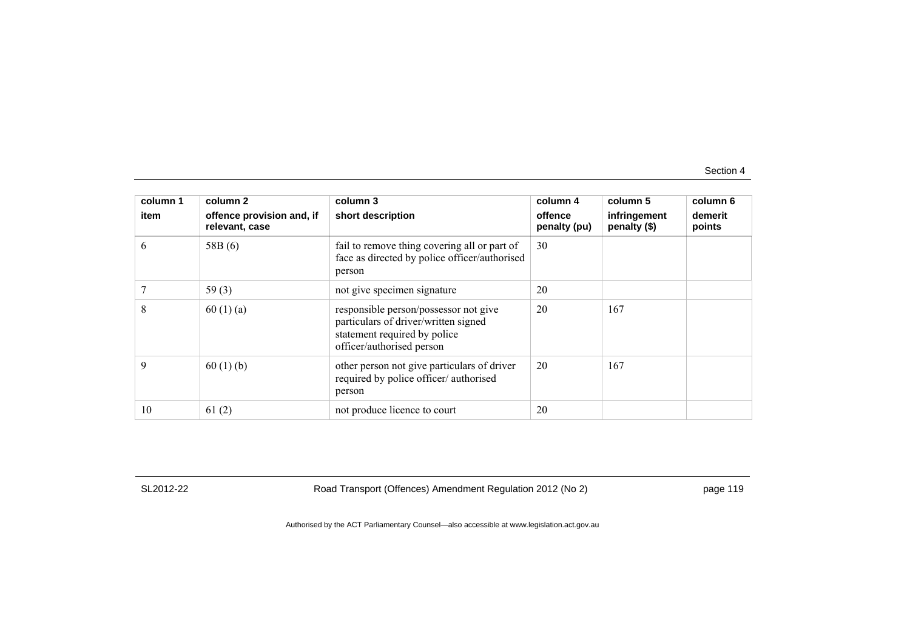| column 1<br>item | column 2<br>offence provision and, if relevant, case | column 3<br>short description | column 4<br>offence penalty (pu) | column 5<br>infringement penalty ($) | column 6<br>demerit points |
|---|---|---|---|---|---|
| 6 | 58B (6) | fail to remove thing covering all or part of face as directed by police officer/authorised person | 30 | | |
| 7 | 59 (3) | not give specimen signature | 20 | | |
| 8 | 60 (1) (a) | responsible person/possessor not give particulars of driver/written signed statement required by police officer/authorised person | 20 | 167 | |
| 9 | 60 (1) (b) | other person not give particulars of driver required by police officer/ authorised person | 20 | 167 | |
| 10 | 61 (2) | not produce licence to court | 20 | | |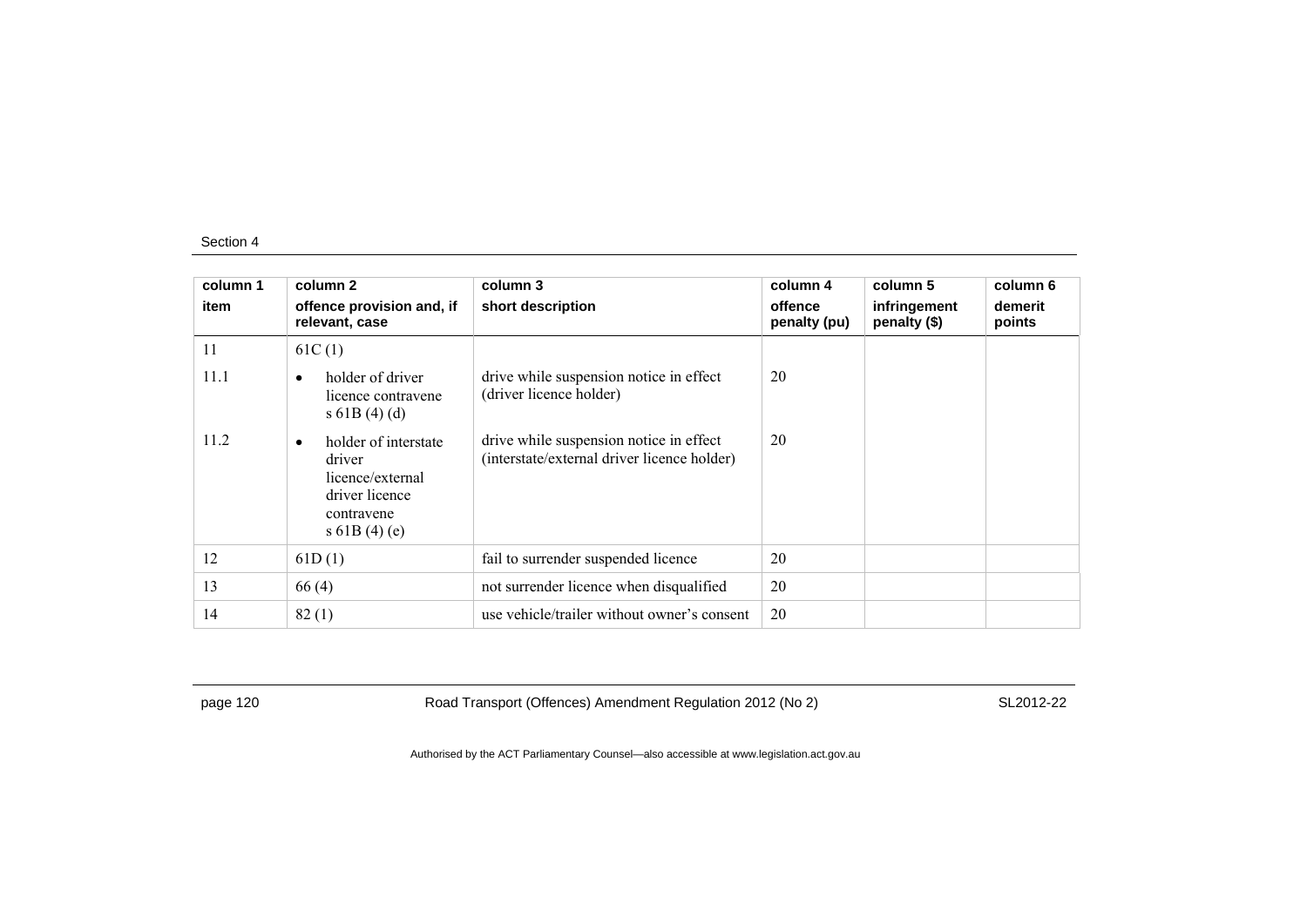| column 1<br>item | column 2<br>offence provision and, if relevant, case | column 3<br>short description | column 4<br>offence penalty (pu) | column 5<br>infringement penalty ($) | column 6<br>demerit points |
|---|---|---|---|---|---|
| 11 | 61C (1) | | | | |
| 11.1 | • holder of driver licence contravene s 61B (4) (d) | drive while suspension notice in effect (driver licence holder) | 20 | | |
| 11.2 | • holder of interstate driver licence/external driver licence contravene s 61B (4) (e) | drive while suspension notice in effect (interstate/external driver licence holder) | 20 | | |
| 12 | 61D (1) | fail to surrender suspended licence | 20 | | |
| 13 | 66 (4) | not surrender licence when disqualified | 20 | | |
| 14 | 82 (1) | use vehicle/trailer without owner's consent | 20 | | |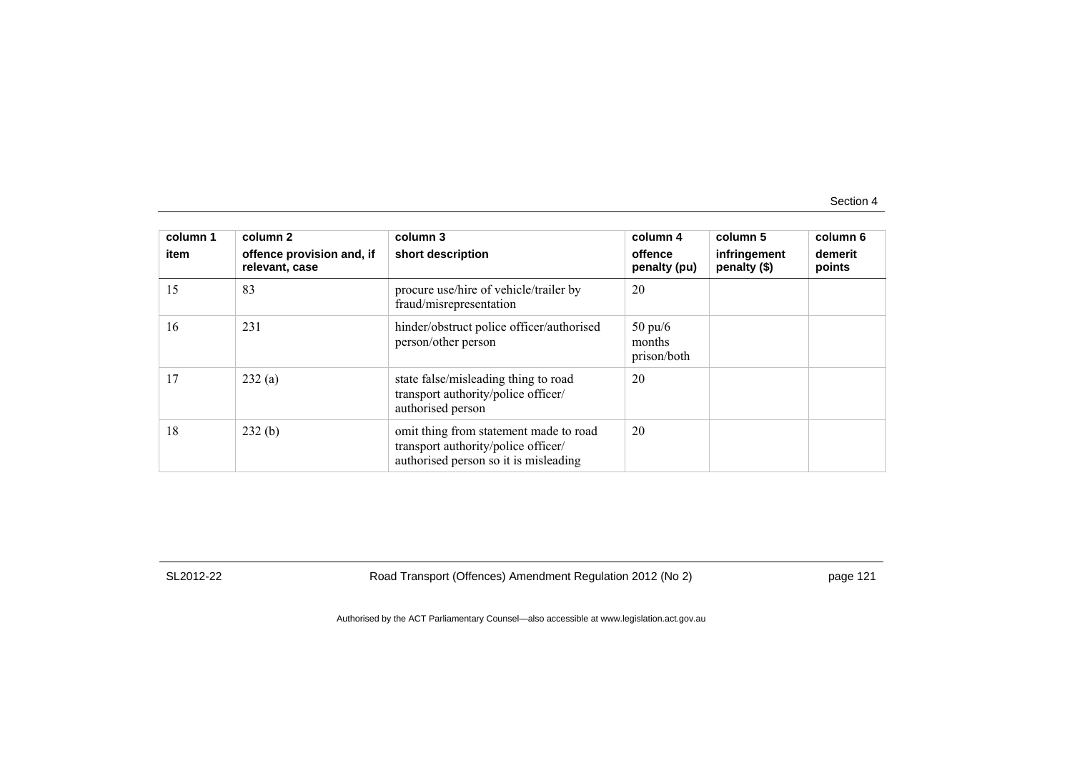| column 1<br>item | column 2<br>offence provision and, if relevant, case | column 3<br>short description | column 4<br>offence penalty (pu) | column 5<br>infringement penalty ($) | column 6<br>demerit points |
|---|---|---|---|---|---|
| 15 | 83 | procure use/hire of vehicle/trailer by fraud/misrepresentation | 20 | | |
| 16 | 231 | hinder/obstruct police officer/authorised person/other person | 50 pu/6 months prison/both | | |
| 17 | 232 (a) | state false/misleading thing to road transport authority/police officer/ authorised person | 20 | | |
| 18 | 232 (b) | omit thing from statement made to road transport authority/police officer/ authorised person so it is misleading | 20 | | |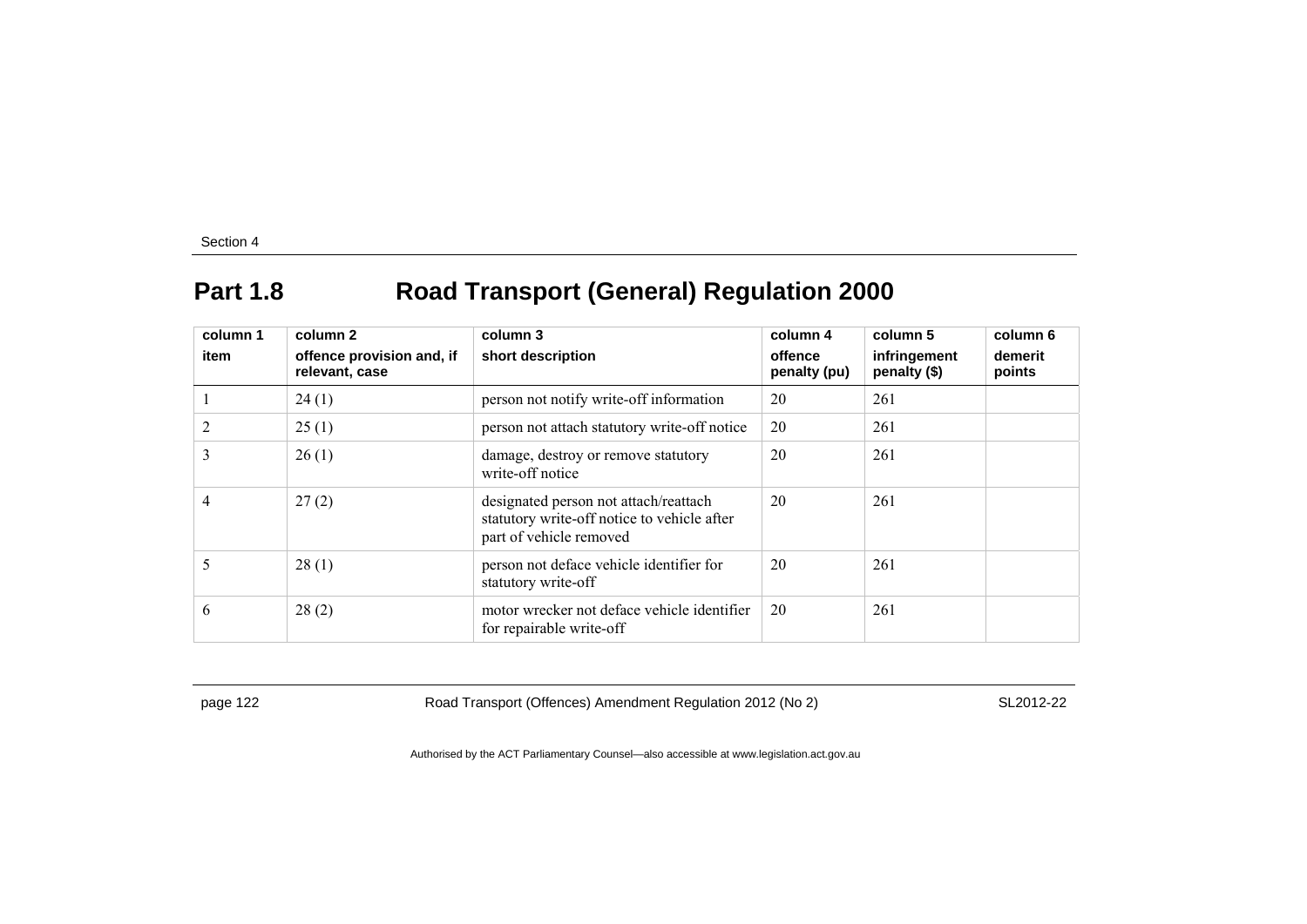## Part 1.8 Road Transport (General) Regulation 2000

| column 1<br>item | column 2<br>offence provision and, if relevant, case | column 3<br>short description | column 4<br>offence penalty (pu) | column 5<br>infringement penalty ($) | column 6<br>demerit points |
|---|---|---|---|---|---|
| 1 | 24 (1) | person not notify write-off information | 20 | 261 | |
| 2 | 25 (1) | person not attach statutory write-off notice | 20 | 261 | |
| 3 | 26 (1) | damage, destroy or remove statutory write-off notice | 20 | 261 | |
| 4 | 27 (2) | designated person not attach/reattach statutory write-off notice to vehicle after part of vehicle removed | 20 | 261 | |
| 5 | 28 (1) | person not deface vehicle identifier for statutory write-off | 20 | 261 | |
| 6 | 28 (2) | motor wrecker not deface vehicle identifier for repairable write-off | 20 | 261 | |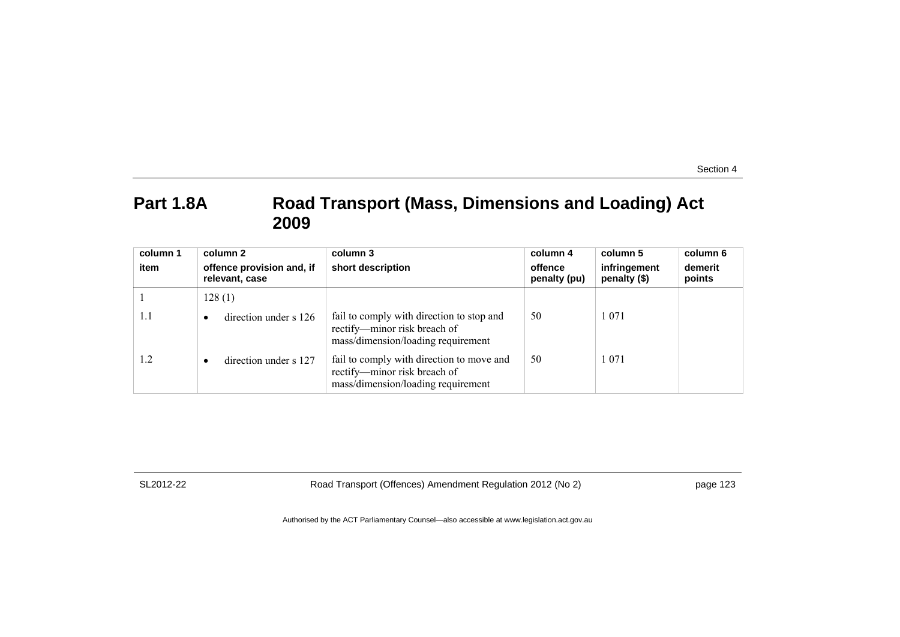## Part 1.8A Road Transport (Mass, Dimensions and Loading) Act 2009

| column 1<br>item | column 2<br>offence provision and, if relevant, case | column 3<br>short description | column 4<br>offence penalty (pu) | column 5<br>infringement penalty ($) | column 6<br>demerit points |
|---|---|---|---|---|---|
| 1 | 128 (1) | | | | |
| 1.1 | • direction under s 126 | fail to comply with direction to stop and rectify—minor risk breach of mass/dimension/loading requirement | 50 | 1 071 | |
| 1.2 | • direction under s 127 | fail to comply with direction to move and rectify—minor risk breach of mass/dimension/loading requirement | 50 | 1 071 | |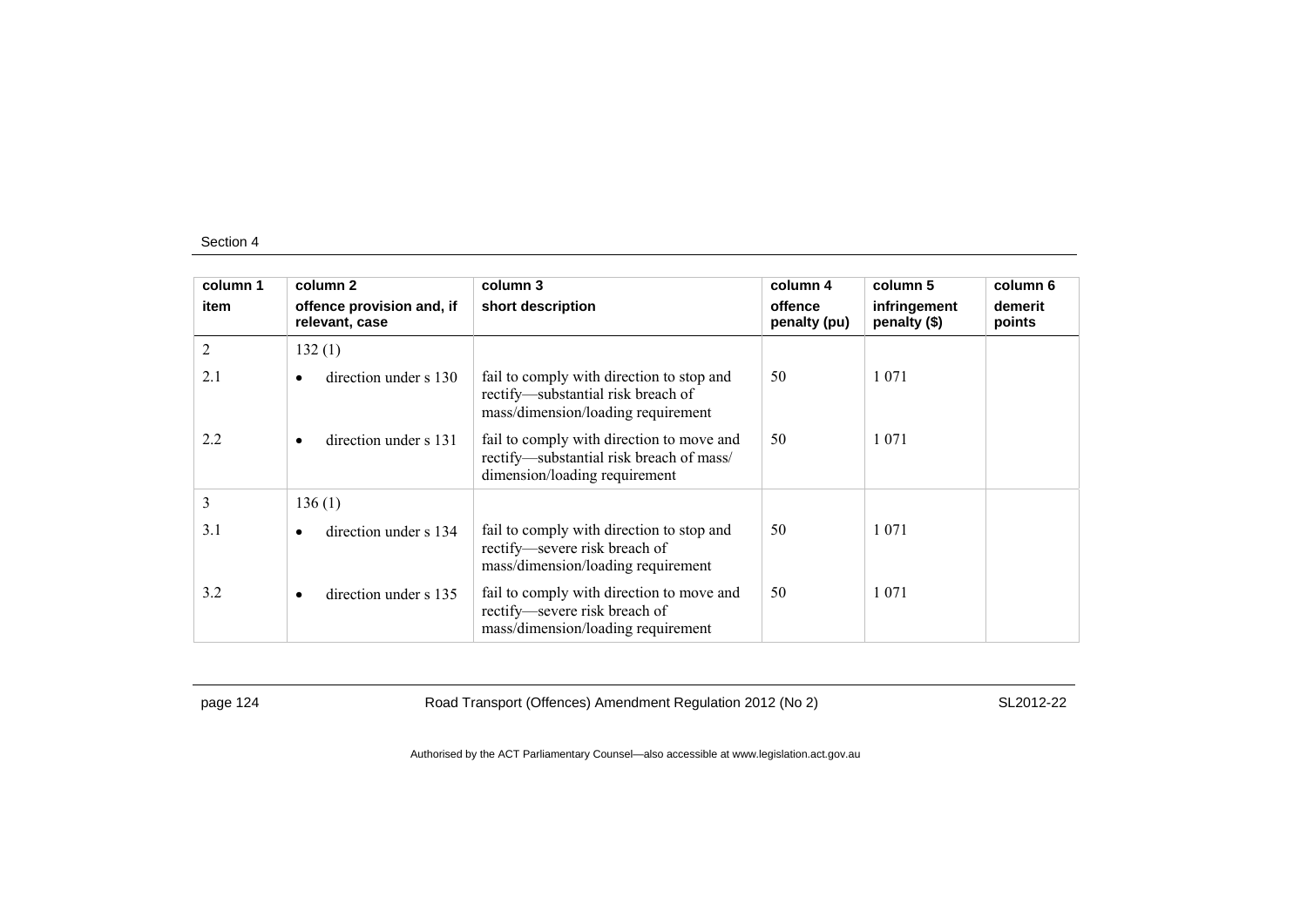| column 1 item | column 2 offence provision and, if relevant, case | column 3 short description | column 4 offence penalty (pu) | column 5 infringement penalty ($) | column 6 demerit points |
|---|---|---|---|---|---|
| 2 | 132 (1) | | | | |
| 2.1 | • direction under s 130 | fail to comply with direction to stop and rectify—substantial risk breach of mass/dimension/loading requirement | 50 | 1 071 | |
| 2.2 | • direction under s 131 | fail to comply with direction to move and rectify—substantial risk breach of mass/dimension/loading requirement | 50 | 1 071 | |
| 3 | 136 (1) | | | | |
| 3.1 | • direction under s 134 | fail to comply with direction to stop and rectify—severe risk breach of mass/dimension/loading requirement | 50 | 1 071 | |
| 3.2 | • direction under s 135 | fail to comply with direction to move and rectify—severe risk breach of mass/dimension/loading requirement | 50 | 1 071 | |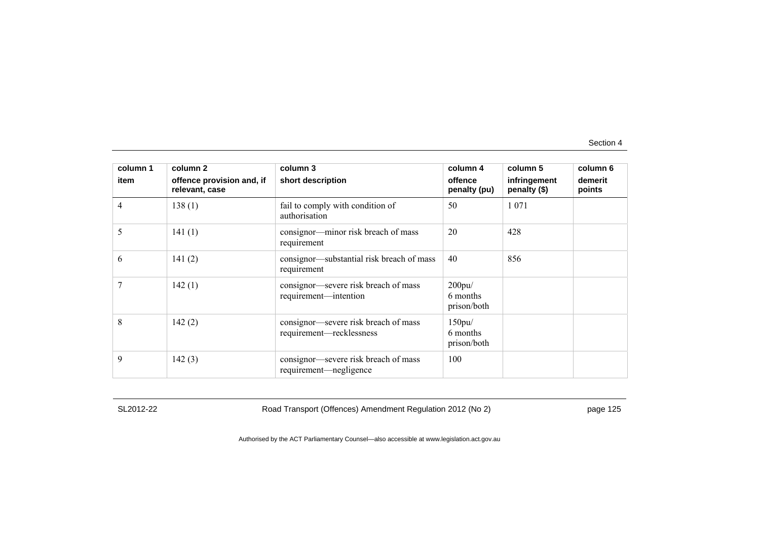| column 1 item | column 2 offence provision and, if relevant, case | column 3 short description | column 4 offence penalty (pu) | column 5 infringement penalty ($) | column 6 demerit points |
|---|---|---|---|---|---|
| 4 | 138 (1) | fail to comply with condition of authorisation | 50 | 1 071 | |
| 5 | 141 (1) | consignor—minor risk breach of mass requirement | 20 | 428 | |
| 6 | 141 (2) | consignor—substantial risk breach of mass requirement | 40 | 856 | |
| 7 | 142 (1) | consignor—severe risk breach of mass requirement—intention | 200pu/ 6 months prison/both | | |
| 8 | 142 (2) | consignor—severe risk breach of mass requirement—recklessness | 150pu/ 6 months prison/both | | |
| 9 | 142 (3) | consignor—severe risk breach of mass requirement—negligence | 100 | | |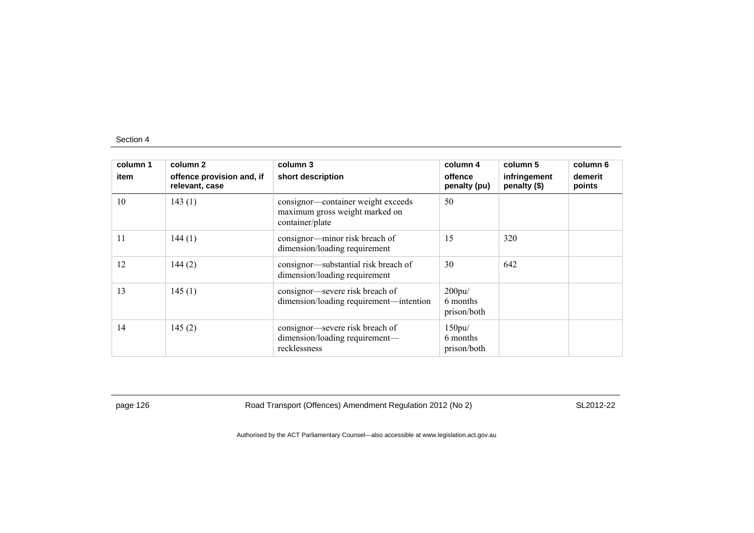| column 1 item | column 2 offence provision and, if relevant, case | column 3 short description | column 4 offence penalty (pu) | column 5 infringement penalty ($) | column 6 demerit points |
|---|---|---|---|---|---|
| 10 | 143 (1) | consignor—container weight exceeds maximum gross weight marked on container/plate | 50 | | |
| 11 | 144 (1) | consignor—minor risk breach of dimension/loading requirement | 15 | 320 | |
| 12 | 144 (2) | consignor—substantial risk breach of dimension/loading requirement | 30 | 642 | |
| 13 | 145 (1) | consignor—severe risk breach of dimension/loading requirement—intention | 200pu/ 6 months prison/both | | |
| 14 | 145 (2) | consignor—severe risk breach of dimension/loading requirement—recklessness | 150pu/ 6 months prison/both | | |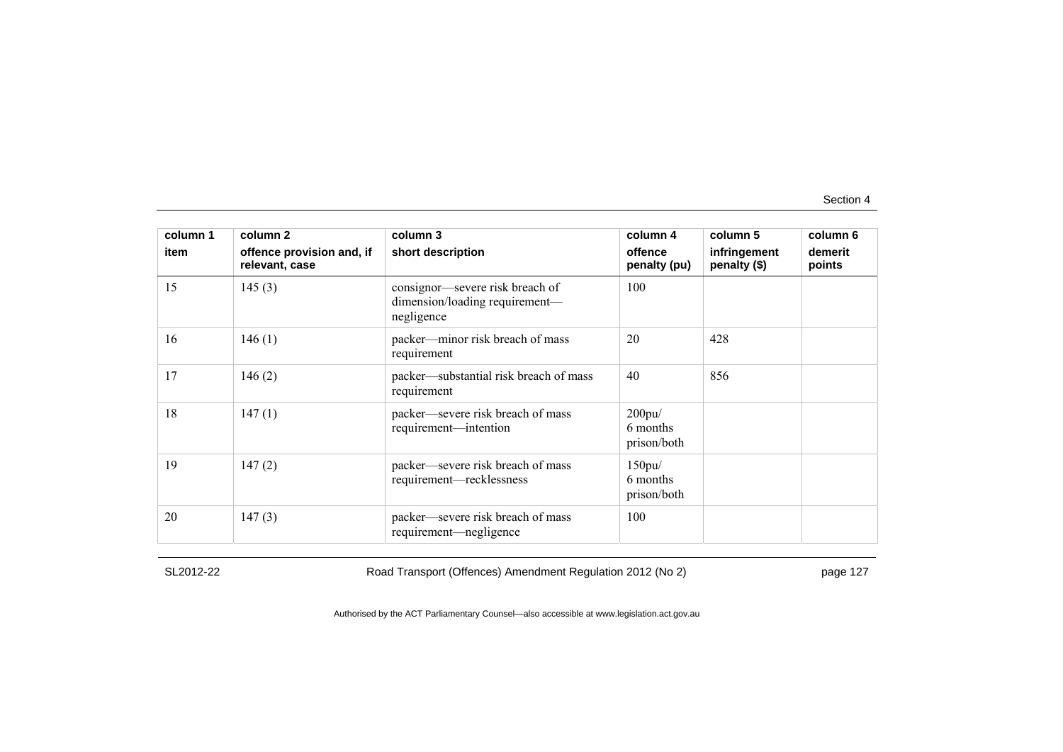| column 1<br>item | column 2<br>offence provision and, if relevant, case | column 3<br>short description | column 4<br>offence penalty (pu) | column 5<br>infringement penalty ($) | column 6<br>demerit points |
|---|---|---|---|---|---|
| 15 | 145 (3) | consignor—severe risk breach of dimension/loading requirement—negligence | 100 | | |
| 16 | 146 (1) | packer—minor risk breach of mass requirement | 20 | 428 | |
| 17 | 146 (2) | packer—substantial risk breach of mass requirement | 40 | 856 | |
| 18 | 147 (1) | packer—severe risk breach of mass requirement—intention | 200pu/<br>6 months prison/both | | |
| 19 | 147 (2) | packer—severe risk breach of mass requirement—recklessness | 150pu/<br>6 months prison/both | | |
| 20 | 147 (3) | packer—severe risk breach of mass requirement—negligence | 100 | | |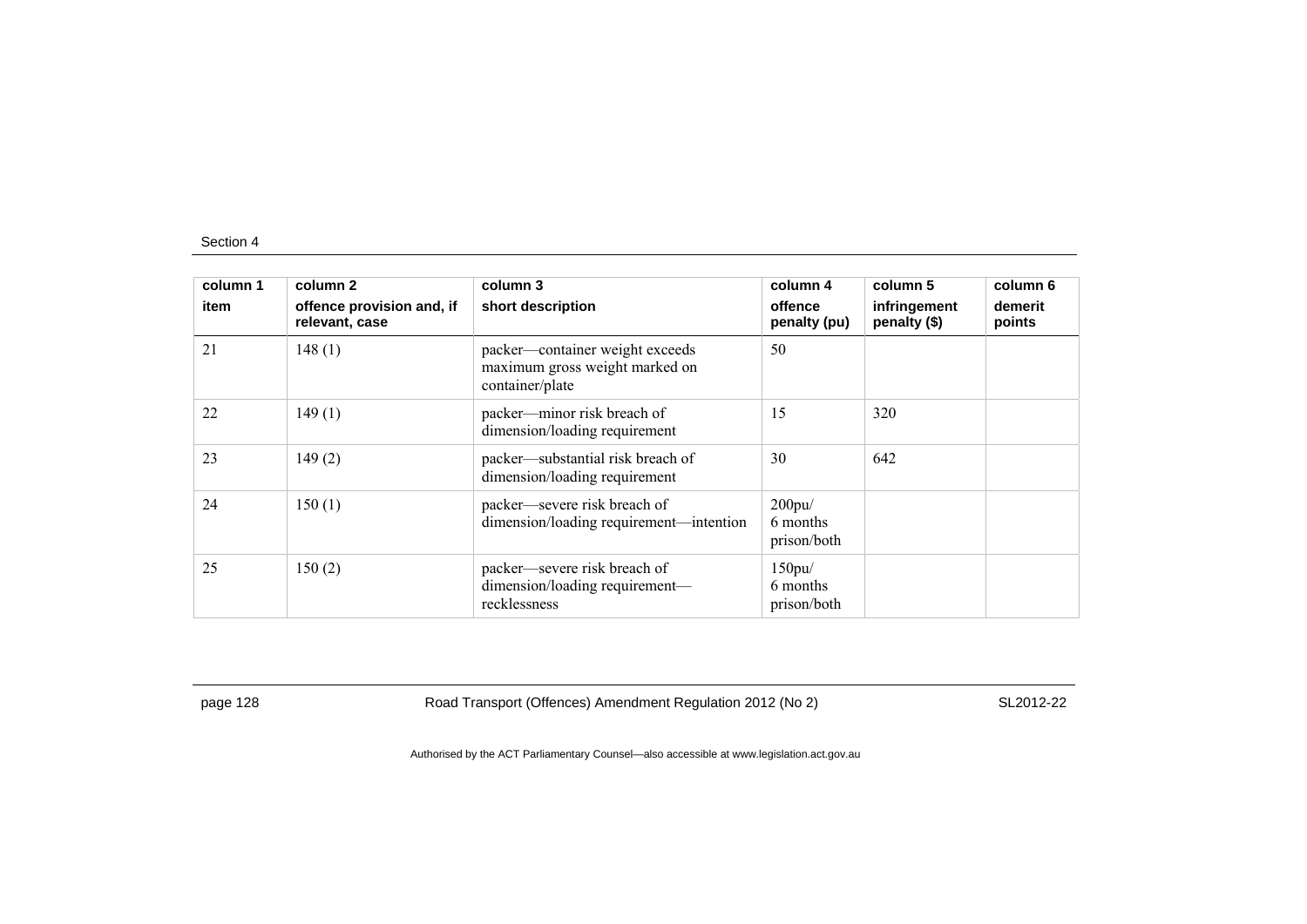| column 1<br>item | column 2<br>offence provision and, if relevant, case | column 3<br>short description | column 4<br>offence penalty (pu) | column 5<br>infringement penalty ($) | column 6<br>demerit points |
|---|---|---|---|---|---|
| 21 | 148 (1) | packer—container weight exceeds maximum gross weight marked on container/plate | 50 | | |
| 22 | 149 (1) | packer—minor risk breach of dimension/loading requirement | 15 | 320 | |
| 23 | 149 (2) | packer—substantial risk breach of dimension/loading requirement | 30 | 642 | |
| 24 | 150 (1) | packer—severe risk breach of dimension/loading requirement—intention | 200pu/ 6 months prison/both | | |
| 25 | 150 (2) | packer—severe risk breach of dimension/loading requirement—recklessness | 150pu/ 6 months prison/both | | |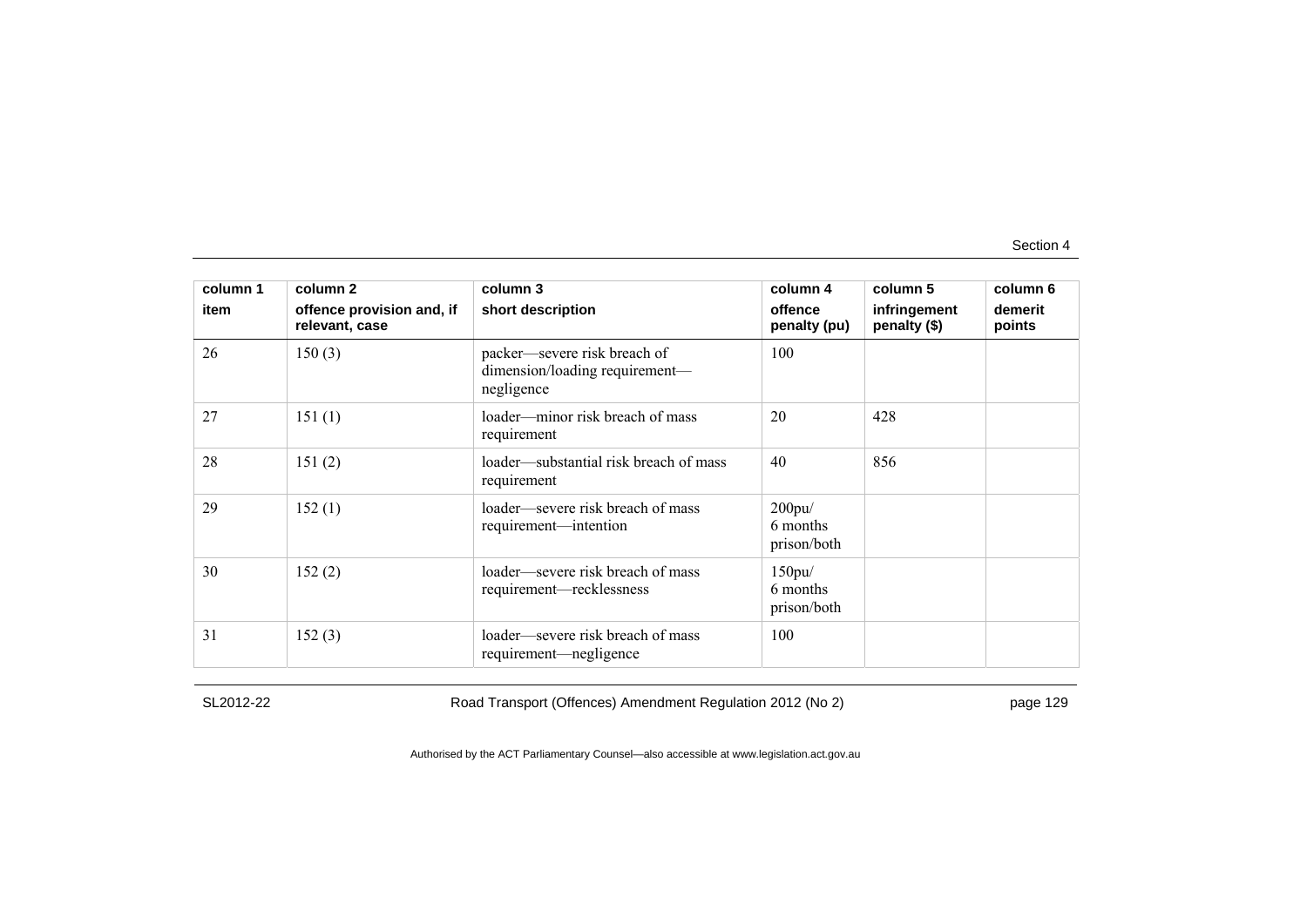| column 1 | column 2 | column 3 | column 4 | column 5 | column 6 |
|---|---|---|---|---|---|
| item | offence provision and, if relevant, case | short description | offence penalty (pu) | infringement penalty ($) | demerit points |
| 26 | 150 (3) | packer—severe risk breach of dimension/loading requirement—negligence | 100 | | |
| 27 | 151 (1) | loader—minor risk breach of mass requirement | 20 | 428 | |
| 28 | 151 (2) | loader—substantial risk breach of mass requirement | 40 | 856 | |
| 29 | 152 (1) | loader—severe risk breach of mass requirement—intention | 200pu/ 6 months prison/both | | |
| 30 | 152 (2) | loader—severe risk breach of mass requirement—recklessness | 150pu/ 6 months prison/both | | |
| 31 | 152 (3) | loader—severe risk breach of mass requirement—negligence | 100 | | |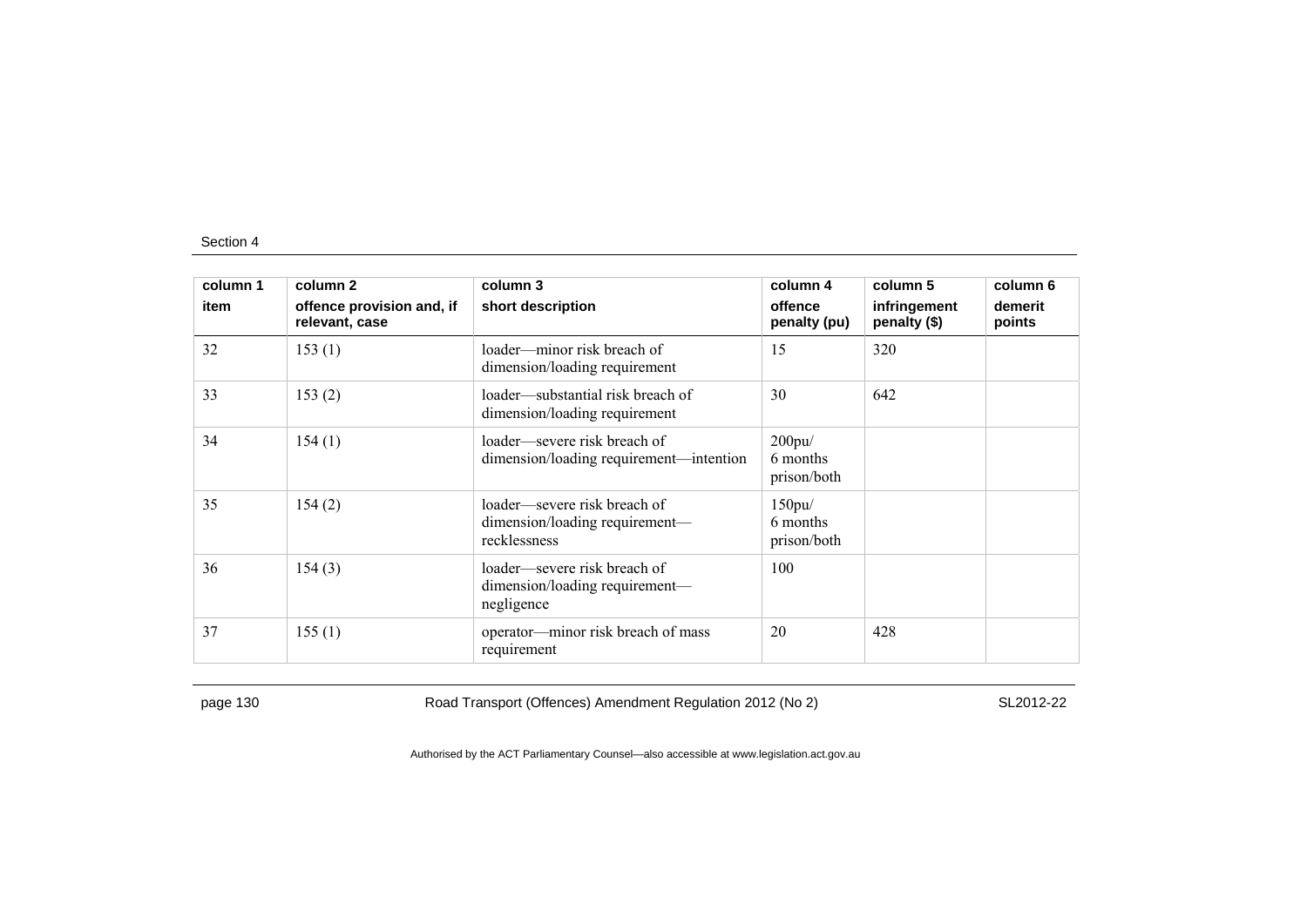| column 1 item | column 2 offence provision and, if relevant, case | column 3 short description | column 4 offence penalty (pu) | column 5 infringement penalty ($) | column 6 demerit points |
|---|---|---|---|---|---|
| 32 | 153 (1) | loader—minor risk breach of dimension/loading requirement | 15 | 320 | |
| 33 | 153 (2) | loader—substantial risk breach of dimension/loading requirement | 30 | 642 | |
| 34 | 154 (1) | loader—severe risk breach of dimension/loading requirement—intention | 200pu/ 6 months prison/both | | |
| 35 | 154 (2) | loader—severe risk breach of dimension/loading requirement—recklessness | 150pu/ 6 months prison/both | | |
| 36 | 154 (3) | loader—severe risk breach of dimension/loading requirement—negligence | 100 | | |
| 37 | 155 (1) | operator—minor risk breach of mass requirement | 20 | 428 | |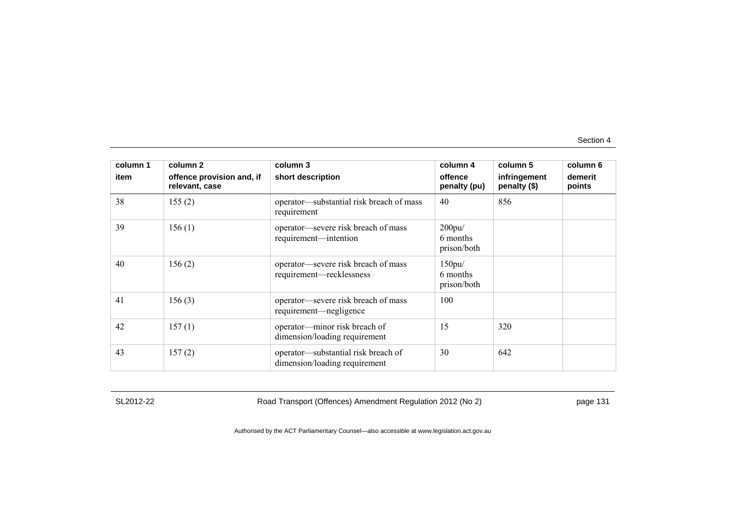| column 1<br>item | column 2<br>offence provision and, if relevant, case | column 3<br>short description | column 4<br>offence penalty (pu) | column 5<br>infringement penalty ($) | column 6<br>demerit points |
|---|---|---|---|---|---|
| 38 | 155 (2) | operator—substantial risk breach of mass requirement | 40 | 856 | |
| 39 | 156 (1) | operator—severe risk breach of mass requirement—intention | 200pu/ 6 months prison/both | | |
| 40 | 156 (2) | operator—severe risk breach of mass requirement—recklessness | 150pu/ 6 months prison/both | | |
| 41 | 156 (3) | operator—severe risk breach of mass requirement—negligence | 100 | | |
| 42 | 157 (1) | operator—minor risk breach of dimension/loading requirement | 15 | 320 | |
| 43 | 157 (2) | operator—substantial risk breach of dimension/loading requirement | 30 | 642 | |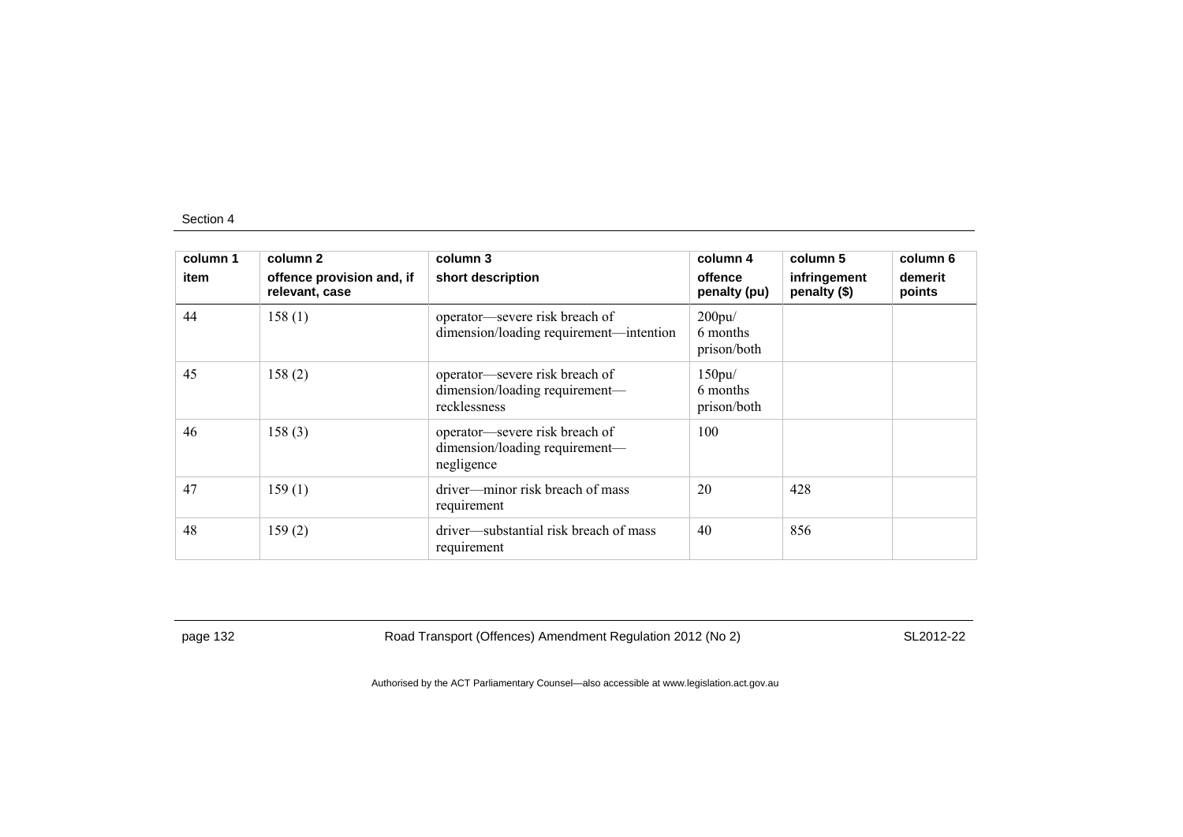| column 1<br>item | column 2<br>offence provision and, if relevant, case | column 3<br>short description | column 4<br>offence penalty (pu) | column 5<br>infringement penalty ($) | column 6<br>demerit points |
|---|---|---|---|---|---|
| 44 | 158 (1) | operator—severe risk breach of dimension/loading requirement—intention | 200pu/<br>6 months prison/both | | |
| 45 | 158 (2) | operator—severe risk breach of dimension/loading requirement—recklessness | 150pu/<br>6 months prison/both | | |
| 46 | 158 (3) | operator—severe risk breach of dimension/loading requirement—negligence | 100 | | |
| 47 | 159 (1) | driver—minor risk breach of mass requirement | 20 | 428 | |
| 48 | 159 (2) | driver—substantial risk breach of mass requirement | 40 | 856 | |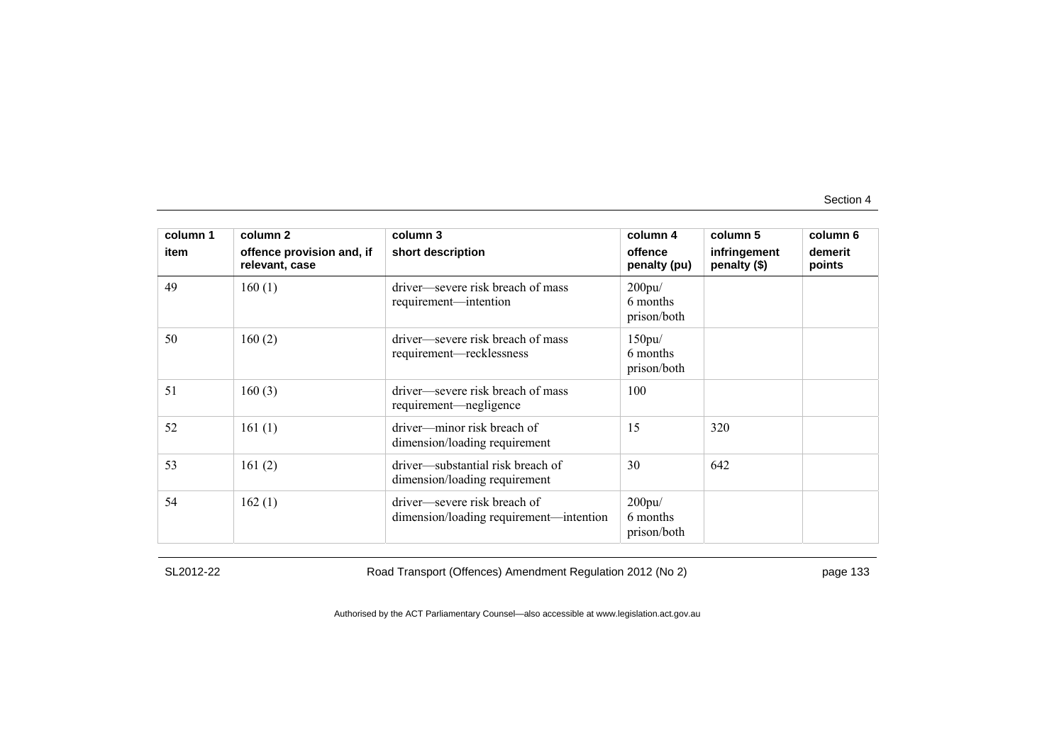| column 1<br>item | column 2<br>offence provision and, if relevant, case | column 3<br>short description | column 4<br>offence penalty (pu) | column 5<br>infringement penalty ($) | column 6<br>demerit points |
|---|---|---|---|---|---|
| 49 | 160 (1) | driver—severe risk breach of mass requirement—intention | 200pu/<br>6 months prison/both | | |
| 50 | 160 (2) | driver—severe risk breach of mass requirement—recklessness | 150pu/<br>6 months prison/both | | |
| 51 | 160 (3) | driver—severe risk breach of mass requirement—negligence | 100 | | |
| 52 | 161 (1) | driver—minor risk breach of dimension/loading requirement | 15 | 320 | |
| 53 | 161 (2) | driver—substantial risk breach of dimension/loading requirement | 30 | 642 | |
| 54 | 162 (1) | driver—severe risk breach of dimension/loading requirement—intention | 200pu/<br>6 months prison/both | | |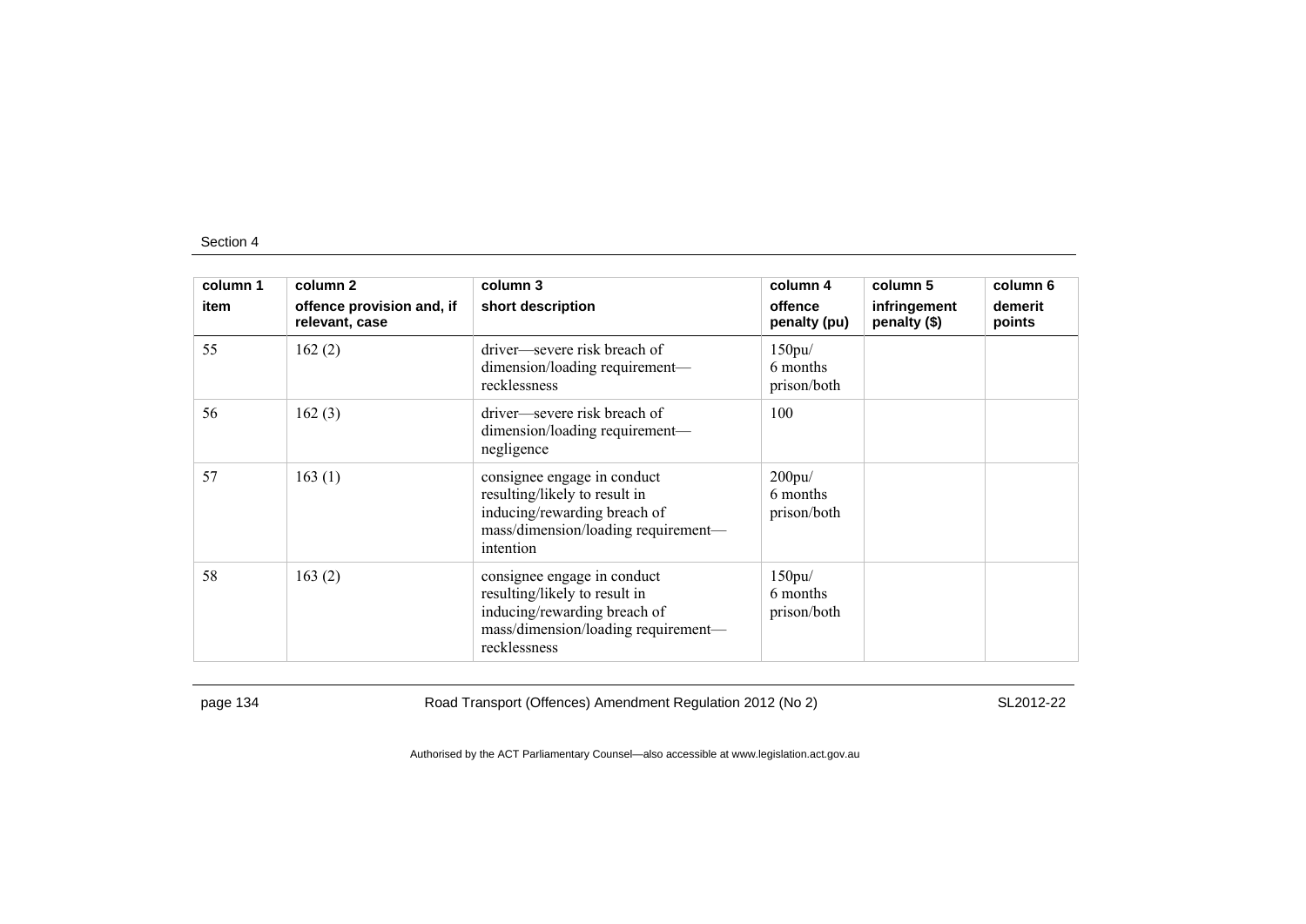| column 1<br>item | column 2<br>offence provision and, if relevant, case | column 3<br>short description | column 4<br>offence penalty (pu) | column 5<br>infringement penalty ($) | column 6<br>demerit points |
|---|---|---|---|---|---|
| 55 | 162 (2) | driver—severe risk breach of dimension/loading requirement—recklessness | 150pu/<br>6 months prison/both | | |
| 56 | 162 (3) | driver—severe risk breach of dimension/loading requirement—negligence | 100 | | |
| 57 | 163 (1) | consignee engage in conduct resulting/likely to result in inducing/rewarding breach of mass/dimension/loading requirement—intention | 200pu/<br>6 months prison/both | | |
| 58 | 163 (2) | consignee engage in conduct resulting/likely to result in inducing/rewarding breach of mass/dimension/loading requirement—recklessness | 150pu/<br>6 months prison/both | | |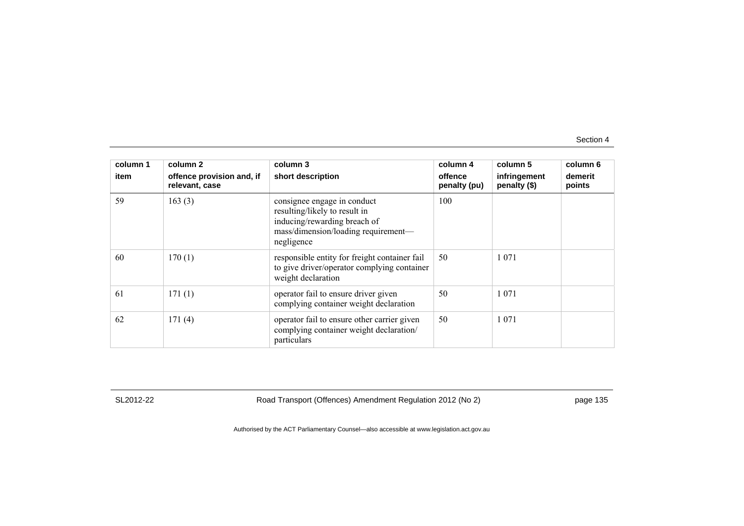| column 1<br>item | column 2<br>offence provision and, if relevant, case | column 3<br>short description | column 4<br>offence penalty (pu) | column 5<br>infringement penalty ($) | column 6<br>demerit points |
|---|---|---|---|---|---|
| 59 | 163 (3) | consignee engage in conduct resulting/likely to result in inducing/rewarding breach of mass/dimension/loading requirement—negligence | 100 | | |
| 60 | 170 (1) | responsible entity for freight container fail to give driver/operator complying container weight declaration | 50 | 1 071 | |
| 61 | 171 (1) | operator fail to ensure driver given complying container weight declaration | 50 | 1 071 | |
| 62 | 171 (4) | operator fail to ensure other carrier given complying container weight declaration/ particulars | 50 | 1 071 | |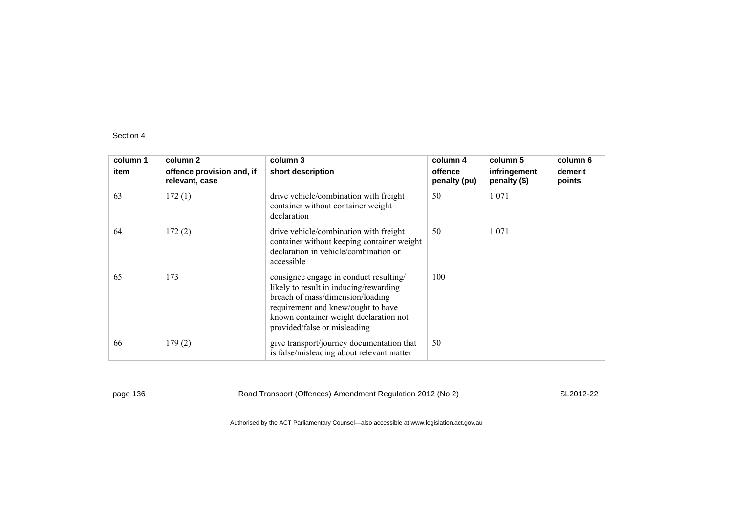| column 1 item | column 2 offence provision and, if relevant, case | column 3 short description | column 4 offence penalty (pu) | column 5 infringement penalty ($) | column 6 demerit points |
|---|---|---|---|---|---|
| 63 | 172 (1) | drive vehicle/combination with freight container without container weight declaration | 50 | 1 071 | |
| 64 | 172 (2) | drive vehicle/combination with freight container without keeping container weight declaration in vehicle/combination or accessible | 50 | 1 071 | |
| 65 | 173 | consignee engage in conduct resulting/ likely to result in inducing/rewarding breach of mass/dimension/loading requirement and knew/ought to have known container weight declaration not provided/false or misleading | 100 | | |
| 66 | 179 (2) | give transport/journey documentation that is false/misleading about relevant matter | 50 | | |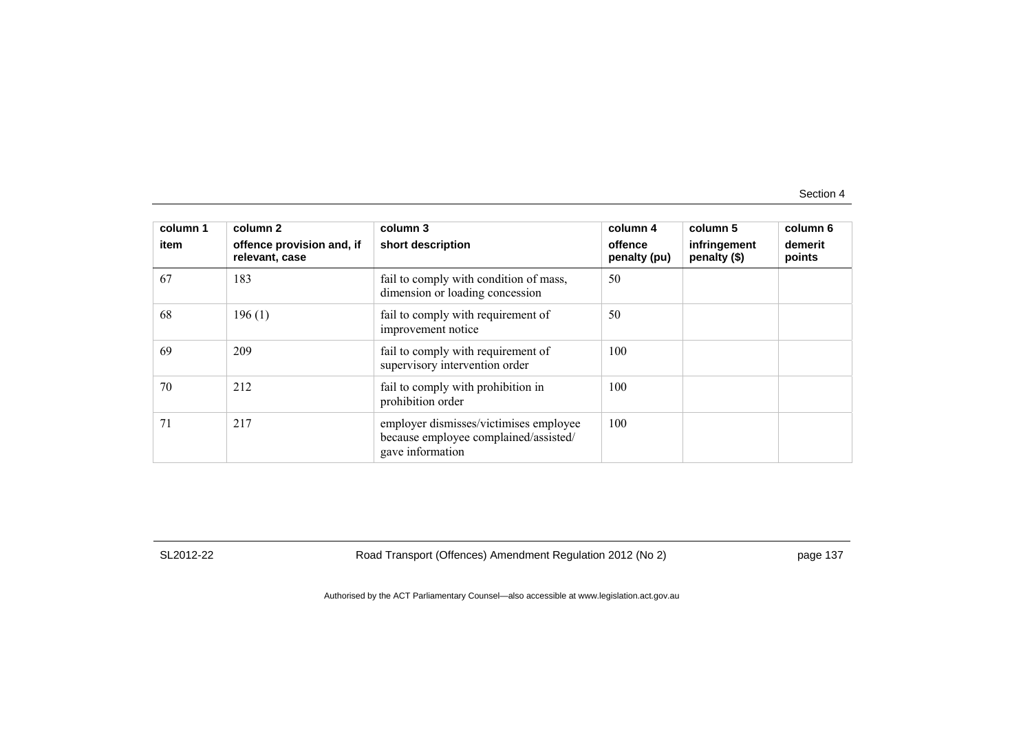| column 1 item | column 2 offence provision and, if relevant, case | column 3 short description | column 4 offence penalty (pu) | column 5 infringement penalty ($) | column 6 demerit points |
|---|---|---|---|---|---|
| 67 | 183 | fail to comply with condition of mass, dimension or loading concession | 50 | | |
| 68 | 196 (1) | fail to comply with requirement of improvement notice | 50 | | |
| 69 | 209 | fail to comply with requirement of supervisory intervention order | 100 | | |
| 70 | 212 | fail to comply with prohibition in prohibition order | 100 | | |
| 71 | 217 | employer dismisses/victimises employee because employee complained/assisted/ gave information | 100 | | |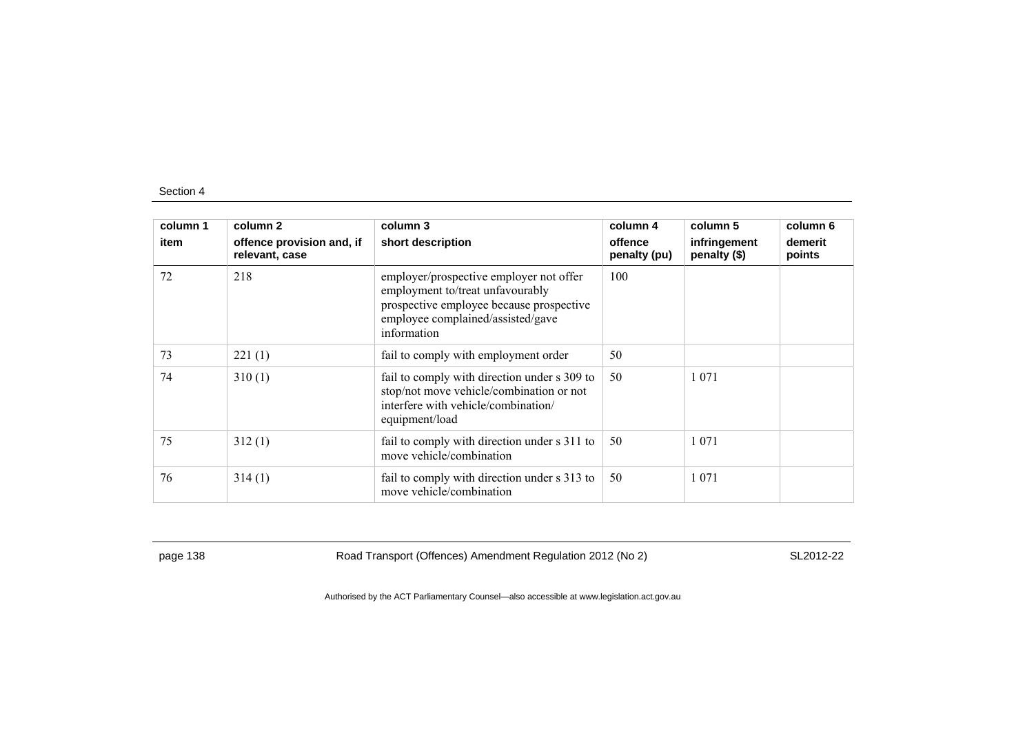| column 1 item | column 2 offence provision and, if relevant, case | column 3 short description | column 4 offence penalty (pu) | column 5 infringement penalty ($) | column 6 demerit points |
|---|---|---|---|---|---|
| 72 | 218 | employer/prospective employer not offer employment to/treat unfavourably prospective employee because prospective employee complained/assisted/gave information | 100 | | |
| 73 | 221 (1) | fail to comply with employment order | 50 | | |
| 74 | 310 (1) | fail to comply with direction under s 309 to stop/not move vehicle/combination or not interfere with vehicle/combination/equipment/load | 50 | 1 071 | |
| 75 | 312 (1) | fail to comply with direction under s 311 to move vehicle/combination | 50 | 1 071 | |
| 76 | 314 (1) | fail to comply with direction under s 313 to move vehicle/combination | 50 | 1 071 | |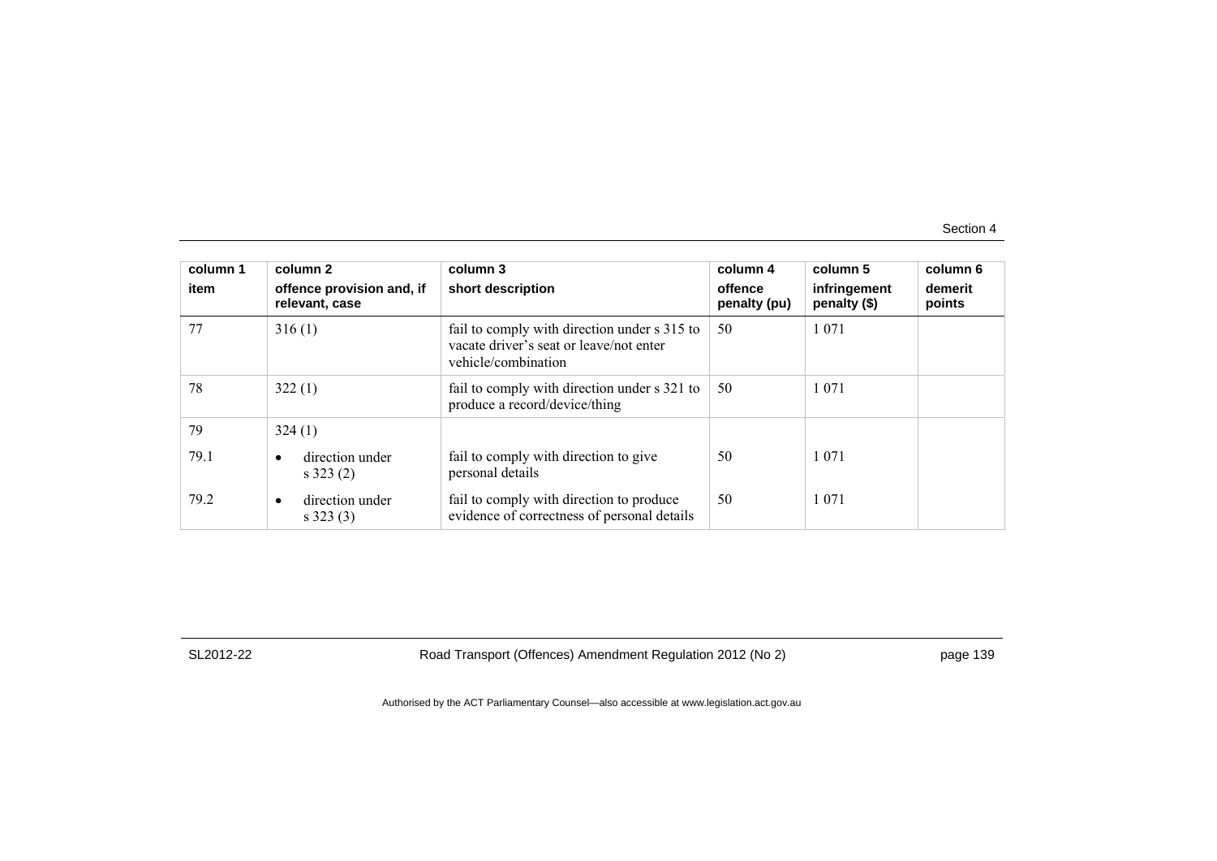| column 1 item | column 2 offence provision and, if relevant, case | column 3 short description | column 4 offence penalty (pu) | column 5 infringement penalty ($) | column 6 demerit points |
|---|---|---|---|---|---|
| 77 | 316 (1) | fail to comply with direction under s 315 to vacate driver's seat or leave/not enter vehicle/combination | 50 | 1 071 | |
| 78 | 322 (1) | fail to comply with direction under s 321 to produce a record/device/thing | 50 | 1 071 | |
| 79 | 324 (1) | | | | |
| 79.1 | • direction under s 323 (2) | fail to comply with direction to give personal details | 50 | 1 071 | |
| 79.2 | • direction under s 323 (3) | fail to comply with direction to produce evidence of correctness of personal details | 50 | 1 071 | |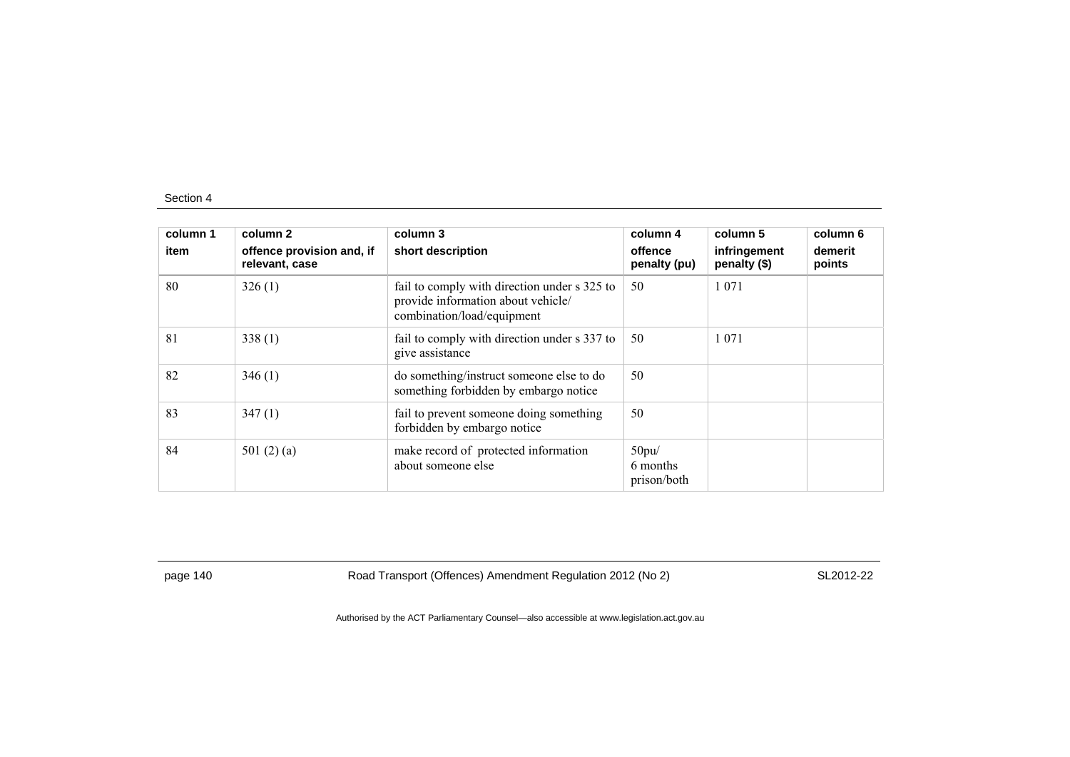| column 1<br>item | column 2<br>offence provision and, if relevant, case | column 3<br>short description | column 4<br>offence penalty (pu) | column 5<br>infringement penalty ($) | column 6<br>demerit points |
|---|---|---|---|---|---|
| 80 | 326 (1) | fail to comply with direction under s 325 to provide information about vehicle/ combination/load/equipment | 50 | 1 071 | |
| 81 | 338 (1) | fail to comply with direction under s 337 to give assistance | 50 | 1 071 | |
| 82 | 346 (1) | do something/instruct someone else to do something forbidden by embargo notice | 50 | | |
| 83 | 347 (1) | fail to prevent someone doing something forbidden by embargo notice | 50 | | |
| 84 | 501 (2) (a) | make record of protected information about someone else | 50pu/ 6 months prison/both | | |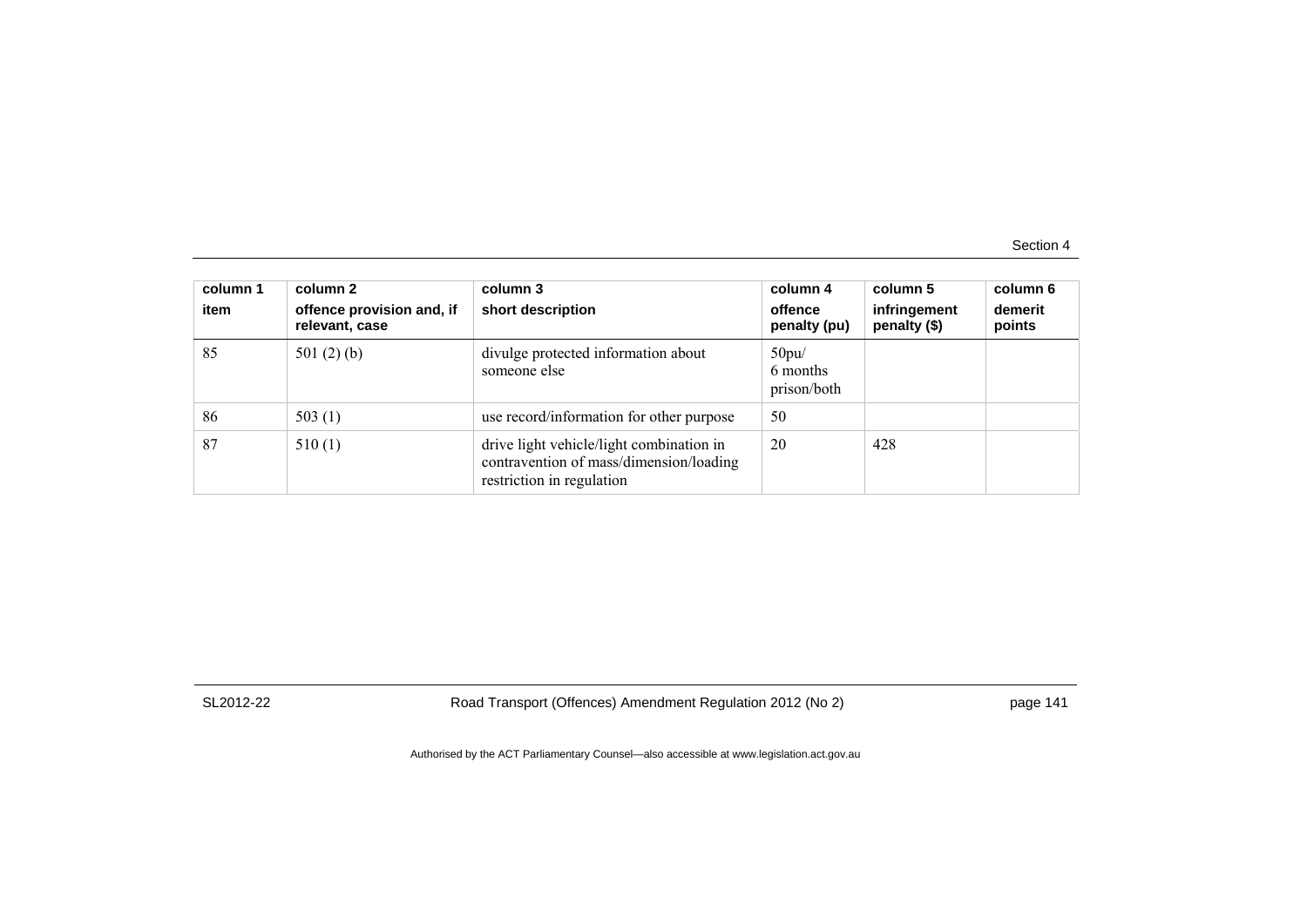| column 1<br>item | column 2<br>offence provision and, if relevant, case | column 3<br>short description | column 4<br>offence penalty (pu) | column 5<br>infringement penalty ($) | column 6<br>demerit points |
|---|---|---|---|---|---|
| 85 | 501 (2) (b) | divulge protected information about someone else | 50pu/<br>6 months prison/both | | |
| 86 | 503 (1) | use record/information for other purpose | 50 | | |
| 87 | 510 (1) | drive light vehicle/light combination in contravention of mass/dimension/loading restriction in regulation | 20 | 428 | |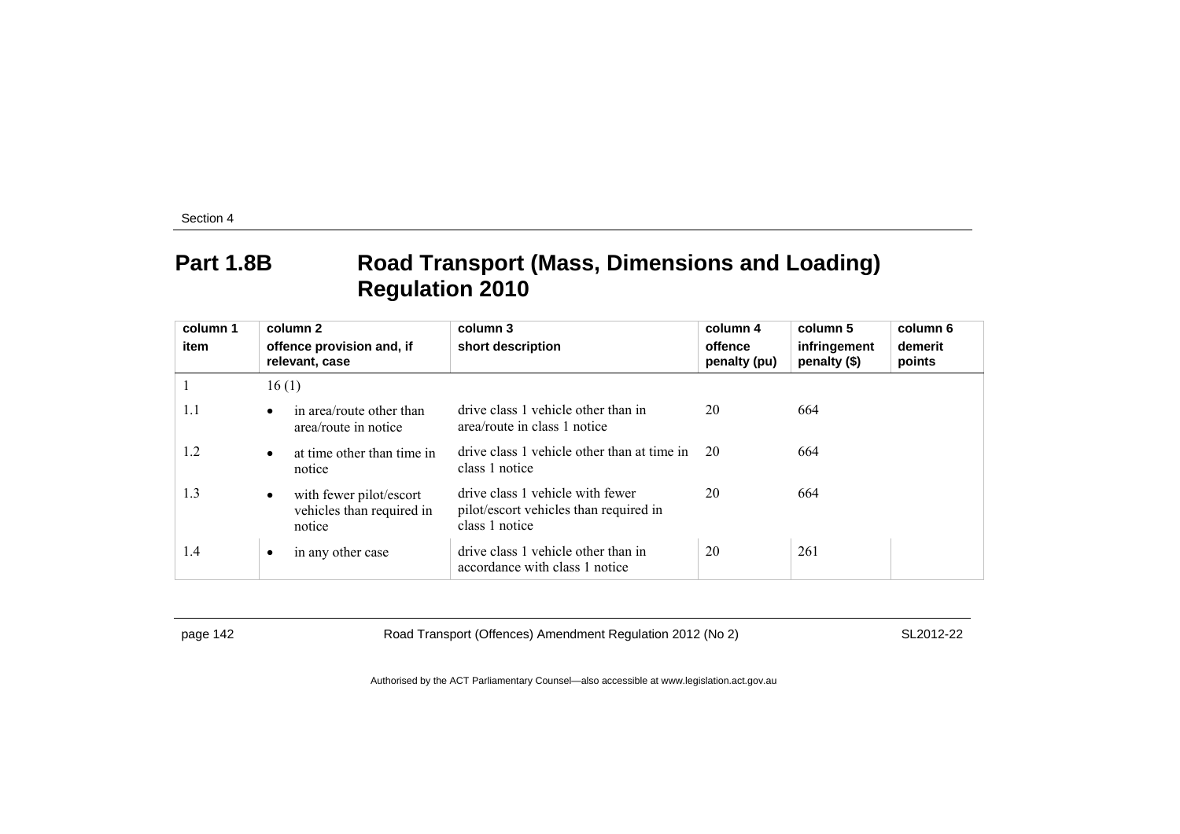# Part 1.8B Road Transport (Mass, Dimensions and Loading) Regulation 2010

| column 1<br>item | column 2<br>offence provision and, if relevant, case | column 3<br>short description | column 4<br>offence penalty (pu) | column 5<br>infringement penalty ($) | column 6<br>demerit points |
|---|---|---|---|---|---|
| 1 | 16 (1) | | | | |
| 1.1 | • in area/route other than area/route in notice | drive class 1 vehicle other than in area/route in class 1 notice | 20 | 664 | |
| 1.2 | • at time other than time in notice | drive class 1 vehicle other than at time in class 1 notice | 20 | 664 | |
| 1.3 | • with fewer pilot/escort vehicles than required in notice | drive class 1 vehicle with fewer pilot/escort vehicles than required in class 1 notice | 20 | 664 | |
| 1.4 | • in any other case | drive class 1 vehicle other than in accordance with class 1 notice | 20 | 261 | |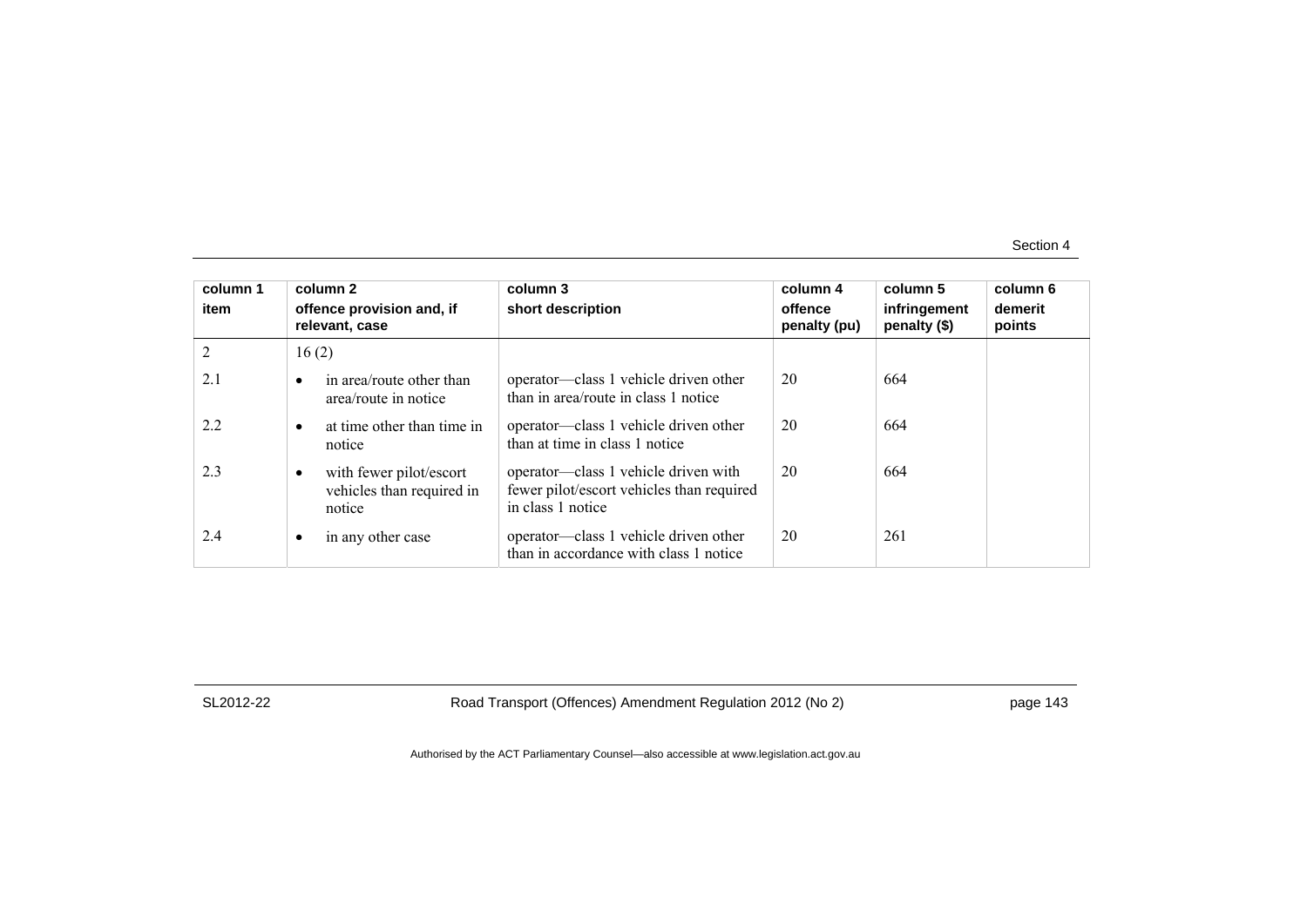| column 1 item | column 2 offence provision and, if relevant, case | column 3 short description | column 4 offence penalty (pu) | column 5 infringement penalty ($) | column 6 demerit points |
|---|---|---|---|---|---|
| 2 | 16 (2) | | | | |
| 2.1 | • in area/route other than area/route in notice | operator—class 1 vehicle driven other than in area/route in class 1 notice | 20 | 664 | |
| 2.2 | • at time other than time in notice | operator—class 1 vehicle driven other than at time in class 1 notice | 20 | 664 | |
| 2.3 | • with fewer pilot/escort vehicles than required in notice | operator—class 1 vehicle driven with fewer pilot/escort vehicles than required in class 1 notice | 20 | 664 | |
| 2.4 | • in any other case | operator—class 1 vehicle driven other than in accordance with class 1 notice | 20 | 261 | |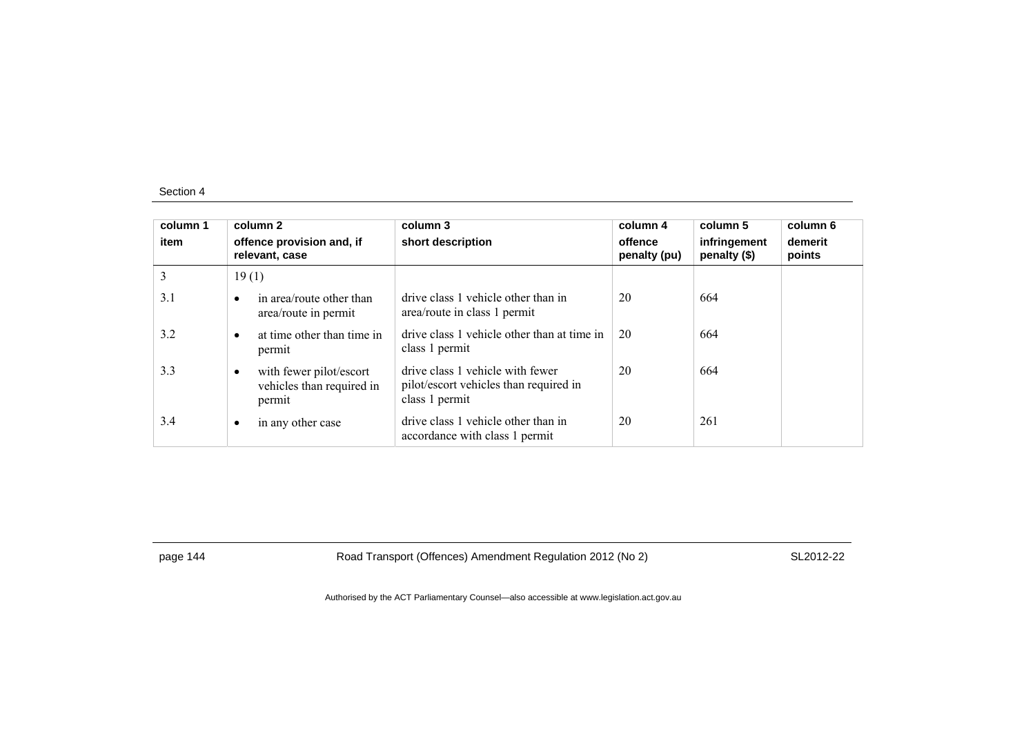| column 1 item | column 2 offence provision and, if relevant, case | column 3 short description | column 4 offence penalty (pu) | column 5 infringement penalty ($) | column 6 demerit points |
|---|---|---|---|---|---|
| 3 | 19 (1) | | | | |
| 3.1 | • in area/route other than area/route in permit | drive class 1 vehicle other than in area/route in class 1 permit | 20 | 664 | |
| 3.2 | • at time other than time in permit | drive class 1 vehicle other than at time in class 1 permit | 20 | 664 | |
| 3.3 | • with fewer pilot/escort vehicles than required in permit | drive class 1 vehicle with fewer pilot/escort vehicles than required in class 1 permit | 20 | 664 | |
| 3.4 | • in any other case | drive class 1 vehicle other than in accordance with class 1 permit | 20 | 261 | |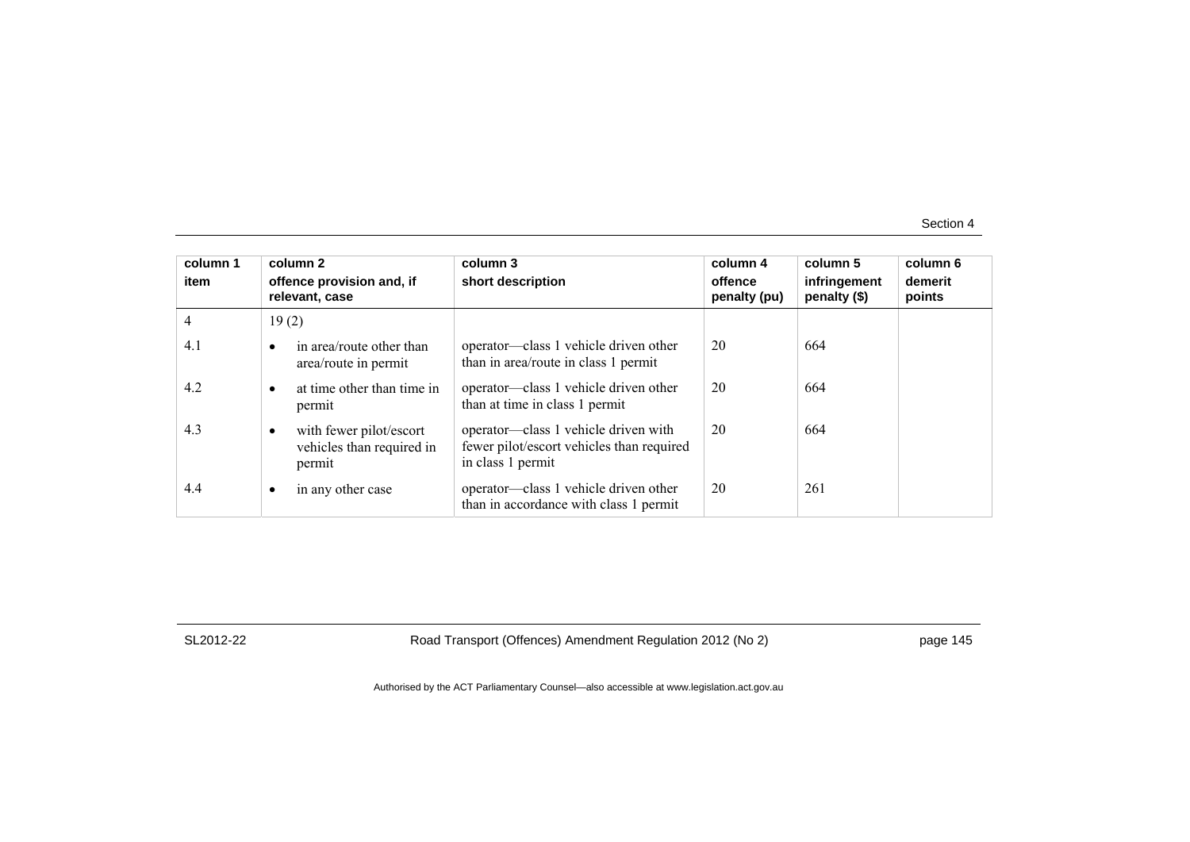| column 1 item | column 2 offence provision and, if relevant, case | column 3 short description | column 4 offence penalty (pu) | column 5 infringement penalty ($) | column 6 demerit points |
|---|---|---|---|---|---|
| 4 | 19 (2) | | | | |
| 4.1 | • in area/route other than area/route in permit | operator—class 1 vehicle driven other than in area/route in class 1 permit | 20 | 664 | |
| 4.2 | • at time other than time in permit | operator—class 1 vehicle driven other than at time in class 1 permit | 20 | 664 | |
| 4.3 | • with fewer pilot/escort vehicles than required in permit | operator—class 1 vehicle driven with fewer pilot/escort vehicles than required in class 1 permit | 20 | 664 | |
| 4.4 | • in any other case | operator—class 1 vehicle driven other than in accordance with class 1 permit | 20 | 261 | |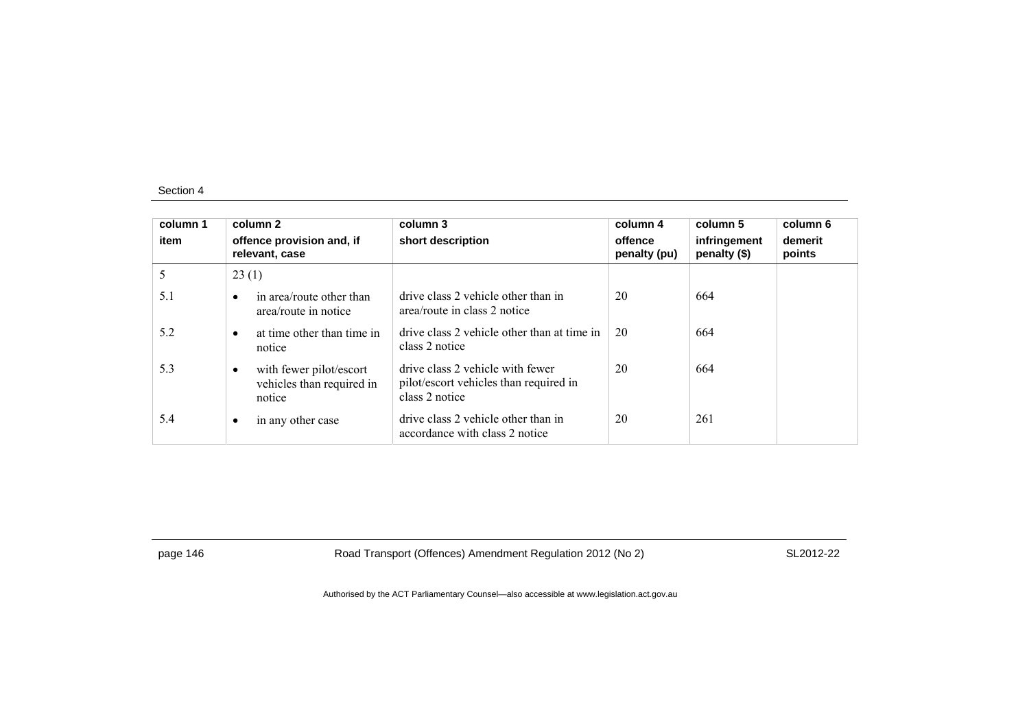| column 1<br>item | column 2<br>offence provision and, if relevant, case | column 3<br>short description | column 4<br>offence penalty (pu) | column 5<br>infringement penalty ($) | column 6<br>demerit points |
|---|---|---|---|---|---|
| 5 | 23 (1) | | | | |
| 5.1 | • in area/route other than area/route in notice | drive class 2 vehicle other than in area/route in class 2 notice | 20 | 664 | |
| 5.2 | • at time other than time in notice | drive class 2 vehicle other than at time in class 2 notice | 20 | 664 | |
| 5.3 | • with fewer pilot/escort vehicles than required in notice | drive class 2 vehicle with fewer pilot/escort vehicles than required in class 2 notice | 20 | 664 | |
| 5.4 | • in any other case | drive class 2 vehicle other than in accordance with class 2 notice | 20 | 261 | |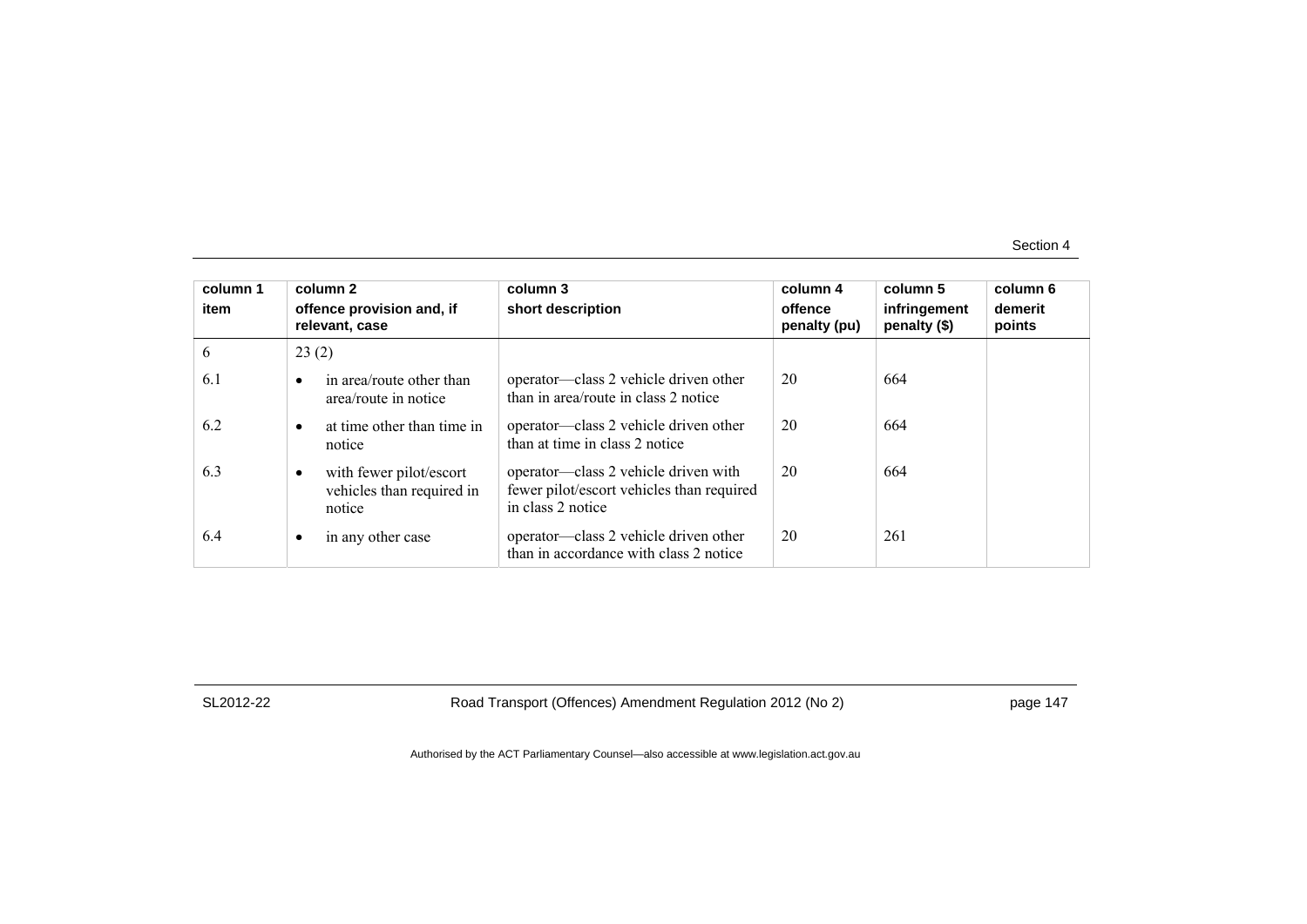| column 1 item | column 2 offence provision and, if relevant, case | column 3 short description | column 4 offence penalty (pu) | column 5 infringement penalty ($) | column 6 demerit points |
|---|---|---|---|---|---|
| 6 | 23 (2) | | | | |
| 6.1 | • in area/route other than area/route in notice | operator—class 2 vehicle driven other than in area/route in class 2 notice | 20 | 664 | |
| 6.2 | • at time other than time in notice | operator—class 2 vehicle driven other than at time in class 2 notice | 20 | 664 | |
| 6.3 | • with fewer pilot/escort vehicles than required in notice | operator—class 2 vehicle driven with fewer pilot/escort vehicles than required in class 2 notice | 20 | 664 | |
| 6.4 | • in any other case | operator—class 2 vehicle driven other than in accordance with class 2 notice | 20 | 261 | |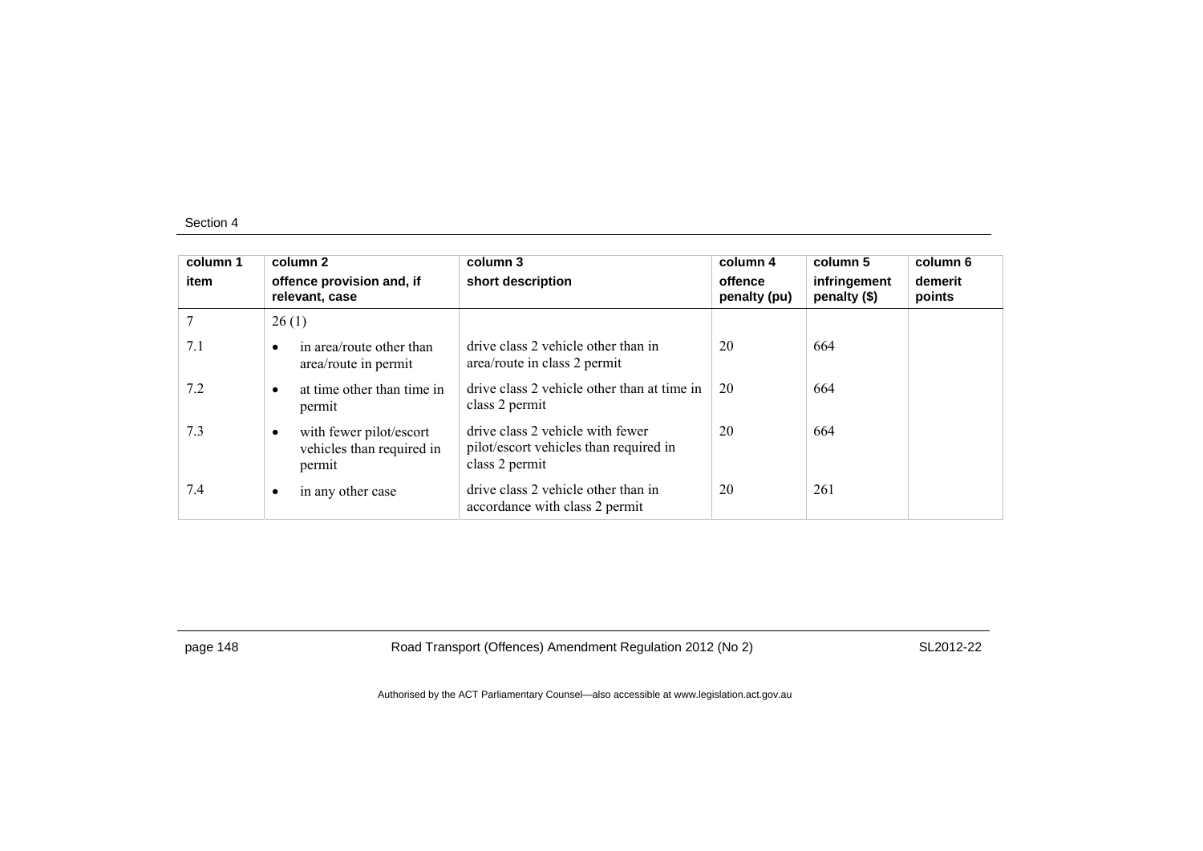| column 1<br>item | column 2<br>offence provision and, if relevant, case | column 3<br>short description | column 4<br>offence penalty (pu) | column 5<br>infringement penalty ($) | column 6<br>demerit points |
|---|---|---|---|---|---|
| 7 | 26 (1) | | | | |
| 7.1 | • in area/route other than area/route in permit | drive class 2 vehicle other than in area/route in class 2 permit | 20 | 664 | |
| 7.2 | • at time other than time in permit | drive class 2 vehicle other than at time in class 2 permit | 20 | 664 | |
| 7.3 | • with fewer pilot/escort vehicles than required in permit | drive class 2 vehicle with fewer pilot/escort vehicles than required in class 2 permit | 20 | 664 | |
| 7.4 | • in any other case | drive class 2 vehicle other than in accordance with class 2 permit | 20 | 261 | |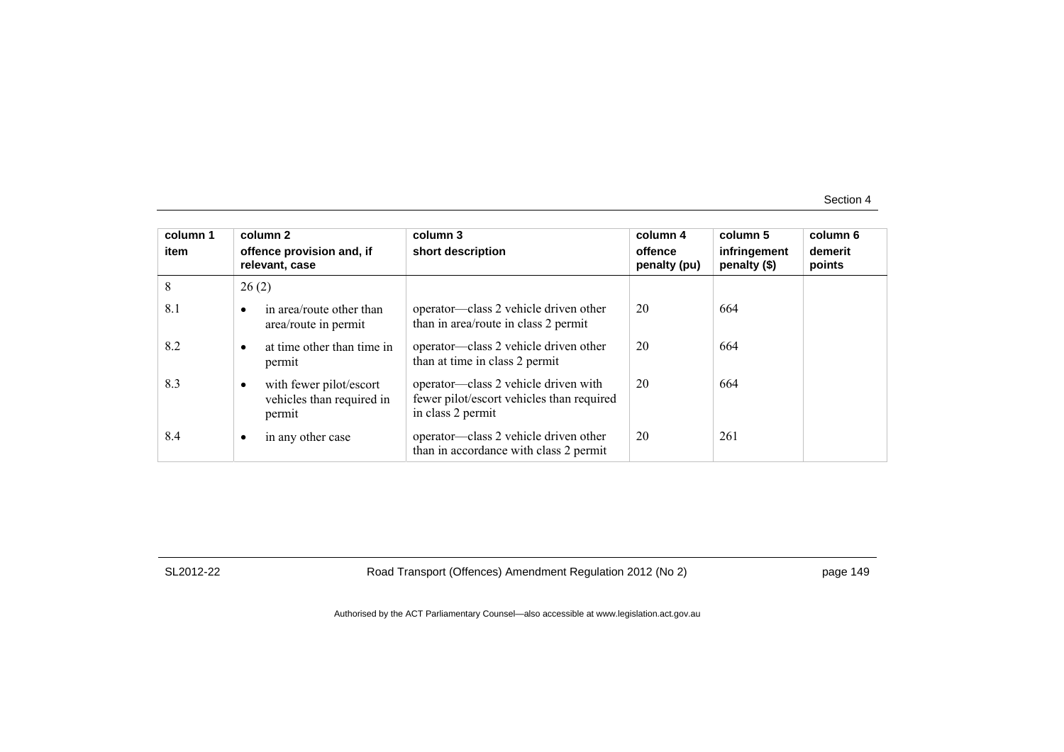| column 1 item | column 2 offence provision and, if relevant, case | column 3 short description | column 4 offence penalty (pu) | column 5 infringement penalty ($) | column 6 demerit points |
|---|---|---|---|---|---|
| 8 | 26 (2) | | | | |
| 8.1 | • in area/route other than area/route in permit | operator—class 2 vehicle driven other than in area/route in class 2 permit | 20 | 664 | |
| 8.2 | • at time other than time in permit | operator—class 2 vehicle driven other than at time in class 2 permit | 20 | 664 | |
| 8.3 | • with fewer pilot/escort vehicles than required in permit | operator—class 2 vehicle driven with fewer pilot/escort vehicles than required in class 2 permit | 20 | 664 | |
| 8.4 | • in any other case | operator—class 2 vehicle driven other than in accordance with class 2 permit | 20 | 261 | |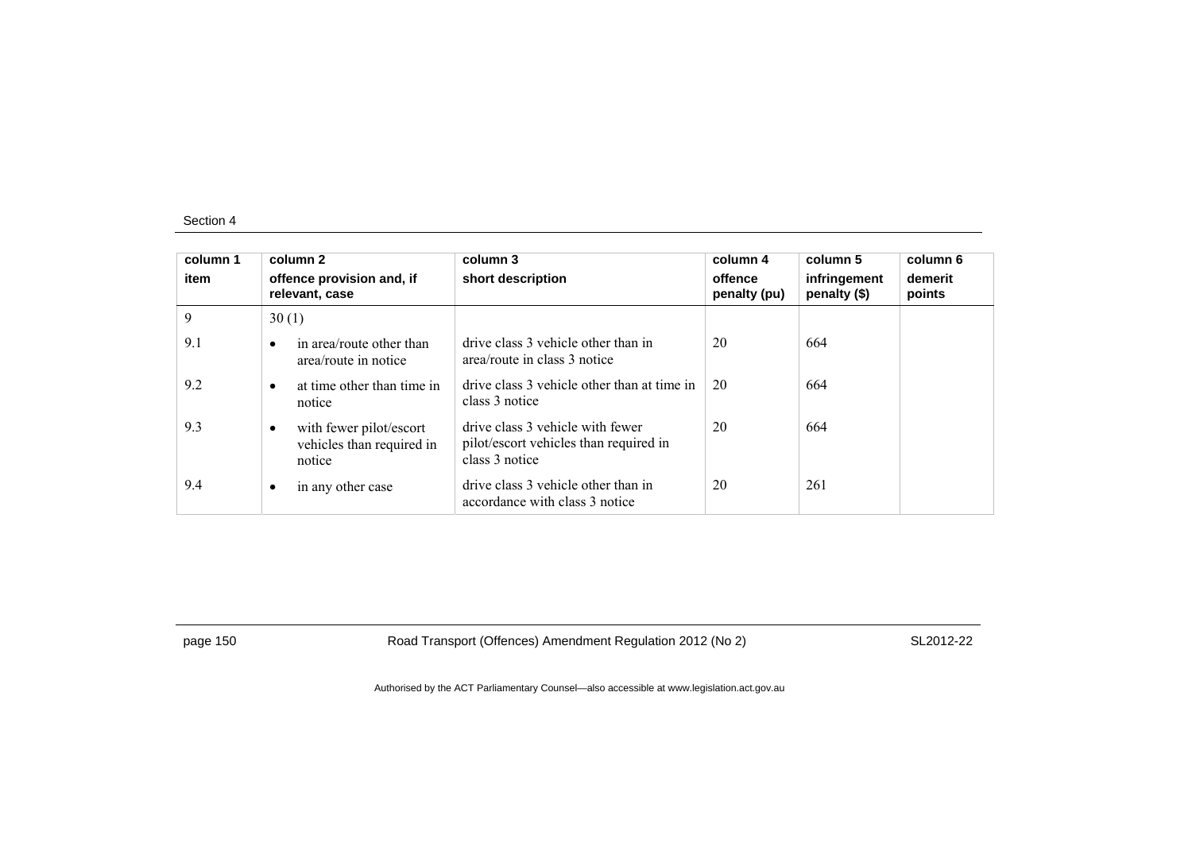| column 1<br>item | column 2<br>offence provision and, if relevant, case | column 3<br>short description | column 4<br>offence penalty (pu) | column 5<br>infringement penalty ($) | column 6<br>demerit points |
|---|---|---|---|---|---|
| 9 | 30 (1) | | | | |
| 9.1 | • in area/route other than area/route in notice | drive class 3 vehicle other than in area/route in class 3 notice | 20 | 664 | |
| 9.2 | • at time other than time in notice | drive class 3 vehicle other than at time in class 3 notice | 20 | 664 | |
| 9.3 | • with fewer pilot/escort vehicles than required in notice | drive class 3 vehicle with fewer pilot/escort vehicles than required in class 3 notice | 20 | 664 | |
| 9.4 | • in any other case | drive class 3 vehicle other than in accordance with class 3 notice | 20 | 261 | |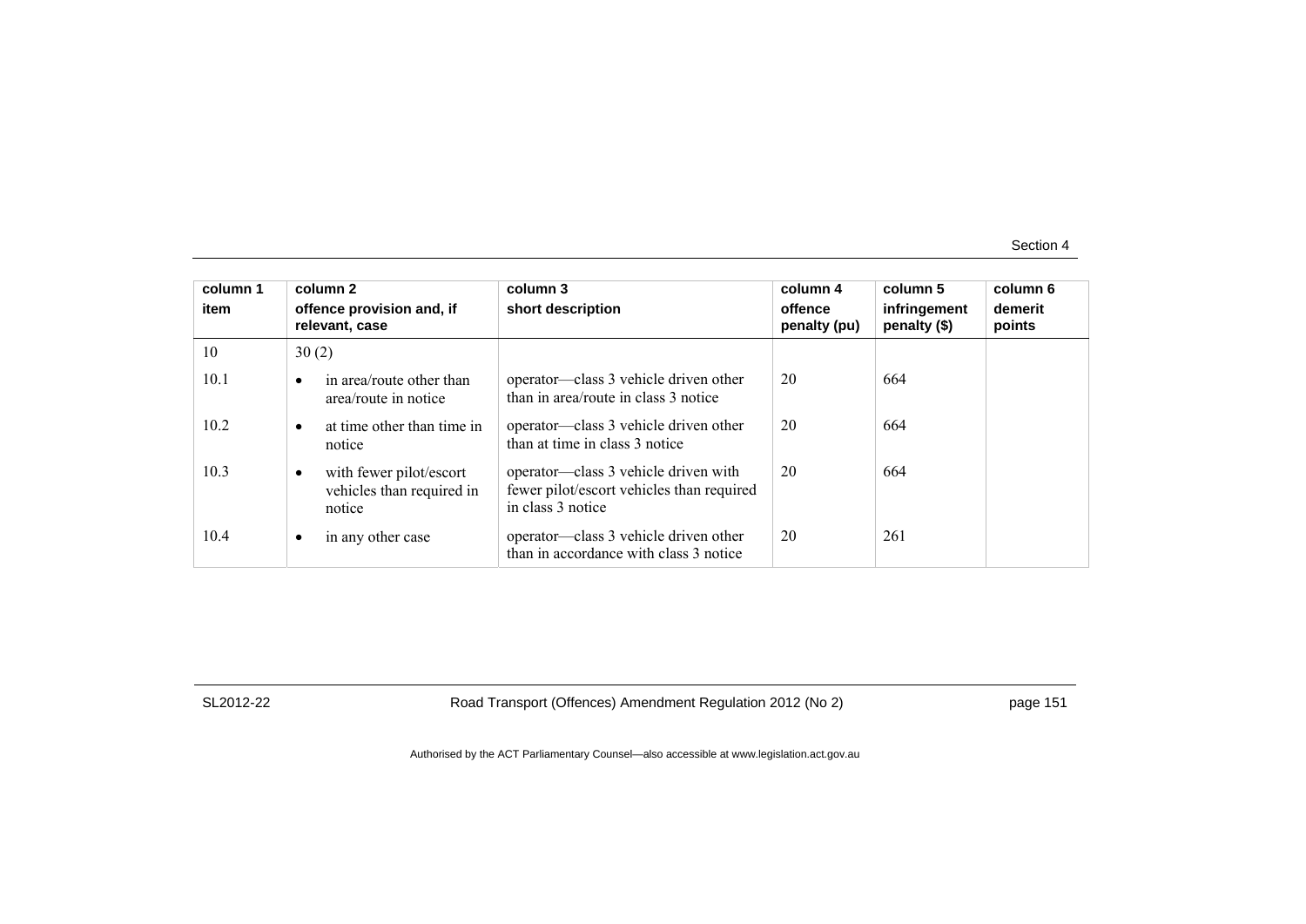| column 1<br>item | column 2<br>offence provision and, if relevant, case | column 3<br>short description | column 4<br>offence penalty (pu) | column 5<br>infringement penalty ($) | column 6<br>demerit points |
|---|---|---|---|---|---|
| 10 | 30 (2) | | | | |
| 10.1 | • in area/route other than area/route in notice | operator—class 3 vehicle driven other than in area/route in class 3 notice | 20 | 664 | |
| 10.2 | • at time other than time in notice | operator—class 3 vehicle driven other than at time in class 3 notice | 20 | 664 | |
| 10.3 | • with fewer pilot/escort vehicles than required in notice | operator—class 3 vehicle driven with fewer pilot/escort vehicles than required in class 3 notice | 20 | 664 | |
| 10.4 | • in any other case | operator—class 3 vehicle driven other than in accordance with class 3 notice | 20 | 261 | |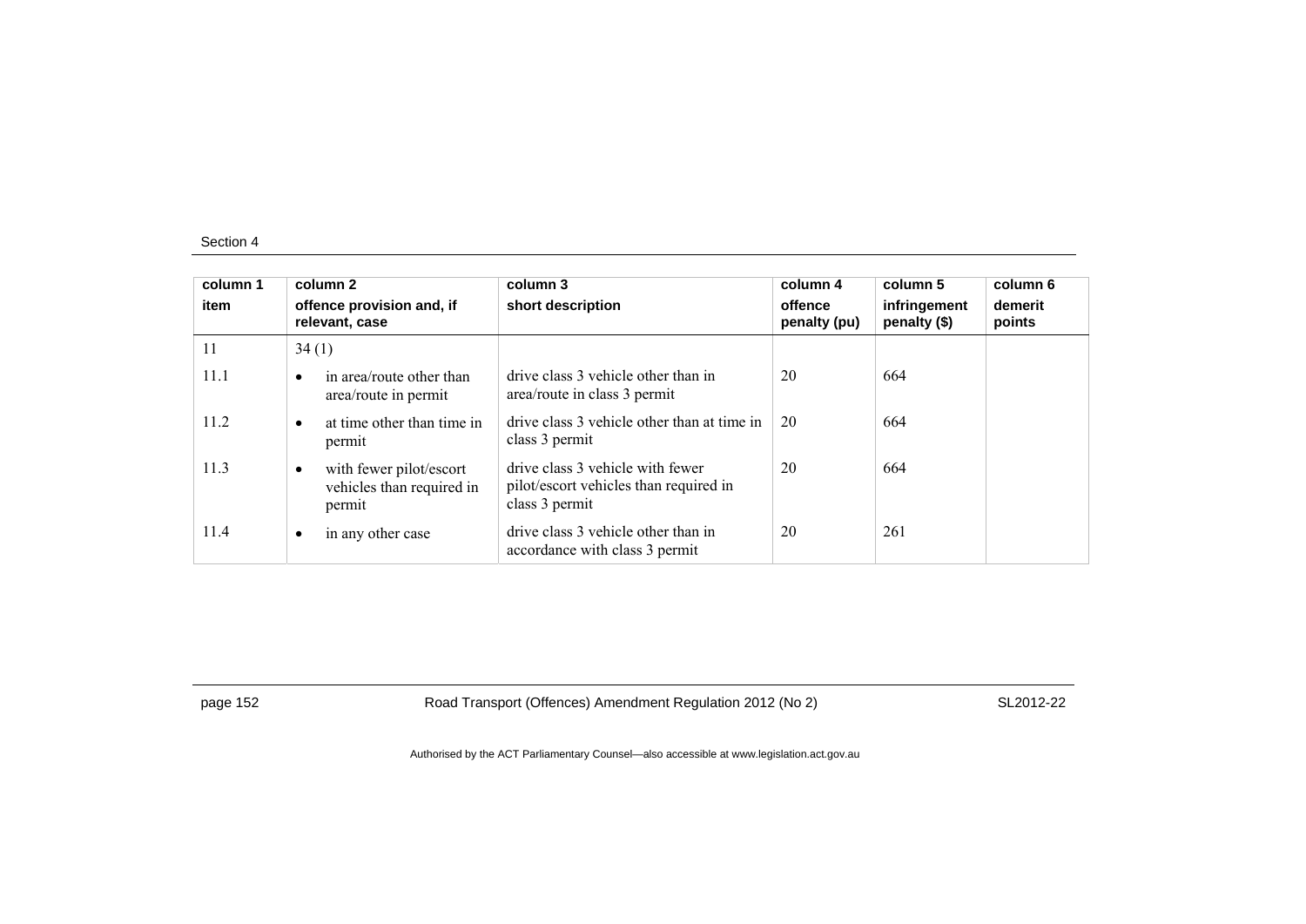| column 1 item | column 2 offence provision and, if relevant, case | column 3 short description | column 4 offence penalty (pu) | column 5 infringement penalty ($) | column 6 demerit points |
|---|---|---|---|---|---|
| 11 | 34 (1) | | | | |
| 11.1 | • in area/route other than area/route in permit | drive class 3 vehicle other than in area/route in class 3 permit | 20 | 664 | |
| 11.2 | • at time other than time in permit | drive class 3 vehicle other than at time in class 3 permit | 20 | 664 | |
| 11.3 | • with fewer pilot/escort vehicles than required in permit | drive class 3 vehicle with fewer pilot/escort vehicles than required in class 3 permit | 20 | 664 | |
| 11.4 | • in any other case | drive class 3 vehicle other than in accordance with class 3 permit | 20 | 261 | |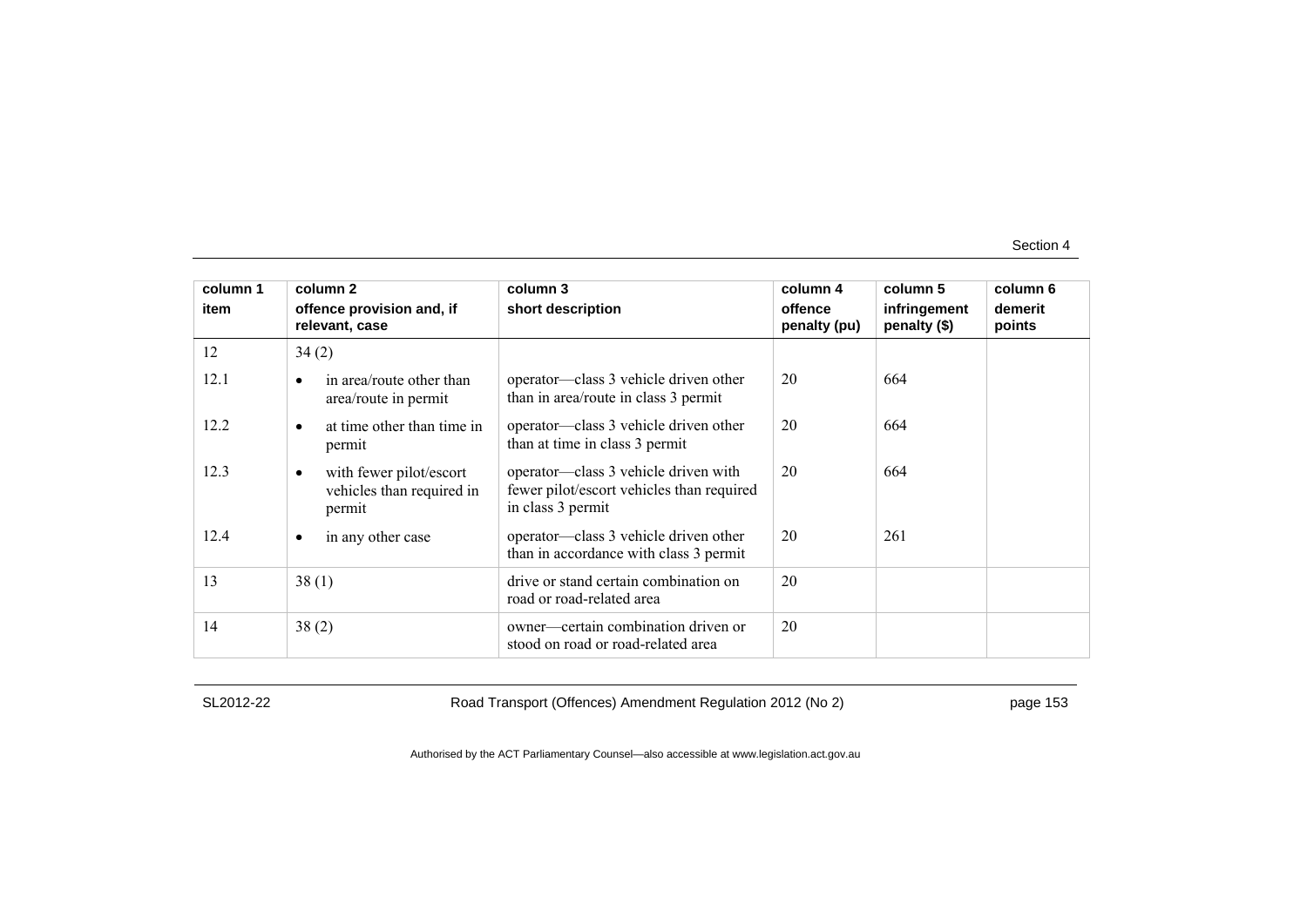| column 1 item | column 2 offence provision and, if relevant, case | column 3 short description | column 4 offence penalty (pu) | column 5 infringement penalty ($) | column 6 demerit points |
|---|---|---|---|---|---|
| 12 | 34 (2) | | | | |
| 12.1 | • in area/route other than area/route in permit | operator—class 3 vehicle driven other than in area/route in class 3 permit | 20 | 664 | |
| 12.2 | • at time other than time in permit | operator—class 3 vehicle driven other than at time in class 3 permit | 20 | 664 | |
| 12.3 | • with fewer pilot/escort vehicles than required in permit | operator—class 3 vehicle driven with fewer pilot/escort vehicles than required in class 3 permit | 20 | 664 | |
| 12.4 | • in any other case | operator—class 3 vehicle driven other than in accordance with class 3 permit | 20 | 261 | |
| 13 | 38 (1) | drive or stand certain combination on road or road-related area | 20 | | |
| 14 | 38 (2) | owner—certain combination driven or stood on road or road-related area | 20 | | |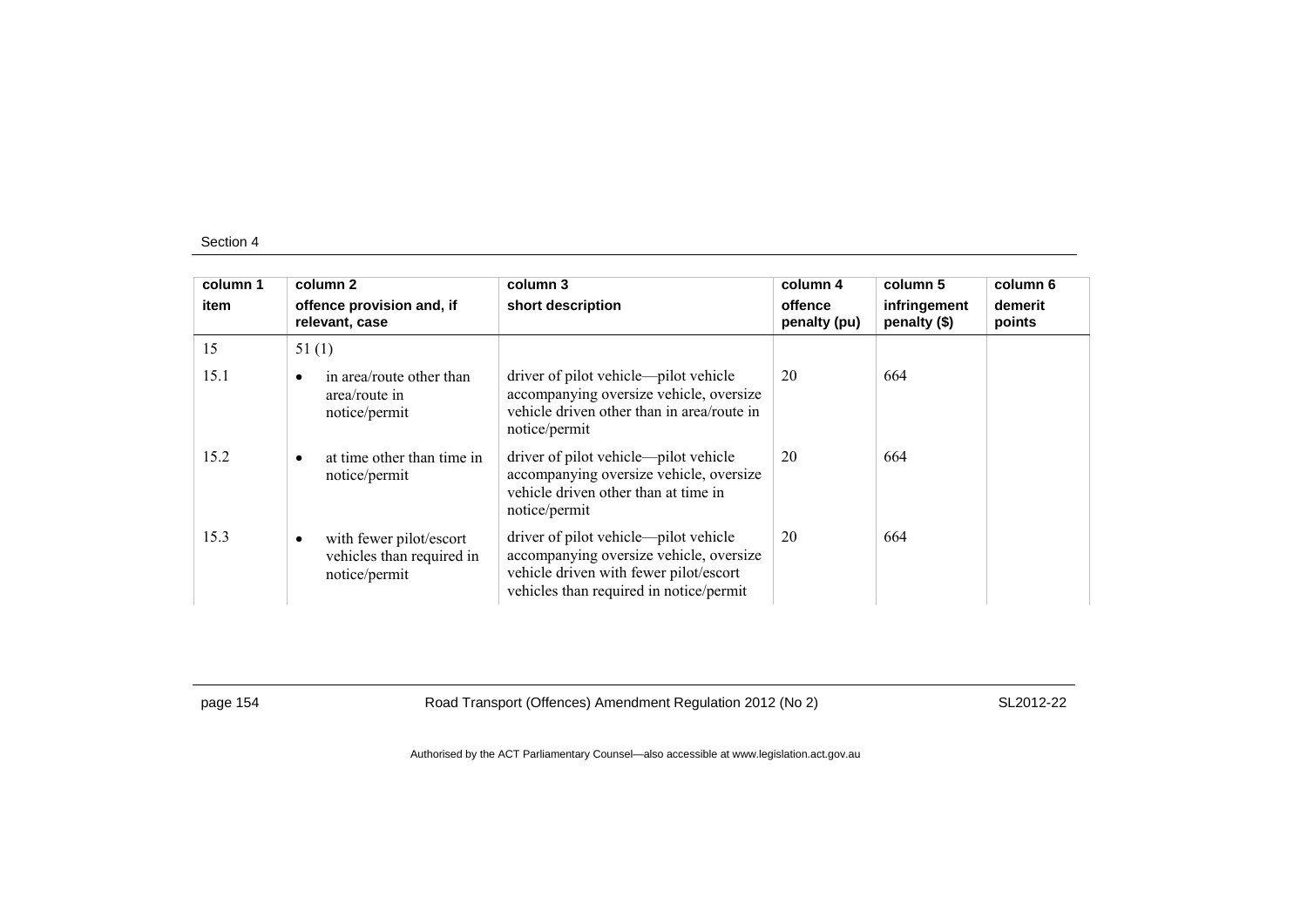Section 4

| column 1<br>item | column 2<br>offence provision and, if relevant, case | column 3<br>short description | column 4<br>offence penalty (pu) | column 5<br>infringement penalty ($) | column 6<br>demerit points |
|---|---|---|---|---|---|
| 15 | 51 (1) | | | | |
| 15.1 | • in area/route other than area/route in notice/permit | driver of pilot vehicle—pilot vehicle accompanying oversize vehicle, oversize vehicle driven other than in area/route in notice/permit | 20 | 664 | |
| 15.2 | • at time other than time in notice/permit | driver of pilot vehicle—pilot vehicle accompanying oversize vehicle, oversize vehicle driven other than at time in notice/permit | 20 | 664 | |
| 15.3 | • with fewer pilot/escort vehicles than required in notice/permit | driver of pilot vehicle—pilot vehicle accompanying oversize vehicle, oversize vehicle driven with fewer pilot/escort vehicles than required in notice/permit | 20 | 664 | |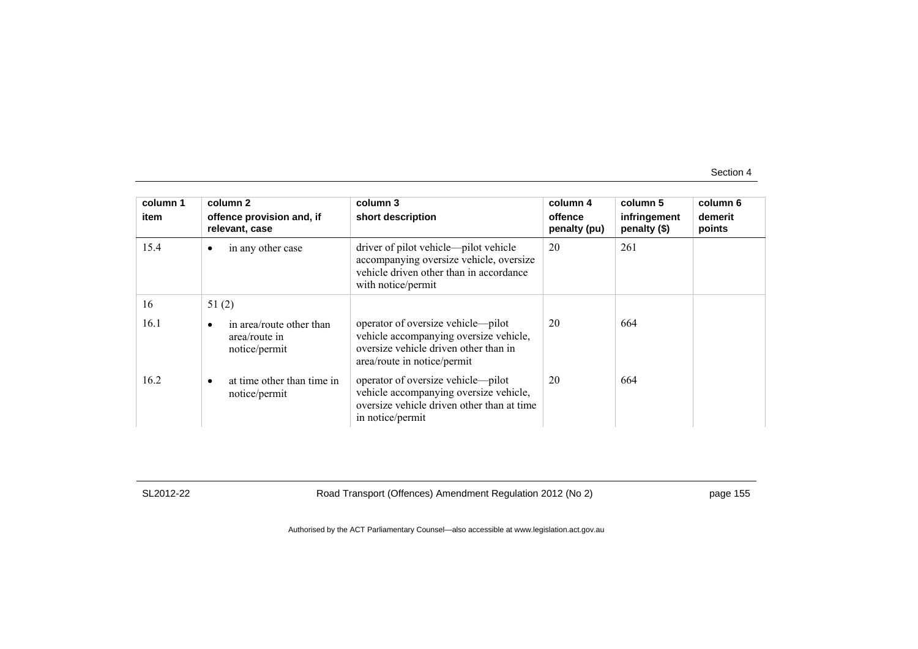| column 1<br>item | column 2<br>offence provision and, if relevant, case | column 3<br>short description | column 4<br>offence penalty (pu) | column 5<br>infringement penalty ($) | column 6<br>demerit points |
|---|---|---|---|---|---|
| 15.4 | • in any other case | driver of pilot vehicle—pilot vehicle accompanying oversize vehicle, oversize vehicle driven other than in accordance with notice/permit | 20 | 261 | |
| 16 | 51 (2) | | | | |
| 16.1 | • in area/route other than area/route in notice/permit | operator of oversize vehicle—pilot vehicle accompanying oversize vehicle, oversize vehicle driven other than in area/route in notice/permit | 20 | 664 | |
| 16.2 | • at time other than time in notice/permit | operator of oversize vehicle—pilot vehicle accompanying oversize vehicle, oversize vehicle driven other than at time in notice/permit | 20 | 664 | |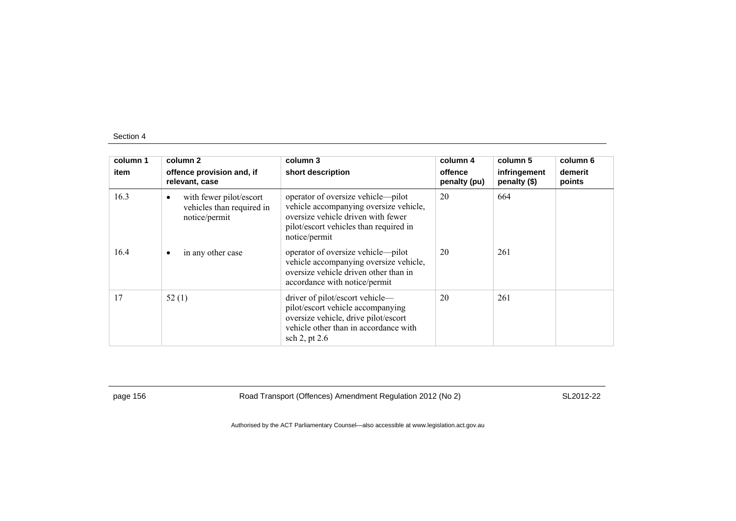| column 1 item | column 2 offence provision and, if relevant, case | column 3 short description | column 4 offence penalty (pu) | column 5 infringement penalty ($) | column 6 demerit points |
|---|---|---|---|---|---|
| 16.3 | • with fewer pilot/escort vehicles than required in notice/permit | operator of oversize vehicle—pilot vehicle accompanying oversize vehicle, oversize vehicle driven with fewer pilot/escort vehicles than required in notice/permit | 20 | 664 | |
| 16.4 | • in any other case | operator of oversize vehicle—pilot vehicle accompanying oversize vehicle, oversize vehicle driven other than in accordance with notice/permit | 20 | 261 | |
| 17 | 52 (1) | driver of pilot/escort vehicle—pilot/escort vehicle accompanying oversize vehicle, drive pilot/escort vehicle other than in accordance with sch 2, pt 2.6 | 20 | 261 | |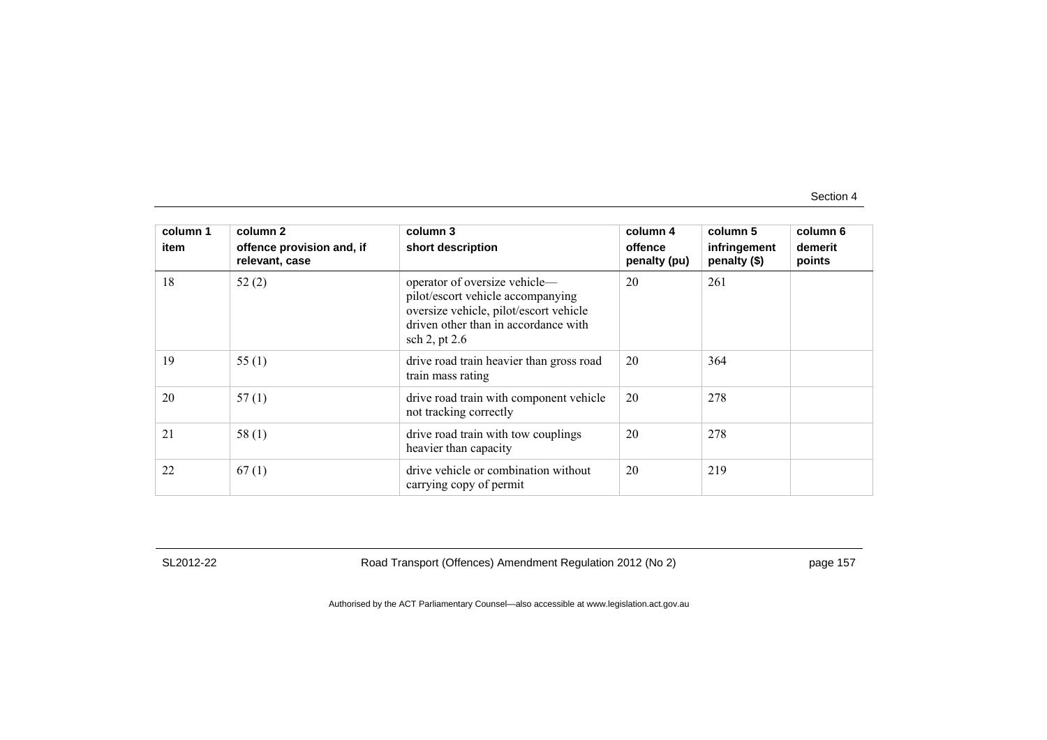| column 1 item | column 2 offence provision and, if relevant, case | column 3 short description | column 4 offence penalty (pu) | column 5 infringement penalty ($) | column 6 demerit points |
|---|---|---|---|---|---|
| 18 | 52 (2) | operator of oversize vehicle—pilot/escort vehicle accompanying oversize vehicle, pilot/escort vehicle driven other than in accordance with sch 2, pt 2.6 | 20 | 261 | |
| 19 | 55 (1) | drive road train heavier than gross road train mass rating | 20 | 364 | |
| 20 | 57 (1) | drive road train with component vehicle not tracking correctly | 20 | 278 | |
| 21 | 58 (1) | drive road train with tow couplings heavier than capacity | 20 | 278 | |
| 22 | 67 (1) | drive vehicle or combination without carrying copy of permit | 20 | 219 | |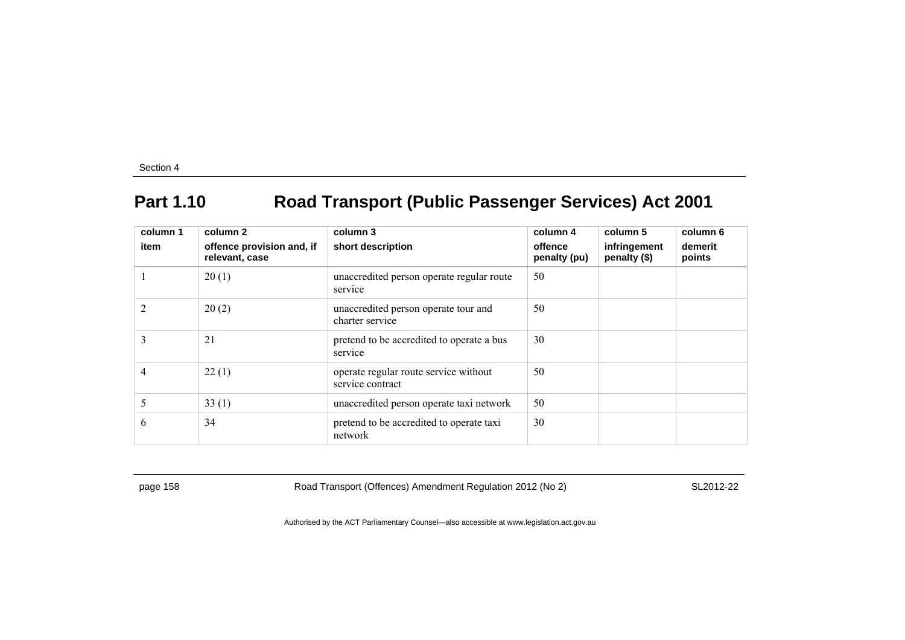## Part 1.10 Road Transport (Public Passenger Services) Act 2001

| column 1<br>item | column 2<br>offence provision and, if relevant, case | column 3<br>short description | column 4<br>offence penalty (pu) | column 5<br>infringement penalty ($) | column 6<br>demerit points |
|---|---|---|---|---|---|
| 1 | 20 (1) | unaccredited person operate regular route service | 50 | | |
| 2 | 20 (2) | unaccredited person operate tour and charter service | 50 | | |
| 3 | 21 | pretend to be accredited to operate a bus service | 30 | | |
| 4 | 22 (1) | operate regular route service without service contract | 50 | | |
| 5 | 33 (1) | unaccredited person operate taxi network | 50 | | |
| 6 | 34 | pretend to be accredited to operate taxi network | 30 | | |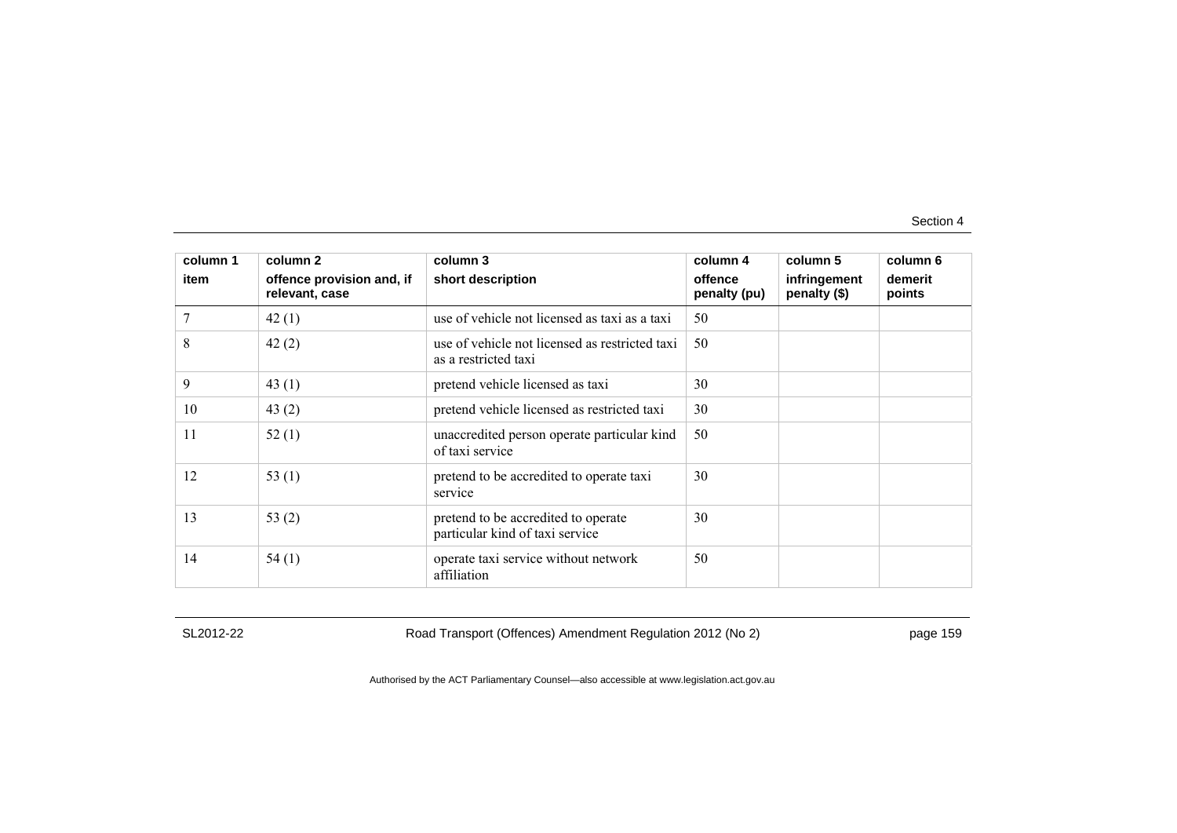| column 1<br>item | column 2<br>offence provision and, if relevant, case | column 3<br>short description | column 4<br>offence penalty (pu) | column 5<br>infringement penalty ($) | column 6<br>demerit points |
|---|---|---|---|---|---|
| 7 | 42 (1) | use of vehicle not licensed as taxi as a taxi | 50 | | |
| 8 | 42 (2) | use of vehicle not licensed as restricted taxi as a restricted taxi | 50 | | |
| 9 | 43 (1) | pretend vehicle licensed as taxi | 30 | | |
| 10 | 43 (2) | pretend vehicle licensed as restricted taxi | 30 | | |
| 11 | 52 (1) | unaccredited person operate particular kind of taxi service | 50 | | |
| 12 | 53 (1) | pretend to be accredited to operate taxi service | 30 | | |
| 13 | 53 (2) | pretend to be accredited to operate particular kind of taxi service | 30 | | |
| 14 | 54 (1) | operate taxi service without network affiliation | 50 | | |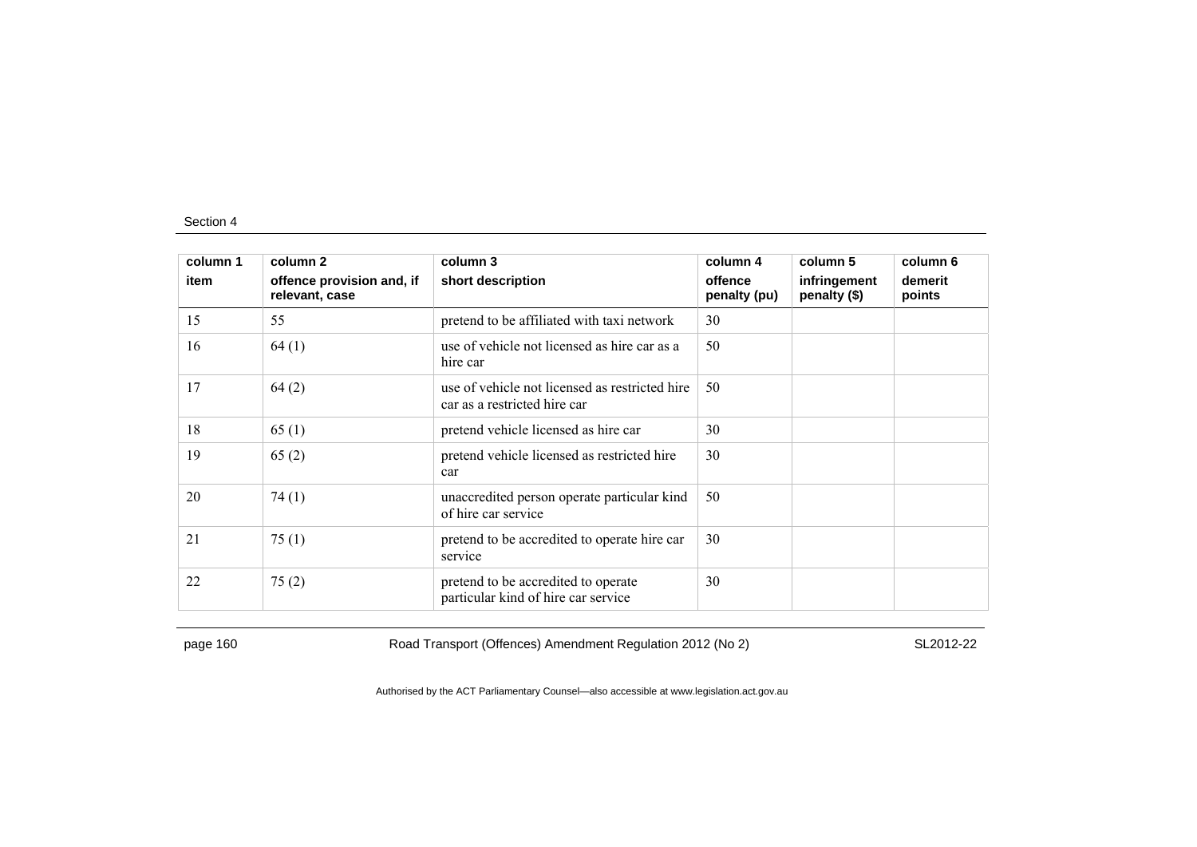| column 1 item | column 2 offence provision and, if relevant, case | column 3 short description | column 4 offence penalty (pu) | column 5 infringement penalty ($) | column 6 demerit points |
|---|---|---|---|---|---|
| 15 | 55 | pretend to be affiliated with taxi network | 30 | | |
| 16 | 64 (1) | use of vehicle not licensed as hire car as a hire car | 50 | | |
| 17 | 64 (2) | use of vehicle not licensed as restricted hire car as a restricted hire car | 50 | | |
| 18 | 65 (1) | pretend vehicle licensed as hire car | 30 | | |
| 19 | 65 (2) | pretend vehicle licensed as restricted hire car | 30 | | |
| 20 | 74 (1) | unaccredited person operate particular kind of hire car service | 50 | | |
| 21 | 75 (1) | pretend to be accredited to operate hire car service | 30 | | |
| 22 | 75 (2) | pretend to be accredited to operate particular kind of hire car service | 30 | | |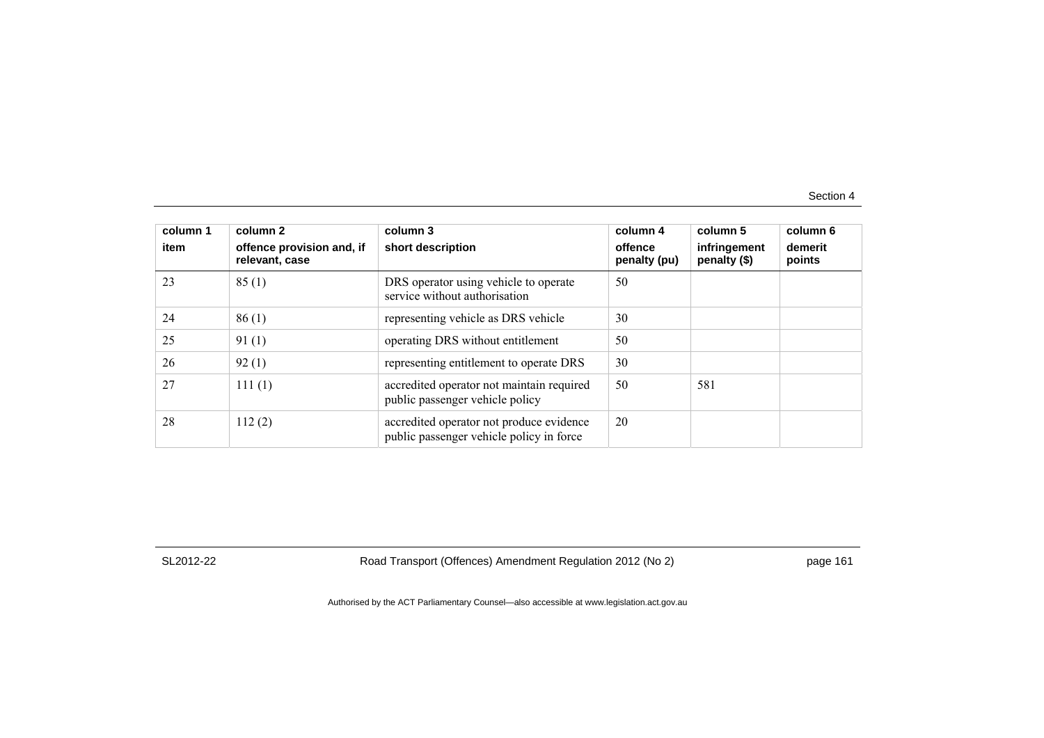| column 1<br>item | column 2<br>offence provision and, if relevant, case | column 3<br>short description | column 4<br>offence penalty (pu) | column 5<br>infringement penalty ($) | column 6<br>demerit points |
|---|---|---|---|---|---|
| 23 | 85 (1) | DRS operator using vehicle to operate service without authorisation | 50 | | |
| 24 | 86 (1) | representing vehicle as DRS vehicle | 30 | | |
| 25 | 91 (1) | operating DRS without entitlement | 50 | | |
| 26 | 92 (1) | representing entitlement to operate DRS | 30 | | |
| 27 | 111 (1) | accredited operator not maintain required public passenger vehicle policy | 50 | 581 | |
| 28 | 112 (2) | accredited operator not produce evidence public passenger vehicle policy in force | 20 | | |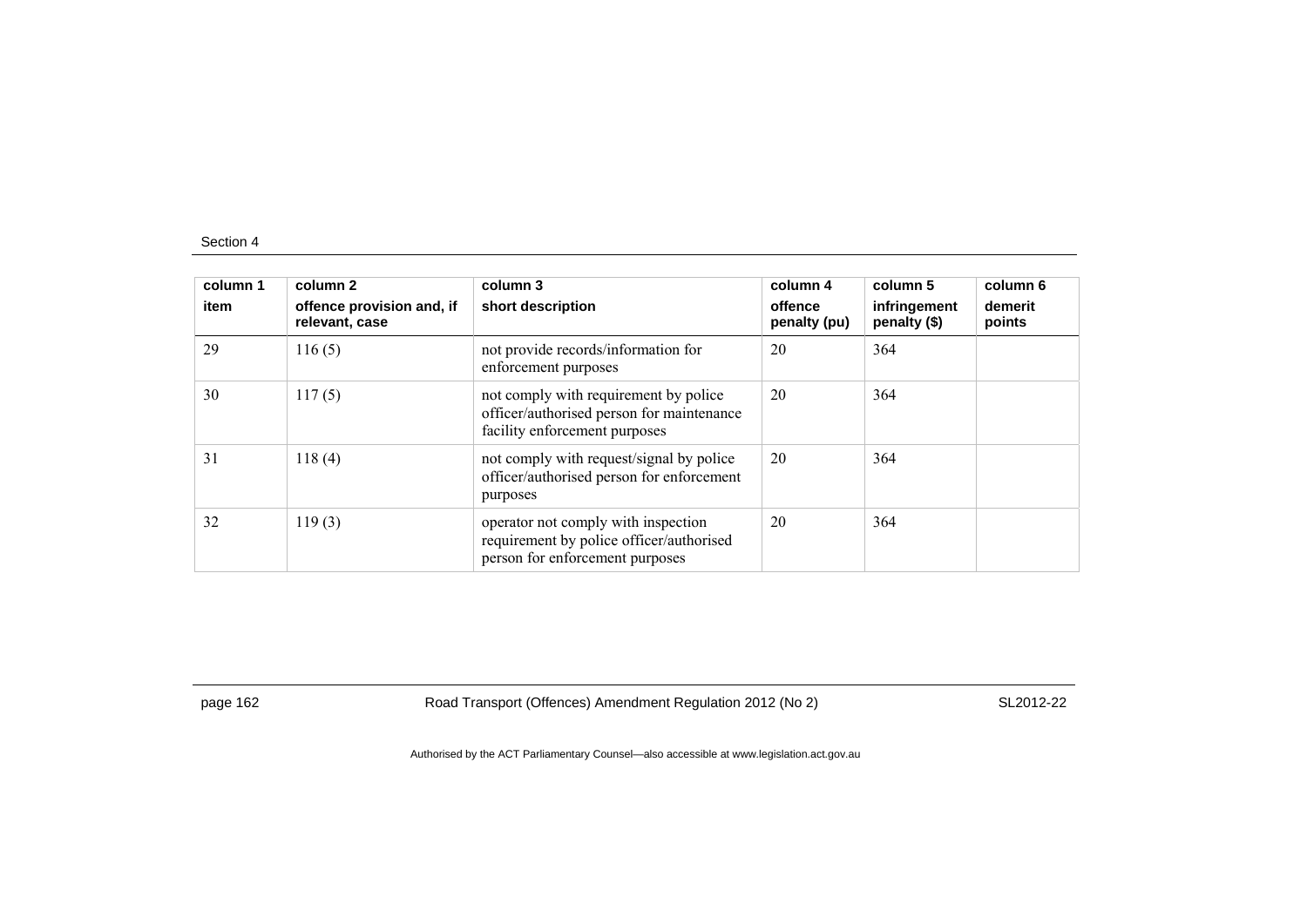| column 1 item | column 2 offence provision and, if relevant, case | column 3 short description | column 4 offence penalty (pu) | column 5 infringement penalty ($) | column 6 demerit points |
|---|---|---|---|---|---|
| 29 | 116 (5) | not provide records/information for enforcement purposes | 20 | 364 | |
| 30 | 117 (5) | not comply with requirement by police officer/authorised person for maintenance facility enforcement purposes | 20 | 364 | |
| 31 | 118 (4) | not comply with request/signal by police officer/authorised person for enforcement purposes | 20 | 364 | |
| 32 | 119 (3) | operator not comply with inspection requirement by police officer/authorised person for enforcement purposes | 20 | 364 | |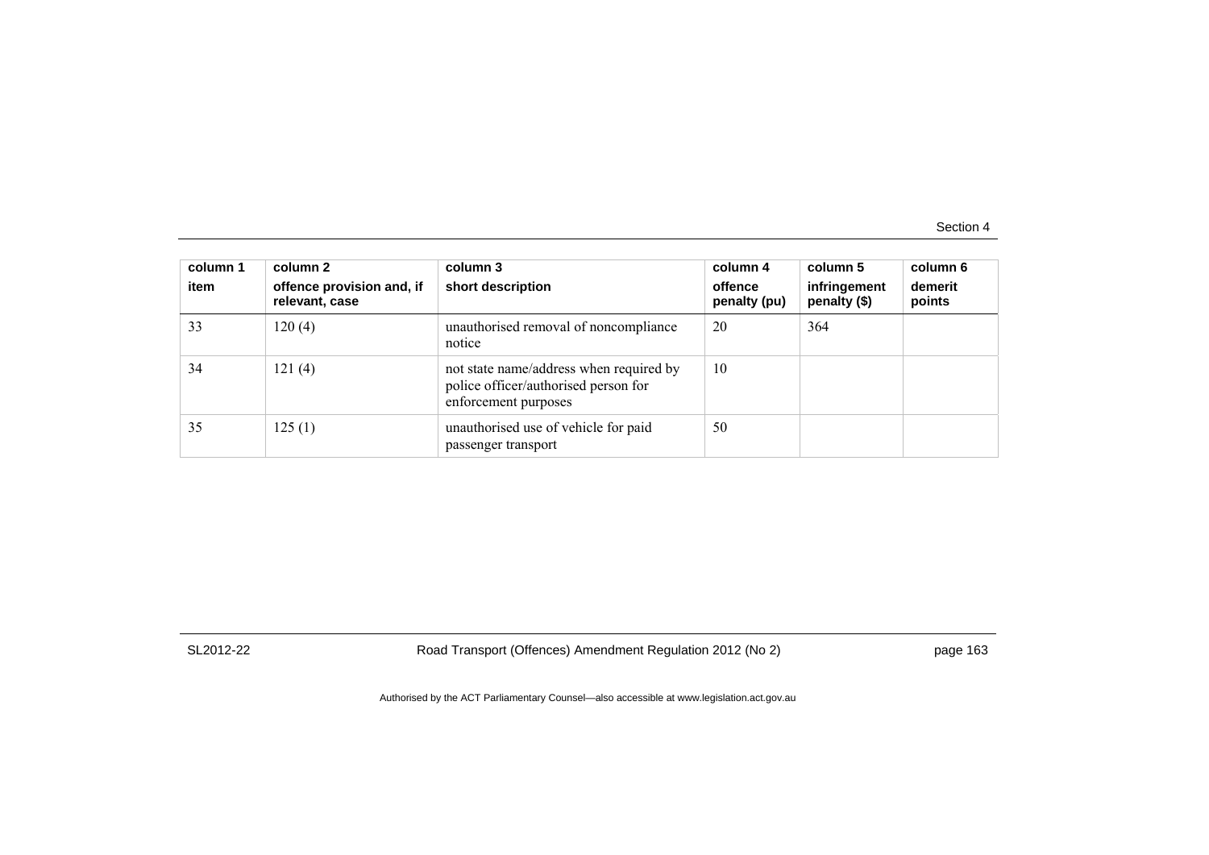| column 1<br>item | column 2<br>offence provision and, if relevant, case | column 3<br>short description | column 4<br>offence penalty (pu) | column 5<br>infringement penalty ($) | column 6<br>demerit points |
|---|---|---|---|---|---|
| 33 | 120 (4) | unauthorised removal of noncompliance notice | 20 | 364 | |
| 34 | 121 (4) | not state name/address when required by police officer/authorised person for enforcement purposes | 10 | | |
| 35 | 125 (1) | unauthorised use of vehicle for paid passenger transport | 50 | | |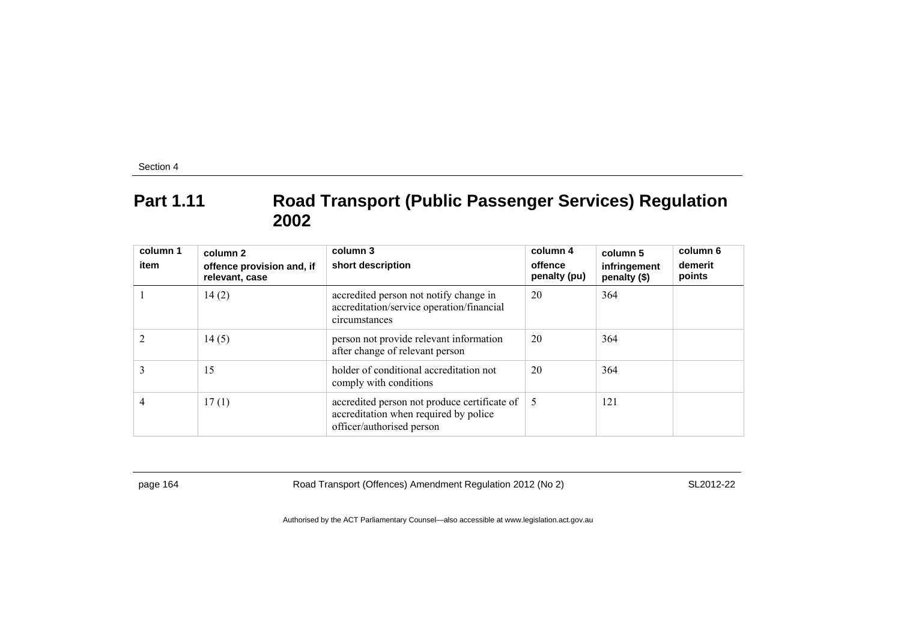## Part 1.11 Road Transport (Public Passenger Services) Regulation 2002

| column 1<br>item | column 2<br>offence provision and, if relevant, case | column 3<br>short description | column 4<br>offence penalty (pu) | column 5<br>infringement penalty ($) | column 6<br>demerit points |
|---|---|---|---|---|---|
| 1 | 14 (2) | accredited person not notify change in accreditation/service operation/financial circumstances | 20 | 364 | |
| 2 | 14 (5) | person not provide relevant information after change of relevant person | 20 | 364 | |
| 3 | 15 | holder of conditional accreditation not comply with conditions | 20 | 364 | |
| 4 | 17 (1) | accredited person not produce certificate of accreditation when required by police officer/authorised person | 5 | 121 | |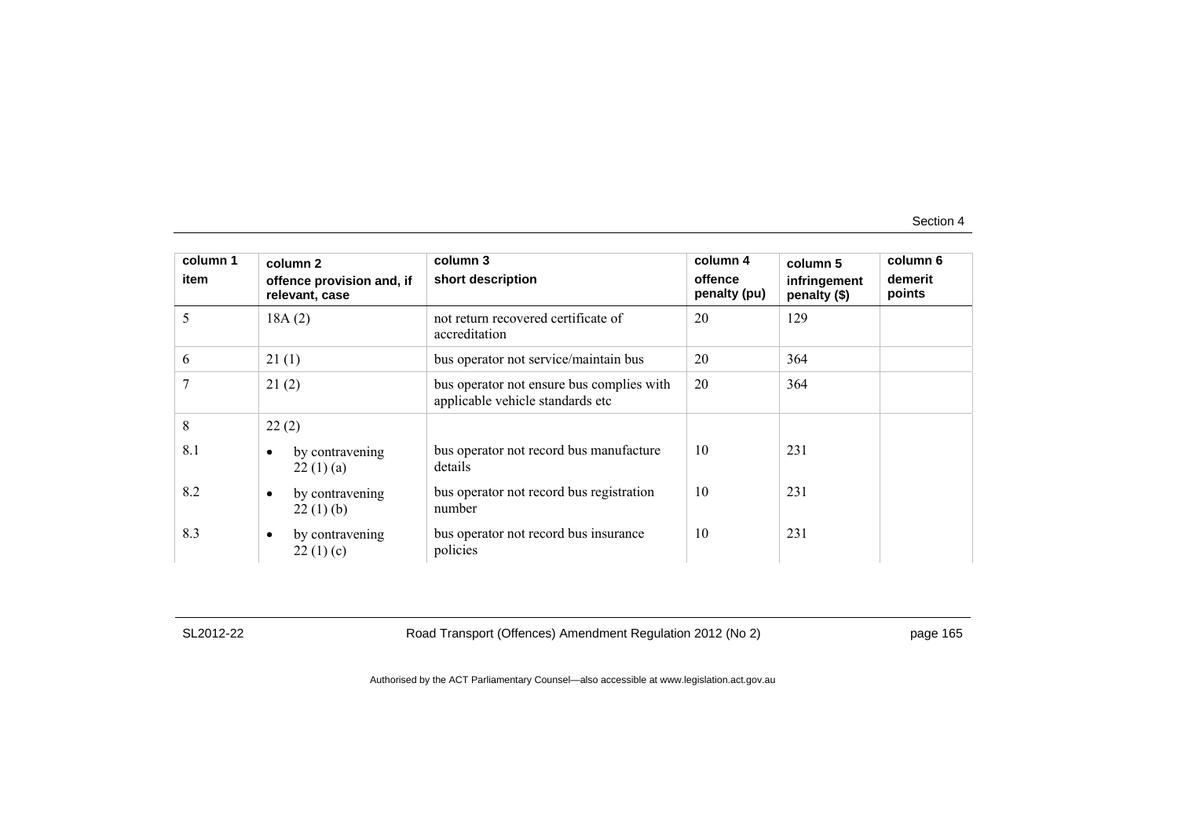| column 1<br>item | column 2<br>offence provision and, if relevant, case | column 3<br>short description | column 4<br>offence penalty (pu) | column 5<br>infringement penalty ($) | column 6<br>demerit points |
|---|---|---|---|---|---|
| 5 | 18A (2) | not return recovered certificate of accreditation | 20 | 129 | |
| 6 | 21 (1) | bus operator not service/maintain bus | 20 | 364 | |
| 7 | 21 (2) | bus operator not ensure bus complies with applicable vehicle standards etc | 20 | 364 | |
| 8 | 22 (2) | | | | |
| 8.1 | • by contravening 22 (1) (a) | bus operator not record bus manufacture details | 10 | 231 | |
| 8.2 | • by contravening 22 (1) (b) | bus operator not record bus registration number | 10 | 231 | |
| 8.3 | • by contravening 22 (1) (c) | bus operator not record bus insurance policies | 10 | 231 | |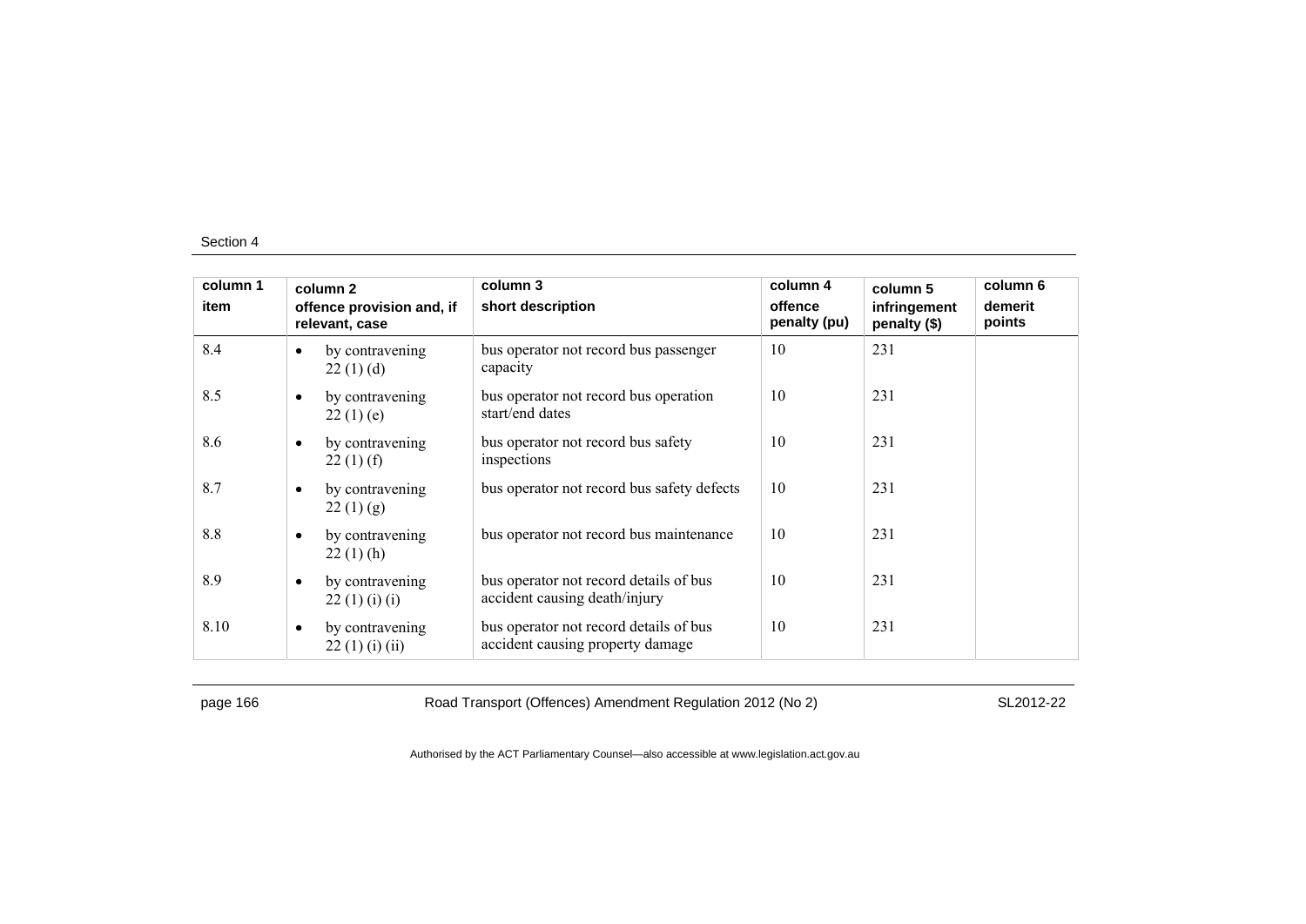| column 1<br>item | column 2<br>offence provision and, if relevant, case | column 3<br>short description | column 4<br>offence penalty (pu) | column 5<br>infringement penalty ($) | column 6<br>demerit points |
|---|---|---|---|---|---|
| 8.4 | • by contravening 22 (1) (d) | bus operator not record bus passenger capacity | 10 | 231 | |
| 8.5 | • by contravening 22 (1) (e) | bus operator not record bus operation start/end dates | 10 | 231 | |
| 8.6 | • by contravening 22 (1) (f) | bus operator not record bus safety inspections | 10 | 231 | |
| 8.7 | • by contravening 22 (1) (g) | bus operator not record bus safety defects | 10 | 231 | |
| 8.8 | • by contravening 22 (1) (h) | bus operator not record bus maintenance | 10 | 231 | |
| 8.9 | • by contravening 22 (1) (i) (i) | bus operator not record details of bus accident causing death/injury | 10 | 231 | |
| 8.10 | • by contravening 22 (1) (i) (ii) | bus operator not record details of bus accident causing property damage | 10 | 231 | |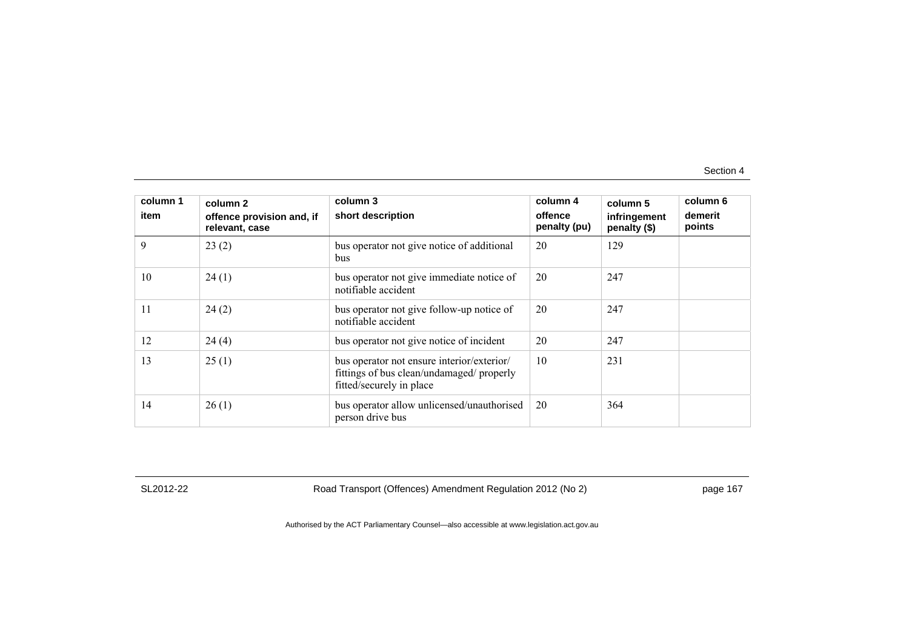| column 1<br>item | column 2<br>offence provision and, if relevant, case | column 3<br>short description | column 4<br>offence penalty (pu) | column 5<br>infringement penalty ($) | column 6<br>demerit points |
|---|---|---|---|---|---|
| 9 | 23 (2) | bus operator not give notice of additional bus | 20 | 129 | |
| 10 | 24 (1) | bus operator not give immediate notice of notifiable accident | 20 | 247 | |
| 11 | 24 (2) | bus operator not give follow-up notice of notifiable accident | 20 | 247 | |
| 12 | 24 (4) | bus operator not give notice of incident | 20 | 247 | |
| 13 | 25 (1) | bus operator not ensure interior/exterior/ fittings of bus clean/undamaged/ properly fitted/securely in place | 10 | 231 | |
| 14 | 26 (1) | bus operator allow unlicensed/unauthorised person drive bus | 20 | 364 | |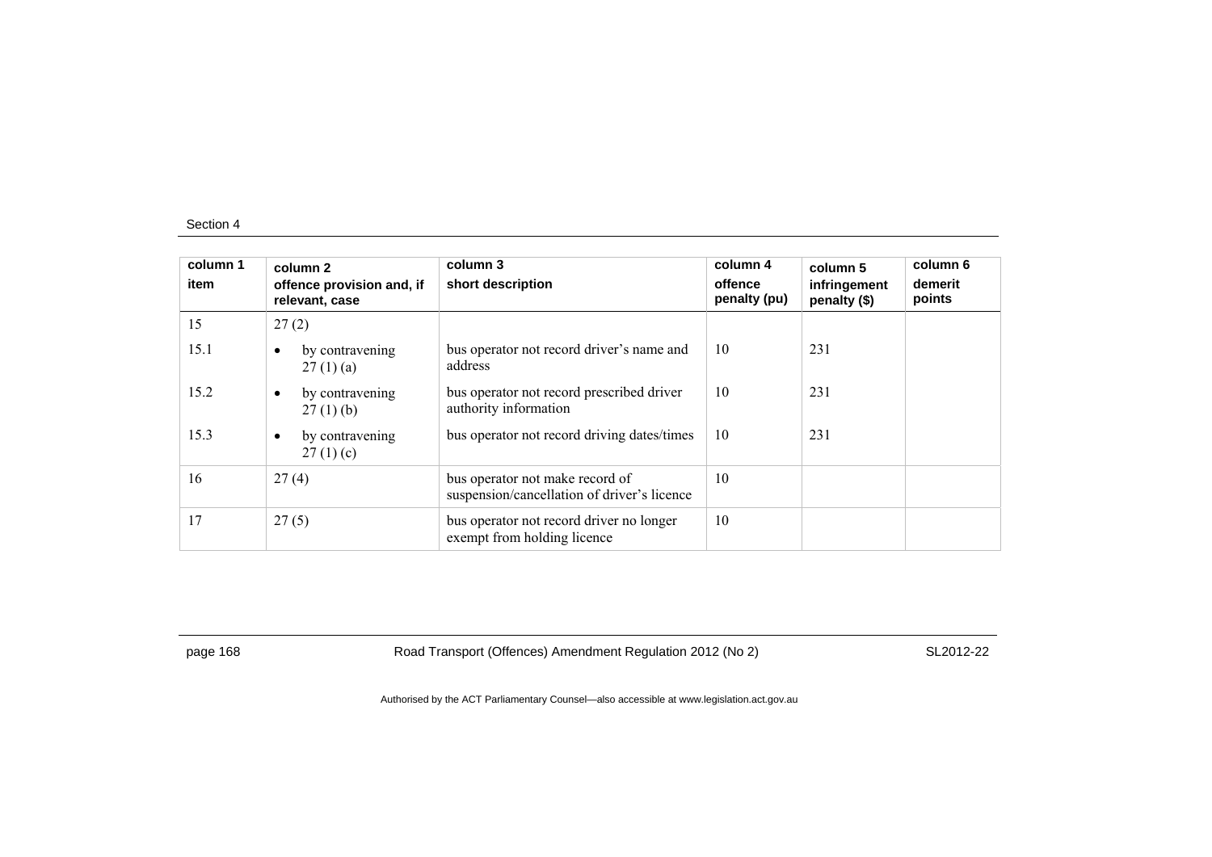| column 1 item | column 2 offence provision and, if relevant, case | column 3 short description | column 4 offence penalty (pu) | column 5 infringement penalty ($) | column 6 demerit points |
|---|---|---|---|---|---|
| 15 | 27 (2) | | | | |
| 15.1 | • by contravening 27 (1) (a) | bus operator not record driver's name and address | 10 | 231 | |
| 15.2 | • by contravening 27 (1) (b) | bus operator not record prescribed driver authority information | 10 | 231 | |
| 15.3 | • by contravening 27 (1) (c) | bus operator not record driving dates/times | 10 | 231 | |
| 16 | 27 (4) | bus operator not make record of suspension/cancellation of driver's licence | 10 | | |
| 17 | 27 (5) | bus operator not record driver no longer exempt from holding licence | 10 | | |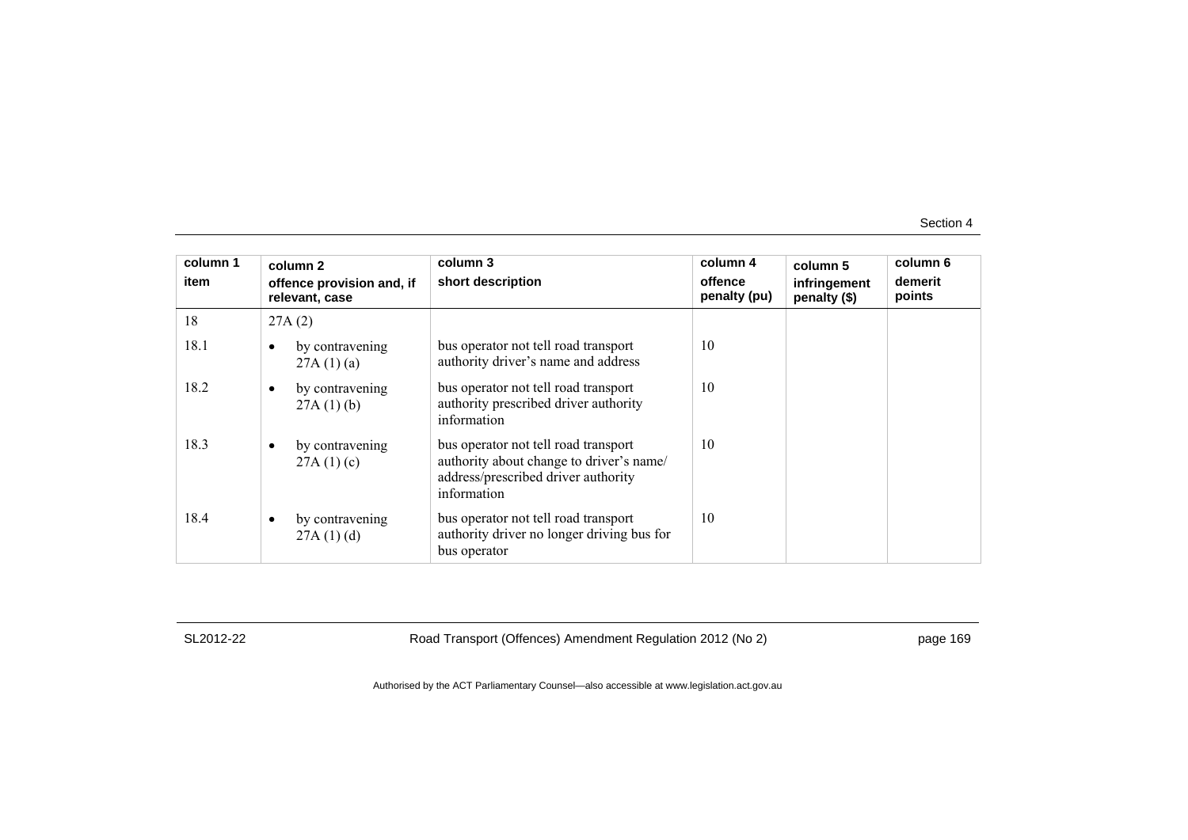| column 1<br>item | column 2<br>offence provision and, if relevant, case | column 3<br>short description | column 4<br>offence penalty (pu) | column 5<br>infringement penalty ($) | column 6<br>demerit points |
|---|---|---|---|---|---|
| 18 | 27A (2) | | | | |
| 18.1 | • by contravening 27A (1) (a) | bus operator not tell road transport authority driver's name and address | 10 | | |
| 18.2 | • by contravening 27A (1) (b) | bus operator not tell road transport authority prescribed driver authority information | 10 | | |
| 18.3 | • by contravening 27A (1) (c) | bus operator not tell road transport authority about change to driver's name/ address/prescribed driver authority information | 10 | | |
| 18.4 | • by contravening 27A (1) (d) | bus operator not tell road transport authority driver no longer driving bus for bus operator | 10 | | |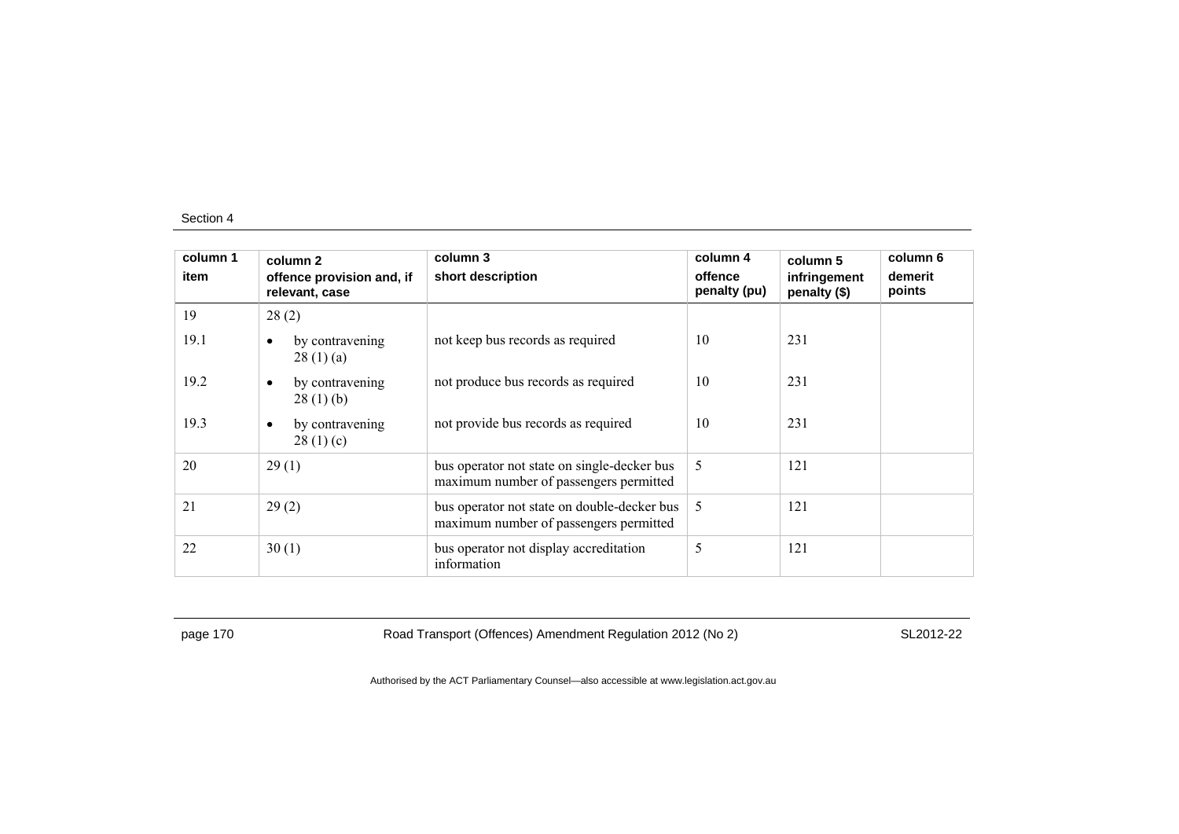| column 1<br>item | column 2<br>offence provision and, if relevant, case | column 3<br>short description | column 4<br>offence penalty (pu) | column 5<br>infringement penalty ($) | column 6<br>demerit points |
|---|---|---|---|---|---|
| 19 | 28 (2) | | | | |
| 19.1 | • by contravening 28 (1) (a) | not keep bus records as required | 10 | 231 | |
| 19.2 | • by contravening 28 (1) (b) | not produce bus records as required | 10 | 231 | |
| 19.3 | • by contravening 28 (1) (c) | not provide bus records as required | 10 | 231 | |
| 20 | 29 (1) | bus operator not state on single-decker bus maximum number of passengers permitted | 5 | 121 | |
| 21 | 29 (2) | bus operator not state on double-decker bus maximum number of passengers permitted | 5 | 121 | |
| 22 | 30 (1) | bus operator not display accreditation information | 5 | 121 | |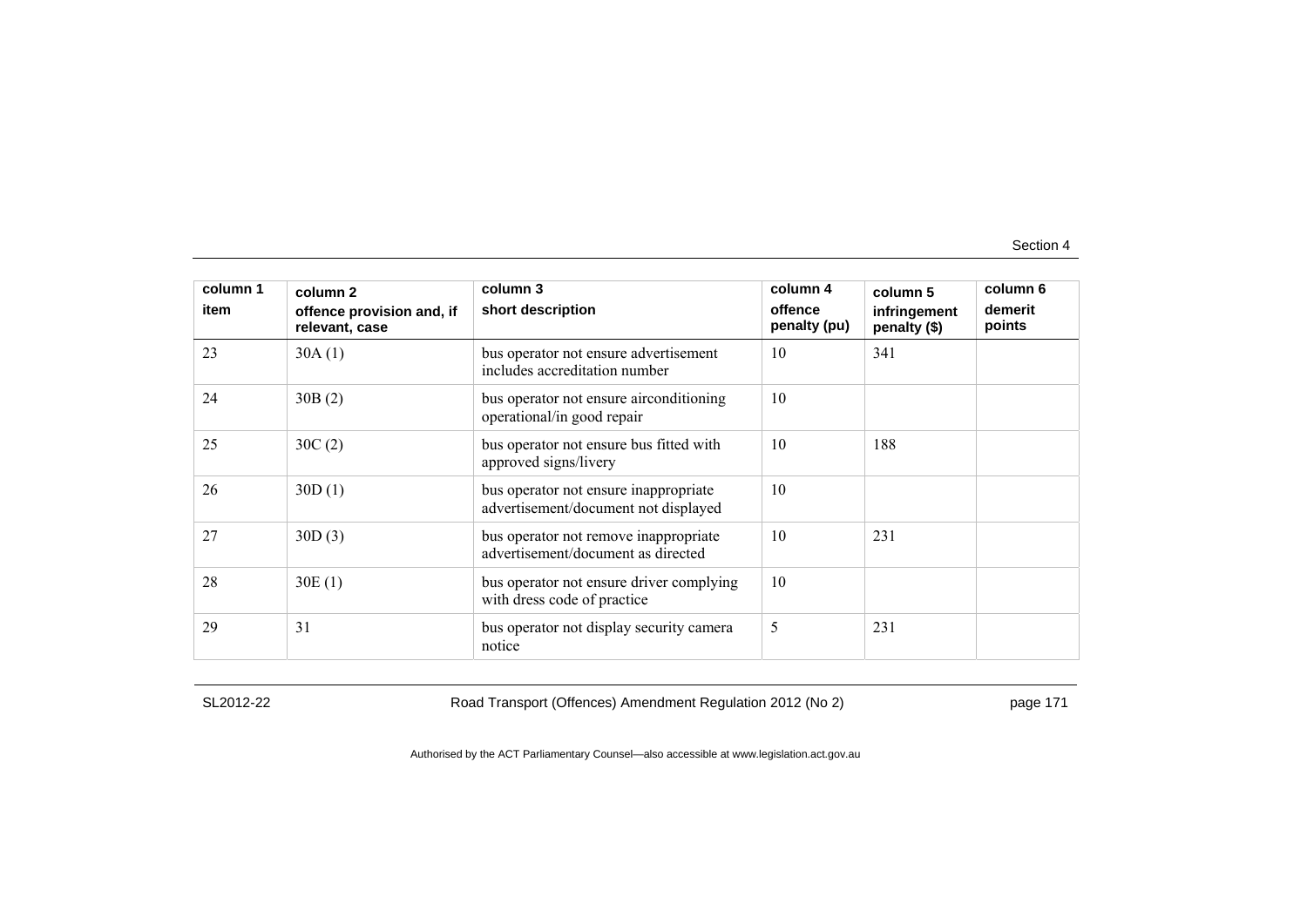| column 1 item | column 2 offence provision and, if relevant, case | column 3 short description | column 4 offence penalty (pu) | column 5 infringement penalty ($) | column 6 demerit points |
|---|---|---|---|---|---|
| 23 | 30A (1) | bus operator not ensure advertisement includes accreditation number | 10 | 341 | |
| 24 | 30B (2) | bus operator not ensure airconditioning operational/in good repair | 10 | | |
| 25 | 30C (2) | bus operator not ensure bus fitted with approved signs/livery | 10 | 188 | |
| 26 | 30D (1) | bus operator not ensure inappropriate advertisement/document not displayed | 10 | | |
| 27 | 30D (3) | bus operator not remove inappropriate advertisement/document as directed | 10 | 231 | |
| 28 | 30E (1) | bus operator not ensure driver complying with dress code of practice | 10 | | |
| 29 | 31 | bus operator not display security camera notice | 5 | 231 | |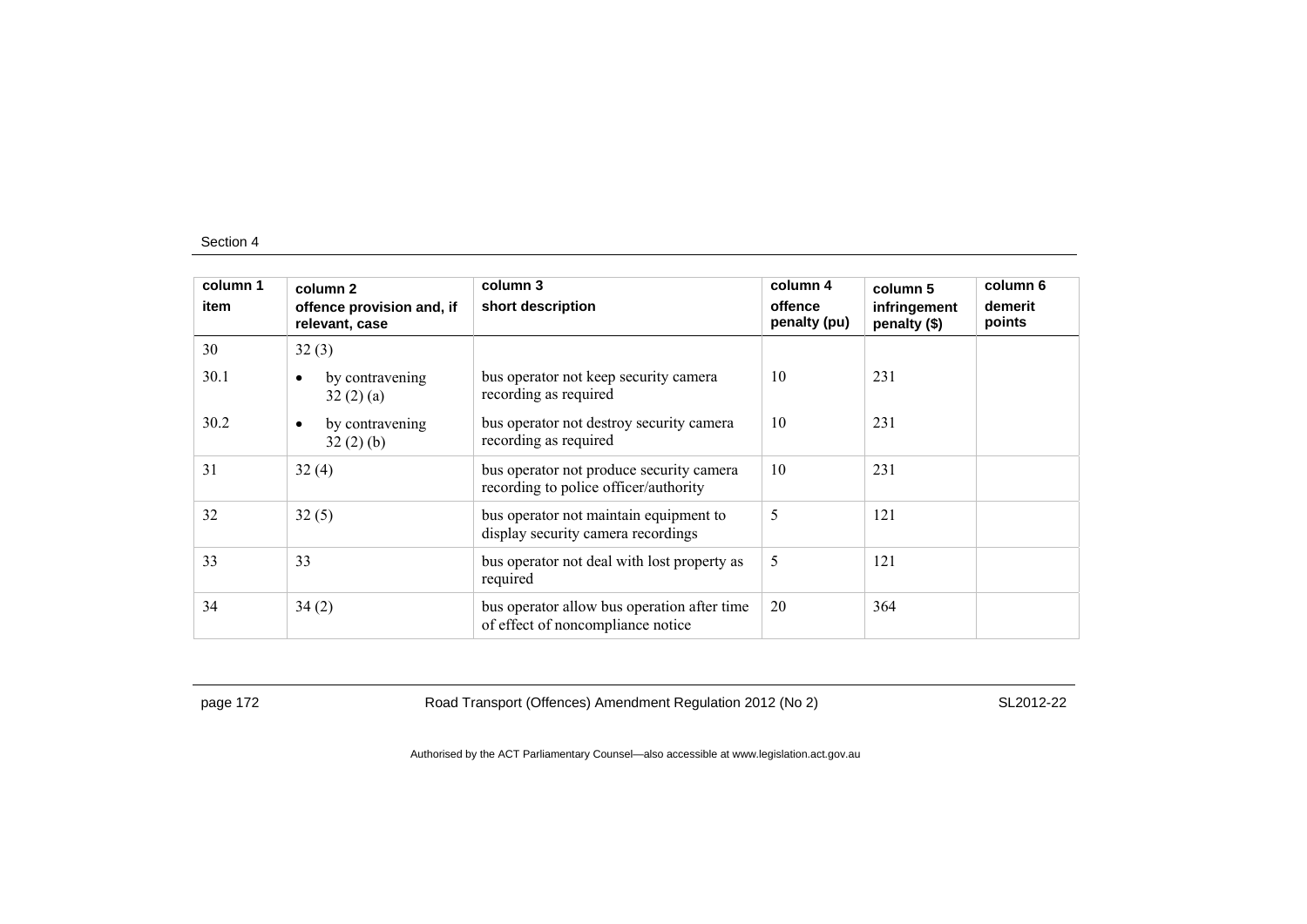| column 1<br>item | column 2<br>offence provision and, if relevant, case | column 3<br>short description | column 4<br>offence penalty (pu) | column 5<br>infringement penalty ($) | column 6<br>demerit points |
|---|---|---|---|---|---|
| 30 | 32 (3) | | | | |
| 30.1 | • by contravening 32 (2) (a) | bus operator not keep security camera recording as required | 10 | 231 | |
| 30.2 | • by contravening 32 (2) (b) | bus operator not destroy security camera recording as required | 10 | 231 | |
| 31 | 32 (4) | bus operator not produce security camera recording to police officer/authority | 10 | 231 | |
| 32 | 32 (5) | bus operator not maintain equipment to display security camera recordings | 5 | 121 | |
| 33 | 33 | bus operator not deal with lost property as required | 5 | 121 | |
| 34 | 34 (2) | bus operator allow bus operation after time of effect of noncompliance notice | 20 | 364 | |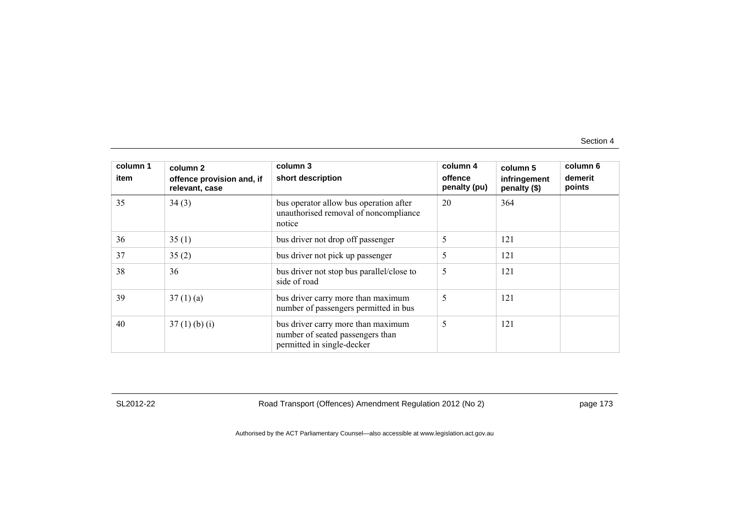| column 1<br>item | column 2<br>offence provision and, if relevant, case | column 3<br>short description | column 4<br>offence penalty (pu) | column 5<br>infringement penalty ($) | column 6<br>demerit points |
|---|---|---|---|---|---|
| 35 | 34 (3) | bus operator allow bus operation after unauthorised removal of noncompliance notice | 20 | 364 | |
| 36 | 35 (1) | bus driver not drop off passenger | 5 | 121 | |
| 37 | 35 (2) | bus driver not pick up passenger | 5 | 121 | |
| 38 | 36 | bus driver not stop bus parallel/close to side of road | 5 | 121 | |
| 39 | 37 (1) (a) | bus driver carry more than maximum number of passengers permitted in bus | 5 | 121 | |
| 40 | 37 (1) (b) (i) | bus driver carry more than maximum number of seated passengers than permitted in single-decker | 5 | 121 | |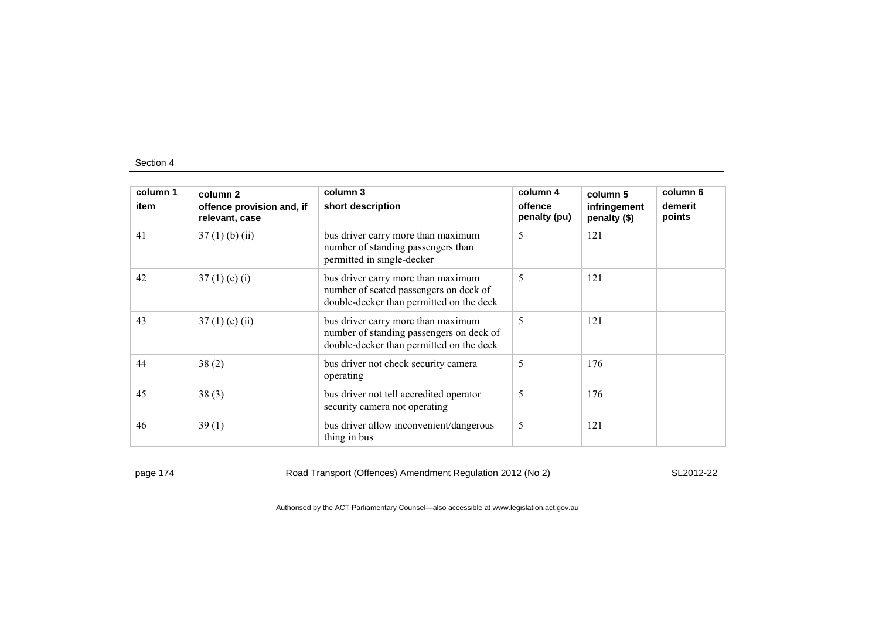| column 1<br>item | column 2<br>offence provision and, if relevant, case | column 3<br>short description | column 4<br>offence penalty (pu) | column 5<br>infringement penalty ($) | column 6<br>demerit points |
|---|---|---|---|---|---|
| 41 | 37 (1) (b) (ii) | bus driver carry more than maximum number of standing passengers than permitted in single-decker | 5 | 121 | |
| 42 | 37 (1) (c) (i) | bus driver carry more than maximum number of seated passengers on deck of double-decker than permitted on the deck | 5 | 121 | |
| 43 | 37 (1) (c) (ii) | bus driver carry more than maximum number of standing passengers on deck of double-decker than permitted on the deck | 5 | 121 | |
| 44 | 38 (2) | bus driver not check security camera operating | 5 | 176 | |
| 45 | 38 (3) | bus driver not tell accredited operator security camera not operating | 5 | 176 | |
| 46 | 39 (1) | bus driver allow inconvenient/dangerous thing in bus | 5 | 121 | |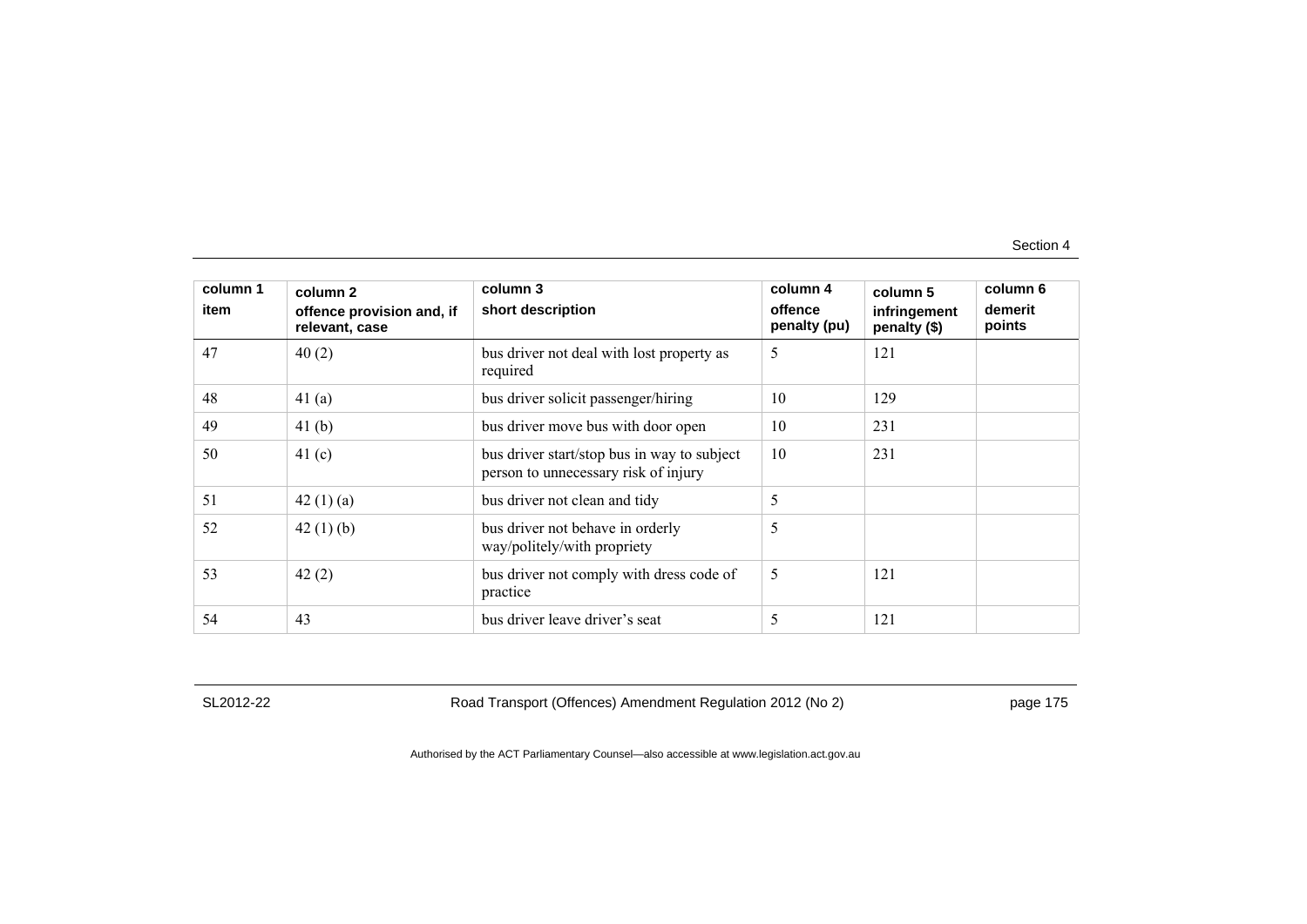| column 1<br>item | column 2<br>offence provision and, if relevant, case | column 3<br>short description | column 4<br>offence penalty (pu) | column 5<br>infringement penalty ($) | column 6<br>demerit points |
|---|---|---|---|---|---|
| 47 | 40 (2) | bus driver not deal with lost property as required | 5 | 121 | |
| 48 | 41 (a) | bus driver solicit passenger/hiring | 10 | 129 | |
| 49 | 41 (b) | bus driver move bus with door open | 10 | 231 | |
| 50 | 41 (c) | bus driver start/stop bus in way to subject person to unnecessary risk of injury | 10 | 231 | |
| 51 | 42 (1) (a) | bus driver not clean and tidy | 5 | | |
| 52 | 42 (1) (b) | bus driver not behave in orderly way/politely/with propriety | 5 | | |
| 53 | 42 (2) | bus driver not comply with dress code of practice | 5 | 121 | |
| 54 | 43 | bus driver leave driver's seat | 5 | 121 | |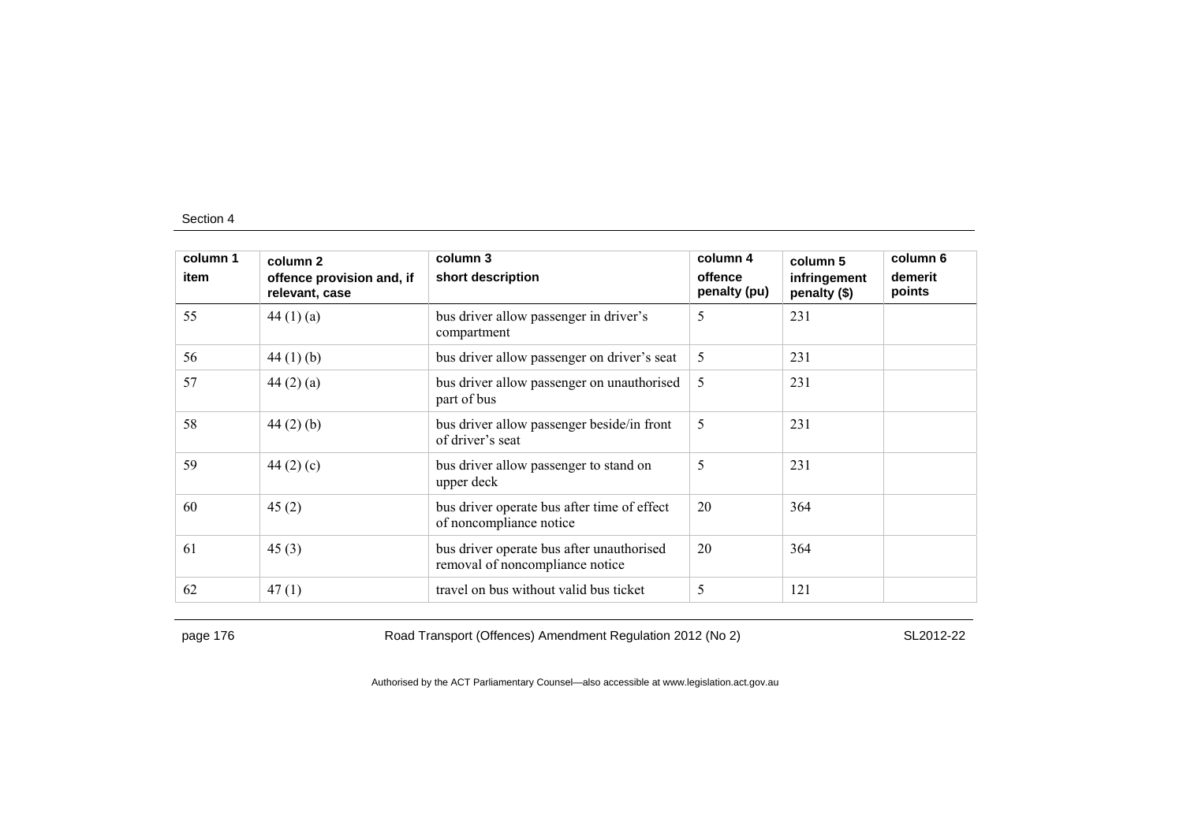| column 1<br>item | column 2<br>offence provision and, if relevant, case | column 3<br>short description | column 4<br>offence penalty (pu) | column 5<br>infringement penalty ($) | column 6<br>demerit points |
|---|---|---|---|---|---|
| 55 | 44 (1) (a) | bus driver allow passenger in driver's compartment | 5 | 231 | |
| 56 | 44 (1) (b) | bus driver allow passenger on driver's seat | 5 | 231 | |
| 57 | 44 (2) (a) | bus driver allow passenger on unauthorised part of bus | 5 | 231 | |
| 58 | 44 (2) (b) | bus driver allow passenger beside/in front of driver's seat | 5 | 231 | |
| 59 | 44 (2) (c) | bus driver allow passenger to stand on upper deck | 5 | 231 | |
| 60 | 45 (2) | bus driver operate bus after time of effect of noncompliance notice | 20 | 364 | |
| 61 | 45 (3) | bus driver operate bus after unauthorised removal of noncompliance notice | 20 | 364 | |
| 62 | 47 (1) | travel on bus without valid bus ticket | 5 | 121 | |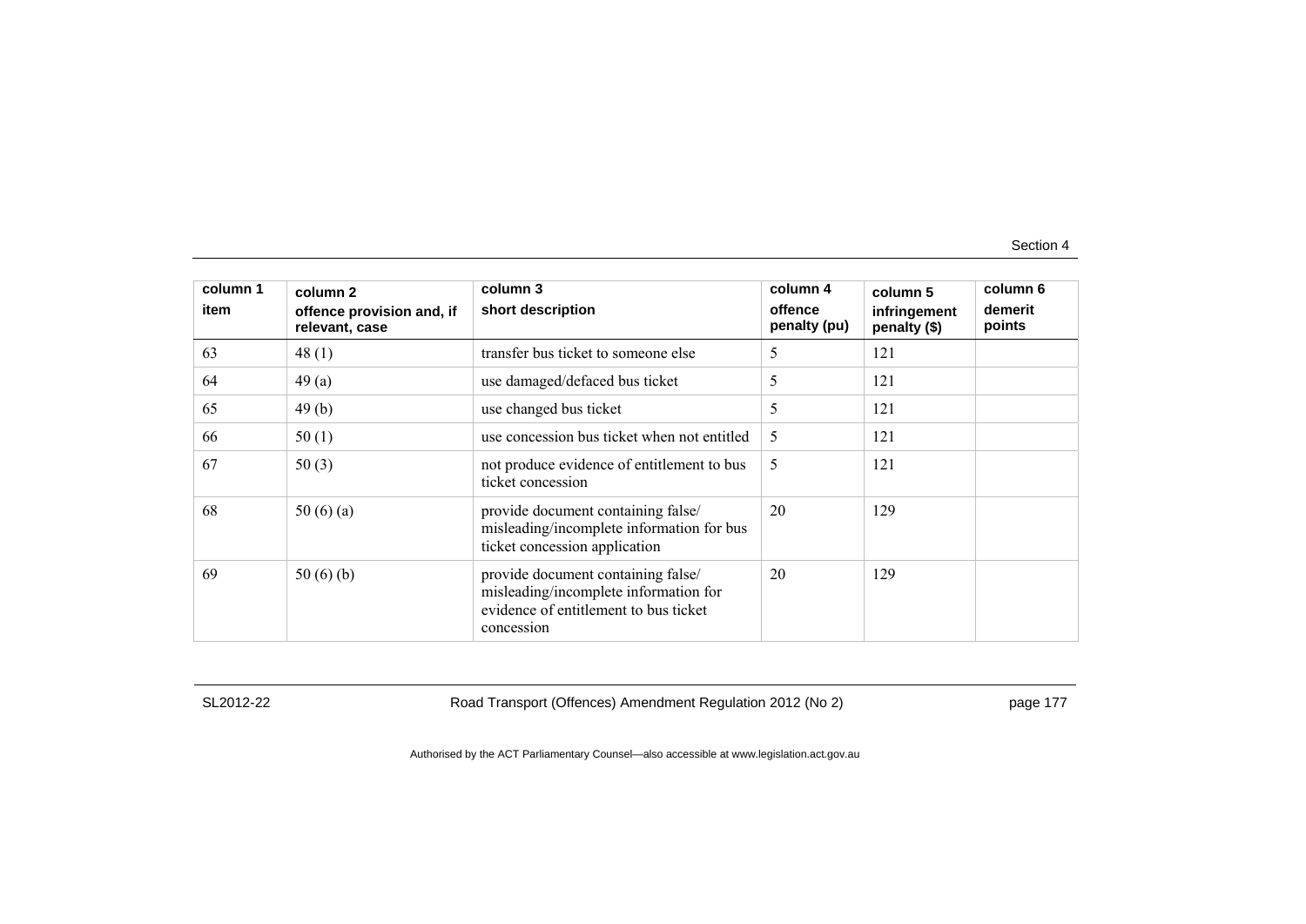| column 1<br>item | column 2<br>offence provision and, if relevant, case | column 3<br>short description | column 4<br>offence penalty (pu) | column 5<br>infringement penalty ($) | column 6<br>demerit points |
|---|---|---|---|---|---|
| 63 | 48 (1) | transfer bus ticket to someone else | 5 | 121 | |
| 64 | 49 (a) | use damaged/defaced bus ticket | 5 | 121 | |
| 65 | 49 (b) | use changed bus ticket | 5 | 121 | |
| 66 | 50 (1) | use concession bus ticket when not entitled | 5 | 121 | |
| 67 | 50 (3) | not produce evidence of entitlement to bus ticket concession | 5 | 121 | |
| 68 | 50 (6) (a) | provide document containing false/ misleading/incomplete information for bus ticket concession application | 20 | 129 | |
| 69 | 50 (6) (b) | provide document containing false/ misleading/incomplete information for evidence of entitlement to bus ticket concession | 20 | 129 | |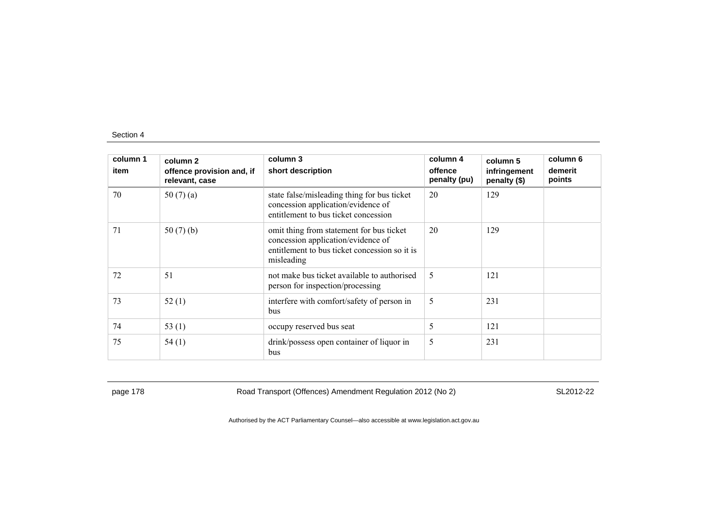| column 1<br>item | column 2<br>offence provision and, if relevant, case | column 3<br>short description | column 4<br>offence penalty (pu) | column 5<br>infringement penalty ($) | column 6<br>demerit points |
|---|---|---|---|---|---|
| 70 | 50 (7) (a) | state false/misleading thing for bus ticket concession application/evidence of entitlement to bus ticket concession | 20 | 129 | |
| 71 | 50 (7) (b) | omit thing from statement for bus ticket concession application/evidence of entitlement to bus ticket concession so it is misleading | 20 | 129 | |
| 72 | 51 | not make bus ticket available to authorised person for inspection/processing | 5 | 121 | |
| 73 | 52 (1) | interfere with comfort/safety of person in bus | 5 | 231 | |
| 74 | 53 (1) | occupy reserved bus seat | 5 | 121 | |
| 75 | 54 (1) | drink/possess open container of liquor in bus | 5 | 231 | |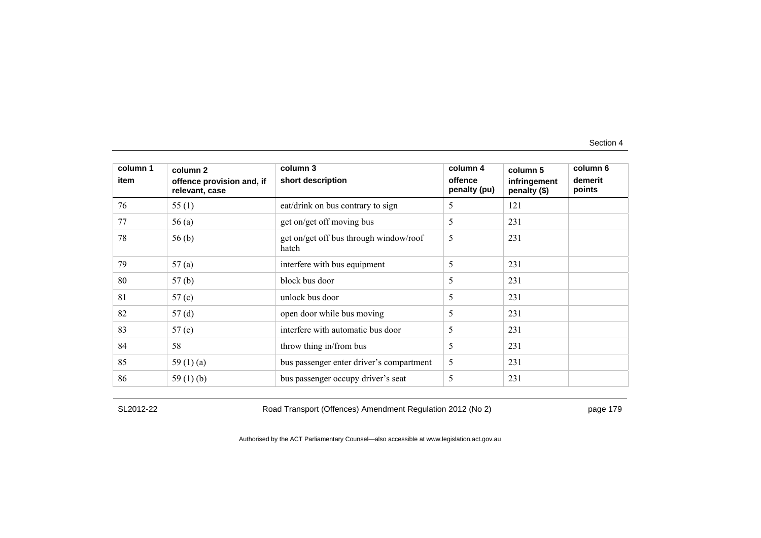| column 1<br>item | column 2<br>offence provision and, if relevant, case | column 3<br>short description | column 4<br>offence penalty (pu) | column 5<br>infringement penalty ($) | column 6<br>demerit points |
|---|---|---|---|---|---|
| 76 | 55 (1) | eat/drink on bus contrary to sign | 5 | 121 | |
| 77 | 56 (a) | get on/get off moving bus | 5 | 231 | |
| 78 | 56 (b) | get on/get off bus through window/roof hatch | 5 | 231 | |
| 79 | 57 (a) | interfere with bus equipment | 5 | 231 | |
| 80 | 57 (b) | block bus door | 5 | 231 | |
| 81 | 57 (c) | unlock bus door | 5 | 231 | |
| 82 | 57 (d) | open door while bus moving | 5 | 231 | |
| 83 | 57 (e) | interfere with automatic bus door | 5 | 231 | |
| 84 | 58 | throw thing in/from bus | 5 | 231 | |
| 85 | 59 (1) (a) | bus passenger enter driver's compartment | 5 | 231 | |
| 86 | 59 (1) (b) | bus passenger occupy driver's seat | 5 | 231 | |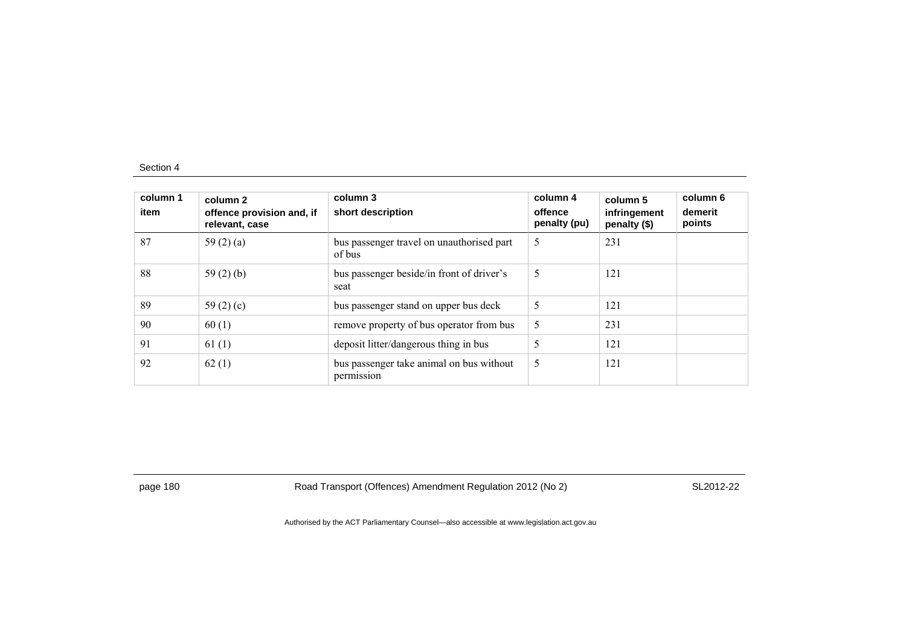| column 1<br>item | column 2<br>offence provision and, if relevant, case | column 3<br>short description | column 4<br>offence penalty (pu) | column 5<br>infringement penalty ($) | column 6<br>demerit points |
|---|---|---|---|---|---|
| 87 | 59 (2) (a) | bus passenger travel on unauthorised part of bus | 5 | 231 | |
| 88 | 59 (2) (b) | bus passenger beside/in front of driver's seat | 5 | 121 | |
| 89 | 59 (2) (c) | bus passenger stand on upper bus deck | 5 | 121 | |
| 90 | 60 (1) | remove property of bus operator from bus | 5 | 231 | |
| 91 | 61 (1) | deposit litter/dangerous thing in bus | 5 | 121 | |
| 92 | 62 (1) | bus passenger take animal on bus without permission | 5 | 121 | |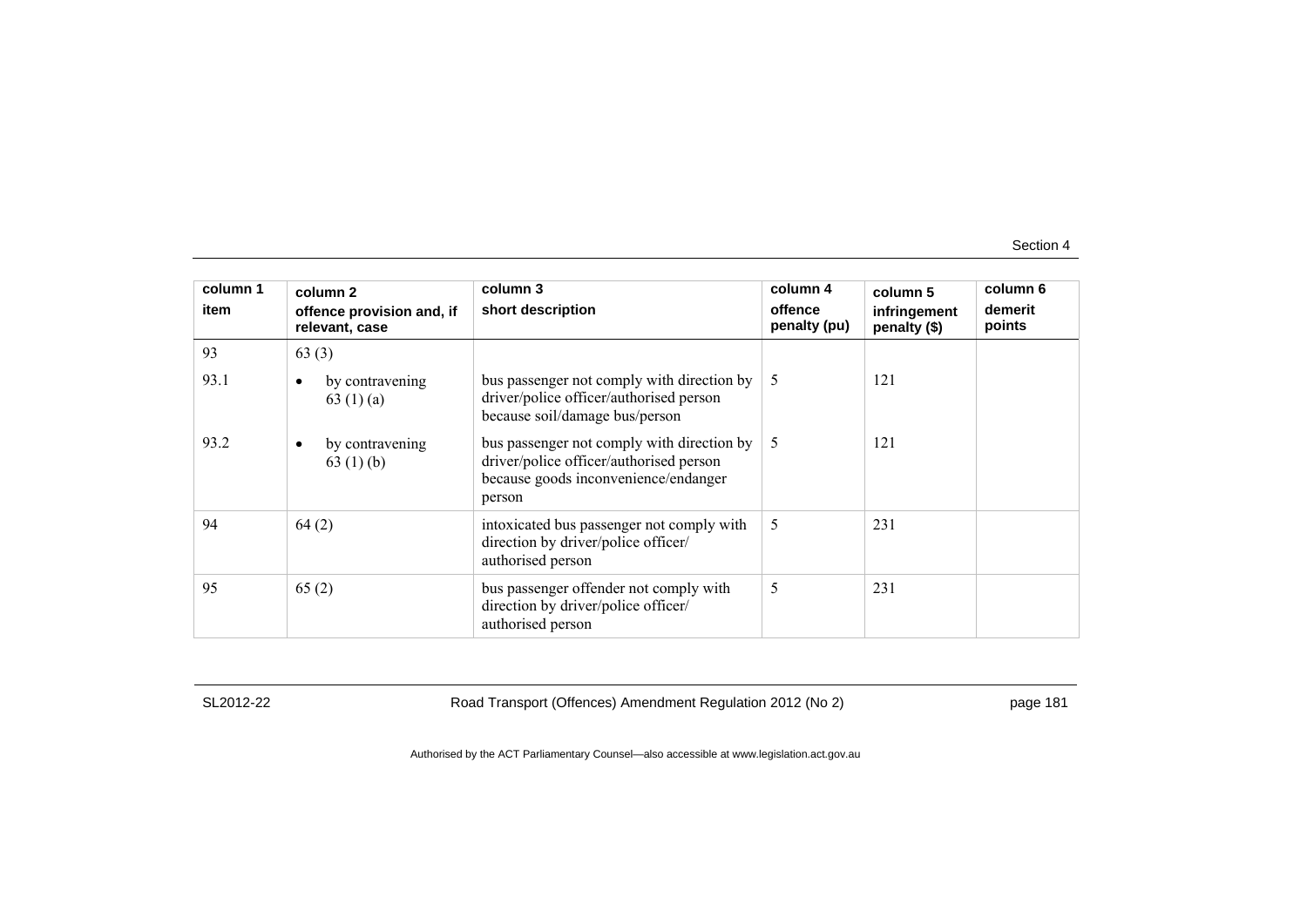| column 1<br>item | column 2<br>offence provision and, if relevant, case | column 3<br>short description | column 4<br>offence penalty (pu) | column 5<br>infringement penalty ($) | column 6<br>demerit points |
|---|---|---|---|---|---|
| 93 | 63 (3) | | | | |
| 93.1 | • by contravening 63 (1) (a) | bus passenger not comply with direction by driver/police officer/authorised person because soil/damage bus/person | 5 | 121 | |
| 93.2 | • by contravening 63 (1) (b) | bus passenger not comply with direction by driver/police officer/authorised person because goods inconvenience/endanger person | 5 | 121 | |
| 94 | 64 (2) | intoxicated bus passenger not comply with direction by driver/police officer/ authorised person | 5 | 231 | |
| 95 | 65 (2) | bus passenger offender not comply with direction by driver/police officer/ authorised person | 5 | 231 | |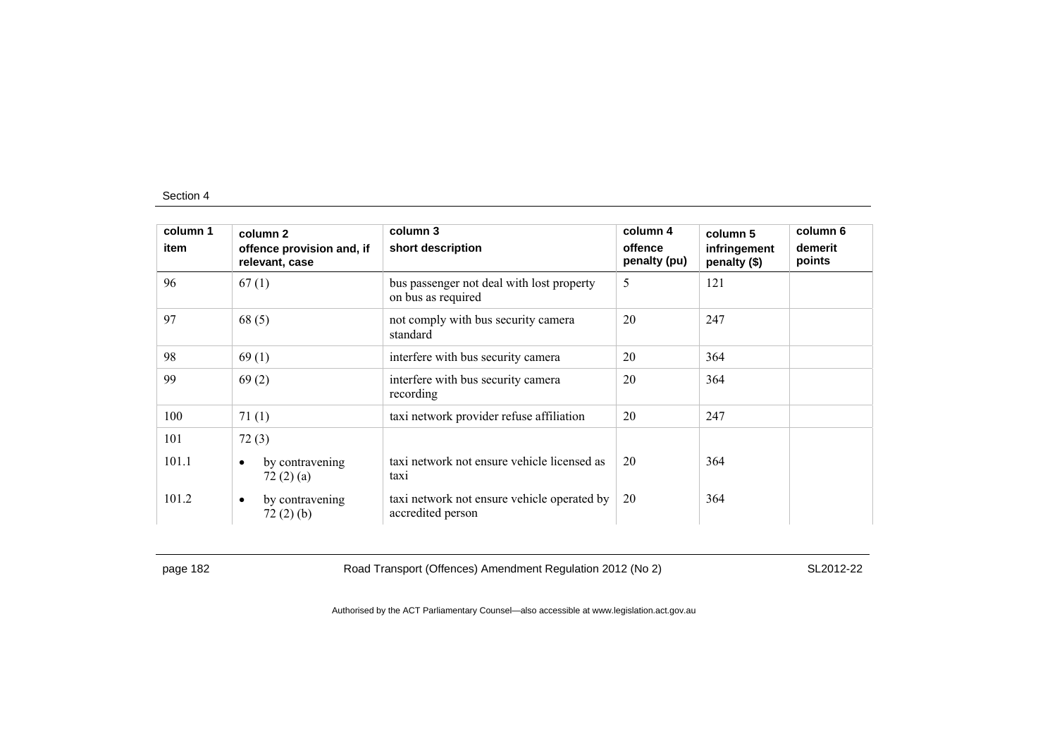Section 4

| column 1<br>item | column 2<br>offence provision and, if relevant, case | column 3<br>short description | column 4<br>offence penalty (pu) | column 5<br>infringement penalty ($) | column 6<br>demerit points |
|---|---|---|---|---|---|
| 96 | 67 (1) | bus passenger not deal with lost property on bus as required | 5 | 121 | |
| 97 | 68 (5) | not comply with bus security camera standard | 20 | 247 | |
| 98 | 69 (1) | interfere with bus security camera | 20 | 364 | |
| 99 | 69 (2) | interfere with bus security camera recording | 20 | 364 | |
| 100 | 71 (1) | taxi network provider refuse affiliation | 20 | 247 | |
| 101 | 72 (3) | | | | |
| 101.1 | • by contravening 72 (2) (a) | taxi network not ensure vehicle licensed as taxi | 20 | 364 | |
| 101.2 | • by contravening 72 (2) (b) | taxi network not ensure vehicle operated by accredited person | 20 | 364 | |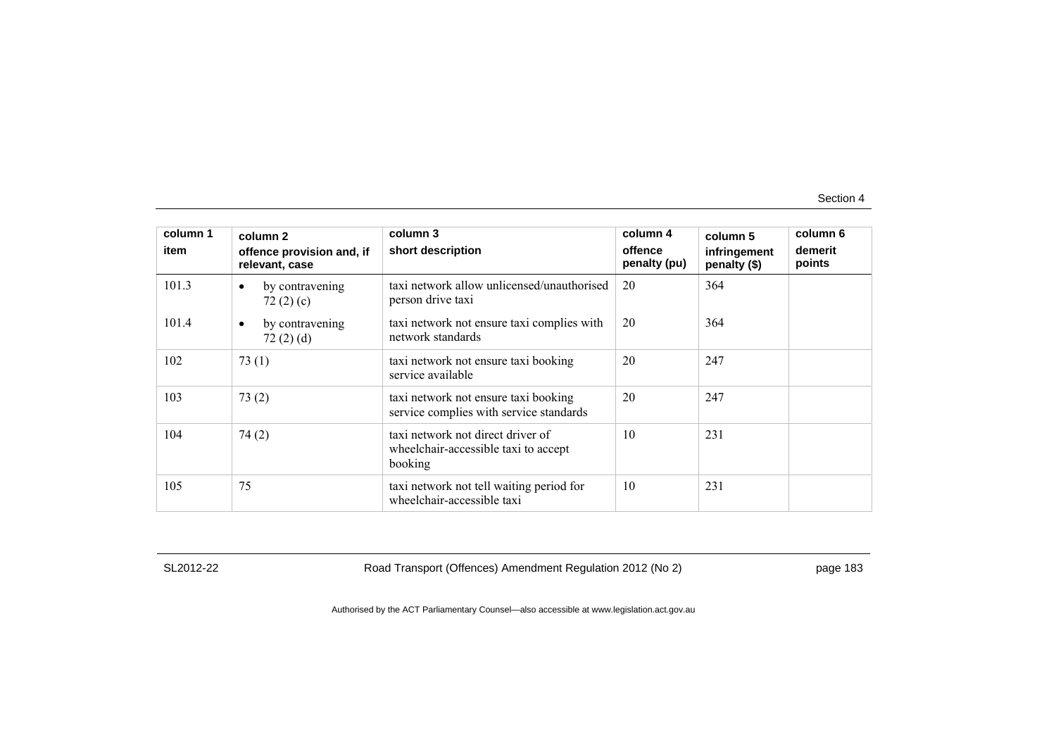| column 1<br>item | column 2<br>offence provision and, if relevant, case | column 3<br>short description | column 4<br>offence penalty (pu) | column 5<br>infringement penalty ($) | column 6<br>demerit points |
|---|---|---|---|---|---|
| 101.3 | • by contravening 72 (2) (c) | taxi network allow unlicensed/unauthorised person drive taxi | 20 | 364 | |
| 101.4 | • by contravening 72 (2) (d) | taxi network not ensure taxi complies with network standards | 20 | 364 | |
| 102 | 73 (1) | taxi network not ensure taxi booking service available | 20 | 247 | |
| 103 | 73 (2) | taxi network not ensure taxi booking service complies with service standards | 20 | 247 | |
| 104 | 74 (2) | taxi network not direct driver of wheelchair-accessible taxi to accept booking | 10 | 231 | |
| 105 | 75 | taxi network not tell waiting period for wheelchair-accessible taxi | 10 | 231 | |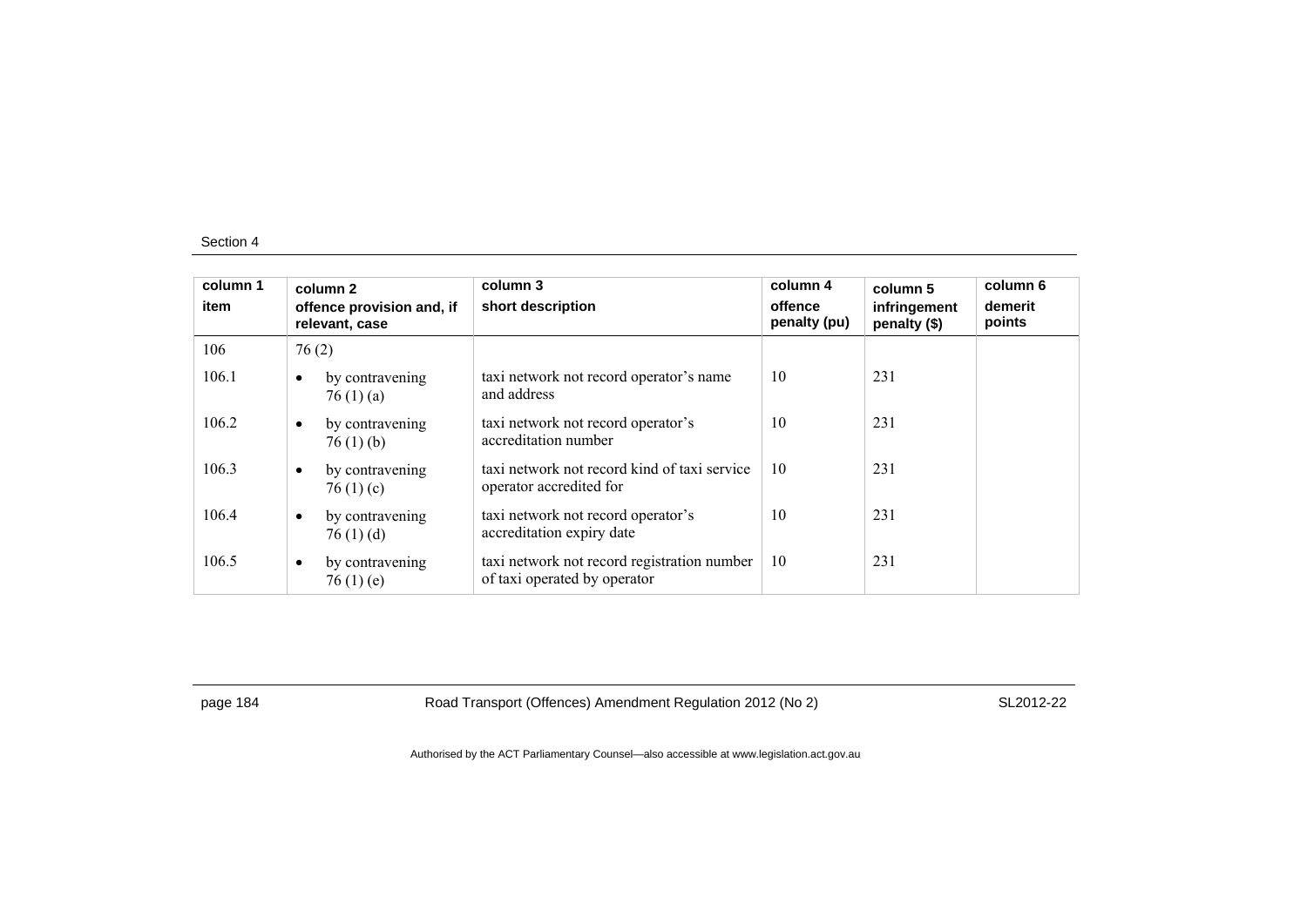| column 1 item | column 2 offence provision and, if relevant, case | column 3 short description | column 4 offence penalty (pu) | column 5 infringement penalty ($) | column 6 demerit points |
|---|---|---|---|---|---|
| 106 | 76 (2) | | | | |
| 106.1 | • by contravening 76 (1) (a) | taxi network not record operator's name and address | 10 | 231 | |
| 106.2 | • by contravening 76 (1) (b) | taxi network not record operator's accreditation number | 10 | 231 | |
| 106.3 | • by contravening 76 (1) (c) | taxi network not record kind of taxi service operator accredited for | 10 | 231 | |
| 106.4 | • by contravening 76 (1) (d) | taxi network not record operator's accreditation expiry date | 10 | 231 | |
| 106.5 | • by contravening 76 (1) (e) | taxi network not record registration number of taxi operated by operator | 10 | 231 | |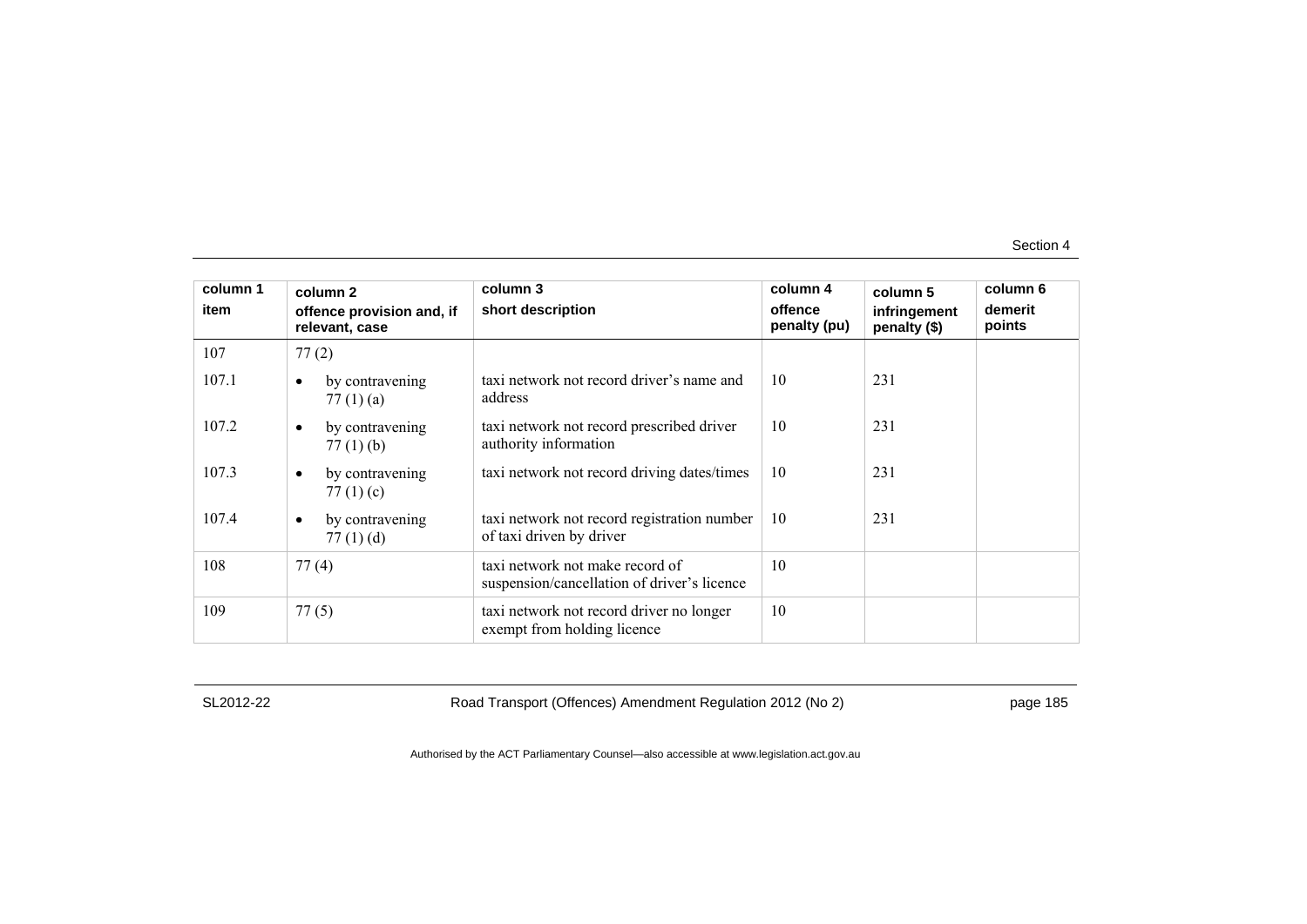| column 1 item | column 2 offence provision and, if relevant, case | column 3 short description | column 4 offence penalty (pu) | column 5 infringement penalty ($) | column 6 demerit points |
|---|---|---|---|---|---|
| 107 | 77 (2) | | | | |
| 107.1 | • by contravening 77 (1) (a) | taxi network not record driver's name and address | 10 | 231 | |
| 107.2 | • by contravening 77 (1) (b) | taxi network not record prescribed driver authority information | 10 | 231 | |
| 107.3 | • by contravening 77 (1) (c) | taxi network not record driving dates/times | 10 | 231 | |
| 107.4 | • by contravening 77 (1) (d) | taxi network not record registration number of taxi driven by driver | 10 | 231 | |
| 108 | 77 (4) | taxi network not make record of suspension/cancellation of driver's licence | 10 | | |
| 109 | 77 (5) | taxi network not record driver no longer exempt from holding licence | 10 | | |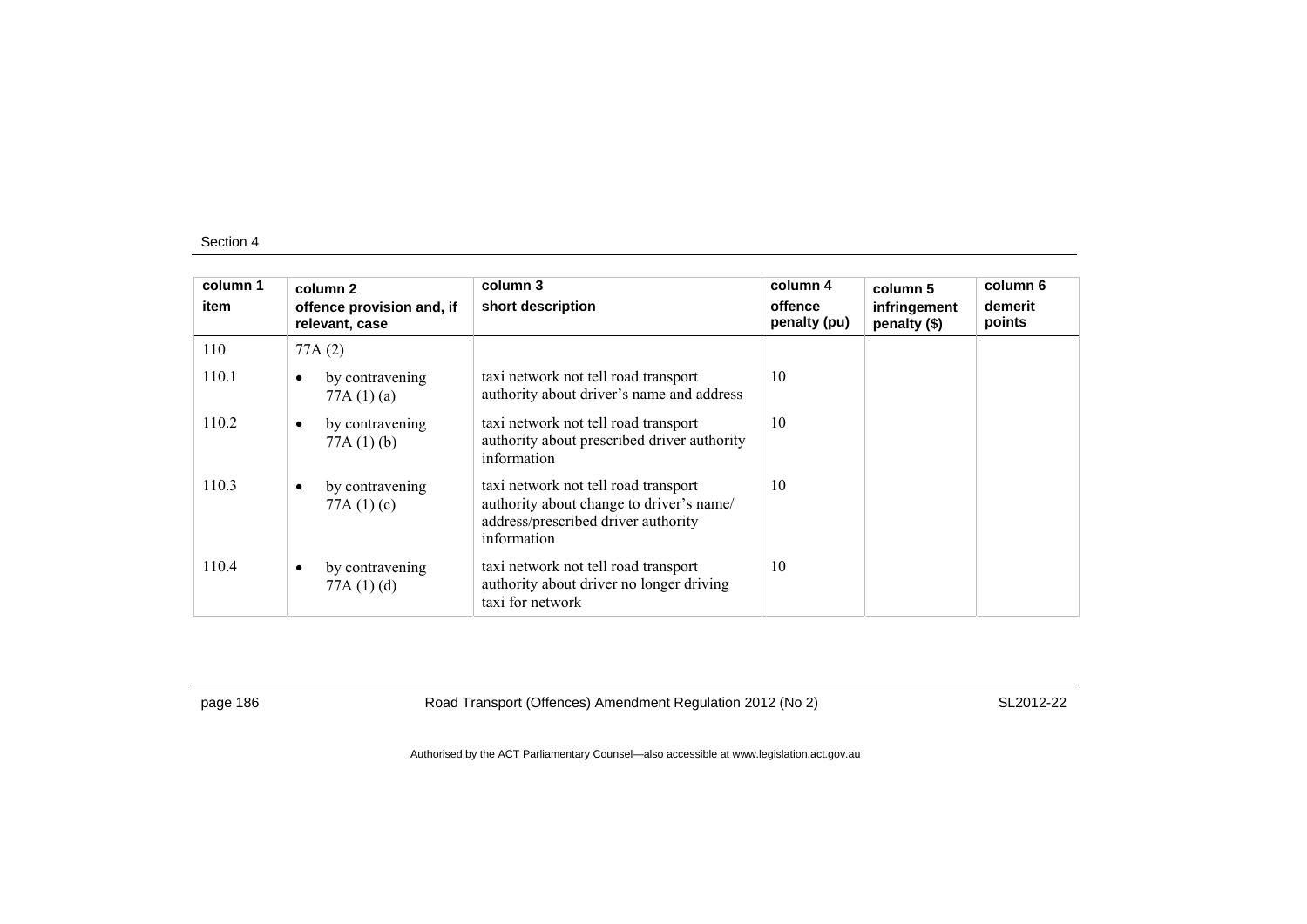| column 1 item | column 2 offence provision and, if relevant, case | column 3 short description | column 4 offence penalty (pu) | column 5 infringement penalty ($) | column 6 demerit points |
|---|---|---|---|---|---|
| 110 | 77A (2) | | | | |
| 110.1 | • by contravening 77A (1) (a) | taxi network not tell road transport authority about driver's name and address | 10 | | |
| 110.2 | • by contravening 77A (1) (b) | taxi network not tell road transport authority about prescribed driver authority information | 10 | | |
| 110.3 | • by contravening 77A (1) (c) | taxi network not tell road transport authority about change to driver's name/ address/prescribed driver authority information | 10 | | |
| 110.4 | • by contravening 77A (1) (d) | taxi network not tell road transport authority about driver no longer driving taxi for network | 10 | | |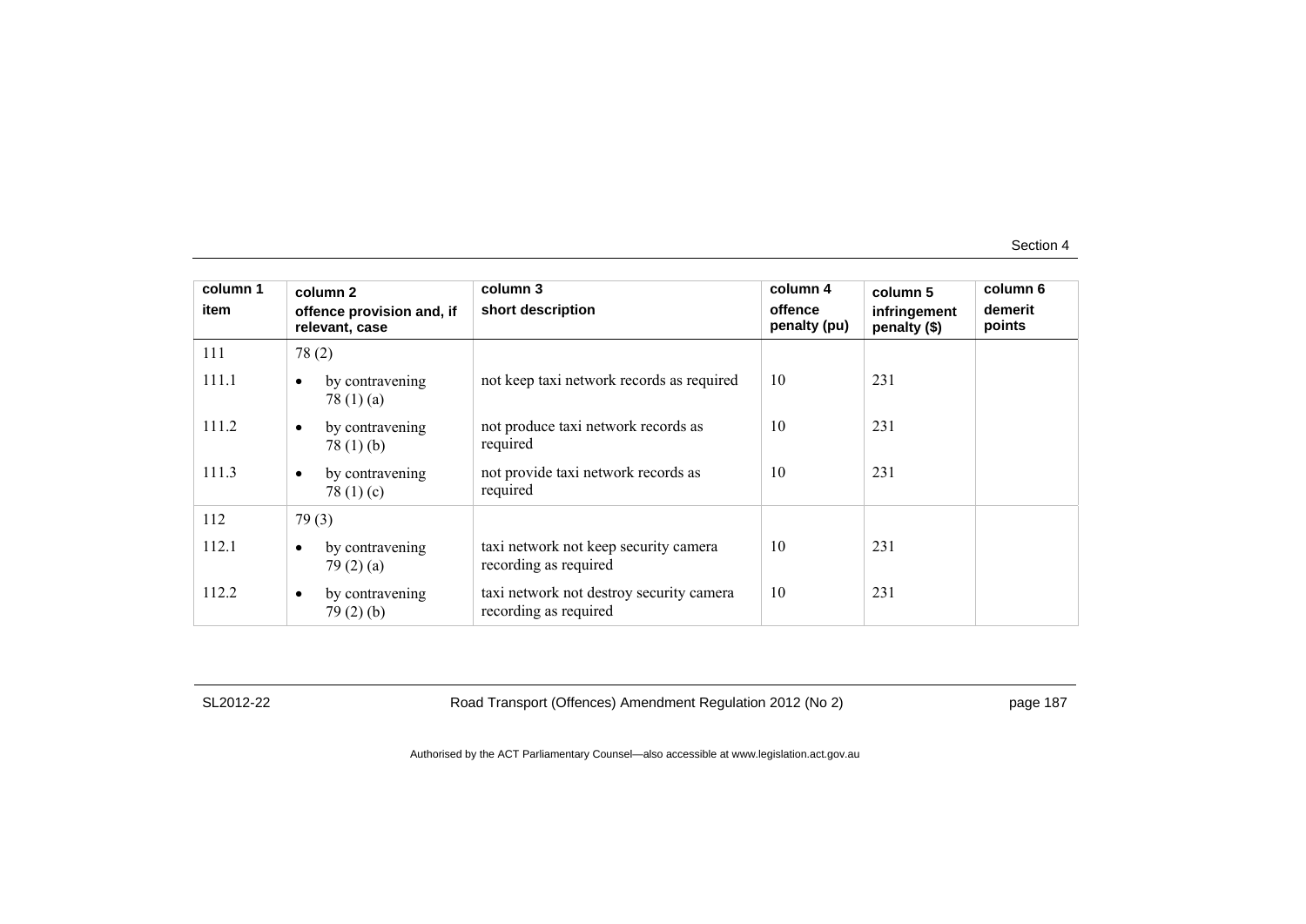| column 1 item | column 2 offence provision and, if relevant, case | column 3 short description | column 4 offence penalty (pu) | column 5 infringement penalty ($) | column 6 demerit points |
|---|---|---|---|---|---|
| 111 | 78 (2) | | | | |
| 111.1 | • by contravening 78 (1) (a) | not keep taxi network records as required | 10 | 231 | |
| 111.2 | • by contravening 78 (1) (b) | not produce taxi network records as required | 10 | 231 | |
| 111.3 | • by contravening 78 (1) (c) | not provide taxi network records as required | 10 | 231 | |
| 112 | 79 (3) | | | | |
| 112.1 | • by contravening 79 (2) (a) | taxi network not keep security camera recording as required | 10 | 231 | |
| 112.2 | • by contravening 79 (2) (b) | taxi network not destroy security camera recording as required | 10 | 231 | |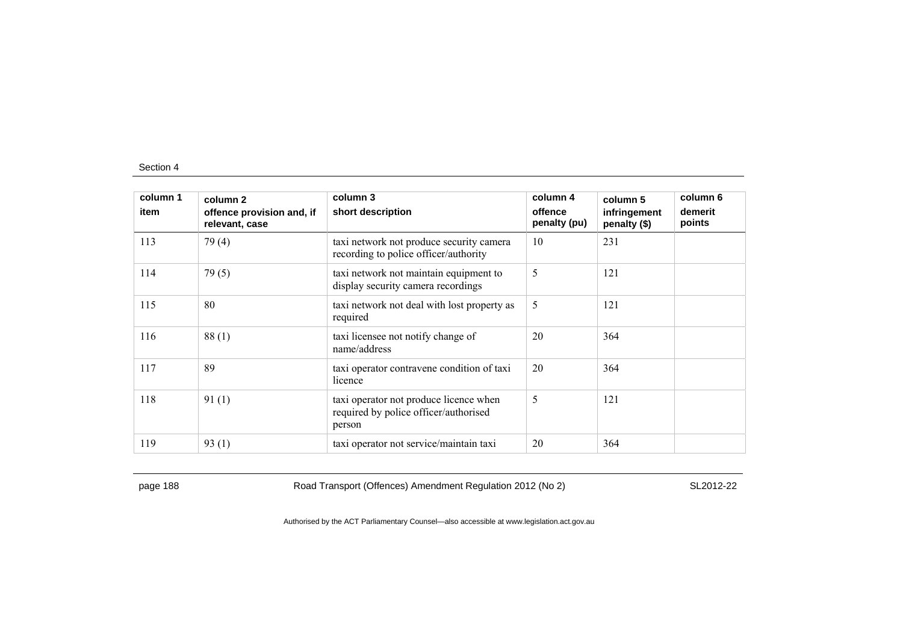| column 1<br>item | column 2<br>offence provision and, if relevant, case | column 3<br>short description | column 4<br>offence penalty (pu) | column 5<br>infringement penalty ($) | column 6<br>demerit points |
|---|---|---|---|---|---|
| 113 | 79 (4) | taxi network not produce security camera recording to police officer/authority | 10 | 231 | |
| 114 | 79 (5) | taxi network not maintain equipment to display security camera recordings | 5 | 121 | |
| 115 | 80 | taxi network not deal with lost property as required | 5 | 121 | |
| 116 | 88 (1) | taxi licensee not notify change of name/address | 20 | 364 | |
| 117 | 89 | taxi operator contravene condition of taxi licence | 20 | 364 | |
| 118 | 91 (1) | taxi operator not produce licence when required by police officer/authorised person | 5 | 121 | |
| 119 | 93 (1) | taxi operator not service/maintain taxi | 20 | 364 | |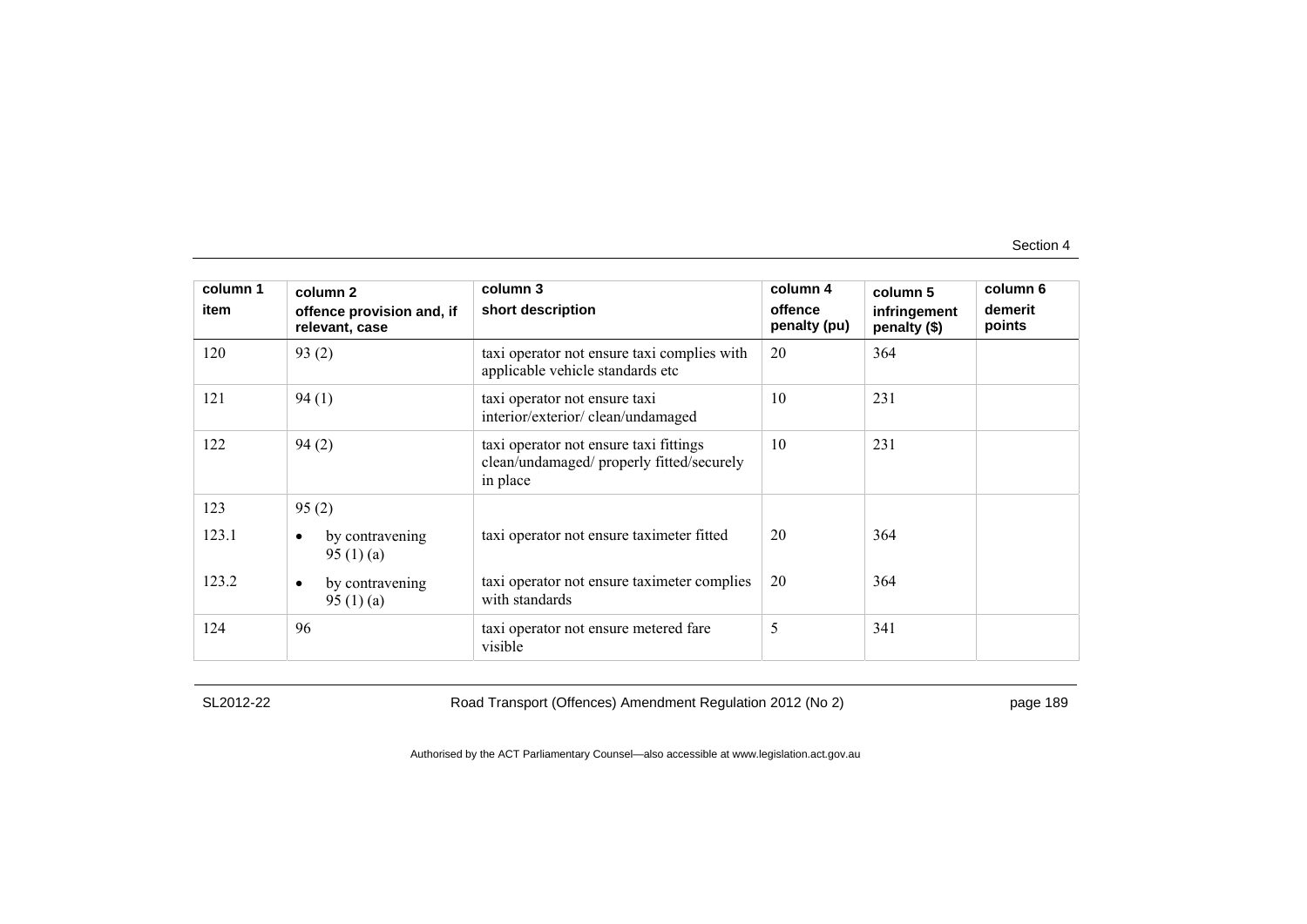| column 1 item | column 2 offence provision and, if relevant, case | column 3 short description | column 4 offence penalty (pu) | column 5 infringement penalty ($) | column 6 demerit points |
|---|---|---|---|---|---|
| 120 | 93 (2) | taxi operator not ensure taxi complies with applicable vehicle standards etc | 20 | 364 | |
| 121 | 94 (1) | taxi operator not ensure taxi interior/exterior/ clean/undamaged | 10 | 231 | |
| 122 | 94 (2) | taxi operator not ensure taxi fittings clean/undamaged/ properly fitted/securely in place | 10 | 231 | |
| 123 | 95 (2) | | | | |
| 123.1 | • by contravening 95 (1) (a) | taxi operator not ensure taximeter fitted | 20 | 364 | |
| 123.2 | • by contravening 95 (1) (a) | taxi operator not ensure taximeter complies with standards | 20 | 364 | |
| 124 | 96 | taxi operator not ensure metered fare visible | 5 | 341 | |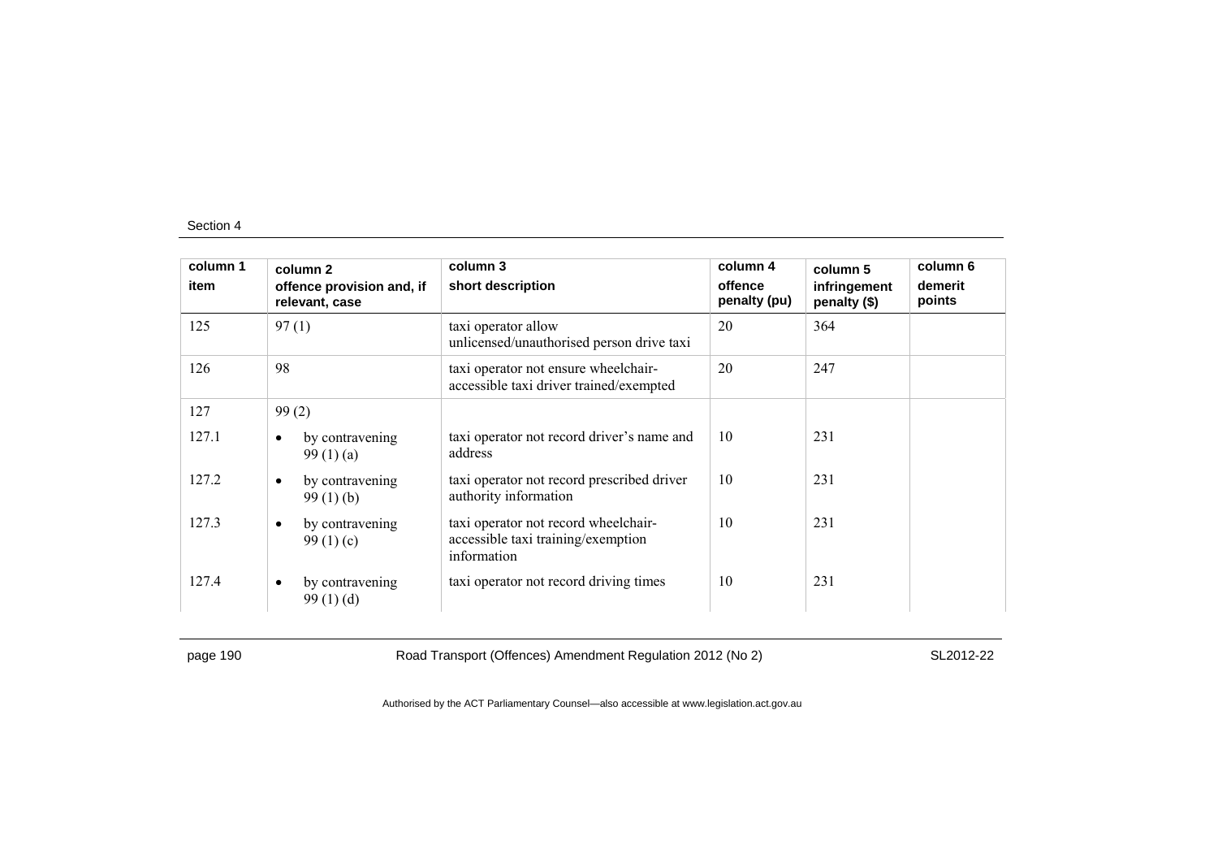Section 4

| column 1 item | column 2 offence provision and, if relevant, case | column 3 short description | column 4 offence penalty (pu) | column 5 infringement penalty ($) | column 6 demerit points |
|---|---|---|---|---|---|
| 125 | 97 (1) | taxi operator allow unlicensed/unauthorised person drive taxi | 20 | 364 | |
| 126 | 98 | taxi operator not ensure wheelchair-accessible taxi driver trained/exempted | 20 | 247 | |
| 127 | 99 (2) | | | | |
| 127.1 | • by contravening 99 (1) (a) | taxi operator not record driver's name and address | 10 | 231 | |
| 127.2 | • by contravening 99 (1) (b) | taxi operator not record prescribed driver authority information | 10 | 231 | |
| 127.3 | • by contravening 99 (1) (c) | taxi operator not record wheelchair-accessible taxi training/exemption information | 10 | 231 | |
| 127.4 | • by contravening 99 (1) (d) | taxi operator not record driving times | 10 | 231 | |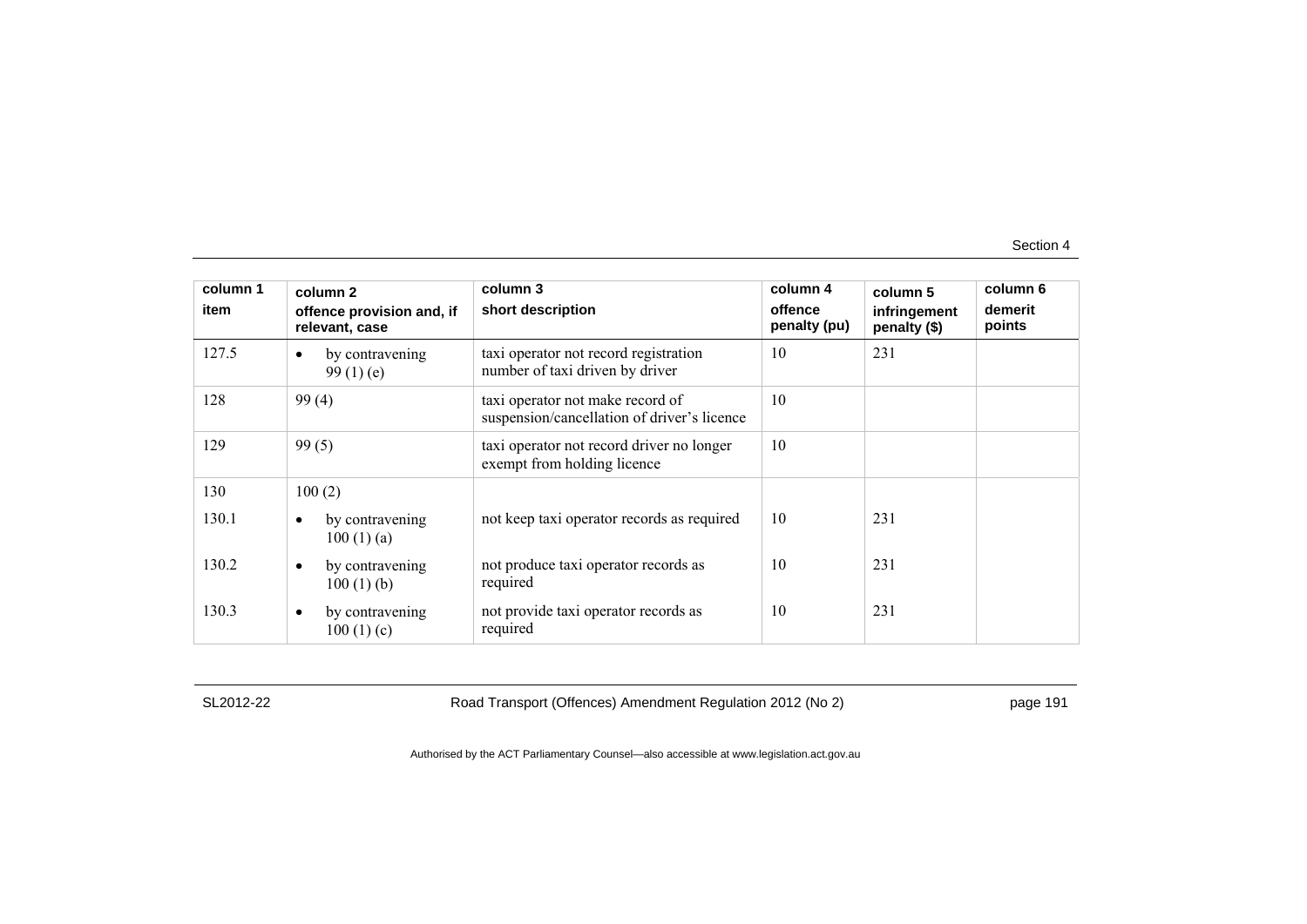| column 1<br>item | column 2<br>offence provision and, if relevant, case | column 3<br>short description | column 4<br>offence penalty (pu) | column 5<br>infringement penalty ($) | column 6<br>demerit points |
|---|---|---|---|---|---|
| 127.5 | • by contravening 99 (1) (e) | taxi operator not record registration number of taxi driven by driver | 10 | 231 | |
| 128 | 99 (4) | taxi operator not make record of suspension/cancellation of driver's licence | 10 | | |
| 129 | 99 (5) | taxi operator not record driver no longer exempt from holding licence | 10 | | |
| 130 | 100 (2) | | | | |
| 130.1 | • by contravening 100 (1) (a) | not keep taxi operator records as required | 10 | 231 | |
| 130.2 | • by contravening 100 (1) (b) | not produce taxi operator records as required | 10 | 231 | |
| 130.3 | • by contravening 100 (1) (c) | not provide taxi operator records as required | 10 | 231 | |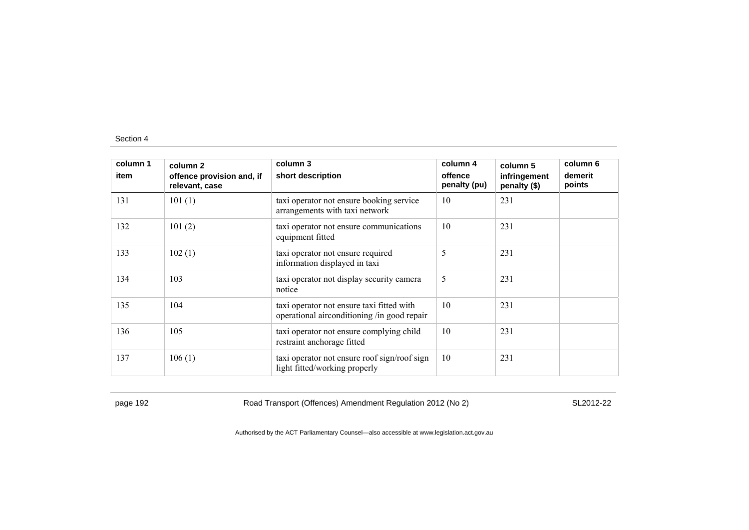| column 1 item | column 2 offence provision and, if relevant, case | column 3 short description | column 4 offence penalty (pu) | column 5 infringement penalty ($) | column 6 demerit points |
|---|---|---|---|---|---|
| 131 | 101 (1) | taxi operator not ensure booking service arrangements with taxi network | 10 | 231 | |
| 132 | 101 (2) | taxi operator not ensure communications equipment fitted | 10 | 231 | |
| 133 | 102 (1) | taxi operator not ensure required information displayed in taxi | 5 | 231 | |
| 134 | 103 | taxi operator not display security camera notice | 5 | 231 | |
| 135 | 104 | taxi operator not ensure taxi fitted with operational airconditioning /in good repair | 10 | 231 | |
| 136 | 105 | taxi operator not ensure complying child restraint anchorage fitted | 10 | 231 | |
| 137 | 106 (1) | taxi operator not ensure roof sign/roof sign light fitted/working properly | 10 | 231 | |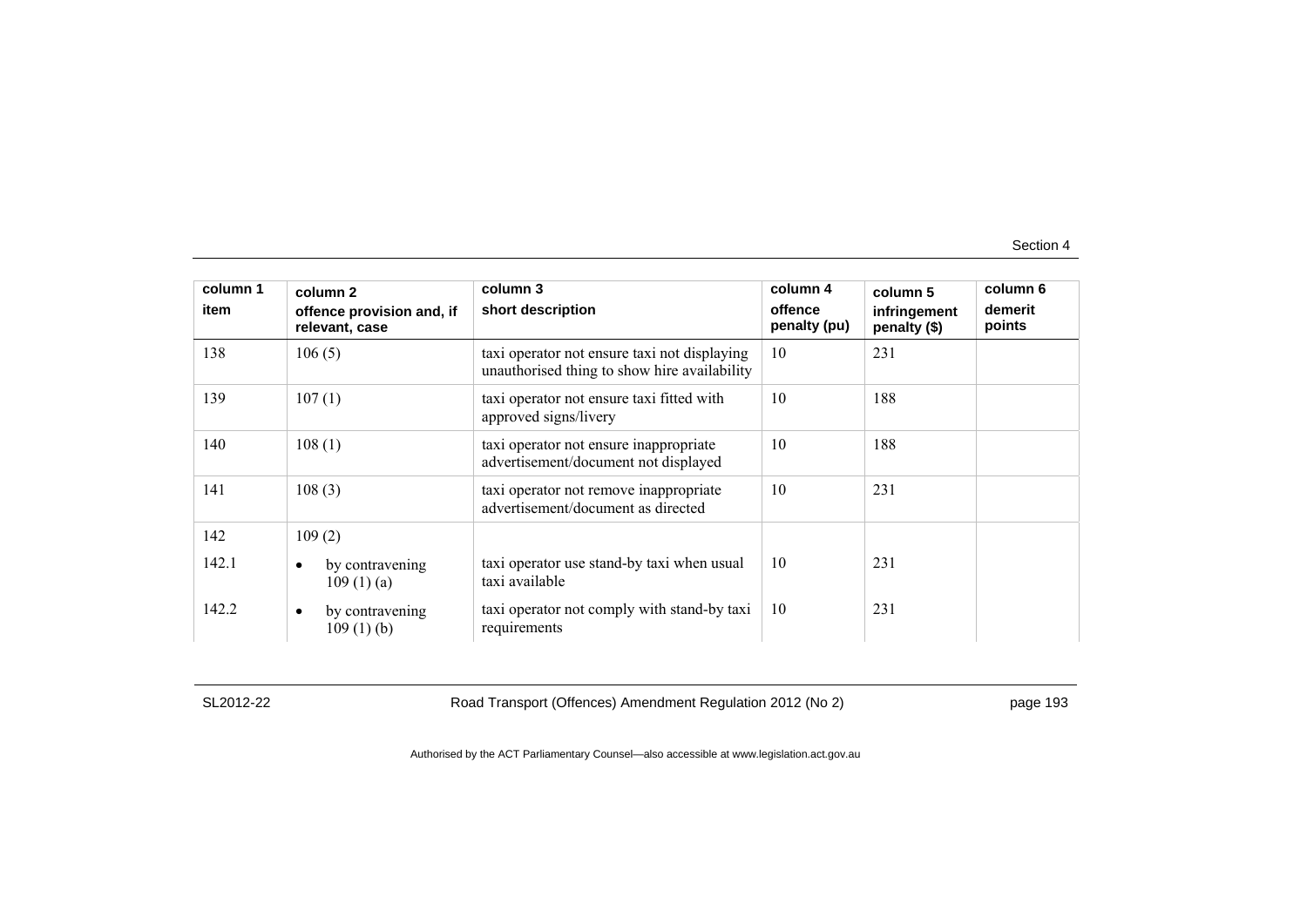| column 1<br>item | column 2<br>offence provision and, if relevant, case | column 3<br>short description | column 4<br>offence penalty (pu) | column 5<br>infringement penalty ($) | column 6<br>demerit points |
|---|---|---|---|---|---|
| 138 | 106 (5) | taxi operator not ensure taxi not displaying unauthorised thing to show hire availability | 10 | 231 | |
| 139 | 107 (1) | taxi operator not ensure taxi fitted with approved signs/livery | 10 | 188 | |
| 140 | 108 (1) | taxi operator not ensure inappropriate advertisement/document not displayed | 10 | 188 | |
| 141 | 108 (3) | taxi operator not remove inappropriate advertisement/document as directed | 10 | 231 | |
| 142 | 109 (2) | | | | |
| 142.1 | • by contravening 109 (1) (a) | taxi operator use stand-by taxi when usual taxi available | 10 | 231 | |
| 142.2 | • by contravening 109 (1) (b) | taxi operator not comply with stand-by taxi requirements | 10 | 231 | |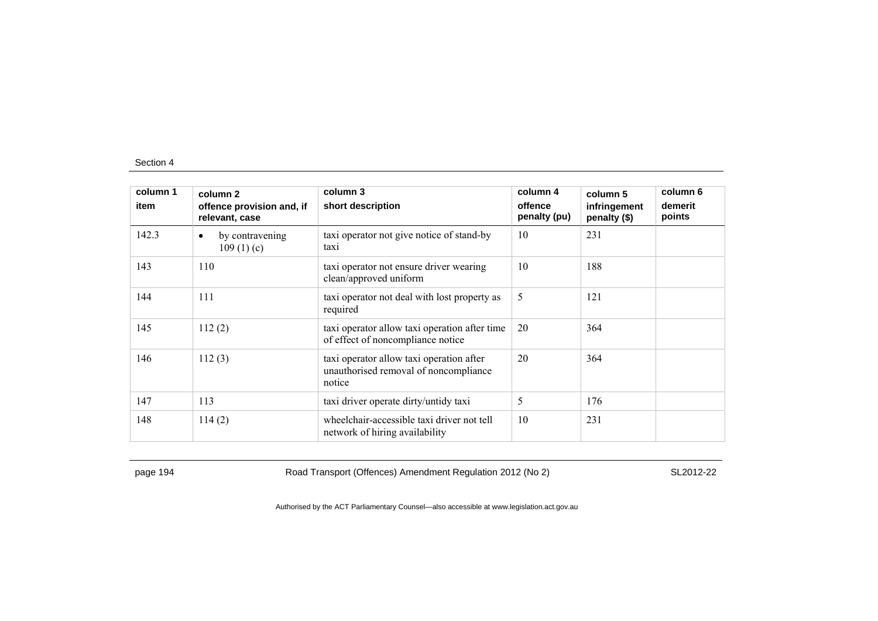| column 1 item | column 2 offence provision and, if relevant, case | column 3 short description | column 4 offence penalty (pu) | column 5 infringement penalty ($) | column 6 demerit points |
|---|---|---|---|---|---|
| 142.3 | • by contravening 109 (1) (c) | taxi operator not give notice of stand-by taxi | 10 | 231 | |
| 143 | 110 | taxi operator not ensure driver wearing clean/approved uniform | 10 | 188 | |
| 144 | 111 | taxi operator not deal with lost property as required | 5 | 121 | |
| 145 | 112 (2) | taxi operator allow taxi operation after time of effect of noncompliance notice | 20 | 364 | |
| 146 | 112 (3) | taxi operator allow taxi operation after unauthorised removal of noncompliance notice | 20 | 364 | |
| 147 | 113 | taxi driver operate dirty/untidy taxi | 5 | 176 | |
| 148 | 114 (2) | wheelchair-accessible taxi driver not tell network of hiring availability | 10 | 231 | |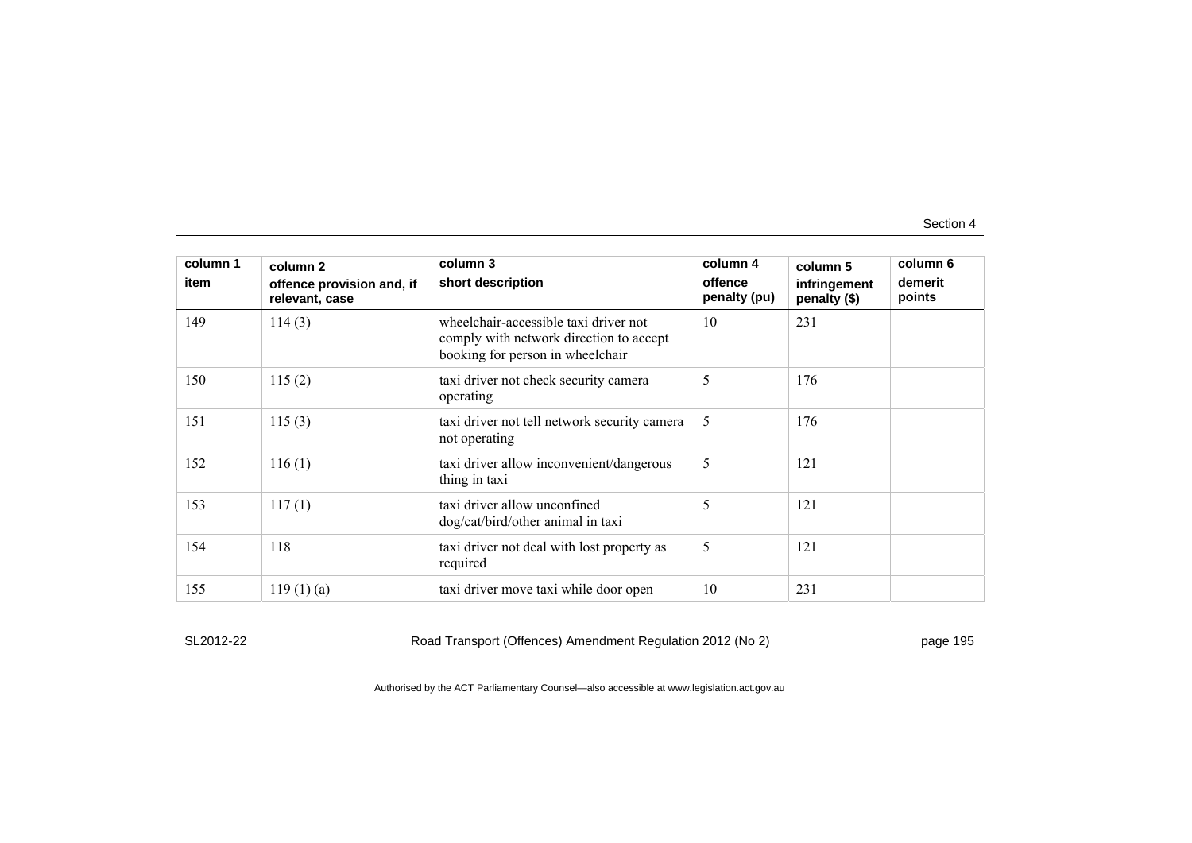| column 1<br>item | column 2<br>offence provision and, if relevant, case | column 3<br>short description | column 4<br>offence penalty (pu) | column 5<br>infringement penalty ($) | column 6<br>demerit points |
|---|---|---|---|---|---|
| 149 | 114 (3) | wheelchair-accessible taxi driver not comply with network direction to accept booking for person in wheelchair | 10 | 231 | |
| 150 | 115 (2) | taxi driver not check security camera operating | 5 | 176 | |
| 151 | 115 (3) | taxi driver not tell network security camera not operating | 5 | 176 | |
| 152 | 116 (1) | taxi driver allow inconvenient/dangerous thing in taxi | 5 | 121 | |
| 153 | 117 (1) | taxi driver allow unconfined dog/cat/bird/other animal in taxi | 5 | 121 | |
| 154 | 118 | taxi driver not deal with lost property as required | 5 | 121 | |
| 155 | 119 (1) (a) | taxi driver move taxi while door open | 10 | 231 | |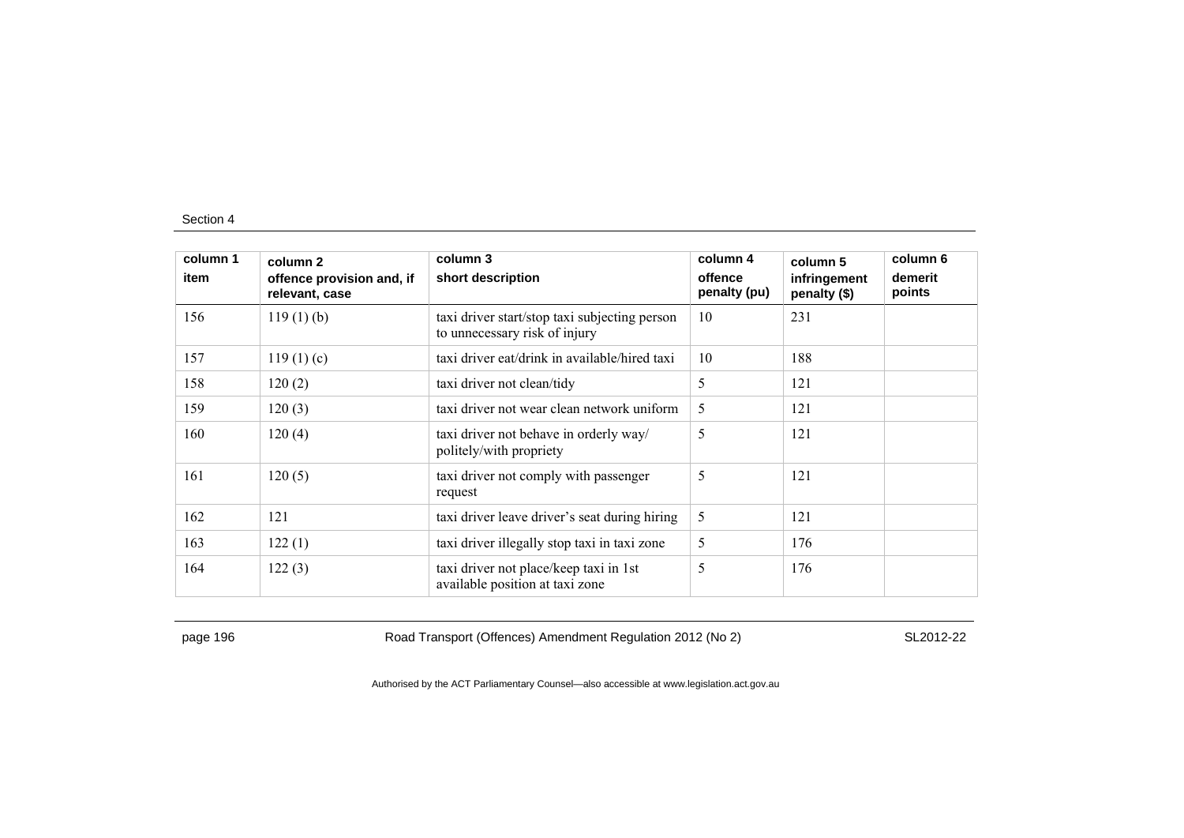| column 1<br>item | column 2<br>offence provision and, if relevant, case | column 3<br>short description | column 4<br>offence penalty (pu) | column 5<br>infringement penalty ($) | column 6<br>demerit points |
|---|---|---|---|---|---|
| 156 | 119 (1) (b) | taxi driver start/stop taxi subjecting person to unnecessary risk of injury | 10 | 231 | |
| 157 | 119 (1) (c) | taxi driver eat/drink in available/hired taxi | 10 | 188 | |
| 158 | 120 (2) | taxi driver not clean/tidy | 5 | 121 | |
| 159 | 120 (3) | taxi driver not wear clean network uniform | 5 | 121 | |
| 160 | 120 (4) | taxi driver not behave in orderly way/ politely/with propriety | 5 | 121 | |
| 161 | 120 (5) | taxi driver not comply with passenger request | 5 | 121 | |
| 162 | 121 | taxi driver leave driver's seat during hiring | 5 | 121 | |
| 163 | 122 (1) | taxi driver illegally stop taxi in taxi zone | 5 | 176 | |
| 164 | 122 (3) | taxi driver not place/keep taxi in 1st available position at taxi zone | 5 | 176 | |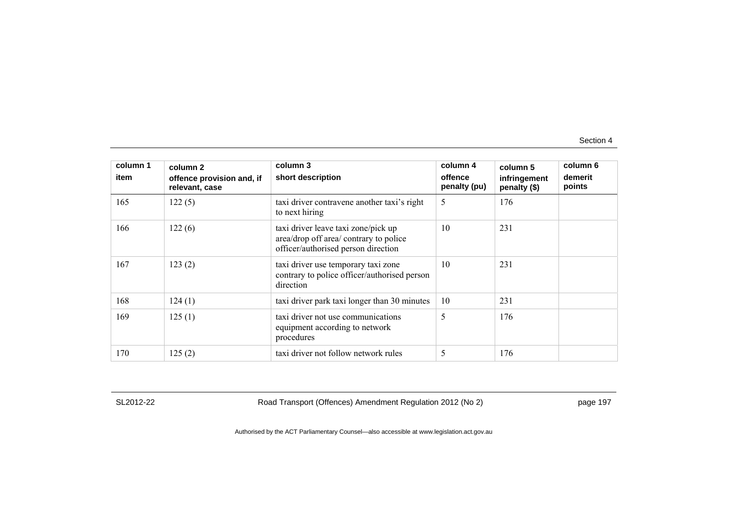| column 1<br>item | column 2<br>offence provision and, if relevant, case | column 3<br>short description | column 4<br>offence penalty (pu) | column 5<br>infringement penalty ($) | column 6<br>demerit points |
|---|---|---|---|---|---|
| 165 | 122 (5) | taxi driver contravene another taxi's right to next hiring | 5 | 176 | |
| 166 | 122 (6) | taxi driver leave taxi zone/pick up area/drop off area/ contrary to police officer/authorised person direction | 10 | 231 | |
| 167 | 123 (2) | taxi driver use temporary taxi zone contrary to police officer/authorised person direction | 10 | 231 | |
| 168 | 124 (1) | taxi driver park taxi longer than 30 minutes | 10 | 231 | |
| 169 | 125 (1) | taxi driver not use communications equipment according to network procedures | 5 | 176 | |
| 170 | 125 (2) | taxi driver not follow network rules | 5 | 176 | |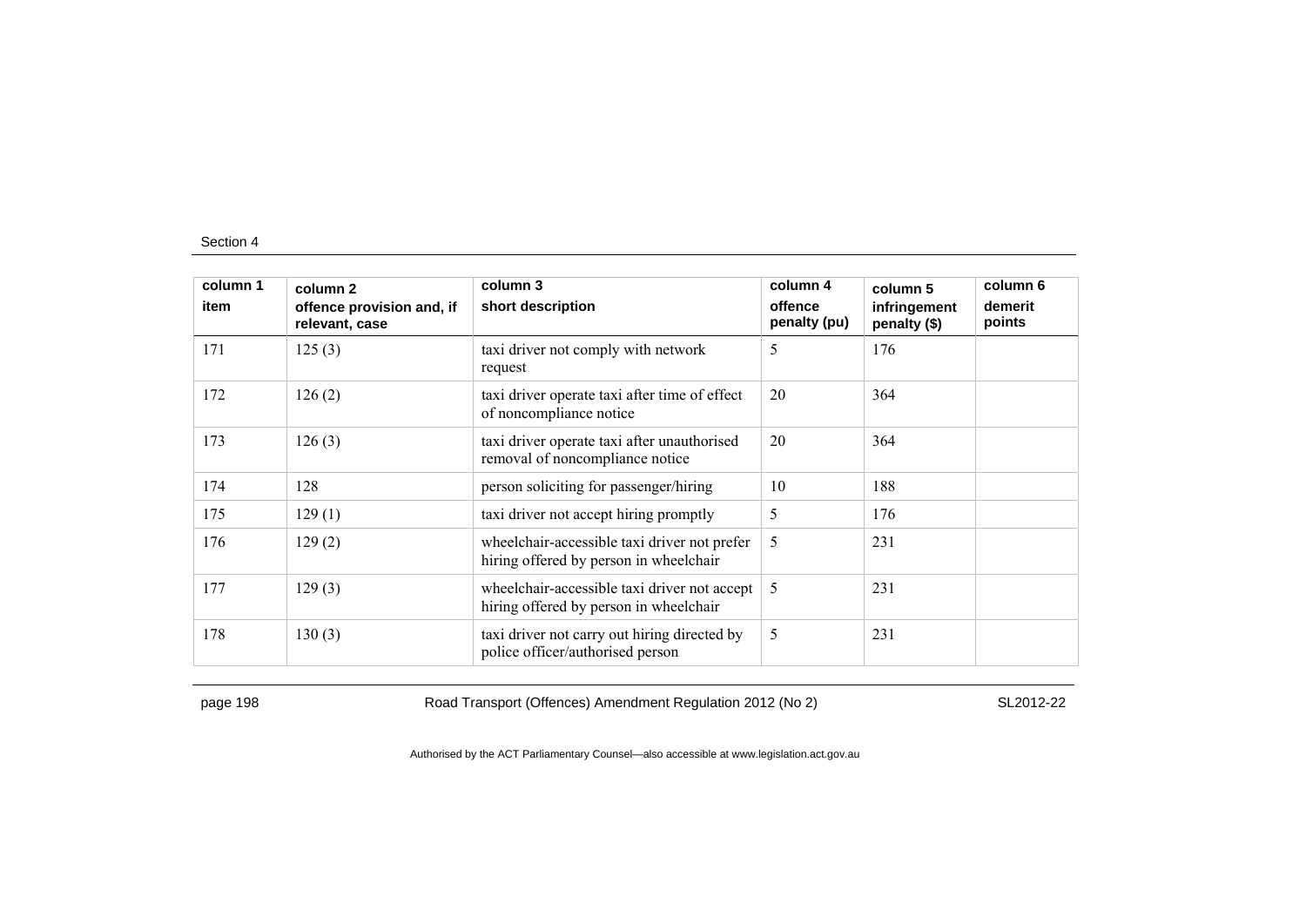| column 1<br>item | column 2<br>offence provision and, if relevant, case | column 3<br>short description | column 4<br>offence penalty (pu) | column 5<br>infringement penalty ($) | column 6<br>demerit points |
|---|---|---|---|---|---|
| 171 | 125 (3) | taxi driver not comply with network request | 5 | 176 | |
| 172 | 126 (2) | taxi driver operate taxi after time of effect of noncompliance notice | 20 | 364 | |
| 173 | 126 (3) | taxi driver operate taxi after unauthorised removal of noncompliance notice | 20 | 364 | |
| 174 | 128 | person soliciting for passenger/hiring | 10 | 188 | |
| 175 | 129 (1) | taxi driver not accept hiring promptly | 5 | 176 | |
| 176 | 129 (2) | wheelchair-accessible taxi driver not prefer hiring offered by person in wheelchair | 5 | 231 | |
| 177 | 129 (3) | wheelchair-accessible taxi driver not accept hiring offered by person in wheelchair | 5 | 231 | |
| 178 | 130 (3) | taxi driver not carry out hiring directed by police officer/authorised person | 5 | 231 | |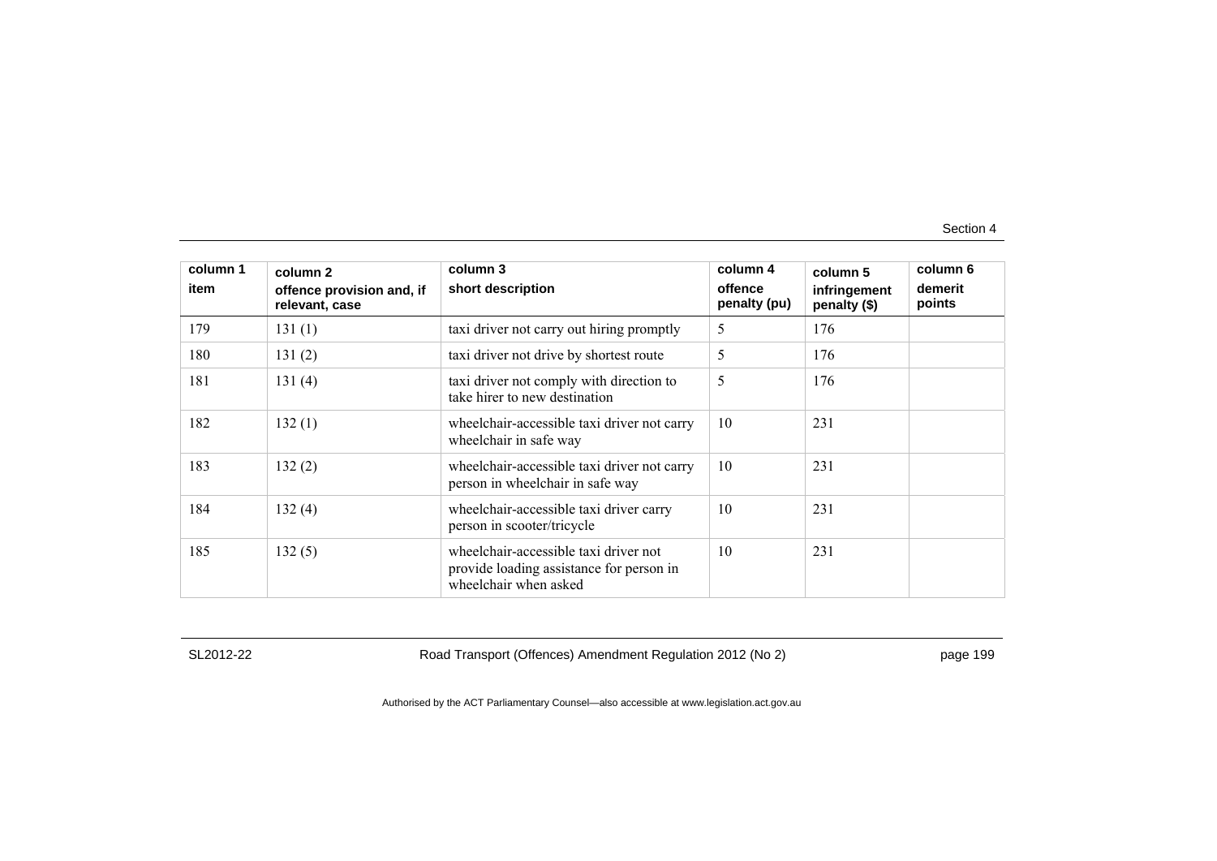| column 1<br>item | column 2<br>offence provision and, if relevant, case | column 3<br>short description | column 4<br>offence penalty (pu) | column 5<br>infringement penalty ($) | column 6<br>demerit points |
|---|---|---|---|---|---|
| 179 | 131 (1) | taxi driver not carry out hiring promptly | 5 | 176 | |
| 180 | 131 (2) | taxi driver not drive by shortest route | 5 | 176 | |
| 181 | 131 (4) | taxi driver not comply with direction to take hirer to new destination | 5 | 176 | |
| 182 | 132 (1) | wheelchair-accessible taxi driver not carry wheelchair in safe way | 10 | 231 | |
| 183 | 132 (2) | wheelchair-accessible taxi driver not carry person in wheelchair in safe way | 10 | 231 | |
| 184 | 132 (4) | wheelchair-accessible taxi driver carry person in scooter/tricycle | 10 | 231 | |
| 185 | 132 (5) | wheelchair-accessible taxi driver not provide loading assistance for person in wheelchair when asked | 10 | 231 | |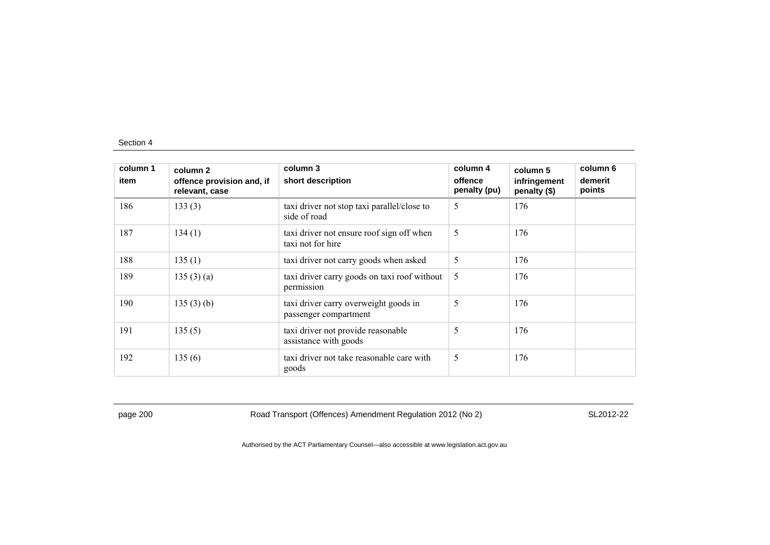| column 1<br>item | column 2<br>offence provision and, if relevant, case | column 3<br>short description | column 4<br>offence penalty (pu) | column 5<br>infringement penalty ($) | column 6<br>demerit points |
|---|---|---|---|---|---|
| 186 | 133 (3) | taxi driver not stop taxi parallel/close to side of road | 5 | 176 | |
| 187 | 134 (1) | taxi driver not ensure roof sign off when taxi not for hire | 5 | 176 | |
| 188 | 135 (1) | taxi driver not carry goods when asked | 5 | 176 | |
| 189 | 135 (3) (a) | taxi driver carry goods on taxi roof without permission | 5 | 176 | |
| 190 | 135 (3) (b) | taxi driver carry overweight goods in passenger compartment | 5 | 176 | |
| 191 | 135 (5) | taxi driver not provide reasonable assistance with goods | 5 | 176 | |
| 192 | 135 (6) | taxi driver not take reasonable care with goods | 5 | 176 | |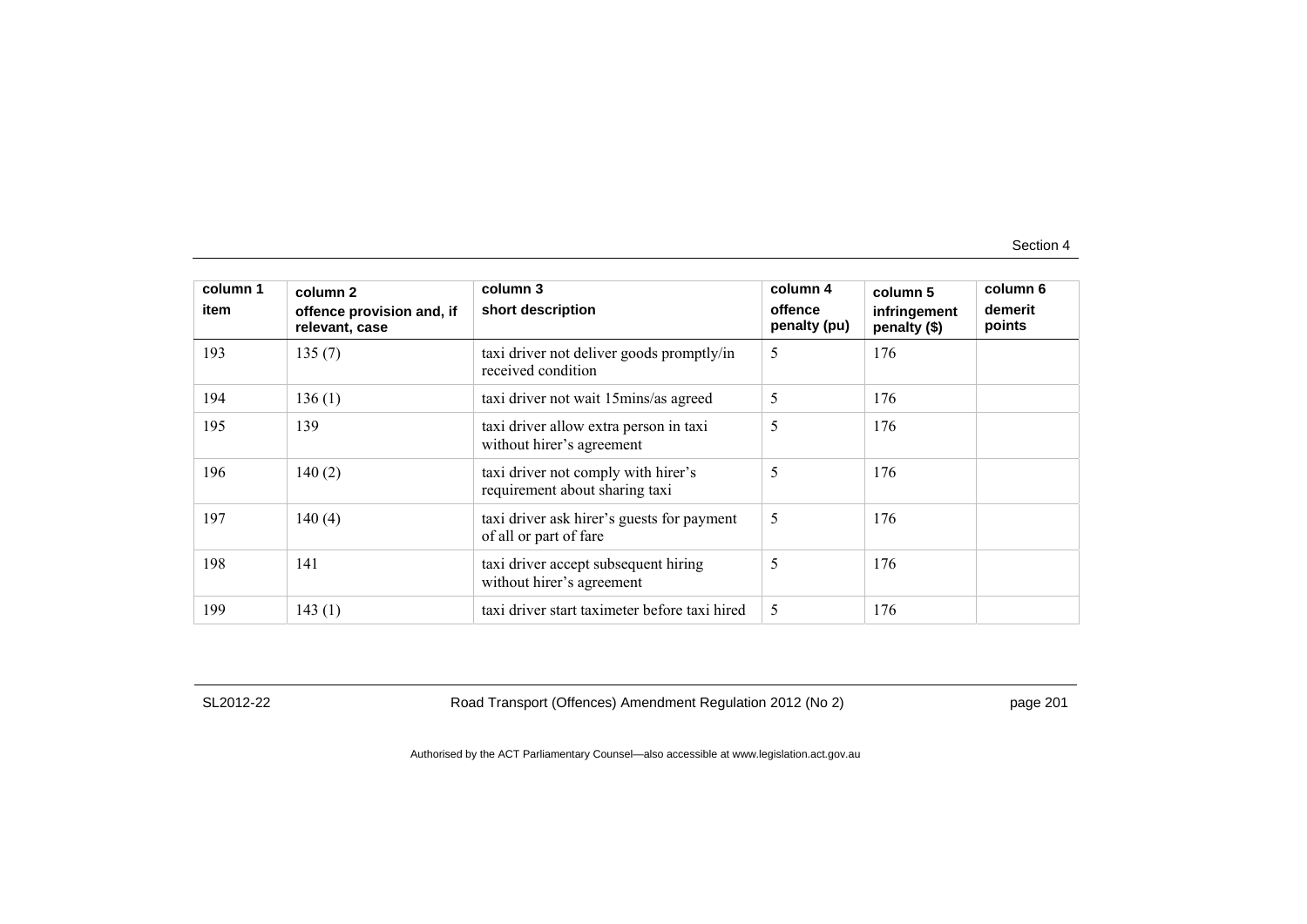| column 1<br>item | column 2<br>offence provision and, if relevant, case | column 3<br>short description | column 4<br>offence penalty (pu) | column 5<br>infringement penalty ($) | column 6<br>demerit points |
|---|---|---|---|---|---|
| 193 | 135 (7) | taxi driver not deliver goods promptly/in received condition | 5 | 176 | |
| 194 | 136 (1) | taxi driver not wait 15mins/as agreed | 5 | 176 | |
| 195 | 139 | taxi driver allow extra person in taxi without hirer's agreement | 5 | 176 | |
| 196 | 140 (2) | taxi driver not comply with hirer's requirement about sharing taxi | 5 | 176 | |
| 197 | 140 (4) | taxi driver ask hirer's guests for payment of all or part of fare | 5 | 176 | |
| 198 | 141 | taxi driver accept subsequent hiring without hirer's agreement | 5 | 176 | |
| 199 | 143 (1) | taxi driver start taximeter before taxi hired | 5 | 176 | |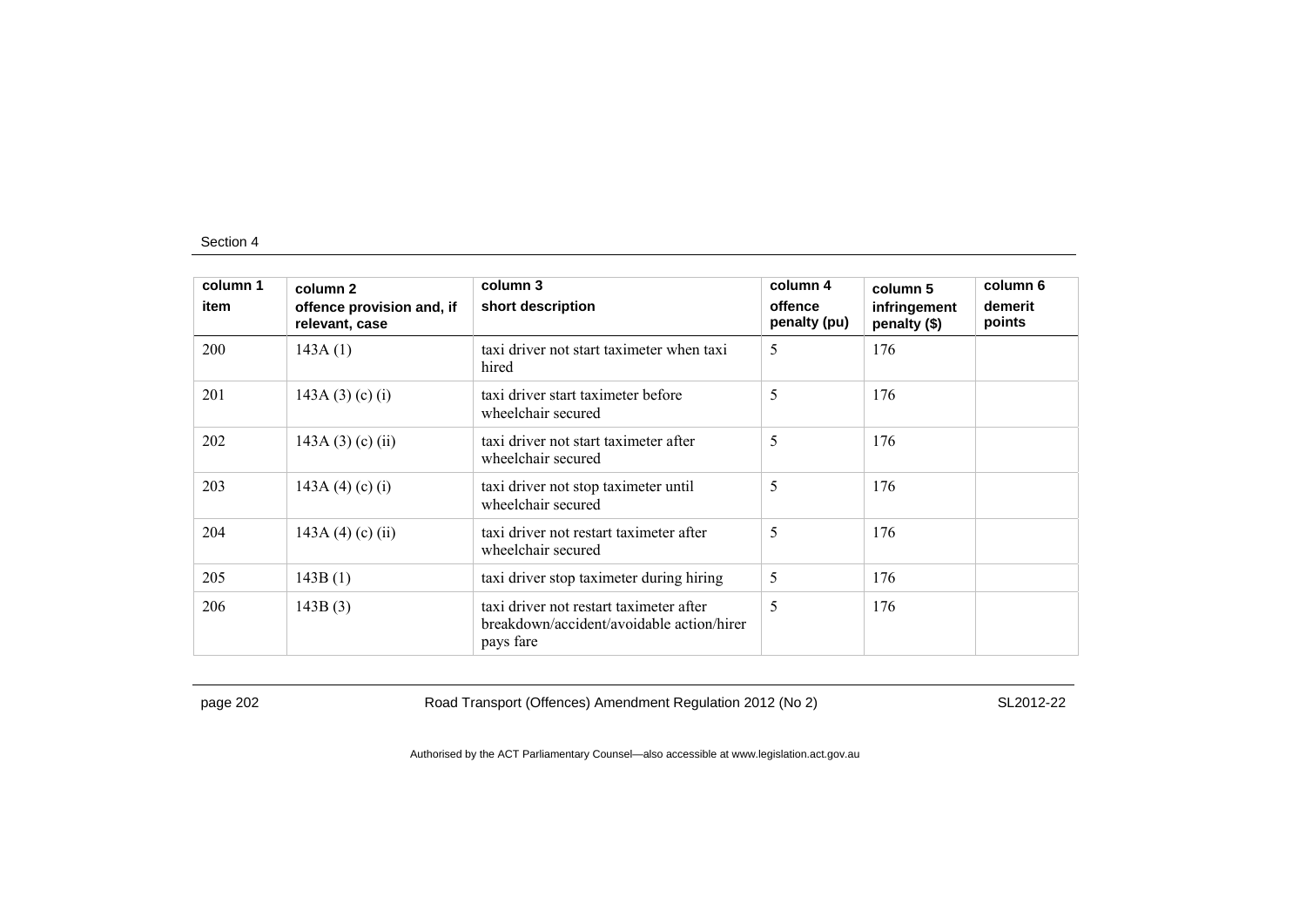| column 1<br>item | column 2<br>offence provision and, if relevant, case | column 3<br>short description | column 4<br>offence penalty (pu) | column 5<br>infringement penalty ($) | column 6<br>demerit points |
|---|---|---|---|---|---|
| 200 | 143A (1) | taxi driver not start taximeter when taxi hired | 5 | 176 | |
| 201 | 143A (3) (c) (i) | taxi driver start taximeter before wheelchair secured | 5 | 176 | |
| 202 | 143A (3) (c) (ii) | taxi driver not start taximeter after wheelchair secured | 5 | 176 | |
| 203 | 143A (4) (c) (i) | taxi driver not stop taximeter until wheelchair secured | 5 | 176 | |
| 204 | 143A (4) (c) (ii) | taxi driver not restart taximeter after wheelchair secured | 5 | 176 | |
| 205 | 143B (1) | taxi driver stop taximeter during hiring | 5 | 176 | |
| 206 | 143B (3) | taxi driver not restart taximeter after breakdown/accident/avoidable action/hirer pays fare | 5 | 176 | |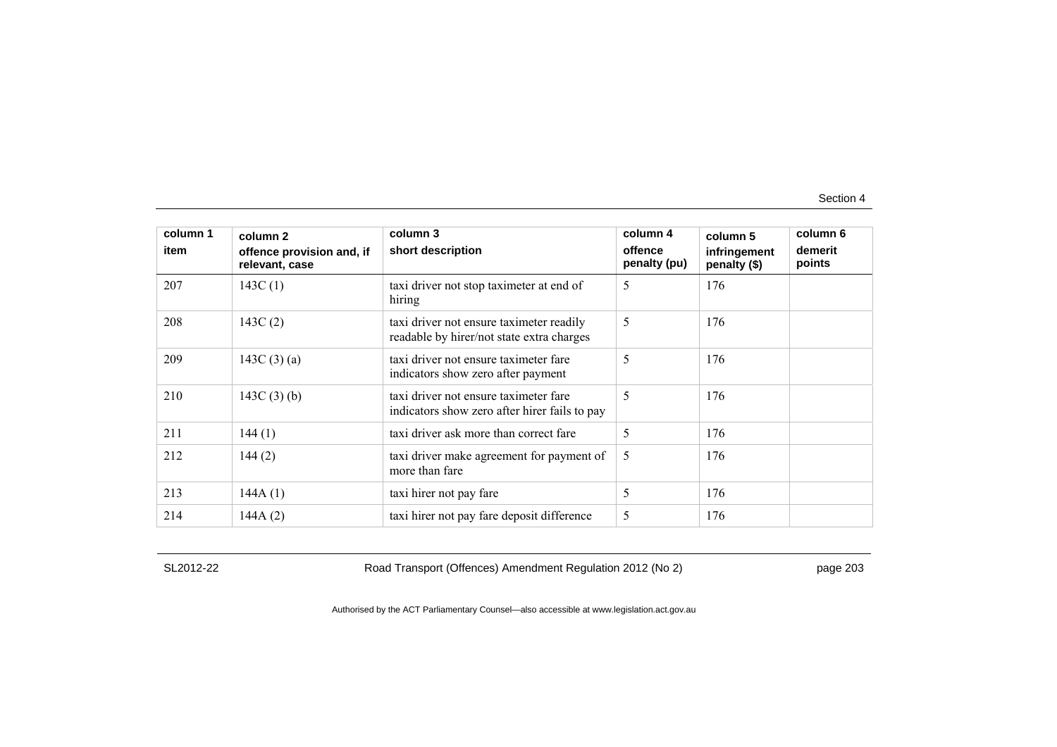| column 1<br>item | column 2<br>offence provision and, if relevant, case | column 3<br>short description | column 4<br>offence penalty (pu) | column 5<br>infringement penalty ($) | column 6<br>demerit points |
|---|---|---|---|---|---|
| 207 | 143C (1) | taxi driver not stop taximeter at end of hiring | 5 | 176 | |
| 208 | 143C (2) | taxi driver not ensure taximeter readily readable by hirer/not state extra charges | 5 | 176 | |
| 209 | 143C (3) (a) | taxi driver not ensure taximeter fare indicators show zero after payment | 5 | 176 | |
| 210 | 143C (3) (b) | taxi driver not ensure taximeter fare indicators show zero after hirer fails to pay | 5 | 176 | |
| 211 | 144 (1) | taxi driver ask more than correct fare | 5 | 176 | |
| 212 | 144 (2) | taxi driver make agreement for payment of more than fare | 5 | 176 | |
| 213 | 144A (1) | taxi hirer not pay fare | 5 | 176 | |
| 214 | 144A (2) | taxi hirer not pay fare deposit difference | 5 | 176 | |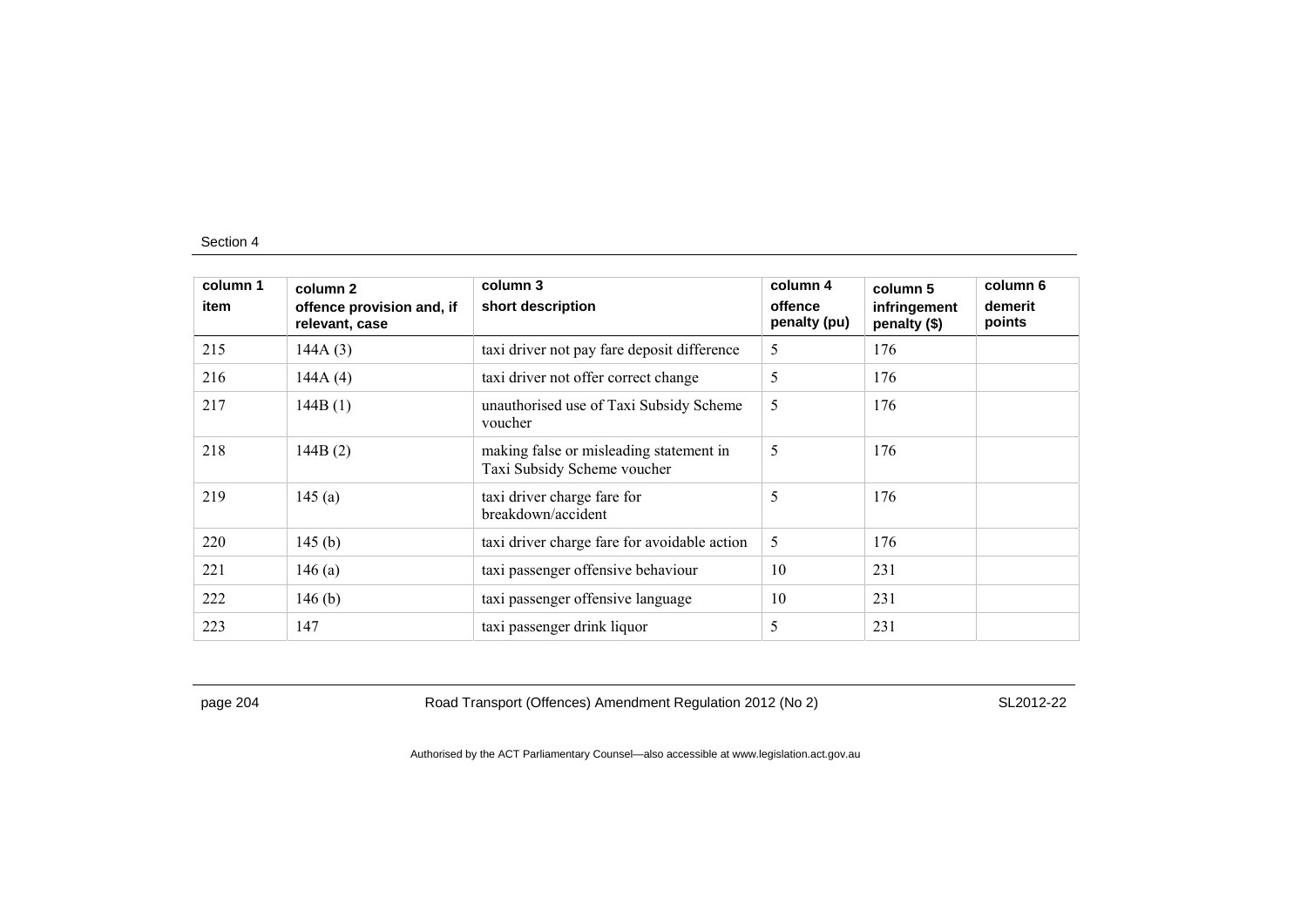| column 1 item | column 2 offence provision and, if relevant, case | column 3 short description | column 4 offence penalty (pu) | column 5 infringement penalty ($) | column 6 demerit points |
|---|---|---|---|---|---|
| 215 | 144A (3) | taxi driver not pay fare deposit difference | 5 | 176 | |
| 216 | 144A (4) | taxi driver not offer correct change | 5 | 176 | |
| 217 | 144B (1) | unauthorised use of Taxi Subsidy Scheme voucher | 5 | 176 | |
| 218 | 144B (2) | making false or misleading statement in Taxi Subsidy Scheme voucher | 5 | 176 | |
| 219 | 145 (a) | taxi driver charge fare for breakdown/accident | 5 | 176 | |
| 220 | 145 (b) | taxi driver charge fare for avoidable action | 5 | 176 | |
| 221 | 146 (a) | taxi passenger offensive behaviour | 10 | 231 | |
| 222 | 146 (b) | taxi passenger offensive language | 10 | 231 | |
| 223 | 147 | taxi passenger drink liquor | 5 | 231 | |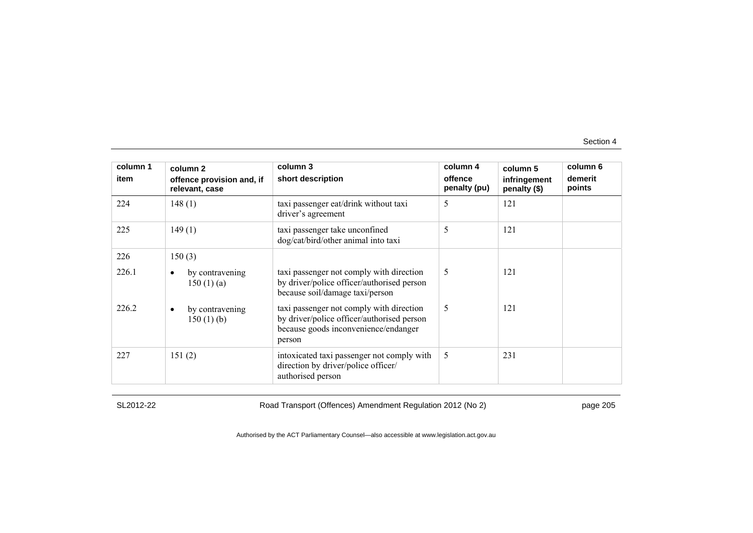| column 1<br>item | column 2<br>offence provision and, if relevant, case | column 3<br>short description | column 4<br>offence penalty (pu) | column 5<br>infringement penalty ($) | column 6<br>demerit points |
|---|---|---|---|---|---|
| 224 | 148 (1) | taxi passenger eat/drink without taxi driver's agreement | 5 | 121 | |
| 225 | 149 (1) | taxi passenger take unconfined dog/cat/bird/other animal into taxi | 5 | 121 | |
| 226 | 150 (3) | | | | |
| 226.1 | • by contravening 150 (1) (a) | taxi passenger not comply with direction by driver/police officer/authorised person because soil/damage taxi/person | 5 | 121 | |
| 226.2 | • by contravening 150 (1) (b) | taxi passenger not comply with direction by driver/police officer/authorised person because goods inconvenience/endanger person | 5 | 121 | |
| 227 | 151 (2) | intoxicated taxi passenger not comply with direction by driver/police officer/ authorised person | 5 | 231 | |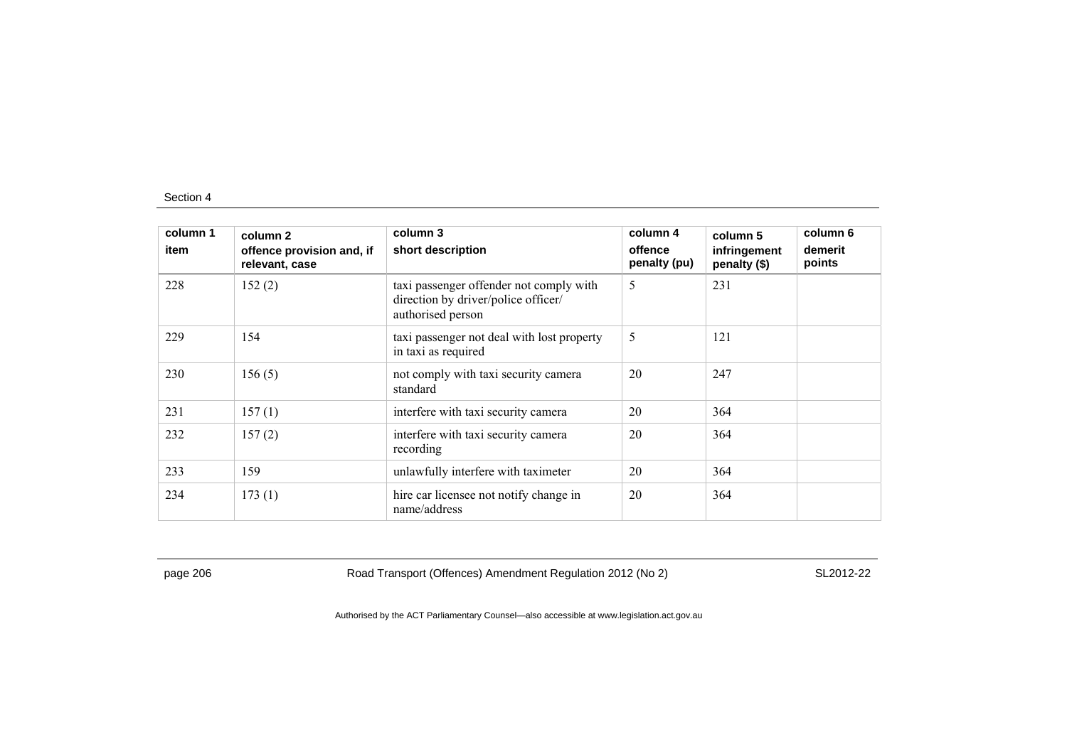| column 1<br>item | column 2<br>offence provision and, if relevant, case | column 3<br>short description | column 4<br>offence penalty (pu) | column 5<br>infringement penalty ($) | column 6<br>demerit points |
|---|---|---|---|---|---|
| 228 | 152 (2) | taxi passenger offender not comply with direction by driver/police officer/ authorised person | 5 | 231 | |
| 229 | 154 | taxi passenger not deal with lost property in taxi as required | 5 | 121 | |
| 230 | 156 (5) | not comply with taxi security camera standard | 20 | 247 | |
| 231 | 157 (1) | interfere with taxi security camera | 20 | 364 | |
| 232 | 157 (2) | interfere with taxi security camera recording | 20 | 364 | |
| 233 | 159 | unlawfully interfere with taximeter | 20 | 364 | |
| 234 | 173 (1) | hire car licensee not notify change in name/address | 20 | 364 | |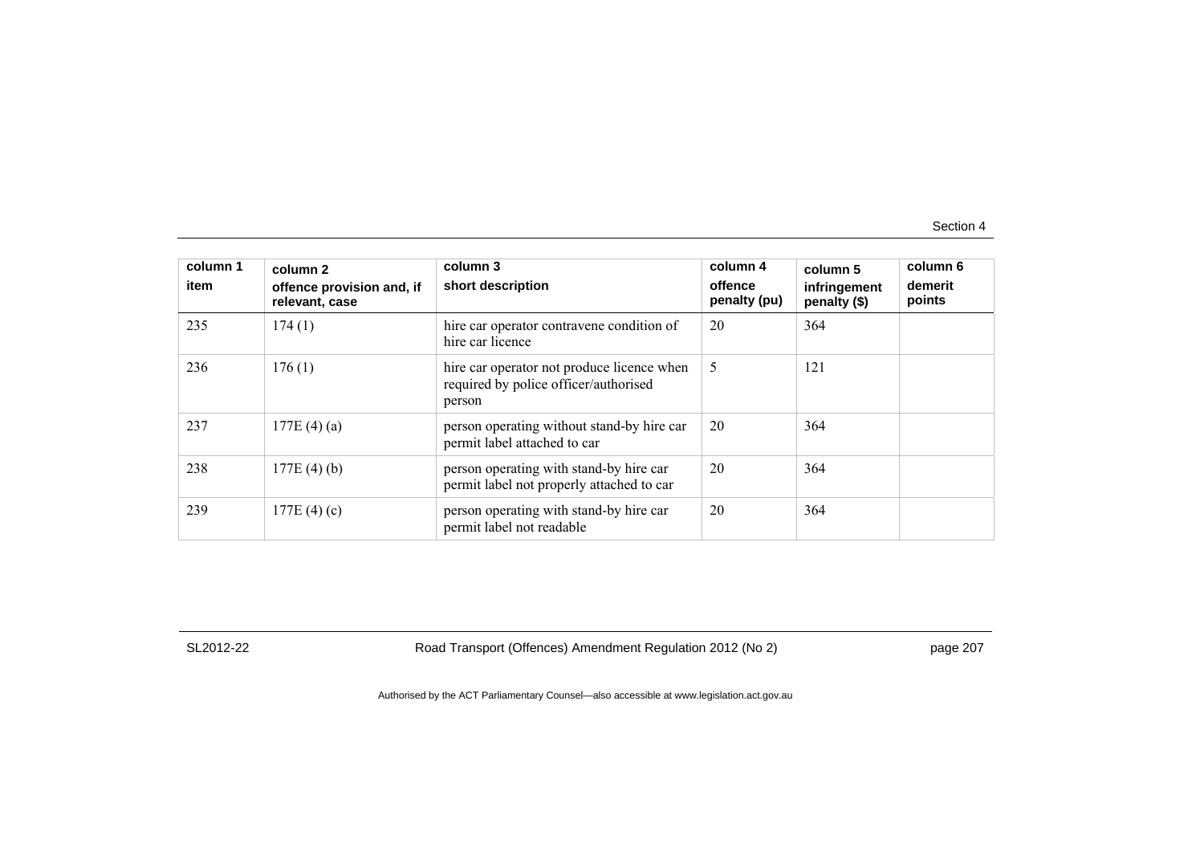| column 1<br>item | column 2<br>offence provision and, if relevant, case | column 3<br>short description | column 4<br>offence penalty (pu) | column 5<br>infringement penalty ($) | column 6<br>demerit points |
|---|---|---|---|---|---|
| 235 | 174 (1) | hire car operator contravene condition of hire car licence | 20 | 364 | |
| 236 | 176 (1) | hire car operator not produce licence when required by police officer/authorised person | 5 | 121 | |
| 237 | 177E (4) (a) | person operating without stand-by hire car permit label attached to car | 20 | 364 | |
| 238 | 177E (4) (b) | person operating with stand-by hire car permit label not properly attached to car | 20 | 364 | |
| 239 | 177E (4) (c) | person operating with stand-by hire car permit label not readable | 20 | 364 | |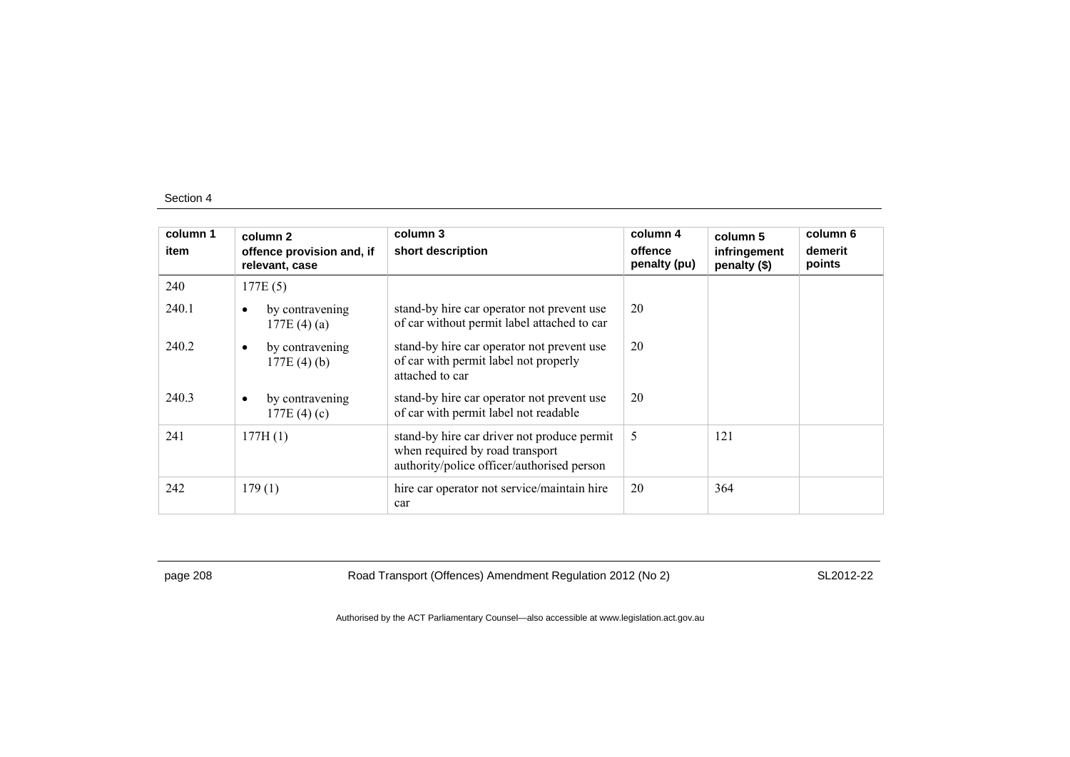| column 1 item | column 2 offence provision and, if relevant, case | column 3 short description | column 4 offence penalty (pu) | column 5 infringement penalty ($) | column 6 demerit points |
|---|---|---|---|---|---|
| 240 | 177E (5) | | | | |
| 240.1 | • by contravening 177E (4) (a) | stand-by hire car operator not prevent use of car without permit label attached to car | 20 | | |
| 240.2 | • by contravening 177E (4) (b) | stand-by hire car operator not prevent use of car with permit label not properly attached to car | 20 | | |
| 240.3 | • by contravening 177E (4) (c) | stand-by hire car operator not prevent use of car with permit label not readable | 20 | | |
| 241 | 177H (1) | stand-by hire car driver not produce permit when required by road transport authority/police officer/authorised person | 5 | 121 | |
| 242 | 179 (1) | hire car operator not service/maintain hire car | 20 | 364 | |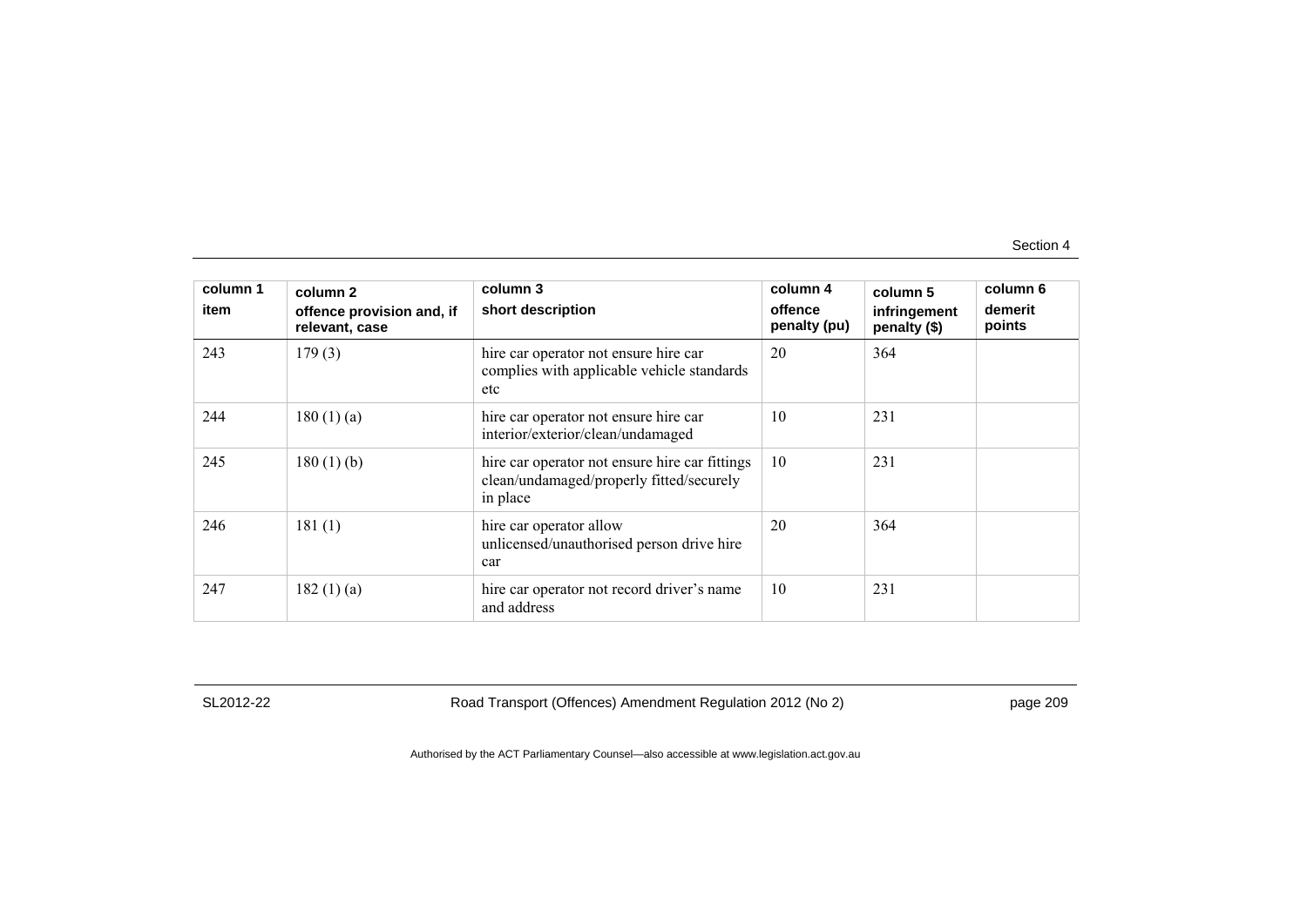| column 1<br>item | column 2<br>offence provision and, if relevant, case | column 3<br>short description | column 4<br>offence penalty (pu) | column 5<br>infringement penalty ($) | column 6<br>demerit points |
|---|---|---|---|---|---|
| 243 | 179 (3) | hire car operator not ensure hire car complies with applicable vehicle standards etc | 20 | 364 | |
| 244 | 180 (1) (a) | hire car operator not ensure hire car interior/exterior/clean/undamaged | 10 | 231 | |
| 245 | 180 (1) (b) | hire car operator not ensure hire car fittings clean/undamaged/properly fitted/securely in place | 10 | 231 | |
| 246 | 181 (1) | hire car operator allow unlicensed/unauthorised person drive hire car | 20 | 364 | |
| 247 | 182 (1) (a) | hire car operator not record driver's name and address | 10 | 231 | |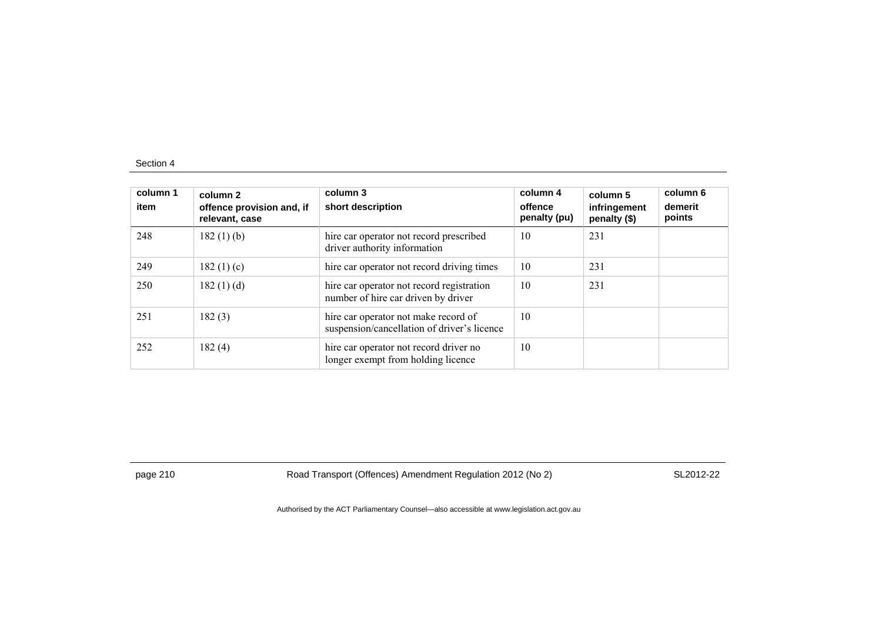| column 1<br>item | column 2<br>offence provision and, if relevant, case | column 3<br>short description | column 4<br>offence penalty (pu) | column 5<br>infringement penalty ($) | column 6<br>demerit points |
|---|---|---|---|---|---|
| 248 | 182 (1) (b) | hire car operator not record prescribed driver authority information | 10 | 231 | |
| 249 | 182 (1) (c) | hire car operator not record driving times | 10 | 231 | |
| 250 | 182 (1) (d) | hire car operator not record registration number of hire car driven by driver | 10 | 231 | |
| 251 | 182 (3) | hire car operator not make record of suspension/cancellation of driver's licence | 10 | | |
| 252 | 182 (4) | hire car operator not record driver no longer exempt from holding licence | 10 | | |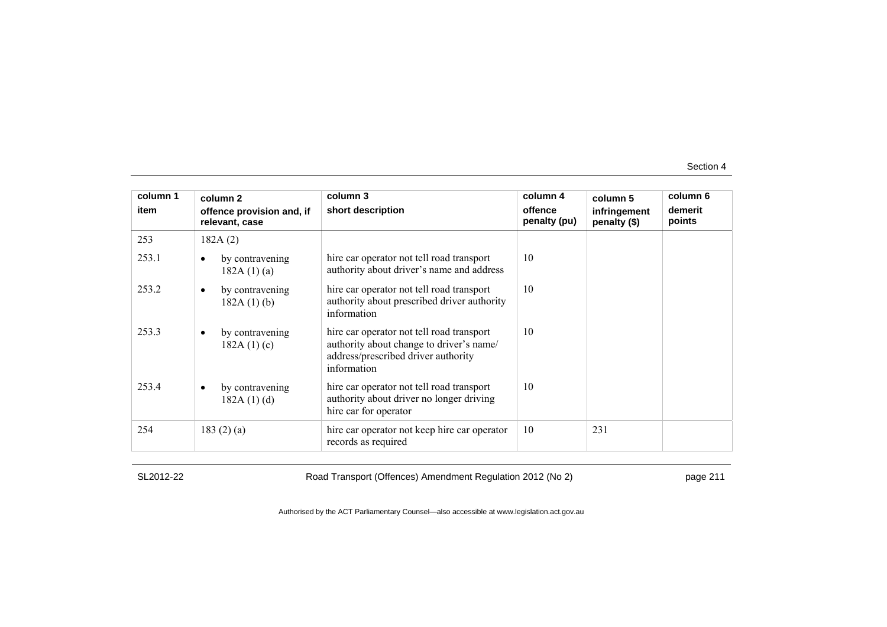| column 1 item | column 2 offence provision and, if relevant, case | column 3 short description | column 4 offence penalty (pu) | column 5 infringement penalty ($) | column 6 demerit points |
|---|---|---|---|---|---|
| 253 | 182A (2) | | | | |
| 253.1 | • by contravening 182A (1) (a) | hire car operator not tell road transport authority about driver's name and address | 10 | | |
| 253.2 | • by contravening 182A (1) (b) | hire car operator not tell road transport authority about prescribed driver authority information | 10 | | |
| 253.3 | • by contravening 182A (1) (c) | hire car operator not tell road transport authority about change to driver's name/ address/prescribed driver authority information | 10 | | |
| 253.4 | • by contravening 182A (1) (d) | hire car operator not tell road transport authority about driver no longer driving hire car for operator | 10 | | |
| 254 | 183 (2) (a) | hire car operator not keep hire car operator records as required | 10 | 231 | |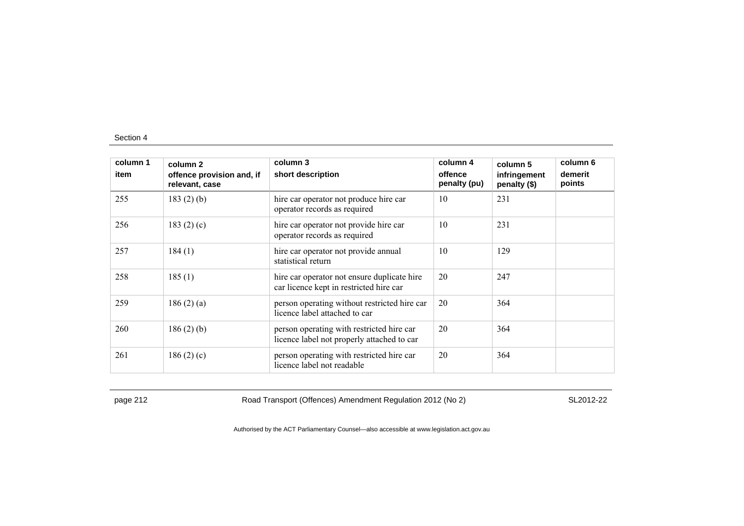| column 1<br>item | column 2<br>offence provision and, if relevant, case | column 3<br>short description | column 4<br>offence penalty (pu) | column 5<br>infringement penalty ($) | column 6<br>demerit points |
|---|---|---|---|---|---|
| 255 | 183 (2) (b) | hire car operator not produce hire car operator records as required | 10 | 231 | |
| 256 | 183 (2) (c) | hire car operator not provide hire car operator records as required | 10 | 231 | |
| 257 | 184 (1) | hire car operator not provide annual statistical return | 10 | 129 | |
| 258 | 185 (1) | hire car operator not ensure duplicate hire car licence kept in restricted hire car | 20 | 247 | |
| 259 | 186 (2) (a) | person operating without restricted hire car licence label attached to car | 20 | 364 | |
| 260 | 186 (2) (b) | person operating with restricted hire car licence label not properly attached to car | 20 | 364 | |
| 261 | 186 (2) (c) | person operating with restricted hire car licence label not readable | 20 | 364 | |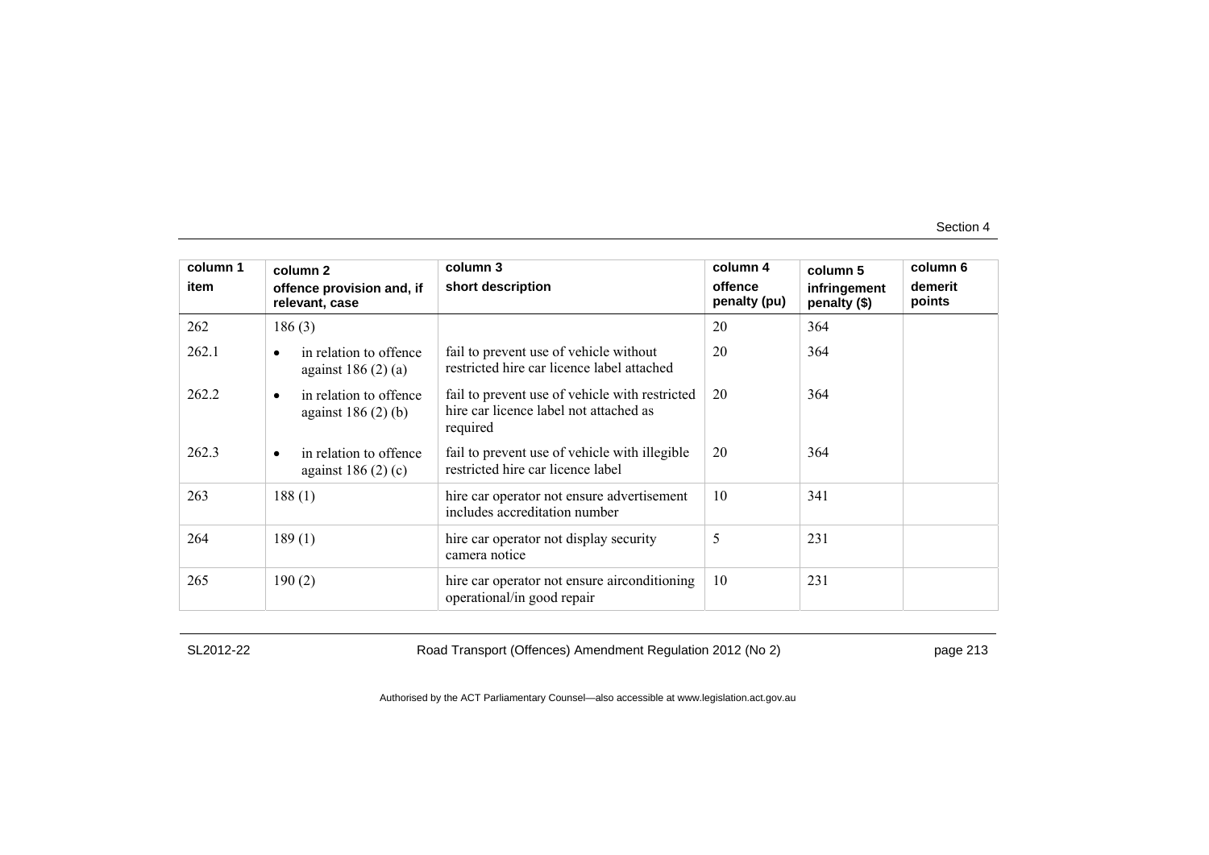| column 1<br>item | column 2<br>offence provision and, if relevant, case | column 3<br>short description | column 4<br>offence penalty (pu) | column 5<br>infringement penalty ($) | column 6<br>demerit points |
|---|---|---|---|---|---|
| 262 | 186 (3) | | 20 | 364 | |
| 262.1 | • in relation to offence against 186 (2) (a) | fail to prevent use of vehicle without restricted hire car licence label attached | 20 | 364 | |
| 262.2 | • in relation to offence against 186 (2) (b) | fail to prevent use of vehicle with restricted hire car licence label not attached as required | 20 | 364 | |
| 262.3 | • in relation to offence against 186 (2) (c) | fail to prevent use of vehicle with illegible restricted hire car licence label | 20 | 364 | |
| 263 | 188 (1) | hire car operator not ensure advertisement includes accreditation number | 10 | 341 | |
| 264 | 189 (1) | hire car operator not display security camera notice | 5 | 231 | |
| 265 | 190 (2) | hire car operator not ensure airconditioning operational/in good repair | 10 | 231 | |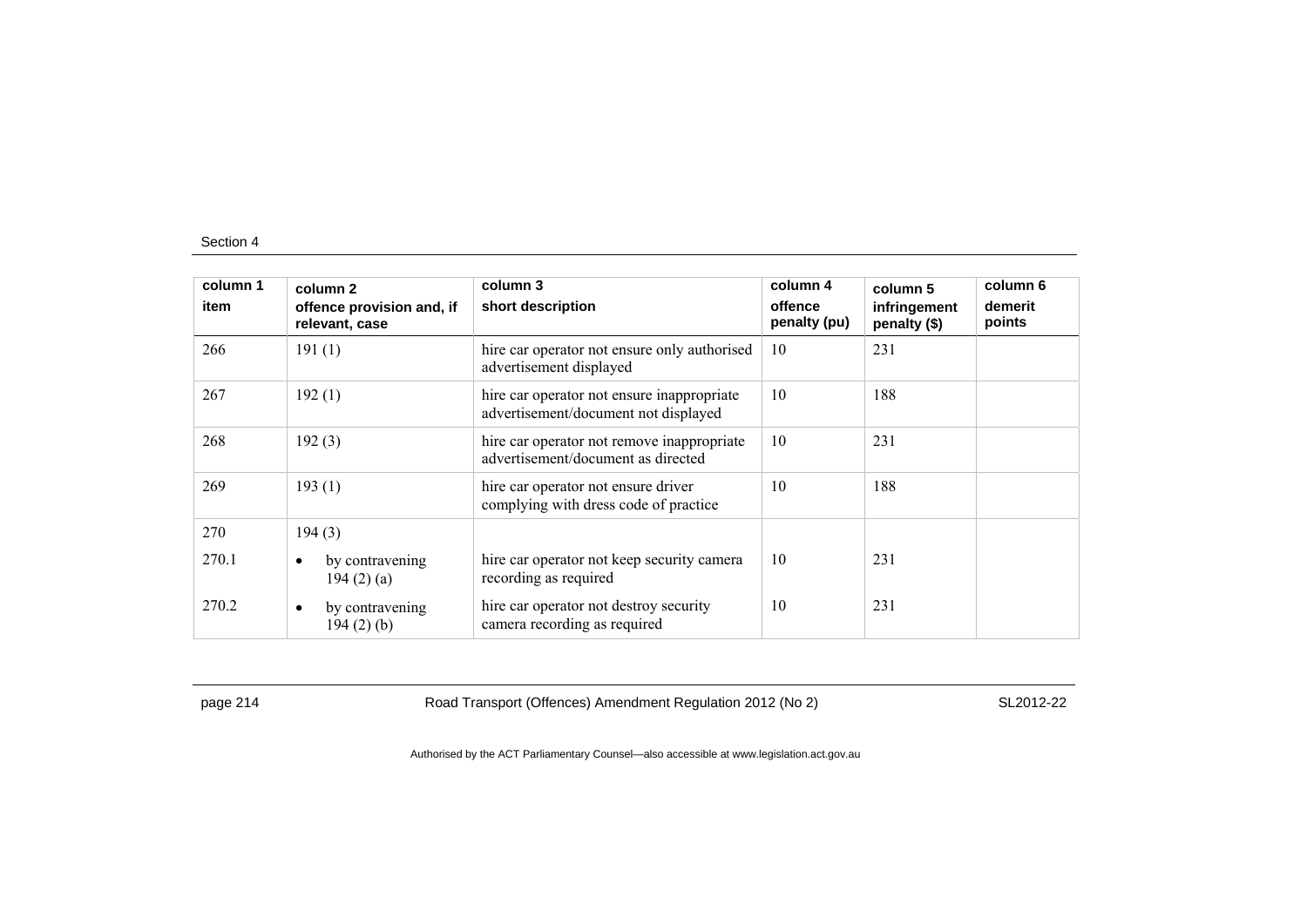| column 1<br>item | column 2<br>offence provision and, if relevant, case | column 3<br>short description | column 4<br>offence penalty (pu) | column 5<br>infringement penalty ($) | column 6<br>demerit points |
|---|---|---|---|---|---|
| 266 | 191 (1) | hire car operator not ensure only authorised advertisement displayed | 10 | 231 | |
| 267 | 192 (1) | hire car operator not ensure inappropriate advertisement/document not displayed | 10 | 188 | |
| 268 | 192 (3) | hire car operator not remove inappropriate advertisement/document as directed | 10 | 231 | |
| 269 | 193 (1) | hire car operator not ensure driver complying with dress code of practice | 10 | 188 | |
| 270 | 194 (3) | | | | |
| 270.1 | • by contravening 194 (2) (a) | hire car operator not keep security camera recording as required | 10 | 231 | |
| 270.2 | • by contravening 194 (2) (b) | hire car operator not destroy security camera recording as required | 10 | 231 | |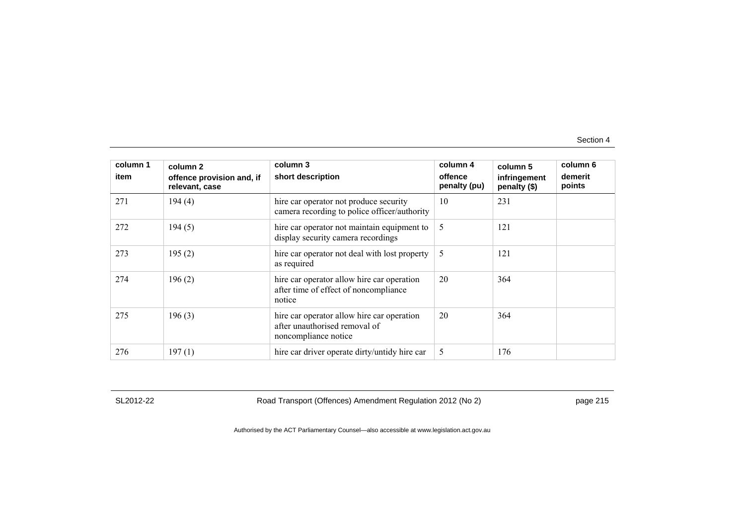| column 1 item | column 2 offence provision and, if relevant, case | column 3 short description | column 4 offence penalty (pu) | column 5 infringement penalty ($) | column 6 demerit points |
|---|---|---|---|---|---|
| 271 | 194 (4) | hire car operator not produce security camera recording to police officer/authority | 10 | 231 | |
| 272 | 194 (5) | hire car operator not maintain equipment to display security camera recordings | 5 | 121 | |
| 273 | 195 (2) | hire car operator not deal with lost property as required | 5 | 121 | |
| 274 | 196 (2) | hire car operator allow hire car operation after time of effect of noncompliance notice | 20 | 364 | |
| 275 | 196 (3) | hire car operator allow hire car operation after unauthorised removal of noncompliance notice | 20 | 364 | |
| 276 | 197 (1) | hire car driver operate dirty/untidy hire car | 5 | 176 | |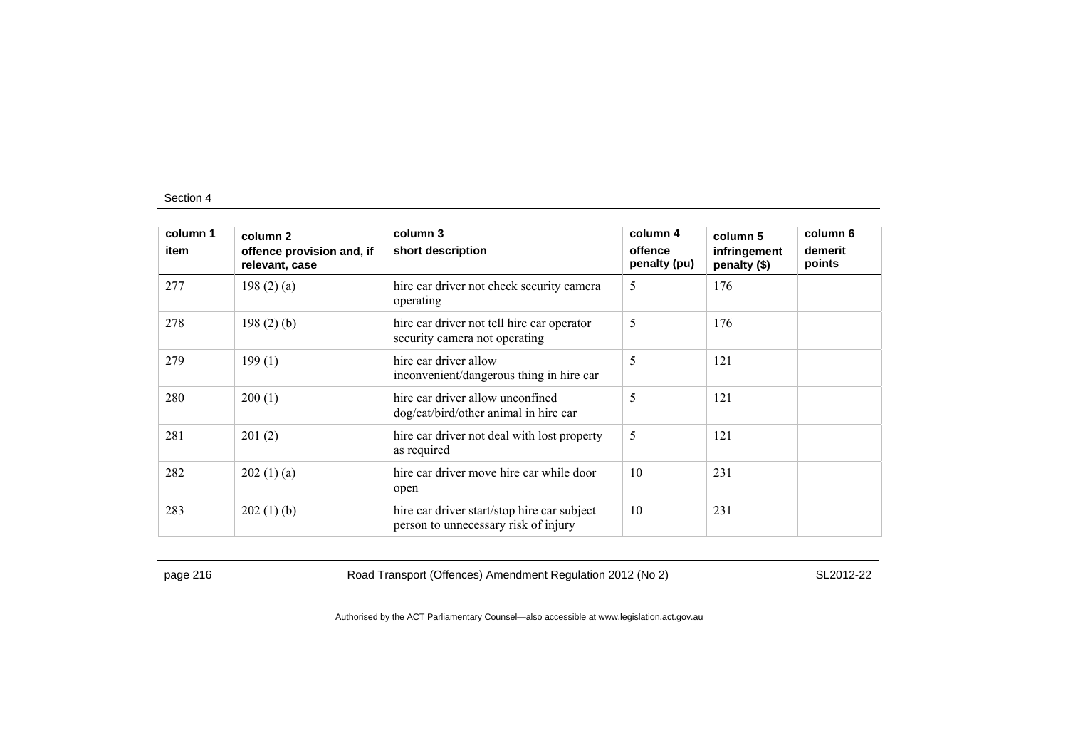| column 1<br>item | column 2<br>offence provision and, if relevant, case | column 3<br>short description | column 4<br>offence penalty (pu) | column 5<br>infringement penalty ($) | column 6<br>demerit points |
|---|---|---|---|---|---|
| 277 | 198 (2) (a) | hire car driver not check security camera operating | 5 | 176 | |
| 278 | 198 (2) (b) | hire car driver not tell hire car operator security camera not operating | 5 | 176 | |
| 279 | 199 (1) | hire car driver allow inconvenient/dangerous thing in hire car | 5 | 121 | |
| 280 | 200 (1) | hire car driver allow unconfined dog/cat/bird/other animal in hire car | 5 | 121 | |
| 281 | 201 (2) | hire car driver not deal with lost property as required | 5 | 121 | |
| 282 | 202 (1) (a) | hire car driver move hire car while door open | 10 | 231 | |
| 283 | 202 (1) (b) | hire car driver start/stop hire car subject person to unnecessary risk of injury | 10 | 231 | |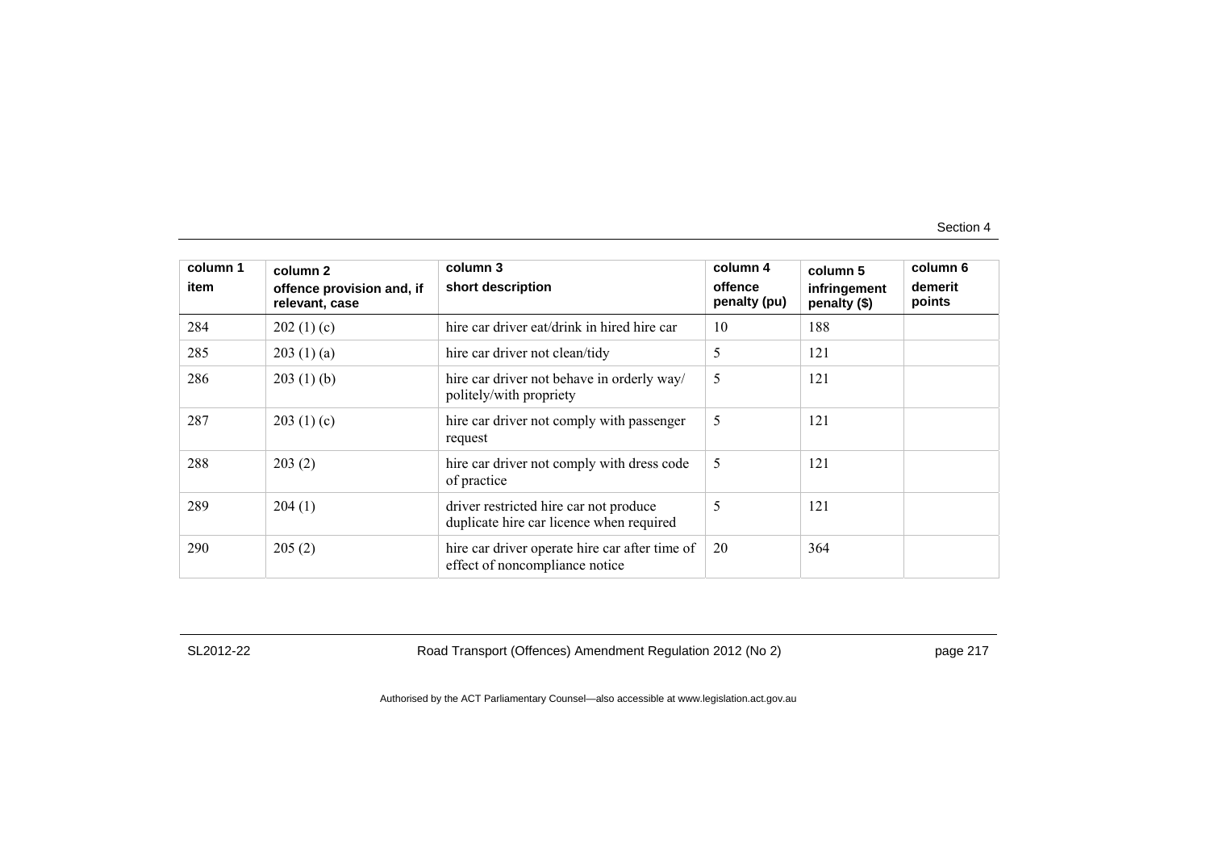| column 1<br>item | column 2<br>offence provision and, if relevant, case | column 3<br>short description | column 4<br>offence penalty (pu) | column 5<br>infringement penalty ($) | column 6<br>demerit points |
|---|---|---|---|---|---|
| 284 | 202 (1) (c) | hire car driver eat/drink in hired hire car | 10 | 188 | |
| 285 | 203 (1) (a) | hire car driver not clean/tidy | 5 | 121 | |
| 286 | 203 (1) (b) | hire car driver not behave in orderly way/ politely/with propriety | 5 | 121 | |
| 287 | 203 (1) (c) | hire car driver not comply with passenger request | 5 | 121 | |
| 288 | 203 (2) | hire car driver not comply with dress code of practice | 5 | 121 | |
| 289 | 204 (1) | driver restricted hire car not produce duplicate hire car licence when required | 5 | 121 | |
| 290 | 205 (2) | hire car driver operate hire car after time of effect of noncompliance notice | 20 | 364 | |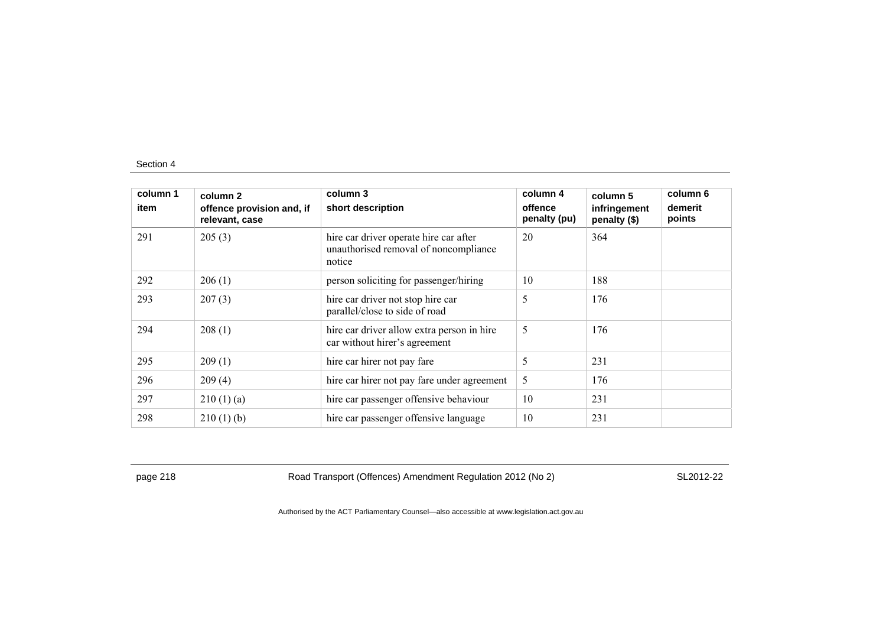| column 1<br>item | column 2<br>offence provision and, if relevant, case | column 3<br>short description | column 4<br>offence penalty (pu) | column 5<br>infringement penalty ($) | column 6<br>demerit points |
|---|---|---|---|---|---|
| 291 | 205 (3) | hire car driver operate hire car after unauthorised removal of noncompliance notice | 20 | 364 | |
| 292 | 206 (1) | person soliciting for passenger/hiring | 10 | 188 | |
| 293 | 207 (3) | hire car driver not stop hire car parallel/close to side of road | 5 | 176 | |
| 294 | 208 (1) | hire car driver allow extra person in hire car without hirer's agreement | 5 | 176 | |
| 295 | 209 (1) | hire car hirer not pay fare | 5 | 231 | |
| 296 | 209 (4) | hire car hirer not pay fare under agreement | 5 | 176 | |
| 297 | 210 (1) (a) | hire car passenger offensive behaviour | 10 | 231 | |
| 298 | 210 (1) (b) | hire car passenger offensive language | 10 | 231 | |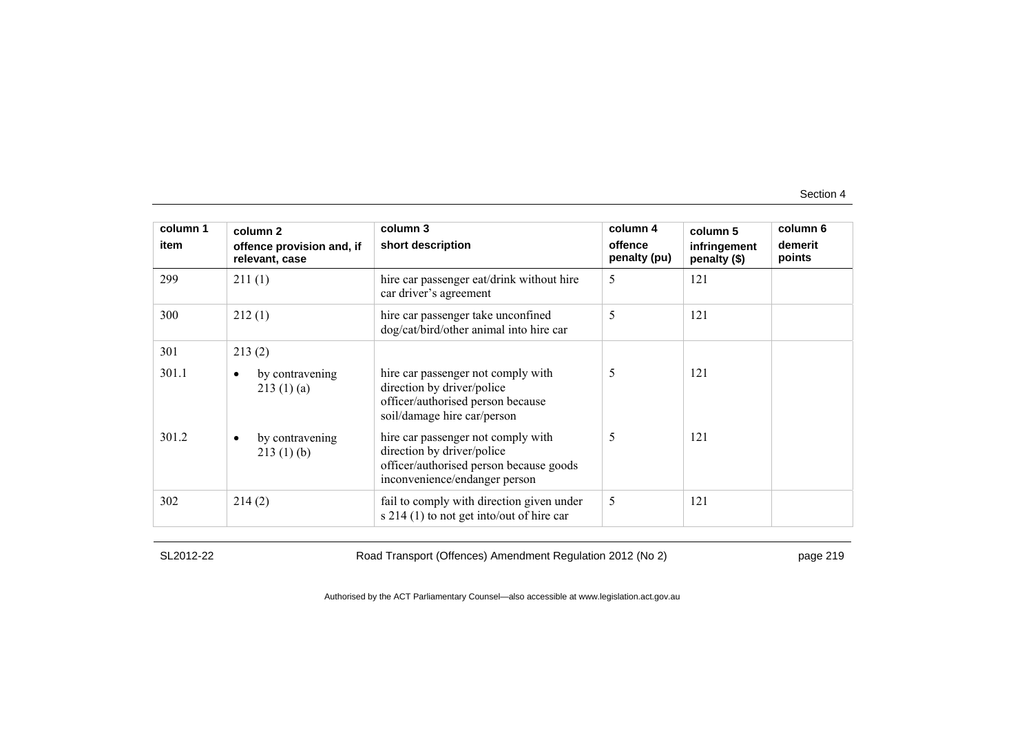| column 1 item | column 2 offence provision and, if relevant, case | column 3 short description | column 4 offence penalty (pu) | column 5 infringement penalty ($) | column 6 demerit points |
|---|---|---|---|---|---|
| 299 | 211 (1) | hire car passenger eat/drink without hire car driver's agreement | 5 | 121 | |
| 300 | 212 (1) | hire car passenger take unconfined dog/cat/bird/other animal into hire car | 5 | 121 | |
| 301 | 213 (2) | | | | |
| 301.1 | • by contravening 213 (1) (a) | hire car passenger not comply with direction by driver/police officer/authorised person because soil/damage hire car/person | 5 | 121 | |
| 301.2 | • by contravening 213 (1) (b) | hire car passenger not comply with direction by driver/police officer/authorised person because goods inconvenience/endanger person | 5 | 121 | |
| 302 | 214 (2) | fail to comply with direction given under s 214 (1) to not get into/out of hire car | 5 | 121 | |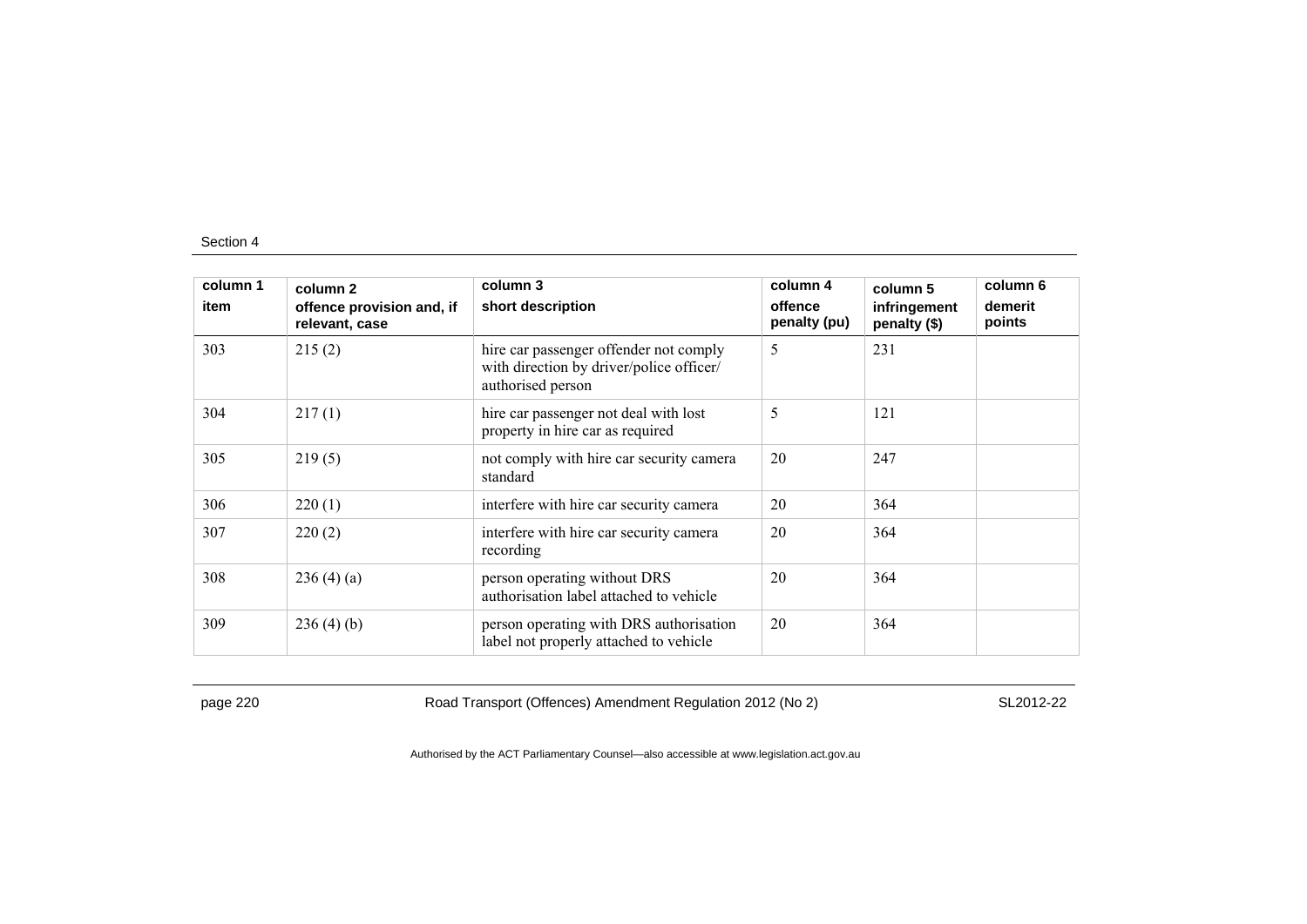| column 1<br>item | column 2<br>offence provision and, if relevant, case | column 3<br>short description | column 4<br>offence penalty (pu) | column 5<br>infringement penalty ($) | column 6<br>demerit points |
|---|---|---|---|---|---|
| 303 | 215 (2) | hire car passenger offender not comply with direction by driver/police officer/ authorised person | 5 | 231 | |
| 304 | 217 (1) | hire car passenger not deal with lost property in hire car as required | 5 | 121 | |
| 305 | 219 (5) | not comply with hire car security camera standard | 20 | 247 | |
| 306 | 220 (1) | interfere with hire car security camera | 20 | 364 | |
| 307 | 220 (2) | interfere with hire car security camera recording | 20 | 364 | |
| 308 | 236 (4) (a) | person operating without DRS authorisation label attached to vehicle | 20 | 364 | |
| 309 | 236 (4) (b) | person operating with DRS authorisation label not properly attached to vehicle | 20 | 364 | |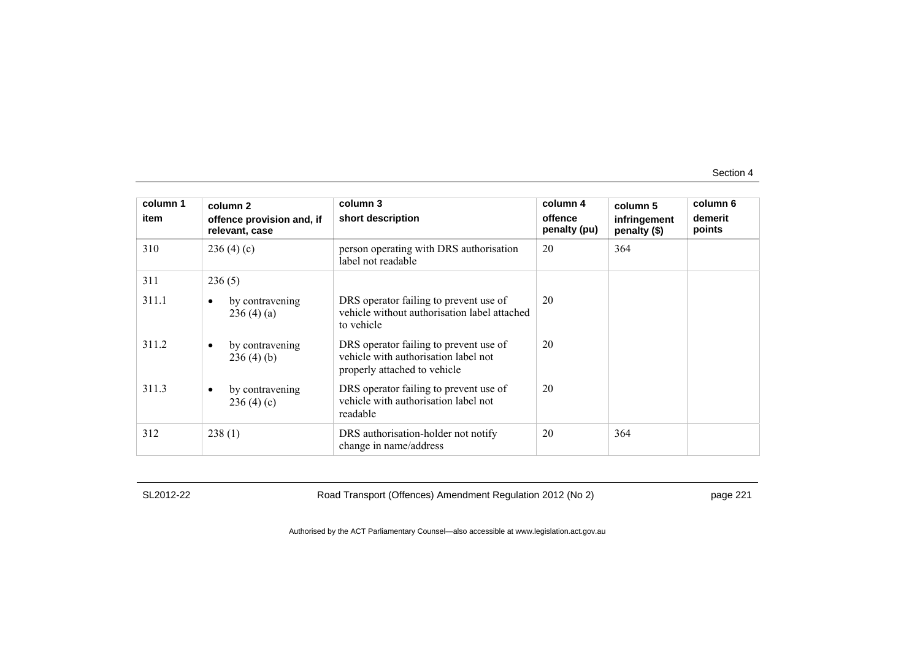| column 1<br>item | column 2<br>offence provision and, if relevant, case | column 3<br>short description | column 4<br>offence penalty (pu) | column 5<br>infringement penalty ($) | column 6<br>demerit points |
|---|---|---|---|---|---|
| 310 | 236 (4) (c) | person operating with DRS authorisation label not readable | 20 | 364 | |
| 311 | 236 (5) | | | | |
| 311.1 | • by contravening 236 (4) (a) | DRS operator failing to prevent use of vehicle without authorisation label attached to vehicle | 20 | | |
| 311.2 | • by contravening 236 (4) (b) | DRS operator failing to prevent use of vehicle with authorisation label not properly attached to vehicle | 20 | | |
| 311.3 | • by contravening 236 (4) (c) | DRS operator failing to prevent use of vehicle with authorisation label not readable | 20 | | |
| 312 | 238 (1) | DRS authorisation-holder not notify change in name/address | 20 | 364 | |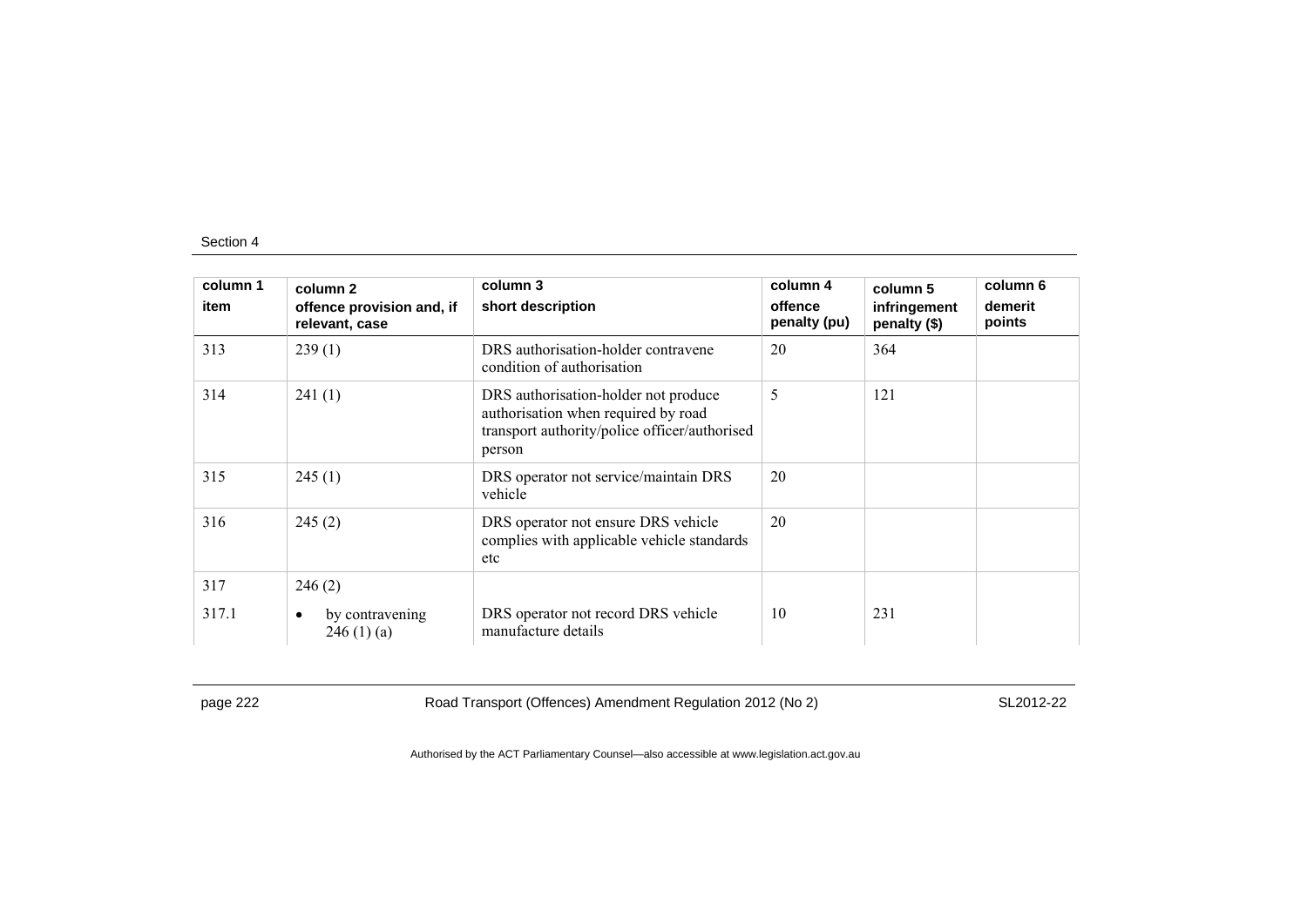| column 1<br>item | column 2<br>offence provision and, if relevant, case | column 3<br>short description | column 4<br>offence penalty (pu) | column 5<br>infringement penalty ($) | column 6<br>demerit points |
|---|---|---|---|---|---|
| 313 | 239 (1) | DRS authorisation-holder contravene condition of authorisation | 20 | 364 | |
| 314 | 241 (1) | DRS authorisation-holder not produce authorisation when required by road transport authority/police officer/authorised person | 5 | 121 | |
| 315 | 245 (1) | DRS operator not service/maintain DRS vehicle | 20 | | |
| 316 | 245 (2) | DRS operator not ensure DRS vehicle complies with applicable vehicle standards etc | 20 | | |
| 317 | 246 (2) | | | | |
| 317.1 | • by contravening 246 (1) (a) | DRS operator not record DRS vehicle manufacture details | 10 | 231 | |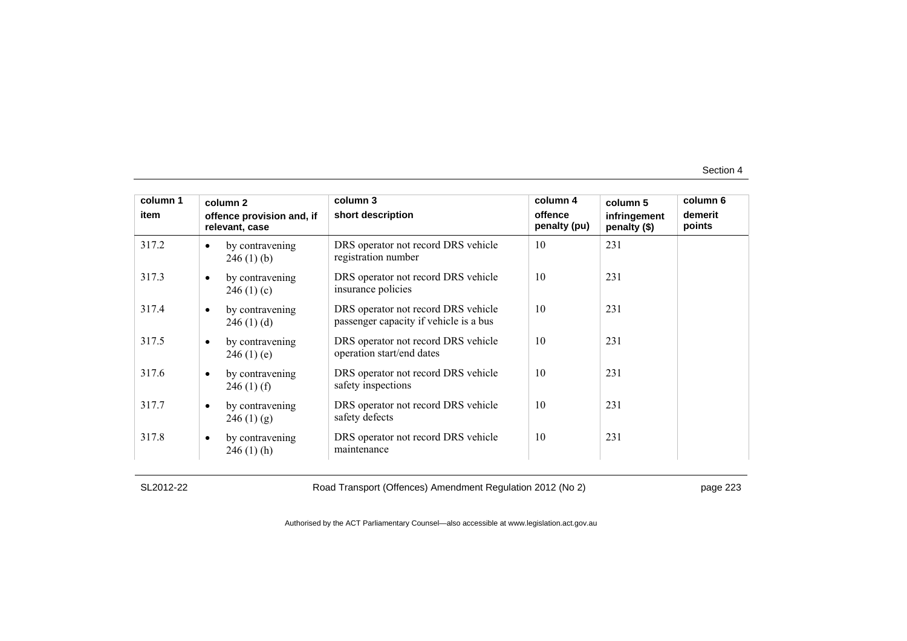| column 1<br>item | column 2<br>offence provision and, if relevant, case | column 3<br>short description | column 4<br>offence penalty (pu) | column 5<br>infringement penalty ($) | column 6<br>demerit points |
|---|---|---|---|---|---|
| 317.2 | • by contravening 246 (1) (b) | DRS operator not record DRS vehicle registration number | 10 | 231 | |
| 317.3 | • by contravening 246 (1) (c) | DRS operator not record DRS vehicle insurance policies | 10 | 231 | |
| 317.4 | • by contravening 246 (1) (d) | DRS operator not record DRS vehicle passenger capacity if vehicle is a bus | 10 | 231 | |
| 317.5 | • by contravening 246 (1) (e) | DRS operator not record DRS vehicle operation start/end dates | 10 | 231 | |
| 317.6 | • by contravening 246 (1) (f) | DRS operator not record DRS vehicle safety inspections | 10 | 231 | |
| 317.7 | • by contravening 246 (1) (g) | DRS operator not record DRS vehicle safety defects | 10 | 231 | |
| 317.8 | • by contravening 246 (1) (h) | DRS operator not record DRS vehicle maintenance | 10 | 231 | |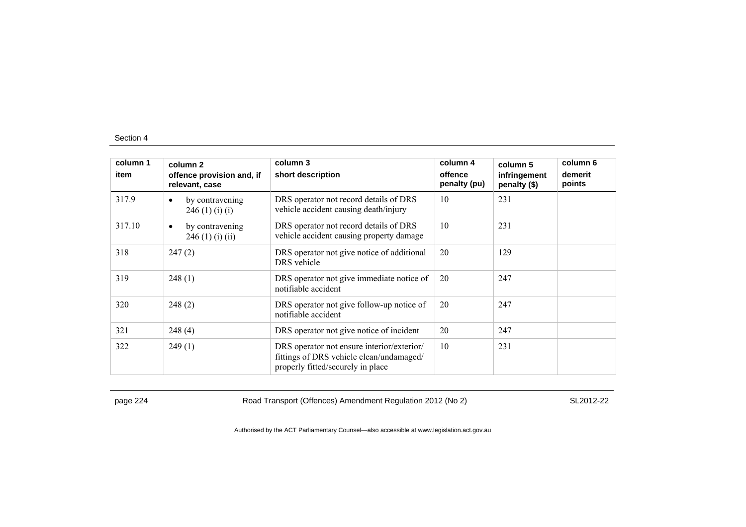Section 4

| column 1<br>item | column 2<br>offence provision and, if relevant, case | column 3<br>short description | column 4<br>offence penalty (pu) | column 5<br>infringement penalty ($) | column 6<br>demerit points |
|---|---|---|---|---|---|
| 317.9 | • by contravening 246 (1) (i) (i) | DRS operator not record details of DRS vehicle accident causing death/injury | 10 | 231 | |
| 317.10 | • by contravening 246 (1) (i) (ii) | DRS operator not record details of DRS vehicle accident causing property damage | 10 | 231 | |
| 318 | 247 (2) | DRS operator not give notice of additional DRS vehicle | 20 | 129 | |
| 319 | 248 (1) | DRS operator not give immediate notice of notifiable accident | 20 | 247 | |
| 320 | 248 (2) | DRS operator not give follow-up notice of notifiable accident | 20 | 247 | |
| 321 | 248 (4) | DRS operator not give notice of incident | 20 | 247 | |
| 322 | 249 (1) | DRS operator not ensure interior/exterior/ fittings of DRS vehicle clean/undamaged/ properly fitted/securely in place | 10 | 231 | |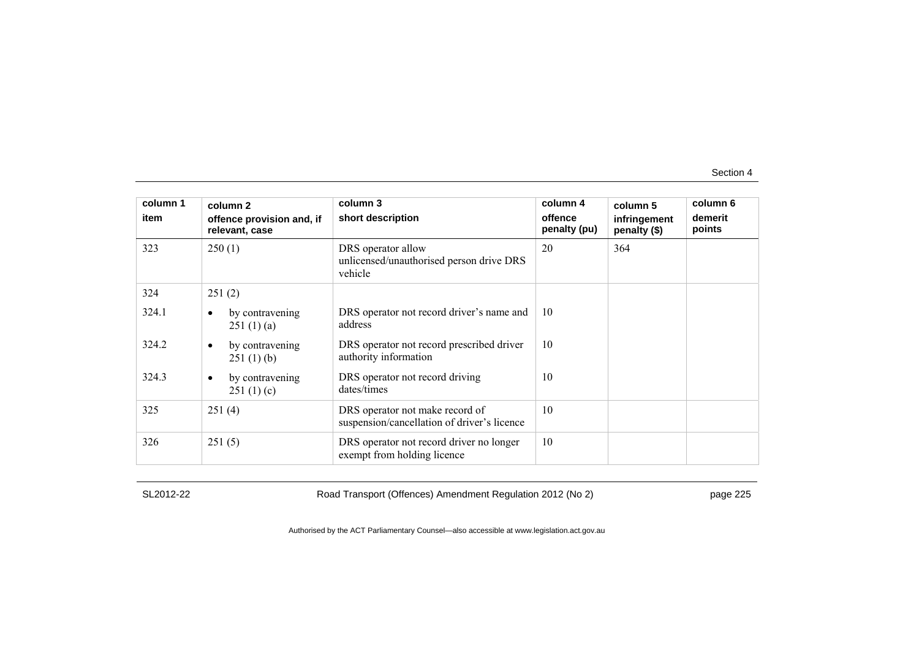| column 1<br>item | column 2<br>offence provision and, if relevant, case | column 3<br>short description | column 4<br>offence penalty (pu) | column 5<br>infringement penalty ($) | column 6<br>demerit points |
|---|---|---|---|---|---|
| 323 | 250 (1) | DRS operator allow unlicensed/unauthorised person drive DRS vehicle | 20 | 364 | |
| 324 | 251 (2) | | | | |
| 324.1 | • by contravening 251 (1) (a) | DRS operator not record driver's name and address | 10 | | |
| 324.2 | • by contravening 251 (1) (b) | DRS operator not record prescribed driver authority information | 10 | | |
| 324.3 | • by contravening 251 (1) (c) | DRS operator not record driving dates/times | 10 | | |
| 325 | 251 (4) | DRS operator not make record of suspension/cancellation of driver's licence | 10 | | |
| 326 | 251 (5) | DRS operator not record driver no longer exempt from holding licence | 10 | | |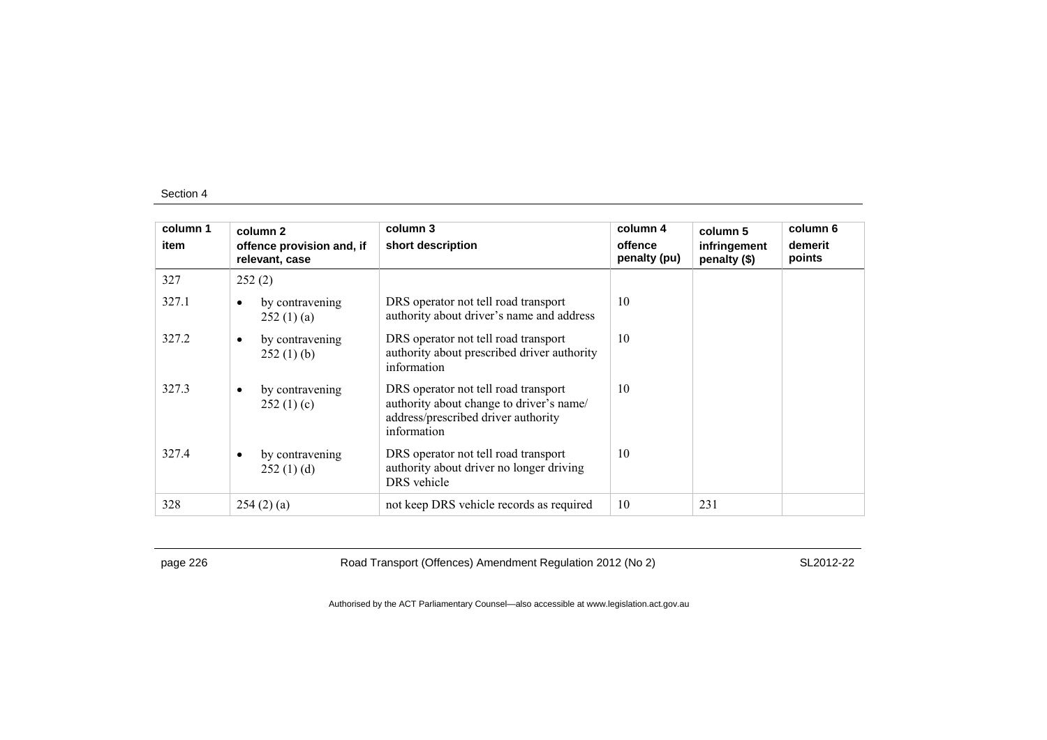| column 1<br>item | column 2<br>offence provision and, if relevant, case | column 3<br>short description | column 4<br>offence penalty (pu) | column 5<br>infringement penalty ($) | column 6<br>demerit points |
|---|---|---|---|---|---|
| 327 | 252 (2) | | | | |
| 327.1 | • by contravening 252 (1) (a) | DRS operator not tell road transport authority about driver's name and address | 10 | | |
| 327.2 | • by contravening 252 (1) (b) | DRS operator not tell road transport authority about prescribed driver authority information | 10 | | |
| 327.3 | • by contravening 252 (1) (c) | DRS operator not tell road transport authority about change to driver's name/ address/prescribed driver authority information | 10 | | |
| 327.4 | • by contravening 252 (1) (d) | DRS operator not tell road transport authority about driver no longer driving DRS vehicle | 10 | | |
| 328 | 254 (2) (a) | not keep DRS vehicle records as required | 10 | 231 | |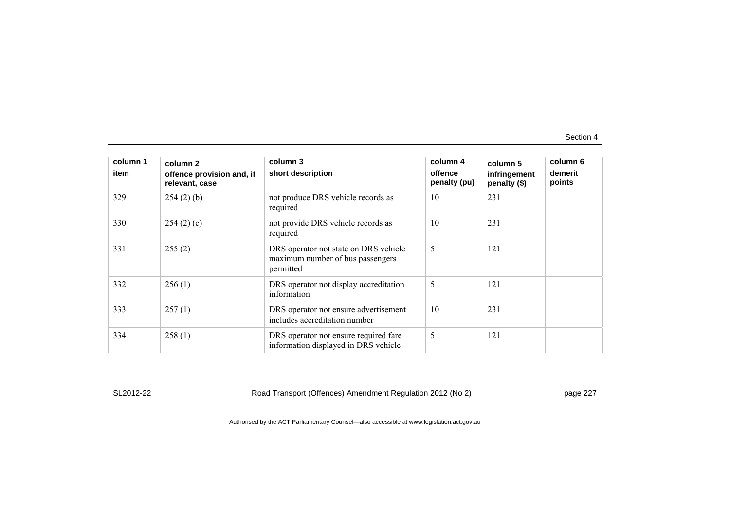| column 1<br>item | column 2<br>offence provision and, if relevant, case | column 3<br>short description | column 4<br>offence penalty (pu) | column 5<br>infringement penalty ($) | column 6<br>demerit points |
|---|---|---|---|---|---|
| 329 | 254 (2) (b) | not produce DRS vehicle records as required | 10 | 231 | |
| 330 | 254 (2) (c) | not provide DRS vehicle records as required | 10 | 231 | |
| 331 | 255 (2) | DRS operator not state on DRS vehicle maximum number of bus passengers permitted | 5 | 121 | |
| 332 | 256 (1) | DRS operator not display accreditation information | 5 | 121 | |
| 333 | 257 (1) | DRS operator not ensure advertisement includes accreditation number | 10 | 231 | |
| 334 | 258 (1) | DRS operator not ensure required fare information displayed in DRS vehicle | 5 | 121 | |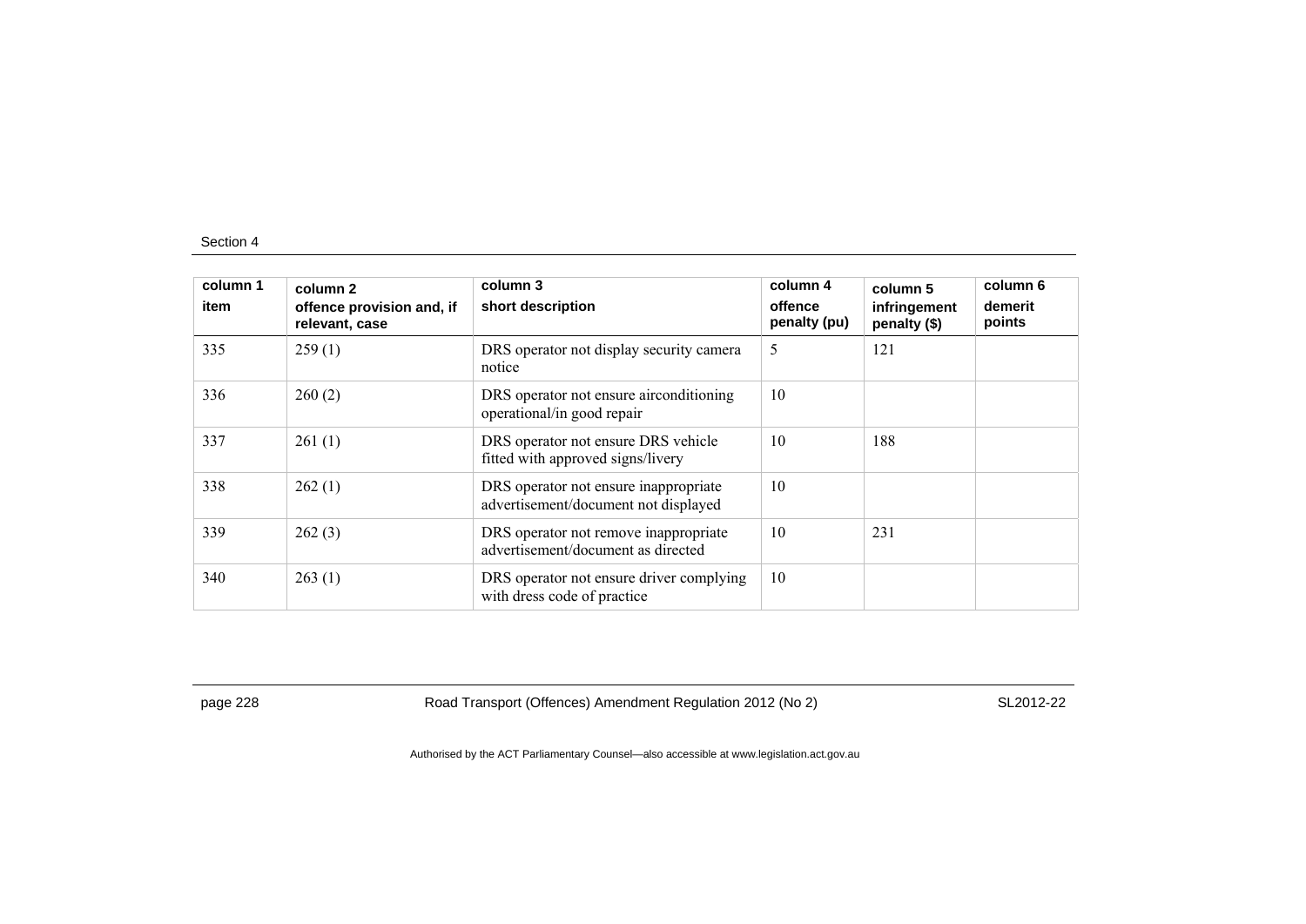Section 4

| column 1<br>item | column 2<br>offence provision and, if relevant, case | column 3<br>short description | column 4<br>offence penalty (pu) | column 5<br>infringement penalty ($) | column 6<br>demerit points |
|---|---|---|---|---|---|
| 335 | 259 (1) | DRS operator not display security camera notice | 5 | 121 | |
| 336 | 260 (2) | DRS operator not ensure airconditioning operational/in good repair | 10 | | |
| 337 | 261 (1) | DRS operator not ensure DRS vehicle fitted with approved signs/livery | 10 | 188 | |
| 338 | 262 (1) | DRS operator not ensure inappropriate advertisement/document not displayed | 10 | | |
| 339 | 262 (3) | DRS operator not remove inappropriate advertisement/document as directed | 10 | 231 | |
| 340 | 263 (1) | DRS operator not ensure driver complying with dress code of practice | 10 | | |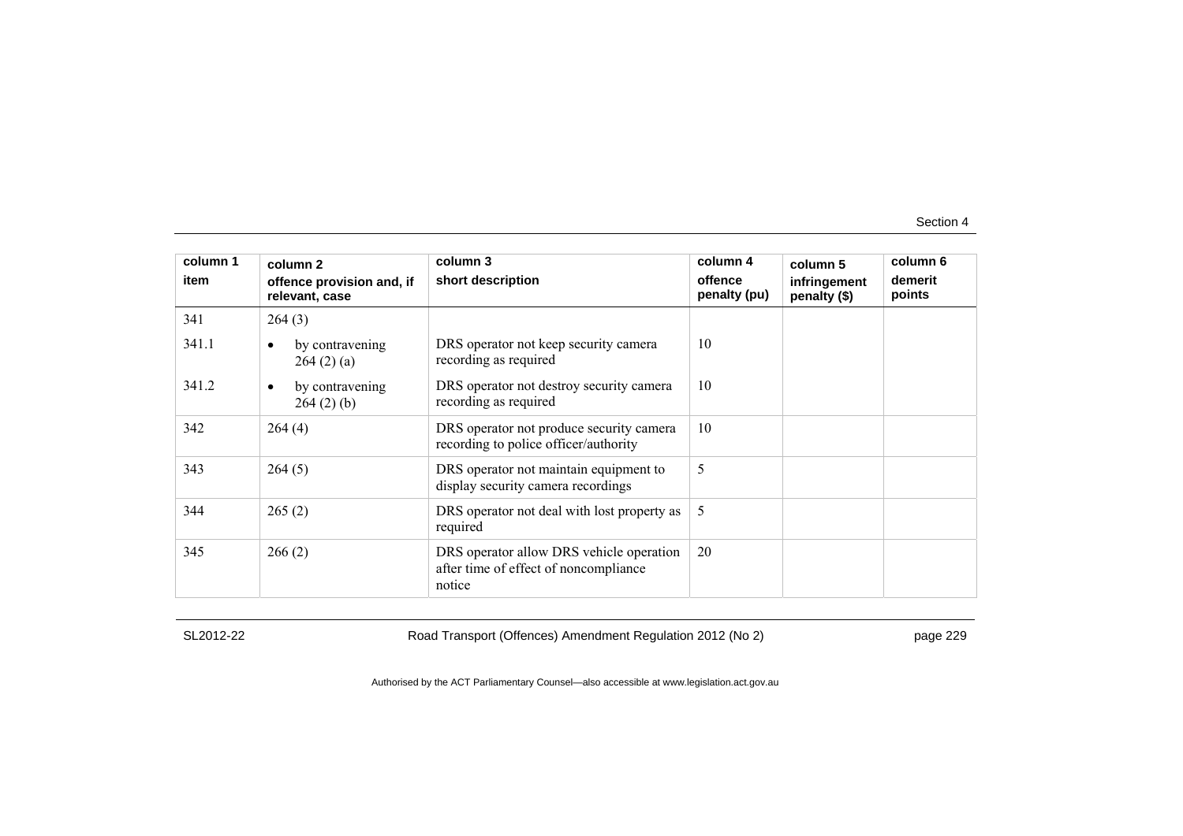| column 1<br>item | column 2<br>offence provision and, if relevant, case | column 3<br>short description | column 4<br>offence penalty (pu) | column 5<br>infringement penalty ($) | column 6<br>demerit points |
|---|---|---|---|---|---|
| 341 | 264 (3) | | | | |
| 341.1 | • by contravening 264 (2) (a) | DRS operator not keep security camera recording as required | 10 | | |
| 341.2 | • by contravening 264 (2) (b) | DRS operator not destroy security camera recording as required | 10 | | |
| 342 | 264 (4) | DRS operator not produce security camera recording to police officer/authority | 10 | | |
| 343 | 264 (5) | DRS operator not maintain equipment to display security camera recordings | 5 | | |
| 344 | 265 (2) | DRS operator not deal with lost property as required | 5 | | |
| 345 | 266 (2) | DRS operator allow DRS vehicle operation after time of effect of noncompliance notice | 20 | | |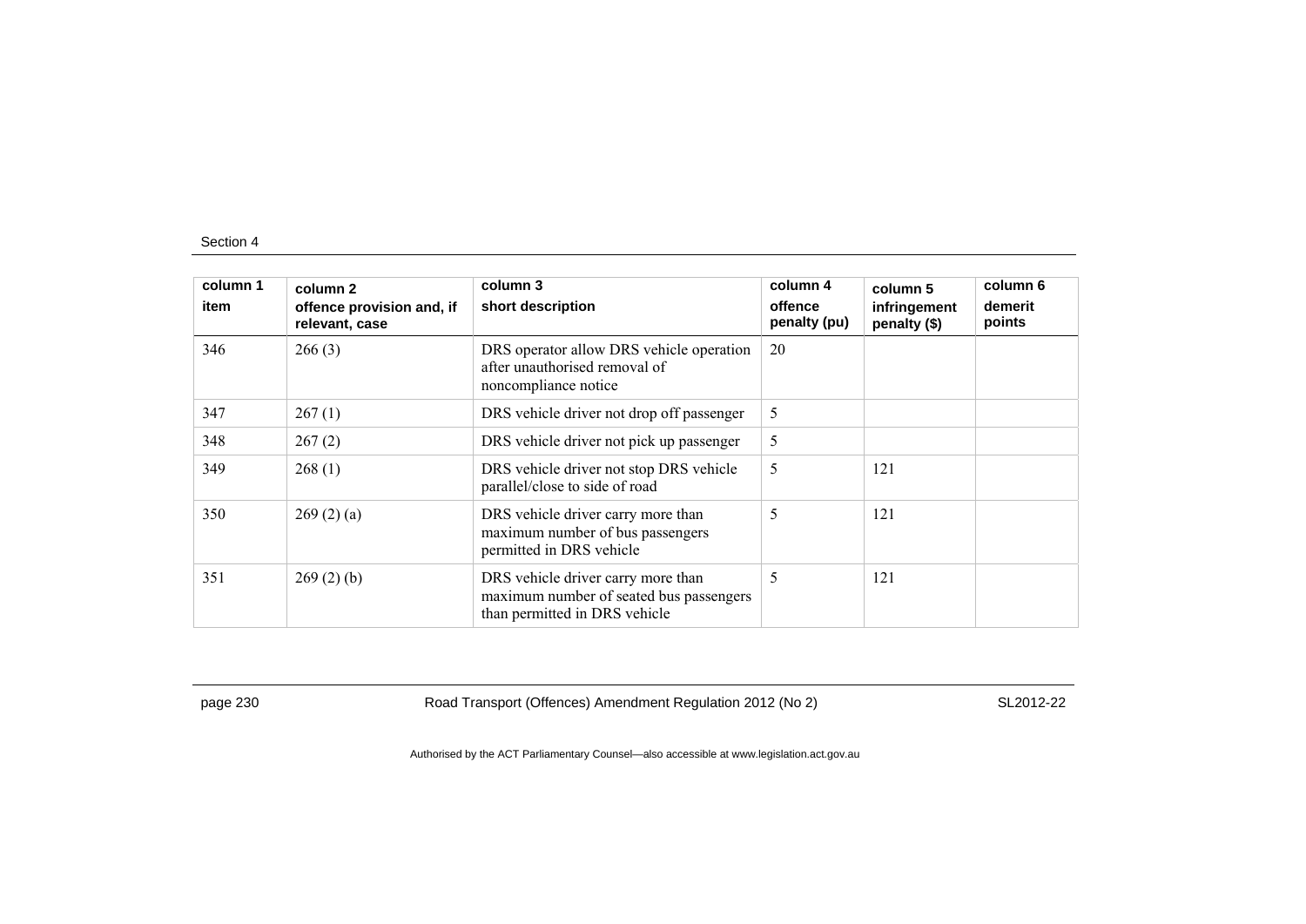| column 1<br>item | column 2<br>offence provision and, if relevant, case | column 3<br>short description | column 4<br>offence penalty (pu) | column 5<br>infringement penalty ($) | column 6<br>demerit points |
|---|---|---|---|---|---|
| 346 | 266 (3) | DRS operator allow DRS vehicle operation after unauthorised removal of noncompliance notice | 20 | | |
| 347 | 267 (1) | DRS vehicle driver not drop off passenger | 5 | | |
| 348 | 267 (2) | DRS vehicle driver not pick up passenger | 5 | | |
| 349 | 268 (1) | DRS vehicle driver not stop DRS vehicle parallel/close to side of road | 5 | 121 | |
| 350 | 269 (2) (a) | DRS vehicle driver carry more than maximum number of bus passengers permitted in DRS vehicle | 5 | 121 | |
| 351 | 269 (2) (b) | DRS vehicle driver carry more than maximum number of seated bus passengers than permitted in DRS vehicle | 5 | 121 | |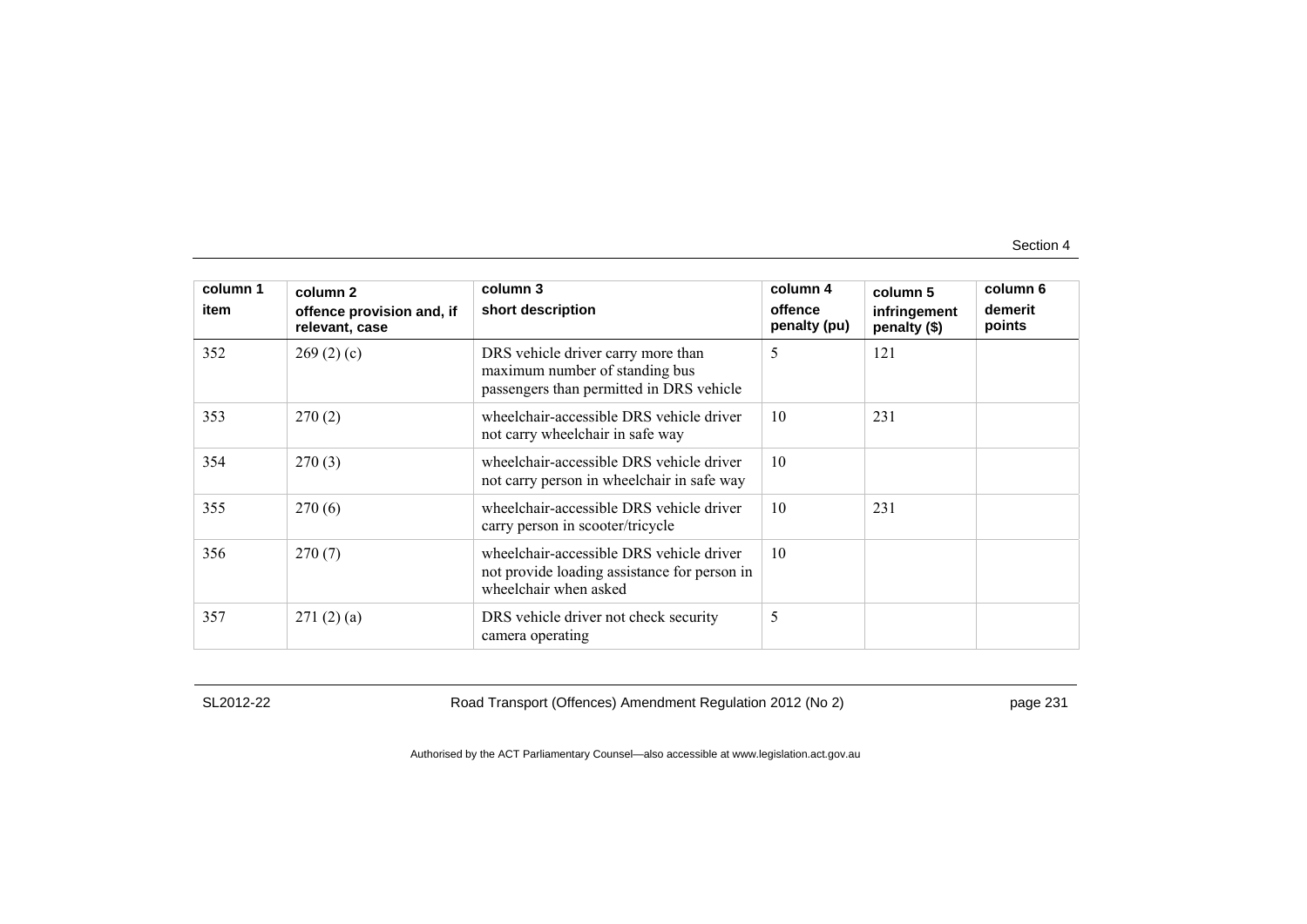| column 1 item | column 2 offence provision and, if relevant, case | column 3 short description | column 4 offence penalty (pu) | column 5 infringement penalty ($) | column 6 demerit points |
|---|---|---|---|---|---|
| 352 | 269 (2) (c) | DRS vehicle driver carry more than maximum number of standing bus passengers than permitted in DRS vehicle | 5 | 121 | |
| 353 | 270 (2) | wheelchair-accessible DRS vehicle driver not carry wheelchair in safe way | 10 | 231 | |
| 354 | 270 (3) | wheelchair-accessible DRS vehicle driver not carry person in wheelchair in safe way | 10 | | |
| 355 | 270 (6) | wheelchair-accessible DRS vehicle driver carry person in scooter/tricycle | 10 | 231 | |
| 356 | 270 (7) | wheelchair-accessible DRS vehicle driver not provide loading assistance for person in wheelchair when asked | 10 | | |
| 357 | 271 (2) (a) | DRS vehicle driver not check security camera operating | 5 | | |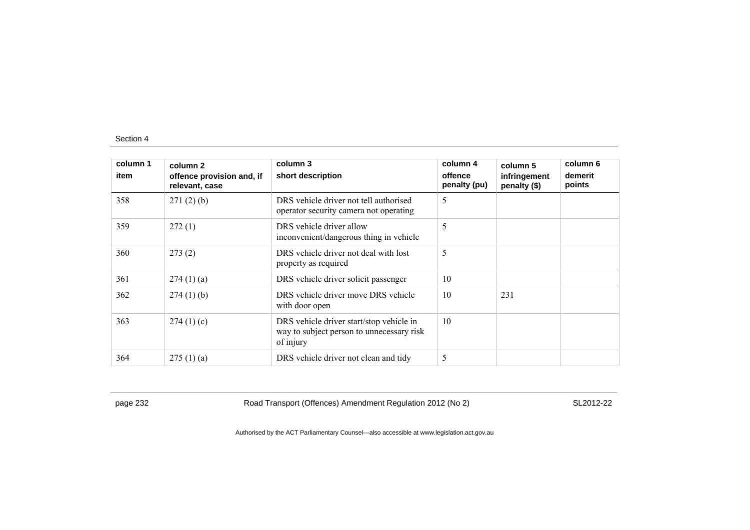| column 1<br>item | column 2<br>offence provision and, if relevant, case | column 3<br>short description | column 4<br>offence penalty (pu) | column 5<br>infringement penalty ($) | column 6<br>demerit points |
|---|---|---|---|---|---|
| 358 | 271 (2) (b) | DRS vehicle driver not tell authorised operator security camera not operating | 5 | | |
| 359 | 272 (1) | DRS vehicle driver allow inconvenient/dangerous thing in vehicle | 5 | | |
| 360 | 273 (2) | DRS vehicle driver not deal with lost property as required | 5 | | |
| 361 | 274 (1) (a) | DRS vehicle driver solicit passenger | 10 | | |
| 362 | 274 (1) (b) | DRS vehicle driver move DRS vehicle with door open | 10 | 231 | |
| 363 | 274 (1) (c) | DRS vehicle driver start/stop vehicle in way to subject person to unnecessary risk of injury | 10 | | |
| 364 | 275 (1) (a) | DRS vehicle driver not clean and tidy | 5 | | |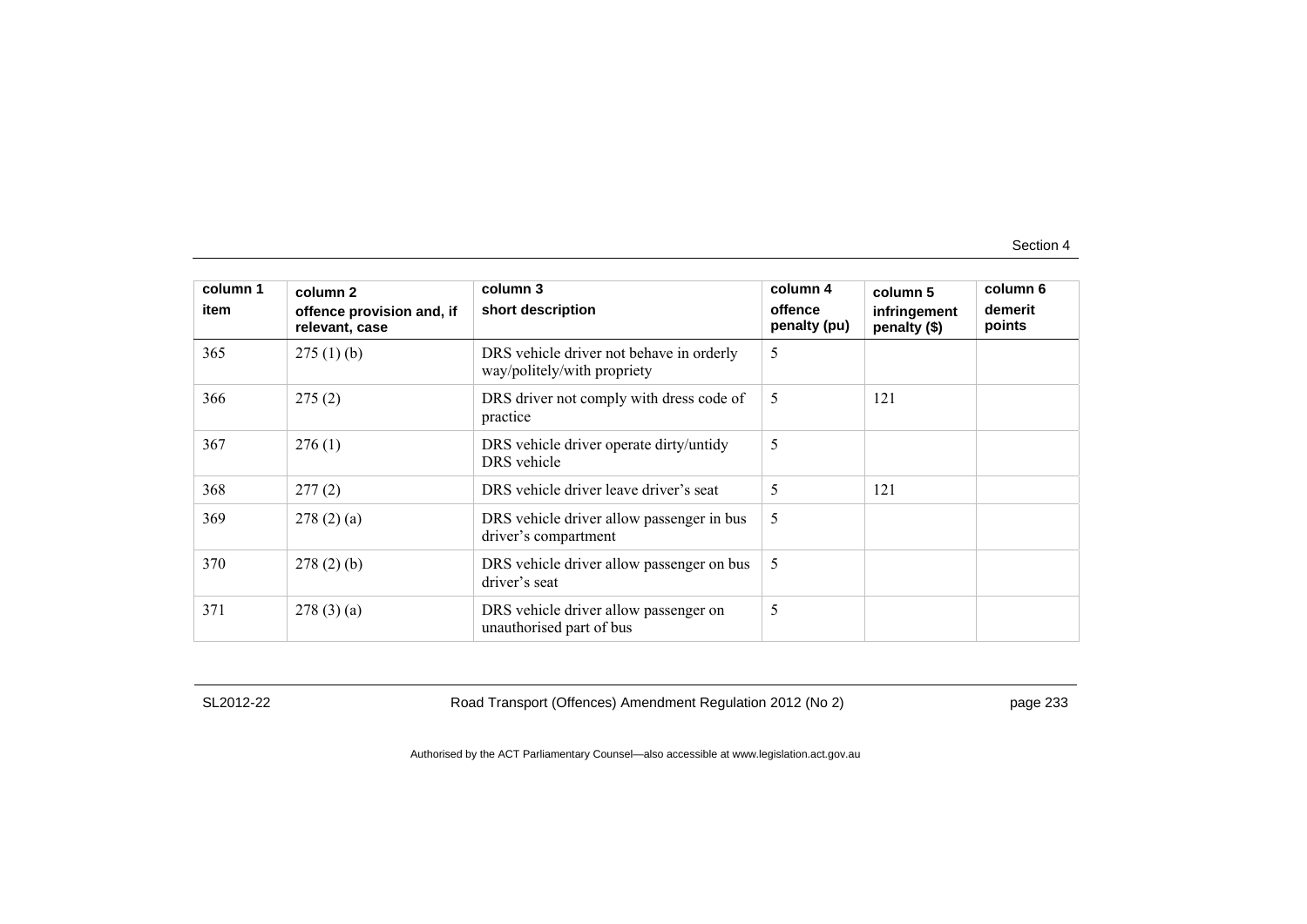| column 1<br>item | column 2<br>offence provision and, if relevant, case | column 3<br>short description | column 4<br>offence penalty (pu) | column 5<br>infringement penalty ($) | column 6<br>demerit points |
|---|---|---|---|---|---|
| 365 | 275 (1) (b) | DRS vehicle driver not behave in orderly way/politely/with propriety | 5 | | |
| 366 | 275 (2) | DRS driver not comply with dress code of practice | 5 | 121 | |
| 367 | 276 (1) | DRS vehicle driver operate dirty/untidy DRS vehicle | 5 | | |
| 368 | 277 (2) | DRS vehicle driver leave driver's seat | 5 | 121 | |
| 369 | 278 (2) (a) | DRS vehicle driver allow passenger in bus driver's compartment | 5 | | |
| 370 | 278 (2) (b) | DRS vehicle driver allow passenger on bus driver's seat | 5 | | |
| 371 | 278 (3) (a) | DRS vehicle driver allow passenger on unauthorised part of bus | 5 | | |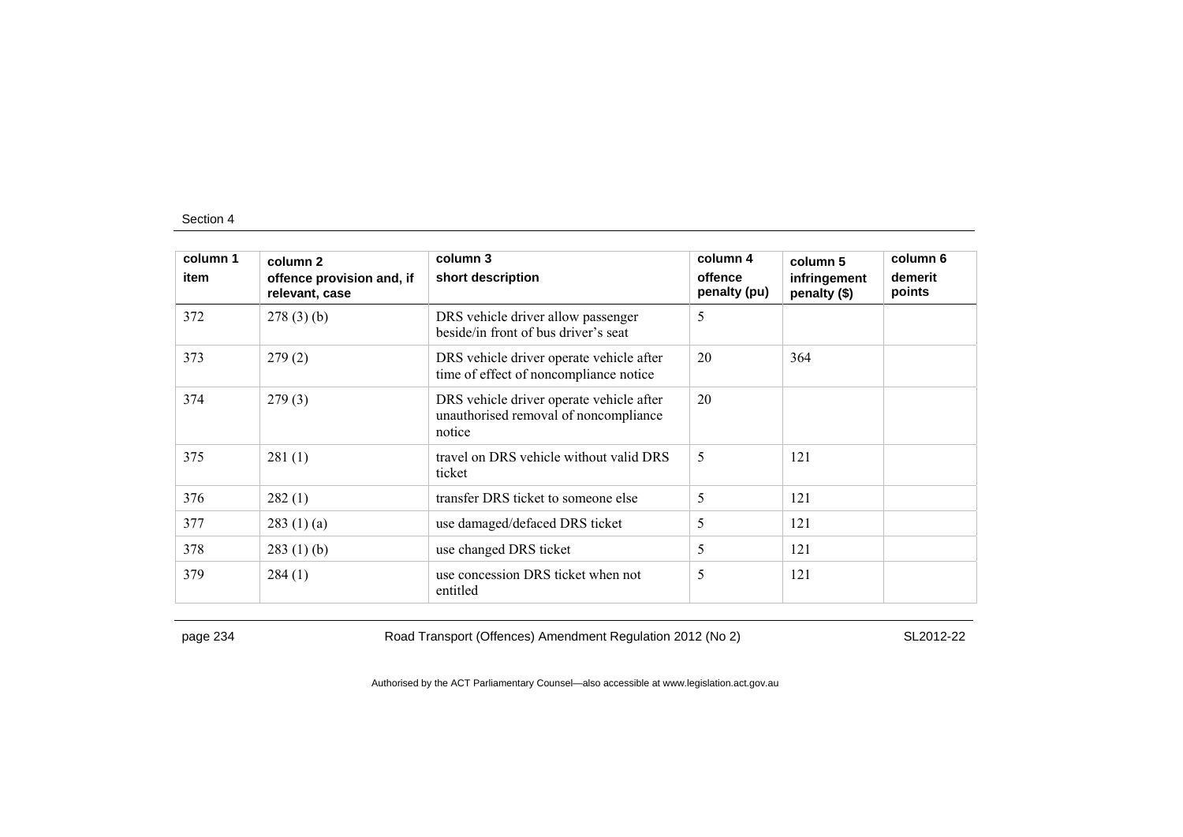| column 1 item | column 2 offence provision and, if relevant, case | column 3 short description | column 4 offence penalty (pu) | column 5 infringement penalty ($) | column 6 demerit points |
|---|---|---|---|---|---|
| 372 | 278 (3) (b) | DRS vehicle driver allow passenger beside/in front of bus driver's seat | 5 | | |
| 373 | 279 (2) | DRS vehicle driver operate vehicle after time of effect of noncompliance notice | 20 | 364 | |
| 374 | 279 (3) | DRS vehicle driver operate vehicle after unauthorised removal of noncompliance notice | 20 | | |
| 375 | 281 (1) | travel on DRS vehicle without valid DRS ticket | 5 | 121 | |
| 376 | 282 (1) | transfer DRS ticket to someone else | 5 | 121 | |
| 377 | 283 (1) (a) | use damaged/defaced DRS ticket | 5 | 121 | |
| 378 | 283 (1) (b) | use changed DRS ticket | 5 | 121 | |
| 379 | 284 (1) | use concession DRS ticket when not entitled | 5 | 121 | |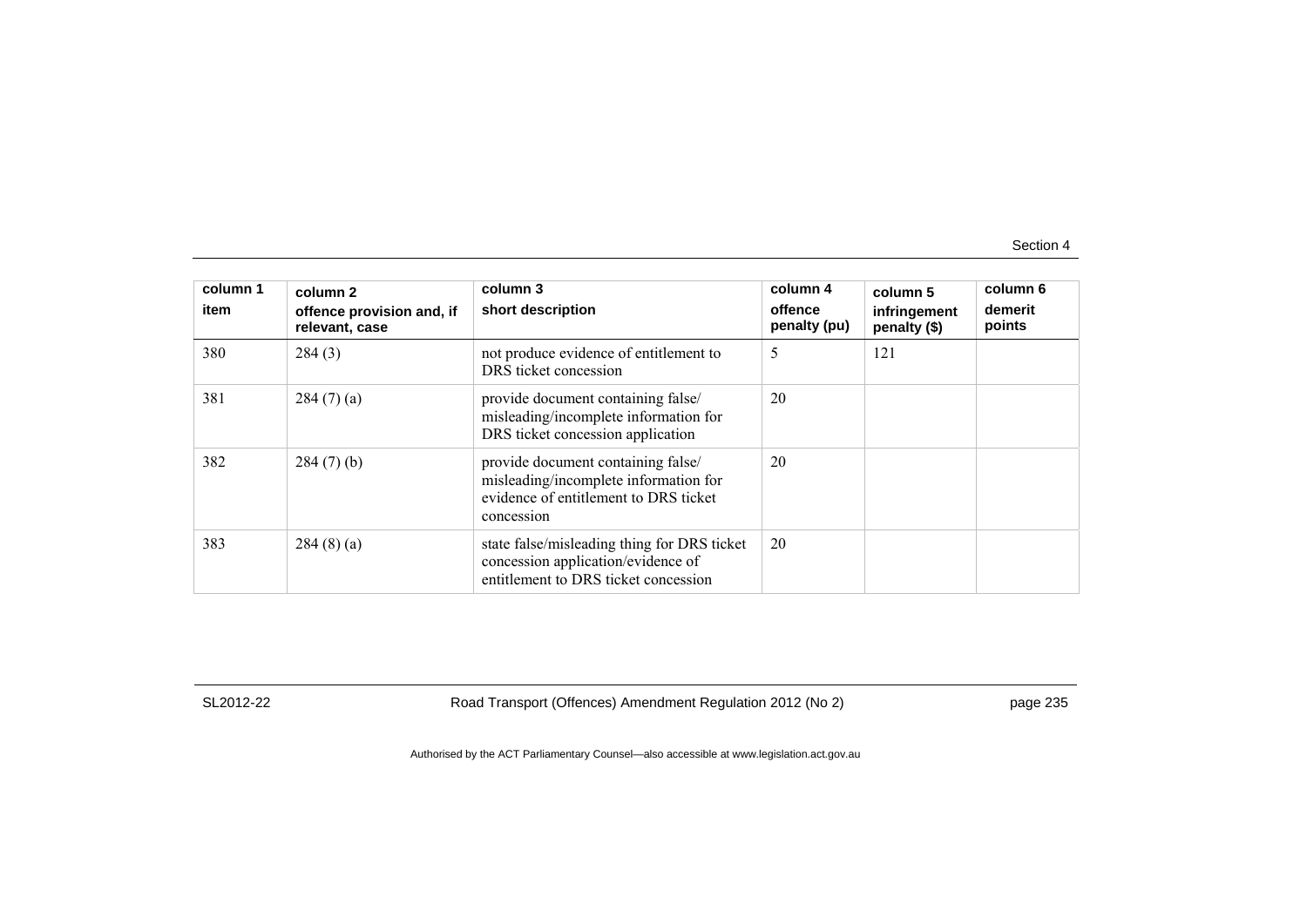| column 1<br>item | column 2<br>offence provision and, if relevant, case | column 3<br>short description | column 4<br>offence penalty (pu) | column 5<br>infringement penalty ($) | column 6<br>demerit points |
|---|---|---|---|---|---|
| 380 | 284 (3) | not produce evidence of entitlement to DRS ticket concession | 5 | 121 | |
| 381 | 284 (7) (a) | provide document containing false/ misleading/incomplete information for DRS ticket concession application | 20 | | |
| 382 | 284 (7) (b) | provide document containing false/ misleading/incomplete information for evidence of entitlement to DRS ticket concession | 20 | | |
| 383 | 284 (8) (a) | state false/misleading thing for DRS ticket concession application/evidence of entitlement to DRS ticket concession | 20 | | |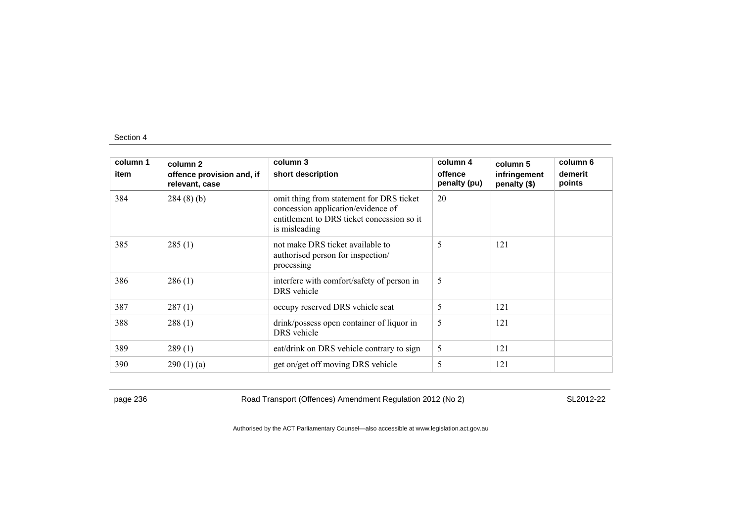| column 1 item | column 2 offence provision and, if relevant, case | column 3 short description | column 4 offence penalty (pu) | column 5 infringement penalty ($) | column 6 demerit points |
|---|---|---|---|---|---|
| 384 | 284 (8) (b) | omit thing from statement for DRS ticket concession application/evidence of entitlement to DRS ticket concession so it is misleading | 20 | | |
| 385 | 285 (1) | not make DRS ticket available to authorised person for inspection/ processing | 5 | 121 | |
| 386 | 286 (1) | interfere with comfort/safety of person in DRS vehicle | 5 | | |
| 387 | 287 (1) | occupy reserved DRS vehicle seat | 5 | 121 | |
| 388 | 288 (1) | drink/possess open container of liquor in DRS vehicle | 5 | 121 | |
| 389 | 289 (1) | eat/drink on DRS vehicle contrary to sign | 5 | 121 | |
| 390 | 290 (1) (a) | get on/get off moving DRS vehicle | 5 | 121 | |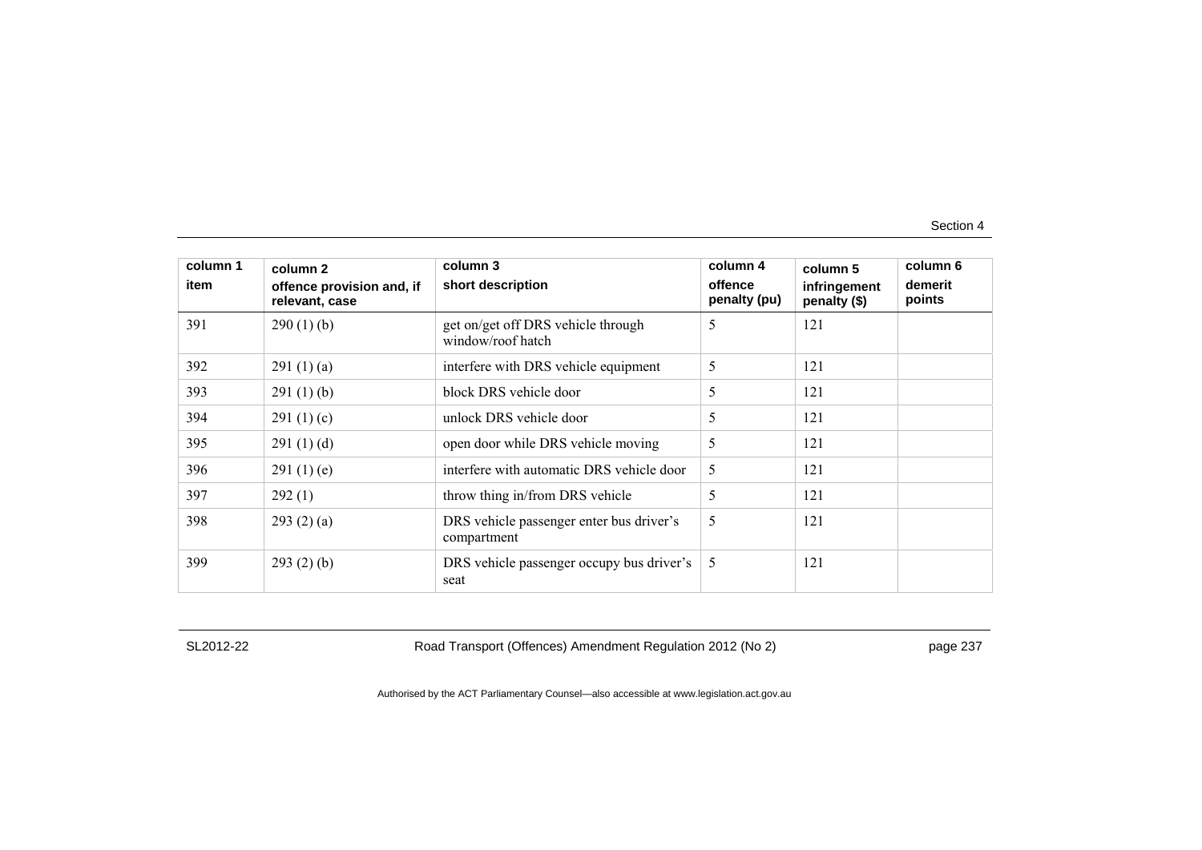| column 1<br>item | column 2<br>offence provision and, if relevant, case | column 3<br>short description | column 4<br>offence penalty (pu) | column 5<br>infringement penalty ($) | column 6<br>demerit points |
|---|---|---|---|---|---|
| 391 | 290 (1) (b) | get on/get off DRS vehicle through window/roof hatch | 5 | 121 | |
| 392 | 291 (1) (a) | interfere with DRS vehicle equipment | 5 | 121 | |
| 393 | 291 (1) (b) | block DRS vehicle door | 5 | 121 | |
| 394 | 291 (1) (c) | unlock DRS vehicle door | 5 | 121 | |
| 395 | 291 (1) (d) | open door while DRS vehicle moving | 5 | 121 | |
| 396 | 291 (1) (e) | interfere with automatic DRS vehicle door | 5 | 121 | |
| 397 | 292 (1) | throw thing in/from DRS vehicle | 5 | 121 | |
| 398 | 293 (2) (a) | DRS vehicle passenger enter bus driver's compartment | 5 | 121 | |
| 399 | 293 (2) (b) | DRS vehicle passenger occupy bus driver's seat | 5 | 121 | |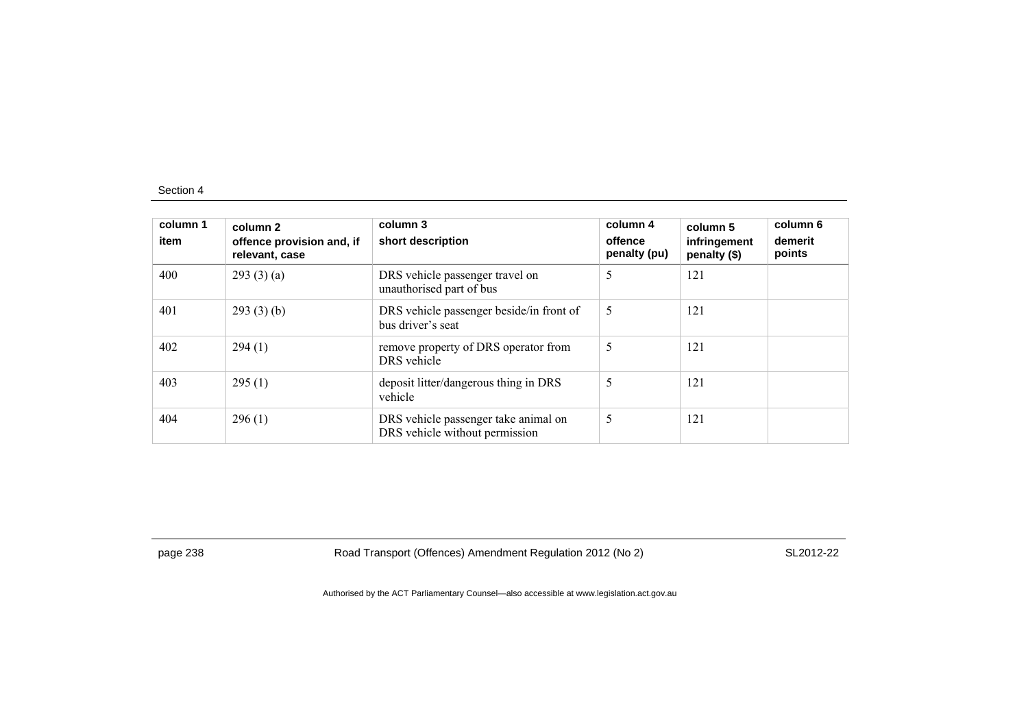| column 1<br>item | column 2<br>offence provision and, if relevant, case | column 3<br>short description | column 4<br>offence penalty (pu) | column 5<br>infringement penalty ($) | column 6<br>demerit points |
|---|---|---|---|---|---|
| 400 | 293 (3) (a) | DRS vehicle passenger travel on unauthorised part of bus | 5 | 121 | |
| 401 | 293 (3) (b) | DRS vehicle passenger beside/in front of bus driver's seat | 5 | 121 | |
| 402 | 294 (1) | remove property of DRS operator from DRS vehicle | 5 | 121 | |
| 403 | 295 (1) | deposit litter/dangerous thing in DRS vehicle | 5 | 121 | |
| 404 | 296 (1) | DRS vehicle passenger take animal on DRS vehicle without permission | 5 | 121 | |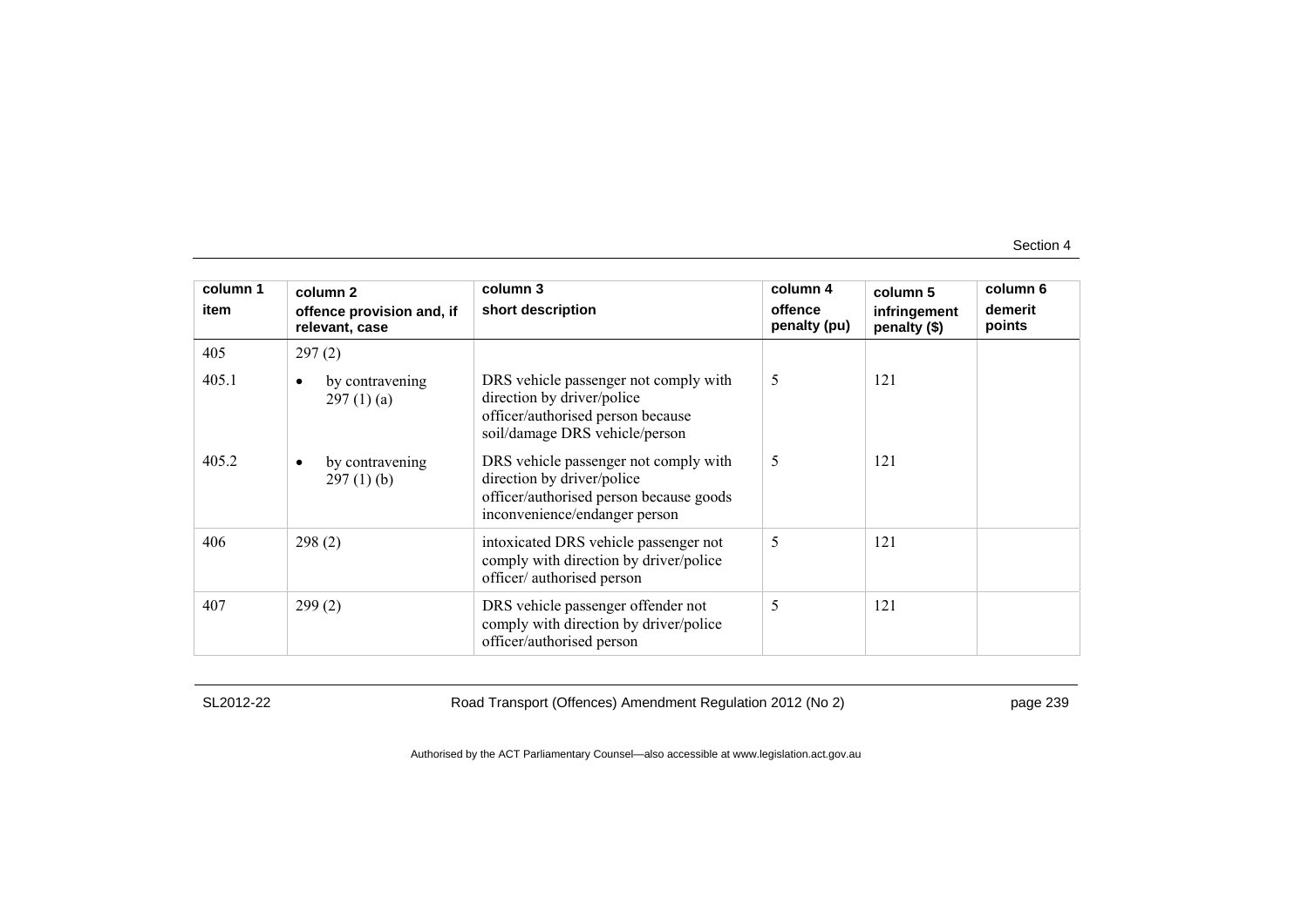| column 1<br>item | column 2<br>offence provision and, if relevant, case | column 3<br>short description | column 4<br>offence penalty (pu) | column 5<br>infringement penalty ($) | column 6<br>demerit points |
|---|---|---|---|---|---|
| 405 | 297 (2) | | | | |
| 405.1 | • by contravening 297 (1) (a) | DRS vehicle passenger not comply with direction by driver/police officer/authorised person because soil/damage DRS vehicle/person | 5 | 121 | |
| 405.2 | • by contravening 297 (1) (b) | DRS vehicle passenger not comply with direction by driver/police officer/authorised person because goods inconvenience/endanger person | 5 | 121 | |
| 406 | 298 (2) | intoxicated DRS vehicle passenger not comply with direction by driver/police officer/ authorised person | 5 | 121 | |
| 407 | 299 (2) | DRS vehicle passenger offender not comply with direction by driver/police officer/authorised person | 5 | 121 | |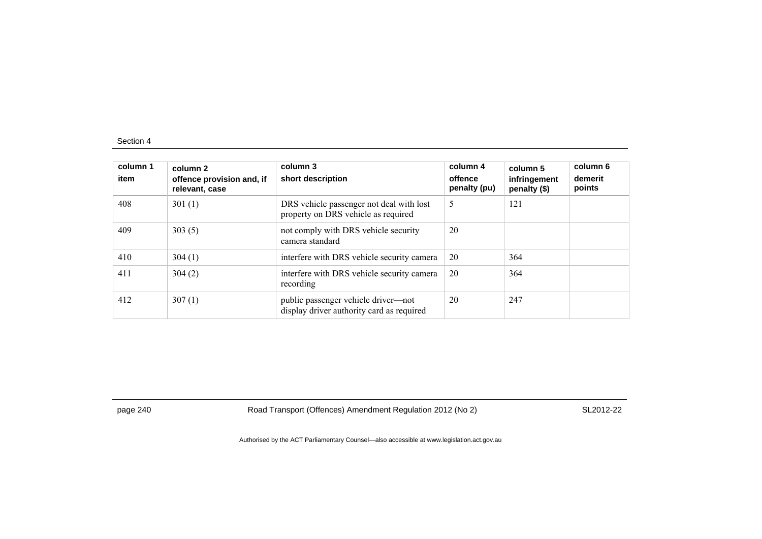| column 1 item | column 2 offence provision and, if relevant, case | column 3 short description | column 4 offence penalty (pu) | column 5 infringement penalty ($) | column 6 demerit points |
|---|---|---|---|---|---|
| 408 | 301 (1) | DRS vehicle passenger not deal with lost property on DRS vehicle as required | 5 | 121 | |
| 409 | 303 (5) | not comply with DRS vehicle security camera standard | 20 | | |
| 410 | 304 (1) | interfere with DRS vehicle security camera | 20 | 364 | |
| 411 | 304 (2) | interfere with DRS vehicle security camera recording | 20 | 364 | |
| 412 | 307 (1) | public passenger vehicle driver—not display driver authority card as required | 20 | 247 | |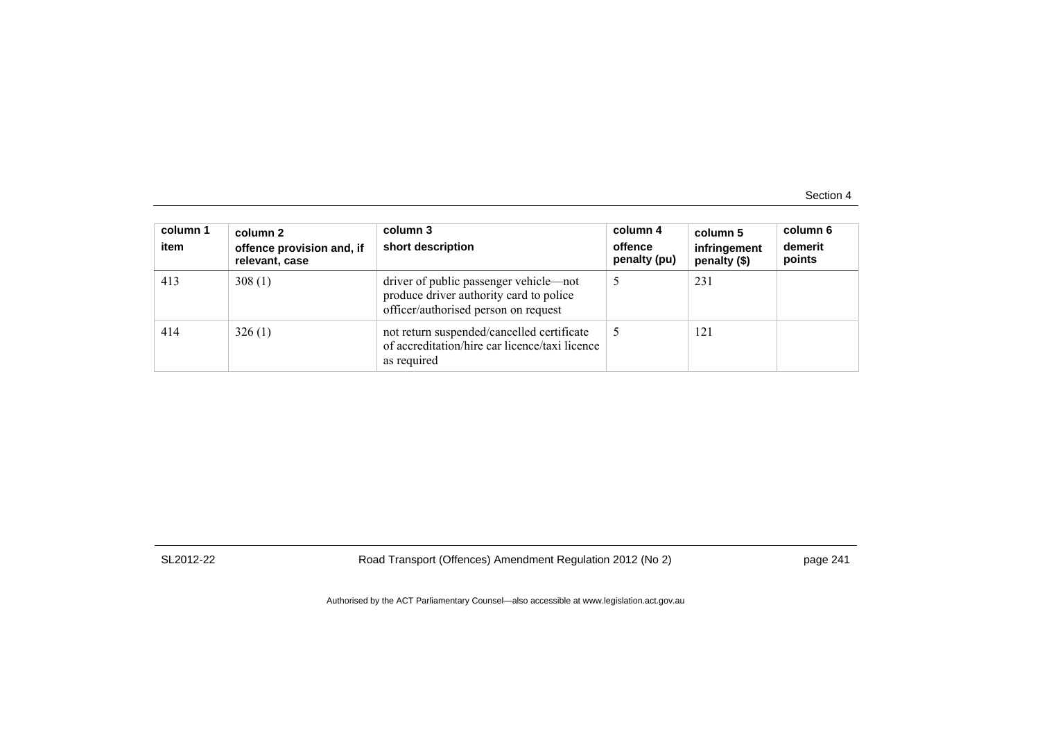| column 1<br>item | column 2<br>offence provision and, if relevant, case | column 3<br>short description | column 4<br>offence penalty (pu) | column 5<br>infringement penalty ($) | column 6<br>demerit points |
|---|---|---|---|---|---|
| 413 | 308 (1) | driver of public passenger vehicle—not produce driver authority card to police officer/authorised person on request | 5 | 231 | |
| 414 | 326 (1) | not return suspended/cancelled certificate of accreditation/hire car licence/taxi licence as required | 5 | 121 | |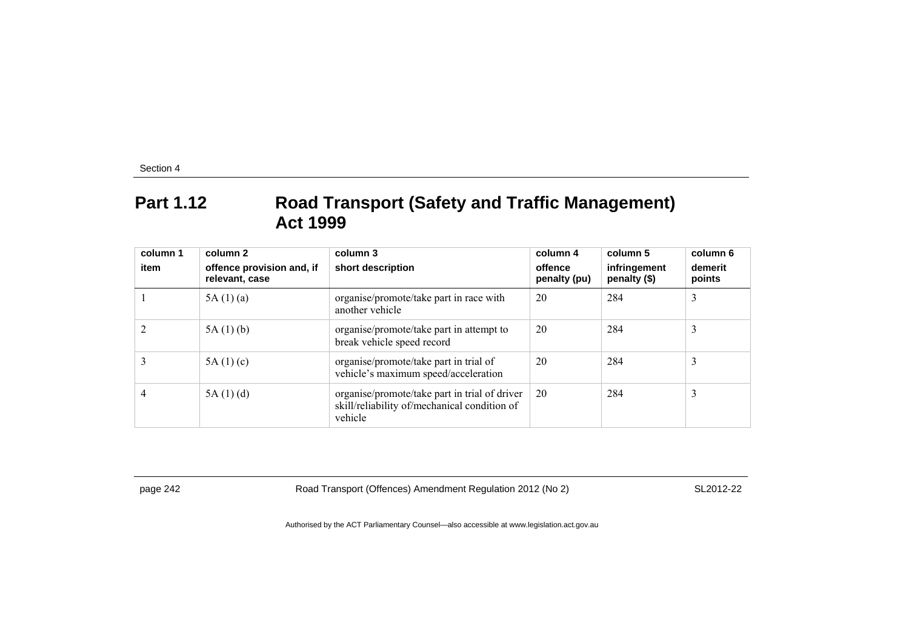## Part 1.12 Road Transport (Safety and Traffic Management) Act 1999

| column 1<br>item | column 2<br>offence provision and, if relevant, case | column 3<br>short description | column 4<br>offence penalty (pu) | column 5<br>infringement penalty ($) | column 6<br>demerit points |
|---|---|---|---|---|---|
| 1 | 5A (1) (a) | organise/promote/take part in race with another vehicle | 20 | 284 | 3 |
| 2 | 5A (1) (b) | organise/promote/take part in attempt to break vehicle speed record | 20 | 284 | 3 |
| 3 | 5A (1) (c) | organise/promote/take part in trial of vehicle's maximum speed/acceleration | 20 | 284 | 3 |
| 4 | 5A (1) (d) | organise/promote/take part in trial of driver skill/reliability of/mechanical condition of vehicle | 20 | 284 | 3 |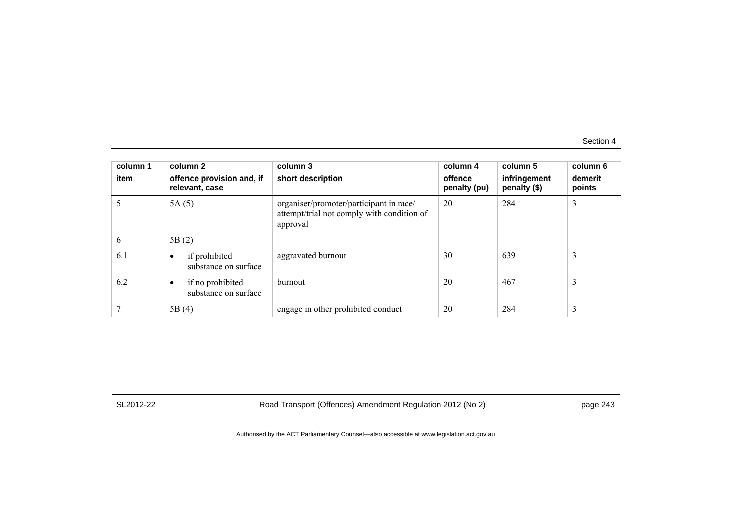| column 1<br>item | column 2<br>offence provision and, if relevant, case | column 3<br>short description | column 4<br>offence penalty (pu) | column 5<br>infringement penalty ($) | column 6<br>demerit points |
|---|---|---|---|---|---|
| 5 | 5A (5) | organiser/promoter/participant in race/ attempt/trial not comply with condition of approval | 20 | 284 | 3 |
| 6 | 5B (2) | | | | |
| 6.1 | • if prohibited substance on surface | aggravated burnout | 30 | 639 | 3 |
| 6.2 | • if no prohibited substance on surface | burnout | 20 | 467 | 3 |
| 7 | 5B (4) | engage in other prohibited conduct | 20 | 284 | 3 |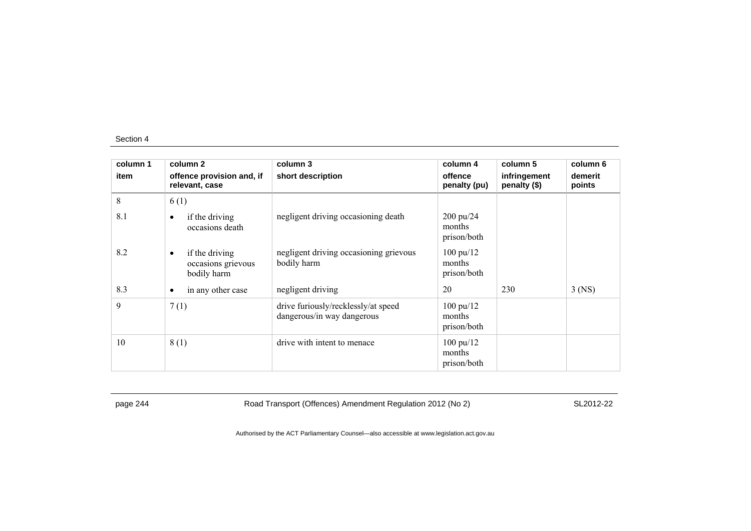| column 1<br>item | column 2<br>offence provision and, if relevant, case | column 3<br>short description | column 4<br>offence penalty (pu) | column 5<br>infringement penalty ($) | column 6<br>demerit points |
|---|---|---|---|---|---|
| 8 | 6 (1) | | | | |
| 8.1 | • if the driving occasions death | negligent driving occasioning death | 200 pu/24 months prison/both | | |
| 8.2 | • if the driving occasions grievous bodily harm | negligent driving occasioning grievous bodily harm | 100 pu/12 months prison/both | | |
| 8.3 | • in any other case | negligent driving | 20 | 230 | 3 (NS) |
| 9 | 7 (1) | drive furiously/recklessly/at speed dangerous/in way dangerous | 100 pu/12 months prison/both | | |
| 10 | 8 (1) | drive with intent to menace | 100 pu/12 months prison/both | | |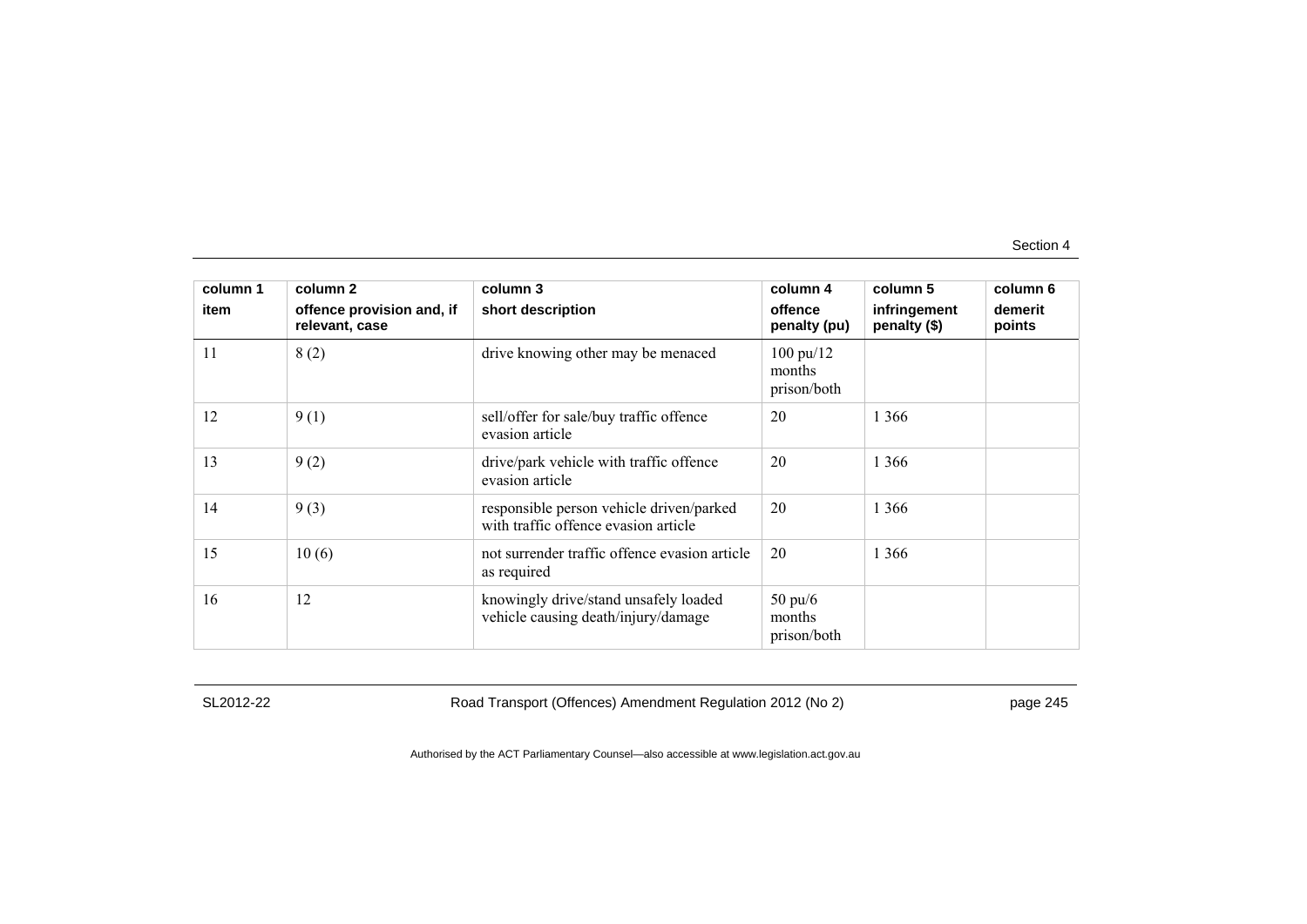| column 1<br>item | column 2<br>offence provision and, if relevant, case | column 3<br>short description | column 4<br>offence penalty (pu) | column 5<br>infringement penalty ($) | column 6<br>demerit points |
|---|---|---|---|---|---|
| 11 | 8 (2) | drive knowing other may be menaced | 100 pu/12 months prison/both | | |
| 12 | 9 (1) | sell/offer for sale/buy traffic offence evasion article | 20 | 1 366 | |
| 13 | 9 (2) | drive/park vehicle with traffic offence evasion article | 20 | 1 366 | |
| 14 | 9 (3) | responsible person vehicle driven/parked with traffic offence evasion article | 20 | 1 366 | |
| 15 | 10 (6) | not surrender traffic offence evasion article as required | 20 | 1 366 | |
| 16 | 12 | knowingly drive/stand unsafely loaded vehicle causing death/injury/damage | 50 pu/6 months prison/both | | |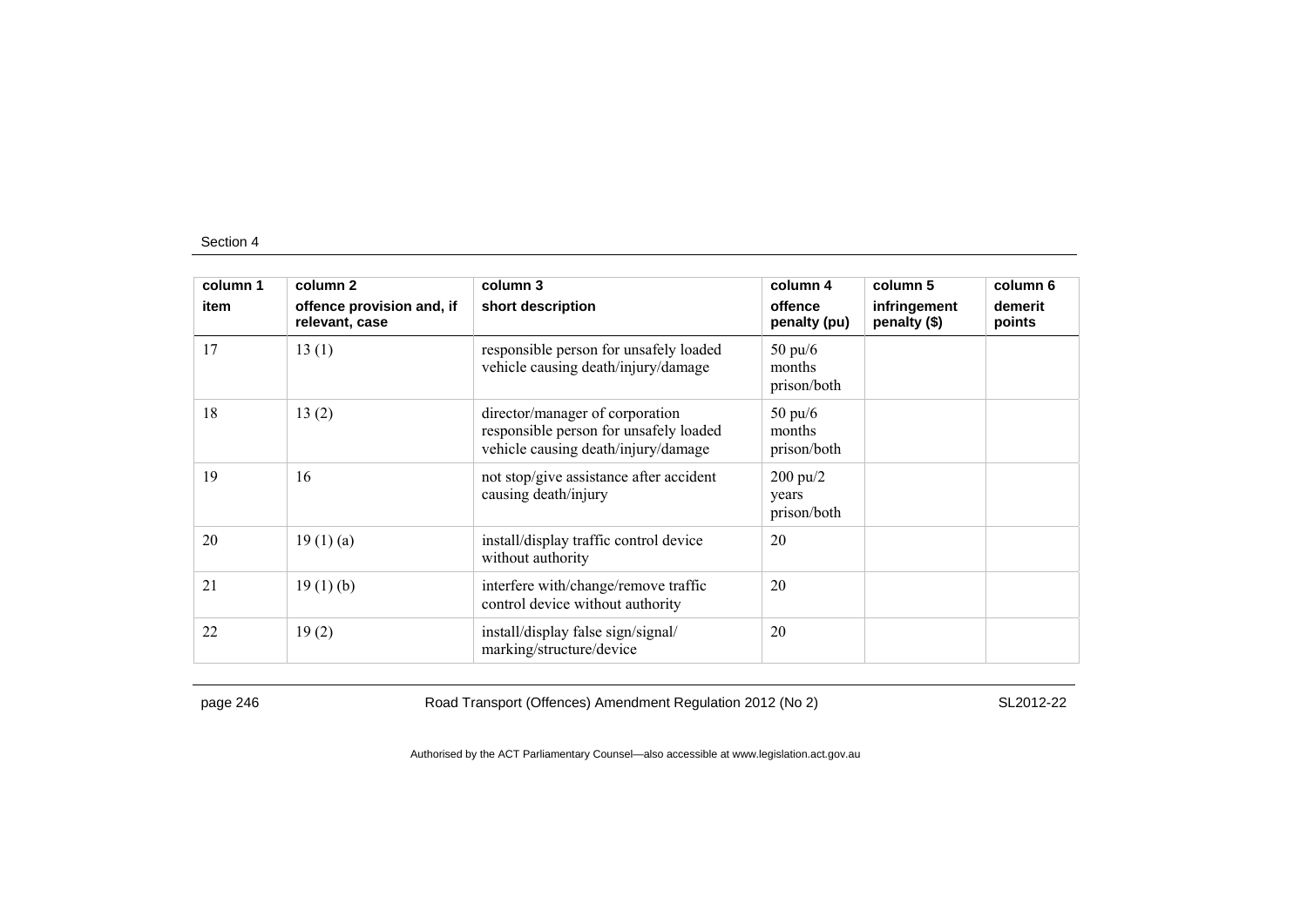| column 1 | column 2 | column 3 | column 4 | column 5 | column 6 |
|---|---|---|---|---|---|
| item | offence provision and, if relevant, case | short description | offence penalty (pu) | infringement penalty ($) | demerit points |
| 17 | 13 (1) | responsible person for unsafely loaded vehicle causing death/injury/damage | 50 pu/6 months prison/both | | |
| 18 | 13 (2) | director/manager of corporation responsible person for unsafely loaded vehicle causing death/injury/damage | 50 pu/6 months prison/both | | |
| 19 | 16 | not stop/give assistance after accident causing death/injury | 200 pu/2 years prison/both | | |
| 20 | 19 (1) (a) | install/display traffic control device without authority | 20 | | |
| 21 | 19 (1) (b) | interfere with/change/remove traffic control device without authority | 20 | | |
| 22 | 19 (2) | install/display false sign/signal/ marking/structure/device | 20 | | |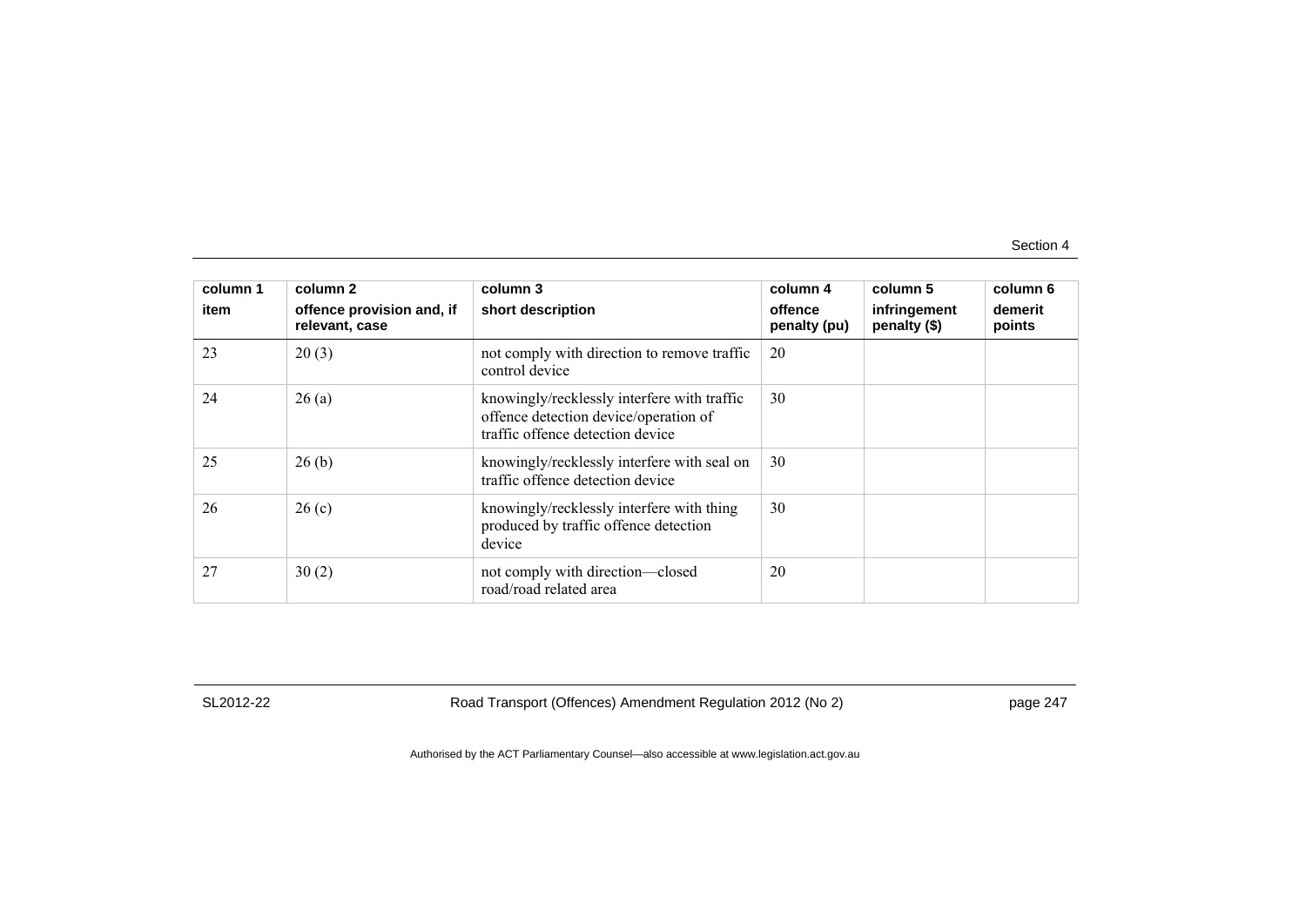| column 1<br>item | column 2<br>offence provision and, if relevant, case | column 3<br>short description | column 4<br>offence penalty (pu) | column 5<br>infringement penalty ($) | column 6<br>demerit points |
|---|---|---|---|---|---|
| 23 | 20 (3) | not comply with direction to remove traffic control device | 20 | | |
| 24 | 26 (a) | knowingly/recklessly interfere with traffic offence detection device/operation of traffic offence detection device | 30 | | |
| 25 | 26 (b) | knowingly/recklessly interfere with seal on traffic offence detection device | 30 | | |
| 26 | 26 (c) | knowingly/recklessly interfere with thing produced by traffic offence detection device | 30 | | |
| 27 | 30 (2) | not comply with direction—closed road/road related area | 20 | | |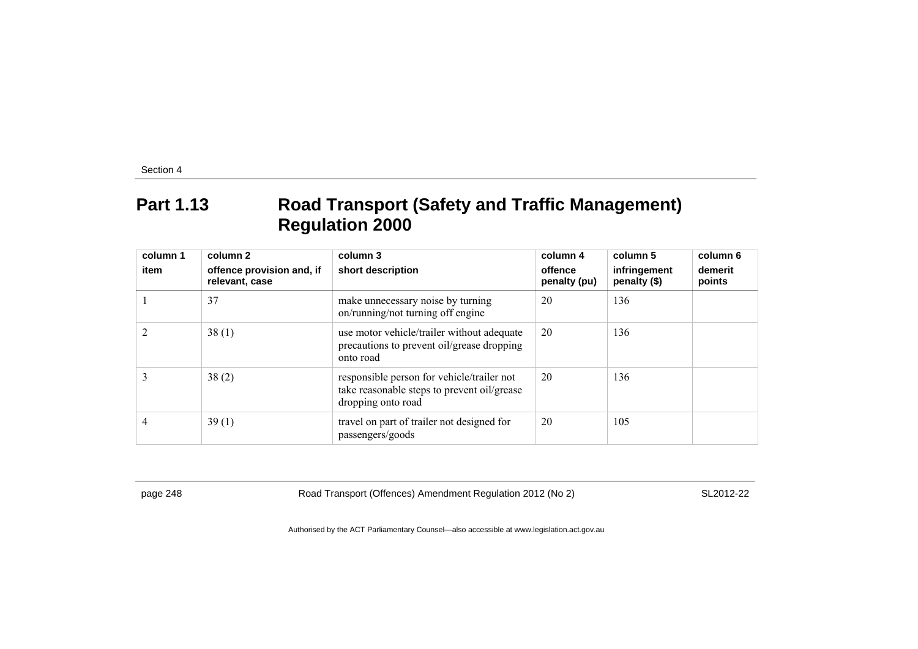## Part 1.13 Road Transport (Safety and Traffic Management) Regulation 2000

| column 1<br>item | column 2<br>offence provision and, if relevant, case | column 3<br>short description | column 4<br>offence penalty (pu) | column 5<br>infringement penalty ($) | column 6<br>demerit points |
|---|---|---|---|---|---|
| 1 | 37 | make unnecessary noise by turning on/running/not turning off engine | 20 | 136 | |
| 2 | 38 (1) | use motor vehicle/trailer without adequate precautions to prevent oil/grease dropping onto road | 20 | 136 | |
| 3 | 38 (2) | responsible person for vehicle/trailer not take reasonable steps to prevent oil/grease dropping onto road | 20 | 136 | |
| 4 | 39 (1) | travel on part of trailer not designed for passengers/goods | 20 | 105 | |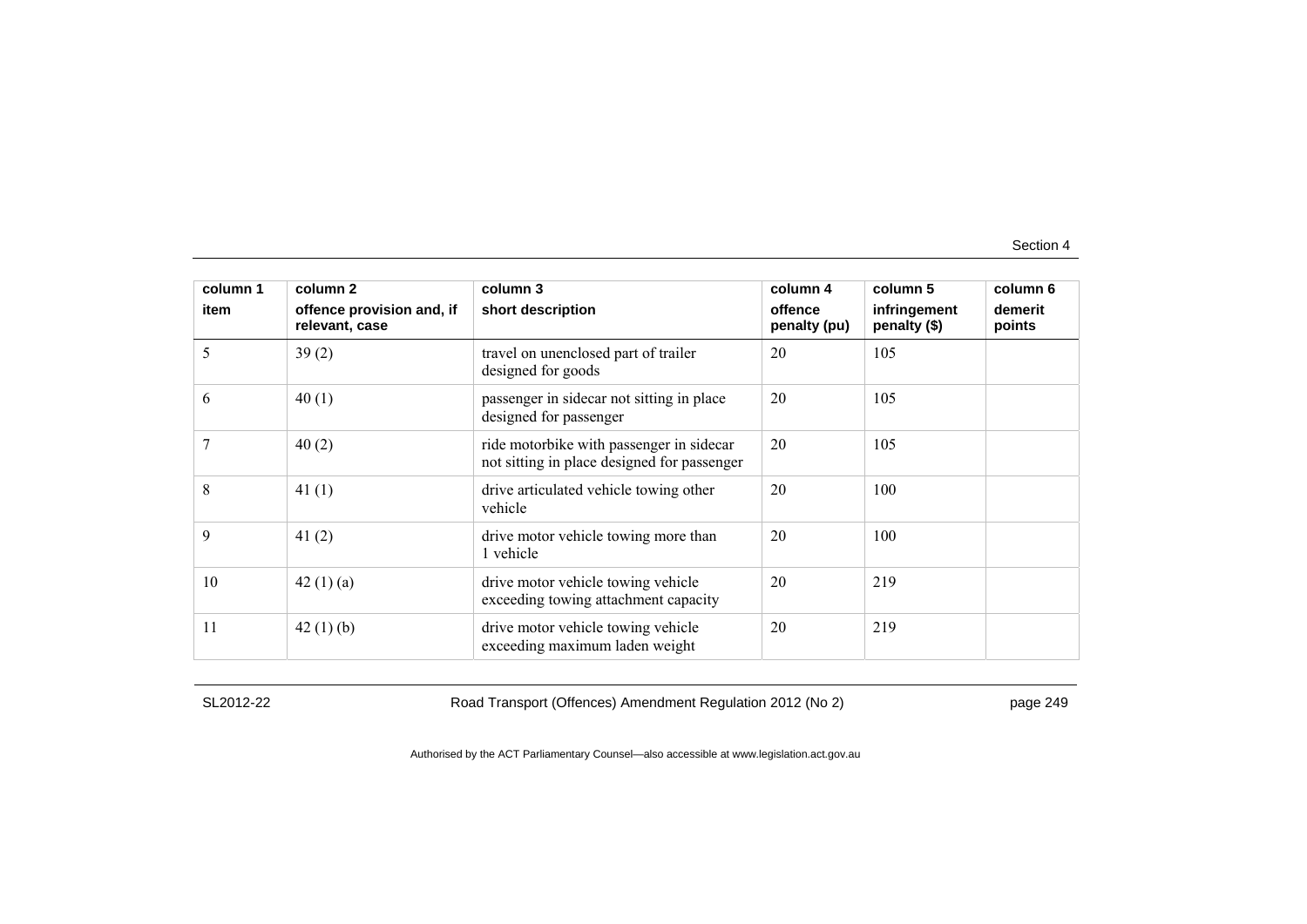| column 1 | column 2 | column 3 | column 4 | column 5 | column 6 |
|---|---|---|---|---|---|
| item | offence provision and, if relevant, case | short description | offence penalty (pu) | infringement penalty ($) | demerit points |
| 5 | 39 (2) | travel on unenclosed part of trailer designed for goods | 20 | 105 | |
| 6 | 40 (1) | passenger in sidecar not sitting in place designed for passenger | 20 | 105 | |
| 7 | 40 (2) | ride motorbike with passenger in sidecar not sitting in place designed for passenger | 20 | 105 | |
| 8 | 41 (1) | drive articulated vehicle towing other vehicle | 20 | 100 | |
| 9 | 41 (2) | drive motor vehicle towing more than 1 vehicle | 20 | 100 | |
| 10 | 42 (1) (a) | drive motor vehicle towing vehicle exceeding towing attachment capacity | 20 | 219 | |
| 11 | 42 (1) (b) | drive motor vehicle towing vehicle exceeding maximum laden weight | 20 | 219 | |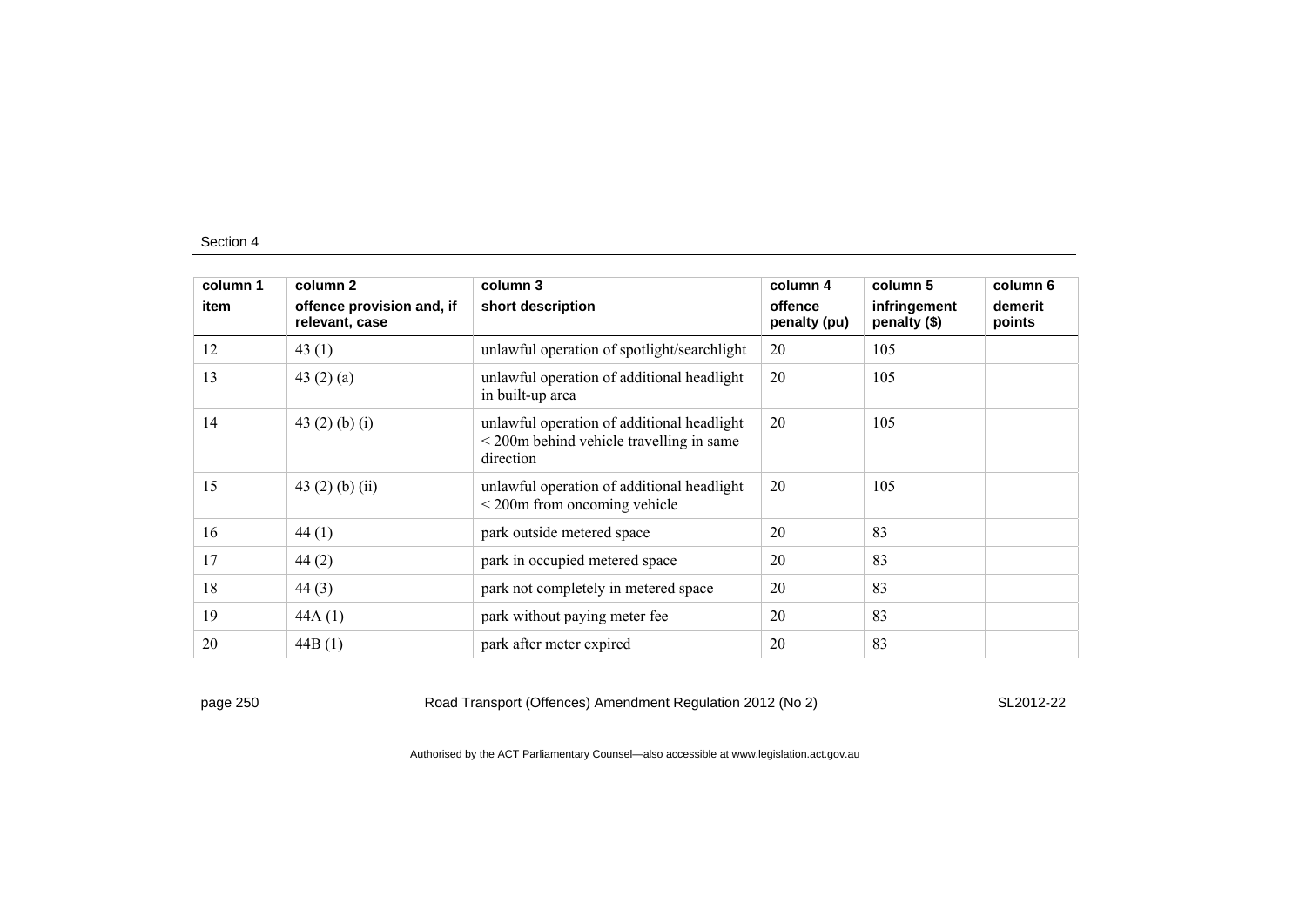| column 1 item | column 2 offence provision and, if relevant, case | column 3 short description | column 4 offence penalty (pu) | column 5 infringement penalty ($) | column 6 demerit points |
|---|---|---|---|---|---|
| 12 | 43 (1) | unlawful operation of spotlight/searchlight | 20 | 105 | |
| 13 | 43 (2) (a) | unlawful operation of additional headlight in built-up area | 20 | 105 | |
| 14 | 43 (2) (b) (i) | unlawful operation of additional headlight < 200m behind vehicle travelling in same direction | 20 | 105 | |
| 15 | 43 (2) (b) (ii) | unlawful operation of additional headlight < 200m from oncoming vehicle | 20 | 105 | |
| 16 | 44 (1) | park outside metered space | 20 | 83 | |
| 17 | 44 (2) | park in occupied metered space | 20 | 83 | |
| 18 | 44 (3) | park not completely in metered space | 20 | 83 | |
| 19 | 44A (1) | park without paying meter fee | 20 | 83 | |
| 20 | 44B (1) | park after meter expired | 20 | 83 | |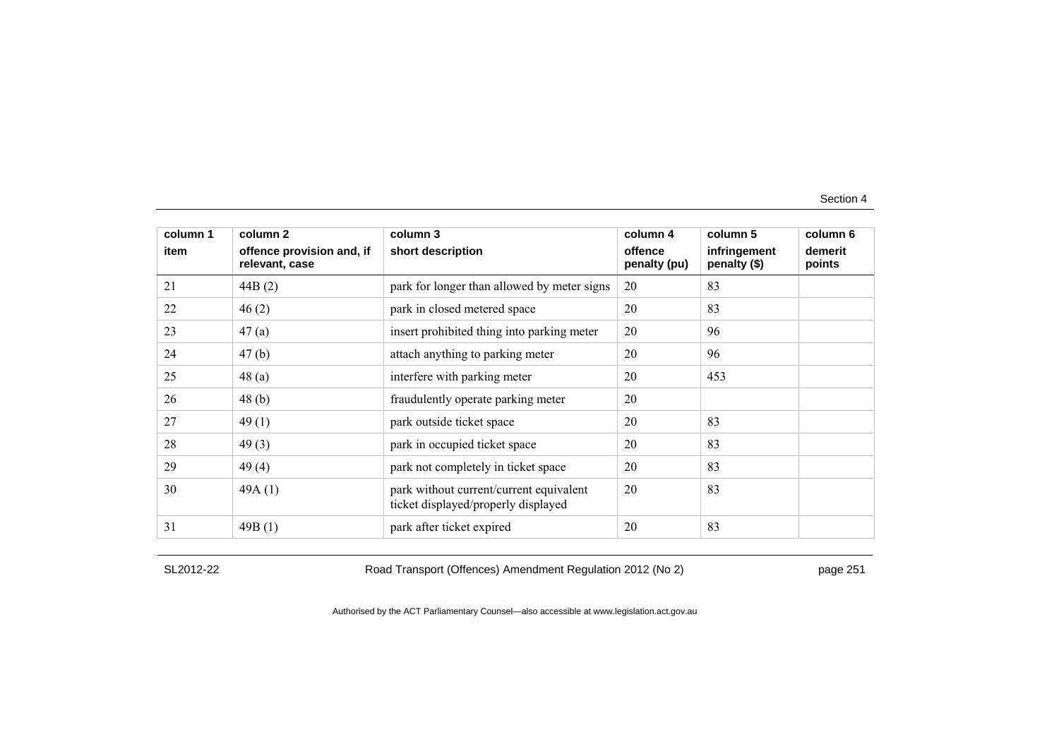| column 1<br>item | column 2<br>offence provision and, if relevant, case | column 3<br>short description | column 4<br>offence penalty (pu) | column 5<br>infringement penalty ($) | column 6<br>demerit points |
|---|---|---|---|---|---|
| 21 | 44B (2) | park for longer than allowed by meter signs | 20 | 83 | |
| 22 | 46 (2) | park in closed metered space | 20 | 83 | |
| 23 | 47 (a) | insert prohibited thing into parking meter | 20 | 96 | |
| 24 | 47 (b) | attach anything to parking meter | 20 | 96 | |
| 25 | 48 (a) | interfere with parking meter | 20 | 453 | |
| 26 | 48 (b) | fraudulently operate parking meter | 20 | | |
| 27 | 49 (1) | park outside ticket space | 20 | 83 | |
| 28 | 49 (3) | park in occupied ticket space | 20 | 83 | |
| 29 | 49 (4) | park not completely in ticket space | 20 | 83 | |
| 30 | 49A (1) | park without current/current equivalent ticket displayed/properly displayed | 20 | 83 | |
| 31 | 49B (1) | park after ticket expired | 20 | 83 | |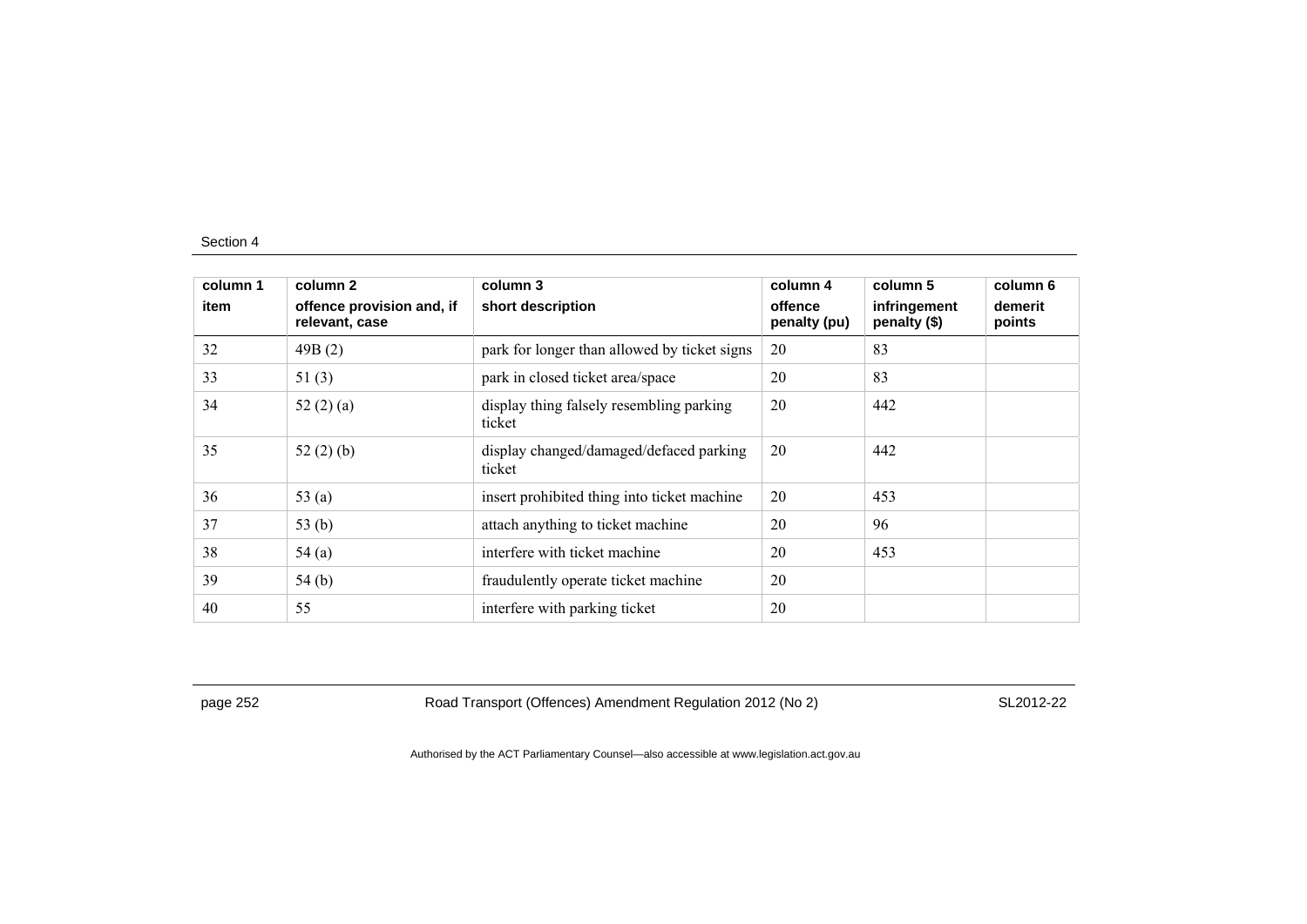| column 1<br>item | column 2<br>offence provision and, if relevant, case | column 3<br>short description | column 4<br>offence penalty (pu) | column 5<br>infringement penalty ($) | column 6<br>demerit points |
|---|---|---|---|---|---|
| 32 | 49B (2) | park for longer than allowed by ticket signs | 20 | 83 | |
| 33 | 51 (3) | park in closed ticket area/space | 20 | 83 | |
| 34 | 52 (2) (a) | display thing falsely resembling parking ticket | 20 | 442 | |
| 35 | 52 (2) (b) | display changed/damaged/defaced parking ticket | 20 | 442 | |
| 36 | 53 (a) | insert prohibited thing into ticket machine | 20 | 453 | |
| 37 | 53 (b) | attach anything to ticket machine | 20 | 96 | |
| 38 | 54 (a) | interfere with ticket machine | 20 | 453 | |
| 39 | 54 (b) | fraudulently operate ticket machine | 20 | | |
| 40 | 55 | interfere with parking ticket | 20 | | |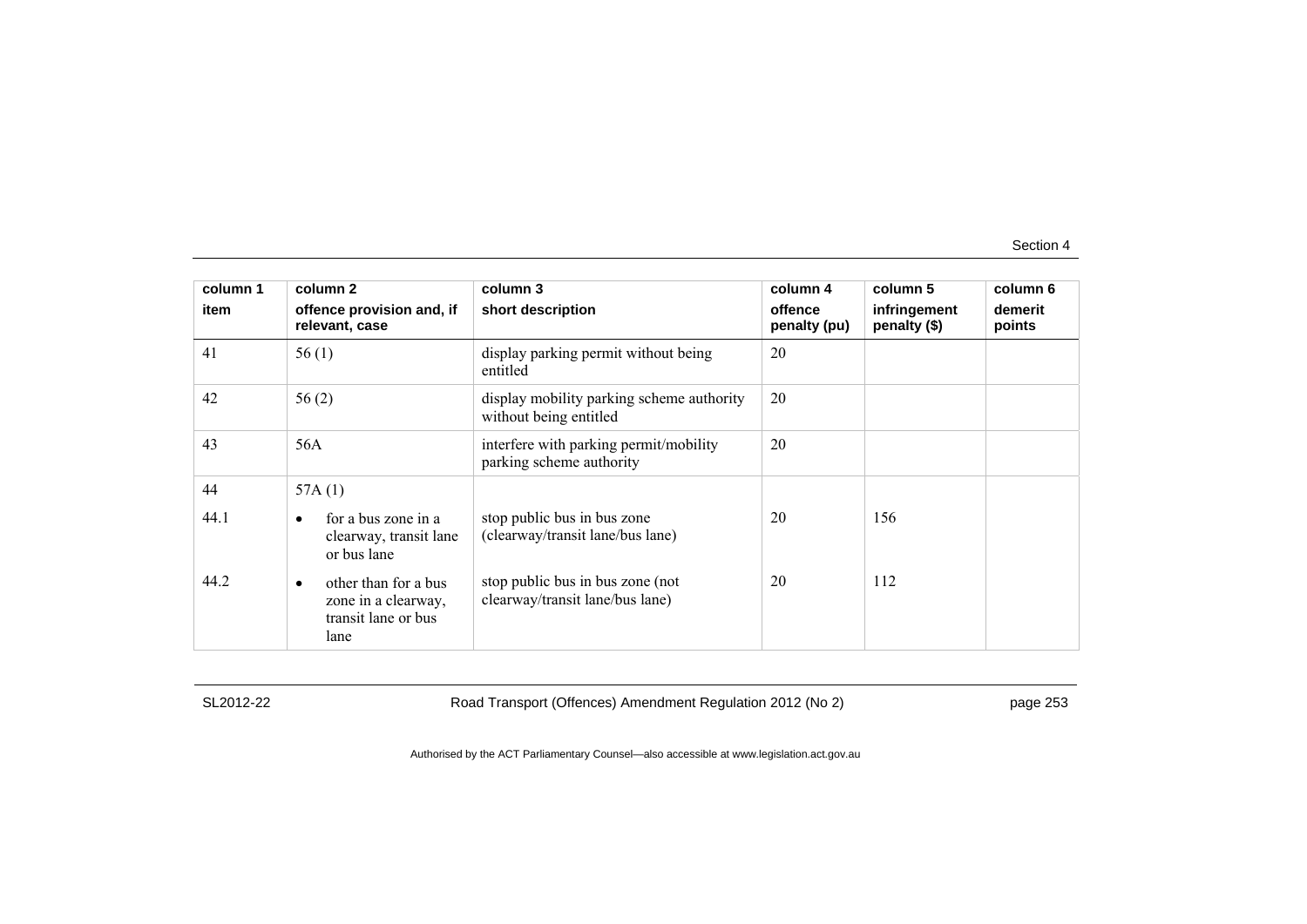| column 1<br>item | column 2<br>offence provision and, if relevant, case | column 3<br>short description | column 4<br>offence penalty (pu) | column 5<br>infringement penalty ($) | column 6<br>demerit points |
|---|---|---|---|---|---|
| 41 | 56 (1) | display parking permit without being entitled | 20 | | |
| 42 | 56 (2) | display mobility parking scheme authority without being entitled | 20 | | |
| 43 | 56A | interfere with parking permit/mobility parking scheme authority | 20 | | |
| 44 | 57A (1) | | | | |
| 44.1 | • for a bus zone in a clearway, transit lane or bus lane | stop public bus in bus zone (clearway/transit lane/bus lane) | 20 | 156 | |
| 44.2 | • other than for a bus zone in a clearway, transit lane or bus lane | stop public bus in bus zone (not clearway/transit lane/bus lane) | 20 | 112 | |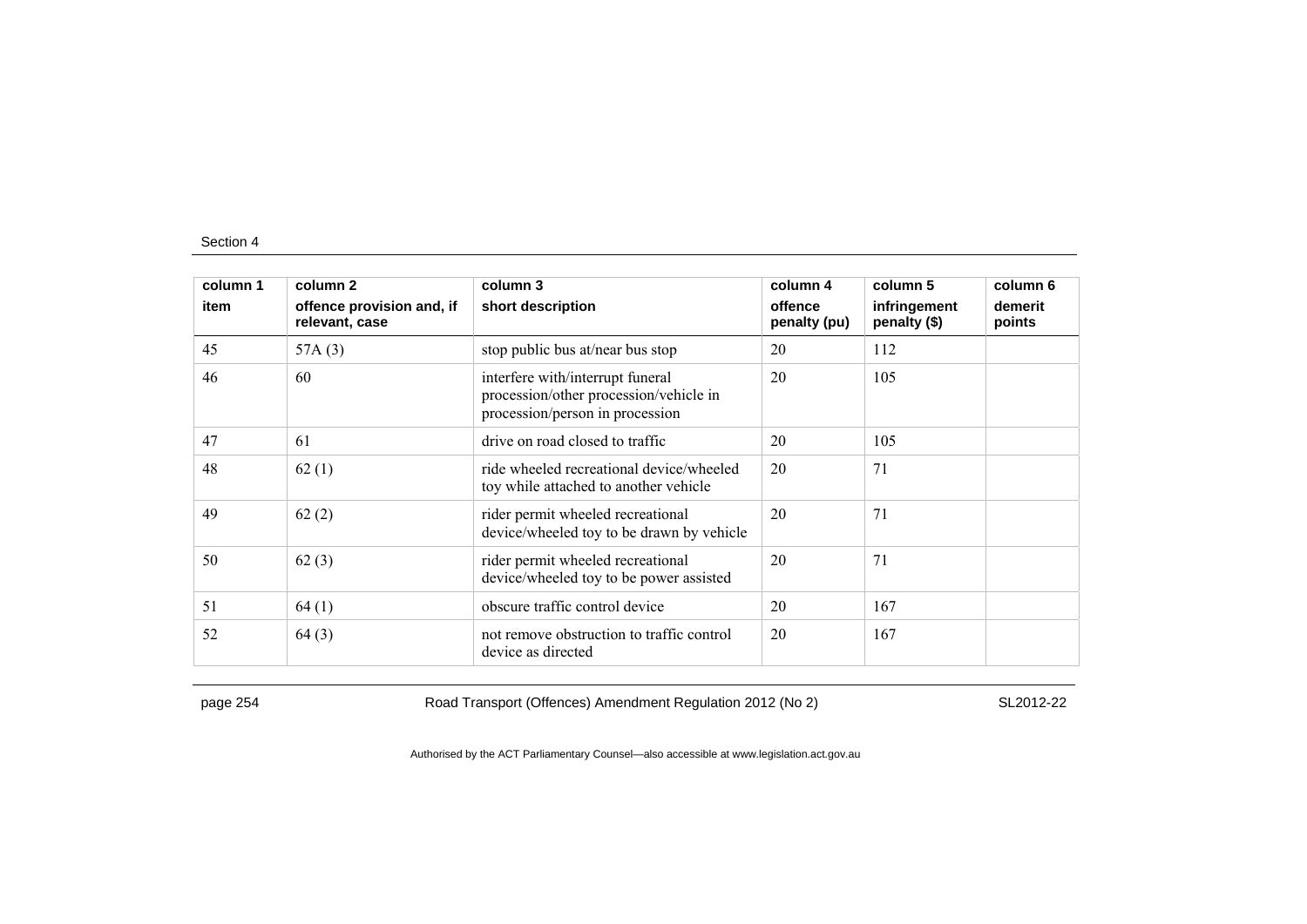| column 1<br>item | column 2<br>offence provision and, if relevant, case | column 3<br>short description | column 4<br>offence penalty (pu) | column 5<br>infringement penalty ($) | column 6<br>demerit points |
|---|---|---|---|---|---|
| 45 | 57A (3) | stop public bus at/near bus stop | 20 | 112 | |
| 46 | 60 | interfere with/interrupt funeral procession/other procession/vehicle in procession/person in procession | 20 | 105 | |
| 47 | 61 | drive on road closed to traffic | 20 | 105 | |
| 48 | 62 (1) | ride wheeled recreational device/wheeled toy while attached to another vehicle | 20 | 71 | |
| 49 | 62 (2) | rider permit wheeled recreational device/wheeled toy to be drawn by vehicle | 20 | 71 | |
| 50 | 62 (3) | rider permit wheeled recreational device/wheeled toy to be power assisted | 20 | 71 | |
| 51 | 64 (1) | obscure traffic control device | 20 | 167 | |
| 52 | 64 (3) | not remove obstruction to traffic control device as directed | 20 | 167 | |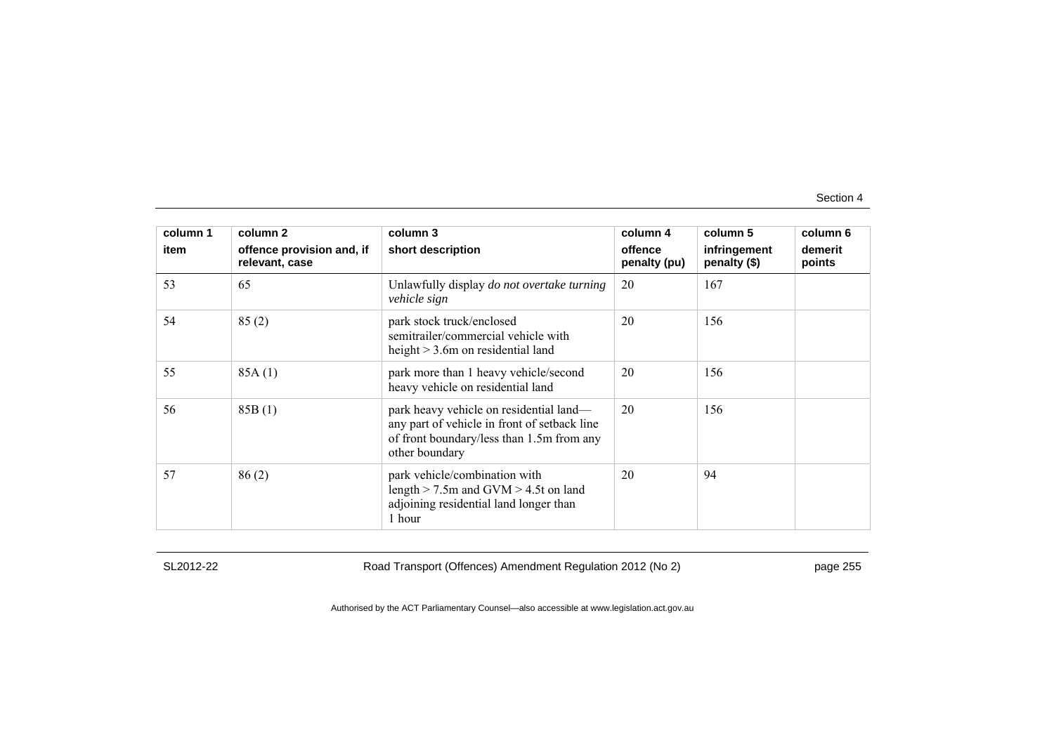| column 1<br>item | column 2<br>offence provision and, if relevant, case | column 3<br>short description | column 4<br>offence penalty (pu) | column 5<br>infringement penalty ($) | column 6<br>demerit points |
|---|---|---|---|---|---|
| 53 | 65 | Unlawfully display *do not overtake turning vehicle sign* | 20 | 167 | |
| 54 | 85 (2) | park stock truck/enclosed semitrailer/commercial vehicle with height > 3.6m on residential land | 20 | 156 | |
| 55 | 85A (1) | park more than 1 heavy vehicle/second heavy vehicle on residential land | 20 | 156 | |
| 56 | 85B (1) | park heavy vehicle on residential land—any part of vehicle in front of setback line of front boundary/less than 1.5m from any other boundary | 20 | 156 | |
| 57 | 86 (2) | park vehicle/combination with length > 7.5m and GVM > 4.5t on land adjoining residential land longer than 1 hour | 20 | 94 | |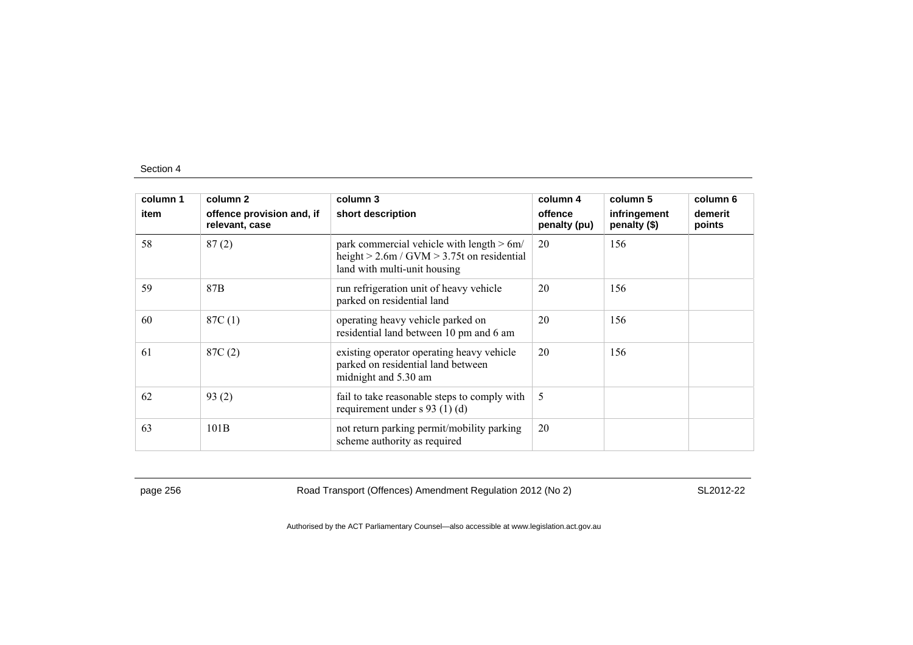| column 1 item | column 2 offence provision and, if relevant, case | column 3 short description | column 4 offence penalty (pu) | column 5 infringement penalty ($) | column 6 demerit points |
| --- | --- | --- | --- | --- | --- |
| 58 | 87 (2) | park commercial vehicle with length > 6m/ height > 2.6m / GVM > 3.75t on residential land with multi-unit housing | 20 | 156 | |
| 59 | 87B | run refrigeration unit of heavy vehicle parked on residential land | 20 | 156 | |
| 60 | 87C (1) | operating heavy vehicle parked on residential land between 10 pm and 6 am | 20 | 156 | |
| 61 | 87C (2) | existing operator operating heavy vehicle parked on residential land between midnight and 5.30 am | 20 | 156 | |
| 62 | 93 (2) | fail to take reasonable steps to comply with requirement under s 93 (1) (d) | 5 | | |
| 63 | 101B | not return parking permit/mobility parking scheme authority as required | 20 | | |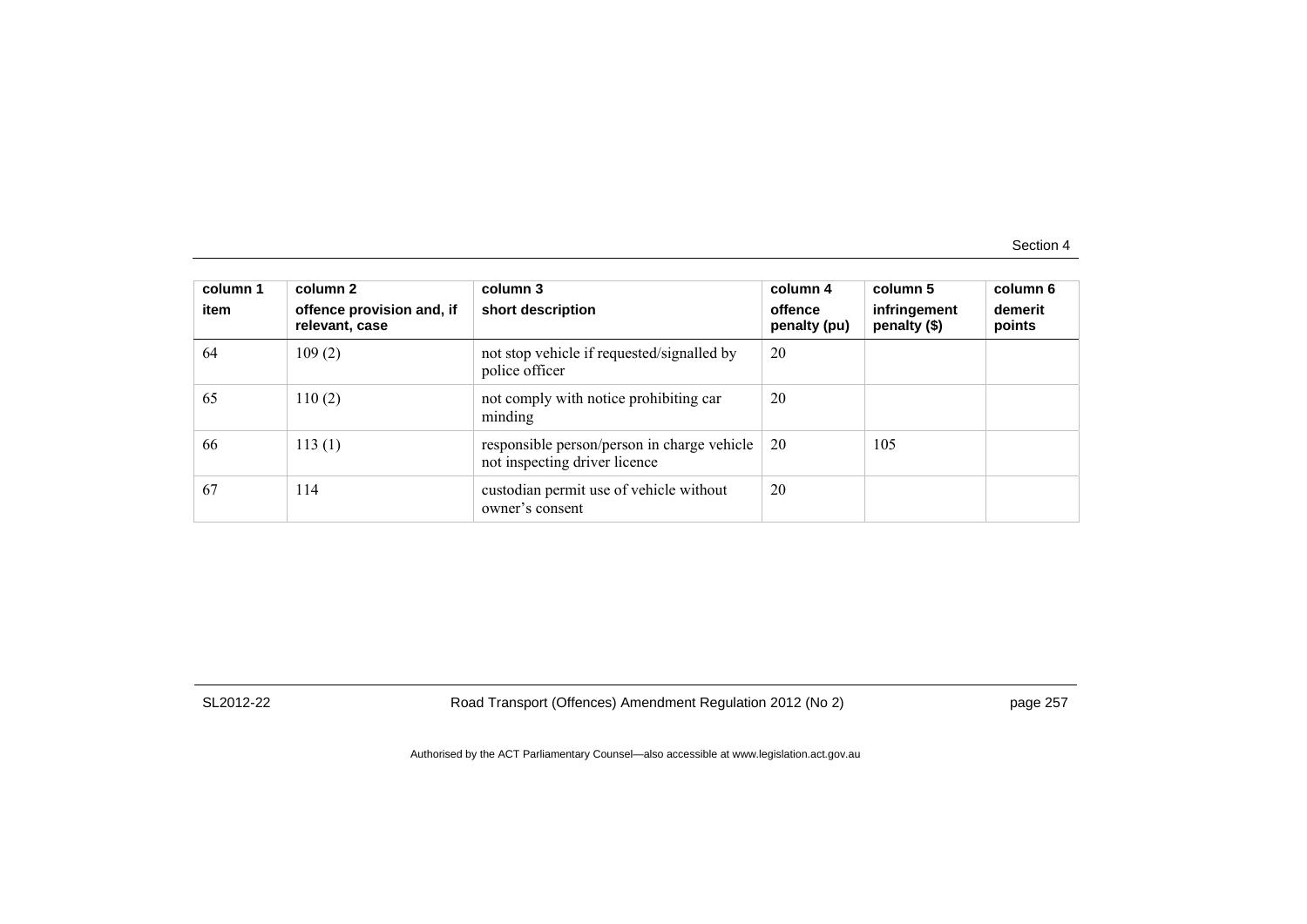| column 1<br>item | column 2<br>offence provision and, if relevant, case | column 3<br>short description | column 4<br>offence penalty (pu) | column 5<br>infringement penalty ($) | column 6<br>demerit points |
|---|---|---|---|---|---|
| 64 | 109 (2) | not stop vehicle if requested/signalled by police officer | 20 | | |
| 65 | 110 (2) | not comply with notice prohibiting car minding | 20 | | |
| 66 | 113 (1) | responsible person/person in charge vehicle not inspecting driver licence | 20 | 105 | |
| 67 | 114 | custodian permit use of vehicle without owner's consent | 20 | | |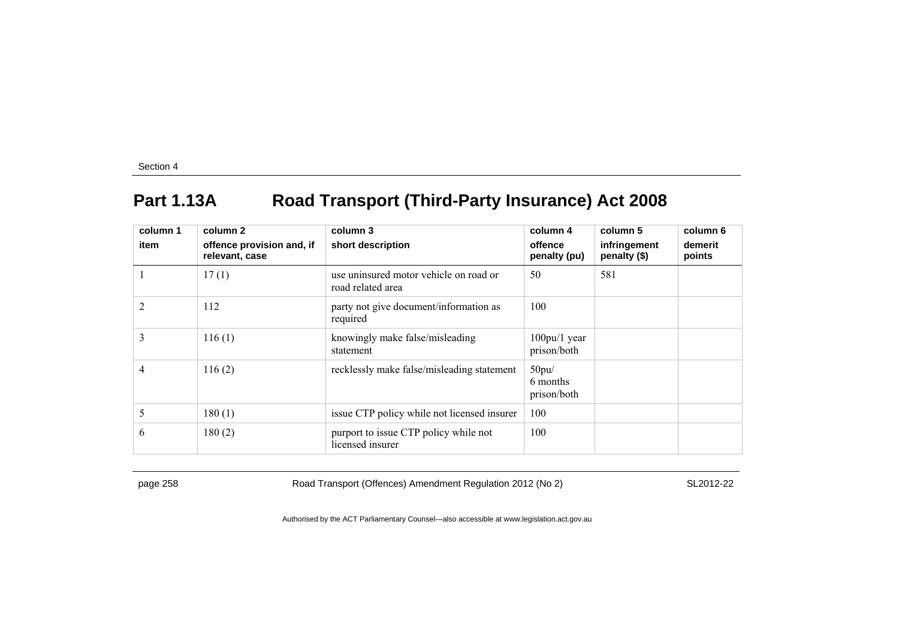## Part 1.13A Road Transport (Third-Party Insurance) Act 2008

| column 1<br>item | column 2<br>offence provision and, if relevant, case | column 3<br>short description | column 4<br>offence penalty (pu) | column 5<br>infringement penalty ($) | column 6<br>demerit points |
|---|---|---|---|---|---|
| 1 | 17 (1) | use uninsured motor vehicle on road or road related area | 50 | 581 | |
| 2 | 112 | party not give document/information as required | 100 | | |
| 3 | 116 (1) | knowingly make false/misleading statement | 100pu/1 year prison/both | | |
| 4 | 116 (2) | recklessly make false/misleading statement | 50pu/ 6 months prison/both | | |
| 5 | 180 (1) | issue CTP policy while not licensed insurer | 100 | | |
| 6 | 180 (2) | purport to issue CTP policy while not licensed insurer | 100 | | |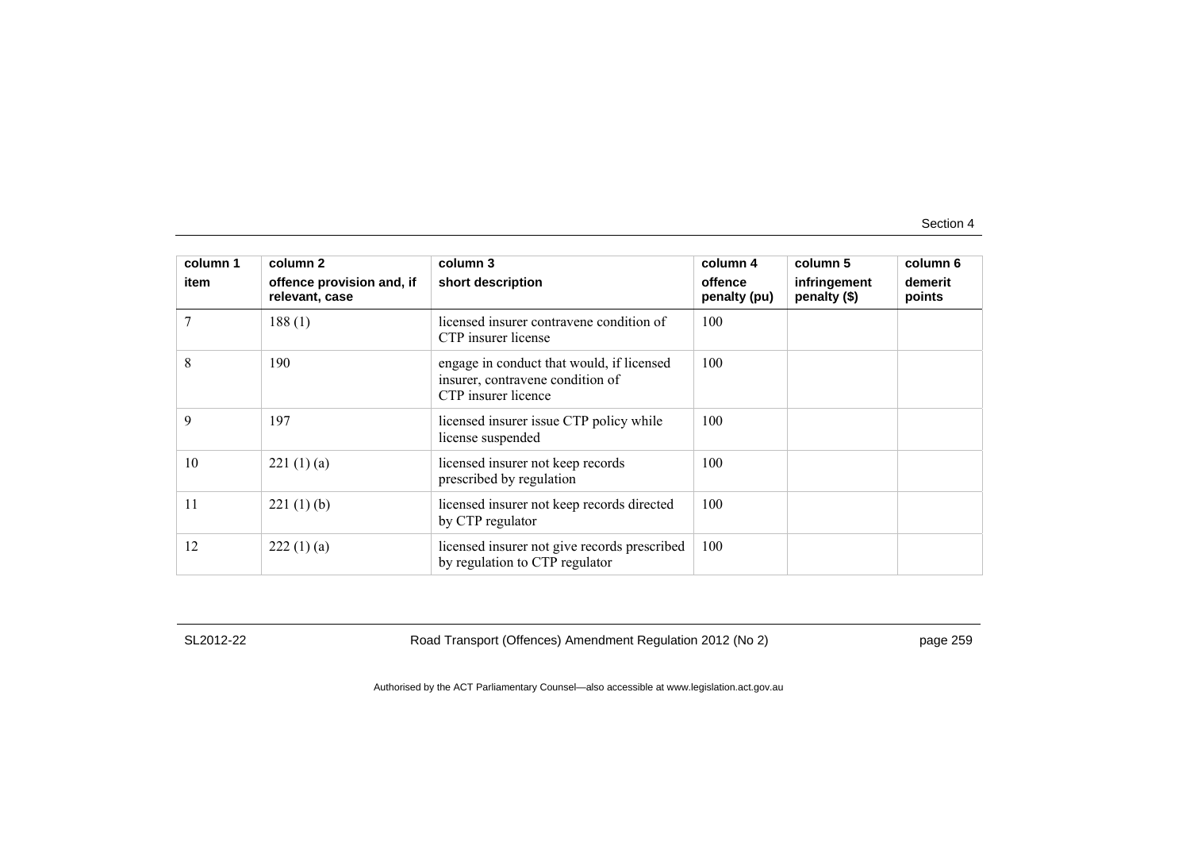| column 1<br>item | column 2<br>offence provision and, if relevant, case | column 3<br>short description | column 4<br>offence penalty (pu) | column 5<br>infringement penalty ($) | column 6<br>demerit points |
|---|---|---|---|---|---|
| 7 | 188 (1) | licensed insurer contravene condition of CTP insurer license | 100 | | |
| 8 | 190 | engage in conduct that would, if licensed insurer, contravene condition of CTP insurer licence | 100 | | |
| 9 | 197 | licensed insurer issue CTP policy while license suspended | 100 | | |
| 10 | 221 (1) (a) | licensed insurer not keep records prescribed by regulation | 100 | | |
| 11 | 221 (1) (b) | licensed insurer not keep records directed by CTP regulator | 100 | | |
| 12 | 222 (1) (a) | licensed insurer not give records prescribed by regulation to CTP regulator | 100 | | |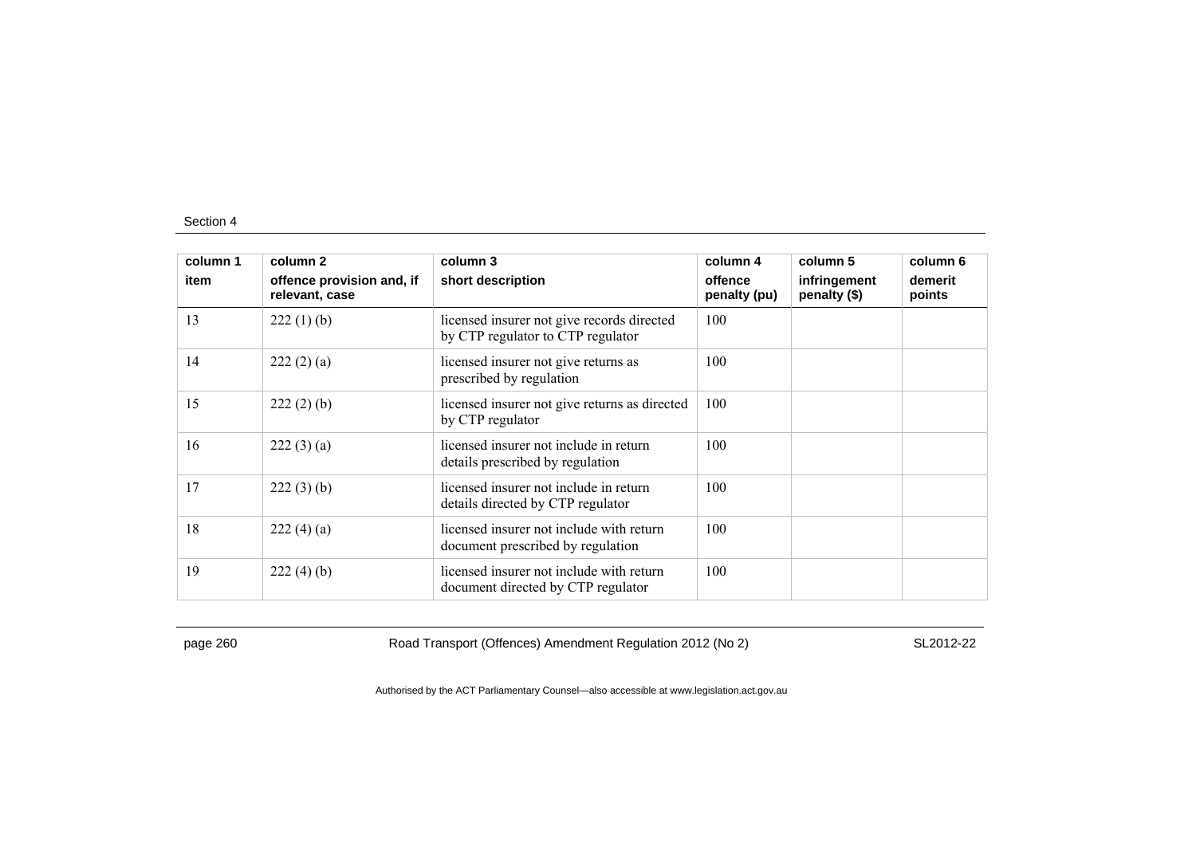| column 1<br>item | column 2<br>offence provision and, if relevant, case | column 3<br>short description | column 4<br>offence penalty (pu) | column 5<br>infringement penalty ($) | column 6<br>demerit points |
|---|---|---|---|---|---|
| 13 | 222 (1) (b) | licensed insurer not give records directed by CTP regulator to CTP regulator | 100 | | |
| 14 | 222 (2) (a) | licensed insurer not give returns as prescribed by regulation | 100 | | |
| 15 | 222 (2) (b) | licensed insurer not give returns as directed by CTP regulator | 100 | | |
| 16 | 222 (3) (a) | licensed insurer not include in return details prescribed by regulation | 100 | | |
| 17 | 222 (3) (b) | licensed insurer not include in return details directed by CTP regulator | 100 | | |
| 18 | 222 (4) (a) | licensed insurer not include with return document prescribed by regulation | 100 | | |
| 19 | 222 (4) (b) | licensed insurer not include with return document directed by CTP regulator | 100 | | |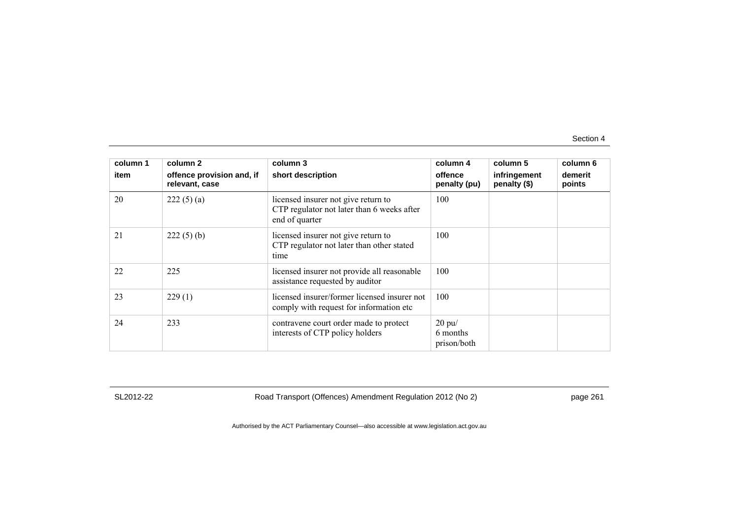| column 1 item | column 2 offence provision and, if relevant, case | column 3 short description | column 4 offence penalty (pu) | column 5 infringement penalty ($) | column 6 demerit points |
|---|---|---|---|---|---|
| 20 | 222 (5) (a) | licensed insurer not give return to CTP regulator not later than 6 weeks after end of quarter | 100 | | |
| 21 | 222 (5) (b) | licensed insurer not give return to CTP regulator not later than other stated time | 100 | | |
| 22 | 225 | licensed insurer not provide all reasonable assistance requested by auditor | 100 | | |
| 23 | 229 (1) | licensed insurer/former licensed insurer not comply with request for information etc | 100 | | |
| 24 | 233 | contravene court order made to protect interests of CTP policy holders | 20 pu/ 6 months prison/both | | |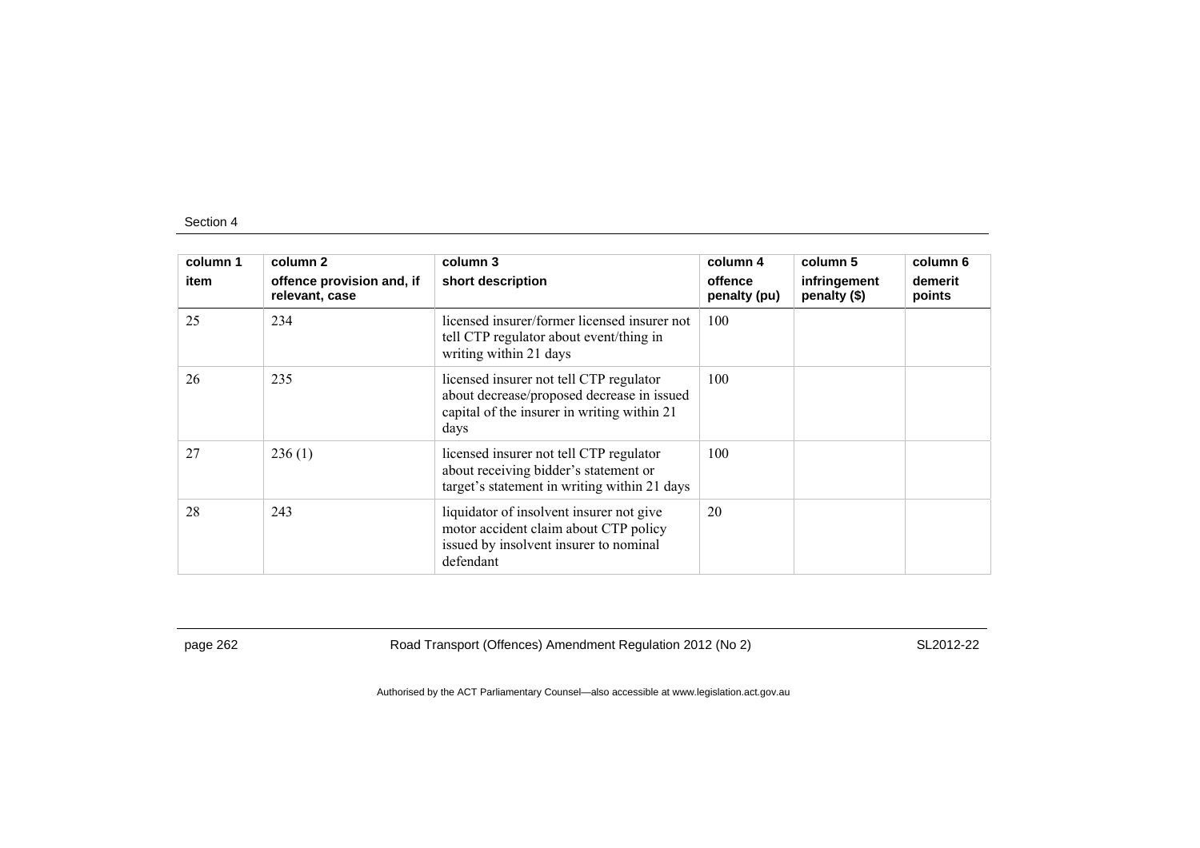| column 1<br>item | column 2<br>offence provision and, if relevant, case | column 3<br>short description | column 4<br>offence penalty (pu) | column 5<br>infringement penalty ($) | column 6<br>demerit points |
|---|---|---|---|---|---|
| 25 | 234 | licensed insurer/former licensed insurer not tell CTP regulator about event/thing in writing within 21 days | 100 | | |
| 26 | 235 | licensed insurer not tell CTP regulator about decrease/proposed decrease in issued capital of the insurer in writing within 21 days | 100 | | |
| 27 | 236 (1) | licensed insurer not tell CTP regulator about receiving bidder's statement or target's statement in writing within 21 days | 100 | | |
| 28 | 243 | liquidator of insolvent insurer not give motor accident claim about CTP policy issued by insolvent insurer to nominal defendant | 20 | | |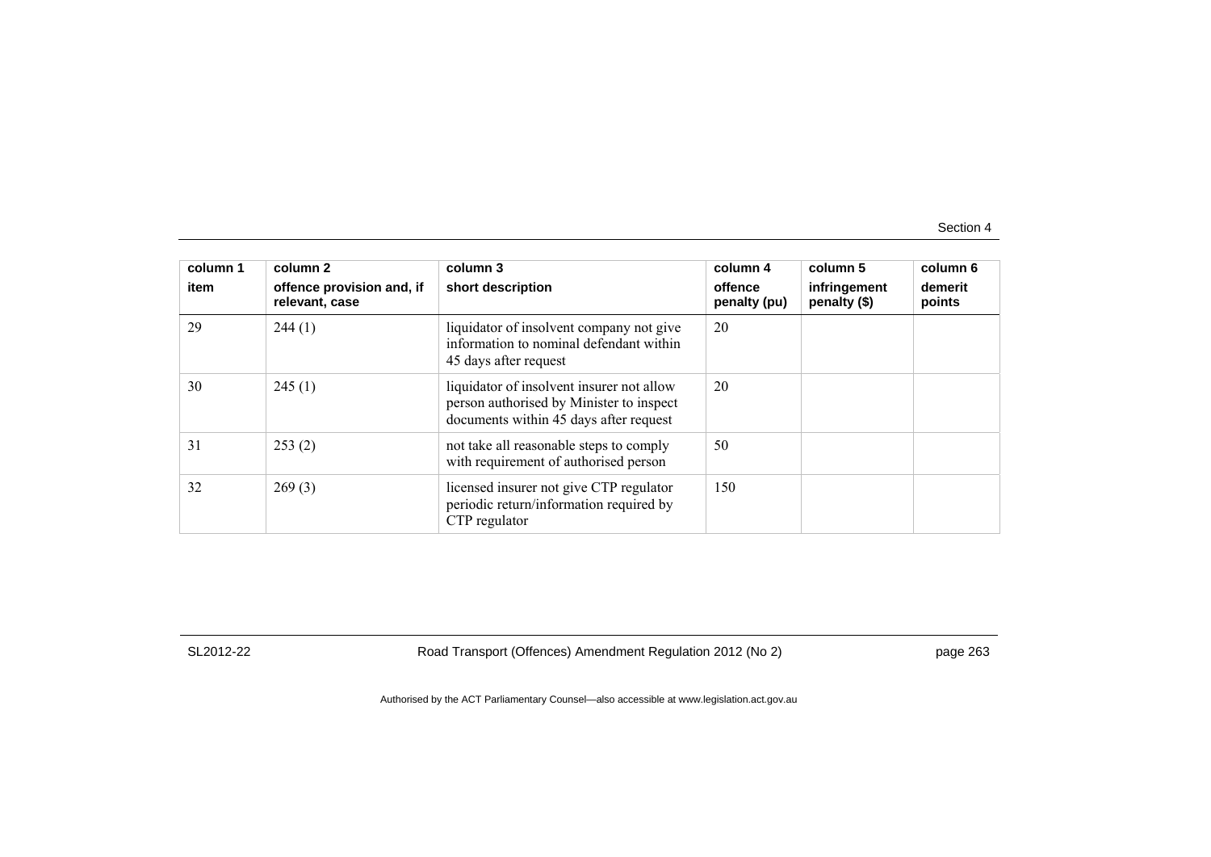| column 1 item | column 2 offence provision and, if relevant, case | column 3 short description | column 4 offence penalty (pu) | column 5 infringement penalty ($) | column 6 demerit points |
|---|---|---|---|---|---|
| 29 | 244 (1) | liquidator of insolvent company not give information to nominal defendant within 45 days after request | 20 | | |
| 30 | 245 (1) | liquidator of insolvent insurer not allow person authorised by Minister to inspect documents within 45 days after request | 20 | | |
| 31 | 253 (2) | not take all reasonable steps to comply with requirement of authorised person | 50 | | |
| 32 | 269 (3) | licensed insurer not give CTP regulator periodic return/information required by CTP regulator | 150 | | |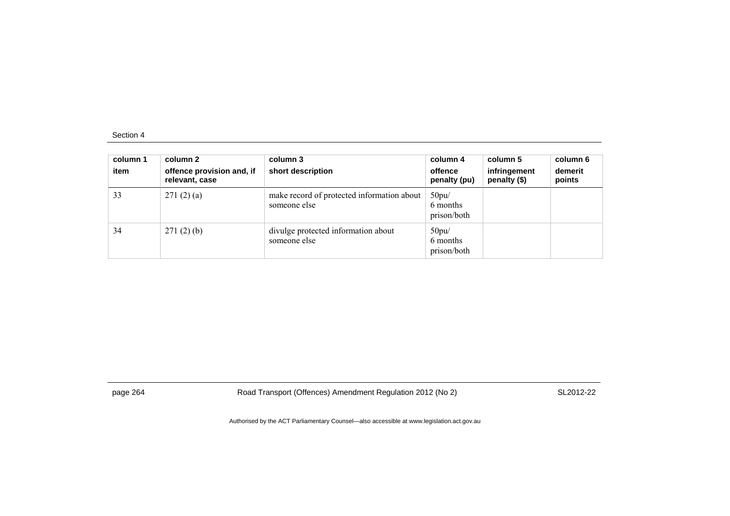| column 1<br>item | column 2<br>offence provision and, if relevant, case | column 3<br>short description | column 4<br>offence penalty (pu) | column 5<br>infringement penalty ($) | column 6<br>demerit points |
|---|---|---|---|---|---|
| 33 | 271 (2) (a) | make record of protected information about someone else | 50pu/<br>6 months prison/both | | |
| 34 | 271 (2) (b) | divulge protected information about someone else | 50pu/<br>6 months prison/both | | |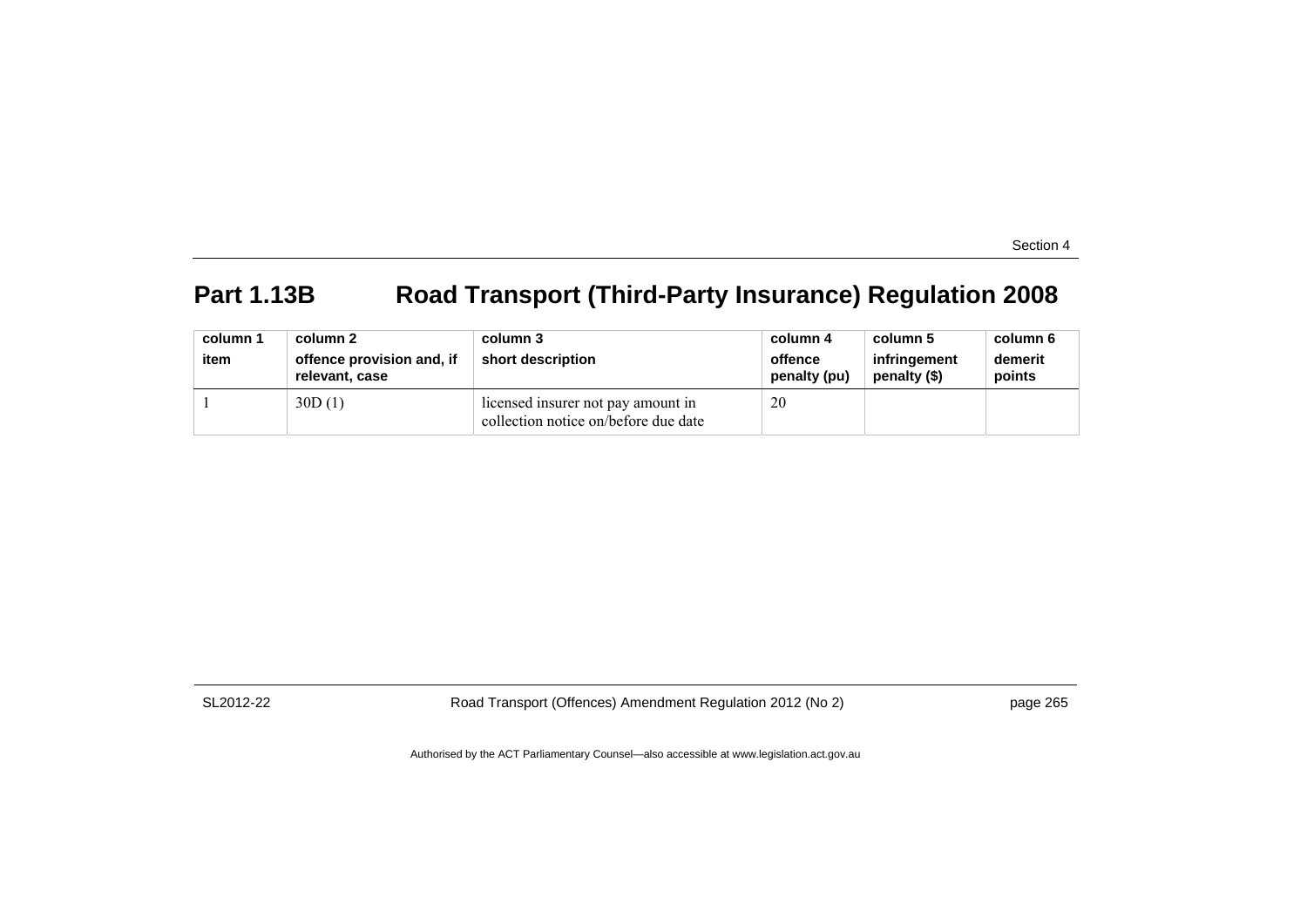## Part 1.13B Road Transport (Third-Party Insurance) Regulation 2008

| column 1<br>item | column 2<br>offence provision and, if relevant, case | column 3<br>short description | column 4<br>offence penalty (pu) | column 5<br>infringement penalty ($) | column 6<br>demerit points |
|---|---|---|---|---|---|
| 1 | 30D (1) | licensed insurer not pay amount in collection notice on/before due date | 20 | | |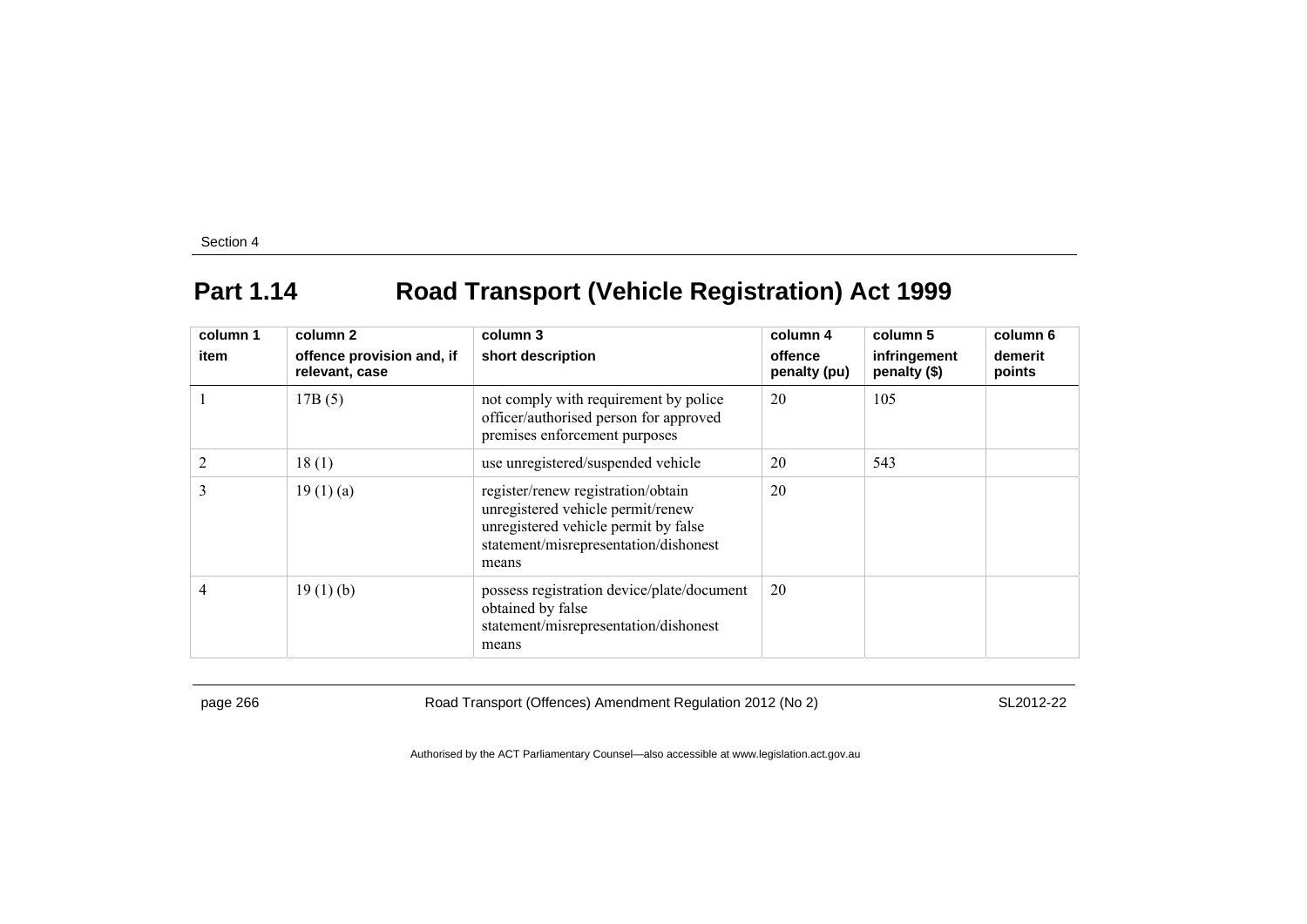## Part 1.14 Road Transport (Vehicle Registration) Act 1999

| column 1<br>item | column 2<br>offence provision and, if relevant, case | column 3<br>short description | column 4<br>offence penalty (pu) | column 5<br>infringement penalty ($) | column 6<br>demerit points |
|---|---|---|---|---|---|
| 1 | 17B (5) | not comply with requirement by police officer/authorised person for approved premises enforcement purposes | 20 | 105 | |
| 2 | 18 (1) | use unregistered/suspended vehicle | 20 | 543 | |
| 3 | 19 (1) (a) | register/renew registration/obtain unregistered vehicle permit/renew unregistered vehicle permit by false statement/misrepresentation/dishonest means | 20 | | |
| 4 | 19 (1) (b) | possess registration device/plate/document obtained by false statement/misrepresentation/dishonest means | 20 | | |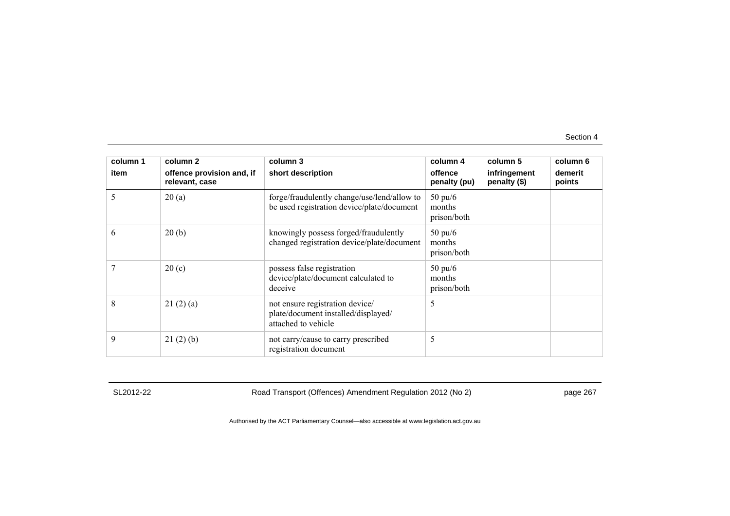| column 1 | column 2 | column 3 | column 4 | column 5 | column 6 |
|---|---|---|---|---|---|
| item | offence provision and, if relevant, case | short description | offence penalty (pu) | infringement penalty ($) | demerit points |
| 5 | 20 (a) | forge/fraudulently change/use/lend/allow to be used registration device/plate/document | 50 pu/6 months prison/both | | |
| 6 | 20 (b) | knowingly possess forged/fraudulently changed registration device/plate/document | 50 pu/6 months prison/both | | |
| 7 | 20 (c) | possess false registration device/plate/document calculated to deceive | 50 pu/6 months prison/both | | |
| 8 | 21 (2) (a) | not ensure registration device/ plate/document installed/displayed/ attached to vehicle | 5 | | |
| 9 | 21 (2) (b) | not carry/cause to carry prescribed registration document | 5 | | |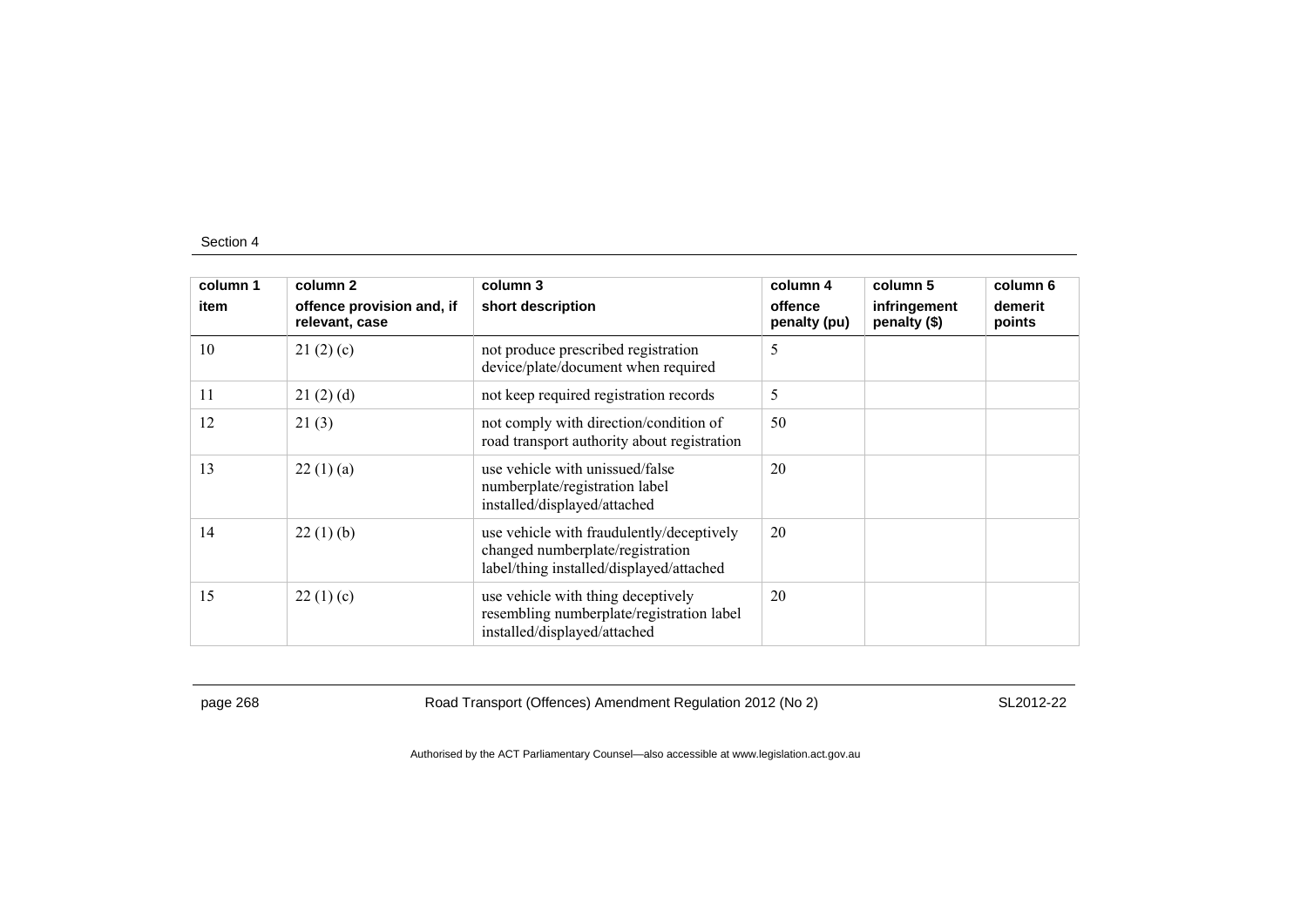Section 4

| column 1<br>item | column 2<br>offence provision and, if relevant, case | column 3<br>short description | column 4<br>offence penalty (pu) | column 5<br>infringement penalty ($) | column 6<br>demerit points |
|---|---|---|---|---|---|
| 10 | 21 (2) (c) | not produce prescribed registration device/plate/document when required | 5 | | |
| 11 | 21 (2) (d) | not keep required registration records | 5 | | |
| 12 | 21 (3) | not comply with direction/condition of road transport authority about registration | 50 | | |
| 13 | 22 (1) (a) | use vehicle with unissued/false numberplate/registration label installed/displayed/attached | 20 | | |
| 14 | 22 (1) (b) | use vehicle with fraudulently/deceptively changed numberplate/registration label/thing installed/displayed/attached | 20 | | |
| 15 | 22 (1) (c) | use vehicle with thing deceptively resembling numberplate/registration label installed/displayed/attached | 20 | | |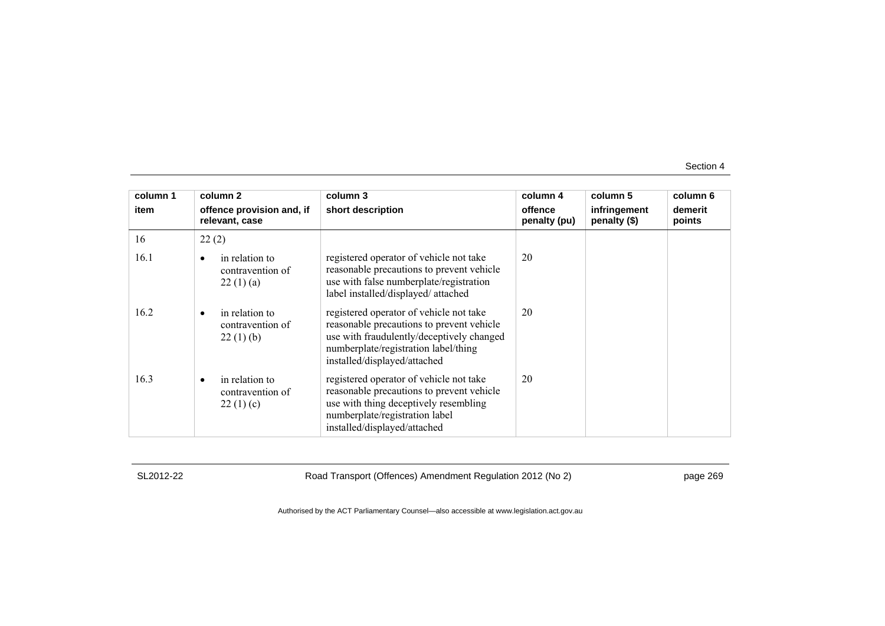| column 1<br>item | column 2<br>offence provision and, if relevant, case | column 3<br>short description | column 4<br>offence penalty (pu) | column 5<br>infringement penalty ($) | column 6<br>demerit points |
|---|---|---|---|---|---|
| 16 | 22 (2) | | | | |
| 16.1 | • in relation to contravention of 22 (1) (a) | registered operator of vehicle not take reasonable precautions to prevent vehicle use with false numberplate/registration label installed/displayed/ attached | 20 | | |
| 16.2 | • in relation to contravention of 22 (1) (b) | registered operator of vehicle not take reasonable precautions to prevent vehicle use with fraudulently/deceptively changed numberplate/registration label/thing installed/displayed/attached | 20 | | |
| 16.3 | • in relation to contravention of 22 (1) (c) | registered operator of vehicle not take reasonable precautions to prevent vehicle use with thing deceptively resembling numberplate/registration label installed/displayed/attached | 20 | | |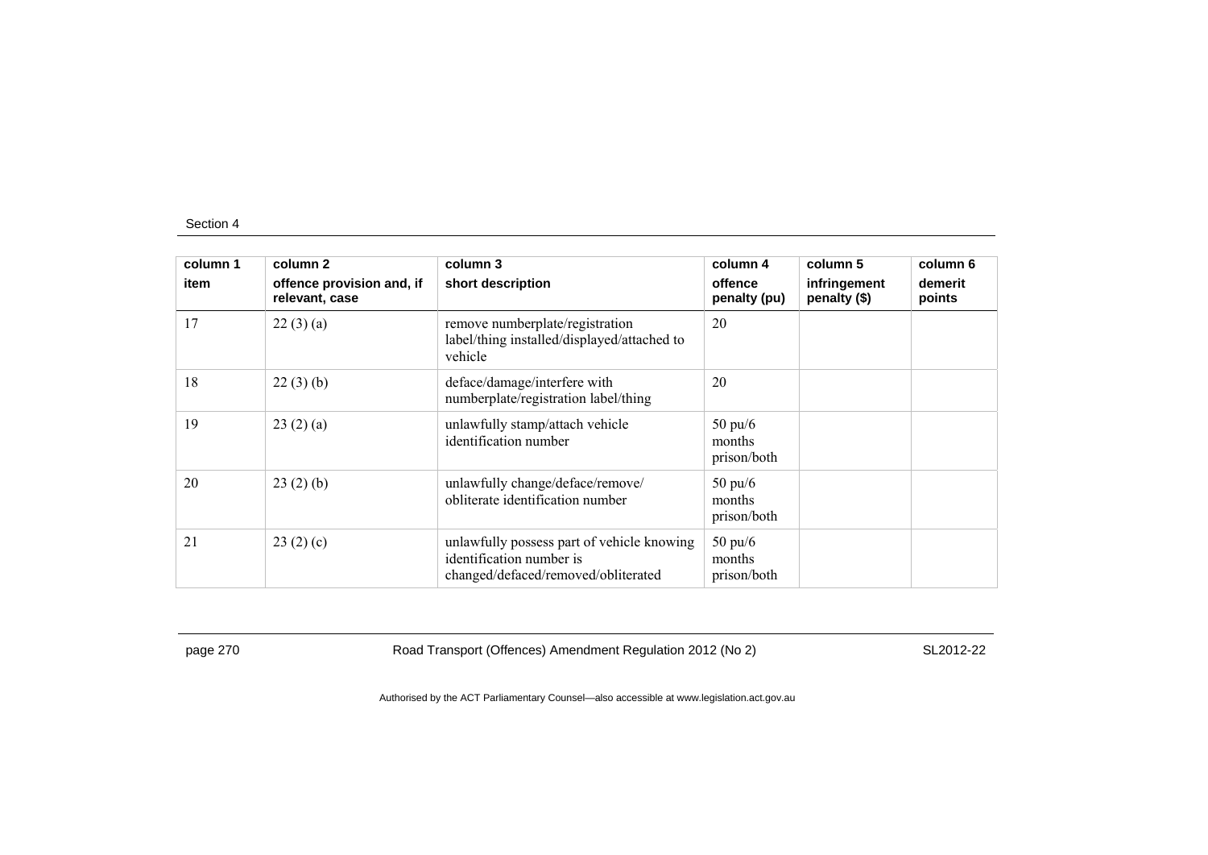| column 1<br>item | column 2<br>offence provision and, if relevant, case | column 3<br>short description | column 4<br>offence penalty (pu) | column 5<br>infringement penalty ($) | column 6<br>demerit points |
|---|---|---|---|---|---|
| 17 | 22 (3) (a) | remove numberplate/registration label/thing installed/displayed/attached to vehicle | 20 | | |
| 18 | 22 (3) (b) | deface/damage/interfere with numberplate/registration label/thing | 20 | | |
| 19 | 23 (2) (a) | unlawfully stamp/attach vehicle identification number | 50 pu/6 months prison/both | | |
| 20 | 23 (2) (b) | unlawfully change/deface/remove/ obliterate identification number | 50 pu/6 months prison/both | | |
| 21 | 23 (2) (c) | unlawfully possess part of vehicle knowing identification number is changed/defaced/removed/obliterated | 50 pu/6 months prison/both | | |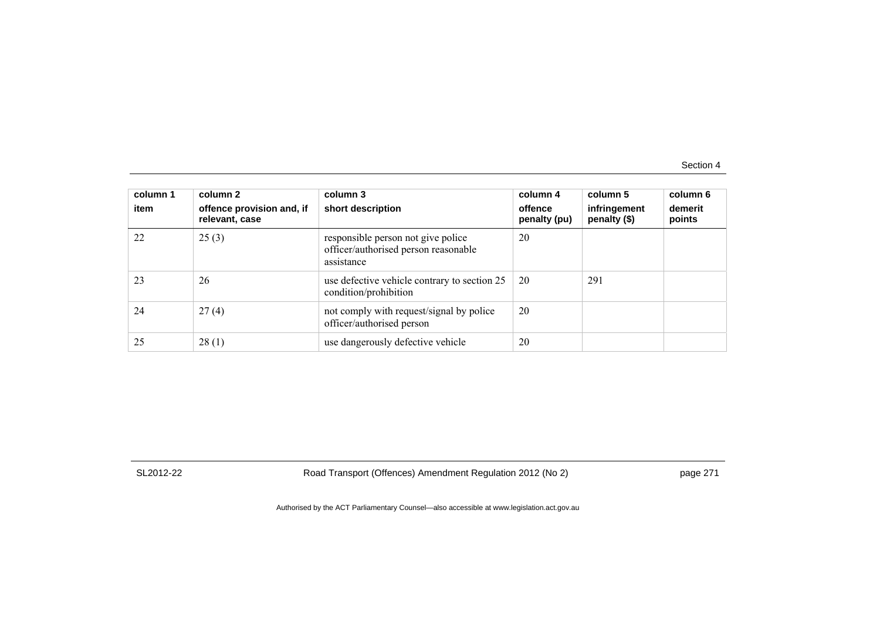| column 1 item | column 2 offence provision and, if relevant, case | column 3 short description | column 4 offence penalty (pu) | column 5 infringement penalty ($) | column 6 demerit points |
|---|---|---|---|---|---|
| 22 | 25 (3) | responsible person not give police officer/authorised person reasonable assistance | 20 | | |
| 23 | 26 | use defective vehicle contrary to section 25 condition/prohibition | 20 | 291 | |
| 24 | 27 (4) | not comply with request/signal by police officer/authorised person | 20 | | |
| 25 | 28 (1) | use dangerously defective vehicle | 20 | | |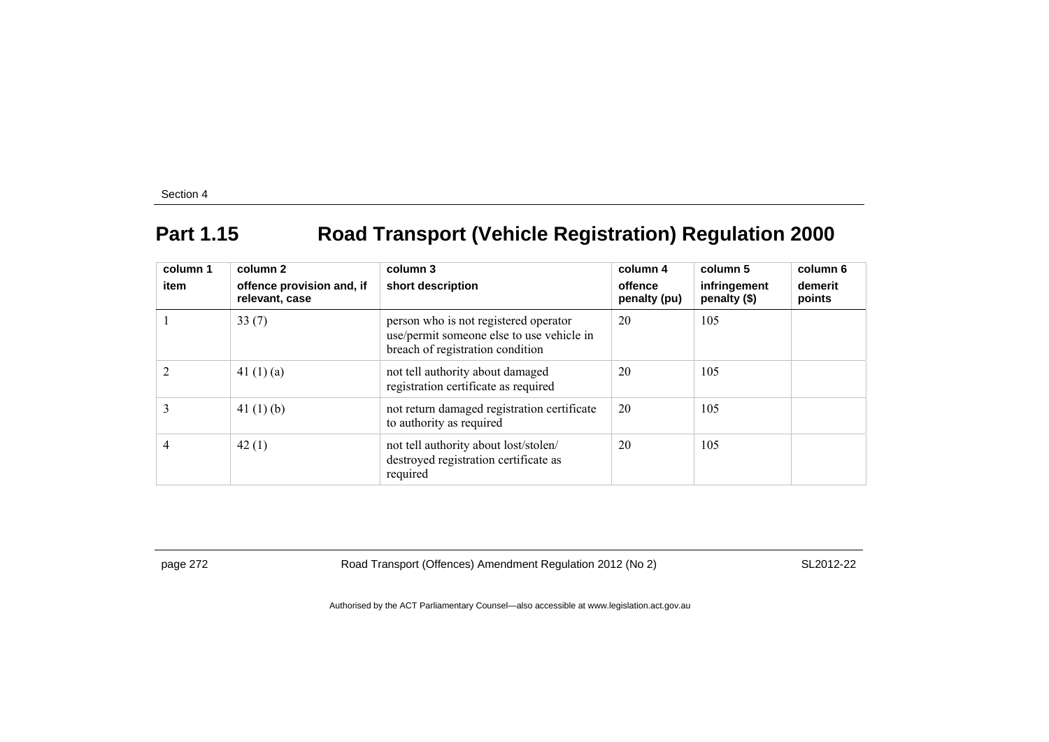## Part 1.15 Road Transport (Vehicle Registration) Regulation 2000

| column 1<br>item | column 2<br>offence provision and, if relevant, case | column 3<br>short description | column 4<br>offence penalty (pu) | column 5<br>infringement penalty ($) | column 6<br>demerit points |
|---|---|---|---|---|---|
| 1 | 33 (7) | person who is not registered operator use/permit someone else to use vehicle in breach of registration condition | 20 | 105 | |
| 2 | 41 (1) (a) | not tell authority about damaged registration certificate as required | 20 | 105 | |
| 3 | 41 (1) (b) | not return damaged registration certificate to authority as required | 20 | 105 | |
| 4 | 42 (1) | not tell authority about lost/stolen/ destroyed registration certificate as required | 20 | 105 | |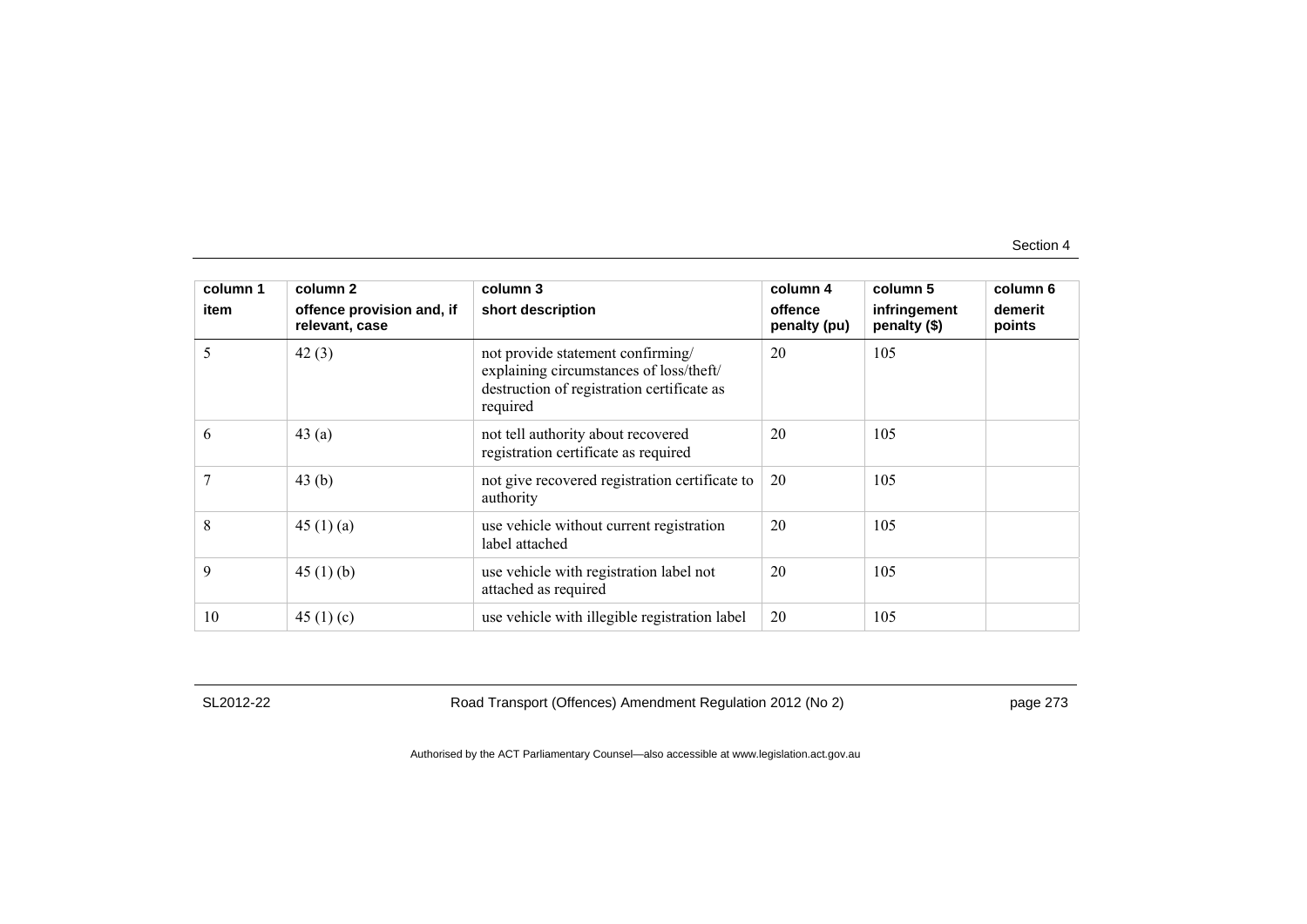| column 1 item | column 2 offence provision and, if relevant, case | column 3 short description | column 4 offence penalty (pu) | column 5 infringement penalty ($) | column 6 demerit points |
|---|---|---|---|---|---|
| 5 | 42 (3) | not provide statement confirming/ explaining circumstances of loss/theft/ destruction of registration certificate as required | 20 | 105 | |
| 6 | 43 (a) | not tell authority about recovered registration certificate as required | 20 | 105 | |
| 7 | 43 (b) | not give recovered registration certificate to authority | 20 | 105 | |
| 8 | 45 (1) (a) | use vehicle without current registration label attached | 20 | 105 | |
| 9 | 45 (1) (b) | use vehicle with registration label not attached as required | 20 | 105 | |
| 10 | 45 (1) (c) | use vehicle with illegible registration label | 20 | 105 | |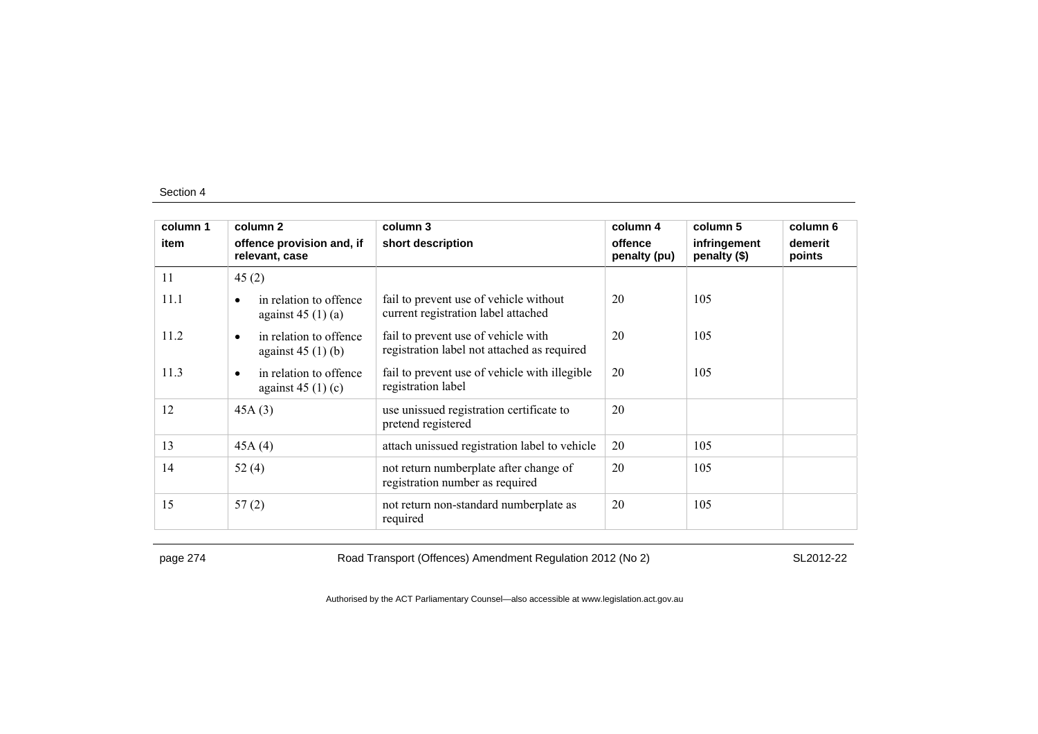| column 1 | column 2 | column 3 | column 4 | column 5 | column 6 |
|---|---|---|---|---|---|
| item | offence provision and, if relevant, case | short description | offence penalty (pu) | infringement penalty ($) | demerit points |
| 11 | 45 (2) | | | | |
| 11.1 | • in relation to offence against 45 (1) (a) | fail to prevent use of vehicle without current registration label attached | 20 | 105 | |
| 11.2 | • in relation to offence against 45 (1) (b) | fail to prevent use of vehicle with registration label not attached as required | 20 | 105 | |
| 11.3 | • in relation to offence against 45 (1) (c) | fail to prevent use of vehicle with illegible registration label | 20 | 105 | |
| 12 | 45A (3) | use unissued registration certificate to pretend registered | 20 | | |
| 13 | 45A (4) | attach unissued registration label to vehicle | 20 | 105 | |
| 14 | 52 (4) | not return numberplate after change of registration number as required | 20 | 105 | |
| 15 | 57 (2) | not return non-standard numberplate as required | 20 | 105 | |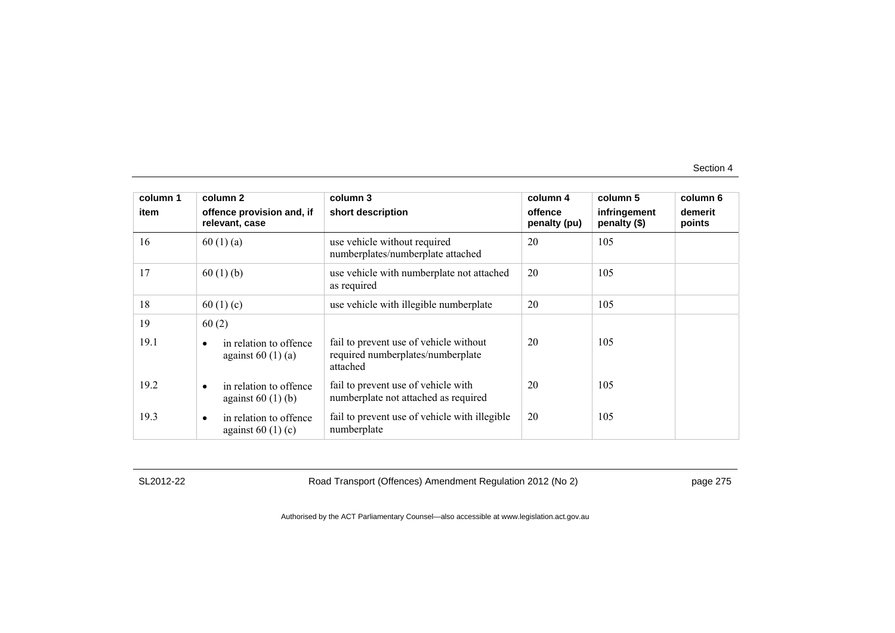| column 1<br>item | column 2<br>offence provision and, if relevant, case | column 3<br>short description | column 4<br>offence penalty (pu) | column 5<br>infringement penalty ($) | column 6<br>demerit points |
|---|---|---|---|---|---|
| 16 | 60 (1) (a) | use vehicle without required numberplates/numberplate attached | 20 | 105 | |
| 17 | 60 (1) (b) | use vehicle with numberplate not attached as required | 20 | 105 | |
| 18 | 60 (1) (c) | use vehicle with illegible numberplate | 20 | 105 | |
| 19 | 60 (2) | | | | |
| 19.1 | • in relation to offence against 60 (1) (a) | fail to prevent use of vehicle without required numberplates/numberplate attached | 20 | 105 | |
| 19.2 | • in relation to offence against 60 (1) (b) | fail to prevent use of vehicle with numberplate not attached as required | 20 | 105 | |
| 19.3 | • in relation to offence against 60 (1) (c) | fail to prevent use of vehicle with illegible numberplate | 20 | 105 | |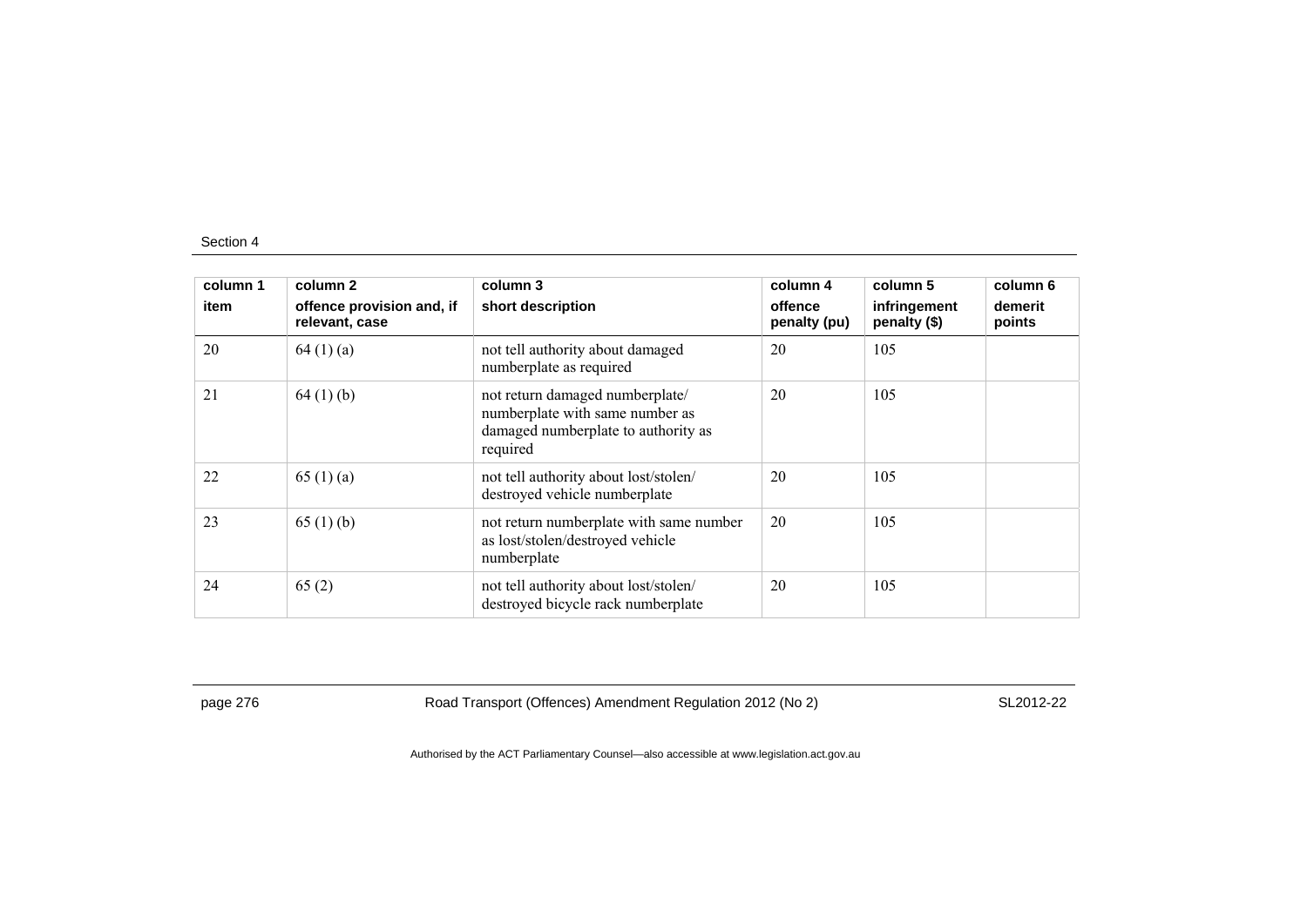| column 1 | column 2 | column 3 | column 4 | column 5 | column 6 |
|---|---|---|---|---|---|
| item | offence provision and, if relevant, case | short description | offence penalty (pu) | infringement penalty ($) | demerit points |
| 20 | 64 (1) (a) | not tell authority about damaged numberplate as required | 20 | 105 | |
| 21 | 64 (1) (b) | not return damaged numberplate/ numberplate with same number as damaged numberplate to authority as required | 20 | 105 | |
| 22 | 65 (1) (a) | not tell authority about lost/stolen/ destroyed vehicle numberplate | 20 | 105 | |
| 23 | 65 (1) (b) | not return numberplate with same number as lost/stolen/destroyed vehicle numberplate | 20 | 105 | |
| 24 | 65 (2) | not tell authority about lost/stolen/ destroyed bicycle rack numberplate | 20 | 105 | |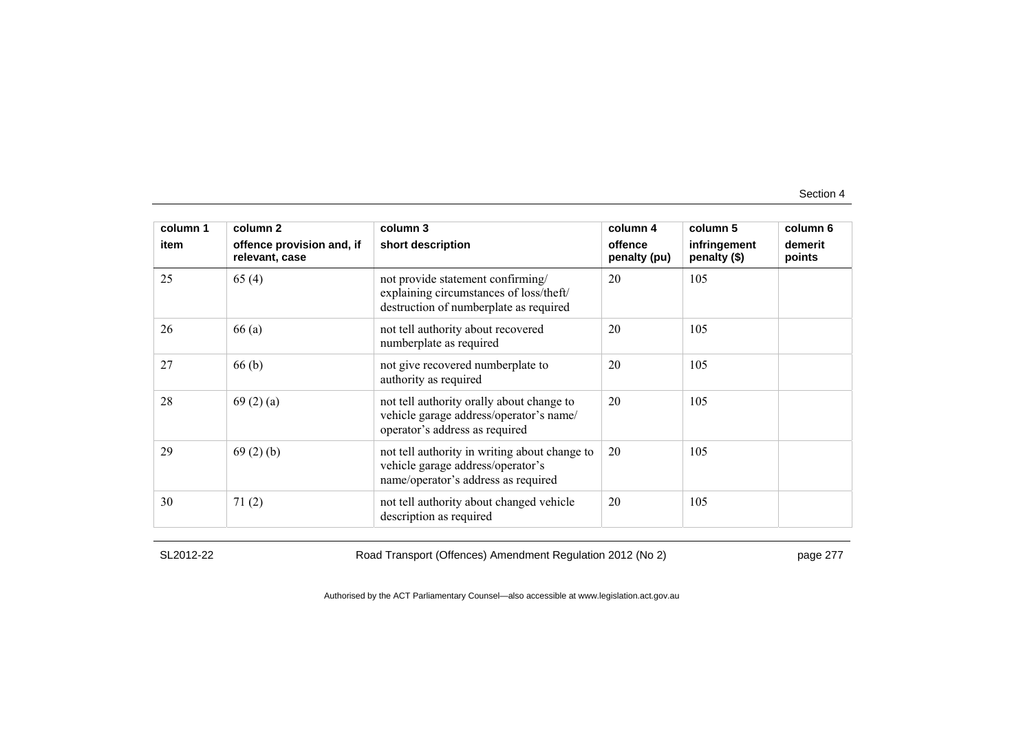| column 1<br>item | column 2<br>offence provision and, if relevant, case | column 3<br>short description | column 4<br>offence penalty (pu) | column 5<br>infringement penalty ($) | column 6<br>demerit points |
|---|---|---|---|---|---|
| 25 | 65 (4) | not provide statement confirming/ explaining circumstances of loss/theft/ destruction of numberplate as required | 20 | 105 | |
| 26 | 66 (a) | not tell authority about recovered numberplate as required | 20 | 105 | |
| 27 | 66 (b) | not give recovered numberplate to authority as required | 20 | 105 | |
| 28 | 69 (2) (a) | not tell authority orally about change to vehicle garage address/operator's name/ operator's address as required | 20 | 105 | |
| 29 | 69 (2) (b) | not tell authority in writing about change to vehicle garage address/operator's name/operator's address as required | 20 | 105 | |
| 30 | 71 (2) | not tell authority about changed vehicle description as required | 20 | 105 | |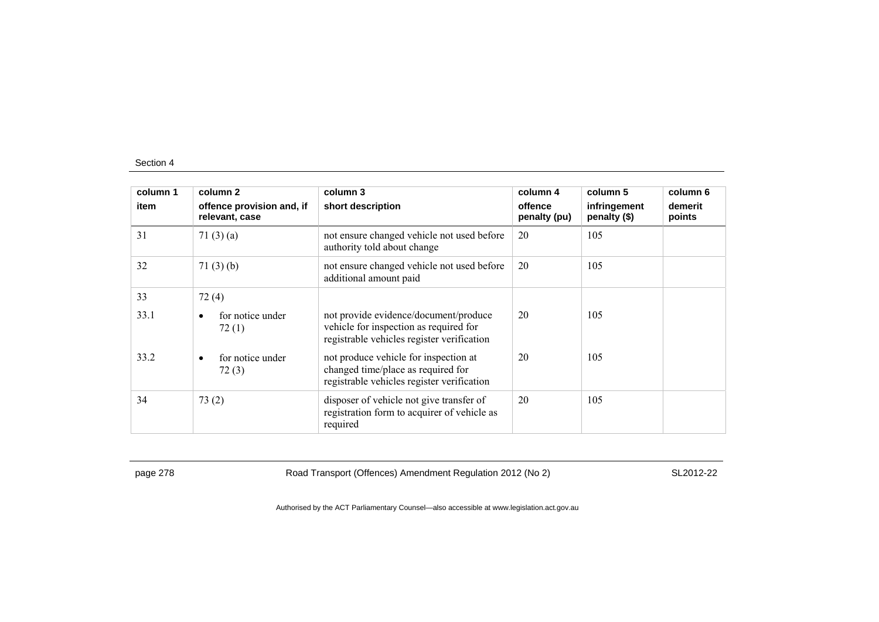| column 1<br>item | column 2<br>offence provision and, if relevant, case | column 3<br>short description | column 4<br>offence penalty (pu) | column 5<br>infringement penalty ($) | column 6<br>demerit points |
|---|---|---|---|---|---|
| 31 | 71 (3) (a) | not ensure changed vehicle not used before authority told about change | 20 | 105 | |
| 32 | 71 (3) (b) | not ensure changed vehicle not used before additional amount paid | 20 | 105 | |
| 33 | 72 (4) | | | | |
| 33.1 | • for notice under 72 (1) | not provide evidence/document/produce vehicle for inspection as required for registrable vehicles register verification | 20 | 105 | |
| 33.2 | • for notice under 72 (3) | not produce vehicle for inspection at changed time/place as required for registrable vehicles register verification | 20 | 105 | |
| 34 | 73 (2) | disposer of vehicle not give transfer of registration form to acquirer of vehicle as required | 20 | 105 | |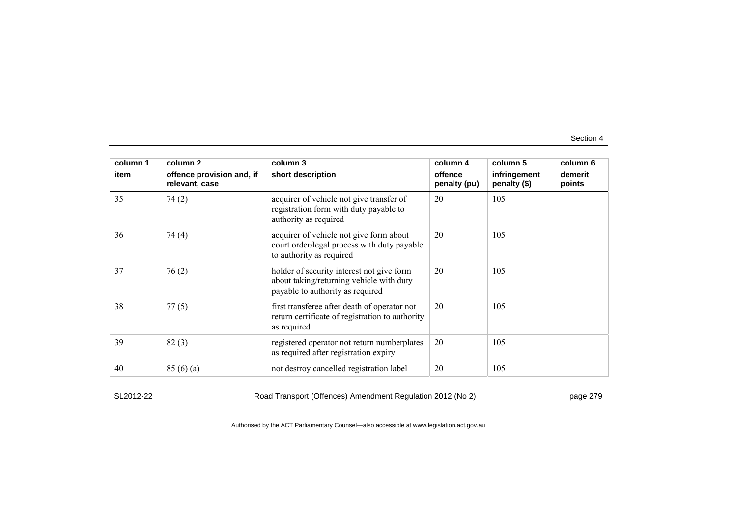| column 1<br>item | column 2<br>offence provision and, if relevant, case | column 3<br>short description | column 4<br>offence penalty (pu) | column 5<br>infringement penalty ($) | column 6<br>demerit points |
|---|---|---|---|---|---|
| 35 | 74 (2) | acquirer of vehicle not give transfer of registration form with duty payable to authority as required | 20 | 105 | |
| 36 | 74 (4) | acquirer of vehicle not give form about court order/legal process with duty payable to authority as required | 20 | 105 | |
| 37 | 76 (2) | holder of security interest not give form about taking/returning vehicle with duty payable to authority as required | 20 | 105 | |
| 38 | 77 (5) | first transferee after death of operator not return certificate of registration to authority as required | 20 | 105 | |
| 39 | 82 (3) | registered operator not return numberplates as required after registration expiry | 20 | 105 | |
| 40 | 85 (6) (a) | not destroy cancelled registration label | 20 | 105 | |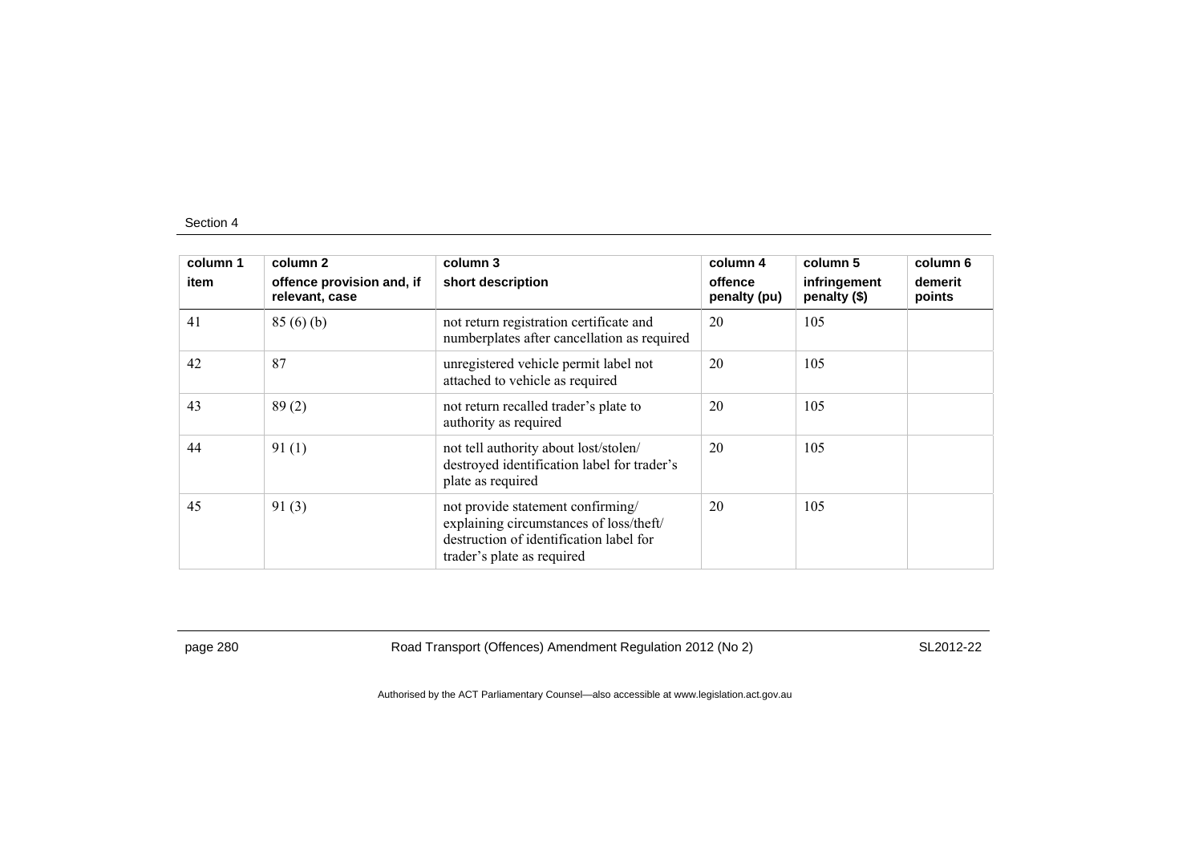Section 4

| column 1<br>item | column 2<br>offence provision and, if relevant, case | column 3<br>short description | column 4<br>offence penalty (pu) | column 5<br>infringement penalty ($) | column 6<br>demerit points |
|---|---|---|---|---|---|
| 41 | 85 (6) (b) | not return registration certificate and numberplates after cancellation as required | 20 | 105 | |
| 42 | 87 | unregistered vehicle permit label not attached to vehicle as required | 20 | 105 | |
| 43 | 89 (2) | not return recalled trader's plate to authority as required | 20 | 105 | |
| 44 | 91 (1) | not tell authority about lost/stolen/ destroyed identification label for trader's plate as required | 20 | 105 | |
| 45 | 91 (3) | not provide statement confirming/ explaining circumstances of loss/theft/ destruction of identification label for trader's plate as required | 20 | 105 | |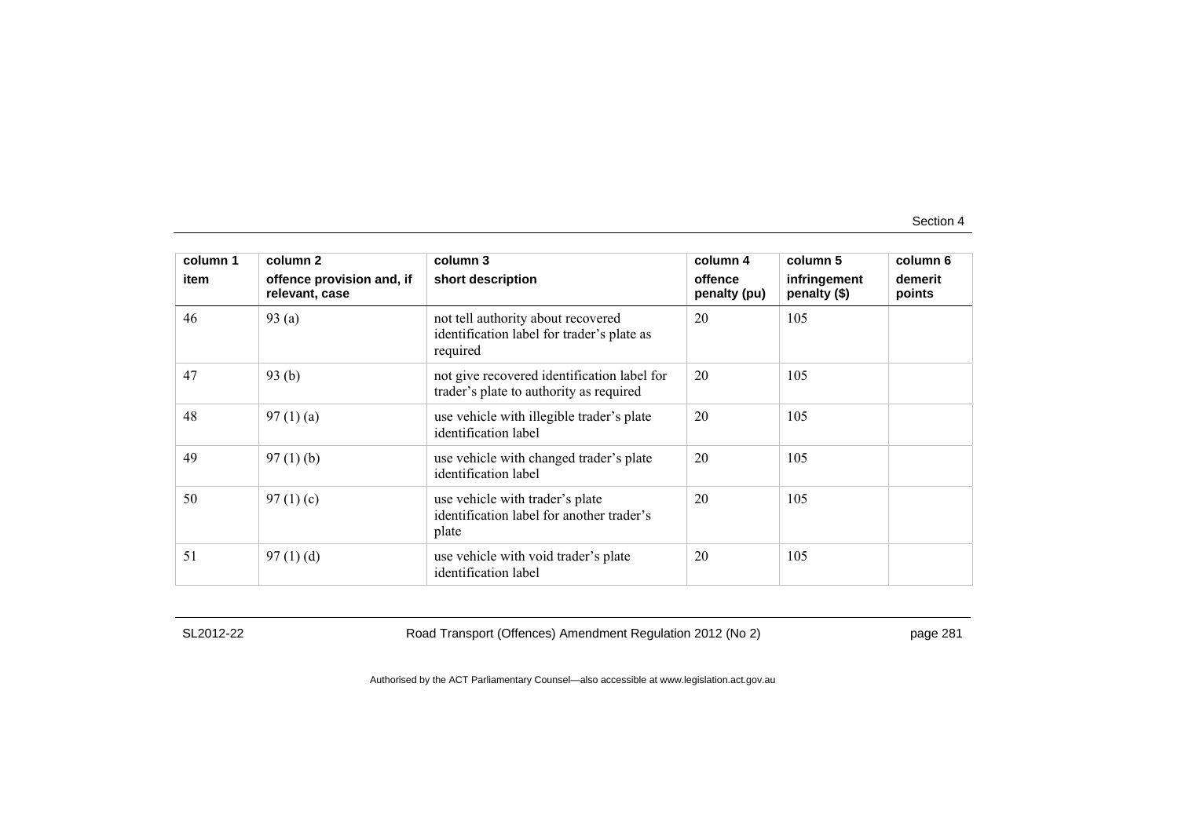| column 1<br>item | column 2<br>offence provision and, if relevant, case | column 3<br>short description | column 4<br>offence penalty (pu) | column 5<br>infringement penalty ($) | column 6<br>demerit points |
|---|---|---|---|---|---|
| 46 | 93 (a) | not tell authority about recovered identification label for trader's plate as required | 20 | 105 | |
| 47 | 93 (b) | not give recovered identification label for trader's plate to authority as required | 20 | 105 | |
| 48 | 97 (1) (a) | use vehicle with illegible trader's plate identification label | 20 | 105 | |
| 49 | 97 (1) (b) | use vehicle with changed trader's plate identification label | 20 | 105 | |
| 50 | 97 (1) (c) | use vehicle with trader's plate identification label for another trader's plate | 20 | 105 | |
| 51 | 97 (1) (d) | use vehicle with void trader's plate identification label | 20 | 105 | |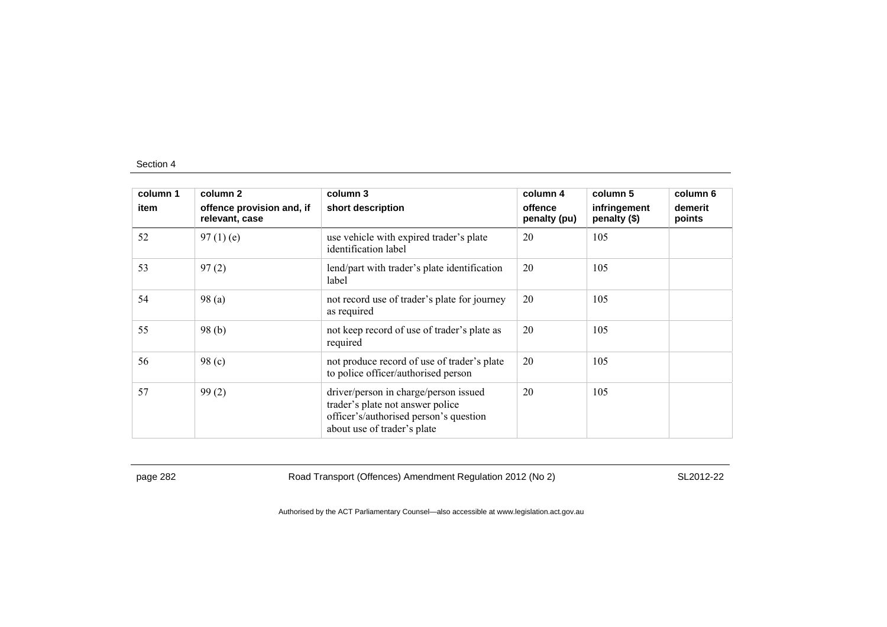Section 4

| column 1<br>item | column 2<br>offence provision and, if relevant, case | column 3<br>short description | column 4<br>offence penalty (pu) | column 5<br>infringement penalty ($) | column 6<br>demerit points |
|---|---|---|---|---|---|
| 52 | 97 (1) (e) | use vehicle with expired trader's plate identification label | 20 | 105 | |
| 53 | 97 (2) | lend/part with trader's plate identification label | 20 | 105 | |
| 54 | 98 (a) | not record use of trader's plate for journey as required | 20 | 105 | |
| 55 | 98 (b) | not keep record of use of trader's plate as required | 20 | 105 | |
| 56 | 98 (c) | not produce record of use of trader's plate to police officer/authorised person | 20 | 105 | |
| 57 | 99 (2) | driver/person in charge/person issued trader's plate not answer police officer's/authorised person's question about use of trader's plate | 20 | 105 | |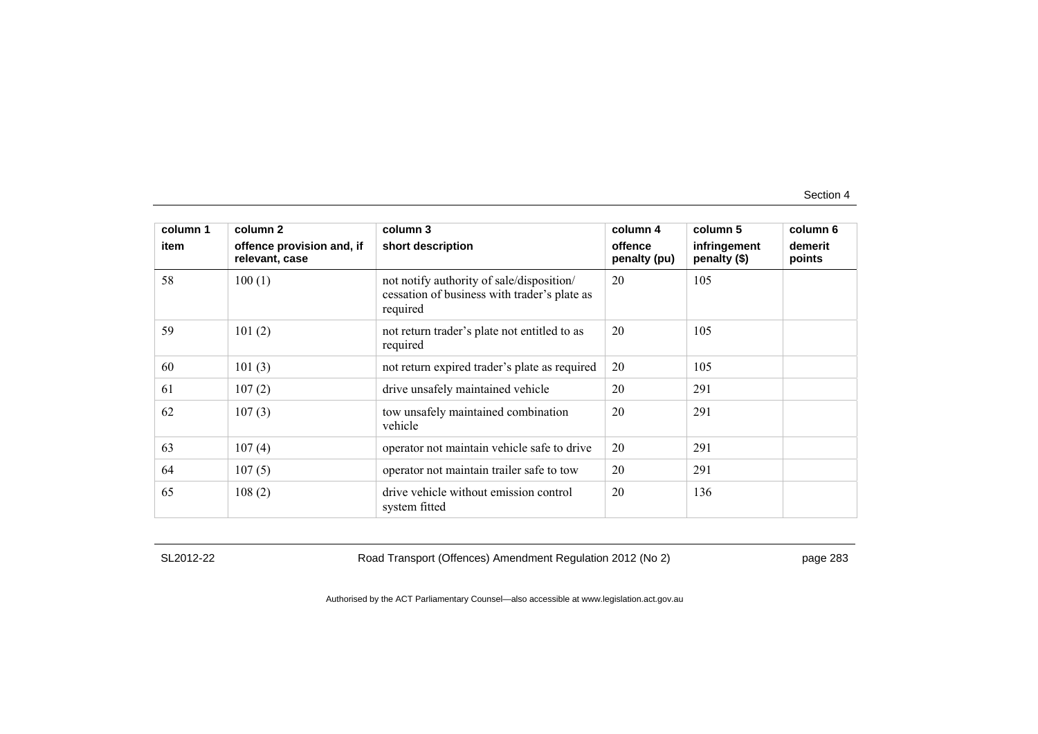| column 1 item | column 2 offence provision and, if relevant, case | column 3 short description | column 4 offence penalty (pu) | column 5 infringement penalty ($) | column 6 demerit points |
|---|---|---|---|---|---|
| 58 | 100 (1) | not notify authority of sale/disposition/ cessation of business with trader's plate as required | 20 | 105 | |
| 59 | 101 (2) | not return trader's plate not entitled to as required | 20 | 105 | |
| 60 | 101 (3) | not return expired trader's plate as required | 20 | 105 | |
| 61 | 107 (2) | drive unsafely maintained vehicle | 20 | 291 | |
| 62 | 107 (3) | tow unsafely maintained combination vehicle | 20 | 291 | |
| 63 | 107 (4) | operator not maintain vehicle safe to drive | 20 | 291 | |
| 64 | 107 (5) | operator not maintain trailer safe to tow | 20 | 291 | |
| 65 | 108 (2) | drive vehicle without emission control system fitted | 20 | 136 | |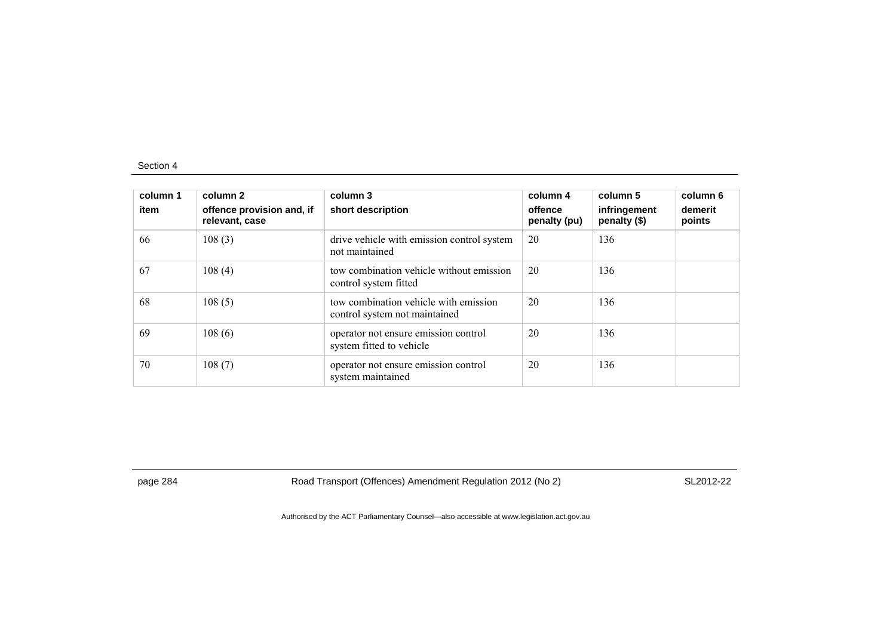| column 1 item | column 2 offence provision and, if relevant, case | column 3 short description | column 4 offence penalty (pu) | column 5 infringement penalty ($) | column 6 demerit points |
|---|---|---|---|---|---|
| 66 | 108 (3) | drive vehicle with emission control system not maintained | 20 | 136 | |
| 67 | 108 (4) | tow combination vehicle without emission control system fitted | 20 | 136 | |
| 68 | 108 (5) | tow combination vehicle with emission control system not maintained | 20 | 136 | |
| 69 | 108 (6) | operator not ensure emission control system fitted to vehicle | 20 | 136 | |
| 70 | 108 (7) | operator not ensure emission control system maintained | 20 | 136 | |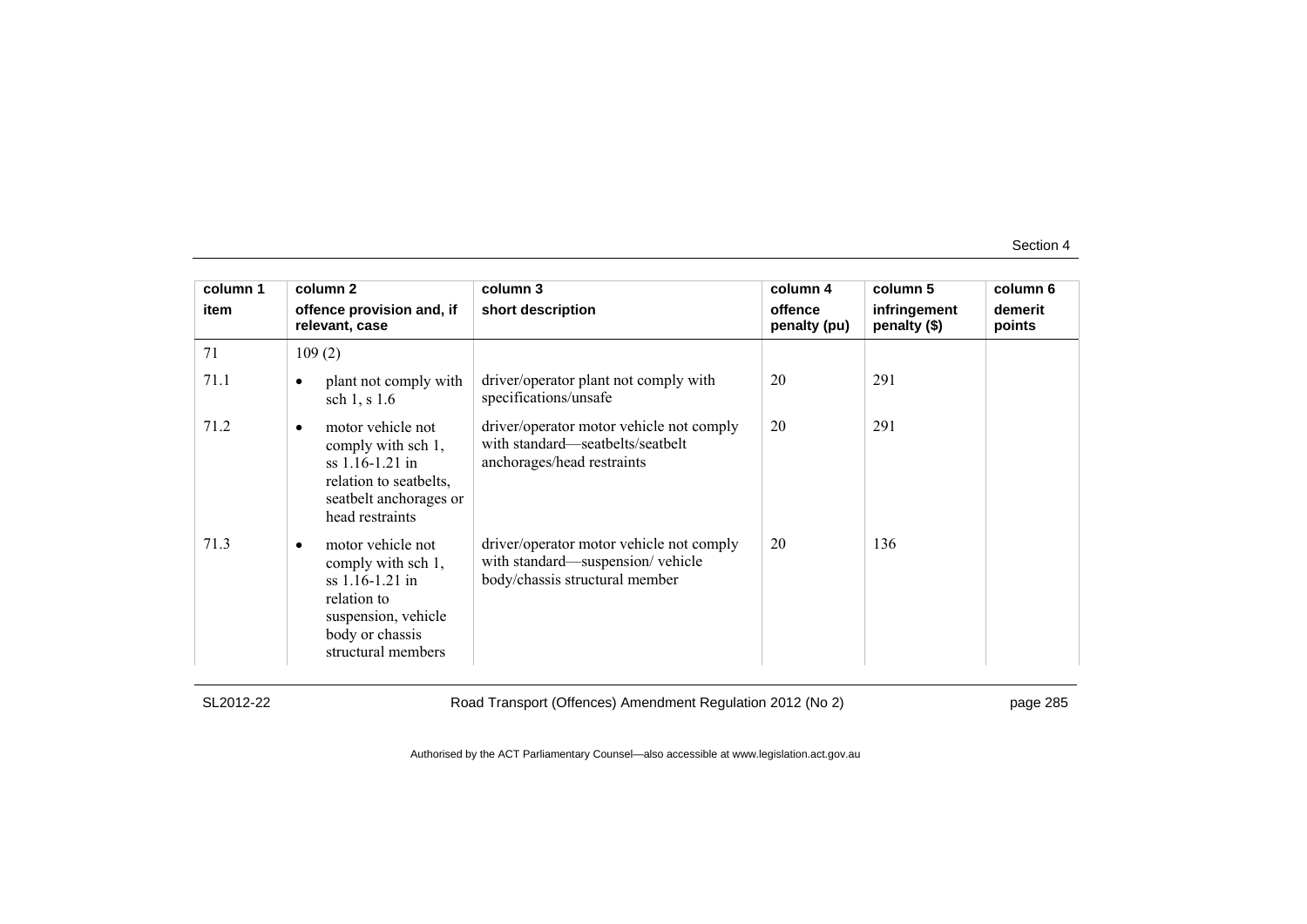| column 1 item | column 2 offence provision and, if relevant, case | column 3 short description | column 4 offence penalty (pu) | column 5 infringement penalty ($) | column 6 demerit points |
|---|---|---|---|---|---|
| 71 | 109 (2) | | | | |
| 71.1 | • plant not comply with sch 1, s 1.6 | driver/operator plant not comply with specifications/unsafe | 20 | 291 | |
| 71.2 | • motor vehicle not comply with sch 1, ss 1.16-1.21 in relation to seatbelts, seatbelt anchorages or head restraints | driver/operator motor vehicle not comply with standard—seatbelts/seatbelt anchorages/head restraints | 20 | 291 | |
| 71.3 | • motor vehicle not comply with sch 1, ss 1.16-1.21 in relation to suspension, vehicle body or chassis structural members | driver/operator motor vehicle not comply with standard—suspension/ vehicle body/chassis structural member | 20 | 136 | |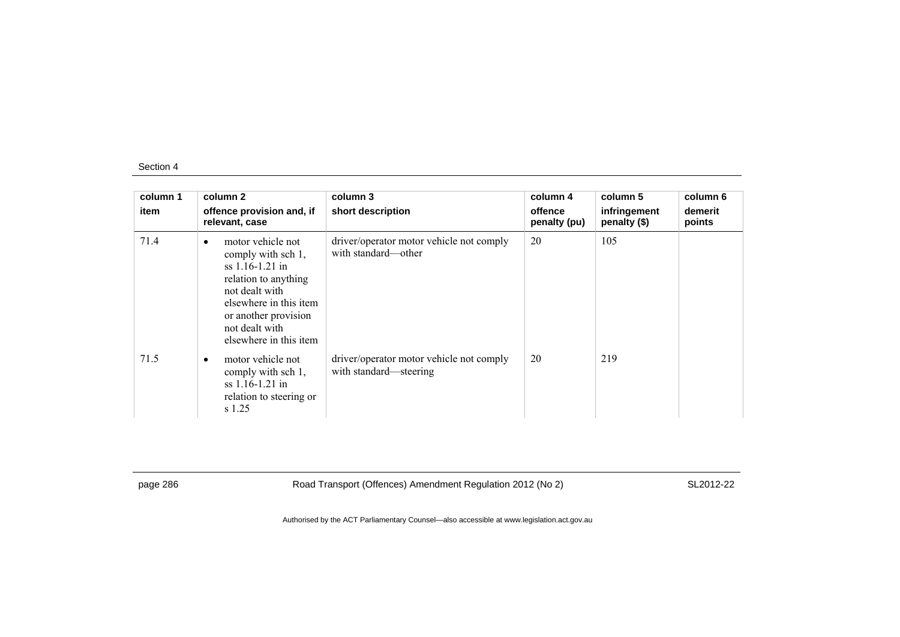| column 1 item | column 2 offence provision and, if relevant, case | column 3 short description | column 4 offence penalty (pu) | column 5 infringement penalty ($) | column 6 demerit points |
|---|---|---|---|---|---|
| 71.4 | • motor vehicle not comply with sch 1, ss 1.16-1.21 in relation to anything not dealt with elsewhere in this item or another provision not dealt with elsewhere in this item | driver/operator motor vehicle not comply with standard—other | 20 | 105 | |
| 71.5 | • motor vehicle not comply with sch 1, ss 1.16-1.21 in relation to steering or s 1.25 | driver/operator motor vehicle not comply with standard—steering | 20 | 219 | |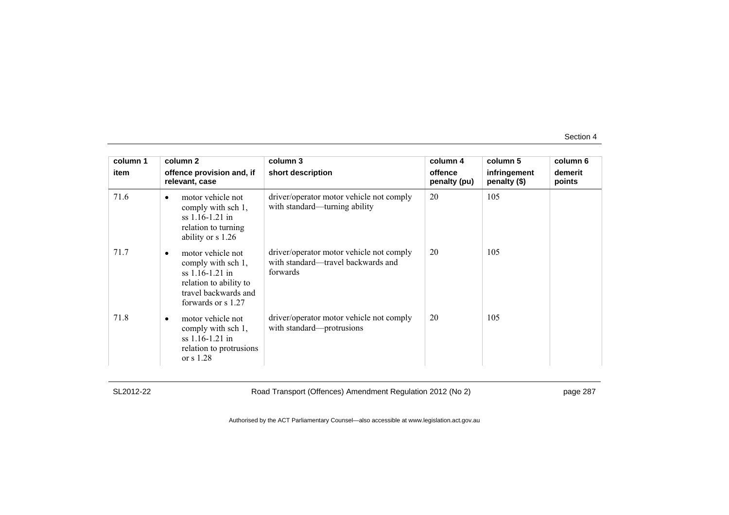| column 1<br>item | column 2<br>offence provision and, if relevant, case | column 3<br>short description | column 4<br>offence penalty (pu) | column 5<br>infringement penalty ($) | column 6<br>demerit points |
|---|---|---|---|---|---|
| 71.6 | • motor vehicle not comply with sch 1, ss 1.16-1.21 in relation to turning ability or s 1.26 | driver/operator motor vehicle not comply with standard—turning ability | 20 | 105 | |
| 71.7 | • motor vehicle not comply with sch 1, ss 1.16-1.21 in relation to ability to travel backwards and forwards or s 1.27 | driver/operator motor vehicle not comply with standard—travel backwards and forwards | 20 | 105 | |
| 71.8 | • motor vehicle not comply with sch 1, ss 1.16-1.21 in relation to protrusions or s 1.28 | driver/operator motor vehicle not comply with standard—protrusions | 20 | 105 | |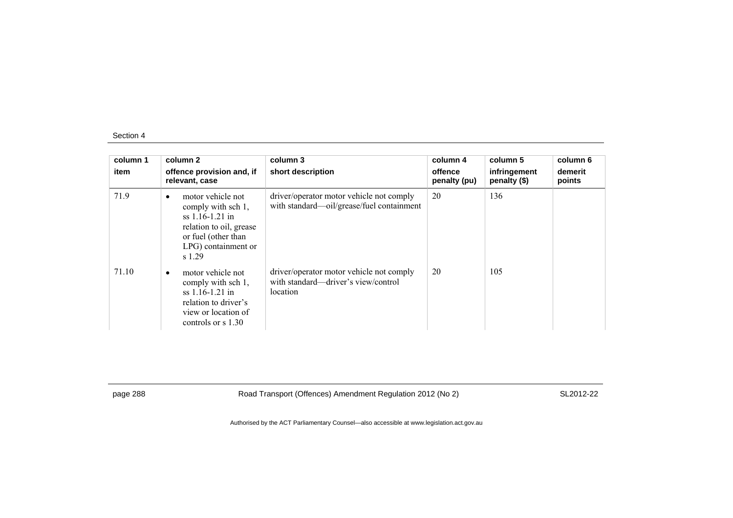| column 1<br>item | column 2<br>offence provision and, if relevant, case | column 3<br>short description | column 4<br>offence penalty (pu) | column 5<br>infringement penalty ($) | column 6<br>demerit points |
|---|---|---|---|---|---|
| 71.9 | • motor vehicle not comply with sch 1, ss 1.16-1.21 in relation to oil, grease or fuel (other than LPG) containment or s 1.29 | driver/operator motor vehicle not comply with standard—oil/grease/fuel containment | 20 | 136 | |
| 71.10 | • motor vehicle not comply with sch 1, ss 1.16-1.21 in relation to driver's view or location of controls or s 1.30 | driver/operator motor vehicle not comply with standard—driver's view/control location | 20 | 105 | |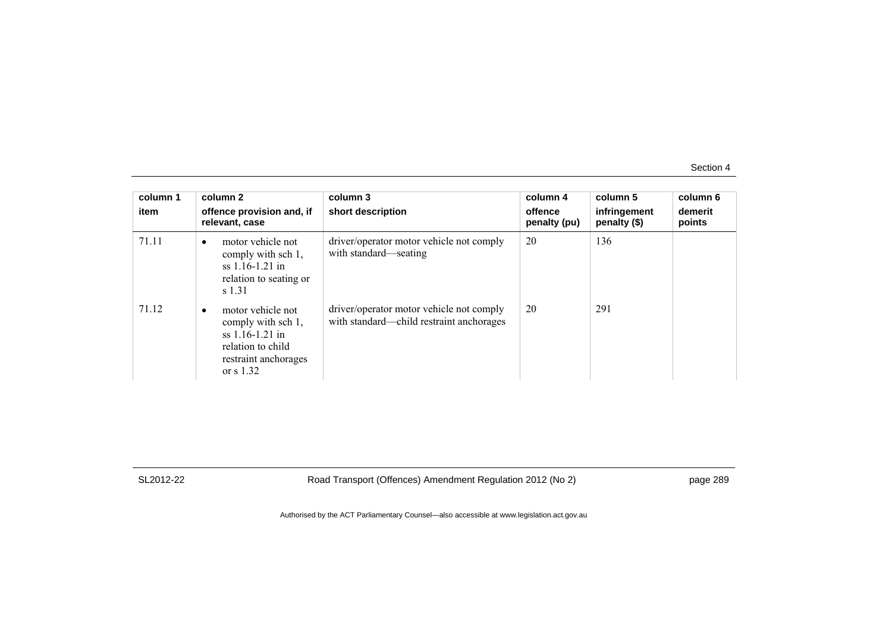| column 1<br>item | column 2<br>offence provision and, if relevant, case | column 3<br>short description | column 4<br>offence penalty (pu) | column 5<br>infringement penalty ($) | column 6<br>demerit points |
|---|---|---|---|---|---|
| 71.11 | • motor vehicle not comply with sch 1, ss 1.16-1.21 in relation to seating or s 1.31 | driver/operator motor vehicle not comply with standard—seating | 20 | 136 | |
| 71.12 | • motor vehicle not comply with sch 1, ss 1.16-1.21 in relation to child restraint anchorages or s 1.32 | driver/operator motor vehicle not comply with standard—child restraint anchorages | 20 | 291 | |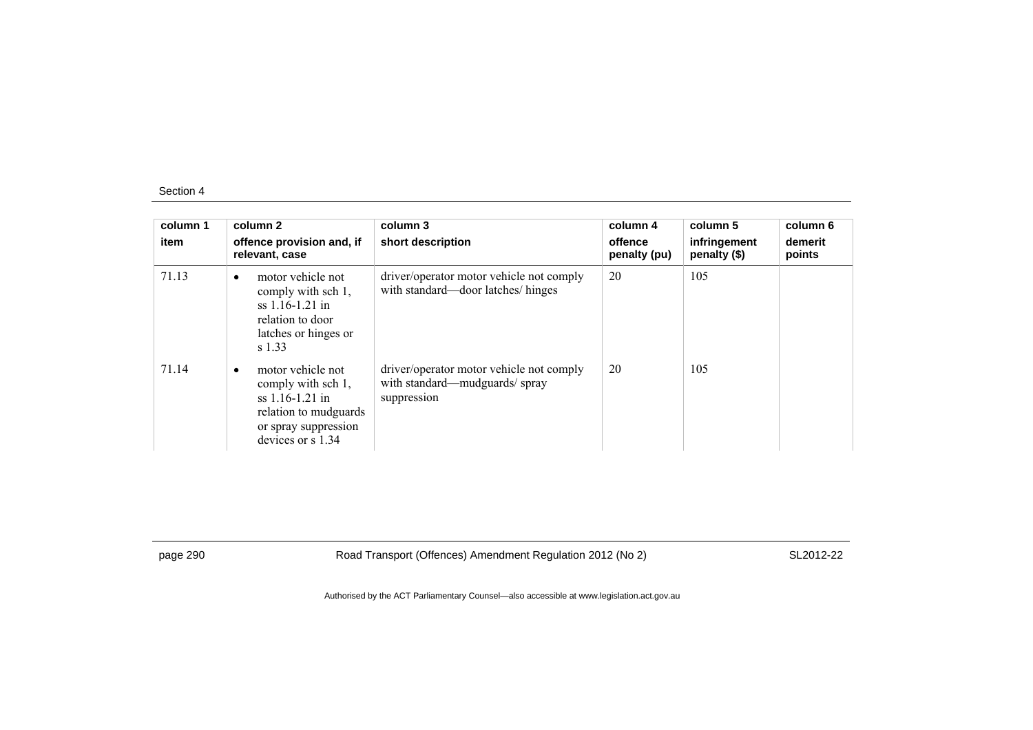| column 1 item | column 2 offence provision and, if relevant, case | column 3 short description | column 4 offence penalty (pu) | column 5 infringement penalty ($) | column 6 demerit points |
|---|---|---|---|---|---|
| 71.13 | • motor vehicle not comply with sch 1, ss 1.16-1.21 in relation to door latches or hinges or s 1.33 | driver/operator motor vehicle not comply with standard—door latches/ hinges | 20 | 105 | |
| 71.14 | • motor vehicle not comply with sch 1, ss 1.16-1.21 in relation to mudguards or spray suppression devices or s 1.34 | driver/operator motor vehicle not comply with standard—mudguards/ spray suppression | 20 | 105 | |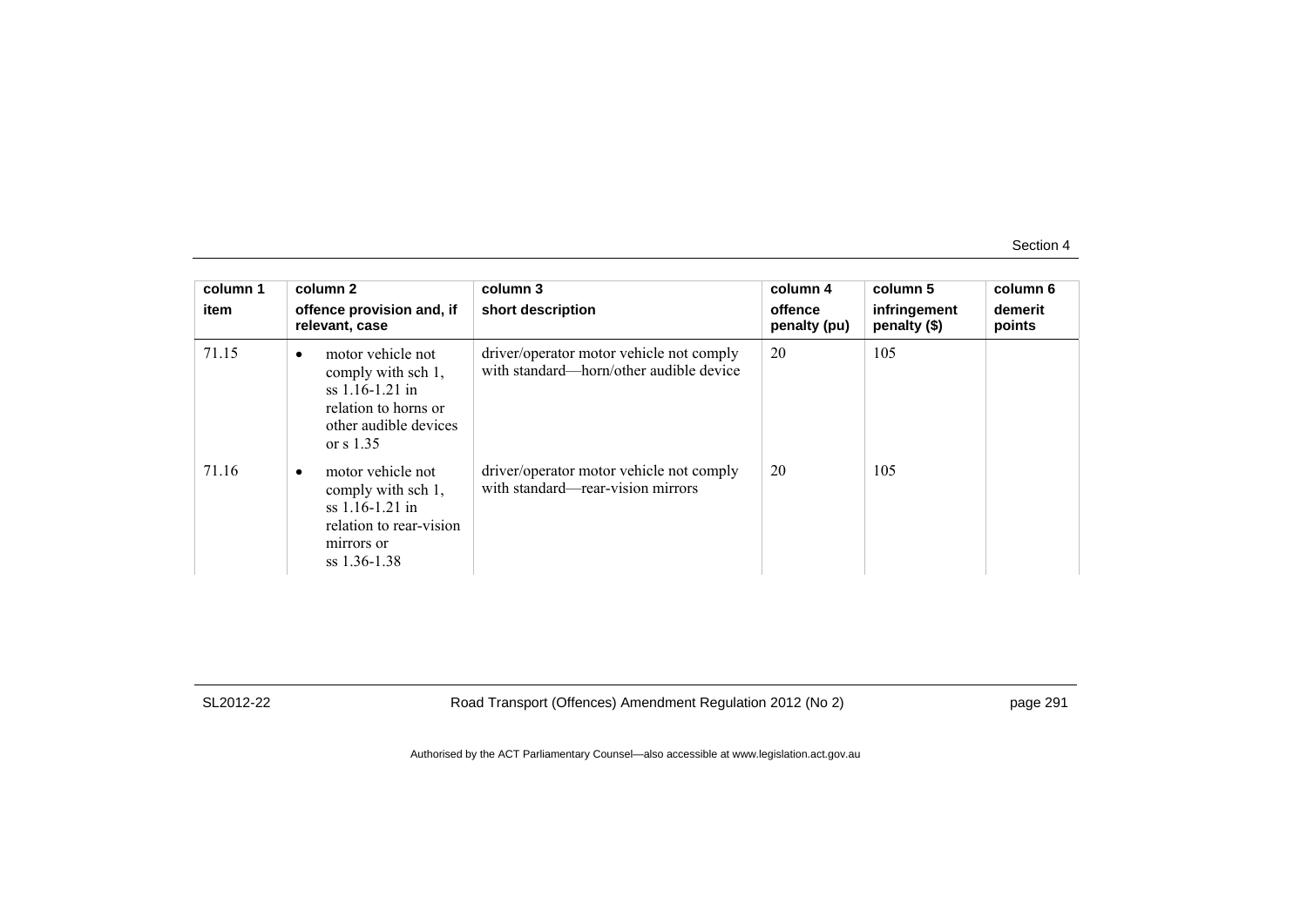| column 1 item | column 2 offence provision and, if relevant, case | column 3 short description | column 4 offence penalty (pu) | column 5 infringement penalty ($) | column 6 demerit points |
|---|---|---|---|---|---|
| 71.15 | • motor vehicle not comply with sch 1, ss 1.16-1.21 in relation to horns or other audible devices or s 1.35 | driver/operator motor vehicle not comply with standard—horn/other audible device | 20 | 105 | |
| 71.16 | • motor vehicle not comply with sch 1, ss 1.16-1.21 in relation to rear-vision mirrors or ss 1.36-1.38 | driver/operator motor vehicle not comply with standard—rear-vision mirrors | 20 | 105 | |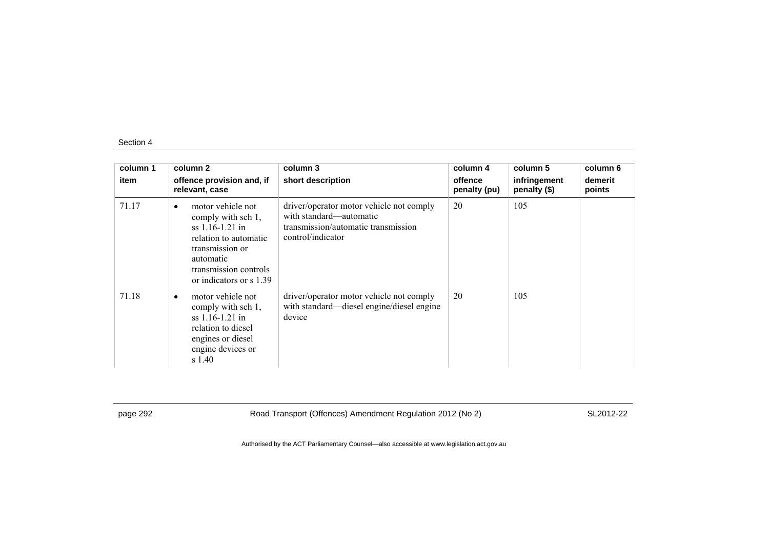| column 1<br>item | column 2<br>offence provision and, if relevant, case | column 3<br>short description | column 4<br>offence penalty (pu) | column 5<br>infringement penalty ($) | column 6<br>demerit points |
|---|---|---|---|---|---|
| 71.17 | • motor vehicle not comply with sch 1, ss 1.16-1.21 in relation to automatic transmission or automatic transmission controls or indicators or s 1.39 | driver/operator motor vehicle not comply with standard—automatic transmission/automatic transmission control/indicator | 20 | 105 | |
| 71.18 | • motor vehicle not comply with sch 1, ss 1.16-1.21 in relation to diesel engines or diesel engine devices or s 1.40 | driver/operator motor vehicle not comply with standard—diesel engine/diesel engine device | 20 | 105 | |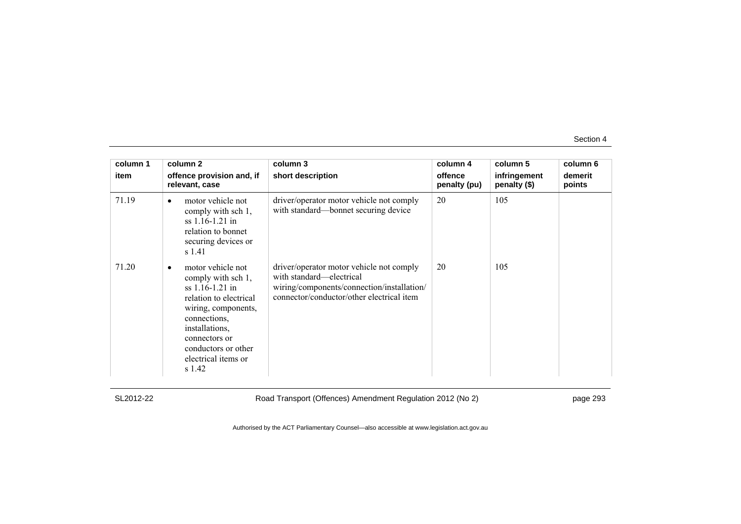| column 1 item | column 2 offence provision and, if relevant, case | column 3 short description | column 4 offence penalty (pu) | column 5 infringement penalty ($) | column 6 demerit points |
|---|---|---|---|---|---|
| 71.19 | • motor vehicle not comply with sch 1, ss 1.16-1.21 in relation to bonnet securing devices or s 1.41 | driver/operator motor vehicle not comply with standard—bonnet securing device | 20 | 105 | |
| 71.20 | • motor vehicle not comply with sch 1, ss 1.16-1.21 in relation to electrical wiring, components, connections, installations, connectors or conductors or other electrical items or s 1.42 | driver/operator motor vehicle not comply with standard—electrical wiring/components/connection/installation/ connector/conductor/other electrical item | 20 | 105 | |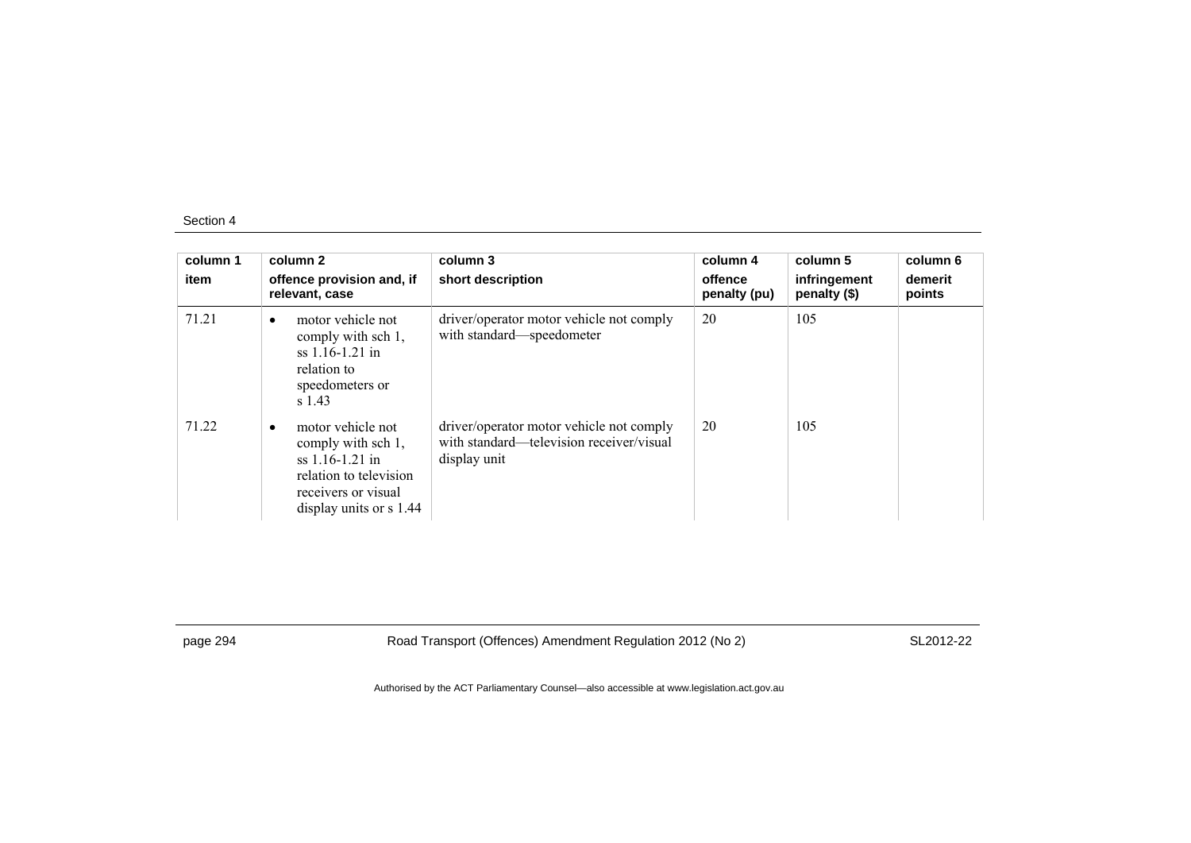| column 1 item | column 2 offence provision and, if relevant, case | column 3 short description | column 4 offence penalty (pu) | column 5 infringement penalty ($) | column 6 demerit points |
|---|---|---|---|---|---|
| 71.21 | • motor vehicle not comply with sch 1, ss 1.16-1.21 in relation to speedometers or s 1.43 | driver/operator motor vehicle not comply with standard—speedometer | 20 | 105 | |
| 71.22 | • motor vehicle not comply with sch 1, ss 1.16-1.21 in relation to television receivers or visual display units or s 1.44 | driver/operator motor vehicle not comply with standard—television receiver/visual display unit | 20 | 105 | |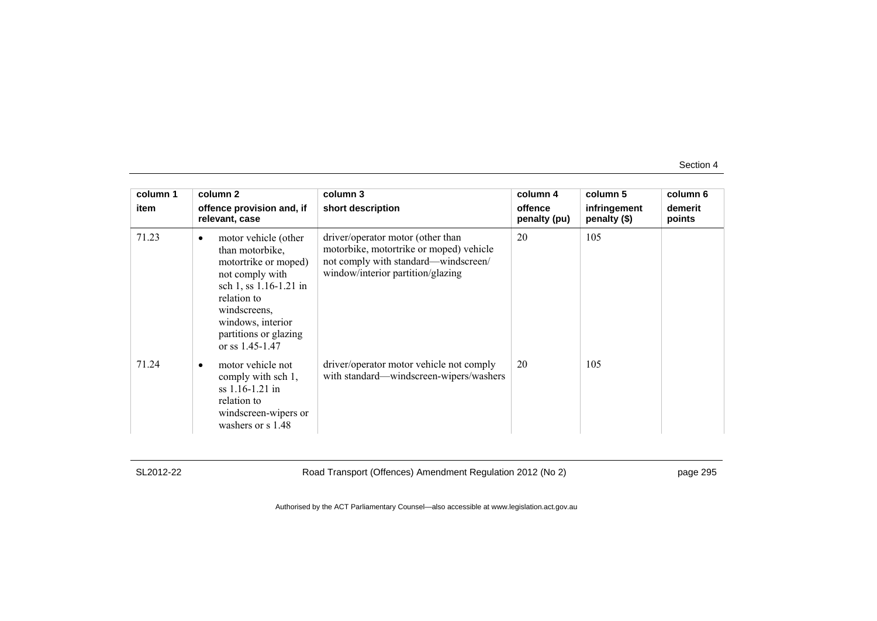| column 1<br>item | column 2<br>offence provision and, if relevant, case | column 3<br>short description | column 4<br>offence penalty (pu) | column 5<br>infringement penalty ($) | column 6<br>demerit points |
|---|---|---|---|---|---|
| 71.23 | • motor vehicle (other than motorbike, motortrike or moped) not comply with sch 1, ss 1.16-1.21 in relation to windscreens, windows, interior partitions or glazing or ss 1.45-1.47 | driver/operator motor (other than motorbike, motortrike or moped) vehicle not comply with standard—windscreen/ window/interior partition/glazing | 20 | 105 | |
| 71.24 | • motor vehicle not comply with sch 1, ss 1.16-1.21 in relation to windscreen-wipers or washers or s 1.48 | driver/operator motor vehicle not comply with standard—windscreen-wipers/washers | 20 | 105 | |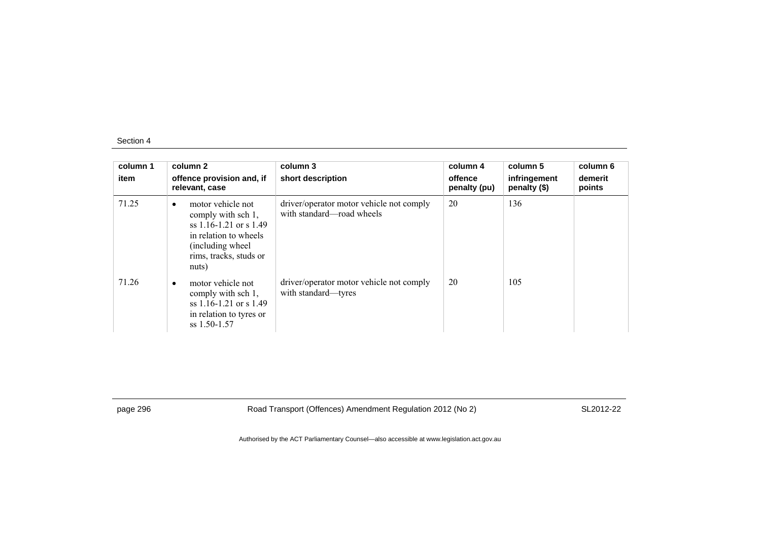| column 1<br>item | column 2<br>offence provision and, if relevant, case | column 3<br>short description | column 4<br>offence penalty (pu) | column 5<br>infringement penalty ($) | column 6<br>demerit points |
|---|---|---|---|---|---|
| 71.25 | • motor vehicle not comply with sch 1, ss 1.16-1.21 or s 1.49 in relation to wheels (including wheel rims, tracks, studs or nuts) | driver/operator motor vehicle not comply with standard—road wheels | 20 | 136 | |
| 71.26 | • motor vehicle not comply with sch 1, ss 1.16-1.21 or s 1.49 in relation to tyres or ss 1.50-1.57 | driver/operator motor vehicle not comply with standard—tyres | 20 | 105 | |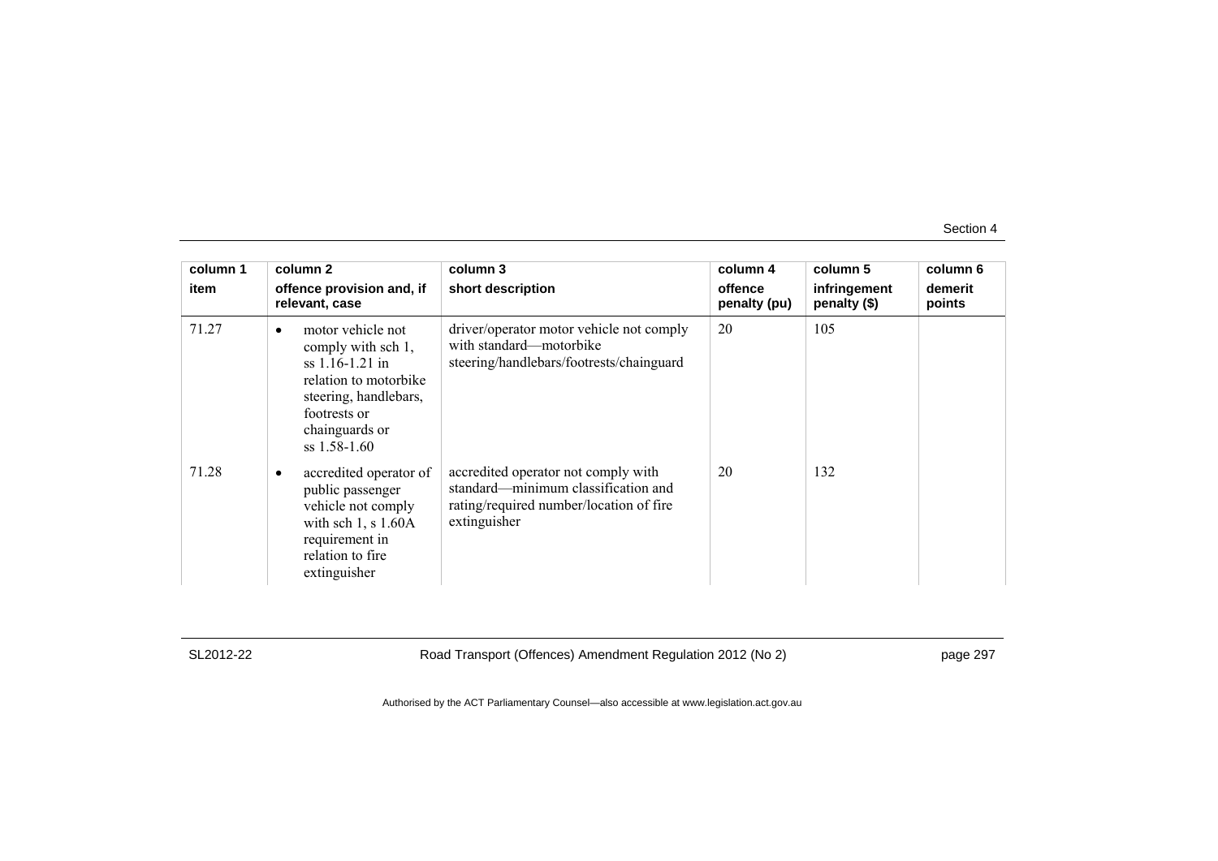| column 1<br>item | column 2<br>offence provision and, if relevant, case | column 3<br>short description | column 4<br>offence penalty (pu) | column 5<br>infringement penalty ($) | column 6<br>demerit points |
|---|---|---|---|---|---|
| 71.27 | • motor vehicle not comply with sch 1, ss 1.16-1.21 in relation to motorbike steering, handlebars, footrests or chainguards or ss 1.58-1.60 | driver/operator motor vehicle not comply with standard—motorbike steering/handlebars/footrests/chainguard | 20 | 105 | |
| 71.28 | • accredited operator of public passenger vehicle not comply with sch 1, s 1.60A requirement in relation to fire extinguisher | accredited operator not comply with standard—minimum classification and rating/required number/location of fire extinguisher | 20 | 132 | |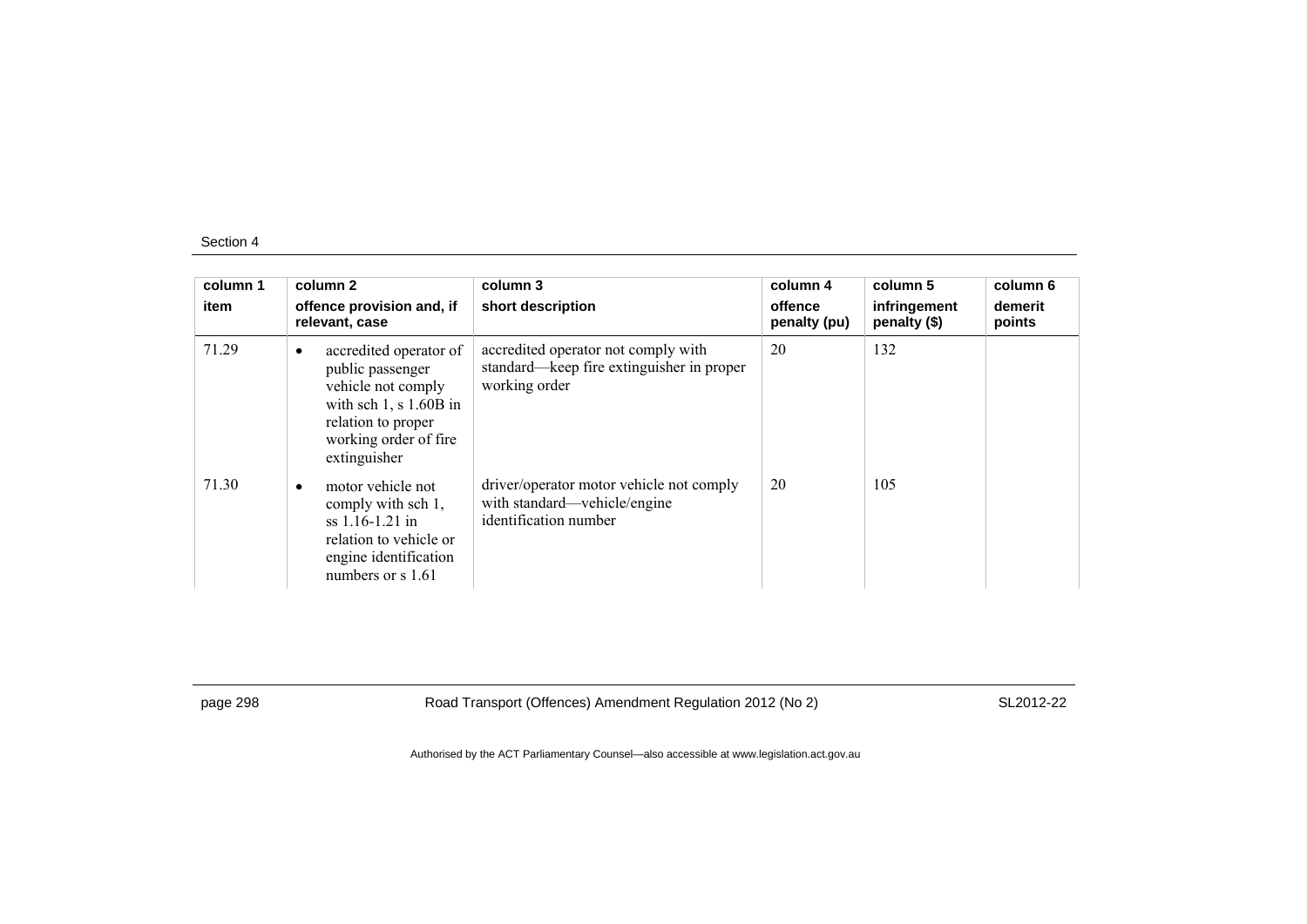| column 1<br>item | column 2<br>offence provision and, if relevant, case | column 3<br>short description | column 4<br>offence penalty (pu) | column 5<br>infringement penalty ($) | column 6<br>demerit points |
|---|---|---|---|---|---|
| 71.29 | • accredited operator of public passenger vehicle not comply with sch 1, s 1.60B in relation to proper working order of fire extinguisher | accredited operator not comply with standard—keep fire extinguisher in proper working order | 20 | 132 | |
| 71.30 | • motor vehicle not comply with sch 1, ss 1.16-1.21 in relation to vehicle or engine identification numbers or s 1.61 | driver/operator motor vehicle not comply with standard—vehicle/engine identification number | 20 | 105 | |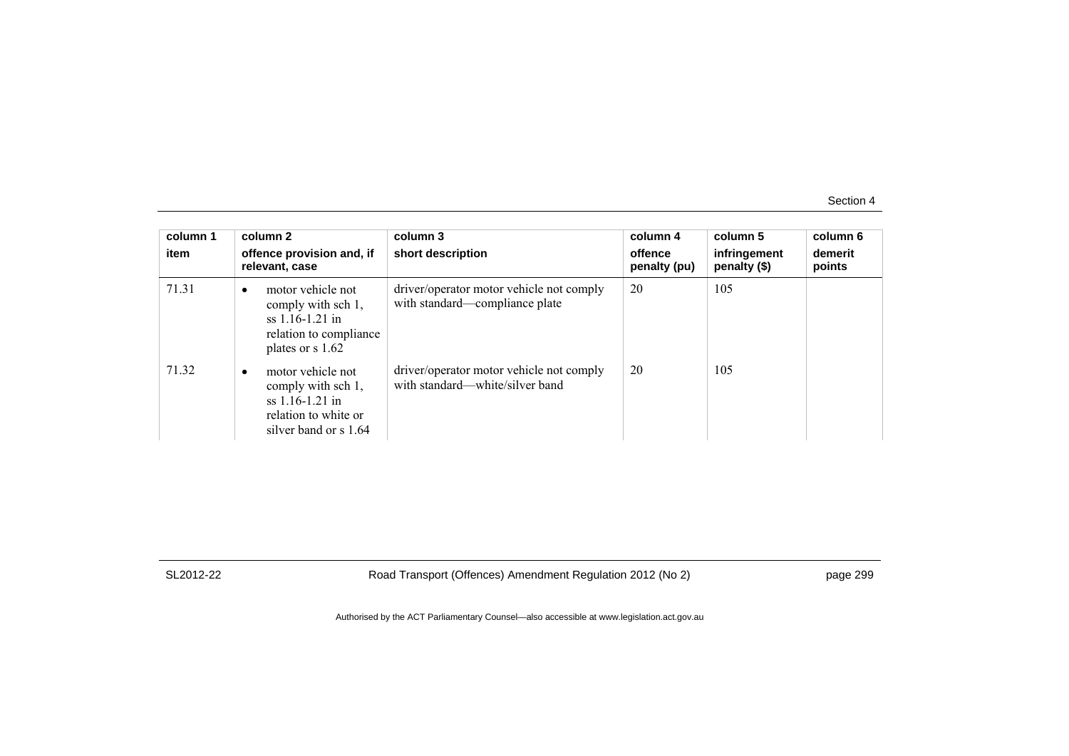| column 1 item | column 2 offence provision and, if relevant, case | column 3 short description | column 4 offence penalty (pu) | column 5 infringement penalty ($) | column 6 demerit points |
|---|---|---|---|---|---|
| 71.31 | • motor vehicle not comply with sch 1, ss 1.16-1.21 in relation to compliance plates or s 1.62 | driver/operator motor vehicle not comply with standard—compliance plate | 20 | 105 | |
| 71.32 | • motor vehicle not comply with sch 1, ss 1.16-1.21 in relation to white or silver band or s 1.64 | driver/operator motor vehicle not comply with standard—white/silver band | 20 | 105 | |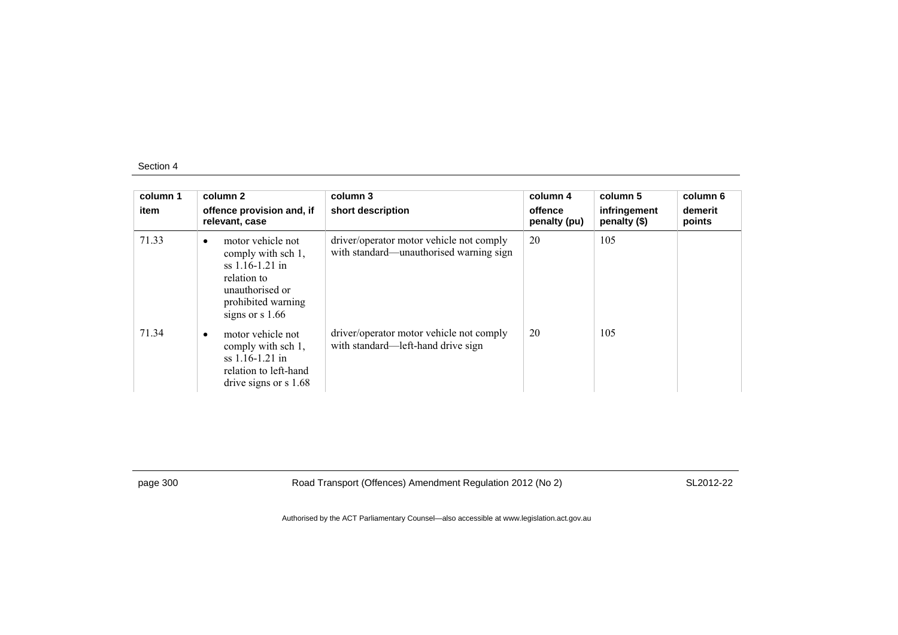| column 1<br>item | column 2<br>offence provision and, if relevant, case | column 3<br>short description | column 4<br>offence penalty (pu) | column 5<br>infringement penalty ($) | column 6<br>demerit points |
|---|---|---|---|---|---|
| 71.33 | • motor vehicle not comply with sch 1, ss 1.16-1.21 in relation to unauthorised or prohibited warning signs or s 1.66 | driver/operator motor vehicle not comply with standard—unauthorised warning sign | 20 | 105 | |
| 71.34 | • motor vehicle not comply with sch 1, ss 1.16-1.21 in relation to left-hand drive signs or s 1.68 | driver/operator motor vehicle not comply with standard—left-hand drive sign | 20 | 105 | |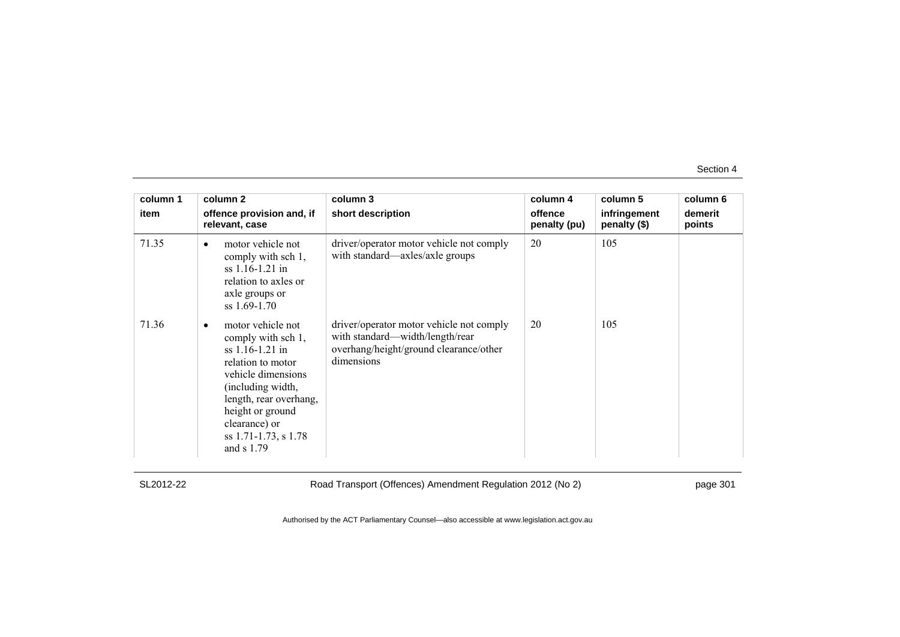| column 1<br>item | column 2<br>offence provision and, if relevant, case | column 3<br>short description | column 4<br>offence penalty (pu) | column 5<br>infringement penalty ($) | column 6<br>demerit points |
|---|---|---|---|---|---|
| 71.35 | • motor vehicle not comply with sch 1, ss 1.16-1.21 in relation to axles or axle groups or ss 1.69-1.70 | driver/operator motor vehicle not comply with standard—axles/axle groups | 20 | 105 | |
| 71.36 | • motor vehicle not comply with sch 1, ss 1.16-1.21 in relation to motor vehicle dimensions (including width, length, rear overhang, height or ground clearance) or ss 1.71-1.73, s 1.78 and s 1.79 | driver/operator motor vehicle not comply with standard—width/length/rear overhang/height/ground clearance/other dimensions | 20 | 105 | |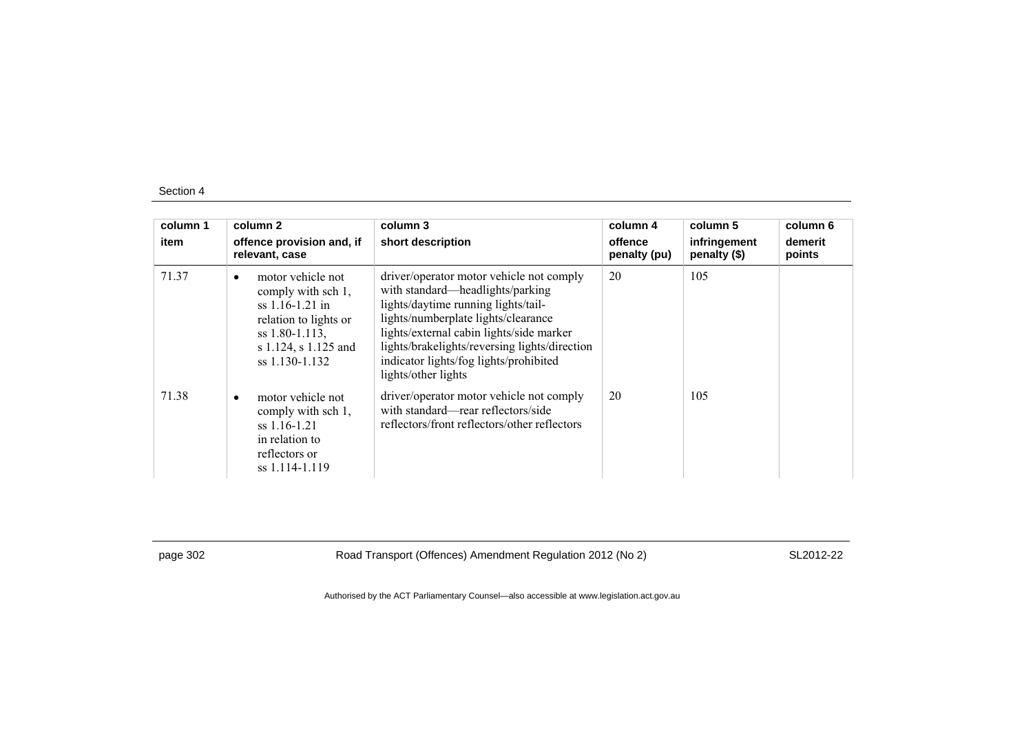| column 1<br>item | column 2<br>offence provision and, if relevant, case | column 3<br>short description | column 4<br>offence penalty (pu) | column 5<br>infringement penalty ($) | column 6<br>demerit points |
|---|---|---|---|---|---|
| 71.37 | • motor vehicle not comply with sch 1, ss 1.16-1.21 in relation to lights or ss 1.80-1.113, s 1.124, s 1.125 and ss 1.130-1.132 | driver/operator motor vehicle not comply with standard—headlights/parking lights/daytime running lights/tail-lights/numberplate lights/clearance lights/external cabin lights/side marker lights/brakelights/reversing lights/direction indicator lights/fog lights/prohibited lights/other lights | 20 | 105 | |
| 71.38 | • motor vehicle not comply with sch 1, ss 1.16-1.21 in relation to reflectors or ss 1.114-1.119 | driver/operator motor vehicle not comply with standard—rear reflectors/side reflectors/front reflectors/other reflectors | 20 | 105 | |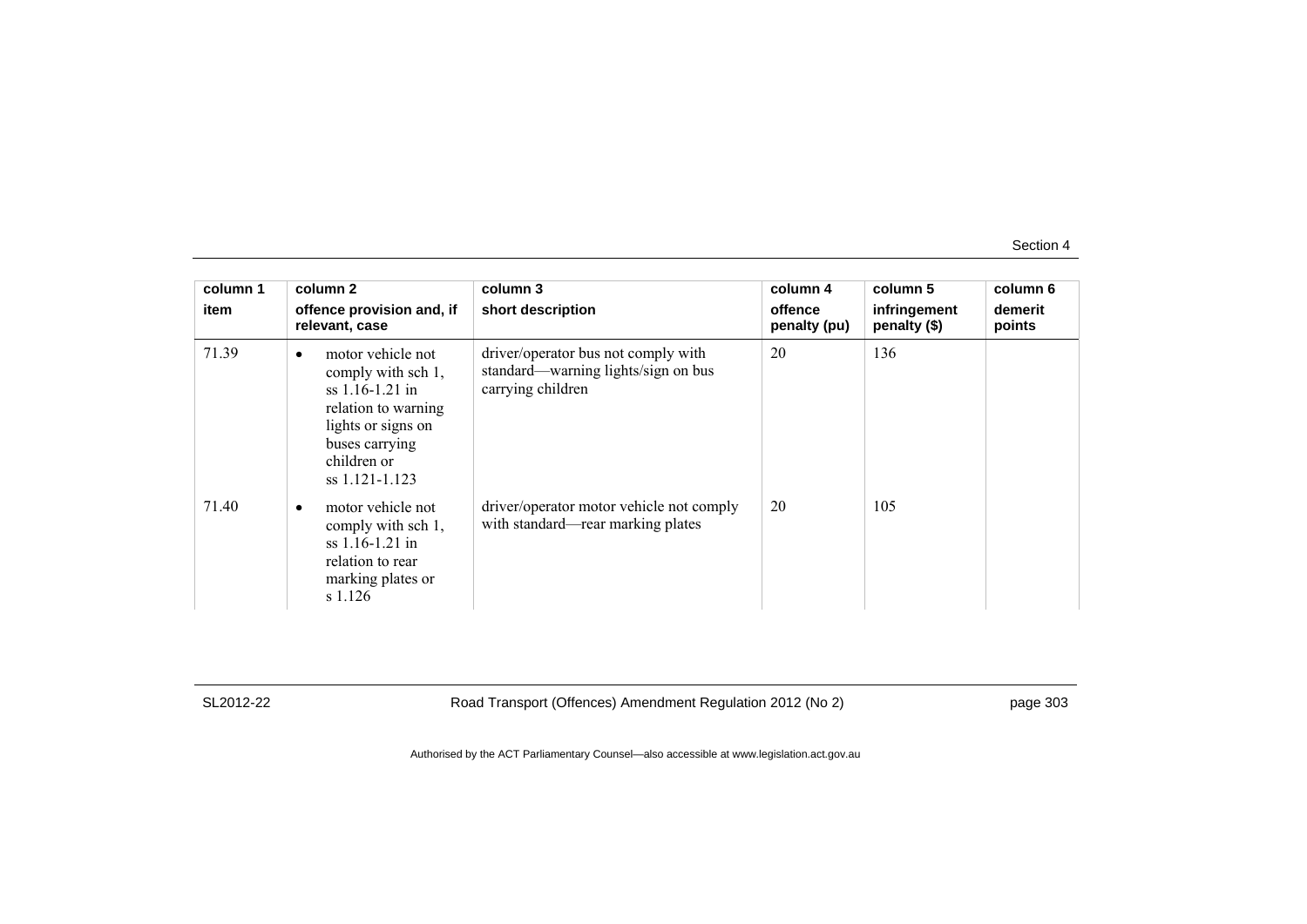| column 1 item | column 2 offence provision and, if relevant, case | column 3 short description | column 4 offence penalty (pu) | column 5 infringement penalty ($) | column 6 demerit points |
|---|---|---|---|---|---|
| 71.39 | • motor vehicle not comply with sch 1, ss 1.16-1.21 in relation to warning lights or signs on buses carrying children or ss 1.121-1.123 | driver/operator bus not comply with standard—warning lights/sign on bus carrying children | 20 | 136 | |
| 71.40 | • motor vehicle not comply with sch 1, ss 1.16-1.21 in relation to rear marking plates or s 1.126 | driver/operator motor vehicle not comply with standard—rear marking plates | 20 | 105 | |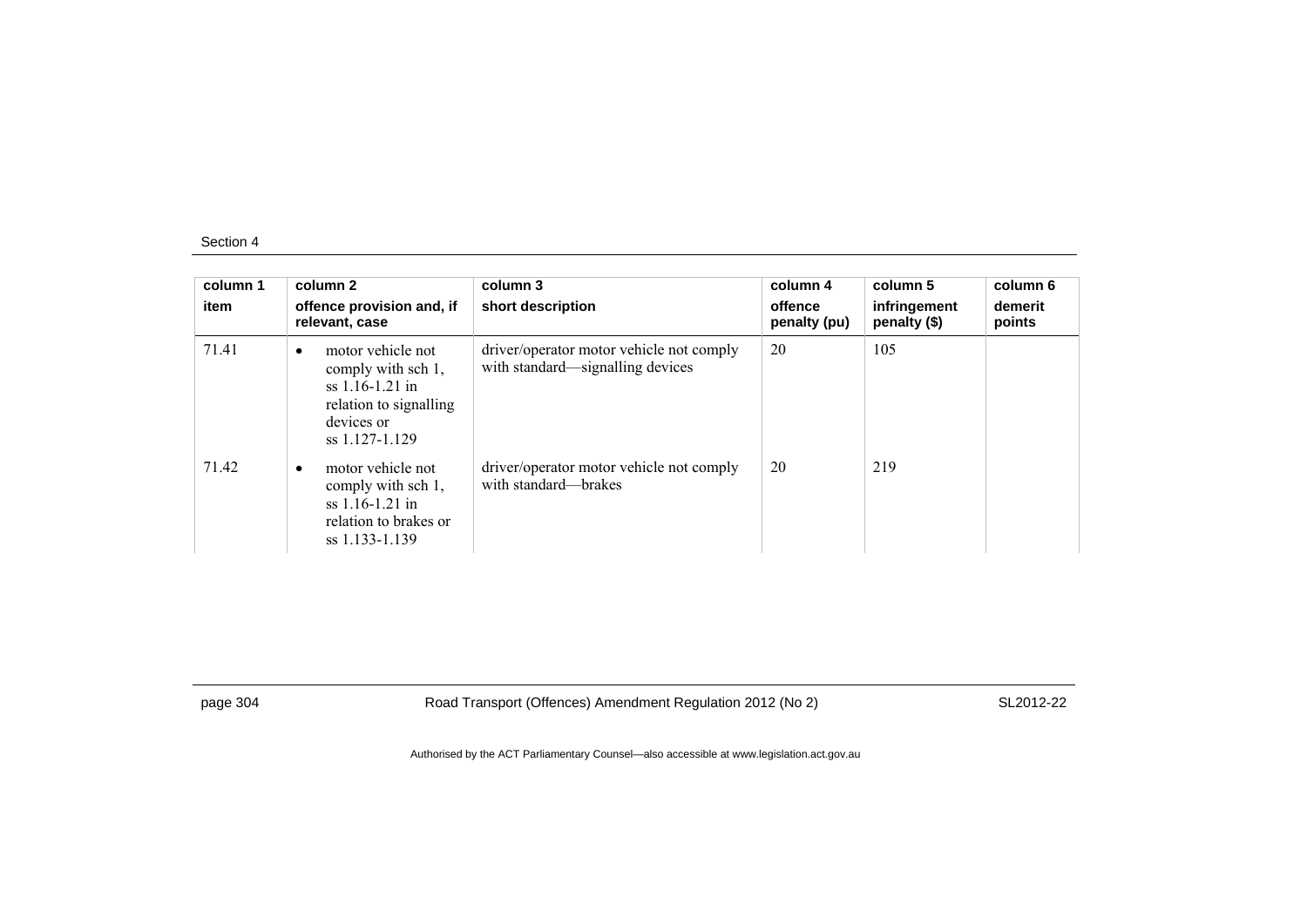| column 1<br>item | column 2<br>offence provision and, if relevant, case | column 3<br>short description | column 4<br>offence penalty (pu) | column 5<br>infringement penalty ($) | column 6<br>demerit points |
|---|---|---|---|---|---|
| 71.41 | • motor vehicle not comply with sch 1, ss 1.16-1.21 in relation to signalling devices or ss 1.127-1.129 | driver/operator motor vehicle not comply with standard—signalling devices | 20 | 105 | |
| 71.42 | • motor vehicle not comply with sch 1, ss 1.16-1.21 in relation to brakes or ss 1.133-1.139 | driver/operator motor vehicle not comply with standard—brakes | 20 | 219 | |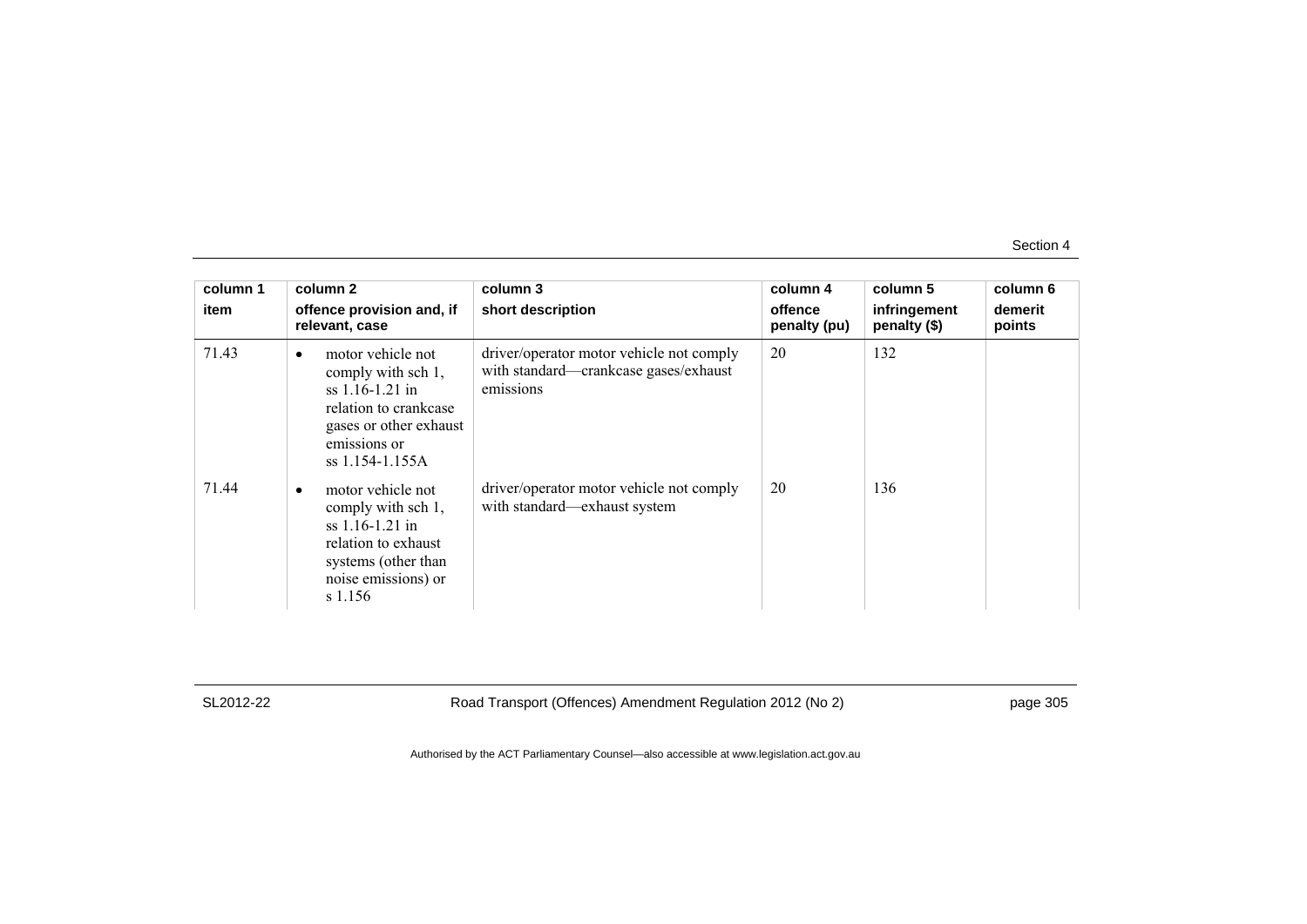| column 1<br>item | column 2<br>offence provision and, if relevant, case | column 3<br>short description | column 4<br>offence penalty (pu) | column 5<br>infringement penalty ($) | column 6<br>demerit points |
|---|---|---|---|---|---|
| 71.43 | • motor vehicle not comply with sch 1, ss 1.16-1.21 in relation to crankcase gases or other exhaust emissions or ss 1.154-1.155A | driver/operator motor vehicle not comply with standard—crankcase gases/exhaust emissions | 20 | 132 | |
| 71.44 | • motor vehicle not comply with sch 1, ss 1.16-1.21 in relation to exhaust systems (other than noise emissions) or s 1.156 | driver/operator motor vehicle not comply with standard—exhaust system | 20 | 136 | |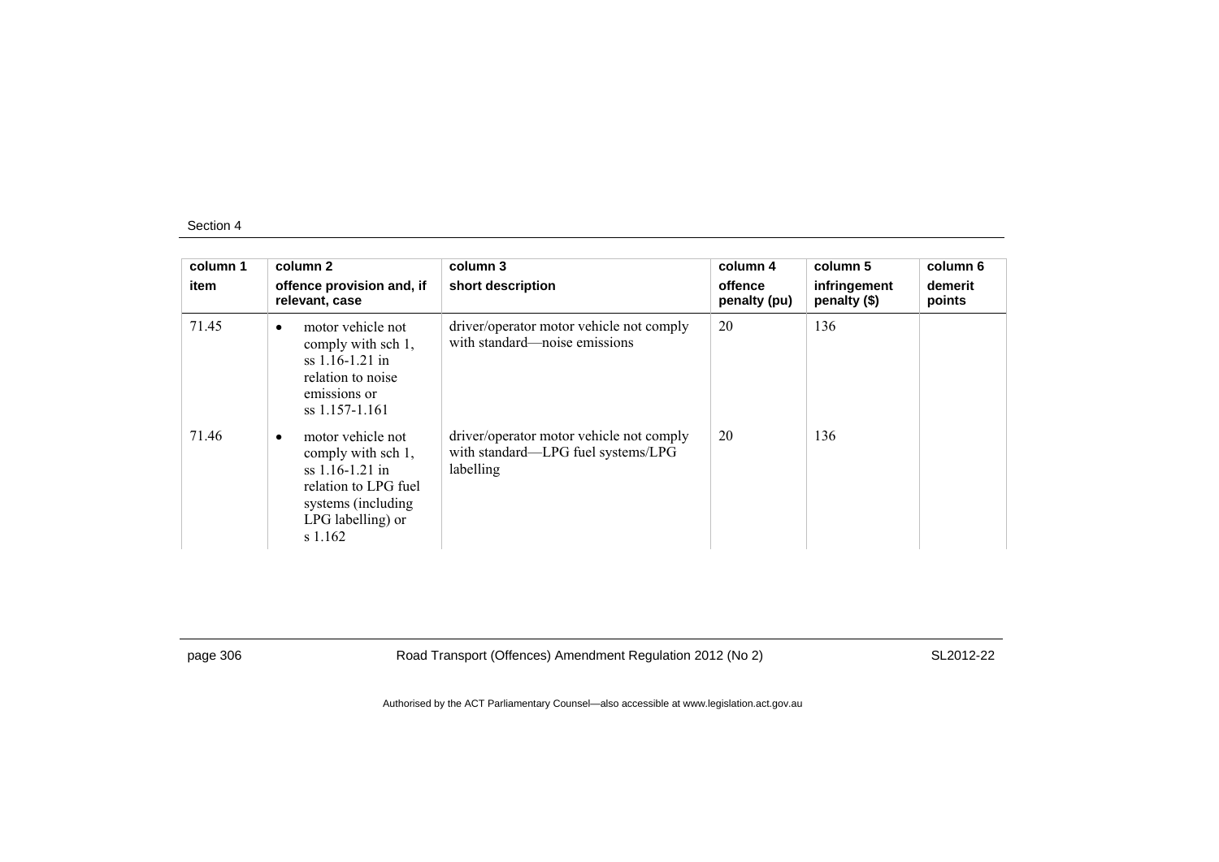| column 1 item | column 2 offence provision and, if relevant, case | column 3 short description | column 4 offence penalty (pu) | column 5 infringement penalty ($) | column 6 demerit points |
|---|---|---|---|---|---|
| 71.45 | • motor vehicle not comply with sch 1, ss 1.16-1.21 in relation to noise emissions or ss 1.157-1.161 | driver/operator motor vehicle not comply with standard—noise emissions | 20 | 136 | |
| 71.46 | • motor vehicle not comply with sch 1, ss 1.16-1.21 in relation to LPG fuel systems (including LPG labelling) or s 1.162 | driver/operator motor vehicle not comply with standard—LPG fuel systems/LPG labelling | 20 | 136 | |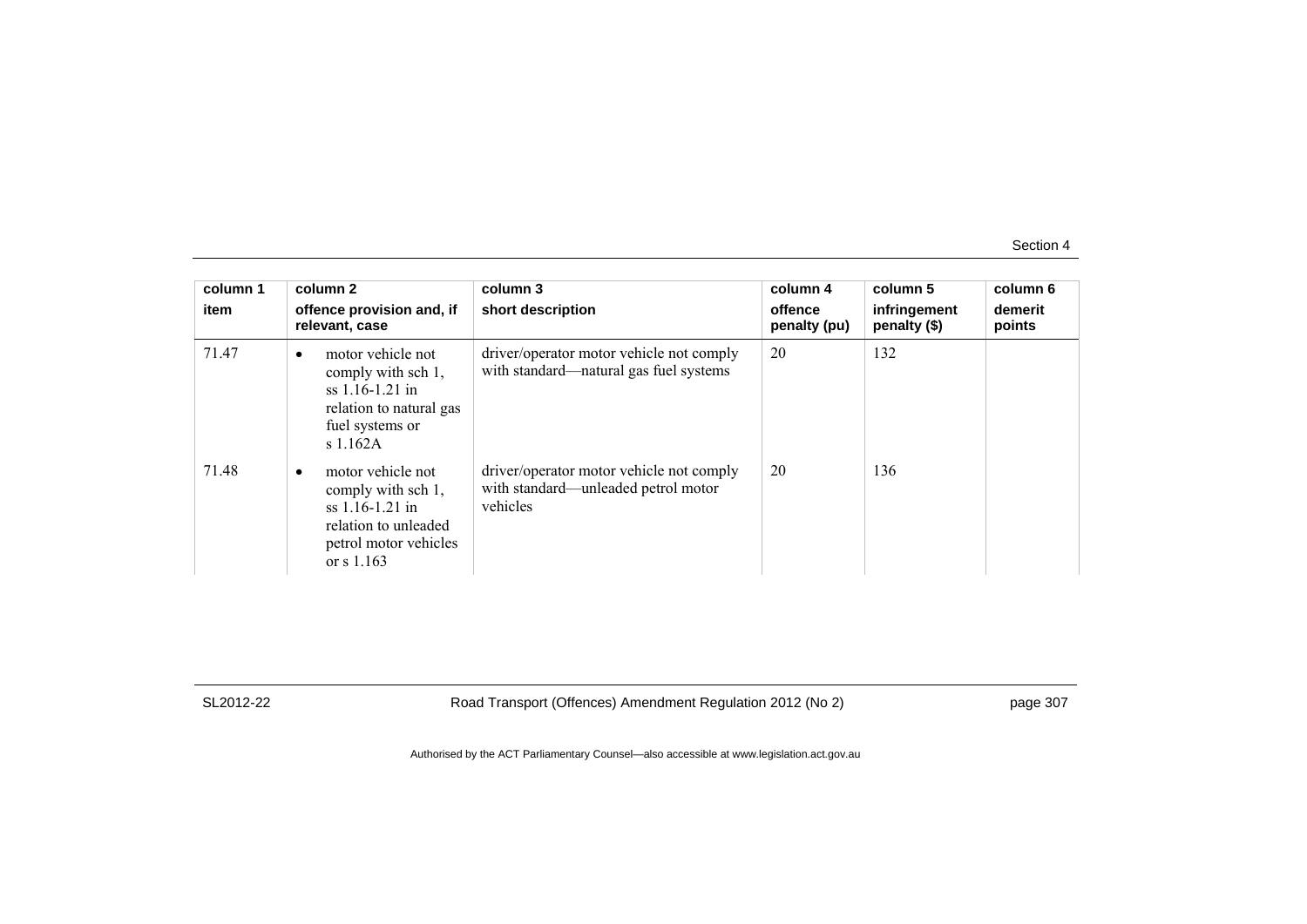| column 1 item | column 2 offence provision and, if relevant, case | column 3 short description | column 4 offence penalty (pu) | column 5 infringement penalty ($) | column 6 demerit points |
|---|---|---|---|---|---|
| 71.47 | • motor vehicle not comply with sch 1, ss 1.16-1.21 in relation to natural gas fuel systems or s 1.162A | driver/operator motor vehicle not comply with standard—natural gas fuel systems | 20 | 132 | |
| 71.48 | • motor vehicle not comply with sch 1, ss 1.16-1.21 in relation to unleaded petrol motor vehicles or s 1.163 | driver/operator motor vehicle not comply with standard—unleaded petrol motor vehicles | 20 | 136 | |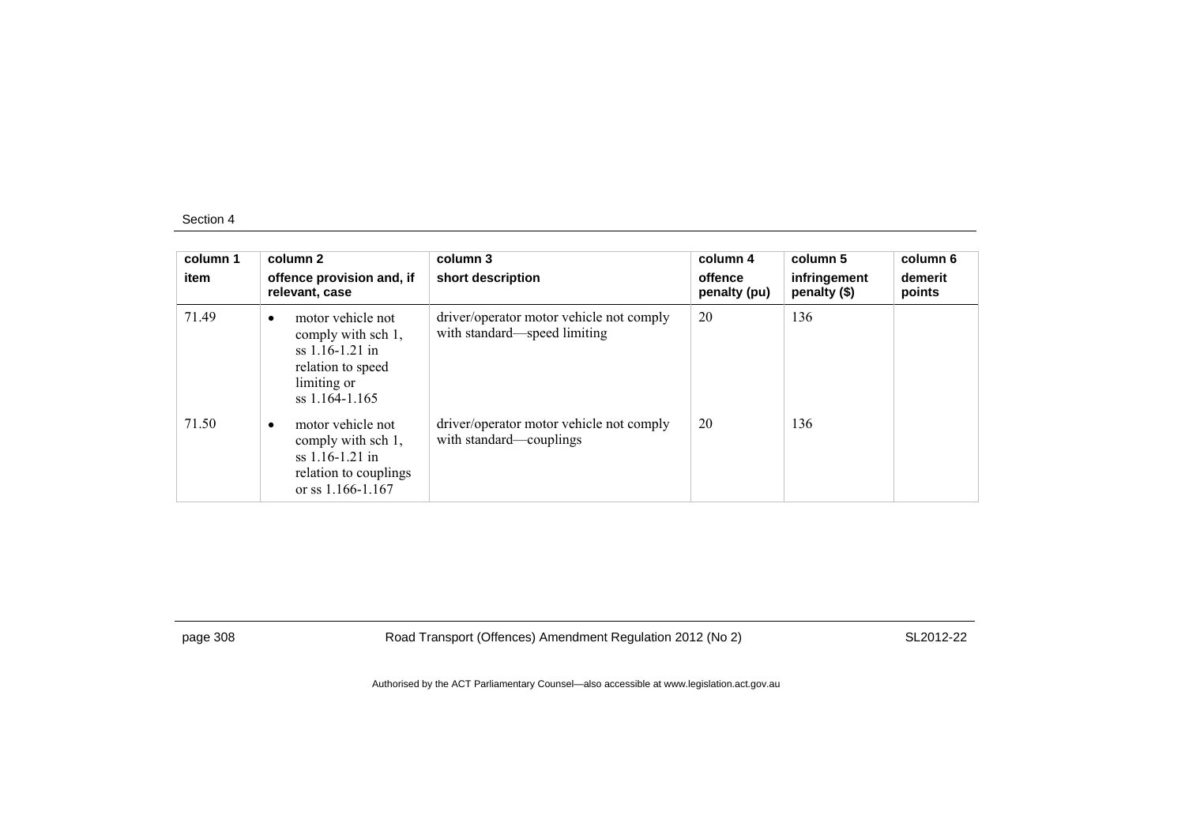| column 1 item | column 2 offence provision and, if relevant, case | column 3 short description | column 4 offence penalty (pu) | column 5 infringement penalty ($) | column 6 demerit points |
| --- | --- | --- | --- | --- | --- |
| 71.49 | • motor vehicle not comply with sch 1, ss 1.16-1.21 in relation to speed limiting or ss 1.164-1.165 | driver/operator motor vehicle not comply with standard—speed limiting | 20 | 136 | |
| 71.50 | • motor vehicle not comply with sch 1, ss 1.16-1.21 in relation to couplings or ss 1.166-1.167 | driver/operator motor vehicle not comply with standard—couplings | 20 | 136 | |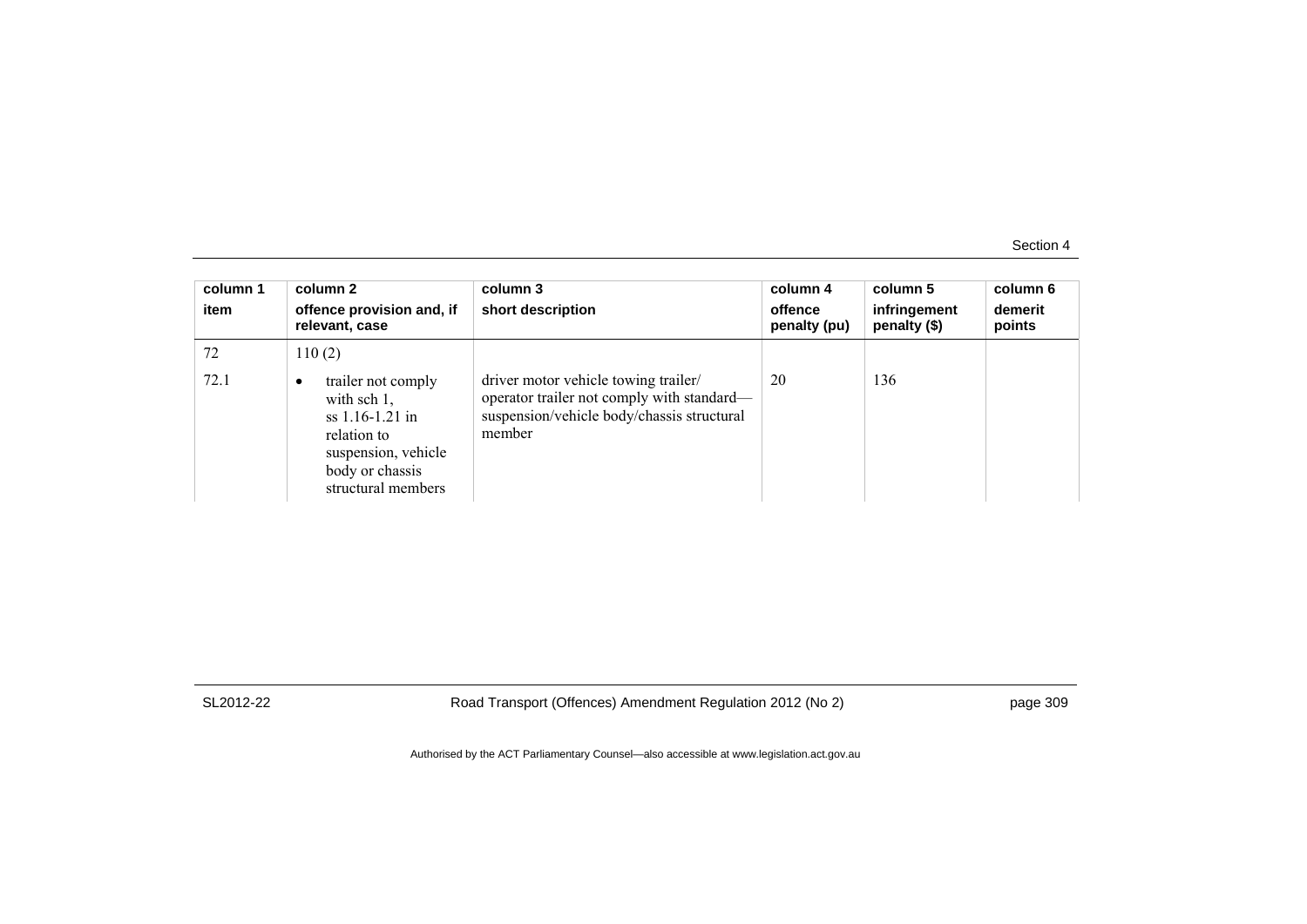| column 1 item | column 2 offence provision and, if relevant, case | column 3 short description | column 4 offence penalty (pu) | column 5 infringement penalty ($) | column 6 demerit points |
|---|---|---|---|---|---|
| 72 | 110 (2) | | | | |
| 72.1 | • trailer not comply with sch 1, ss 1.16-1.21 in relation to suspension, vehicle body or chassis structural members | driver motor vehicle towing trailer/ operator trailer not comply with standard—suspension/vehicle body/chassis structural member | 20 | 136 | |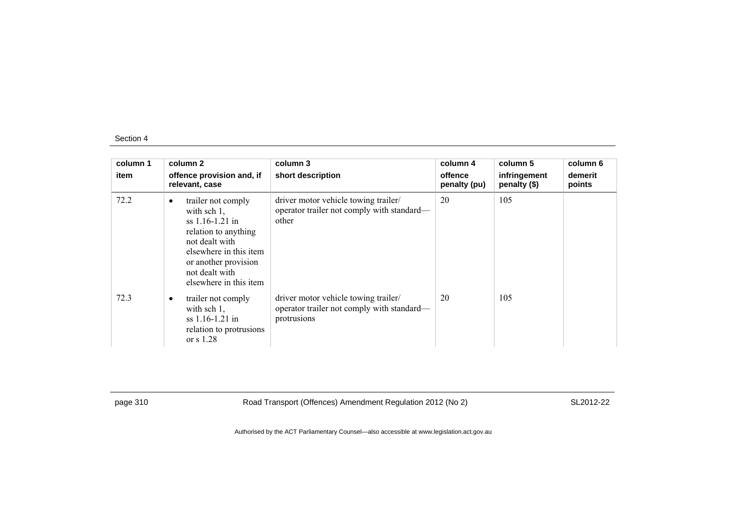Section 4

| column 1<br>item | column 2<br>offence provision and, if relevant, case | column 3<br>short description | column 4<br>offence penalty (pu) | column 5<br>infringement penalty ($) | column 6<br>demerit points |
|---|---|---|---|---|---|
| 72.2 | • trailer not comply with sch 1, ss 1.16-1.21 in relation to anything not dealt with elsewhere in this item or another provision not dealt with elsewhere in this item | driver motor vehicle towing trailer/ operator trailer not comply with standard—other | 20 | 105 | |
| 72.3 | • trailer not comply with sch 1, ss 1.16-1.21 in relation to protrusions or s 1.28 | driver motor vehicle towing trailer/ operator trailer not comply with standard—protrusions | 20 | 105 | |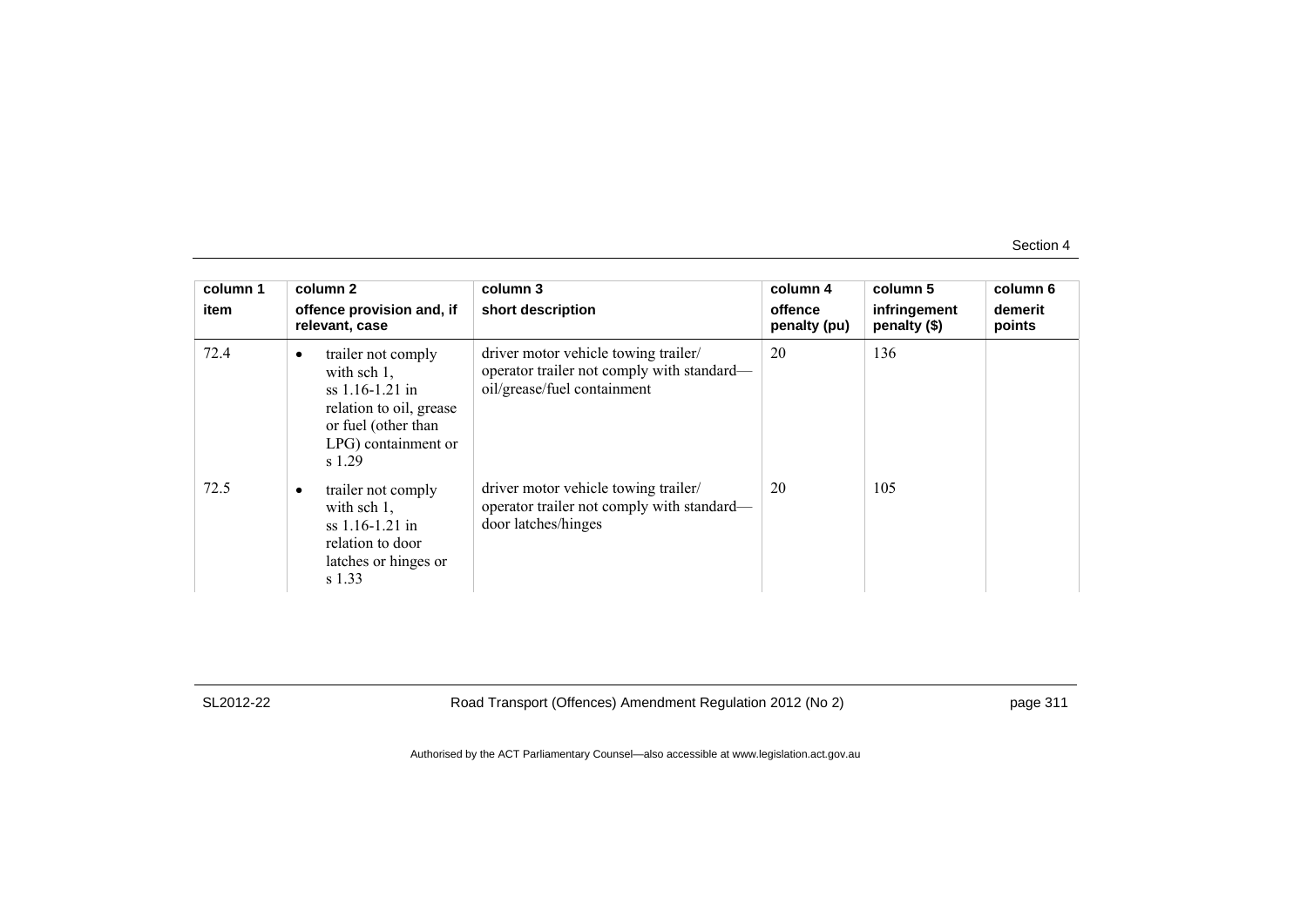| column 1<br>item | column 2<br>offence provision and, if relevant, case | column 3<br>short description | column 4<br>offence penalty (pu) | column 5<br>infringement penalty ($) | column 6<br>demerit points |
|---|---|---|---|---|---|
| 72.4 | • trailer not comply with sch 1, ss 1.16-1.21 in relation to oil, grease or fuel (other than LPG) containment or s 1.29 | driver motor vehicle towing trailer/ operator trailer not comply with standard—oil/grease/fuel containment | 20 | 136 | |
| 72.5 | • trailer not comply with sch 1, ss 1.16-1.21 in relation to door latches or hinges or s 1.33 | driver motor vehicle towing trailer/ operator trailer not comply with standard—door latches/hinges | 20 | 105 | |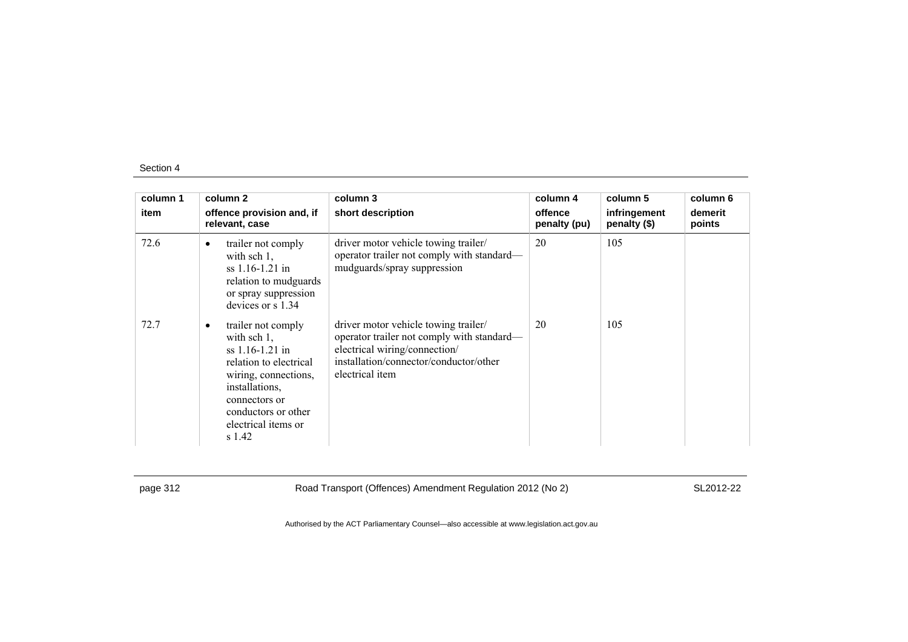| column 1 item | column 2 offence provision and, if relevant, case | column 3 short description | column 4 offence penalty (pu) | column 5 infringement penalty ($) | column 6 demerit points |
|---|---|---|---|---|---|
| 72.6 | • trailer not comply with sch 1, ss 1.16-1.21 in relation to mudguards or spray suppression devices or s 1.34 | driver motor vehicle towing trailer/ operator trailer not comply with standard—mudguards/spray suppression | 20 | 105 | |
| 72.7 | • trailer not comply with sch 1, ss 1.16-1.21 in relation to electrical wiring, connections, installations, connectors or conductors or other electrical items or s 1.42 | driver motor vehicle towing trailer/ operator trailer not comply with standard—electrical wiring/connection/ installation/connector/conductor/other electrical item | 20 | 105 | |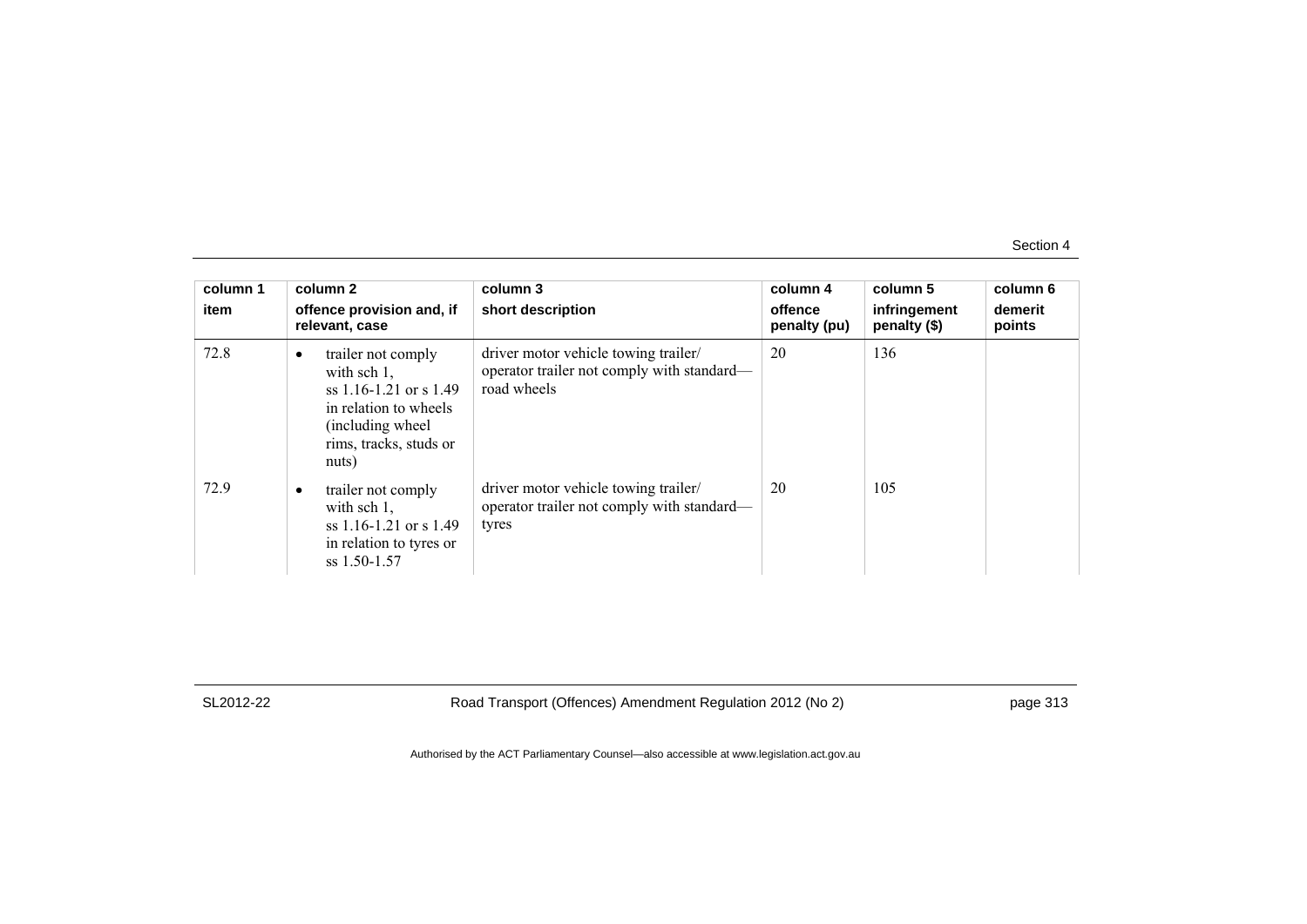| column 1 item | column 2 offence provision and, if relevant, case | column 3 short description | column 4 offence penalty (pu) | column 5 infringement penalty ($) | column 6 demerit points |
|---|---|---|---|---|---|
| 72.8 | • trailer not comply with sch 1, ss 1.16-1.21 or s 1.49 in relation to wheels (including wheel rims, tracks, studs or nuts) | driver motor vehicle towing trailer/ operator trailer not comply with standard—road wheels | 20 | 136 | |
| 72.9 | • trailer not comply with sch 1, ss 1.16-1.21 or s 1.49 in relation to tyres or ss 1.50-1.57 | driver motor vehicle towing trailer/ operator trailer not comply with standard—tyres | 20 | 105 | |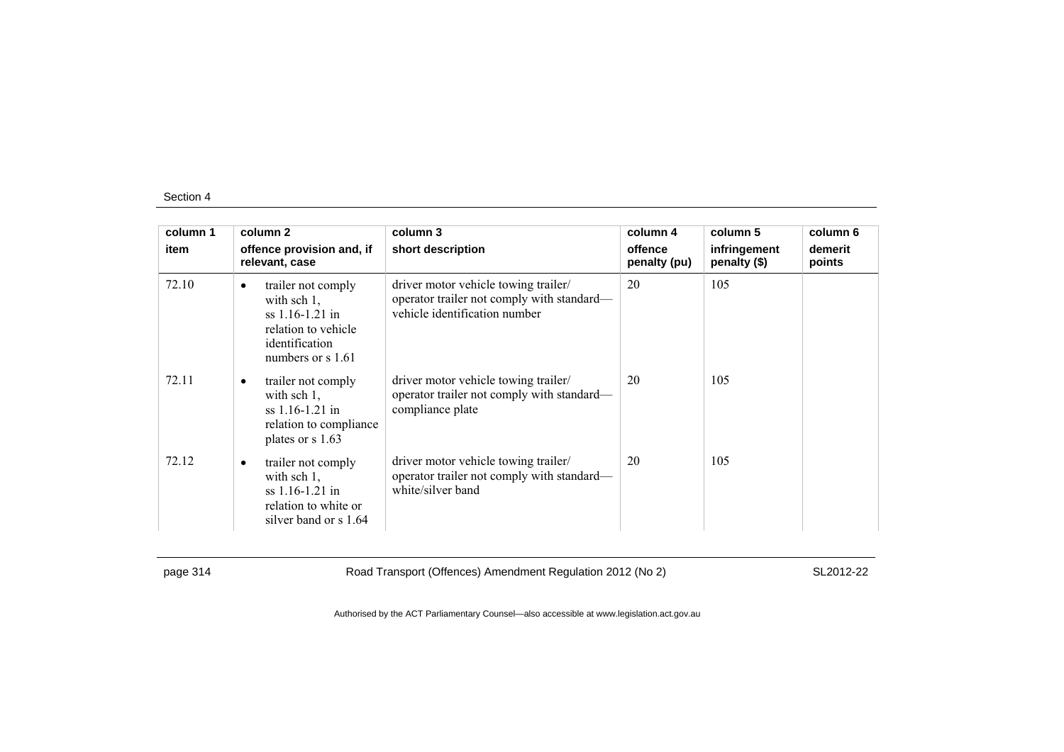| column 1 item | column 2 offence provision and, if relevant, case | column 3 short description | column 4 offence penalty (pu) | column 5 infringement penalty ($) | column 6 demerit points |
|---|---|---|---|---|---|
| 72.10 | • trailer not comply with sch 1, ss 1.16-1.21 in relation to vehicle identification numbers or s 1.61 | driver motor vehicle towing trailer/ operator trailer not comply with standard—vehicle identification number | 20 | 105 | |
| 72.11 | • trailer not comply with sch 1, ss 1.16-1.21 in relation to compliance plates or s 1.63 | driver motor vehicle towing trailer/ operator trailer not comply with standard—compliance plate | 20 | 105 | |
| 72.12 | • trailer not comply with sch 1, ss 1.16-1.21 in relation to white or silver band or s 1.64 | driver motor vehicle towing trailer/ operator trailer not comply with standard—white/silver band | 20 | 105 | |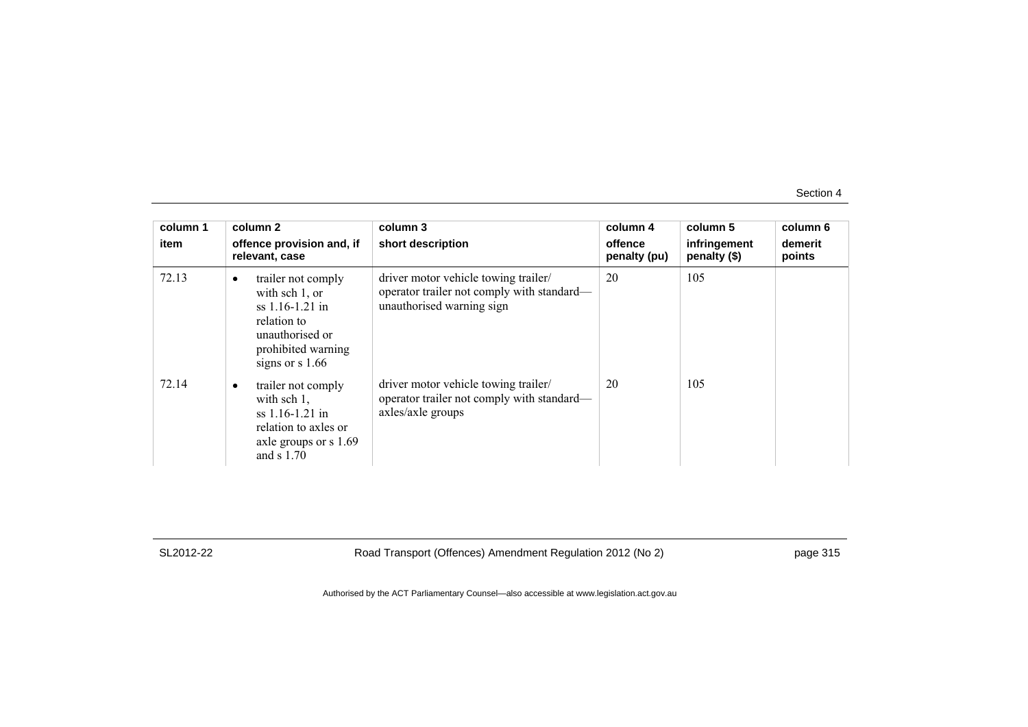| column 1<br>item | column 2<br>offence provision and, if relevant, case | column 3<br>short description | column 4<br>offence penalty (pu) | column 5<br>infringement penalty ($) | column 6<br>demerit points |
|---|---|---|---|---|---|
| 72.13 | • trailer not comply with sch 1, or ss 1.16-1.21 in relation to unauthorised or prohibited warning signs or s 1.66 | driver motor vehicle towing trailer/ operator trailer not comply with standard—unauthorised warning sign | 20 | 105 | |
| 72.14 | • trailer not comply with sch 1, ss 1.16-1.21 in relation to axles or axle groups or s 1.69 and s 1.70 | driver motor vehicle towing trailer/ operator trailer not comply with standard—axles/axle groups | 20 | 105 | |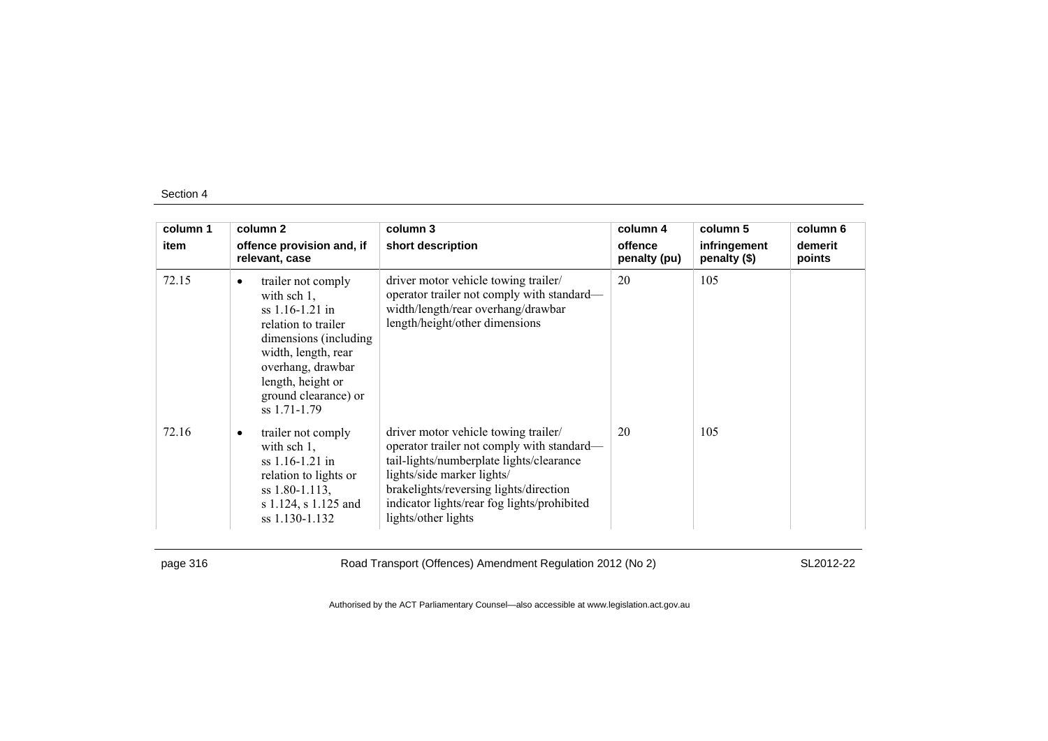| column 1<br>item | column 2<br>offence provision and, if relevant, case | column 3<br>short description | column 4<br>offence penalty (pu) | column 5<br>infringement penalty ($) | column 6<br>demerit points |
|---|---|---|---|---|---|
| 72.15 | • trailer not comply with sch 1, ss 1.16-1.21 in relation to trailer dimensions (including width, length, rear overhang, drawbar length, height or ground clearance) or ss 1.71-1.79 | driver motor vehicle towing trailer/ operator trailer not comply with standard—width/length/rear overhang/drawbar length/height/other dimensions | 20 | 105 | |
| 72.16 | • trailer not comply with sch 1, ss 1.16-1.21 in relation to lights or ss 1.80-1.113, s 1.124, s 1.125 and ss 1.130-1.132 | driver motor vehicle towing trailer/ operator trailer not comply with standard—tail-lights/numberplate lights/clearance lights/side marker lights/ brakelights/reversing lights/direction indicator lights/rear fog lights/prohibited lights/other lights | 20 | 105 | |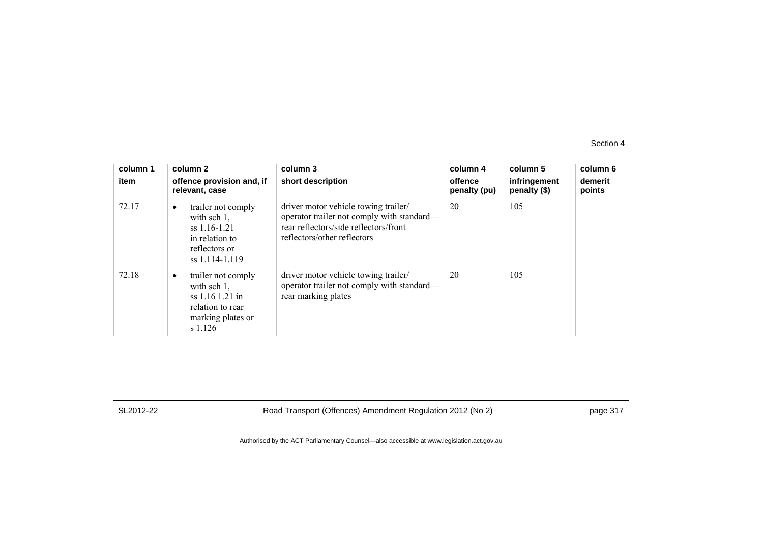| column 1 | column 2 | column 3 | column 4 | column 5 | column 6 |
|---|---|---|---|---|---|
| item | offence provision and, if relevant, case | short description | offence penalty (pu) | infringement penalty ($) | demerit points |
| 72.17 | • trailer not comply with sch 1, ss 1.16-1.21 in relation to reflectors or ss 1.114-1.119 | driver motor vehicle towing trailer/ operator trailer not comply with standard—rear reflectors/side reflectors/front reflectors/other reflectors | 20 | 105 | |
| 72.18 | • trailer not comply with sch 1, ss 1.16 1.21 in relation to rear marking plates or s 1.126 | driver motor vehicle towing trailer/ operator trailer not comply with standard—rear marking plates | 20 | 105 | |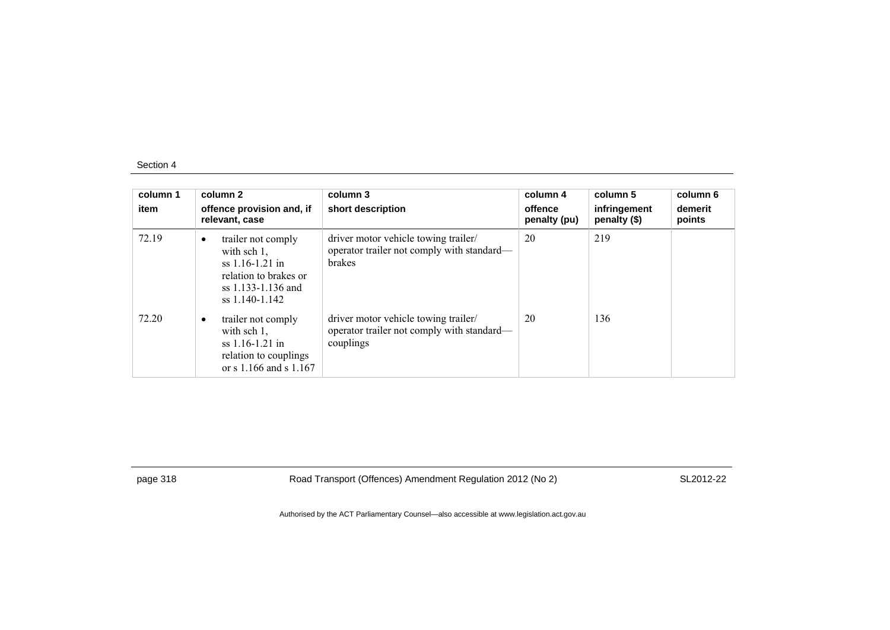| column 1<br>item | column 2<br>offence provision and, if relevant, case | column 3<br>short description | column 4<br>offence penalty (pu) | column 5<br>infringement penalty ($) | column 6<br>demerit points |
|---|---|---|---|---|---|
| 72.19 | • trailer not comply with sch 1, ss 1.16-1.21 in relation to brakes or ss 1.133-1.136 and ss 1.140-1.142 | driver motor vehicle towing trailer/ operator trailer not comply with standard—brakes | 20 | 219 | |
| 72.20 | • trailer not comply with sch 1, ss 1.16-1.21 in relation to couplings or s 1.166 and s 1.167 | driver motor vehicle towing trailer/ operator trailer not comply with standard—couplings | 20 | 136 | |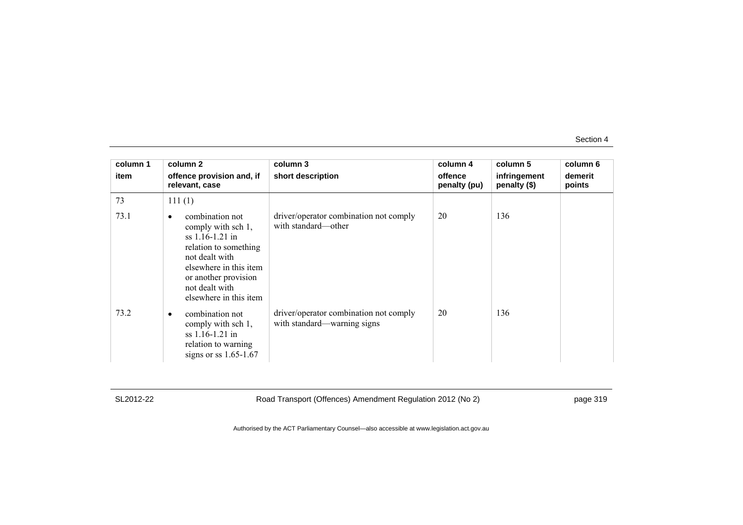| column 1<br>item | column 2<br>offence provision and, if relevant, case | column 3<br>short description | column 4<br>offence penalty (pu) | column 5<br>infringement penalty ($) | column 6<br>demerit points |
|---|---|---|---|---|---|
| 73 | 111 (1) | | | | |
| 73.1 | • combination not comply with sch 1, ss 1.16-1.21 in relation to something not dealt with elsewhere in this item or another provision not dealt with elsewhere in this item | driver/operator combination not comply with standard—other | 20 | 136 | |
| 73.2 | • combination not comply with sch 1, ss 1.16-1.21 in relation to warning signs or ss 1.65-1.67 | driver/operator combination not comply with standard—warning signs | 20 | 136 | |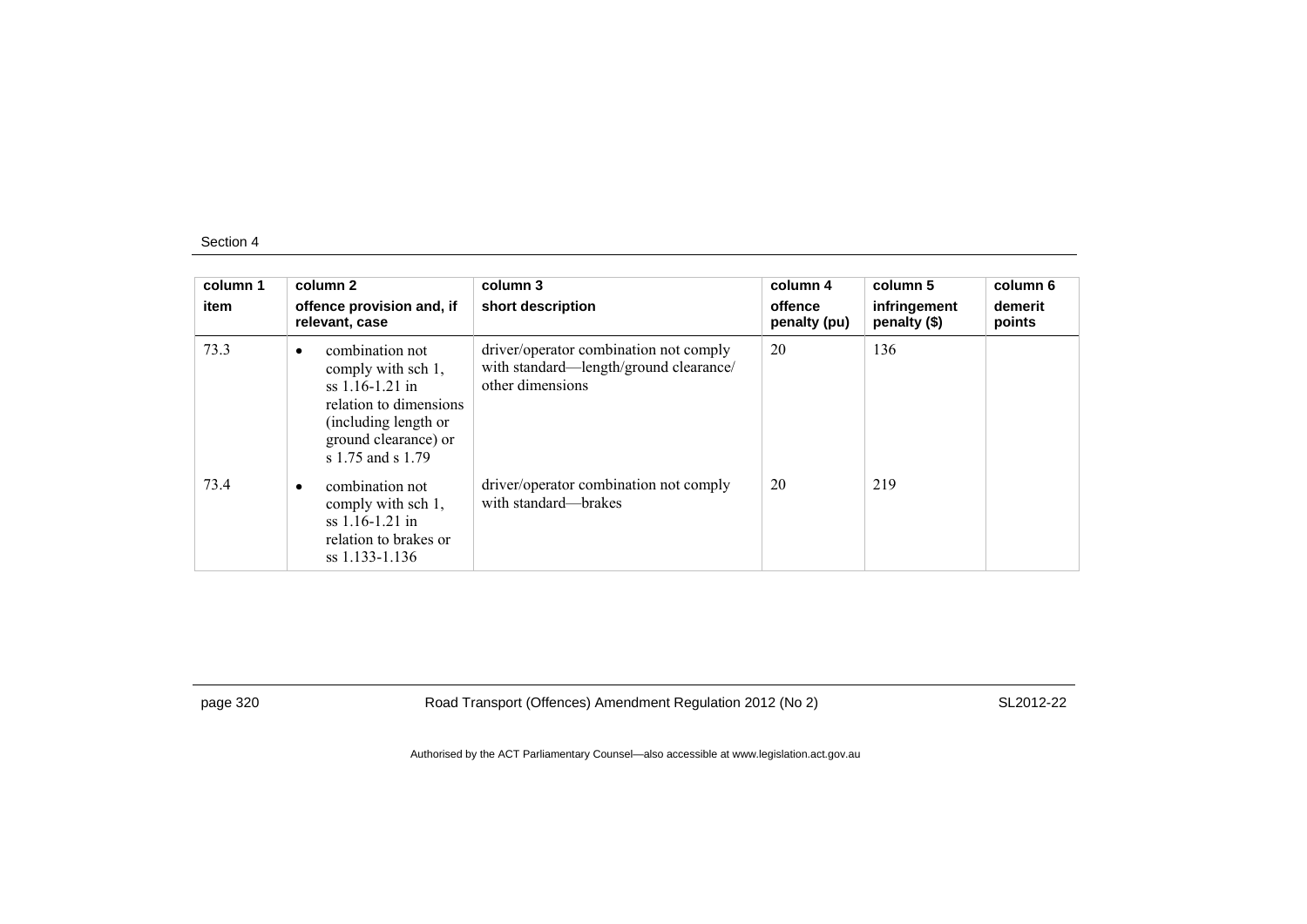| column 1 item | column 2 offence provision and, if relevant, case | column 3 short description | column 4 offence penalty (pu) | column 5 infringement penalty ($) | column 6 demerit points |
|---|---|---|---|---|---|
| 73.3 | • combination not comply with sch 1, ss 1.16-1.21 in relation to dimensions (including length or ground clearance) or s 1.75 and s 1.79 | driver/operator combination not comply with standard—length/ground clearance/ other dimensions | 20 | 136 | |
| 73.4 | • combination not comply with sch 1, ss 1.16-1.21 in relation to brakes or ss 1.133-1.136 | driver/operator combination not comply with standard—brakes | 20 | 219 | |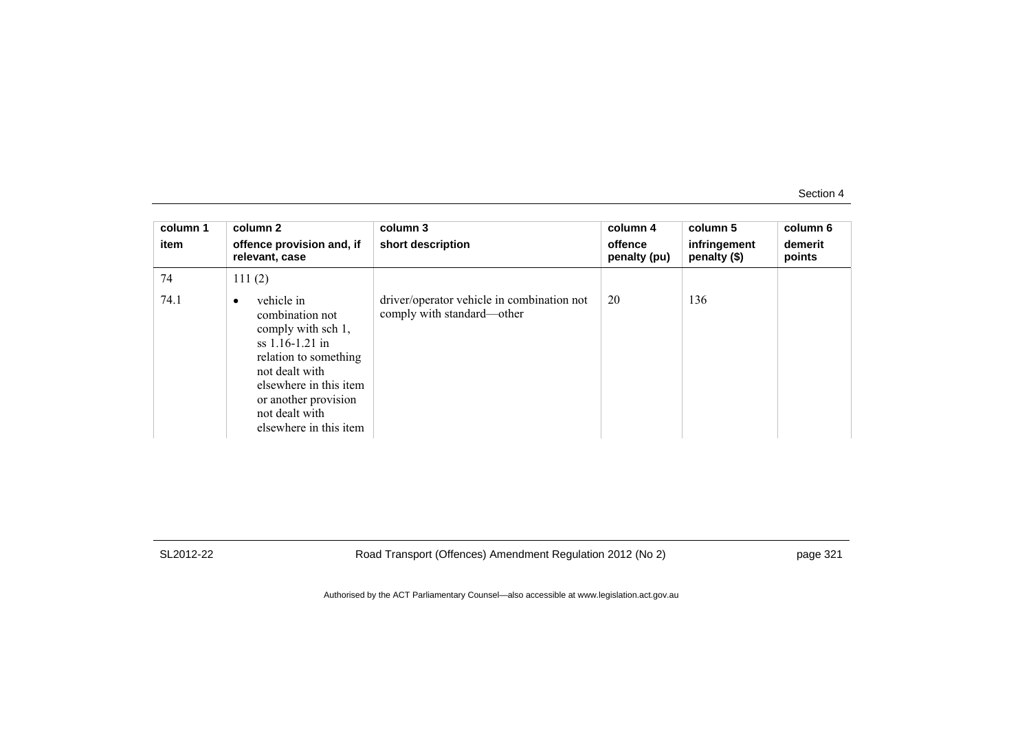| column 1<br>item | column 2<br>offence provision and, if relevant, case | column 3<br>short description | column 4<br>offence penalty (pu) | column 5<br>infringement penalty ($) | column 6<br>demerit points |
|---|---|---|---|---|---|
| 74 | 111 (2) | | | | |
| 74.1 | • vehicle in combination not comply with sch 1, ss 1.16-1.21 in relation to something not dealt with elsewhere in this item or another provision not dealt with elsewhere in this item | driver/operator vehicle in combination not comply with standard—other | 20 | 136 | |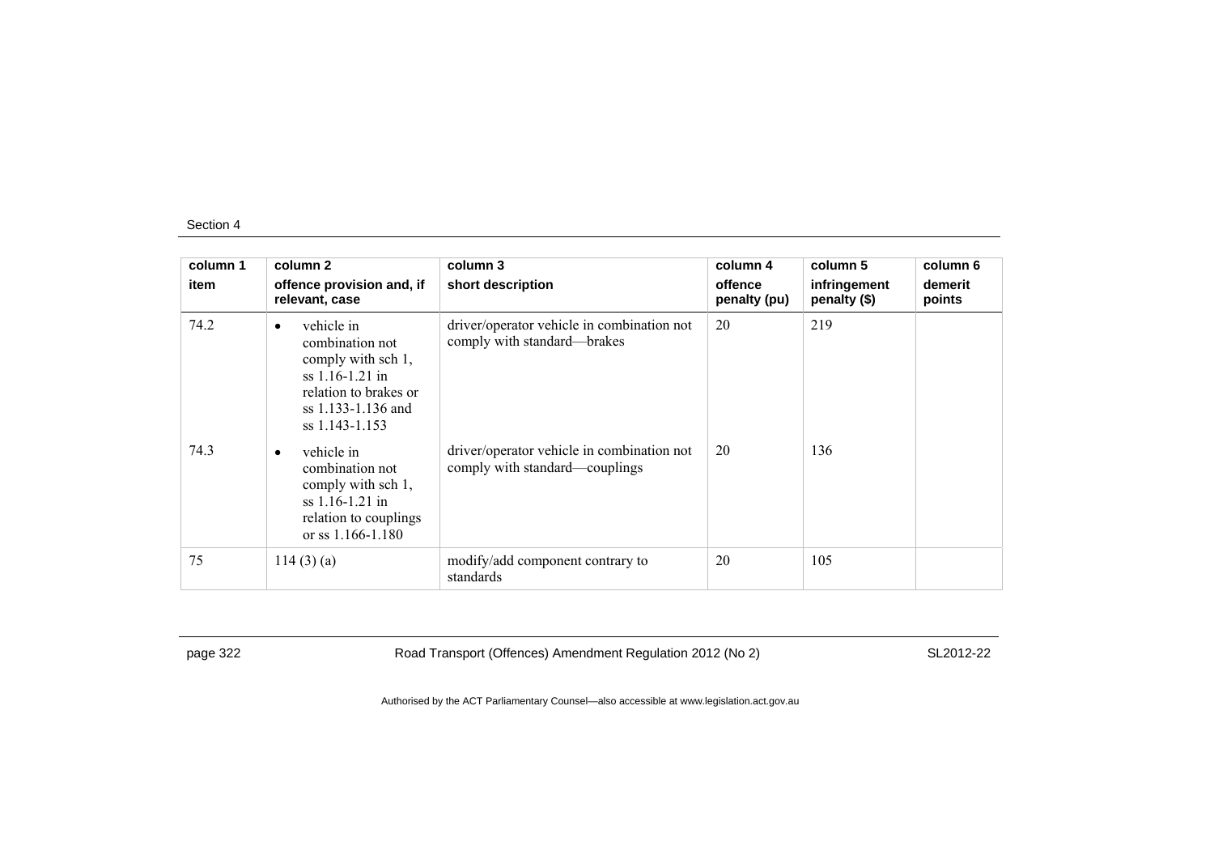| column 1<br>item | column 2<br>offence provision and, if relevant, case | column 3<br>short description | column 4<br>offence penalty (pu) | column 5<br>infringement penalty ($) | column 6<br>demerit points |
|---|---|---|---|---|---|
| 74.2 | • vehicle in combination not comply with sch 1, ss 1.16-1.21 in relation to brakes or ss 1.133-1.136 and ss 1.143-1.153 | driver/operator vehicle in combination not comply with standard—brakes | 20 | 219 | |
| 74.3 | • vehicle in combination not comply with sch 1, ss 1.16-1.21 in relation to couplings or ss 1.166-1.180 | driver/operator vehicle in combination not comply with standard—couplings | 20 | 136 | |
| 75 | 114 (3) (a) | modify/add component contrary to standards | 20 | 105 | |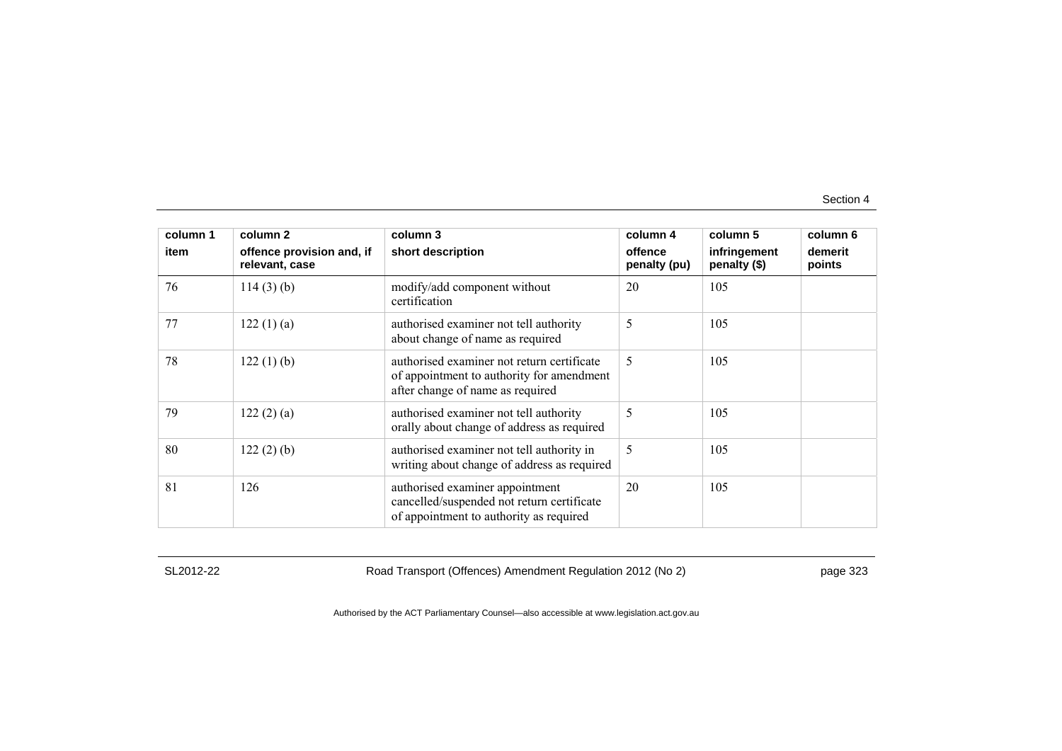| column 1<br>item | column 2<br>offence provision and, if relevant, case | column 3<br>short description | column 4<br>offence penalty (pu) | column 5<br>infringement penalty ($) | column 6<br>demerit points |
|---|---|---|---|---|---|
| 76 | 114 (3) (b) | modify/add component without certification | 20 | 105 | |
| 77 | 122 (1) (a) | authorised examiner not tell authority about change of name as required | 5 | 105 | |
| 78 | 122 (1) (b) | authorised examiner not return certificate of appointment to authority for amendment after change of name as required | 5 | 105 | |
| 79 | 122 (2) (a) | authorised examiner not tell authority orally about change of address as required | 5 | 105 | |
| 80 | 122 (2) (b) | authorised examiner not tell authority in writing about change of address as required | 5 | 105 | |
| 81 | 126 | authorised examiner appointment cancelled/suspended not return certificate of appointment to authority as required | 20 | 105 | |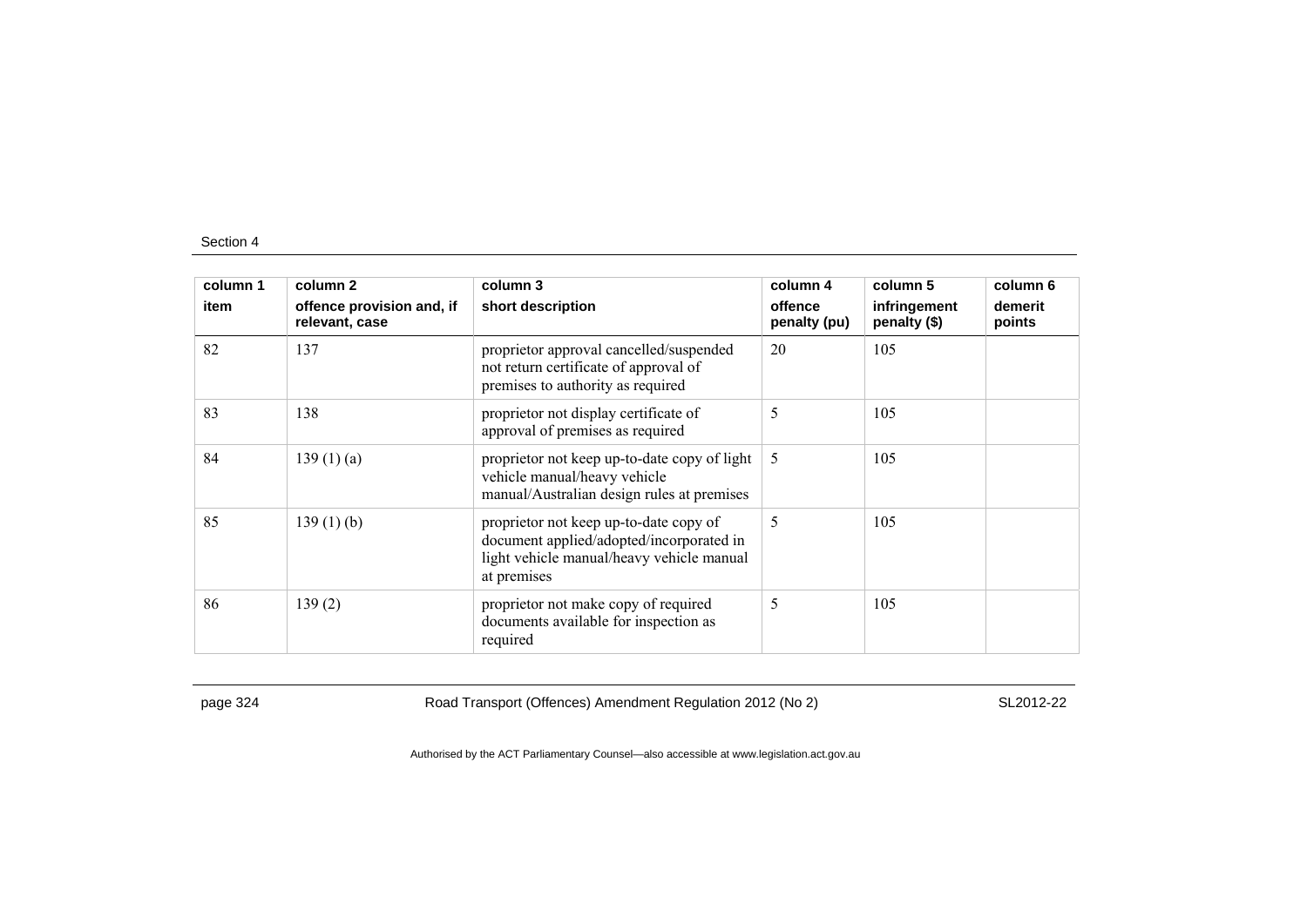| column 1 item | column 2 offence provision and, if relevant, case | column 3 short description | column 4 offence penalty (pu) | column 5 infringement penalty ($) | column 6 demerit points |
|---|---|---|---|---|---|
| 82 | 137 | proprietor approval cancelled/suspended not return certificate of approval of premises to authority as required | 20 | 105 | |
| 83 | 138 | proprietor not display certificate of approval of premises as required | 5 | 105 | |
| 84 | 139 (1) (a) | proprietor not keep up-to-date copy of light vehicle manual/heavy vehicle manual/Australian design rules at premises | 5 | 105 | |
| 85 | 139 (1) (b) | proprietor not keep up-to-date copy of document applied/adopted/incorporated in light vehicle manual/heavy vehicle manual at premises | 5 | 105 | |
| 86 | 139 (2) | proprietor not make copy of required documents available for inspection as required | 5 | 105 | |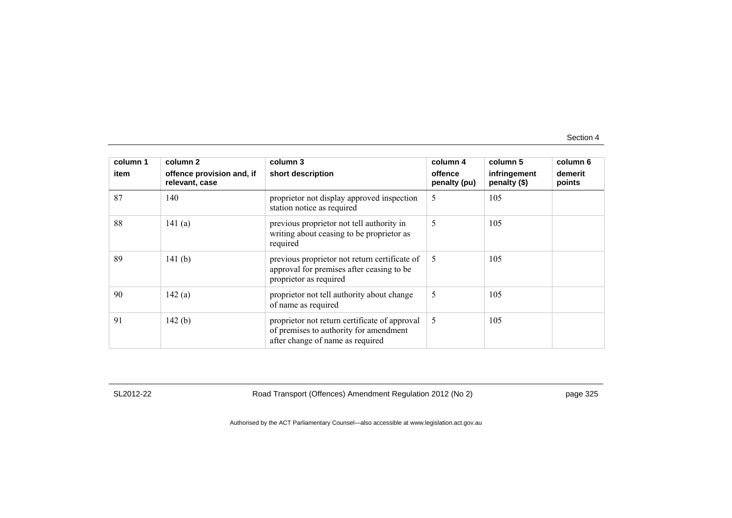| column 1<br>item | column 2<br>offence provision and, if relevant, case | column 3<br>short description | column 4<br>offence penalty (pu) | column 5<br>infringement penalty ($) | column 6<br>demerit points |
|---|---|---|---|---|---|
| 87 | 140 | proprietor not display approved inspection station notice as required | 5 | 105 | |
| 88 | 141 (a) | previous proprietor not tell authority in writing about ceasing to be proprietor as required | 5 | 105 | |
| 89 | 141 (b) | previous proprietor not return certificate of approval for premises after ceasing to be proprietor as required | 5 | 105 | |
| 90 | 142 (a) | proprietor not tell authority about change of name as required | 5 | 105 | |
| 91 | 142 (b) | proprietor not return certificate of approval of premises to authority for amendment after change of name as required | 5 | 105 | |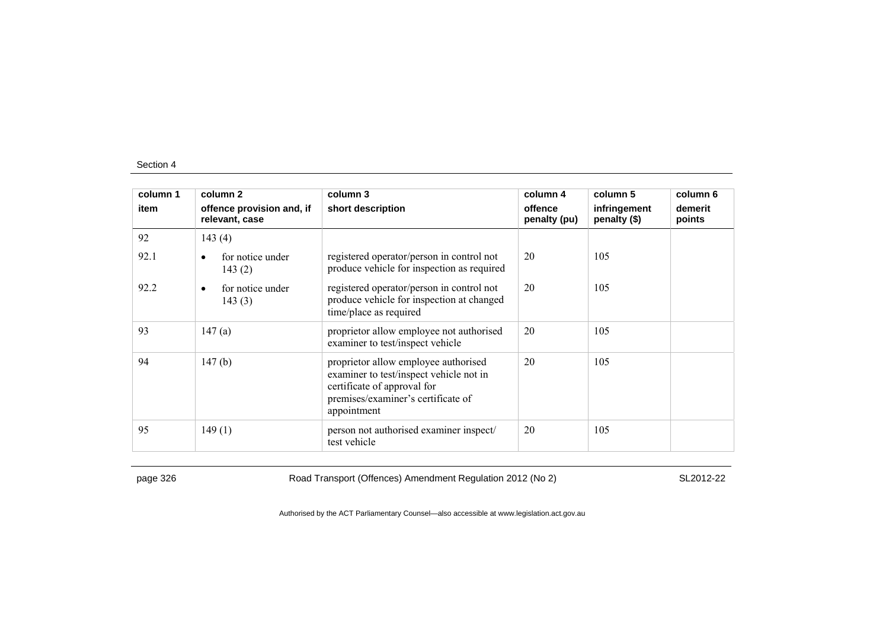| column 1 item | column 2 offence provision and, if relevant, case | column 3 short description | column 4 offence penalty (pu) | column 5 infringement penalty ($) | column 6 demerit points |
|---|---|---|---|---|---|
| 92 | 143 (4) | | | | |
| 92.1 | • for notice under 143 (2) | registered operator/person in control not produce vehicle for inspection as required | 20 | 105 | |
| 92.2 | • for notice under 143 (3) | registered operator/person in control not produce vehicle for inspection at changed time/place as required | 20 | 105 | |
| 93 | 147 (a) | proprietor allow employee not authorised examiner to test/inspect vehicle | 20 | 105 | |
| 94 | 147 (b) | proprietor allow employee authorised examiner to test/inspect vehicle not in certificate of approval for premises/examiner's certificate of appointment | 20 | 105 | |
| 95 | 149 (1) | person not authorised examiner inspect/ test vehicle | 20 | 105 | |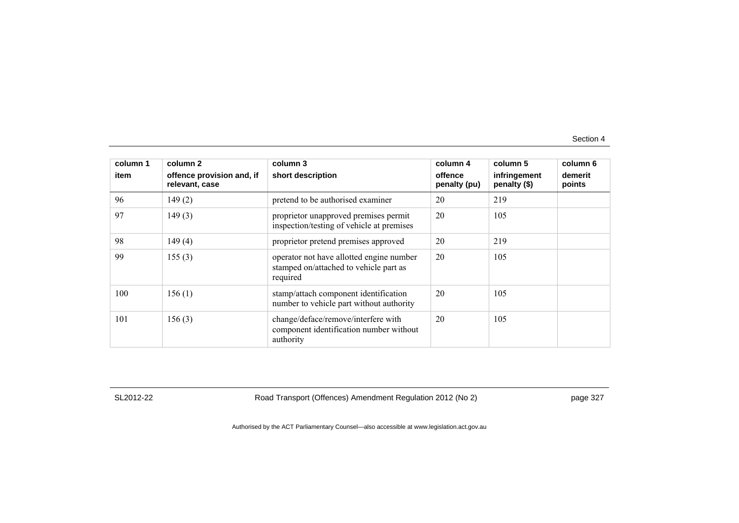| column 1<br>item | column 2<br>offence provision and, if relevant, case | column 3<br>short description | column 4<br>offence penalty (pu) | column 5<br>infringement penalty ($) | column 6<br>demerit points |
|---|---|---|---|---|---|
| 96 | 149 (2) | pretend to be authorised examiner | 20 | 219 | |
| 97 | 149 (3) | proprietor unapproved premises permit inspection/testing of vehicle at premises | 20 | 105 | |
| 98 | 149 (4) | proprietor pretend premises approved | 20 | 219 | |
| 99 | 155 (3) | operator not have allotted engine number stamped on/attached to vehicle part as required | 20 | 105 | |
| 100 | 156 (1) | stamp/attach component identification number to vehicle part without authority | 20 | 105 | |
| 101 | 156 (3) | change/deface/remove/interfere with component identification number without authority | 20 | 105 | |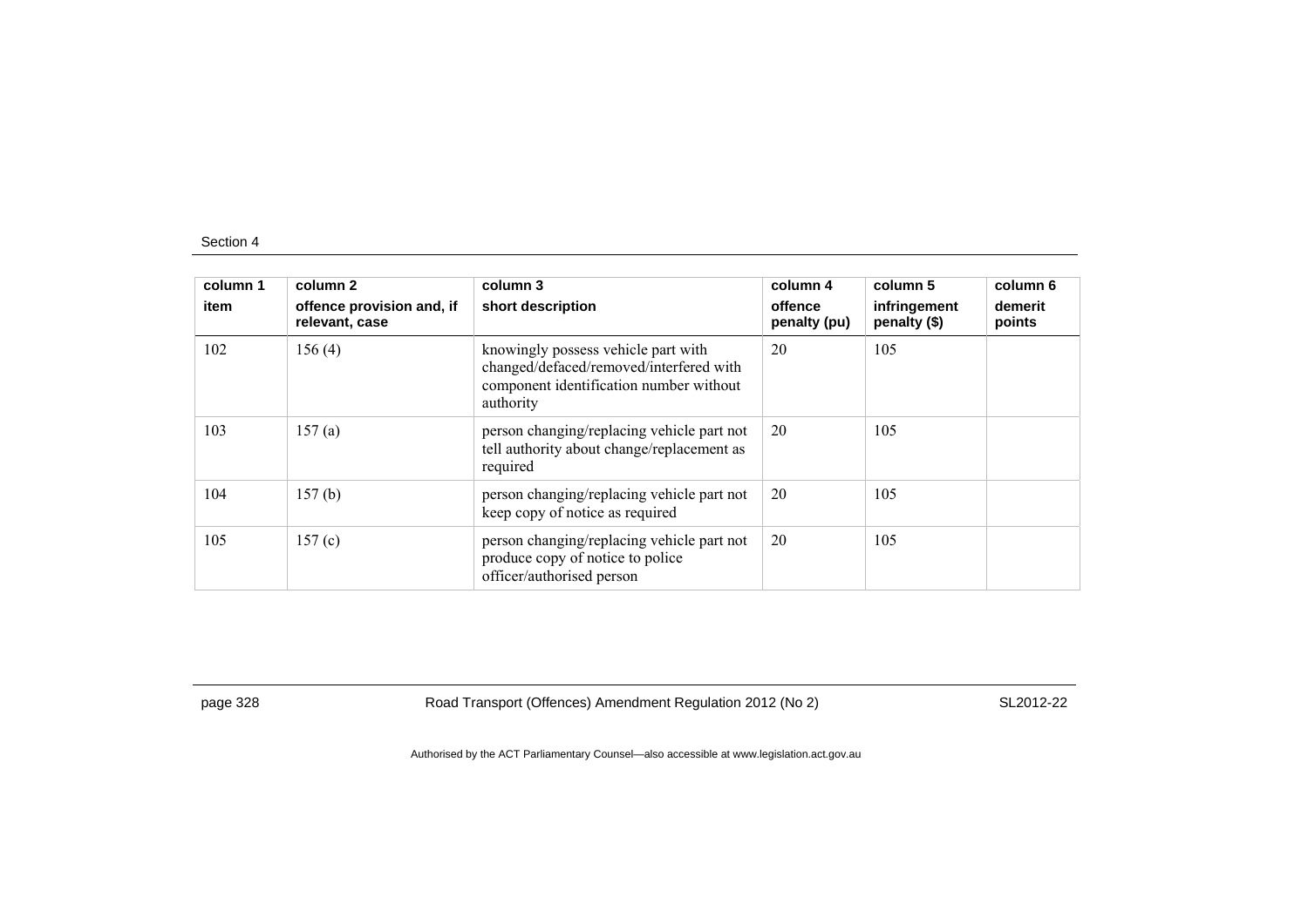| column 1 | column 2 | column 3 | column 4 | column 5 | column 6 |
|---|---|---|---|---|---|
| item | offence provision and, if relevant, case | short description | offence penalty (pu) | infringement penalty ($) | demerit points |
| 102 | 156 (4) | knowingly possess vehicle part with changed/defaced/removed/interfered with component identification number without authority | 20 | 105 | |
| 103 | 157 (a) | person changing/replacing vehicle part not tell authority about change/replacement as required | 20 | 105 | |
| 104 | 157 (b) | person changing/replacing vehicle part not keep copy of notice as required | 20 | 105 | |
| 105 | 157 (c) | person changing/replacing vehicle part not produce copy of notice to police officer/authorised person | 20 | 105 | |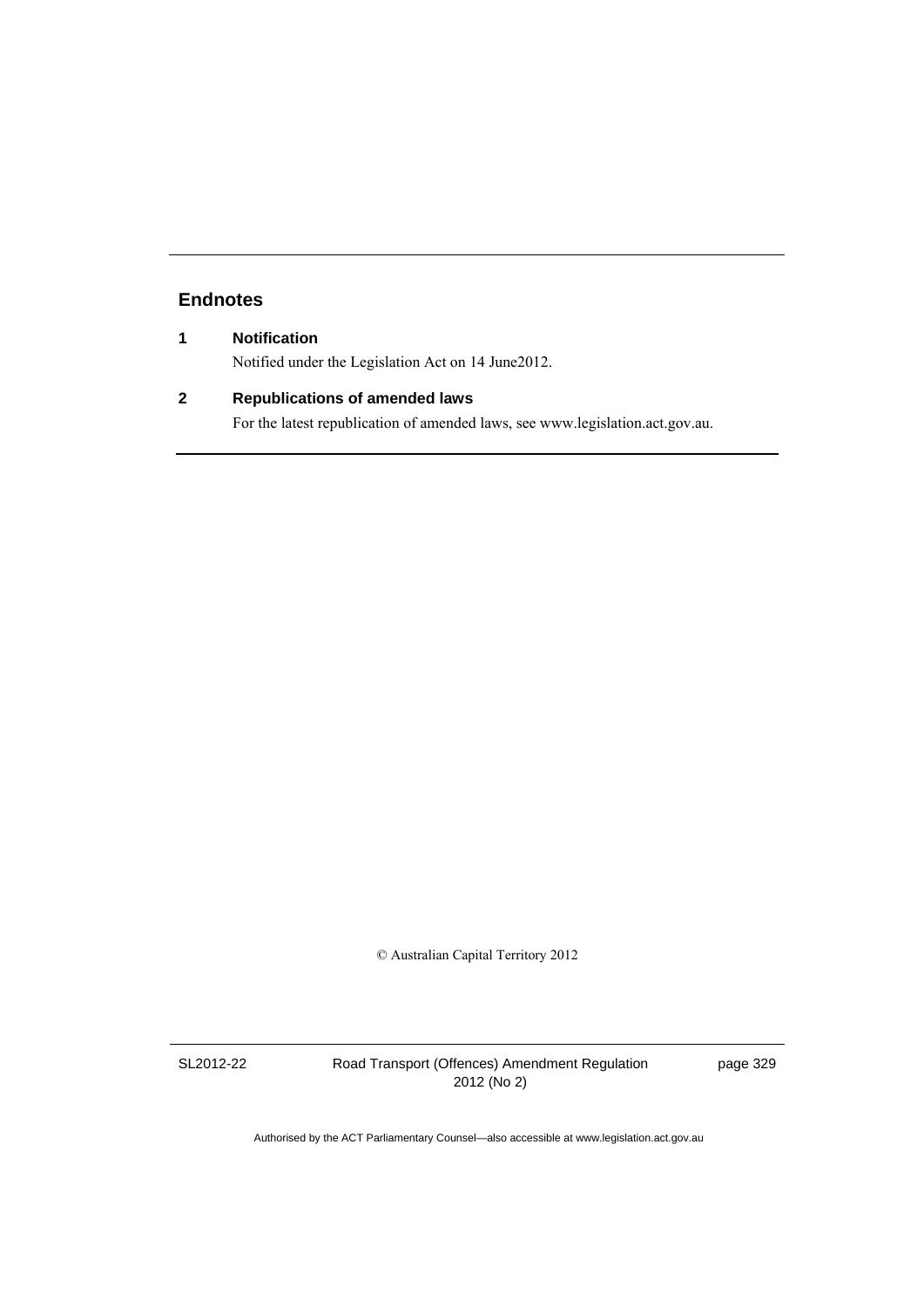## Endnotes

### 1 Notification

Notified under the Legislation Act on 14 June2012.

### 2 Republications of amended laws

For the latest republication of amended laws, see www.legislation.act.gov.au.

© Australian Capital Territory 2012